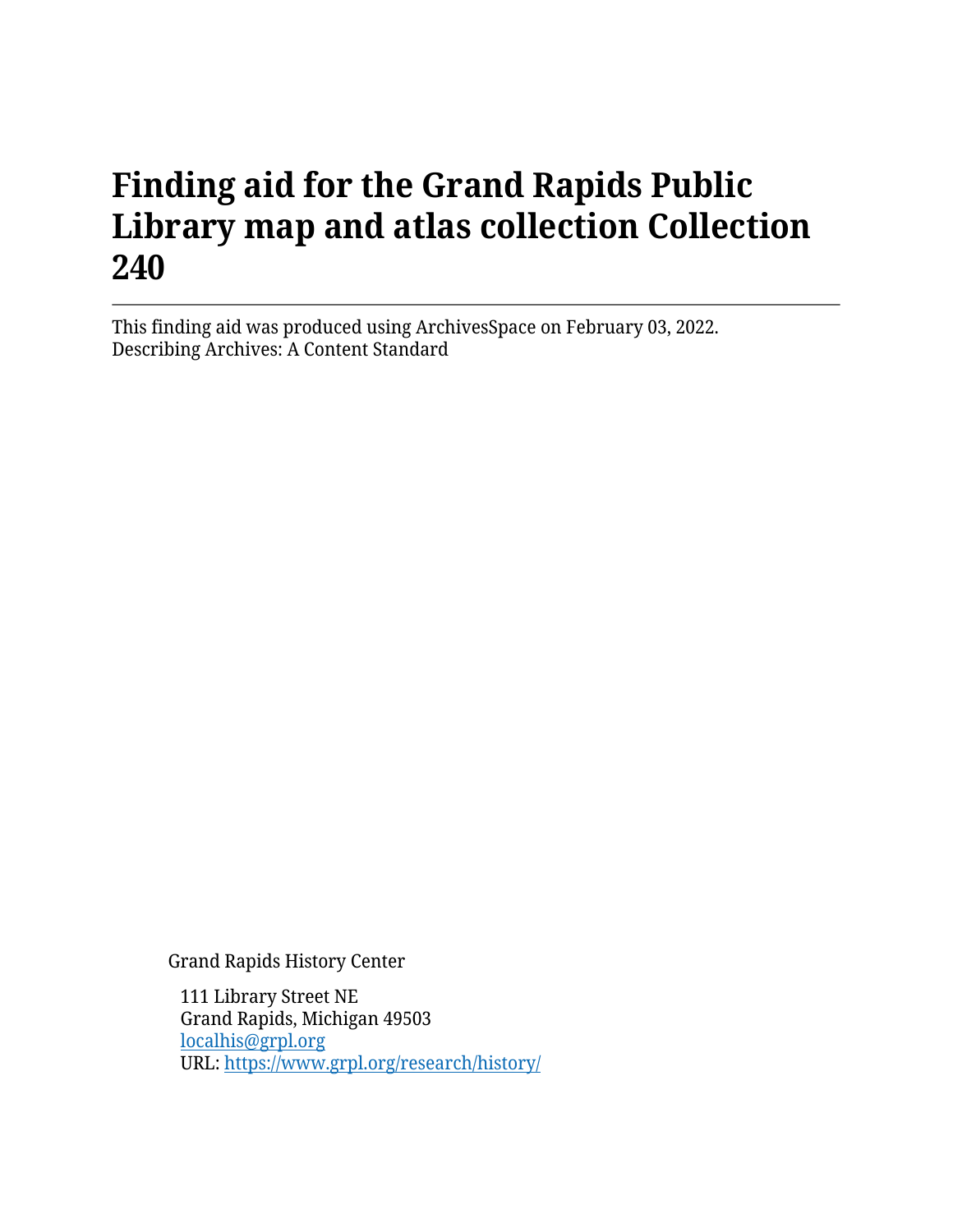# Finding aid for the Grand Rapids Public Library map and atlas collection Collection 240

---

This finding aid was produced using ArchivesSpace on February 03, 2022.
Describing Archives: A Content Standard

Grand Rapids History Center

111 Library Street NE
Grand Rapids, Michigan 49503
[localhis@grpl.org](mailto:localhis@grpl.org)
URL: [https://www.grpl.org/research/history/](https://www.grpl.org/research/history/)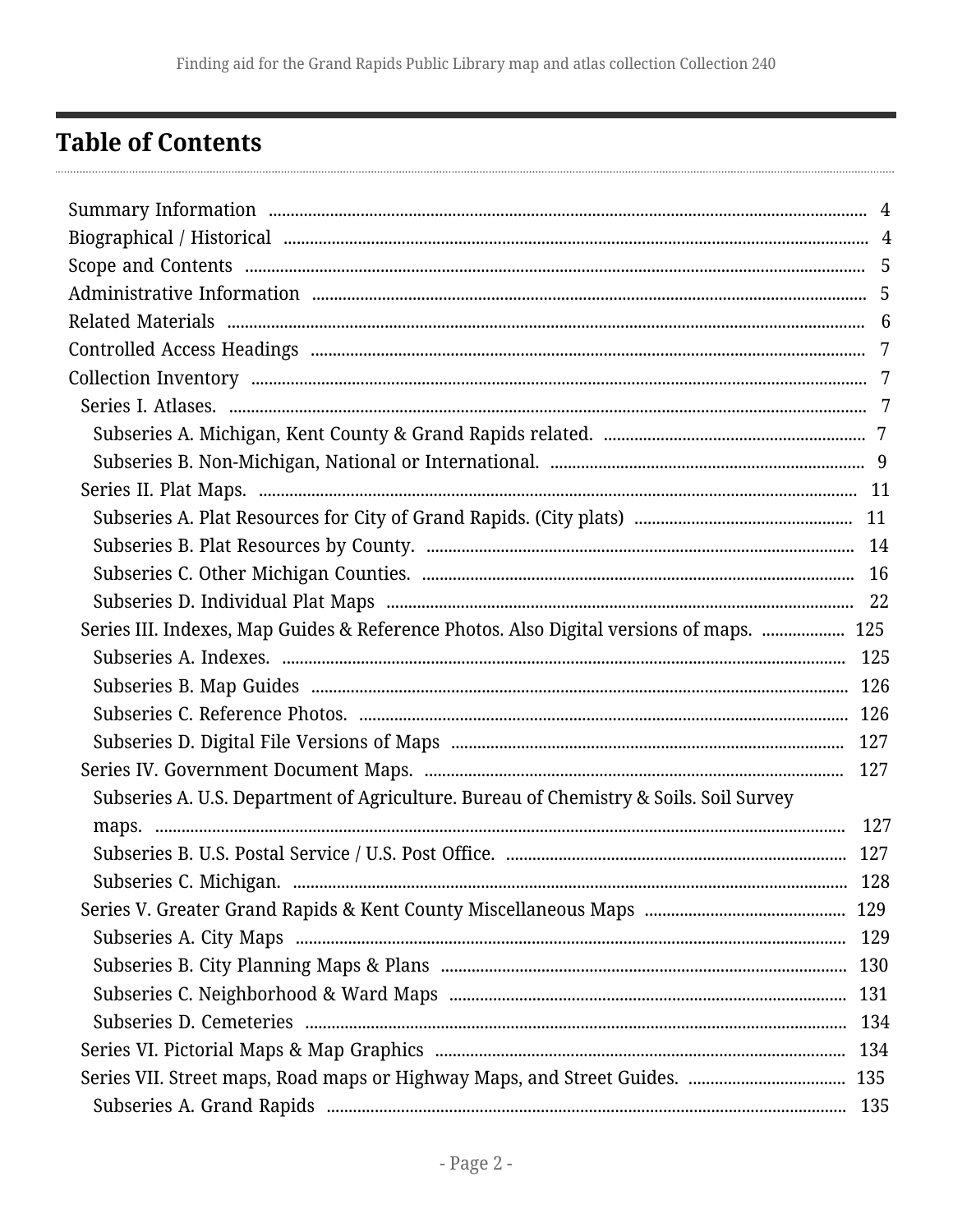## Table of Contents

- Summary Information ..... 4
- Biographical / Historical ..... 4
- Scope and Contents ..... 5
- Administrative Information ..... 5
- Related Materials ..... 6
- Controlled Access Headings ..... 7
- Collection Inventory ..... 7
  - Series I. Atlases. ..... 7
    - Subseries A. Michigan, Kent County & Grand Rapids related. ..... 7
    - Subseries B. Non-Michigan, National or International. ..... 9
  - Series II. Plat Maps. ..... 11
    - Subseries A. Plat Resources for City of Grand Rapids. (City plats) ..... 11
    - Subseries B. Plat Resources by County. ..... 14
    - Subseries C. Other Michigan Counties. ..... 16
    - Subseries D. Individual Plat Maps ..... 22
  - Series III. Indexes, Map Guides & Reference Photos. Also Digital versions of maps. ..... 125
    - Subseries A. Indexes. ..... 125
    - Subseries B. Map Guides ..... 126
    - Subseries C. Reference Photos. ..... 126
    - Subseries D. Digital File Versions of Maps ..... 127
  - Series IV. Government Document Maps. ..... 127
    - Subseries A. U.S. Department of Agriculture. Bureau of Chemistry & Soils. Soil Survey maps. ..... 127
    - Subseries B. U.S. Postal Service / U.S. Post Office. ..... 127
    - Subseries C. Michigan. ..... 128
  - Series V. Greater Grand Rapids & Kent County Miscellaneous Maps ..... 129
    - Subseries A. City Maps ..... 129
    - Subseries B. City Planning Maps & Plans ..... 130
    - Subseries C. Neighborhood & Ward Maps ..... 131
    - Subseries D. Cemeteries ..... 134
  - Series VI. Pictorial Maps & Map Graphics ..... 134
  - Series VII. Street maps, Road maps or Highway Maps, and Street Guides. ..... 135
    - Subseries A. Grand Rapids ..... 135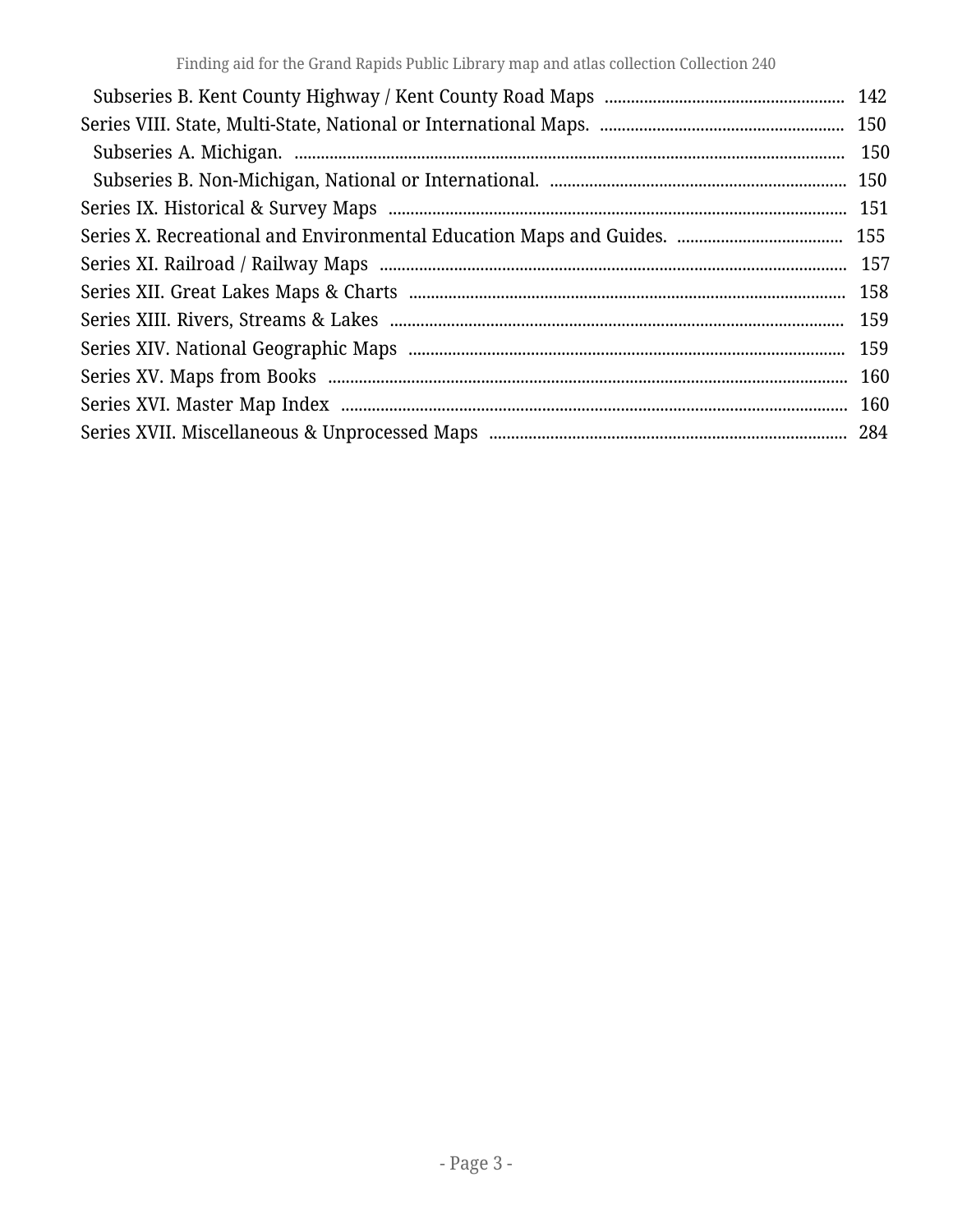- Subseries B. Kent County Highway / Kent County Road Maps ........ 142
- Series VIII. State, Multi-State, National or International Maps. ........ 150
  - Subseries A. Michigan. ........ 150
  - Subseries B. Non-Michigan, National or International. ........ 150
- Series IX. Historical & Survey Maps ........ 151
- Series X. Recreational and Environmental Education Maps and Guides. ........ 155
- Series XI. Railroad / Railway Maps ........ 157
- Series XII. Great Lakes Maps & Charts ........ 158
- Series XIII. Rivers, Streams & Lakes ........ 159
- Series XIV. National Geographic Maps ........ 159
- Series XV. Maps from Books ........ 160
- Series XVI. Master Map Index ........ 160
- Series XVII. Miscellaneous & Unprocessed Maps ........ 284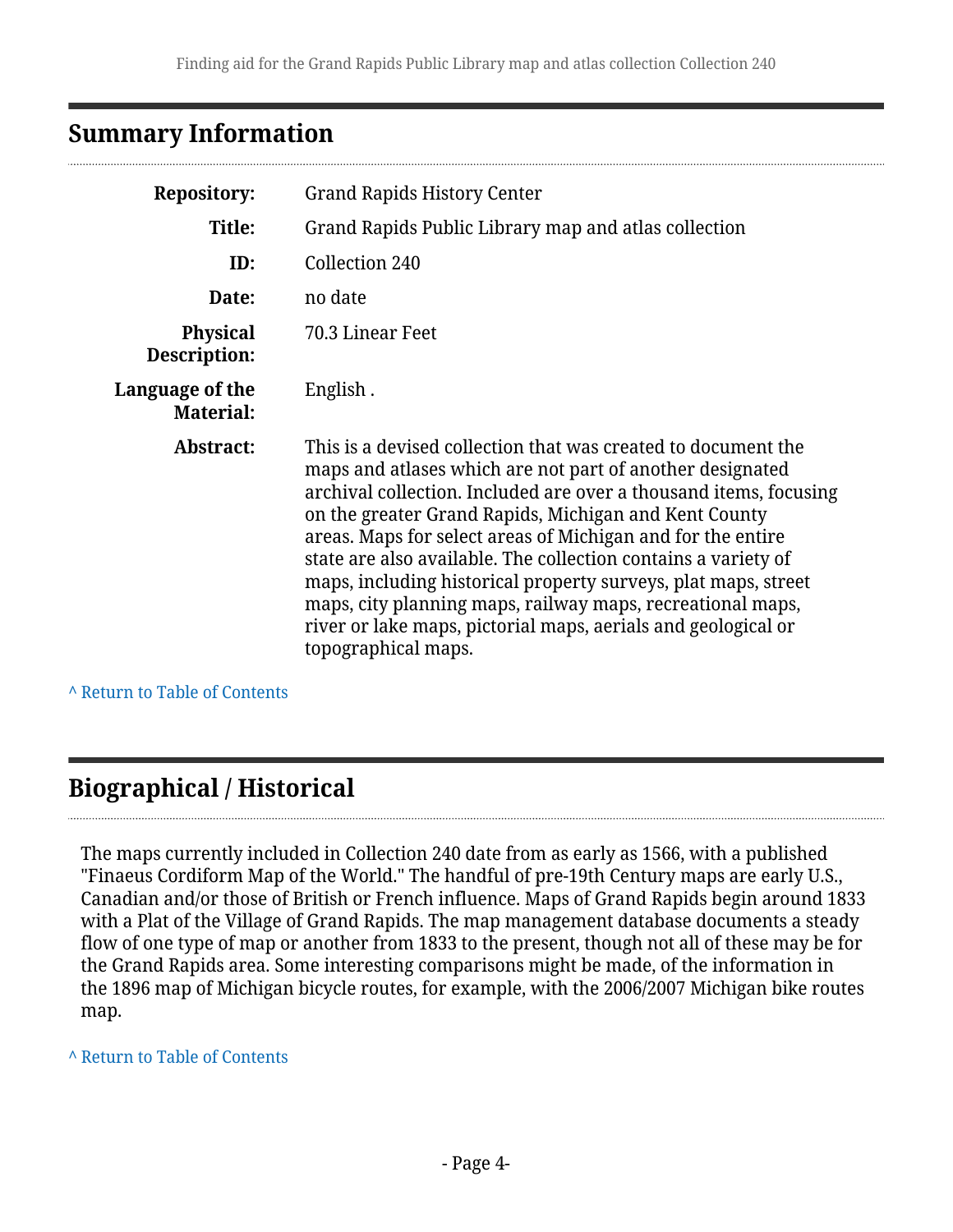## Summary Information

| | |
|---|---|
| **Repository:** | Grand Rapids History Center |
| **Title:** | Grand Rapids Public Library map and atlas collection |
| **ID:** | Collection 240 |
| **Date:** | no date |
| **Physical Description:** | 70.3 Linear Feet |
| **Language of the Material:** | English . |
| **Abstract:** | This is a devised collection that was created to document the maps and atlases which are not part of another designated archival collection. Included are over a thousand items, focusing on the greater Grand Rapids, Michigan and Kent County areas. Maps for select areas of Michigan and for the entire state are also available. The collection contains a variety of maps, including historical property surveys, plat maps, street maps, city planning maps, railway maps, recreational maps, river or lake maps, pictorial maps, aerials and geological or topographical maps. |

^ Return to Table of Contents

## Biographical / Historical

The maps currently included in Collection 240 date from as early as 1566, with a published "Finaeus Cordiform Map of the World." The handful of pre-19th Century maps are early U.S., Canadian and/or those of British or French influence. Maps of Grand Rapids begin around 1833 with a Plat of the Village of Grand Rapids. The map management database documents a steady flow of one type of map or another from 1833 to the present, though not all of these may be for the Grand Rapids area. Some interesting comparisons might be made, of the information in the 1896 map of Michigan bicycle routes, for example, with the 2006/2007 Michigan bike routes map.

^ Return to Table of Contents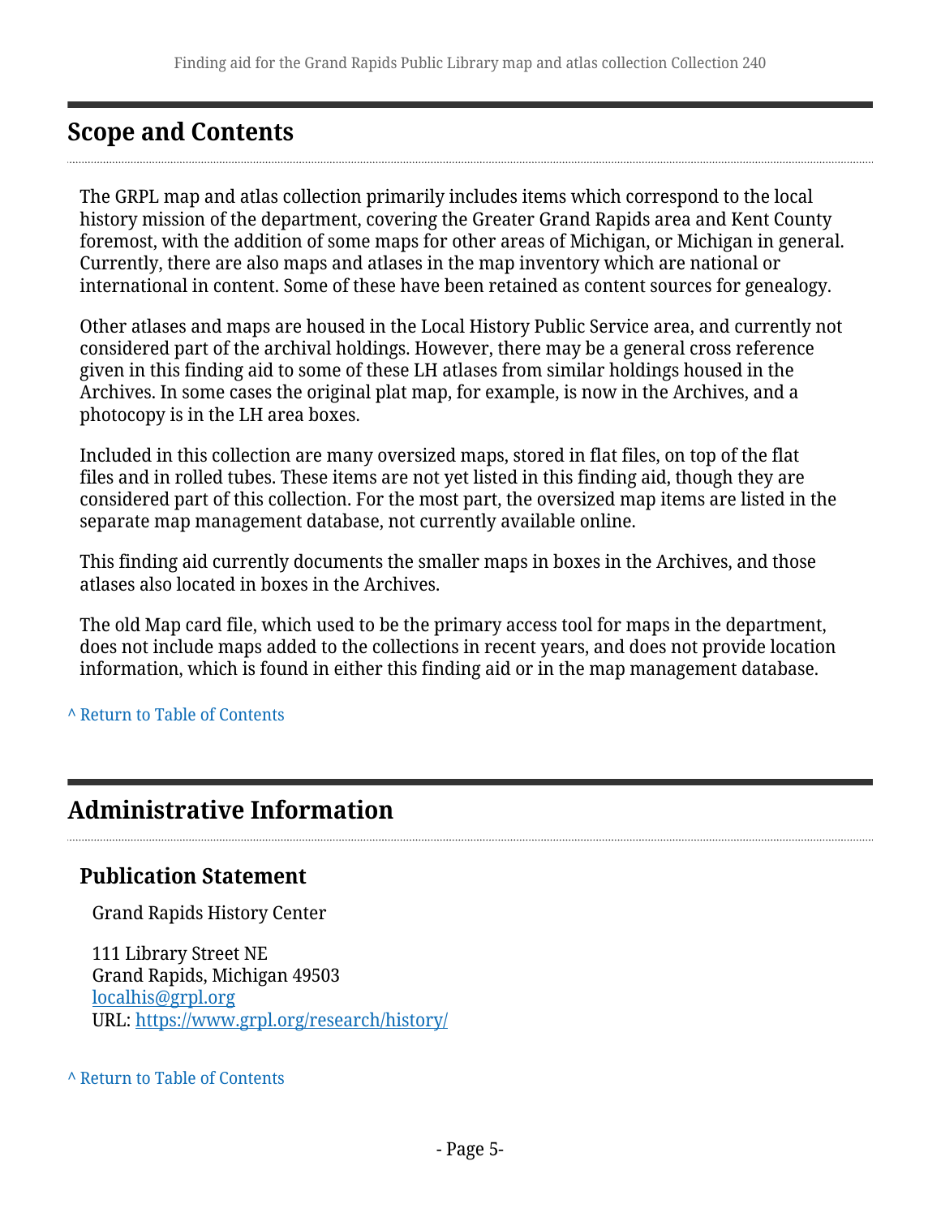## Scope and Contents

The GRPL map and atlas collection primarily includes items which correspond to the local history mission of the department, covering the Greater Grand Rapids area and Kent County foremost, with the addition of some maps for other areas of Michigan, or Michigan in general. Currently, there are also maps and atlases in the map inventory which are national or international in content. Some of these have been retained as content sources for genealogy.

Other atlases and maps are housed in the Local History Public Service area, and currently not considered part of the archival holdings. However, there may be a general cross reference given in this finding aid to some of these LH atlases from similar holdings housed in the Archives. In some cases the original plat map, for example, is now in the Archives, and a photocopy is in the LH area boxes.

Included in this collection are many oversized maps, stored in flat files, on top of the flat files and in rolled tubes. These items are not yet listed in this finding aid, though they are considered part of this collection. For the most part, the oversized map items are listed in the separate map management database, not currently available online.

This finding aid currently documents the smaller maps in boxes in the Archives, and those atlases also located in boxes in the Archives.

The old Map card file, which used to be the primary access tool for maps in the department, does not include maps added to the collections in recent years, and does not provide location information, which is found in either this finding aid or in the map management database.

^ Return to Table of Contents

## Administrative Information

### Publication Statement

Grand Rapids History Center

111 Library Street NE
Grand Rapids, Michigan 49503
localhis@grpl.org
URL: https://www.grpl.org/research/history/

^ Return to Table of Contents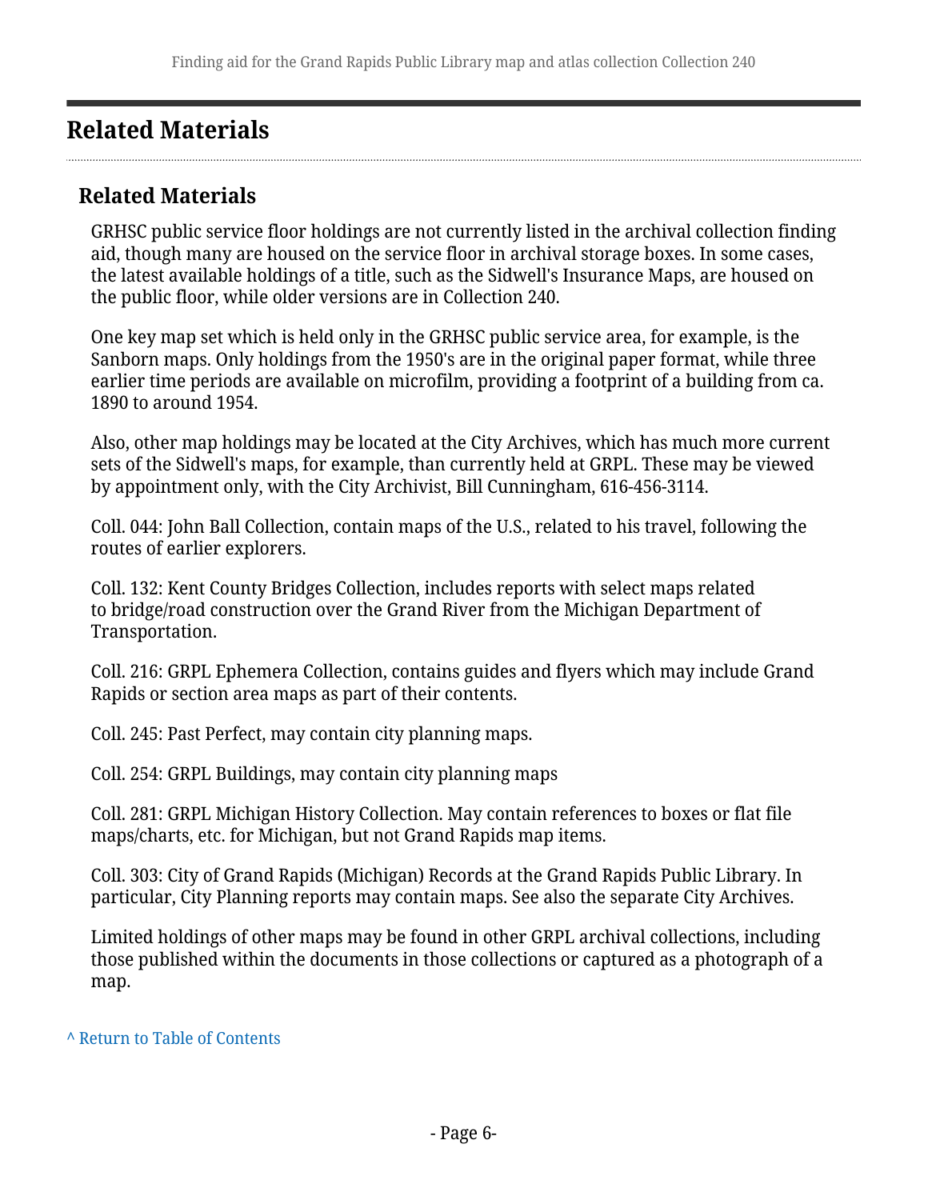## Related Materials

### Related Materials

GRHSC public service floor holdings are not currently listed in the archival collection finding aid, though many are housed on the service floor in archival storage boxes. In some cases, the latest available holdings of a title, such as the Sidwell's Insurance Maps, are housed on the public floor, while older versions are in Collection 240.

One key map set which is held only in the GRHSC public service area, for example, is the Sanborn maps. Only holdings from the 1950's are in the original paper format, while three earlier time periods are available on microfilm, providing a footprint of a building from ca. 1890 to around 1954.

Also, other map holdings may be located at the City Archives, which has much more current sets of the Sidwell's maps, for example, than currently held at GRPL. These may be viewed by appointment only, with the City Archivist, Bill Cunningham, 616-456-3114.

Coll. 044: John Ball Collection, contain maps of the U.S., related to his travel, following the routes of earlier explorers.

Coll. 132: Kent County Bridges Collection, includes reports with select maps related to bridge/road construction over the Grand River from the Michigan Department of Transportation.

Coll. 216: GRPL Ephemera Collection, contains guides and flyers which may include Grand Rapids or section area maps as part of their contents.

Coll. 245: Past Perfect, may contain city planning maps.

Coll. 254: GRPL Buildings, may contain city planning maps

Coll. 281: GRPL Michigan History Collection. May contain references to boxes or flat file maps/charts, etc. for Michigan, but not Grand Rapids map items.

Coll. 303: City of Grand Rapids (Michigan) Records at the Grand Rapids Public Library. In particular, City Planning reports may contain maps. See also the separate City Archives.

Limited holdings of other maps may be found in other GRPL archival collections, including those published within the documents in those collections or captured as a photograph of a map.

^ Return to Table of Contents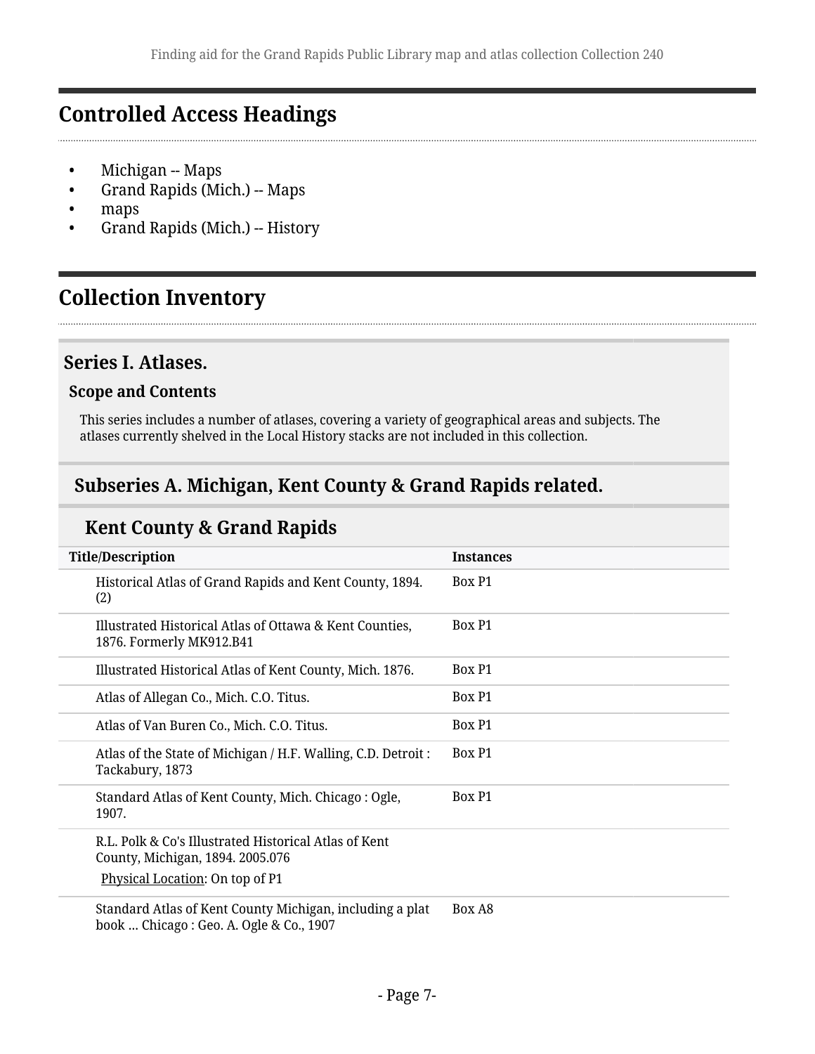## Controlled Access Headings

- Michigan -- Maps
- Grand Rapids (Mich.) -- Maps
- maps
- Grand Rapids (Mich.) -- History

## Collection Inventory

### Series I. Atlases.

#### Scope and Contents

This series includes a number of atlases, covering a variety of geographical areas and subjects. The atlases currently shelved in the Local History stacks are not included in this collection.

### Subseries A. Michigan, Kent County & Grand Rapids related.

#### Kent County & Grand Rapids

| Title/Description | Instances |
|---|---|
| Historical Atlas of Grand Rapids and Kent County, 1894. (2) | Box P1 |
| Illustrated Historical Atlas of Ottawa & Kent Counties, 1876. Formerly MK912.B41 | Box P1 |
| Illustrated Historical Atlas of Kent County, Mich. 1876. | Box P1 |
| Atlas of Allegan Co., Mich. C.O. Titus. | Box P1 |
| Atlas of Van Buren Co., Mich. C.O. Titus. | Box P1 |
| Atlas of the State of Michigan / H.F. Walling, C.D. Detroit : Tackabury, 1873 | Box P1 |
| Standard Atlas of Kent County, Mich. Chicago : Ogle, 1907. | Box P1 |
| R.L. Polk & Co's Illustrated Historical Atlas of Kent County, Michigan, 1894. 2005.076 Physical Location: On top of P1 | |
| Standard Atlas of Kent County Michigan, including a plat book ... Chicago : Geo. A. Ogle & Co., 1907 | Box A8 |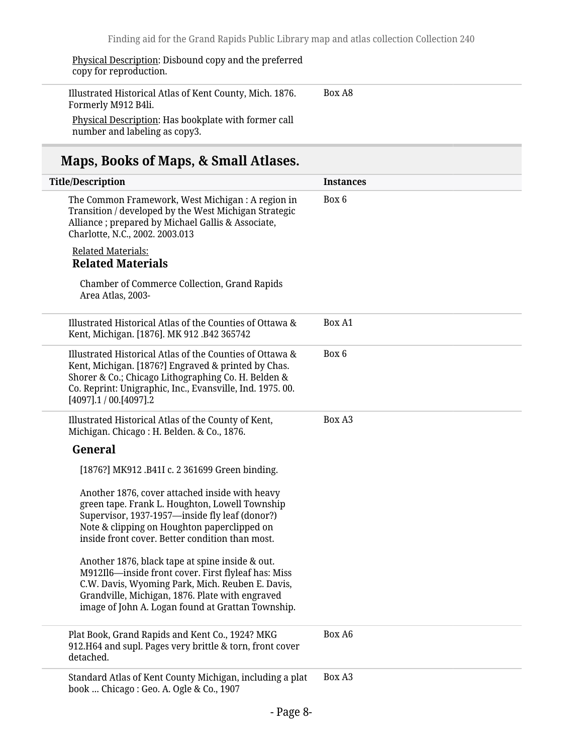Physical Description: Disbound copy and the preferred copy for reproduction.

| Title/Description | Instances |
| --- | --- |
| Illustrated Historical Atlas of Kent County, Mich. 1876. Formerly M912 B4li. Physical Description: Has bookplate with former call number and labeling as copy3. | Box A8 |

## Maps, Books of Maps, & Small Atlases.

| Title/Description | Instances |
| --- | --- |
| The Common Framework, West Michigan : A region in Transition / developed by the West Michigan Strategic Alliance ; prepared by Michael Gallis & Associate, Charlotte, N.C., 2002. 2003.013 Related Materials: **Related Materials** Chamber of Commerce Collection, Grand Rapids Area Atlas, 2003- | Box 6 |
| Illustrated Historical Atlas of the Counties of Ottawa & Kent, Michigan. [1876]. MK 912 .B42 365742 | Box A1 |
| Illustrated Historical Atlas of the Counties of Ottawa & Kent, Michigan. [1876?] Engraved & printed by Chas. Shorer & Co.; Chicago Lithographing Co. H. Belden & Co. Reprint: Unigraphic, Inc., Evansville, Ind. 1975. 00.[4097].1 / 00.[4097].2 | Box 6 |
| Illustrated Historical Atlas of the County of Kent, Michigan. Chicago : H. Belden. & Co., 1876. **General** [1876?] MK912 .B41I c. 2 361699 Green binding. Another 1876, cover attached inside with heavy green tape. Frank L. Houghton, Lowell Township Supervisor, 1937-1957—inside fly leaf (donor?) Note & clipping on Houghton paperclipped on inside front cover. Better condition than most. Another 1876, black tape at spine inside & out. M912Il6—inside front cover. First flyleaf has: Miss C.W. Davis, Wyoming Park, Mich. Reuben E. Davis, Grandville, Michigan, 1876. Plate with engraved image of John A. Logan found at Grattan Township. | Box A3 |
| Plat Book, Grand Rapids and Kent Co., 1924? MKG 912.H64 and supl. Pages very brittle & torn, front cover detached. | Box A6 |
| Standard Atlas of Kent County Michigan, including a plat book … Chicago : Geo. A. Ogle & Co., 1907 | Box A3 |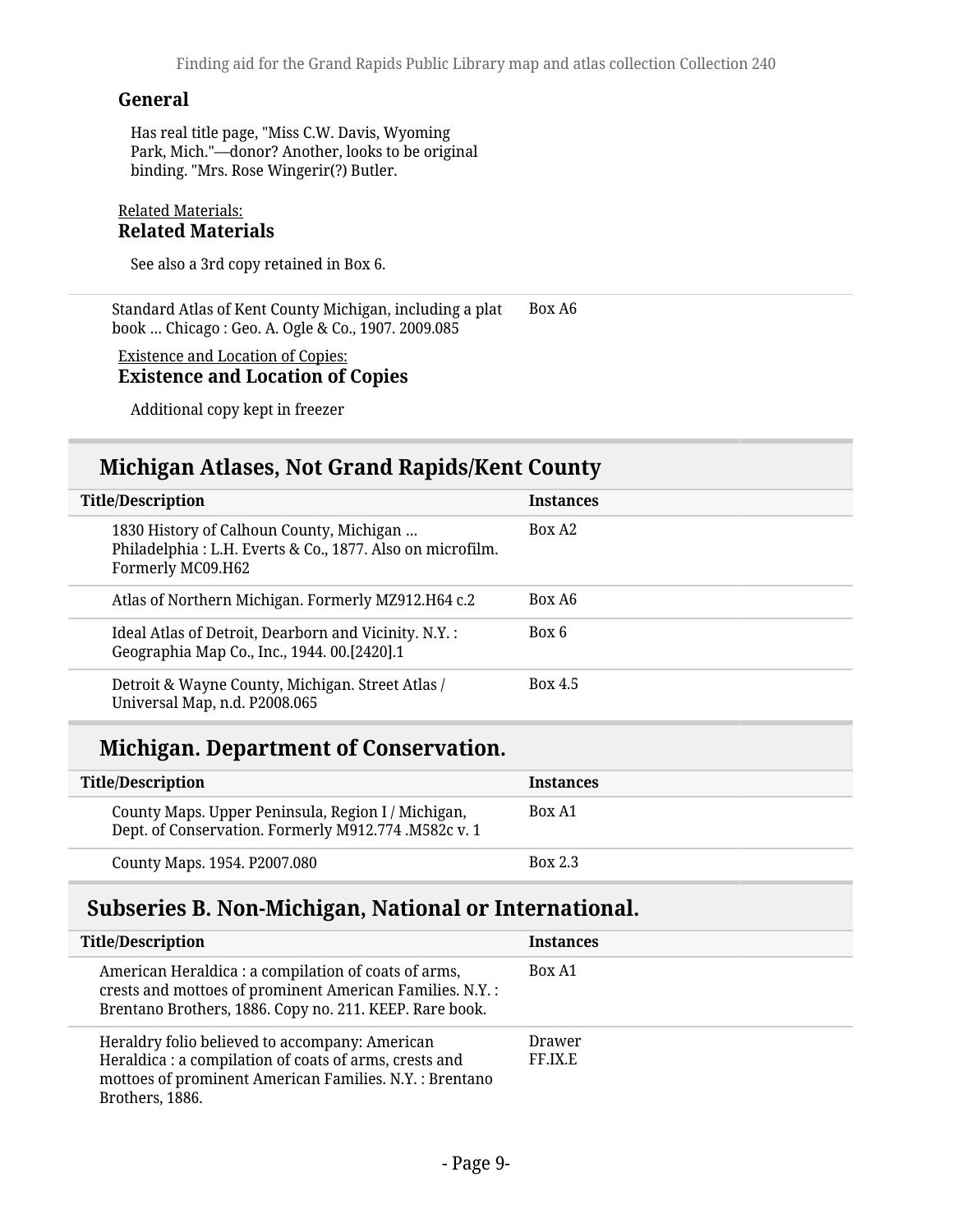### General

Has real title page, "Miss C.W. Davis, Wyoming Park, Mich."—donor? Another, looks to be original binding. "Mrs. Rose Wingerir(?) Butler.

Related Materials:

### Related Materials

See also a 3rd copy retained in Box 6.

| | |
|---|---|
| Standard Atlas of Kent County Michigan, including a plat book ... Chicago : Geo. A. Ogle & Co., 1907. 2009.085 | Box A6 |

Existence and Location of Copies:

### Existence and Location of Copies

Additional copy kept in freezer

## Michigan Atlases, Not Grand Rapids/Kent County

| Title/Description | Instances |
|---|---|
| 1830 History of Calhoun County, Michigan ... Philadelphia : L.H. Everts & Co., 1877. Also on microfilm. Formerly MC09.H62 | Box A2 |
| Atlas of Northern Michigan. Formerly MZ912.H64 c.2 | Box A6 |
| Ideal Atlas of Detroit, Dearborn and Vicinity. N.Y. : Geographia Map Co., Inc., 1944. 00.[2420].1 | Box 6 |
| Detroit & Wayne County, Michigan. Street Atlas / Universal Map, n.d. P2008.065 | Box 4.5 |

## Michigan. Department of Conservation.

| Title/Description | Instances |
|---|---|
| County Maps. Upper Peninsula, Region I / Michigan, Dept. of Conservation. Formerly M912.774 .M582c v. 1 | Box A1 |
| County Maps. 1954. P2007.080 | Box 2.3 |

## Subseries B. Non-Michigan, National or International.

| Title/Description | Instances |
|---|---|
| American Heraldica : a compilation of coats of arms, crests and mottoes of prominent American Families. N.Y. : Brentano Brothers, 1886. Copy no. 211. KEEP. Rare book. | Box A1 |
| Heraldry folio believed to accompany: American Heraldica : a compilation of coats of arms, crests and mottoes of prominent American Families. N.Y. : Brentano Brothers, 1886. | Drawer FF.IX.E |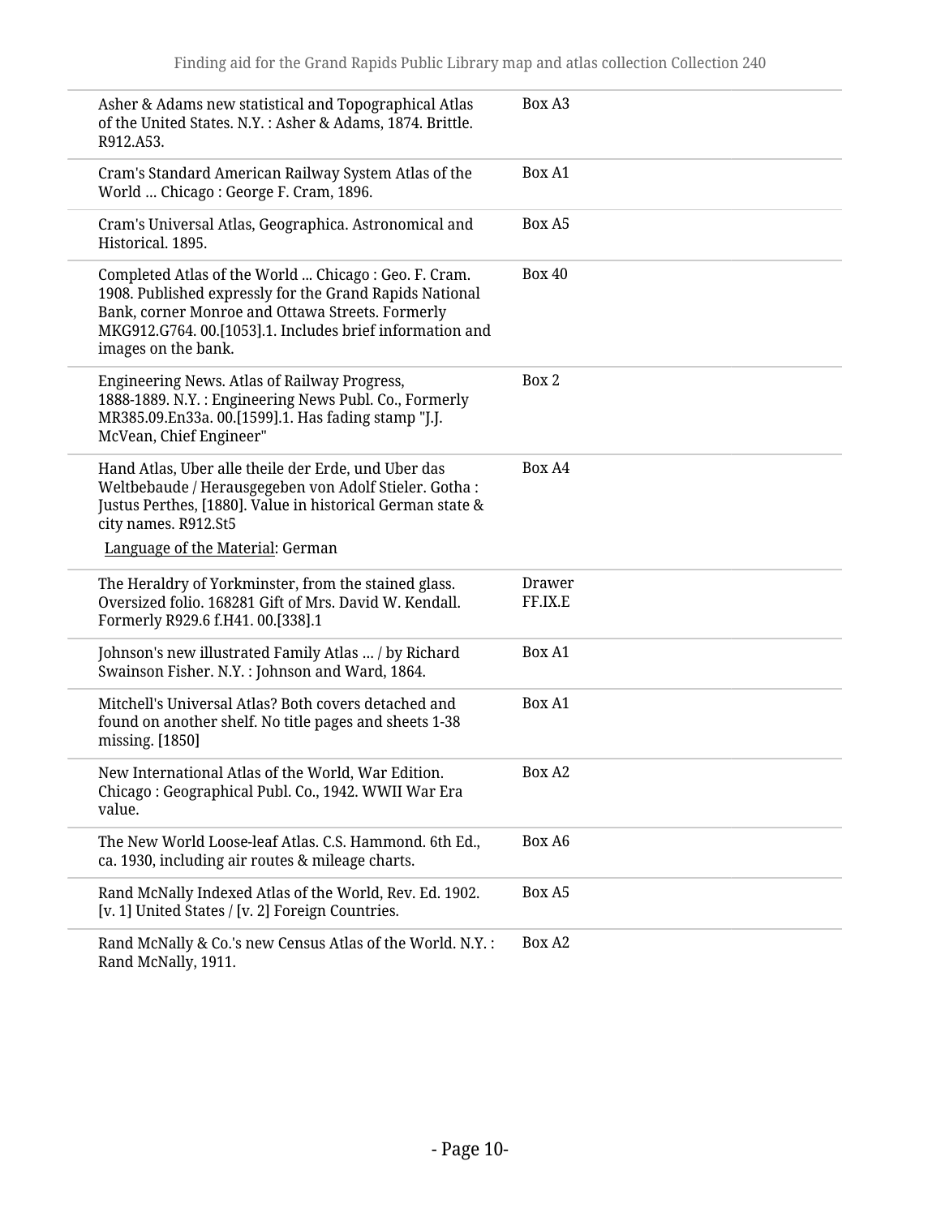| | |
|---|---|
| Asher & Adams new statistical and Topographical Atlas of the United States. N.Y. : Asher & Adams, 1874. Brittle. R912.A53. | Box A3 |
| Cram's Standard American Railway System Atlas of the World ... Chicago : George F. Cram, 1896. | Box A1 |
| Cram's Universal Atlas, Geographica. Astronomical and Historical. 1895. | Box A5 |
| Completed Atlas of the World ... Chicago : Geo. F. Cram. 1908. Published expressly for the Grand Rapids National Bank, corner Monroe and Ottawa Streets. Formerly MKG912.G764. 00.[1053].1. Includes brief information and images on the bank. | Box 40 |
| Engineering News. Atlas of Railway Progress, 1888-1889. N.Y. : Engineering News Publ. Co., Formerly MR385.09.En33a. 00.[1599].1. Has fading stamp "J.J. McVean, Chief Engineer" | Box 2 |
| Hand Atlas, Uber alle theile der Erde, und Uber das Weltbebaude / Herausgegeben von Adolf Stieler. Gotha : Justus Perthes, [1880]. Value in historical German state & city names. R912.St5<br>Language of the Material: German | Box A4 |
| The Heraldry of Yorkminster, from the stained glass. Oversized folio. 168281 Gift of Mrs. David W. Kendall. Formerly R929.6 f.H41. 00.[338].1 | Drawer FF.IX.E |
| Johnson's new illustrated Family Atlas ... / by Richard Swainson Fisher. N.Y. : Johnson and Ward, 1864. | Box A1 |
| Mitchell's Universal Atlas? Both covers detached and found on another shelf. No title pages and sheets 1-38 missing. [1850] | Box A1 |
| New International Atlas of the World, War Edition. Chicago : Geographical Publ. Co., 1942. WWII War Era value. | Box A2 |
| The New World Loose-leaf Atlas. C.S. Hammond. 6th Ed., ca. 1930, including air routes & mileage charts. | Box A6 |
| Rand McNally Indexed Atlas of the World, Rev. Ed. 1902. [v. 1] United States / [v. 2] Foreign Countries. | Box A5 |
| Rand McNally & Co.'s new Census Atlas of the World. N.Y. : Rand McNally, 1911. | Box A2 |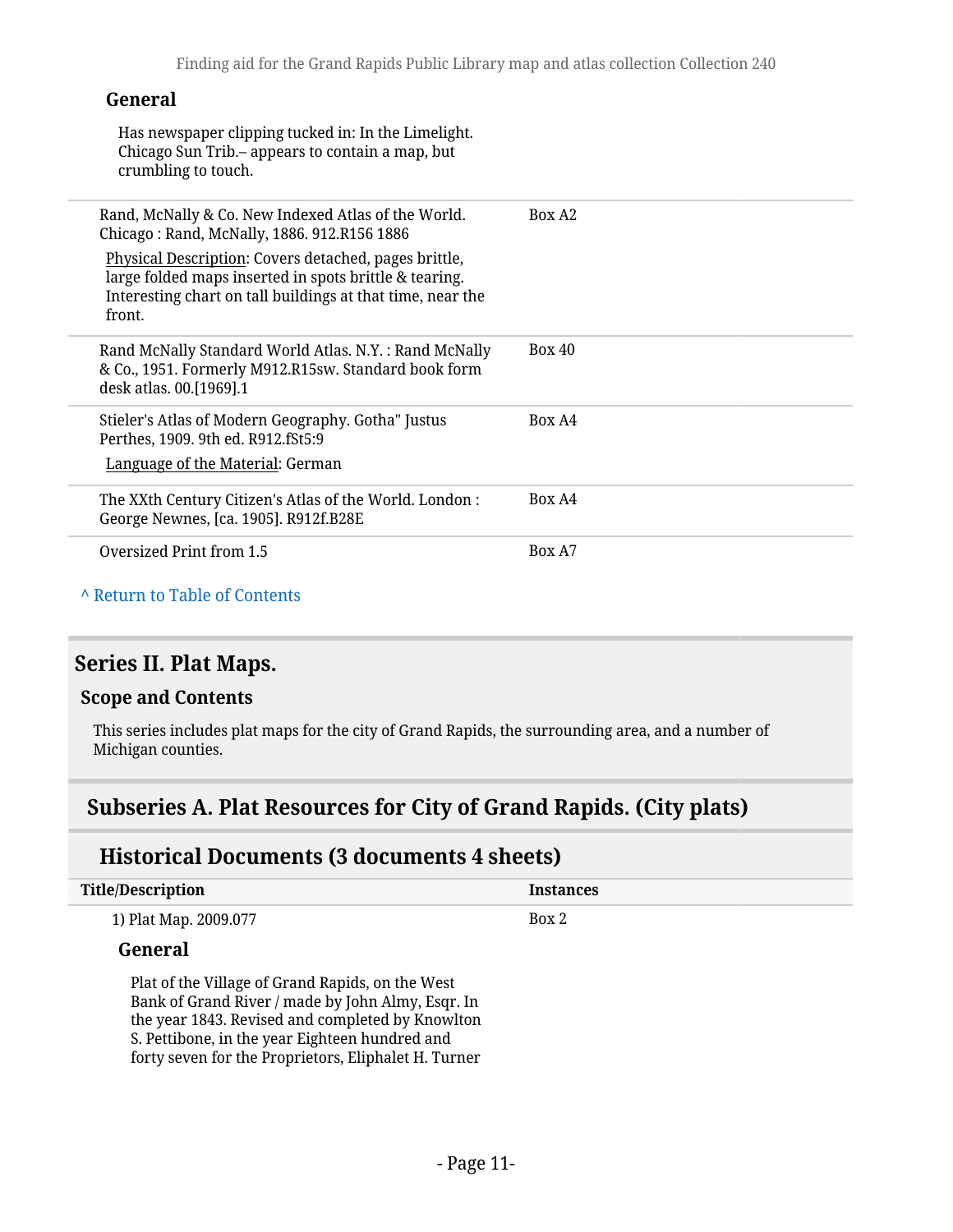#### General

Has newspaper clipping tucked in: In the Limelight. Chicago Sun Trib.– appears to contain a map, but crumbling to touch.

| Title/Description | Instances |
|---|---|
| Rand, McNally & Co. New Indexed Atlas of the World. Chicago : Rand, McNally, 1886. 912.R156 1886<br>Physical Description: Covers detached, pages brittle, large folded maps inserted in spots brittle & tearing. Interesting chart on tall buildings at that time, near the front. | Box A2 |
| Rand McNally Standard World Atlas. N.Y. : Rand McNally & Co., 1951. Formerly M912.R15sw. Standard book form desk atlas. 00.[1969].1 | Box 40 |
| Stieler's Atlas of Modern Geography. Gotha" Justus Perthes, 1909. 9th ed. R912.fSt5:9<br>Language of the Material: German | Box A4 |
| The XXth Century Citizen's Atlas of the World. London : George Newnes, [ca. 1905]. R912f.B28E | Box A4 |
| Oversized Print from 1.5 | Box A7 |

^ Return to Table of Contents

## Series II. Plat Maps.

### Scope and Contents

This series includes plat maps for the city of Grand Rapids, the surrounding area, and a number of Michigan counties.

## Subseries A. Plat Resources for City of Grand Rapids. (City plats)

## Historical Documents (3 documents 4 sheets)

| Title/Description | Instances |
|---|---|
| 1) Plat Map. 2009.077 | Box 2 |

#### General

Plat of the Village of Grand Rapids, on the West Bank of Grand River / made by John Almy, Esqr. In the year 1843. Revised and completed by Knowlton S. Pettibone, in the year Eighteen hundred and forty seven for the Proprietors, Eliphalet H. Turner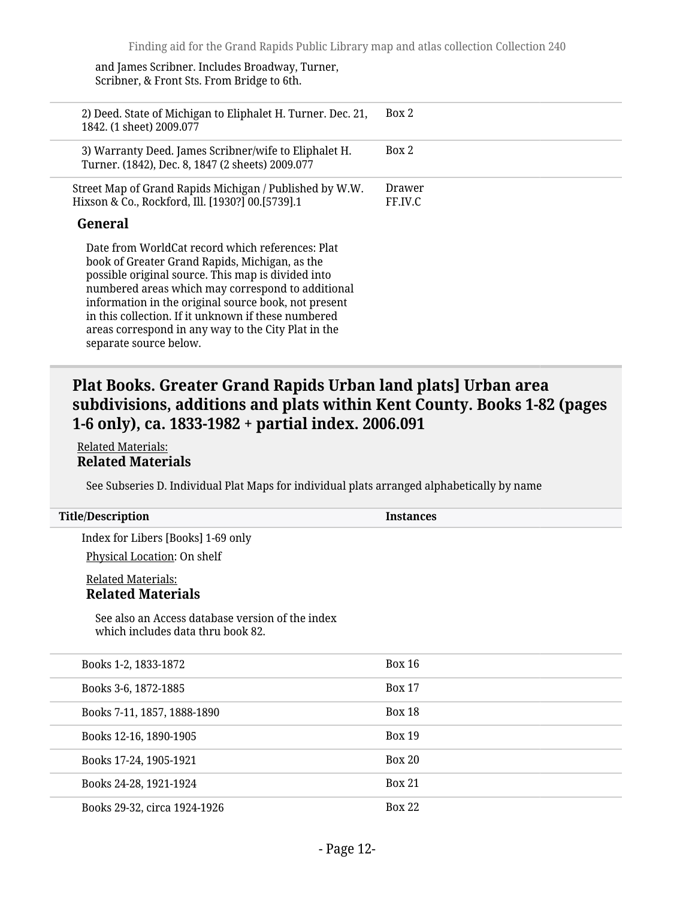and James Scribner. Includes Broadway, Turner, Scribner, & Front Sts. From Bridge to 6th.

| | |
|---|---|
| 2) Deed. State of Michigan to Eliphalet H. Turner. Dec. 21, 1842. (1 sheet) 2009.077 | Box 2 |
| 3) Warranty Deed. James Scribner/wife to Eliphalet H. Turner. (1842), Dec. 8, 1847 (2 sheets) 2009.077 | Box 2 |
| Street Map of Grand Rapids Michigan / Published by W.W. Hixson & Co., Rockford, Ill. [1930?] 00.[5739].1 | Drawer FF.IV.C |

**General**

Date from WorldCat record which references: Plat book of Greater Grand Rapids, Michigan, as the possible original source. This map is divided into numbered areas which may correspond to additional information in the original source book, not present in this collection. If it unknown if these numbered areas correspond in any way to the City Plat in the separate source below.

## Plat Books. Greater Grand Rapids Urban land plats] Urban area subdivisions, additions and plats within Kent County. Books 1-82 (pages 1-6 only), ca. 1833-1982 + partial index. 2006.091

Related Materials:

**Related Materials**

See Subseries D. Individual Plat Maps for individual plats arranged alphabetically by name

| Title/Description | Instances |
|---|---|
| Index for Libers [Books] 1-69 only<br>Physical Location: On shelf<br>Related Materials:<br>**Related Materials**<br>See also an Access database version of the index which includes data thru book 82. | |
| Books 1-2, 1833-1872 | Box 16 |
| Books 3-6, 1872-1885 | Box 17 |
| Books 7-11, 1857, 1888-1890 | Box 18 |
| Books 12-16, 1890-1905 | Box 19 |
| Books 17-24, 1905-1921 | Box 20 |
| Books 24-28, 1921-1924 | Box 21 |
| Books 29-32, circa 1924-1926 | Box 22 |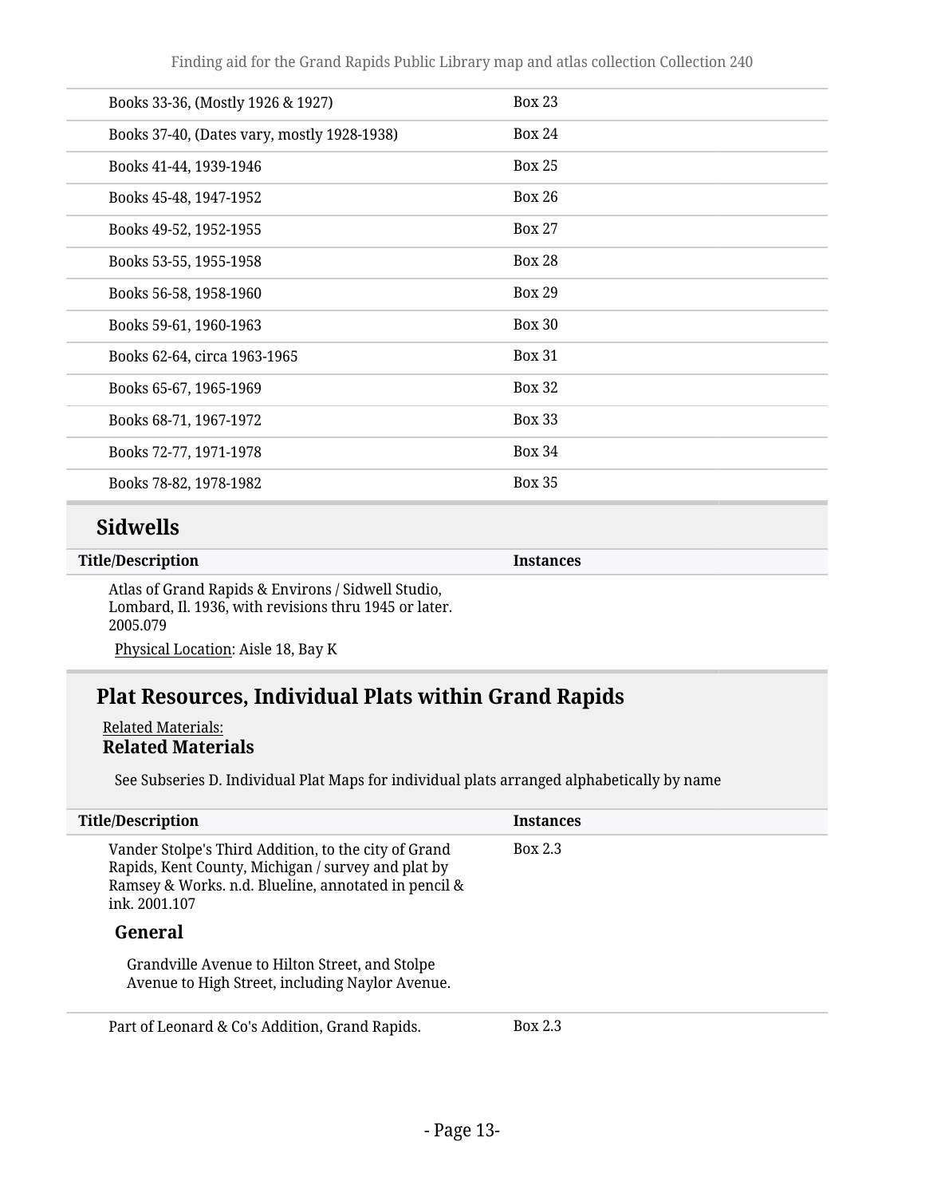| | |
|---|---|
| Books 33-36, (Mostly 1926 & 1927) | Box 23 |
| Books 37-40, (Dates vary, mostly 1928-1938) | Box 24 |
| Books 41-44, 1939-1946 | Box 25 |
| Books 45-48, 1947-1952 | Box 26 |
| Books 49-52, 1952-1955 | Box 27 |
| Books 53-55, 1955-1958 | Box 28 |
| Books 56-58, 1958-1960 | Box 29 |
| Books 59-61, 1960-1963 | Box 30 |
| Books 62-64, circa 1963-1965 | Box 31 |
| Books 65-67, 1965-1969 | Box 32 |
| Books 68-71, 1967-1972 | Box 33 |
| Books 72-77, 1971-1978 | Box 34 |
| Books 78-82, 1978-1982 | Box 35 |

## Sidwells

| Title/Description | Instances |
|---|---|
| Atlas of Grand Rapids & Environs / Sidwell Studio, Lombard, Il. 1936, with revisions thru 1945 or later. 2005.079 | |

Physical Location: Aisle 18, Bay K

## Plat Resources, Individual Plats within Grand Rapids

Related Materials:

**Related Materials**

See Subseries D. Individual Plat Maps for individual plats arranged alphabetically by name

| Title/Description | Instances |
|---|---|
| Vander Stolpe's Third Addition, to the city of Grand Rapids, Kent County, Michigan / survey and plat by Ramsey & Works. n.d. Blueline, annotated in pencil & ink. 2001.107 | Box 2.3 |

**General**

Grandville Avenue to Hilton Street, and Stolpe Avenue to High Street, including Naylor Avenue.

| | |
|---|---|
| Part of Leonard & Co's Addition, Grand Rapids. | Box 2.3 |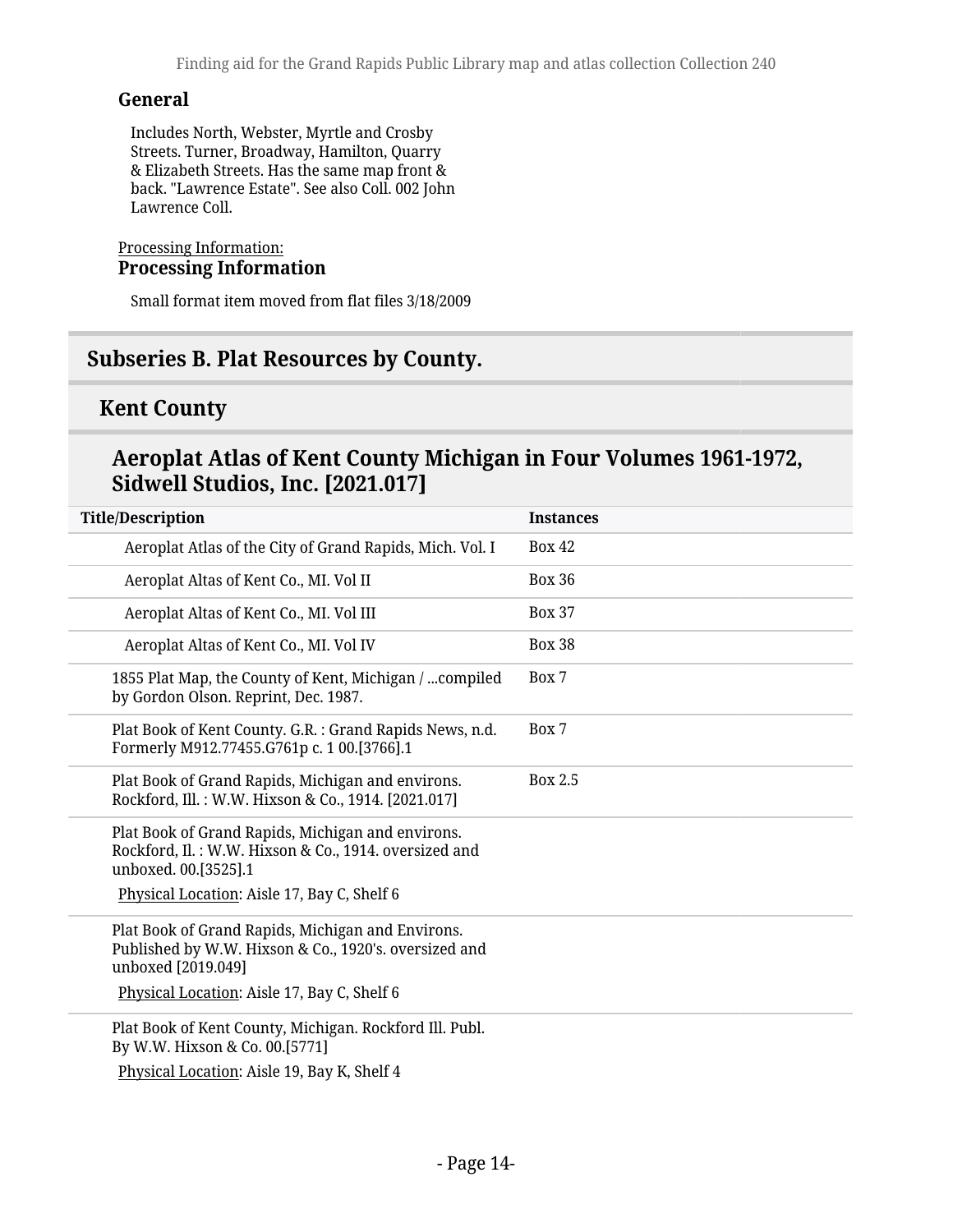**General**

Includes North, Webster, Myrtle and Crosby Streets. Turner, Broadway, Hamilton, Quarry & Elizabeth Streets. Has the same map front & back. "Lawrence Estate". See also Coll. 002 John Lawrence Coll.

Processing Information:
**Processing Information**

Small format item moved from flat files 3/18/2009

## Subseries B. Plat Resources by County.

### Kent County

#### Aeroplat Atlas of Kent County Michigan in Four Volumes 1961-1972, Sidwell Studios, Inc. [2021.017]

| Title/Description | Instances |
| --- | --- |
| Aeroplat Atlas of the City of Grand Rapids, Mich. Vol. I | Box 42 |
| Aeroplat Altas of Kent Co., MI. Vol II | Box 36 |
| Aeroplat Altas of Kent Co., MI. Vol III | Box 37 |
| Aeroplat Altas of Kent Co., MI. Vol IV | Box 38 |
| 1855 Plat Map, the County of Kent, Michigan / ...compiled by Gordon Olson. Reprint, Dec. 1987. | Box 7 |
| Plat Book of Kent County. G.R. : Grand Rapids News, n.d. Formerly M912.77455.G761p c. 1 00.[3766].1 | Box 7 |
| Plat Book of Grand Rapids, Michigan and environs. Rockford, Ill. : W.W. Hixson & Co., 1914. [2021.017] | Box 2.5 |
| Plat Book of Grand Rapids, Michigan and environs. Rockford, Il. : W.W. Hixson & Co., 1914. oversized and unboxed. 00.[3525].1<br>Physical Location: Aisle 17, Bay C, Shelf 6 | |
| Plat Book of Grand Rapids, Michigan and Environs. Published by W.W. Hixson & Co., 1920's. oversized and unboxed [2019.049]<br>Physical Location: Aisle 17, Bay C, Shelf 6 | |
| Plat Book of Kent County, Michigan. Rockford Ill. Publ. By W.W. Hixson & Co. 00.[5771]<br>Physical Location: Aisle 19, Bay K, Shelf 4 | |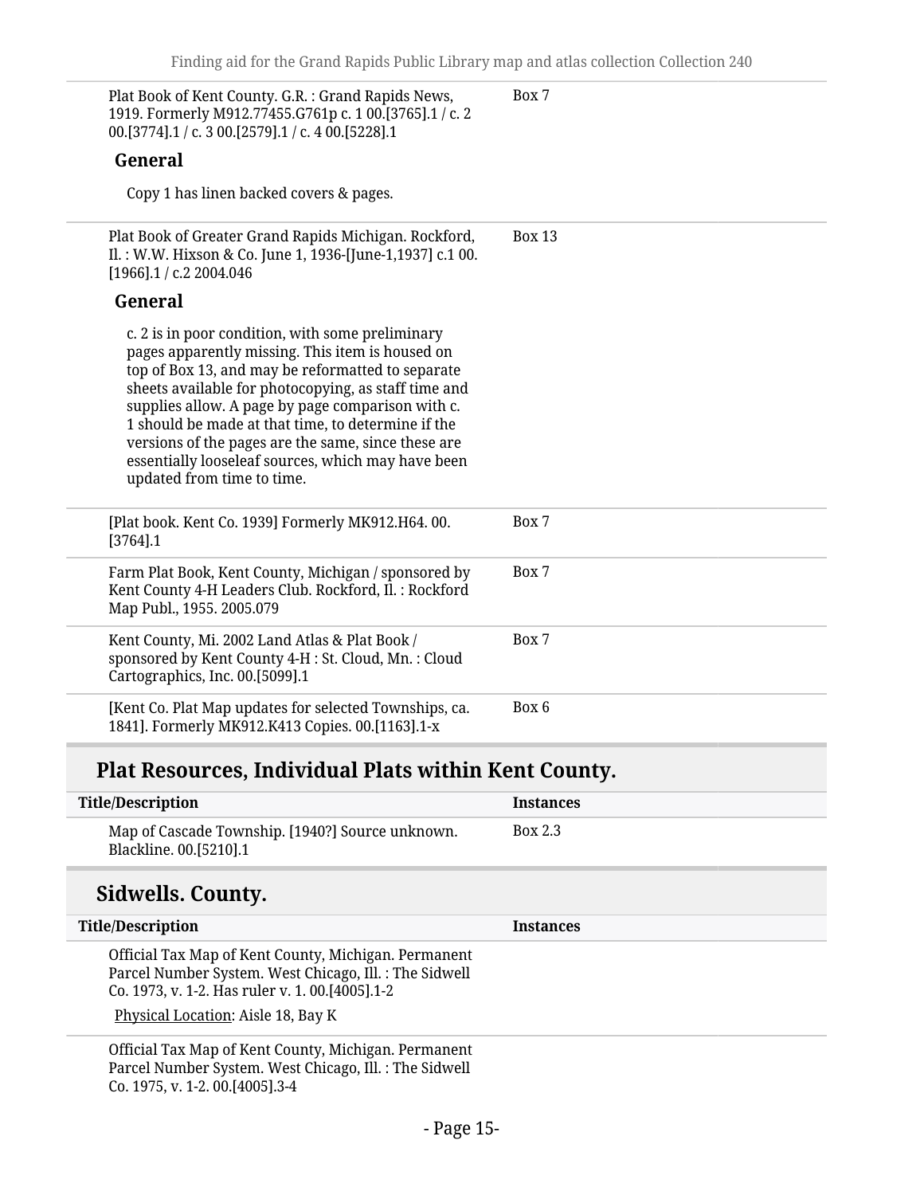| Title/Description | Instances |
| --- | --- |
| Plat Book of Kent County. G.R. : Grand Rapids News, 1919. Formerly M912.77455.G761p c. 1 00.[3765].1 / c. 2 00.[3774].1 / c. 3 00.[2579].1 / c. 4 00.[5228].1 **General** Copy 1 has linen backed covers & pages. | Box 7 |
| Plat Book of Greater Grand Rapids Michigan. Rockford, Il. : W.W. Hixson & Co. June 1, 1936-[June-1,1937] c.1 00.[1966].1 / c.2 2004.046 **General** c. 2 is in poor condition, with some preliminary pages apparently missing. This item is housed on top of Box 13, and may be reformatted to separate sheets available for photocopying, as staff time and supplies allow. A page by page comparison with c. 1 should be made at that time, to determine if the versions of the pages are the same, since these are essentially looseleaf sources, which may have been updated from time to time. | Box 13 |
| [Plat book. Kent Co. 1939] Formerly MK912.H64. 00.[3764].1 | Box 7 |
| Farm Plat Book, Kent County, Michigan / sponsored by Kent County 4-H Leaders Club. Rockford, Il. : Rockford Map Publ., 1955. 2005.079 | Box 7 |
| Kent County, Mi. 2002 Land Atlas & Plat Book / sponsored by Kent County 4-H : St. Cloud, Mn. : Cloud Cartographics, Inc. 00.[5099].1 | Box 7 |
| [Kent Co. Plat Map updates for selected Townships, ca. 1841]. Formerly MK912.K413 Copies. 00.[1163].1-x | Box 6 |

## Plat Resources, Individual Plats within Kent County.

| Title/Description | Instances |
| --- | --- |
| Map of Cascade Township. [1940?] Source unknown. Blackline. 00.[5210].1 | Box 2.3 |

## Sidwells. County.

| Title/Description | Instances |
| --- | --- |
| Official Tax Map of Kent County, Michigan. Permanent Parcel Number System. West Chicago, Ill. : The Sidwell Co. 1973, v. 1-2. Has ruler v. 1. 00.[4005].1-2 Physical Location: Aisle 18, Bay K | |
| Official Tax Map of Kent County, Michigan. Permanent Parcel Number System. West Chicago, Ill. : The Sidwell Co. 1975, v. 1-2. 00.[4005].3-4 | |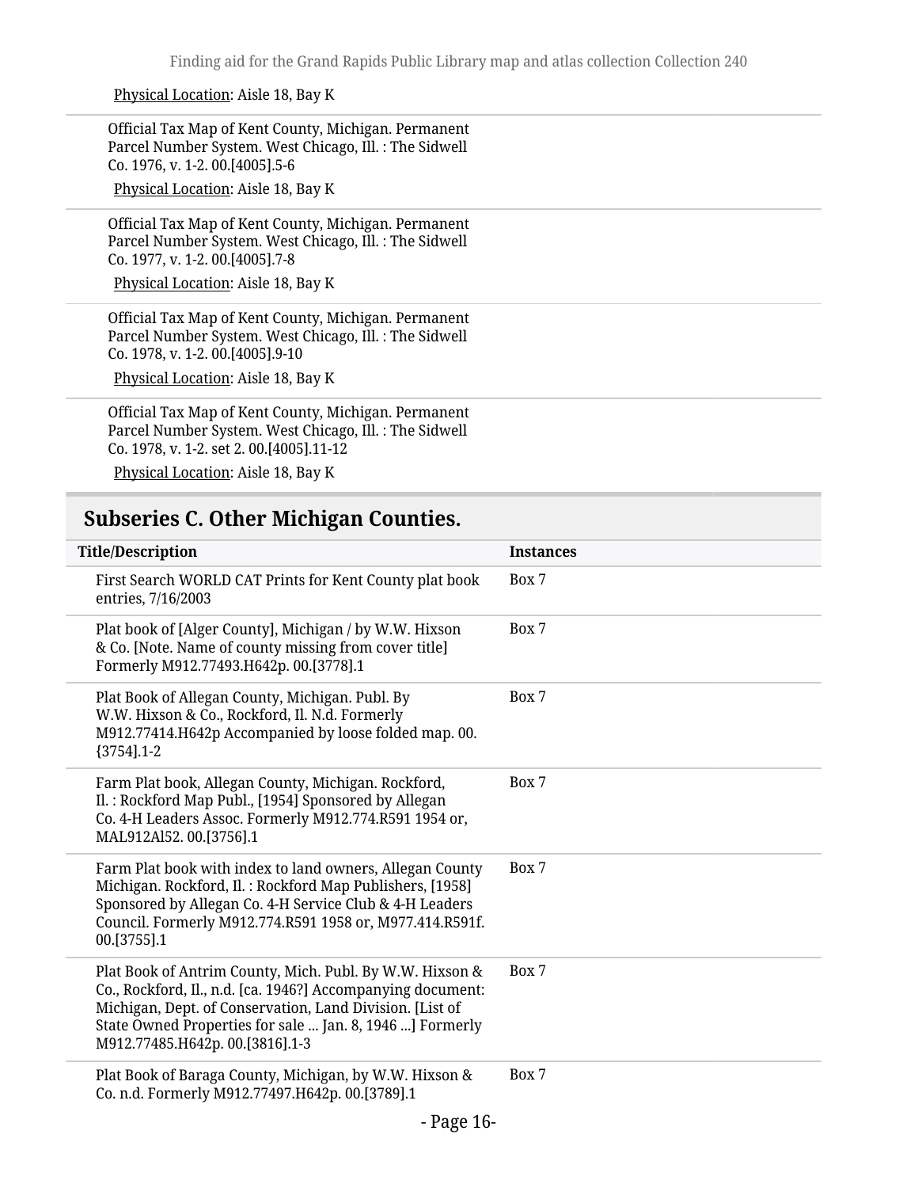Physical Location: Aisle 18, Bay K

Official Tax Map of Kent County, Michigan. Permanent Parcel Number System. West Chicago, Ill. : The Sidwell Co. 1976, v. 1-2. 00.[4005].5-6

Physical Location: Aisle 18, Bay K

Official Tax Map of Kent County, Michigan. Permanent Parcel Number System. West Chicago, Ill. : The Sidwell Co. 1977, v. 1-2. 00.[4005].7-8

Physical Location: Aisle 18, Bay K

Official Tax Map of Kent County, Michigan. Permanent Parcel Number System. West Chicago, Ill. : The Sidwell Co. 1978, v. 1-2. 00.[4005].9-10

Physical Location: Aisle 18, Bay K

Official Tax Map of Kent County, Michigan. Permanent Parcel Number System. West Chicago, Ill. : The Sidwell Co. 1978, v. 1-2. set 2. 00.[4005].11-12

Physical Location: Aisle 18, Bay K

## Subseries C. Other Michigan Counties.

| Title/Description | Instances |
|---|---|
| First Search WORLD CAT Prints for Kent County plat book entries, 7/16/2003 | Box 7 |
| Plat book of [Alger County], Michigan / by W.W. Hixson & Co. [Note. Name of county missing from cover title] Formerly M912.77493.H642p. 00.[3778].1 | Box 7 |
| Plat Book of Allegan County, Michigan. Publ. By W.W. Hixson & Co., Rockford, Il. N.d. Formerly M912.77414.H642p Accompanied by loose folded map. 00.{3754].1-2 | Box 7 |
| Farm Plat book, Allegan County, Michigan. Rockford, Il. : Rockford Map Publ., [1954] Sponsored by Allegan Co. 4-H Leaders Assoc. Formerly M912.774.R591 1954 or, MAL912Al52. 00.[3756].1 | Box 7 |
| Farm Plat book with index to land owners, Allegan County Michigan. Rockford, Il. : Rockford Map Publishers, [1958] Sponsored by Allegan Co. 4-H Service Club & 4-H Leaders Council. Formerly M912.774.R591 1958 or, M977.414.R591f. 00.[3755].1 | Box 7 |
| Plat Book of Antrim County, Mich. Publ. By W.W. Hixson & Co., Rockford, Il., n.d. [ca. 1946?] Accompanying document: Michigan, Dept. of Conservation, Land Division. [List of State Owned Properties for sale ... Jan. 8, 1946 ...] Formerly M912.77485.H642p. 00.[3816].1-3 | Box 7 |
| Plat Book of Baraga County, Michigan, by W.W. Hixson & Co. n.d. Formerly M912.77497.H642p. 00.[3789].1 | Box 7 |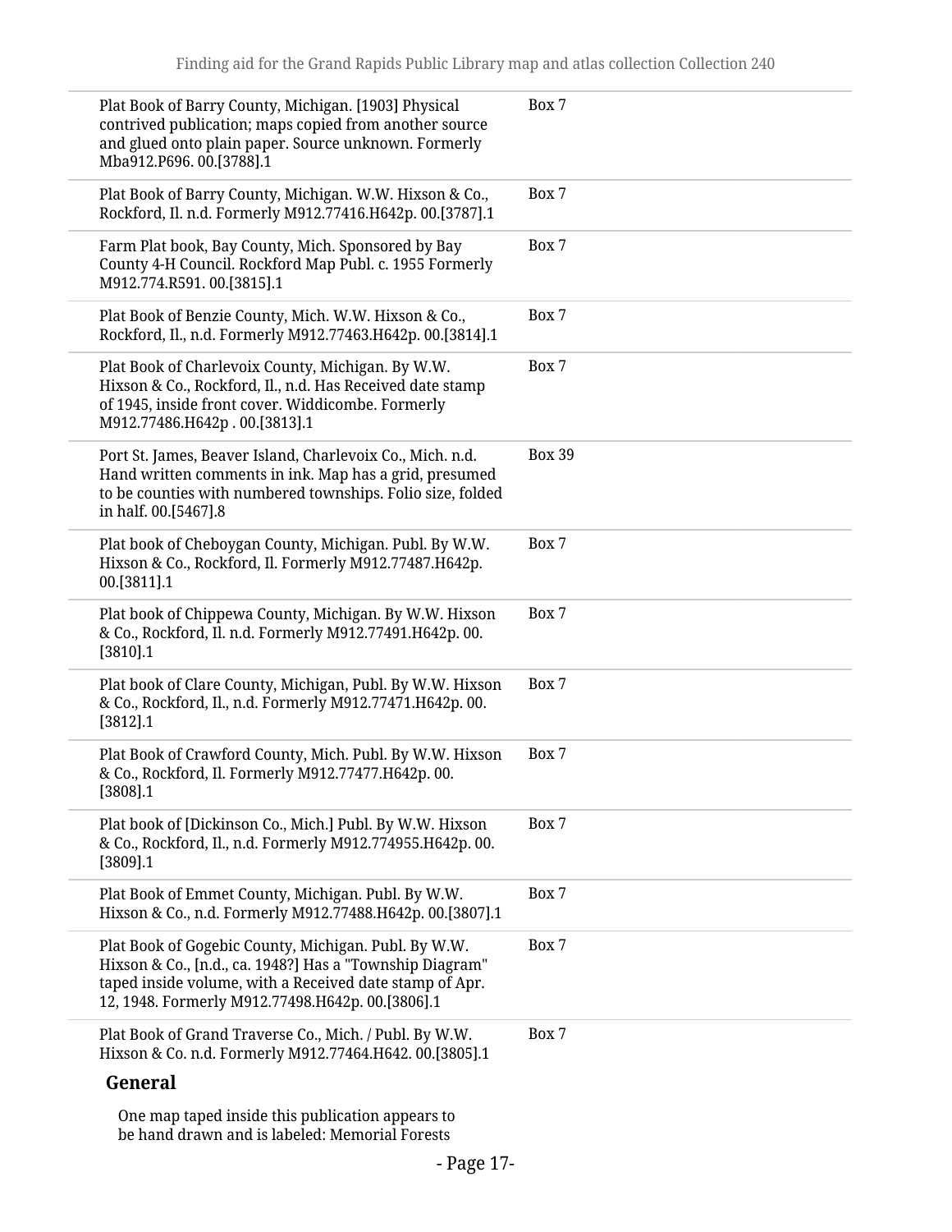| | |
|---|---|
| Plat Book of Barry County, Michigan. [1903] Physical contrived publication; maps copied from another source and glued onto plain paper. Source unknown. Formerly Mba912.P696. 00.[3788].1 | Box 7 |
| Plat Book of Barry County, Michigan. W.W. Hixson & Co., Rockford, Il. n.d. Formerly M912.77416.H642p. 00.[3787].1 | Box 7 |
| Farm Plat book, Bay County, Mich. Sponsored by Bay County 4-H Council. Rockford Map Publ. c. 1955 Formerly M912.774.R591. 00.[3815].1 | Box 7 |
| Plat Book of Benzie County, Mich. W.W. Hixson & Co., Rockford, Il., n.d. Formerly M912.77463.H642p. 00.[3814].1 | Box 7 |
| Plat Book of Charlevoix County, Michigan. By W.W. Hixson & Co., Rockford, Il., n.d. Has Received date stamp of 1945, inside front cover. Widdicombe. Formerly M912.77486.H642p . 00.[3813].1 | Box 7 |
| Port St. James, Beaver Island, Charlevoix Co., Mich. n.d. Hand written comments in ink. Map has a grid, presumed to be counties with numbered townships. Folio size, folded in half. 00.[5467].8 | Box 39 |
| Plat book of Cheboygan County, Michigan. Publ. By W.W. Hixson & Co., Rockford, Il. Formerly M912.77487.H642p. 00.[3811].1 | Box 7 |
| Plat book of Chippewa County, Michigan. By W.W. Hixson & Co., Rockford, Il. n.d. Formerly M912.77491.H642p. 00.[3810].1 | Box 7 |
| Plat book of Clare County, Michigan, Publ. By W.W. Hixson & Co., Rockford, Il., n.d. Formerly M912.77471.H642p. 00.[3812].1 | Box 7 |
| Plat Book of Crawford County, Mich. Publ. By W.W. Hixson & Co., Rockford, Il. Formerly M912.77477.H642p. 00.[3808].1 | Box 7 |
| Plat book of [Dickinson Co., Mich.] Publ. By W.W. Hixson & Co., Rockford, Il., n.d. Formerly M912.774955.H642p. 00.[3809].1 | Box 7 |
| Plat Book of Emmet County, Michigan. Publ. By W.W. Hixson & Co., n.d. Formerly M912.77488.H642p. 00.[3807].1 | Box 7 |
| Plat Book of Gogebic County, Michigan. Publ. By W.W. Hixson & Co., [n.d., ca. 1948?] Has a "Township Diagram" taped inside volume, with a Received date stamp of Apr. 12, 1948. Formerly M912.77498.H642p. 00.[3806].1 | Box 7 |
| Plat Book of Grand Traverse Co., Mich. / Publ. By W.W. Hixson & Co. n.d. Formerly M912.77464.H642. 00.[3805].1 | Box 7 |

**General**

One map taped inside this publication appears to be hand drawn and is labeled: Memorial Forests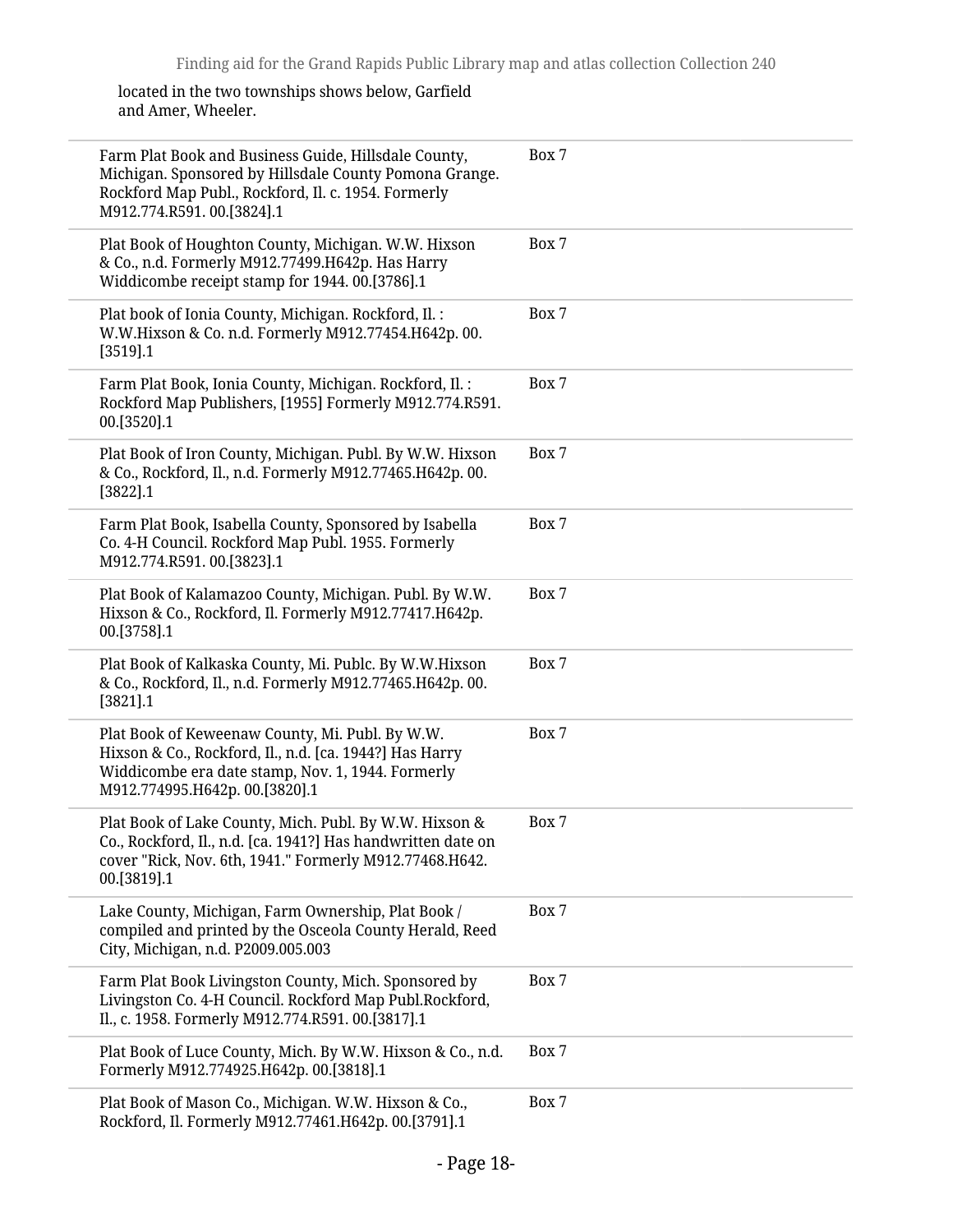located in the two townships shows below, Garfield and Amer, Wheeler.

| | |
|---|---|
| Farm Plat Book and Business Guide, Hillsdale County, Michigan. Sponsored by Hillsdale County Pomona Grange. Rockford Map Publ., Rockford, Il. c. 1954. Formerly M912.774.R591. 00.[3824].1 | Box 7 |
| Plat Book of Houghton County, Michigan. W.W. Hixson & Co., n.d. Formerly M912.77499.H642p. Has Harry Widdicombe receipt stamp for 1944. 00.[3786].1 | Box 7 |
| Plat book of Ionia County, Michigan. Rockford, Il. : W.W.Hixson & Co. n.d. Formerly M912.77454.H642p. 00.[3519].1 | Box 7 |
| Farm Plat Book, Ionia County, Michigan. Rockford, Il. : Rockford Map Publishers, [1955] Formerly M912.774.R591. 00.[3520].1 | Box 7 |
| Plat Book of Iron County, Michigan. Publ. By W.W. Hixson & Co., Rockford, Il., n.d. Formerly M912.77465.H642p. 00.[3822].1 | Box 7 |
| Farm Plat Book, Isabella County, Sponsored by Isabella Co. 4-H Council. Rockford Map Publ. 1955. Formerly M912.774.R591. 00.[3823].1 | Box 7 |
| Plat Book of Kalamazoo County, Michigan. Publ. By W.W. Hixson & Co., Rockford, Il. Formerly M912.77417.H642p. 00.[3758].1 | Box 7 |
| Plat Book of Kalkaska County, Mi. Publc. By W.W.Hixson & Co., Rockford, Il., n.d. Formerly M912.77465.H642p. 00.[3821].1 | Box 7 |
| Plat Book of Keweenaw County, Mi. Publ. By W.W. Hixson & Co., Rockford, Il., n.d. [ca. 1944?] Has Harry Widdicombe era date stamp, Nov. 1, 1944. Formerly M912.774995.H642p. 00.[3820].1 | Box 7 |
| Plat Book of Lake County, Mich. Publ. By W.W. Hixson & Co., Rockford, Il., n.d. [ca. 1941?] Has handwritten date on cover "Rick, Nov. 6th, 1941." Formerly M912.77468.H642. 00.[3819].1 | Box 7 |
| Lake County, Michigan, Farm Ownership, Plat Book / compiled and printed by the Osceola County Herald, Reed City, Michigan, n.d. P2009.005.003 | Box 7 |
| Farm Plat Book Livingston County, Mich. Sponsored by Livingston Co. 4-H Council. Rockford Map Publ.Rockford, Il., c. 1958. Formerly M912.774.R591. 00.[3817].1 | Box 7 |
| Plat Book of Luce County, Mich. By W.W. Hixson & Co., n.d. Formerly M912.774925.H642p. 00.[3818].1 | Box 7 |
| Plat Book of Mason Co., Michigan. W.W. Hixson & Co., Rockford, Il. Formerly M912.77461.H642p. 00.[3791].1 | Box 7 |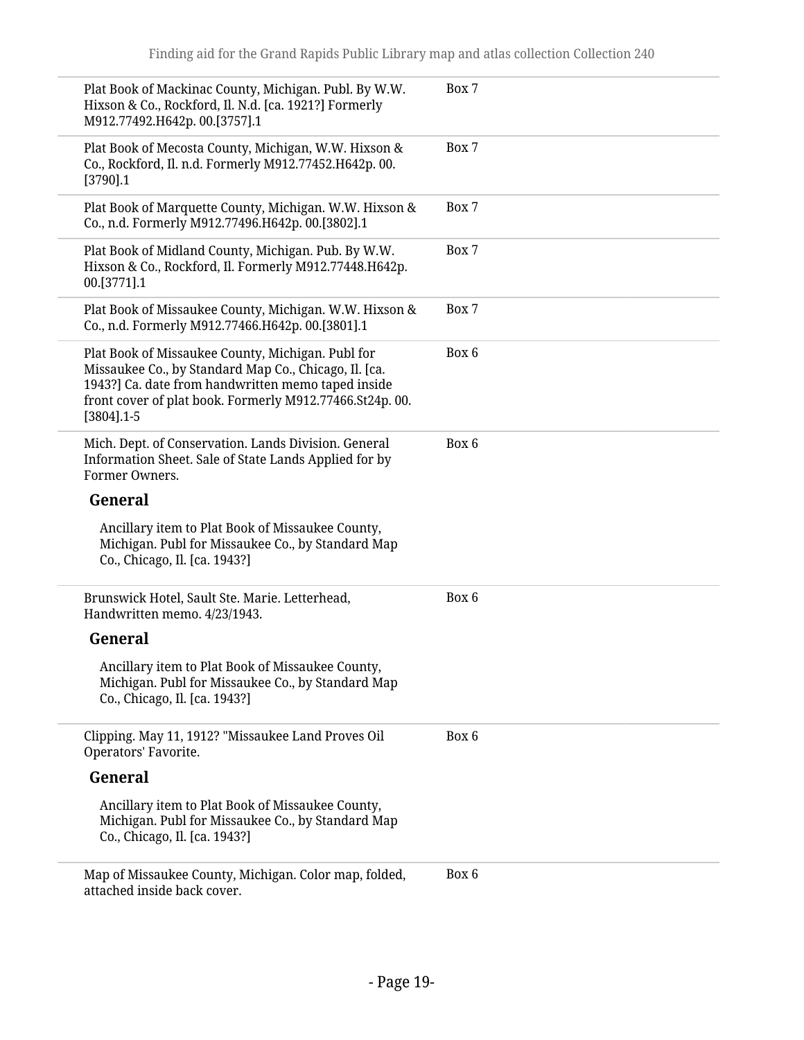| | |
|---|---|
| Plat Book of Mackinac County, Michigan. Publ. By W.W. Hixson & Co., Rockford, Il. N.d. [ca. 1921?] Formerly M912.77492.H642p. 00.[3757].1 | Box 7 |
| Plat Book of Mecosta County, Michigan, W.W. Hixson & Co., Rockford, Il. n.d. Formerly M912.77452.H642p. 00. [3790].1 | Box 7 |
| Plat Book of Marquette County, Michigan. W.W. Hixson & Co., n.d. Formerly M912.77496.H642p. 00.[3802].1 | Box 7 |
| Plat Book of Midland County, Michigan. Pub. By W.W. Hixson & Co., Rockford, Il. Formerly M912.77448.H642p. 00.[3771].1 | Box 7 |
| Plat Book of Missaukee County, Michigan. W.W. Hixson & Co., n.d. Formerly M912.77466.H642p. 00.[3801].1 | Box 7 |
| Plat Book of Missaukee County, Michigan. Publ for Missaukee Co., by Standard Map Co., Chicago, Il. [ca. 1943?] Ca. date from handwritten memo taped inside front cover of plat book. Formerly M912.77466.St24p. 00. [3804].1-5 | Box 6 |
| Mich. Dept. of Conservation. Lands Division. General Information Sheet. Sale of State Lands Applied for by Former Owners.<br><br>**General**<br><br>Ancillary item to Plat Book of Missaukee County, Michigan. Publ for Missaukee Co., by Standard Map Co., Chicago, Il. [ca. 1943?] | Box 6 |
| Brunswick Hotel, Sault Ste. Marie. Letterhead, Handwritten memo. 4/23/1943.<br><br>**General**<br><br>Ancillary item to Plat Book of Missaukee County, Michigan. Publ for Missaukee Co., by Standard Map Co., Chicago, Il. [ca. 1943?] | Box 6 |
| Clipping. May 11, 1912? "Missaukee Land Proves Oil Operators' Favorite.<br><br>**General**<br><br>Ancillary item to Plat Book of Missaukee County, Michigan. Publ for Missaukee Co., by Standard Map Co., Chicago, Il. [ca. 1943?] | Box 6 |
| Map of Missaukee County, Michigan. Color map, folded, attached inside back cover. | Box 6 |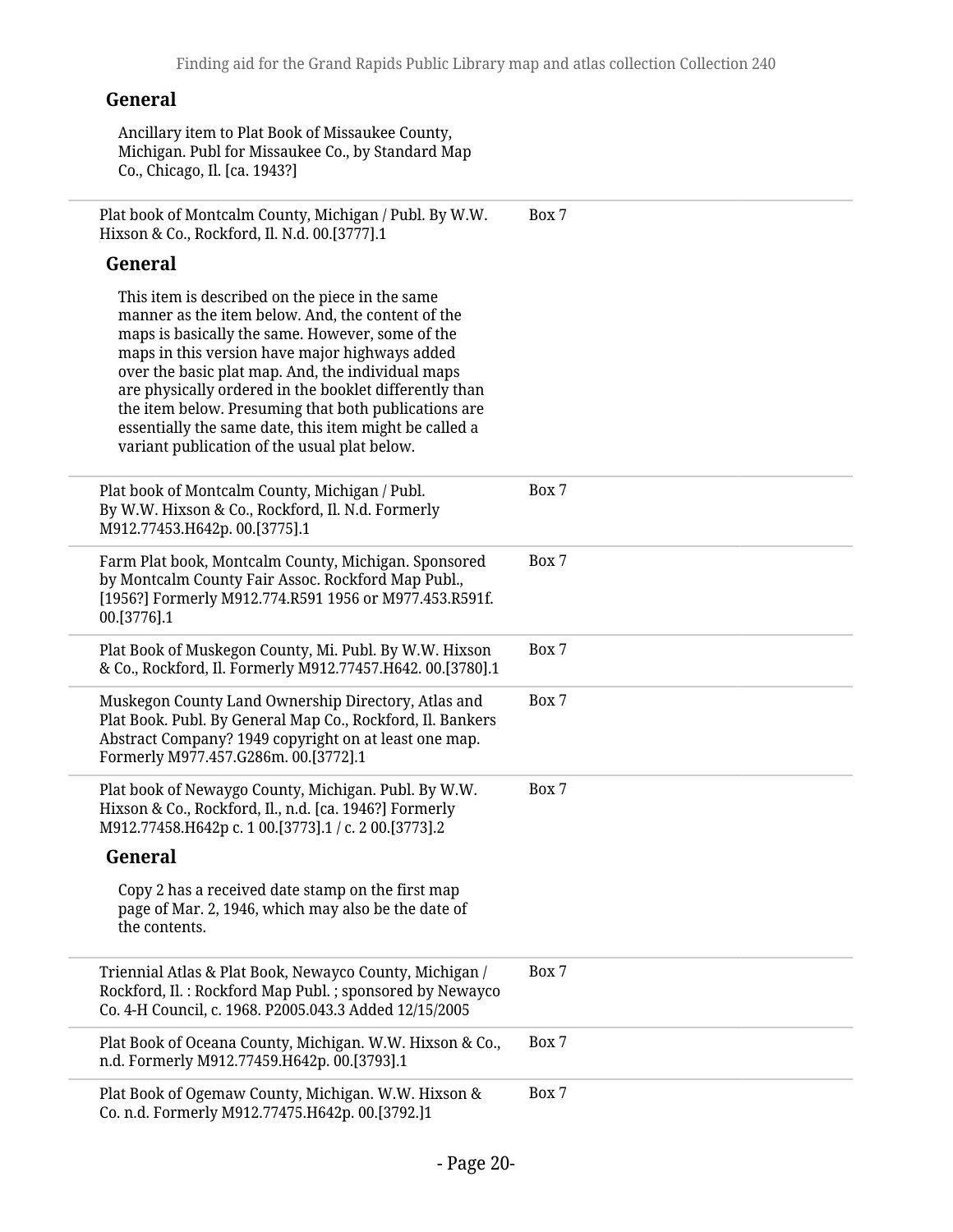#### General

Ancillary item to Plat Book of Missaukee County, Michigan. Publ for Missaukee Co., by Standard Map Co., Chicago, Il. [ca. 1943?]

---

Plat book of Montcalm County, Michigan / Publ. By W.W. Hixson & Co., Rockford, Il. N.d. 00.[3777].1 — Box 7

#### General

This item is described on the piece in the same manner as the item below. And, the content of the maps is basically the same. However, some of the maps in this version have major highways added over the basic plat map. And, the individual maps are physically ordered in the booklet differently than the item below. Presuming that both publications are essentially the same date, this item might be called a variant publication of the usual plat below.

---

Plat book of Montcalm County, Michigan / Publ. By W.W. Hixson & Co., Rockford, Il. N.d. Formerly M912.77453.H642p. 00.[3775].1 — Box 7

---

Farm Plat book, Montcalm County, Michigan. Sponsored by Montcalm County Fair Assoc. Rockford Map Publ., [1956?] Formerly M912.774.R591 1956 or M977.453.R591f. 00.[3776].1 — Box 7

---

Plat Book of Muskegon County, Mi. Publ. By W.W. Hixson & Co., Rockford, Il. Formerly M912.77457.H642. 00.[3780].1 — Box 7

---

Muskegon County Land Ownership Directory, Atlas and Plat Book. Publ. By General Map Co., Rockford, Il. Bankers Abstract Company? 1949 copyright on at least one map. Formerly M977.457.G286m. 00.[3772].1 — Box 7

---

Plat book of Newaygo County, Michigan. Publ. By W.W. Hixson & Co., Rockford, Il., n.d. [ca. 1946?] Formerly M912.77458.H642p c. 1 00.[3773].1 / c. 2 00.[3773].2 — Box 7

#### General

Copy 2 has a received date stamp on the first map page of Mar. 2, 1946, which may also be the date of the contents.

---

Triennial Atlas & Plat Book, Newayco County, Michigan / Rockford, Il. : Rockford Map Publ. ; sponsored by Newayco Co. 4-H Council, c. 1968. P2005.043.3 Added 12/15/2005 — Box 7

---

Plat Book of Oceana County, Michigan. W.W. Hixson & Co., n.d. Formerly M912.77459.H642p. 00.[3793].1 — Box 7

---

Plat Book of Ogemaw County, Michigan. W.W. Hixson & Co. n.d. Formerly M912.77475.H642p. 00.[3792.]1 — Box 7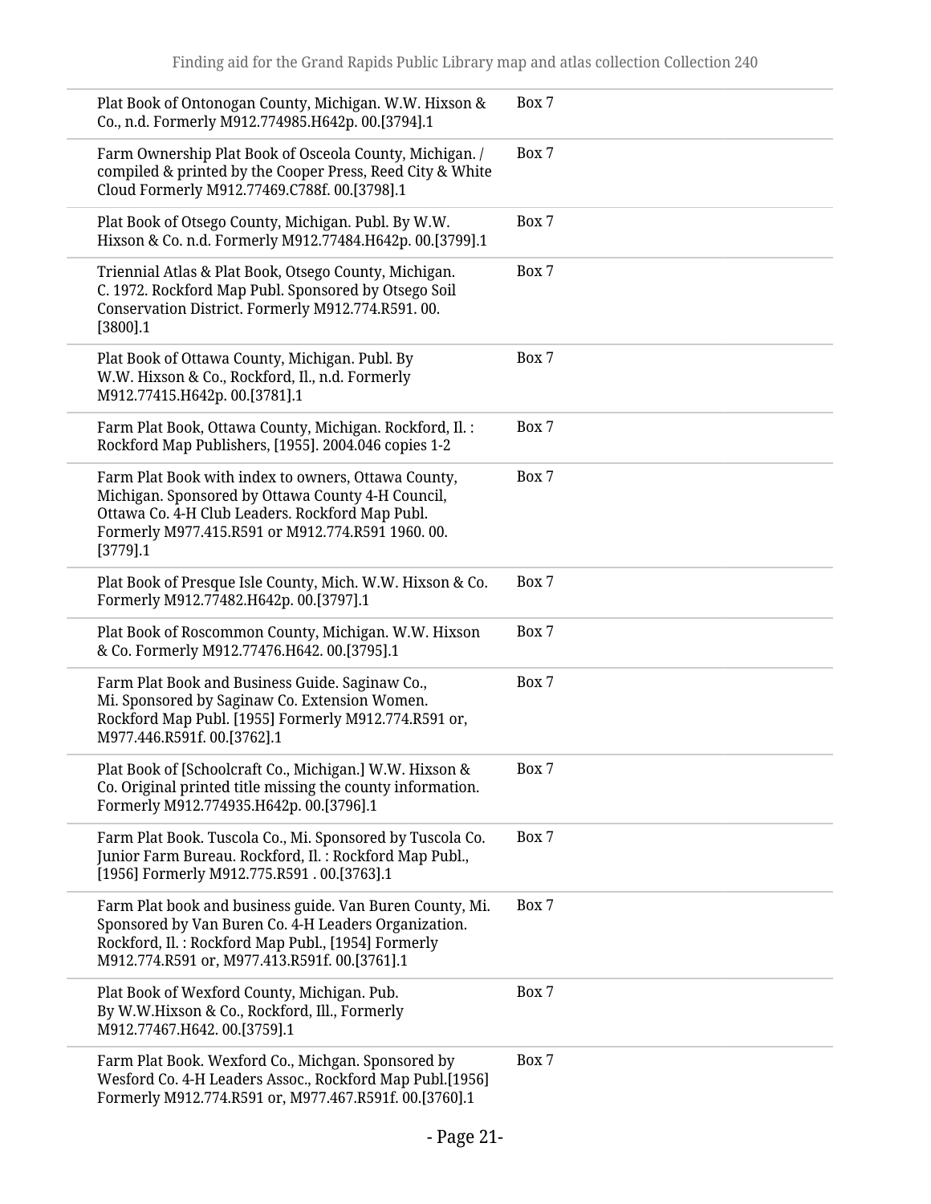| | |
|---|---|
| Plat Book of Ontonogan County, Michigan. W.W. Hixson & Co., n.d. Formerly M912.774985.H642p. 00.[3794].1 | Box 7 |
| Farm Ownership Plat Book of Osceola County, Michigan. / compiled & printed by the Cooper Press, Reed City & White Cloud Formerly M912.77469.C788f. 00.[3798].1 | Box 7 |
| Plat Book of Otsego County, Michigan. Publ. By W.W. Hixson & Co. n.d. Formerly M912.77484.H642p. 00.[3799].1 | Box 7 |
| Triennial Atlas & Plat Book, Otsego County, Michigan. C. 1972. Rockford Map Publ. Sponsored by Otsego Soil Conservation District. Formerly M912.774.R591. 00.[3800].1 | Box 7 |
| Plat Book of Ottawa County, Michigan. Publ. By W.W. Hixson & Co., Rockford, Il., n.d. Formerly M912.77415.H642p. 00.[3781].1 | Box 7 |
| Farm Plat Book, Ottawa County, Michigan. Rockford, Il. : Rockford Map Publishers, [1955]. 2004.046 copies 1-2 | Box 7 |
| Farm Plat Book with index to owners, Ottawa County, Michigan. Sponsored by Ottawa County 4-H Council, Ottawa Co. 4-H Club Leaders. Rockford Map Publ. Formerly M977.415.R591 or M912.774.R591 1960. 00.[3779].1 | Box 7 |
| Plat Book of Presque Isle County, Mich. W.W. Hixson & Co. Formerly M912.77482.H642p. 00.[3797].1 | Box 7 |
| Plat Book of Roscommon County, Michigan. W.W. Hixson & Co. Formerly M912.77476.H642. 00.[3795].1 | Box 7 |
| Farm Plat Book and Business Guide. Saginaw Co., Mi. Sponsored by Saginaw Co. Extension Women. Rockford Map Publ. [1955] Formerly M912.774.R591 or, M977.446.R591f. 00.[3762].1 | Box 7 |
| Plat Book of [Schoolcraft Co., Michigan.] W.W. Hixson & Co. Original printed title missing the county information. Formerly M912.774935.H642p. 00.[3796].1 | Box 7 |
| Farm Plat Book. Tuscola Co., Mi. Sponsored by Tuscola Co. Junior Farm Bureau. Rockford, Il. : Rockford Map Publ., [1956] Formerly M912.775.R591 . 00.[3763].1 | Box 7 |
| Farm Plat book and business guide. Van Buren County, Mi. Sponsored by Van Buren Co. 4-H Leaders Organization. Rockford, Il. : Rockford Map Publ., [1954] Formerly M912.774.R591 or, M977.413.R591f. 00.[3761].1 | Box 7 |
| Plat Book of Wexford County, Michigan. Pub. By W.W.Hixson & Co., Rockford, Ill., Formerly M912.77467.H642. 00.[3759].1 | Box 7 |
| Farm Plat Book. Wexford Co., Michgan. Sponsored by Wesford Co. 4-H Leaders Assoc., Rockford Map Publ.[1956] Formerly M912.774.R591 or, M977.467.R591f. 00.[3760].1 | Box 7 |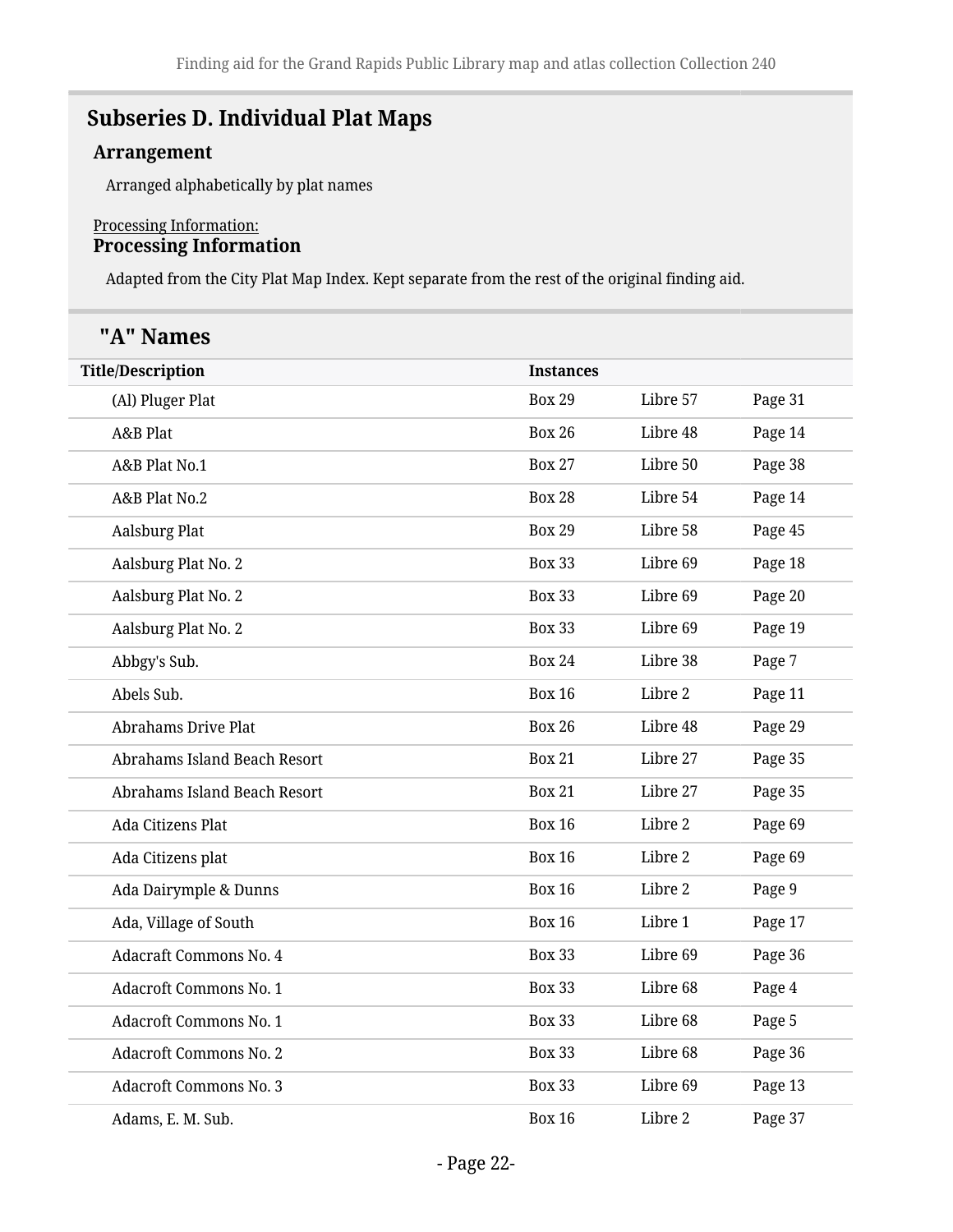## Subseries D. Individual Plat Maps

### Arrangement

Arranged alphabetically by plat names

Processing Information:

### Processing Information

Adapted from the City Plat Map Index. Kept separate from the rest of the original finding aid.

## "A" Names

| Title/Description | Instances | | |
|---|---|---|---|
| (Al) Pluger Plat | Box 29 | Libre 57 | Page 31 |
| A&B Plat | Box 26 | Libre 48 | Page 14 |
| A&B Plat No.1 | Box 27 | Libre 50 | Page 38 |
| A&B Plat No.2 | Box 28 | Libre 54 | Page 14 |
| Aalsburg Plat | Box 29 | Libre 58 | Page 45 |
| Aalsburg Plat No. 2 | Box 33 | Libre 69 | Page 18 |
| Aalsburg Plat No. 2 | Box 33 | Libre 69 | Page 20 |
| Aalsburg Plat No. 2 | Box 33 | Libre 69 | Page 19 |
| Abbgy's Sub. | Box 24 | Libre 38 | Page 7 |
| Abels Sub. | Box 16 | Libre 2 | Page 11 |
| Abrahams Drive Plat | Box 26 | Libre 48 | Page 29 |
| Abrahams Island Beach Resort | Box 21 | Libre 27 | Page 35 |
| Abrahams Island Beach Resort | Box 21 | Libre 27 | Page 35 |
| Ada Citizens Plat | Box 16 | Libre 2 | Page 69 |
| Ada Citizens plat | Box 16 | Libre 2 | Page 69 |
| Ada Dairymple & Dunns | Box 16 | Libre 2 | Page 9 |
| Ada, Village of South | Box 16 | Libre 1 | Page 17 |
| Adacraft Commons No. 4 | Box 33 | Libre 69 | Page 36 |
| Adacroft Commons No. 1 | Box 33 | Libre 68 | Page 4 |
| Adacroft Commons No. 1 | Box 33 | Libre 68 | Page 5 |
| Adacroft Commons No. 2 | Box 33 | Libre 68 | Page 36 |
| Adacroft Commons No. 3 | Box 33 | Libre 69 | Page 13 |
| Adams, E. M. Sub. | Box 16 | Libre 2 | Page 37 |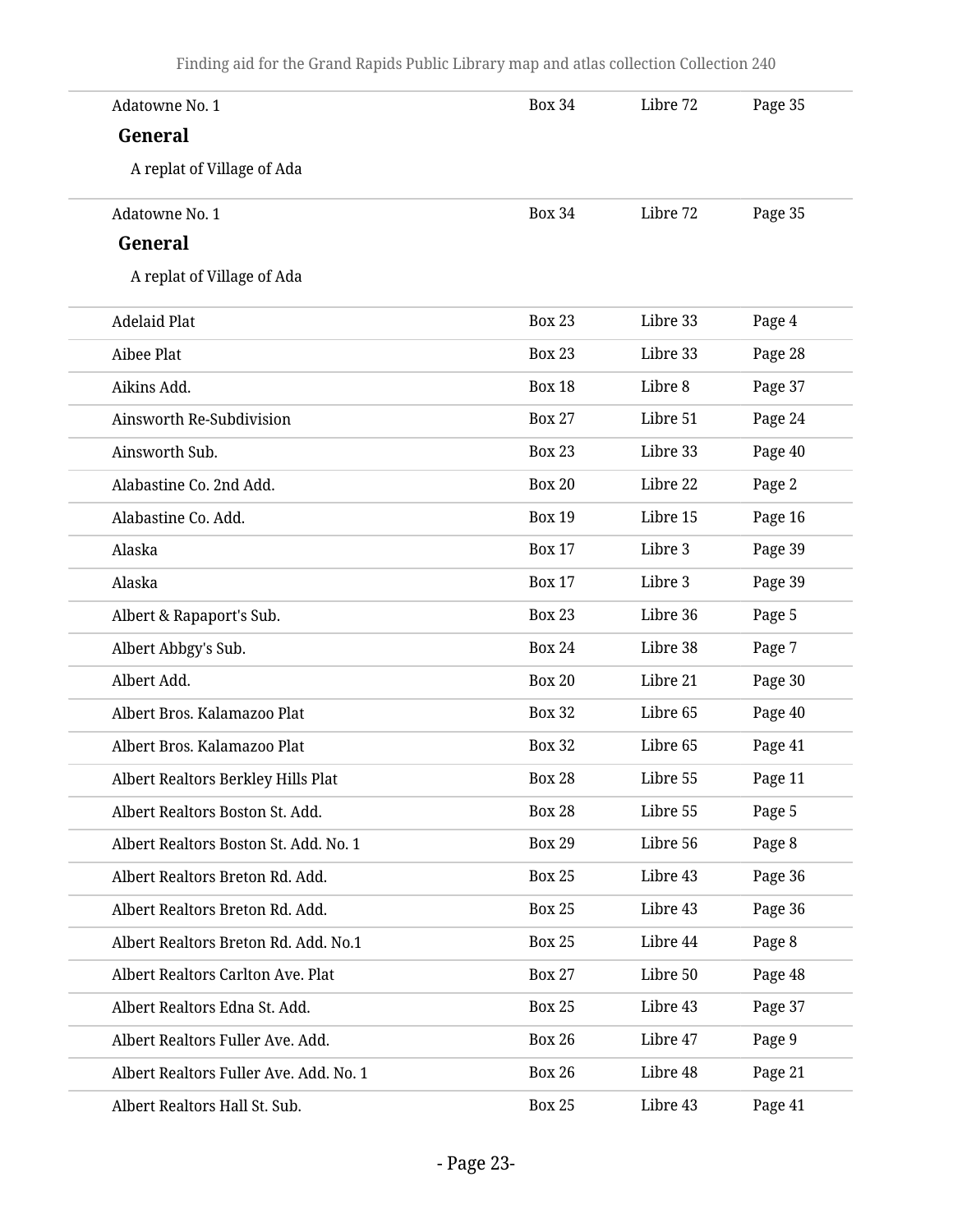| | | | |
|---|---|---|---|
| Adatowne No. 1 | Box 34 | Libre 72 | Page 35 |

**General**

A replat of Village of Ada

| | | | |
|---|---|---|---|
| Adatowne No. 1 | Box 34 | Libre 72 | Page 35 |

**General**

A replat of Village of Ada

| | | | |
|---|---|---|---|
| Adelaid Plat | Box 23 | Libre 33 | Page 4 |
| Aibee Plat | Box 23 | Libre 33 | Page 28 |
| Aikins Add. | Box 18 | Libre 8 | Page 37 |
| Ainsworth Re-Subdivision | Box 27 | Libre 51 | Page 24 |
| Ainsworth Sub. | Box 23 | Libre 33 | Page 40 |
| Alabastine Co. 2nd Add. | Box 20 | Libre 22 | Page 2 |
| Alabastine Co. Add. | Box 19 | Libre 15 | Page 16 |
| Alaska | Box 17 | Libre 3 | Page 39 |
| Alaska | Box 17 | Libre 3 | Page 39 |
| Albert & Rapaport's Sub. | Box 23 | Libre 36 | Page 5 |
| Albert Abbgy's Sub. | Box 24 | Libre 38 | Page 7 |
| Albert Add. | Box 20 | Libre 21 | Page 30 |
| Albert Bros. Kalamazoo Plat | Box 32 | Libre 65 | Page 40 |
| Albert Bros. Kalamazoo Plat | Box 32 | Libre 65 | Page 41 |
| Albert Realtors Berkley Hills Plat | Box 28 | Libre 55 | Page 11 |
| Albert Realtors Boston St. Add. | Box 28 | Libre 55 | Page 5 |
| Albert Realtors Boston St. Add. No. 1 | Box 29 | Libre 56 | Page 8 |
| Albert Realtors Breton Rd. Add. | Box 25 | Libre 43 | Page 36 |
| Albert Realtors Breton Rd. Add. | Box 25 | Libre 43 | Page 36 |
| Albert Realtors Breton Rd. Add. No.1 | Box 25 | Libre 44 | Page 8 |
| Albert Realtors Carlton Ave. Plat | Box 27 | Libre 50 | Page 48 |
| Albert Realtors Edna St. Add. | Box 25 | Libre 43 | Page 37 |
| Albert Realtors Fuller Ave. Add. | Box 26 | Libre 47 | Page 9 |
| Albert Realtors Fuller Ave. Add. No. 1 | Box 26 | Libre 48 | Page 21 |
| Albert Realtors Hall St. Sub. | Box 25 | Libre 43 | Page 41 |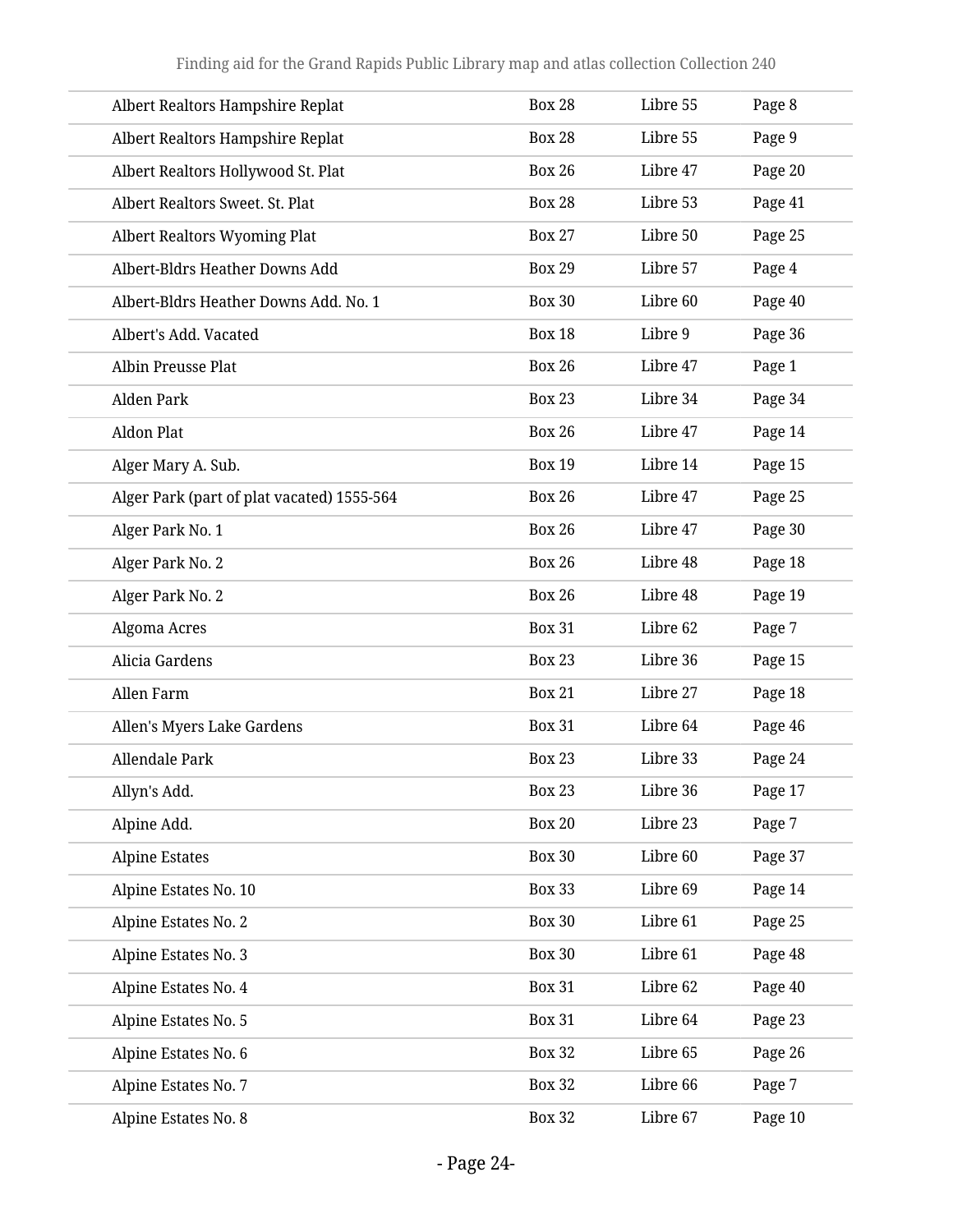| | | | |
|---|---|---|---|
| Albert Realtors Hampshire Replat | Box 28 | Libre 55 | Page 8 |
| Albert Realtors Hampshire Replat | Box 28 | Libre 55 | Page 9 |
| Albert Realtors Hollywood St. Plat | Box 26 | Libre 47 | Page 20 |
| Albert Realtors Sweet. St. Plat | Box 28 | Libre 53 | Page 41 |
| Albert Realtors Wyoming Plat | Box 27 | Libre 50 | Page 25 |
| Albert-Bldrs Heather Downs Add | Box 29 | Libre 57 | Page 4 |
| Albert-Bldrs Heather Downs Add. No. 1 | Box 30 | Libre 60 | Page 40 |
| Albert's Add. Vacated | Box 18 | Libre 9 | Page 36 |
| Albin Preusse Plat | Box 26 | Libre 47 | Page 1 |
| Alden Park | Box 23 | Libre 34 | Page 34 |
| Aldon Plat | Box 26 | Libre 47 | Page 14 |
| Alger Mary A. Sub. | Box 19 | Libre 14 | Page 15 |
| Alger Park (part of plat vacated) 1555-564 | Box 26 | Libre 47 | Page 25 |
| Alger Park No. 1 | Box 26 | Libre 47 | Page 30 |
| Alger Park No. 2 | Box 26 | Libre 48 | Page 18 |
| Alger Park No. 2 | Box 26 | Libre 48 | Page 19 |
| Algoma Acres | Box 31 | Libre 62 | Page 7 |
| Alicia Gardens | Box 23 | Libre 36 | Page 15 |
| Allen Farm | Box 21 | Libre 27 | Page 18 |
| Allen's Myers Lake Gardens | Box 31 | Libre 64 | Page 46 |
| Allendale Park | Box 23 | Libre 33 | Page 24 |
| Allyn's Add. | Box 23 | Libre 36 | Page 17 |
| Alpine Add. | Box 20 | Libre 23 | Page 7 |
| Alpine Estates | Box 30 | Libre 60 | Page 37 |
| Alpine Estates No. 10 | Box 33 | Libre 69 | Page 14 |
| Alpine Estates No. 2 | Box 30 | Libre 61 | Page 25 |
| Alpine Estates No. 3 | Box 30 | Libre 61 | Page 48 |
| Alpine Estates No. 4 | Box 31 | Libre 62 | Page 40 |
| Alpine Estates No. 5 | Box 31 | Libre 64 | Page 23 |
| Alpine Estates No. 6 | Box 32 | Libre 65 | Page 26 |
| Alpine Estates No. 7 | Box 32 | Libre 66 | Page 7 |
| Alpine Estates No. 8 | Box 32 | Libre 67 | Page 10 |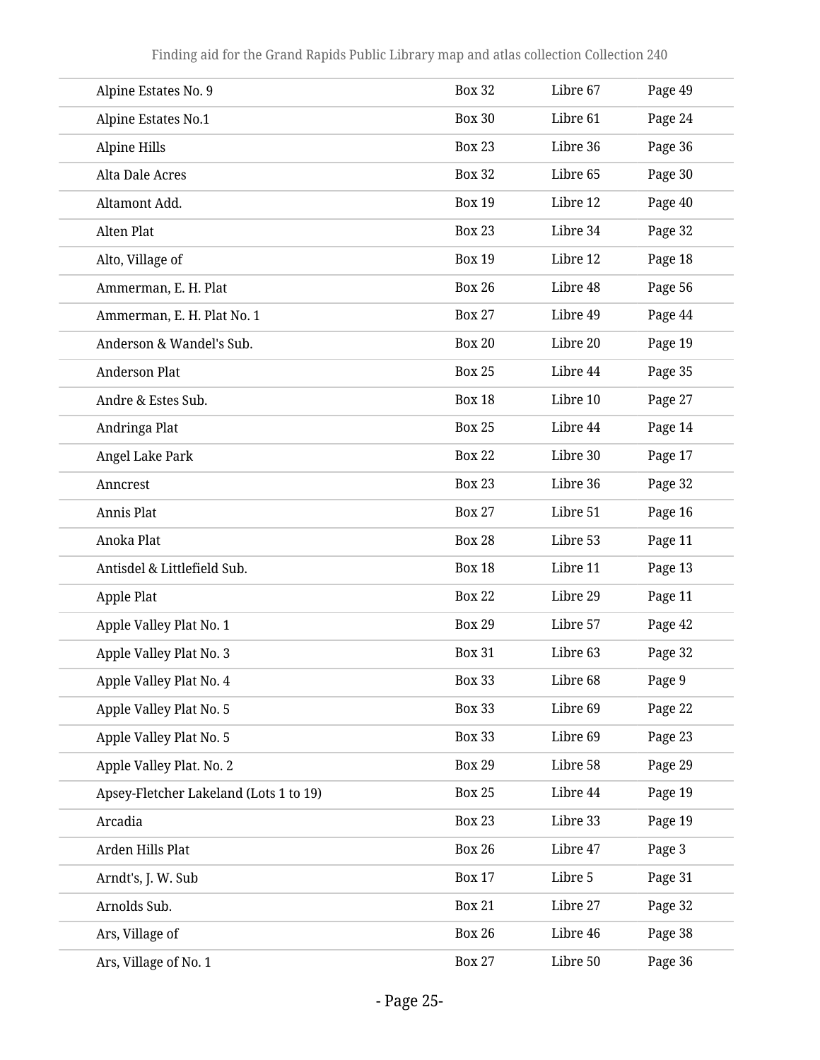| | | | |
|---|---|---|---|
| Alpine Estates No. 9 | Box 32 | Libre 67 | Page 49 |
| Alpine Estates No.1 | Box 30 | Libre 61 | Page 24 |
| Alpine Hills | Box 23 | Libre 36 | Page 36 |
| Alta Dale Acres | Box 32 | Libre 65 | Page 30 |
| Altamont Add. | Box 19 | Libre 12 | Page 40 |
| Alten Plat | Box 23 | Libre 34 | Page 32 |
| Alto, Village of | Box 19 | Libre 12 | Page 18 |
| Ammerman, E. H. Plat | Box 26 | Libre 48 | Page 56 |
| Ammerman, E. H. Plat No. 1 | Box 27 | Libre 49 | Page 44 |
| Anderson & Wandel's Sub. | Box 20 | Libre 20 | Page 19 |
| Anderson Plat | Box 25 | Libre 44 | Page 35 |
| Andre & Estes Sub. | Box 18 | Libre 10 | Page 27 |
| Andringa Plat | Box 25 | Libre 44 | Page 14 |
| Angel Lake Park | Box 22 | Libre 30 | Page 17 |
| Anncrest | Box 23 | Libre 36 | Page 32 |
| Annis Plat | Box 27 | Libre 51 | Page 16 |
| Anoka Plat | Box 28 | Libre 53 | Page 11 |
| Antisdel & Littlefield Sub. | Box 18 | Libre 11 | Page 13 |
| Apple Plat | Box 22 | Libre 29 | Page 11 |
| Apple Valley Plat No. 1 | Box 29 | Libre 57 | Page 42 |
| Apple Valley Plat No. 3 | Box 31 | Libre 63 | Page 32 |
| Apple Valley Plat No. 4 | Box 33 | Libre 68 | Page 9 |
| Apple Valley Plat No. 5 | Box 33 | Libre 69 | Page 22 |
| Apple Valley Plat No. 5 | Box 33 | Libre 69 | Page 23 |
| Apple Valley Plat. No. 2 | Box 29 | Libre 58 | Page 29 |
| Apsey-Fletcher Lakeland (Lots 1 to 19) | Box 25 | Libre 44 | Page 19 |
| Arcadia | Box 23 | Libre 33 | Page 19 |
| Arden Hills Plat | Box 26 | Libre 47 | Page 3 |
| Arndt's, J. W. Sub | Box 17 | Libre 5 | Page 31 |
| Arnolds Sub. | Box 21 | Libre 27 | Page 32 |
| Ars, Village of | Box 26 | Libre 46 | Page 38 |
| Ars, Village of No. 1 | Box 27 | Libre 50 | Page 36 |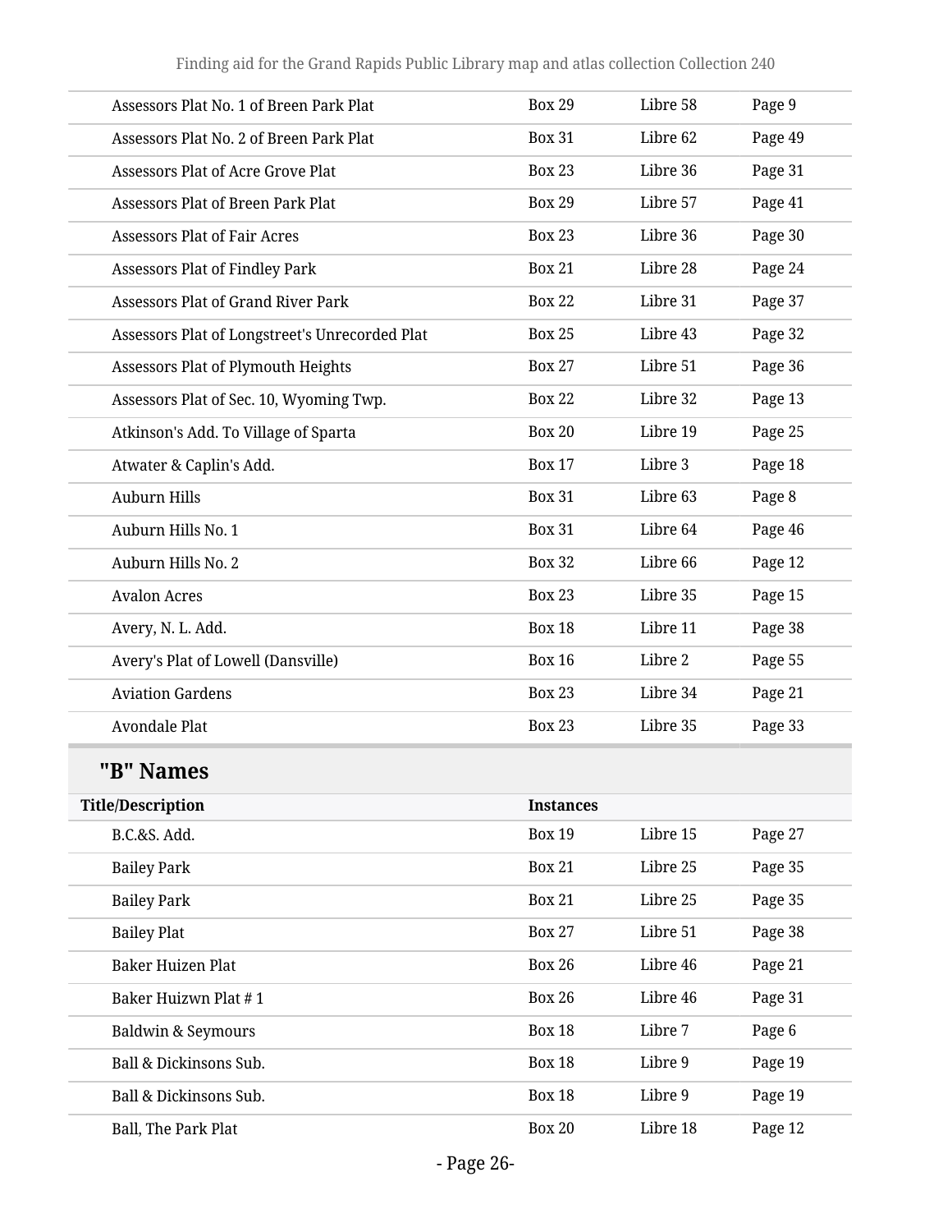| Title/Description | Instances | | |
|---|---|---|---|
| Assessors Plat No. 1 of Breen Park Plat | Box 29 | Libre 58 | Page 9 |
| Assessors Plat No. 2 of Breen Park Plat | Box 31 | Libre 62 | Page 49 |
| Assessors Plat of Acre Grove Plat | Box 23 | Libre 36 | Page 31 |
| Assessors Plat of Breen Park Plat | Box 29 | Libre 57 | Page 41 |
| Assessors Plat of Fair Acres | Box 23 | Libre 36 | Page 30 |
| Assessors Plat of Findley Park | Box 21 | Libre 28 | Page 24 |
| Assessors Plat of Grand River Park | Box 22 | Libre 31 | Page 37 |
| Assessors Plat of Longstreet's Unrecorded Plat | Box 25 | Libre 43 | Page 32 |
| Assessors Plat of Plymouth Heights | Box 27 | Libre 51 | Page 36 |
| Assessors Plat of Sec. 10, Wyoming Twp. | Box 22 | Libre 32 | Page 13 |
| Atkinson's Add. To Village of Sparta | Box 20 | Libre 19 | Page 25 |
| Atwater & Caplin's Add. | Box 17 | Libre 3 | Page 18 |
| Auburn Hills | Box 31 | Libre 63 | Page 8 |
| Auburn Hills No. 1 | Box 31 | Libre 64 | Page 46 |
| Auburn Hills No. 2 | Box 32 | Libre 66 | Page 12 |
| Avalon Acres | Box 23 | Libre 35 | Page 15 |
| Avery, N. L. Add. | Box 18 | Libre 11 | Page 38 |
| Avery's Plat of Lowell (Dansville) | Box 16 | Libre 2 | Page 55 |
| Aviation Gardens | Box 23 | Libre 34 | Page 21 |
| Avondale Plat | Box 23 | Libre 35 | Page 33 |

## "B" Names

| Title/Description | Instances | | |
|---|---|---|---|
| B.C.&S. Add. | Box 19 | Libre 15 | Page 27 |
| Bailey Park | Box 21 | Libre 25 | Page 35 |
| Bailey Park | Box 21 | Libre 25 | Page 35 |
| Bailey Plat | Box 27 | Libre 51 | Page 38 |
| Baker Huizen Plat | Box 26 | Libre 46 | Page 21 |
| Baker Huizwn Plat # 1 | Box 26 | Libre 46 | Page 31 |
| Baldwin & Seymours | Box 18 | Libre 7 | Page 6 |
| Ball & Dickinsons Sub. | Box 18 | Libre 9 | Page 19 |
| Ball & Dickinsons Sub. | Box 18 | Libre 9 | Page 19 |
| Ball, The Park Plat | Box 20 | Libre 18 | Page 12 |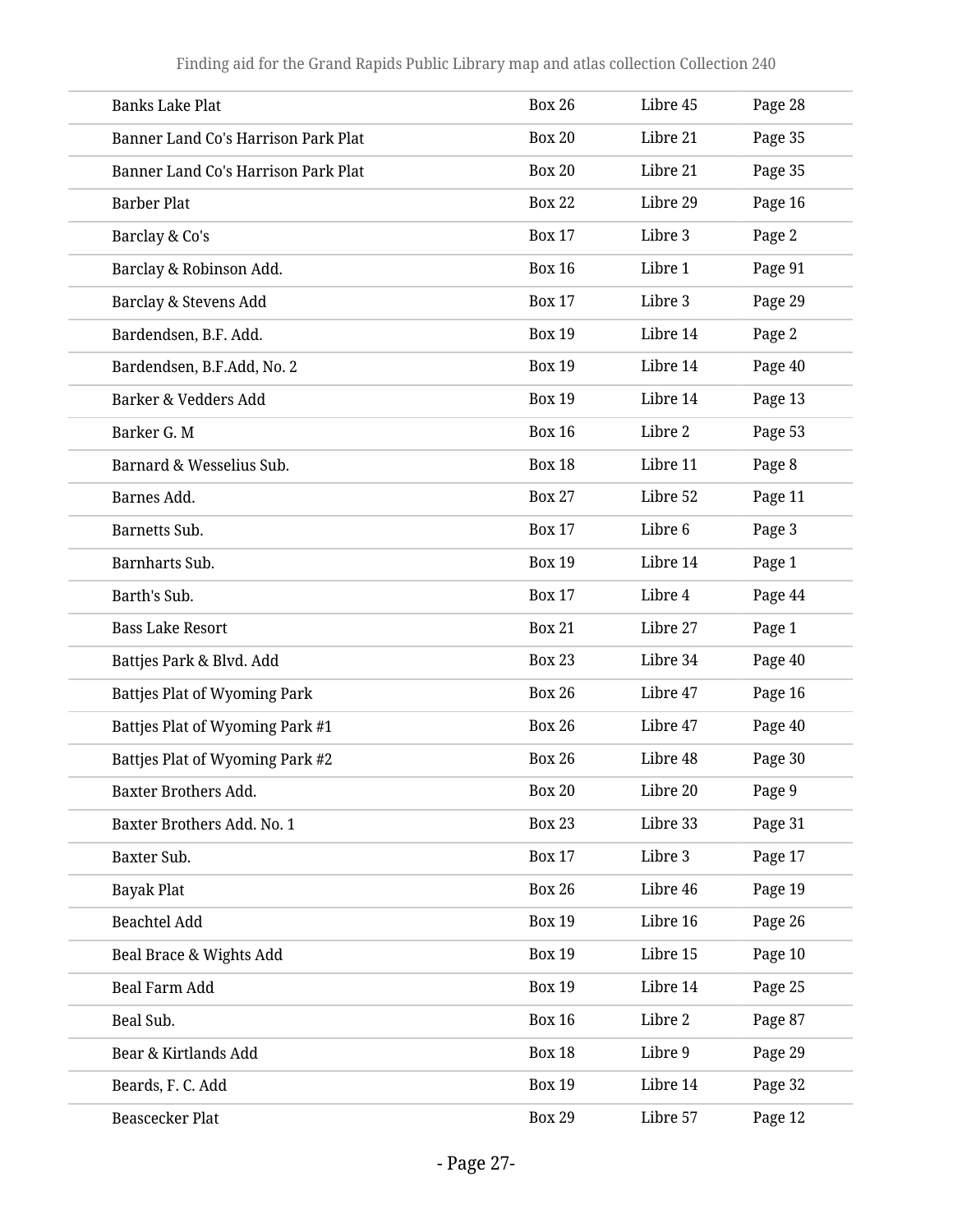| | | | |
|---|---|---|---|
| Banks Lake Plat | Box 26 | Libre 45 | Page 28 |
| Banner Land Co's Harrison Park Plat | Box 20 | Libre 21 | Page 35 |
| Banner Land Co's Harrison Park Plat | Box 20 | Libre 21 | Page 35 |
| Barber Plat | Box 22 | Libre 29 | Page 16 |
| Barclay & Co's | Box 17 | Libre 3 | Page 2 |
| Barclay & Robinson Add. | Box 16 | Libre 1 | Page 91 |
| Barclay & Stevens Add | Box 17 | Libre 3 | Page 29 |
| Bardendsen, B.F. Add. | Box 19 | Libre 14 | Page 2 |
| Bardendsen, B.F.Add, No. 2 | Box 19 | Libre 14 | Page 40 |
| Barker & Vedders Add | Box 19 | Libre 14 | Page 13 |
| Barker G. M | Box 16 | Libre 2 | Page 53 |
| Barnard & Wesselius Sub. | Box 18 | Libre 11 | Page 8 |
| Barnes Add. | Box 27 | Libre 52 | Page 11 |
| Barnetts Sub. | Box 17 | Libre 6 | Page 3 |
| Barnharts Sub. | Box 19 | Libre 14 | Page 1 |
| Barth's Sub. | Box 17 | Libre 4 | Page 44 |
| Bass Lake Resort | Box 21 | Libre 27 | Page 1 |
| Battjes Park & Blvd. Add | Box 23 | Libre 34 | Page 40 |
| Battjes Plat of Wyoming Park | Box 26 | Libre 47 | Page 16 |
| Battjes Plat of Wyoming Park #1 | Box 26 | Libre 47 | Page 40 |
| Battjes Plat of Wyoming Park #2 | Box 26 | Libre 48 | Page 30 |
| Baxter Brothers Add. | Box 20 | Libre 20 | Page 9 |
| Baxter Brothers Add. No. 1 | Box 23 | Libre 33 | Page 31 |
| Baxter Sub. | Box 17 | Libre 3 | Page 17 |
| Bayak Plat | Box 26 | Libre 46 | Page 19 |
| Beachtel Add | Box 19 | Libre 16 | Page 26 |
| Beal Brace & Wights Add | Box 19 | Libre 15 | Page 10 |
| Beal Farm Add | Box 19 | Libre 14 | Page 25 |
| Beal Sub. | Box 16 | Libre 2 | Page 87 |
| Bear & Kirtlands Add | Box 18 | Libre 9 | Page 29 |
| Beards, F. C. Add | Box 19 | Libre 14 | Page 32 |
| Beascecker Plat | Box 29 | Libre 57 | Page 12 |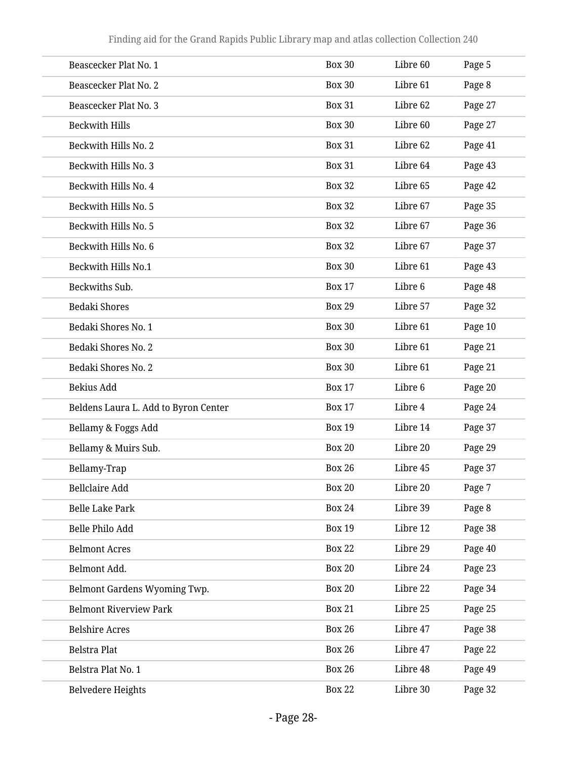| | | | |
|---|---|---|---|
| Beascecker Plat No. 1 | Box 30 | Libre 60 | Page 5 |
| Beascecker Plat No. 2 | Box 30 | Libre 61 | Page 8 |
| Beascecker Plat No. 3 | Box 31 | Libre 62 | Page 27 |
| Beckwith Hills | Box 30 | Libre 60 | Page 27 |
| Beckwith Hills No. 2 | Box 31 | Libre 62 | Page 41 |
| Beckwith Hills No. 3 | Box 31 | Libre 64 | Page 43 |
| Beckwith Hills No. 4 | Box 32 | Libre 65 | Page 42 |
| Beckwith Hills No. 5 | Box 32 | Libre 67 | Page 35 |
| Beckwith Hills No. 5 | Box 32 | Libre 67 | Page 36 |
| Beckwith Hills No. 6 | Box 32 | Libre 67 | Page 37 |
| Beckwith Hills No.1 | Box 30 | Libre 61 | Page 43 |
| Beckwiths Sub. | Box 17 | Libre 6 | Page 48 |
| Bedaki Shores | Box 29 | Libre 57 | Page 32 |
| Bedaki Shores No. 1 | Box 30 | Libre 61 | Page 10 |
| Bedaki Shores No. 2 | Box 30 | Libre 61 | Page 21 |
| Bedaki Shores No. 2 | Box 30 | Libre 61 | Page 21 |
| Bekius Add | Box 17 | Libre 6 | Page 20 |
| Beldens Laura L. Add to Byron Center | Box 17 | Libre 4 | Page 24 |
| Bellamy & Foggs Add | Box 19 | Libre 14 | Page 37 |
| Bellamy & Muirs Sub. | Box 20 | Libre 20 | Page 29 |
| Bellamy-Trap | Box 26 | Libre 45 | Page 37 |
| Bellclaire Add | Box 20 | Libre 20 | Page 7 |
| Belle Lake Park | Box 24 | Libre 39 | Page 8 |
| Belle Philo Add | Box 19 | Libre 12 | Page 38 |
| Belmont Acres | Box 22 | Libre 29 | Page 40 |
| Belmont Add. | Box 20 | Libre 24 | Page 23 |
| Belmont Gardens Wyoming Twp. | Box 20 | Libre 22 | Page 34 |
| Belmont Riverview Park | Box 21 | Libre 25 | Page 25 |
| Belshire Acres | Box 26 | Libre 47 | Page 38 |
| Belstra Plat | Box 26 | Libre 47 | Page 22 |
| Belstra Plat No. 1 | Box 26 | Libre 48 | Page 49 |
| Belvedere Heights | Box 22 | Libre 30 | Page 32 |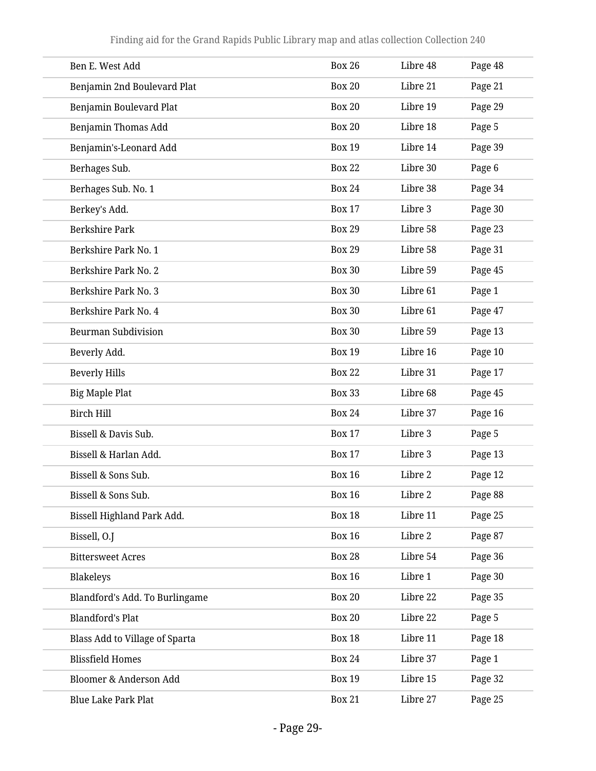| | | | |
|---|---|---|---|
| Ben E. West Add | Box 26 | Libre 48 | Page 48 |
| Benjamin 2nd Boulevard Plat | Box 20 | Libre 21 | Page 21 |
| Benjamin Boulevard Plat | Box 20 | Libre 19 | Page 29 |
| Benjamin Thomas Add | Box 20 | Libre 18 | Page 5 |
| Benjamin's-Leonard Add | Box 19 | Libre 14 | Page 39 |
| Berhages Sub. | Box 22 | Libre 30 | Page 6 |
| Berhages Sub. No. 1 | Box 24 | Libre 38 | Page 34 |
| Berkey's Add. | Box 17 | Libre 3 | Page 30 |
| Berkshire Park | Box 29 | Libre 58 | Page 23 |
| Berkshire Park No. 1 | Box 29 | Libre 58 | Page 31 |
| Berkshire Park No. 2 | Box 30 | Libre 59 | Page 45 |
| Berkshire Park No. 3 | Box 30 | Libre 61 | Page 1 |
| Berkshire Park No. 4 | Box 30 | Libre 61 | Page 47 |
| Beurman Subdivision | Box 30 | Libre 59 | Page 13 |
| Beverly Add. | Box 19 | Libre 16 | Page 10 |
| Beverly Hills | Box 22 | Libre 31 | Page 17 |
| Big Maple Plat | Box 33 | Libre 68 | Page 45 |
| Birch Hill | Box 24 | Libre 37 | Page 16 |
| Bissell & Davis Sub. | Box 17 | Libre 3 | Page 5 |
| Bissell & Harlan Add. | Box 17 | Libre 3 | Page 13 |
| Bissell & Sons Sub. | Box 16 | Libre 2 | Page 12 |
| Bissell & Sons Sub. | Box 16 | Libre 2 | Page 88 |
| Bissell Highland Park Add. | Box 18 | Libre 11 | Page 25 |
| Bissell, O.J | Box 16 | Libre 2 | Page 87 |
| Bittersweet Acres | Box 28 | Libre 54 | Page 36 |
| Blakeleys | Box 16 | Libre 1 | Page 30 |
| Blandford's Add. To Burlingame | Box 20 | Libre 22 | Page 35 |
| Blandford's Plat | Box 20 | Libre 22 | Page 5 |
| Blass Add to Village of Sparta | Box 18 | Libre 11 | Page 18 |
| Blissfield Homes | Box 24 | Libre 37 | Page 1 |
| Bloomer & Anderson Add | Box 19 | Libre 15 | Page 32 |
| Blue Lake Park Plat | Box 21 | Libre 27 | Page 25 |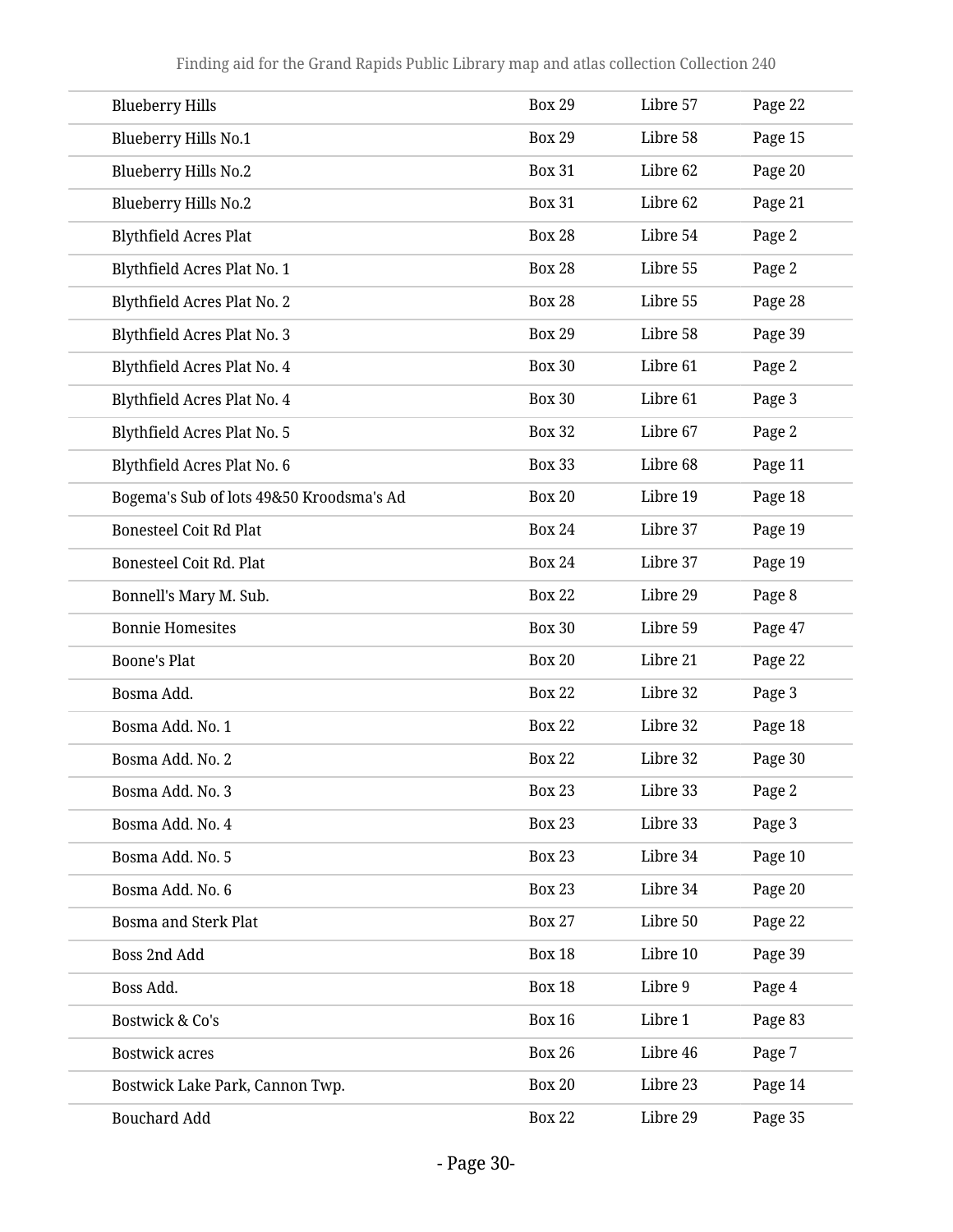| | | | |
|---|---|---|---|
| Blueberry Hills | Box 29 | Libre 57 | Page 22 |
| Blueberry Hills No.1 | Box 29 | Libre 58 | Page 15 |
| Blueberry Hills No.2 | Box 31 | Libre 62 | Page 20 |
| Blueberry Hills No.2 | Box 31 | Libre 62 | Page 21 |
| Blythfield Acres Plat | Box 28 | Libre 54 | Page 2 |
| Blythfield Acres Plat No. 1 | Box 28 | Libre 55 | Page 2 |
| Blythfield Acres Plat No. 2 | Box 28 | Libre 55 | Page 28 |
| Blythfield Acres Plat No. 3 | Box 29 | Libre 58 | Page 39 |
| Blythfield Acres Plat No. 4 | Box 30 | Libre 61 | Page 2 |
| Blythfield Acres Plat No. 4 | Box 30 | Libre 61 | Page 3 |
| Blythfield Acres Plat No. 5 | Box 32 | Libre 67 | Page 2 |
| Blythfield Acres Plat No. 6 | Box 33 | Libre 68 | Page 11 |
| Bogema's Sub of lots 49&50 Kroodsma's Ad | Box 20 | Libre 19 | Page 18 |
| Bonesteel Coit Rd Plat | Box 24 | Libre 37 | Page 19 |
| Bonesteel Coit Rd. Plat | Box 24 | Libre 37 | Page 19 |
| Bonnell's Mary M. Sub. | Box 22 | Libre 29 | Page 8 |
| Bonnie Homesites | Box 30 | Libre 59 | Page 47 |
| Boone's Plat | Box 20 | Libre 21 | Page 22 |
| Bosma Add. | Box 22 | Libre 32 | Page 3 |
| Bosma Add. No. 1 | Box 22 | Libre 32 | Page 18 |
| Bosma Add. No. 2 | Box 22 | Libre 32 | Page 30 |
| Bosma Add. No. 3 | Box 23 | Libre 33 | Page 2 |
| Bosma Add. No. 4 | Box 23 | Libre 33 | Page 3 |
| Bosma Add. No. 5 | Box 23 | Libre 34 | Page 10 |
| Bosma Add. No. 6 | Box 23 | Libre 34 | Page 20 |
| Bosma and Sterk Plat | Box 27 | Libre 50 | Page 22 |
| Boss 2nd Add | Box 18 | Libre 10 | Page 39 |
| Boss Add. | Box 18 | Libre 9 | Page 4 |
| Bostwick & Co's | Box 16 | Libre 1 | Page 83 |
| Bostwick acres | Box 26 | Libre 46 | Page 7 |
| Bostwick Lake Park, Cannon Twp. | Box 20 | Libre 23 | Page 14 |
| Bouchard Add | Box 22 | Libre 29 | Page 35 |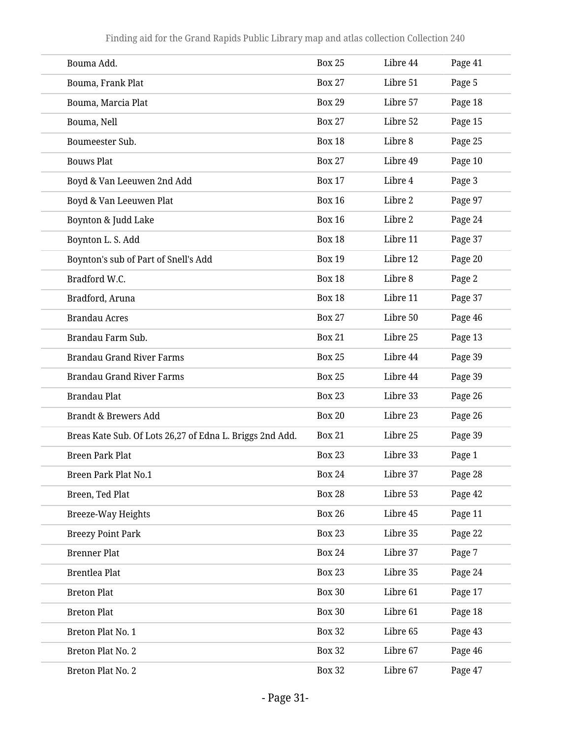| | | | |
|---|---|---|---|
| Bouma Add. | Box 25 | Libre 44 | Page 41 |
| Bouma, Frank Plat | Box 27 | Libre 51 | Page 5 |
| Bouma, Marcia Plat | Box 29 | Libre 57 | Page 18 |
| Bouma, Nell | Box 27 | Libre 52 | Page 15 |
| Boumeester Sub. | Box 18 | Libre 8 | Page 25 |
| Bouws Plat | Box 27 | Libre 49 | Page 10 |
| Boyd & Van Leeuwen 2nd Add | Box 17 | Libre 4 | Page 3 |
| Boyd & Van Leeuwen Plat | Box 16 | Libre 2 | Page 97 |
| Boynton & Judd Lake | Box 16 | Libre 2 | Page 24 |
| Boynton L. S. Add | Box 18 | Libre 11 | Page 37 |
| Boynton's sub of Part of Snell's Add | Box 19 | Libre 12 | Page 20 |
| Bradford W.C. | Box 18 | Libre 8 | Page 2 |
| Bradford, Aruna | Box 18 | Libre 11 | Page 37 |
| Brandau Acres | Box 27 | Libre 50 | Page 46 |
| Brandau Farm Sub. | Box 21 | Libre 25 | Page 13 |
| Brandau Grand River Farms | Box 25 | Libre 44 | Page 39 |
| Brandau Grand River Farms | Box 25 | Libre 44 | Page 39 |
| Brandau Plat | Box 23 | Libre 33 | Page 26 |
| Brandt & Brewers Add | Box 20 | Libre 23 | Page 26 |
| Breas Kate Sub. Of Lots 26,27 of Edna L. Briggs 2nd Add. | Box 21 | Libre 25 | Page 39 |
| Breen Park Plat | Box 23 | Libre 33 | Page 1 |
| Breen Park Plat No.1 | Box 24 | Libre 37 | Page 28 |
| Breen, Ted Plat | Box 28 | Libre 53 | Page 42 |
| Breeze-Way Heights | Box 26 | Libre 45 | Page 11 |
| Breezy Point Park | Box 23 | Libre 35 | Page 22 |
| Brenner Plat | Box 24 | Libre 37 | Page 7 |
| Brentlea Plat | Box 23 | Libre 35 | Page 24 |
| Breton Plat | Box 30 | Libre 61 | Page 17 |
| Breton Plat | Box 30 | Libre 61 | Page 18 |
| Breton Plat No. 1 | Box 32 | Libre 65 | Page 43 |
| Breton Plat No. 2 | Box 32 | Libre 67 | Page 46 |
| Breton Plat No. 2 | Box 32 | Libre 67 | Page 47 |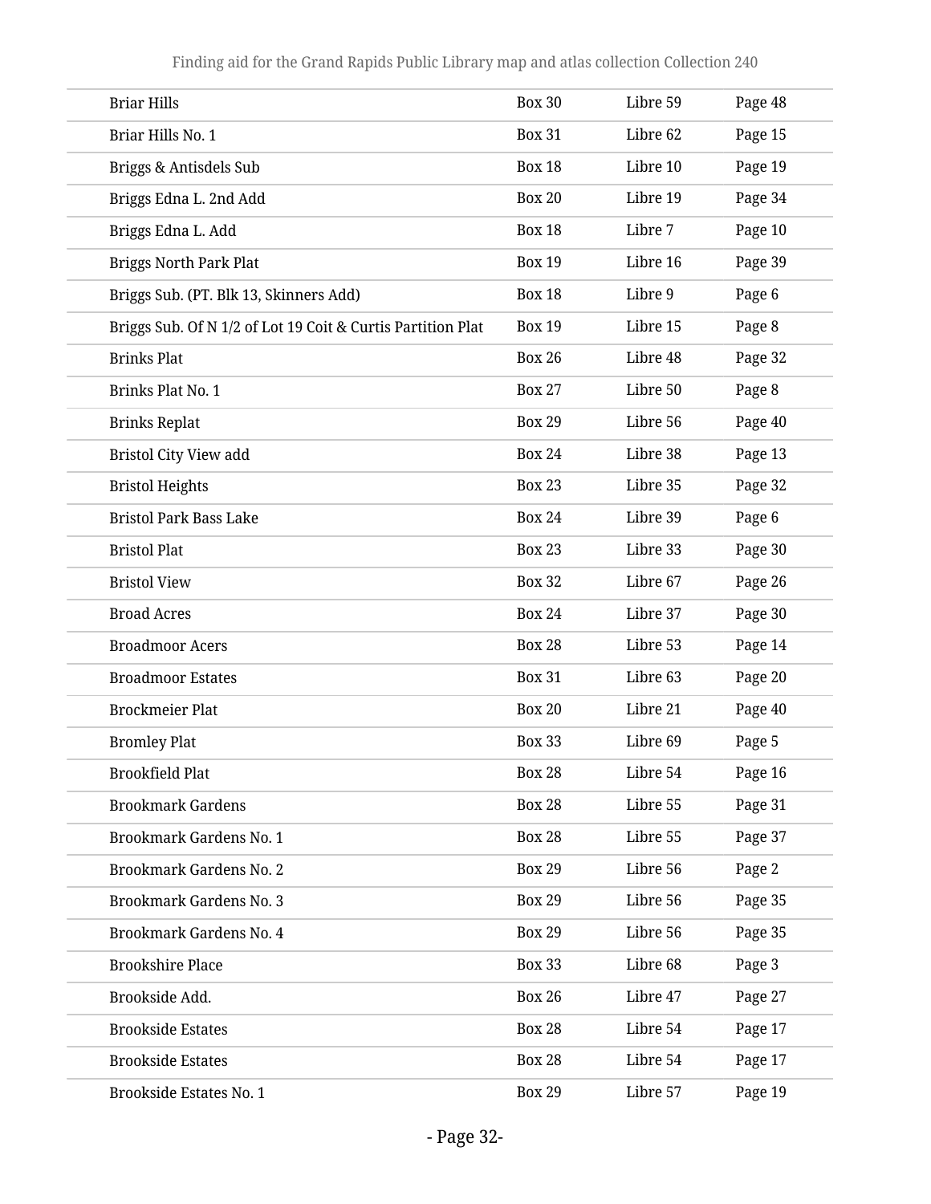| | | | |
|---|---|---|---|
| Briar Hills | Box 30 | Libre 59 | Page 48 |
| Briar Hills No. 1 | Box 31 | Libre 62 | Page 15 |
| Briggs & Antisdels Sub | Box 18 | Libre 10 | Page 19 |
| Briggs Edna L. 2nd Add | Box 20 | Libre 19 | Page 34 |
| Briggs Edna L. Add | Box 18 | Libre 7 | Page 10 |
| Briggs North Park Plat | Box 19 | Libre 16 | Page 39 |
| Briggs Sub. (PT. Blk 13, Skinners Add) | Box 18 | Libre 9 | Page 6 |
| Briggs Sub. Of N 1/2 of Lot 19 Coit & Curtis Partition Plat | Box 19 | Libre 15 | Page 8 |
| Brinks Plat | Box 26 | Libre 48 | Page 32 |
| Brinks Plat No. 1 | Box 27 | Libre 50 | Page 8 |
| Brinks Replat | Box 29 | Libre 56 | Page 40 |
| Bristol City View add | Box 24 | Libre 38 | Page 13 |
| Bristol Heights | Box 23 | Libre 35 | Page 32 |
| Bristol Park Bass Lake | Box 24 | Libre 39 | Page 6 |
| Bristol Plat | Box 23 | Libre 33 | Page 30 |
| Bristol View | Box 32 | Libre 67 | Page 26 |
| Broad Acres | Box 24 | Libre 37 | Page 30 |
| Broadmoor Acers | Box 28 | Libre 53 | Page 14 |
| Broadmoor Estates | Box 31 | Libre 63 | Page 20 |
| Brockmeier Plat | Box 20 | Libre 21 | Page 40 |
| Bromley Plat | Box 33 | Libre 69 | Page 5 |
| Brookfield Plat | Box 28 | Libre 54 | Page 16 |
| Brookmark Gardens | Box 28 | Libre 55 | Page 31 |
| Brookmark Gardens No. 1 | Box 28 | Libre 55 | Page 37 |
| Brookmark Gardens No. 2 | Box 29 | Libre 56 | Page 2 |
| Brookmark Gardens No. 3 | Box 29 | Libre 56 | Page 35 |
| Brookmark Gardens No. 4 | Box 29 | Libre 56 | Page 35 |
| Brookshire Place | Box 33 | Libre 68 | Page 3 |
| Brookside Add. | Box 26 | Libre 47 | Page 27 |
| Brookside Estates | Box 28 | Libre 54 | Page 17 |
| Brookside Estates | Box 28 | Libre 54 | Page 17 |
| Brookside Estates No. 1 | Box 29 | Libre 57 | Page 19 |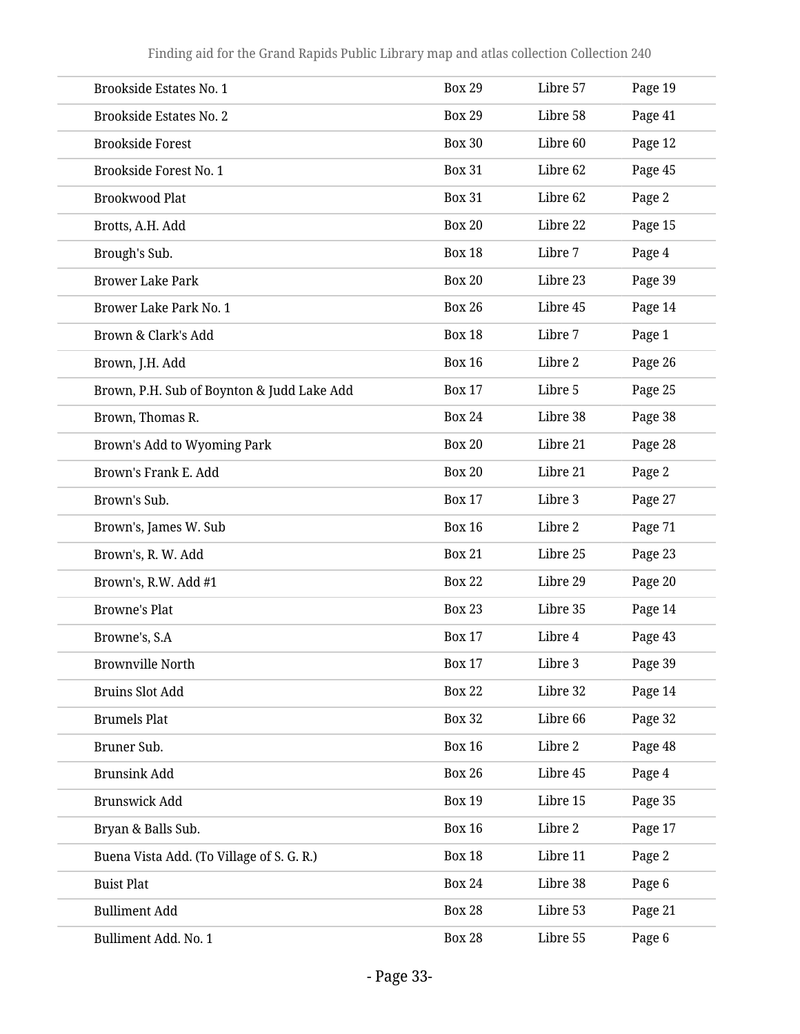| | | | |
|---|---|---|---|
| Brookside Estates No. 1 | Box 29 | Libre 57 | Page 19 |
| Brookside Estates No. 2 | Box 29 | Libre 58 | Page 41 |
| Brookside Forest | Box 30 | Libre 60 | Page 12 |
| Brookside Forest No. 1 | Box 31 | Libre 62 | Page 45 |
| Brookwood Plat | Box 31 | Libre 62 | Page 2 |
| Brotts, A.H. Add | Box 20 | Libre 22 | Page 15 |
| Brough's Sub. | Box 18 | Libre 7 | Page 4 |
| Brower Lake Park | Box 20 | Libre 23 | Page 39 |
| Brower Lake Park No. 1 | Box 26 | Libre 45 | Page 14 |
| Brown & Clark's Add | Box 18 | Libre 7 | Page 1 |
| Brown, J.H. Add | Box 16 | Libre 2 | Page 26 |
| Brown, P.H. Sub of Boynton & Judd Lake Add | Box 17 | Libre 5 | Page 25 |
| Brown, Thomas R. | Box 24 | Libre 38 | Page 38 |
| Brown's Add to Wyoming Park | Box 20 | Libre 21 | Page 28 |
| Brown's Frank E. Add | Box 20 | Libre 21 | Page 2 |
| Brown's Sub. | Box 17 | Libre 3 | Page 27 |
| Brown's, James W. Sub | Box 16 | Libre 2 | Page 71 |
| Brown's, R. W. Add | Box 21 | Libre 25 | Page 23 |
| Brown's, R.W. Add #1 | Box 22 | Libre 29 | Page 20 |
| Browne's Plat | Box 23 | Libre 35 | Page 14 |
| Browne's, S.A | Box 17 | Libre 4 | Page 43 |
| Brownville North | Box 17 | Libre 3 | Page 39 |
| Bruins Slot Add | Box 22 | Libre 32 | Page 14 |
| Brumels Plat | Box 32 | Libre 66 | Page 32 |
| Bruner Sub. | Box 16 | Libre 2 | Page 48 |
| Brunsink Add | Box 26 | Libre 45 | Page 4 |
| Brunswick Add | Box 19 | Libre 15 | Page 35 |
| Bryan & Balls Sub. | Box 16 | Libre 2 | Page 17 |
| Buena Vista Add. (To Village of S. G. R.) | Box 18 | Libre 11 | Page 2 |
| Buist Plat | Box 24 | Libre 38 | Page 6 |
| Bulliment Add | Box 28 | Libre 53 | Page 21 |
| Bulliment Add. No. 1 | Box 28 | Libre 55 | Page 6 |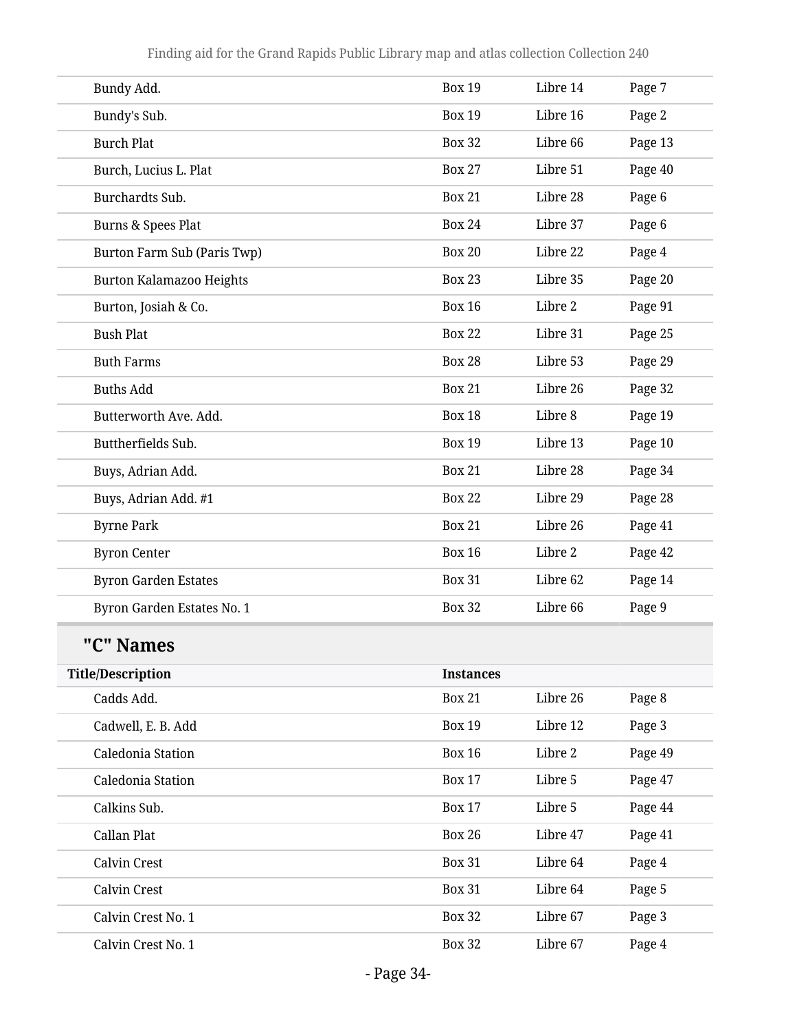| | | | |
|---|---|---|---|
| Bundy Add. | Box 19 | Libre 14 | Page 7 |
| Bundy's Sub. | Box 19 | Libre 16 | Page 2 |
| Burch Plat | Box 32 | Libre 66 | Page 13 |
| Burch, Lucius L. Plat | Box 27 | Libre 51 | Page 40 |
| Burchardts Sub. | Box 21 | Libre 28 | Page 6 |
| Burns & Spees Plat | Box 24 | Libre 37 | Page 6 |
| Burton Farm Sub (Paris Twp) | Box 20 | Libre 22 | Page 4 |
| Burton Kalamazoo Heights | Box 23 | Libre 35 | Page 20 |
| Burton, Josiah & Co. | Box 16 | Libre 2 | Page 91 |
| Bush Plat | Box 22 | Libre 31 | Page 25 |
| Buth Farms | Box 28 | Libre 53 | Page 29 |
| Buths Add | Box 21 | Libre 26 | Page 32 |
| Butterworth Ave. Add. | Box 18 | Libre 8 | Page 19 |
| Buttherfields Sub. | Box 19 | Libre 13 | Page 10 |
| Buys, Adrian Add. | Box 21 | Libre 28 | Page 34 |
| Buys, Adrian Add. #1 | Box 22 | Libre 29 | Page 28 |
| Byrne Park | Box 21 | Libre 26 | Page 41 |
| Byron Center | Box 16 | Libre 2 | Page 42 |
| Byron Garden Estates | Box 31 | Libre 62 | Page 14 |
| Byron Garden Estates No. 1 | Box 32 | Libre 66 | Page 9 |

## "C" Names

| Title/Description | Instances | | |
|---|---|---|---|
| Cadds Add. | Box 21 | Libre 26 | Page 8 |
| Cadwell, E. B. Add | Box 19 | Libre 12 | Page 3 |
| Caledonia Station | Box 16 | Libre 2 | Page 49 |
| Caledonia Station | Box 17 | Libre 5 | Page 47 |
| Calkins Sub. | Box 17 | Libre 5 | Page 44 |
| Callan Plat | Box 26 | Libre 47 | Page 41 |
| Calvin Crest | Box 31 | Libre 64 | Page 4 |
| Calvin Crest | Box 31 | Libre 64 | Page 5 |
| Calvin Crest No. 1 | Box 32 | Libre 67 | Page 3 |
| Calvin Crest No. 1 | Box 32 | Libre 67 | Page 4 |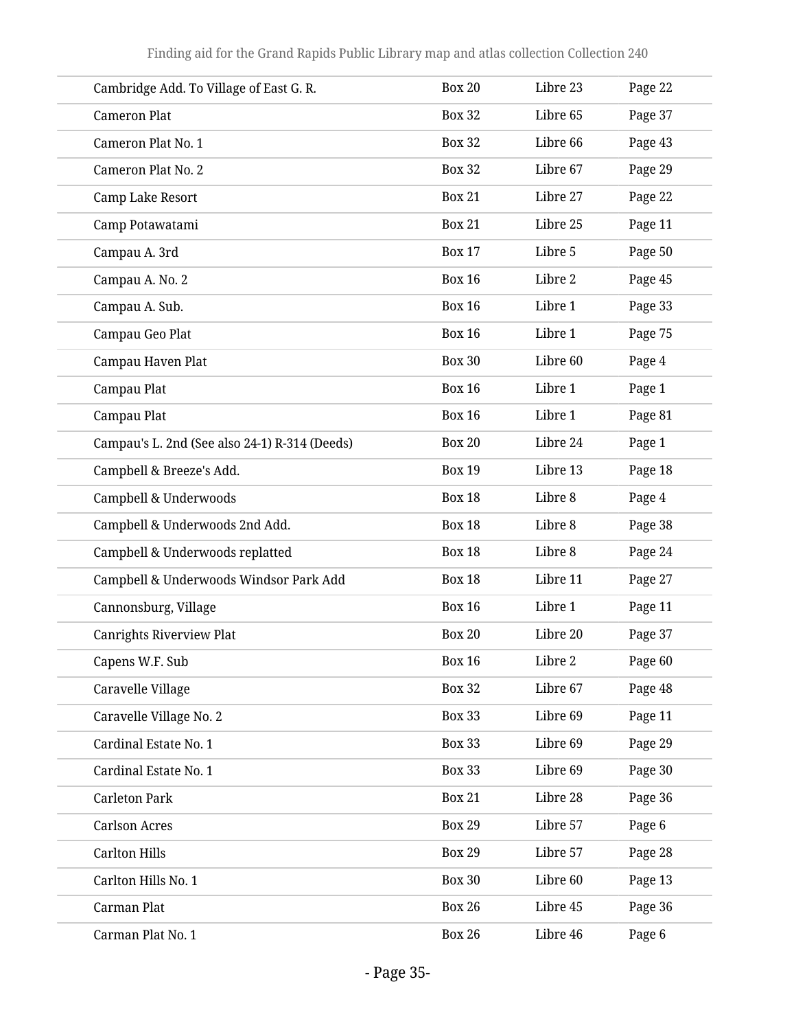| | | | |
|---|---|---|---|
| Cambridge Add. To Village of East G. R. | Box 20 | Libre 23 | Page 22 |
| Cameron Plat | Box 32 | Libre 65 | Page 37 |
| Cameron Plat No. 1 | Box 32 | Libre 66 | Page 43 |
| Cameron Plat No. 2 | Box 32 | Libre 67 | Page 29 |
| Camp Lake Resort | Box 21 | Libre 27 | Page 22 |
| Camp Potawatami | Box 21 | Libre 25 | Page 11 |
| Campau A. 3rd | Box 17 | Libre 5 | Page 50 |
| Campau A. No. 2 | Box 16 | Libre 2 | Page 45 |
| Campau A. Sub. | Box 16 | Libre 1 | Page 33 |
| Campau Geo Plat | Box 16 | Libre 1 | Page 75 |
| Campau Haven Plat | Box 30 | Libre 60 | Page 4 |
| Campau Plat | Box 16 | Libre 1 | Page 1 |
| Campau Plat | Box 16 | Libre 1 | Page 81 |
| Campau's L. 2nd (See also 24-1) R-314 (Deeds) | Box 20 | Libre 24 | Page 1 |
| Campbell & Breeze's Add. | Box 19 | Libre 13 | Page 18 |
| Campbell & Underwoods | Box 18 | Libre 8 | Page 4 |
| Campbell & Underwoods 2nd Add. | Box 18 | Libre 8 | Page 38 |
| Campbell & Underwoods replatted | Box 18 | Libre 8 | Page 24 |
| Campbell & Underwoods Windsor Park Add | Box 18 | Libre 11 | Page 27 |
| Cannonsburg, Village | Box 16 | Libre 1 | Page 11 |
| Canrights Riverview Plat | Box 20 | Libre 20 | Page 37 |
| Capens W.F. Sub | Box 16 | Libre 2 | Page 60 |
| Caravelle Village | Box 32 | Libre 67 | Page 48 |
| Caravelle Village No. 2 | Box 33 | Libre 69 | Page 11 |
| Cardinal Estate No. 1 | Box 33 | Libre 69 | Page 29 |
| Cardinal Estate No. 1 | Box 33 | Libre 69 | Page 30 |
| Carleton Park | Box 21 | Libre 28 | Page 36 |
| Carlson Acres | Box 29 | Libre 57 | Page 6 |
| Carlton Hills | Box 29 | Libre 57 | Page 28 |
| Carlton Hills No. 1 | Box 30 | Libre 60 | Page 13 |
| Carman Plat | Box 26 | Libre 45 | Page 36 |
| Carman Plat No. 1 | Box 26 | Libre 46 | Page 6 |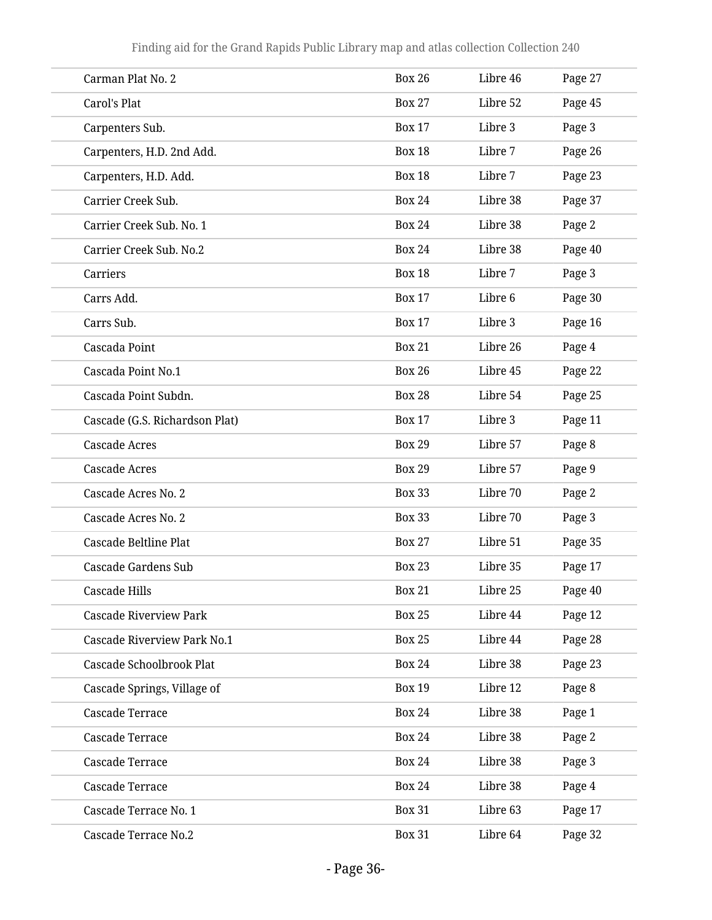| | | | |
|---|---|---|---|
| Carman Plat No. 2 | Box 26 | Libre 46 | Page 27 |
| Carol's Plat | Box 27 | Libre 52 | Page 45 |
| Carpenters Sub. | Box 17 | Libre 3 | Page 3 |
| Carpenters, H.D. 2nd Add. | Box 18 | Libre 7 | Page 26 |
| Carpenters, H.D. Add. | Box 18 | Libre 7 | Page 23 |
| Carrier Creek Sub. | Box 24 | Libre 38 | Page 37 |
| Carrier Creek Sub. No. 1 | Box 24 | Libre 38 | Page 2 |
| Carrier Creek Sub. No.2 | Box 24 | Libre 38 | Page 40 |
| Carriers | Box 18 | Libre 7 | Page 3 |
| Carrs Add. | Box 17 | Libre 6 | Page 30 |
| Carrs Sub. | Box 17 | Libre 3 | Page 16 |
| Cascada Point | Box 21 | Libre 26 | Page 4 |
| Cascada Point No.1 | Box 26 | Libre 45 | Page 22 |
| Cascada Point Subdn. | Box 28 | Libre 54 | Page 25 |
| Cascade (G.S. Richardson Plat) | Box 17 | Libre 3 | Page 11 |
| Cascade Acres | Box 29 | Libre 57 | Page 8 |
| Cascade Acres | Box 29 | Libre 57 | Page 9 |
| Cascade Acres No. 2 | Box 33 | Libre 70 | Page 2 |
| Cascade Acres No. 2 | Box 33 | Libre 70 | Page 3 |
| Cascade Beltline Plat | Box 27 | Libre 51 | Page 35 |
| Cascade Gardens Sub | Box 23 | Libre 35 | Page 17 |
| Cascade Hills | Box 21 | Libre 25 | Page 40 |
| Cascade Riverview Park | Box 25 | Libre 44 | Page 12 |
| Cascade Riverview Park No.1 | Box 25 | Libre 44 | Page 28 |
| Cascade Schoolbrook Plat | Box 24 | Libre 38 | Page 23 |
| Cascade Springs, Village of | Box 19 | Libre 12 | Page 8 |
| Cascade Terrace | Box 24 | Libre 38 | Page 1 |
| Cascade Terrace | Box 24 | Libre 38 | Page 2 |
| Cascade Terrace | Box 24 | Libre 38 | Page 3 |
| Cascade Terrace | Box 24 | Libre 38 | Page 4 |
| Cascade Terrace No. 1 | Box 31 | Libre 63 | Page 17 |
| Cascade Terrace No.2 | Box 31 | Libre 64 | Page 32 |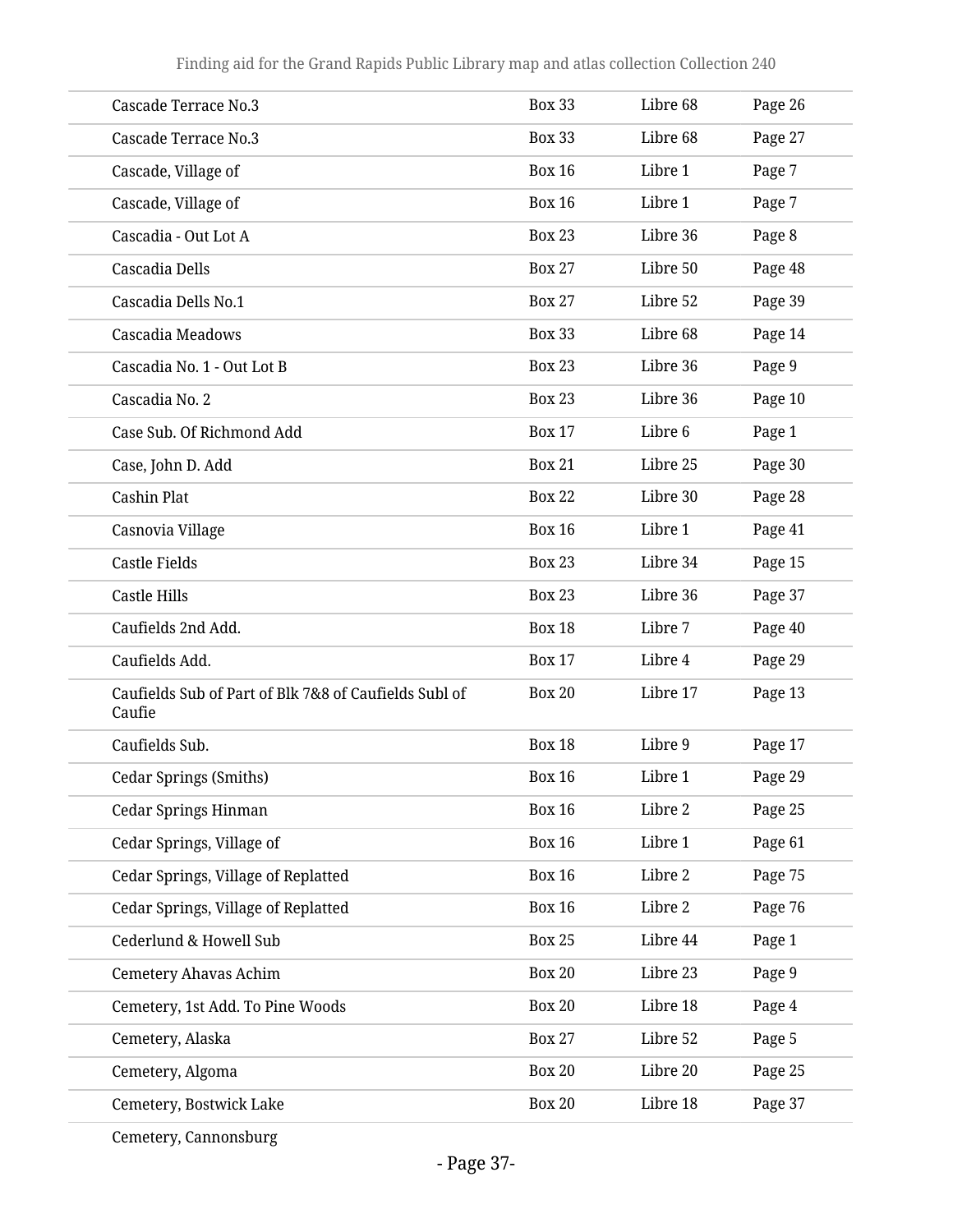| | | | |
|---|---|---|---|
| Cascade Terrace No.3 | Box 33 | Libre 68 | Page 26 |
| Cascade Terrace No.3 | Box 33 | Libre 68 | Page 27 |
| Cascade, Village of | Box 16 | Libre 1 | Page 7 |
| Cascade, Village of | Box 16 | Libre 1 | Page 7 |
| Cascadia - Out Lot A | Box 23 | Libre 36 | Page 8 |
| Cascadia Dells | Box 27 | Libre 50 | Page 48 |
| Cascadia Dells No.1 | Box 27 | Libre 52 | Page 39 |
| Cascadia Meadows | Box 33 | Libre 68 | Page 14 |
| Cascadia No. 1 - Out Lot B | Box 23 | Libre 36 | Page 9 |
| Cascadia No. 2 | Box 23 | Libre 36 | Page 10 |
| Case Sub. Of Richmond Add | Box 17 | Libre 6 | Page 1 |
| Case, John D. Add | Box 21 | Libre 25 | Page 30 |
| Cashin Plat | Box 22 | Libre 30 | Page 28 |
| Casnovia Village | Box 16 | Libre 1 | Page 41 |
| Castle Fields | Box 23 | Libre 34 | Page 15 |
| Castle Hills | Box 23 | Libre 36 | Page 37 |
| Caufields 2nd Add. | Box 18 | Libre 7 | Page 40 |
| Caufields Add. | Box 17 | Libre 4 | Page 29 |
| Caufields Sub of Part of Blk 7&8 of Caufields Subl of Caufie | Box 20 | Libre 17 | Page 13 |
| Caufields Sub. | Box 18 | Libre 9 | Page 17 |
| Cedar Springs (Smiths) | Box 16 | Libre 1 | Page 29 |
| Cedar Springs Hinman | Box 16 | Libre 2 | Page 25 |
| Cedar Springs, Village of | Box 16 | Libre 1 | Page 61 |
| Cedar Springs, Village of Replatted | Box 16 | Libre 2 | Page 75 |
| Cedar Springs, Village of Replatted | Box 16 | Libre 2 | Page 76 |
| Cederlund & Howell Sub | Box 25 | Libre 44 | Page 1 |
| Cemetery Ahavas Achim | Box 20 | Libre 23 | Page 9 |
| Cemetery, 1st Add. To Pine Woods | Box 20 | Libre 18 | Page 4 |
| Cemetery, Alaska | Box 27 | Libre 52 | Page 5 |
| Cemetery, Algoma | Box 20 | Libre 20 | Page 25 |
| Cemetery, Bostwick Lake | Box 20 | Libre 18 | Page 37 |
| Cemetery, Cannonsburg | | | |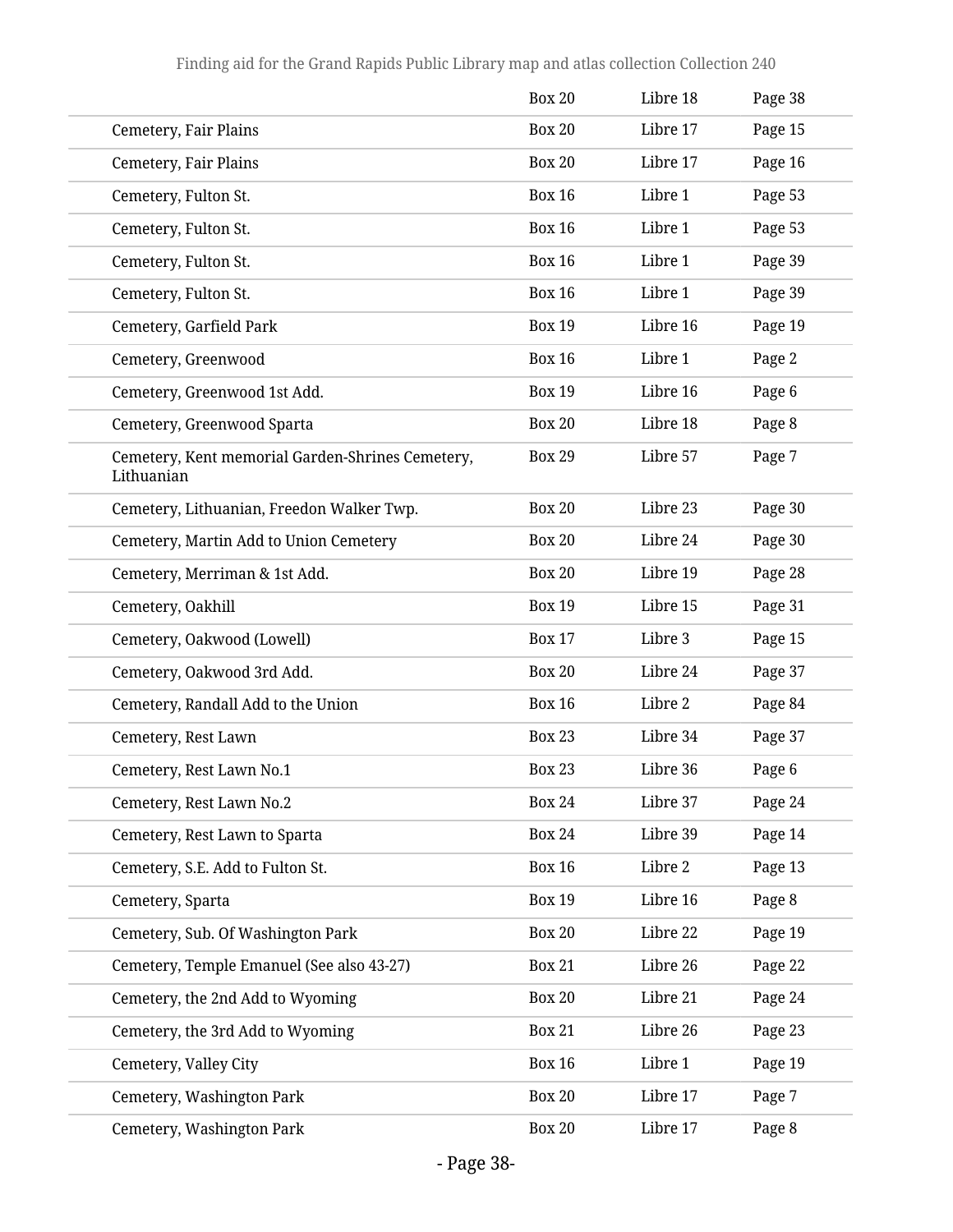| | | | |
|---|---|---|---|
| | Box 20 | Libre 18 | Page 38 |
| Cemetery, Fair Plains | Box 20 | Libre 17 | Page 15 |
| Cemetery, Fair Plains | Box 20 | Libre 17 | Page 16 |
| Cemetery, Fulton St. | Box 16 | Libre 1 | Page 53 |
| Cemetery, Fulton St. | Box 16 | Libre 1 | Page 53 |
| Cemetery, Fulton St. | Box 16 | Libre 1 | Page 39 |
| Cemetery, Fulton St. | Box 16 | Libre 1 | Page 39 |
| Cemetery, Garfield Park | Box 19 | Libre 16 | Page 19 |
| Cemetery, Greenwood | Box 16 | Libre 1 | Page 2 |
| Cemetery, Greenwood 1st Add. | Box 19 | Libre 16 | Page 6 |
| Cemetery, Greenwood Sparta | Box 20 | Libre 18 | Page 8 |
| Cemetery, Kent memorial Garden-Shrines Cemetery, Lithuanian | Box 29 | Libre 57 | Page 7 |
| Cemetery, Lithuanian, Freedon Walker Twp. | Box 20 | Libre 23 | Page 30 |
| Cemetery, Martin Add to Union Cemetery | Box 20 | Libre 24 | Page 30 |
| Cemetery, Merriman & 1st Add. | Box 20 | Libre 19 | Page 28 |
| Cemetery, Oakhill | Box 19 | Libre 15 | Page 31 |
| Cemetery, Oakwood (Lowell) | Box 17 | Libre 3 | Page 15 |
| Cemetery, Oakwood 3rd Add. | Box 20 | Libre 24 | Page 37 |
| Cemetery, Randall Add to the Union | Box 16 | Libre 2 | Page 84 |
| Cemetery, Rest Lawn | Box 23 | Libre 34 | Page 37 |
| Cemetery, Rest Lawn No.1 | Box 23 | Libre 36 | Page 6 |
| Cemetery, Rest Lawn No.2 | Box 24 | Libre 37 | Page 24 |
| Cemetery, Rest Lawn to Sparta | Box 24 | Libre 39 | Page 14 |
| Cemetery, S.E. Add to Fulton St. | Box 16 | Libre 2 | Page 13 |
| Cemetery, Sparta | Box 19 | Libre 16 | Page 8 |
| Cemetery, Sub. Of Washington Park | Box 20 | Libre 22 | Page 19 |
| Cemetery, Temple Emanuel (See also 43-27) | Box 21 | Libre 26 | Page 22 |
| Cemetery, the 2nd Add to Wyoming | Box 20 | Libre 21 | Page 24 |
| Cemetery, the 3rd Add to Wyoming | Box 21 | Libre 26 | Page 23 |
| Cemetery, Valley City | Box 16 | Libre 1 | Page 19 |
| Cemetery, Washington Park | Box 20 | Libre 17 | Page 7 |
| Cemetery, Washington Park | Box 20 | Libre 17 | Page 8 |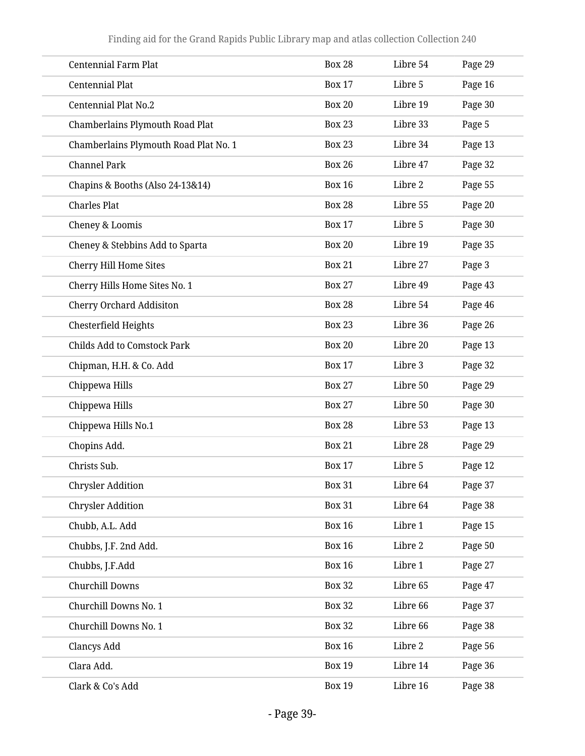| | | | |
|---|---|---|---|
| Centennial Farm Plat | Box 28 | Libre 54 | Page 29 |
| Centennial Plat | Box 17 | Libre 5 | Page 16 |
| Centennial Plat No.2 | Box 20 | Libre 19 | Page 30 |
| Chamberlains Plymouth Road Plat | Box 23 | Libre 33 | Page 5 |
| Chamberlains Plymouth Road Plat No. 1 | Box 23 | Libre 34 | Page 13 |
| Channel Park | Box 26 | Libre 47 | Page 32 |
| Chapins & Booths (Also 24-13&14) | Box 16 | Libre 2 | Page 55 |
| Charles Plat | Box 28 | Libre 55 | Page 20 |
| Cheney & Loomis | Box 17 | Libre 5 | Page 30 |
| Cheney & Stebbins Add to Sparta | Box 20 | Libre 19 | Page 35 |
| Cherry Hill Home Sites | Box 21 | Libre 27 | Page 3 |
| Cherry Hills Home Sites No. 1 | Box 27 | Libre 49 | Page 43 |
| Cherry Orchard Addisiton | Box 28 | Libre 54 | Page 46 |
| Chesterfield Heights | Box 23 | Libre 36 | Page 26 |
| Childs Add to Comstock Park | Box 20 | Libre 20 | Page 13 |
| Chipman, H.H. & Co. Add | Box 17 | Libre 3 | Page 32 |
| Chippewa Hills | Box 27 | Libre 50 | Page 29 |
| Chippewa Hills | Box 27 | Libre 50 | Page 30 |
| Chippewa Hills No.1 | Box 28 | Libre 53 | Page 13 |
| Chopins Add. | Box 21 | Libre 28 | Page 29 |
| Christs Sub. | Box 17 | Libre 5 | Page 12 |
| Chrysler Addition | Box 31 | Libre 64 | Page 37 |
| Chrysler Addition | Box 31 | Libre 64 | Page 38 |
| Chubb, A.L. Add | Box 16 | Libre 1 | Page 15 |
| Chubbs, J.F. 2nd Add. | Box 16 | Libre 2 | Page 50 |
| Chubbs, J.F.Add | Box 16 | Libre 1 | Page 27 |
| Churchill Downs | Box 32 | Libre 65 | Page 47 |
| Churchill Downs No. 1 | Box 32 | Libre 66 | Page 37 |
| Churchill Downs No. 1 | Box 32 | Libre 66 | Page 38 |
| Clancys Add | Box 16 | Libre 2 | Page 56 |
| Clara Add. | Box 19 | Libre 14 | Page 36 |
| Clark & Co's Add | Box 19 | Libre 16 | Page 38 |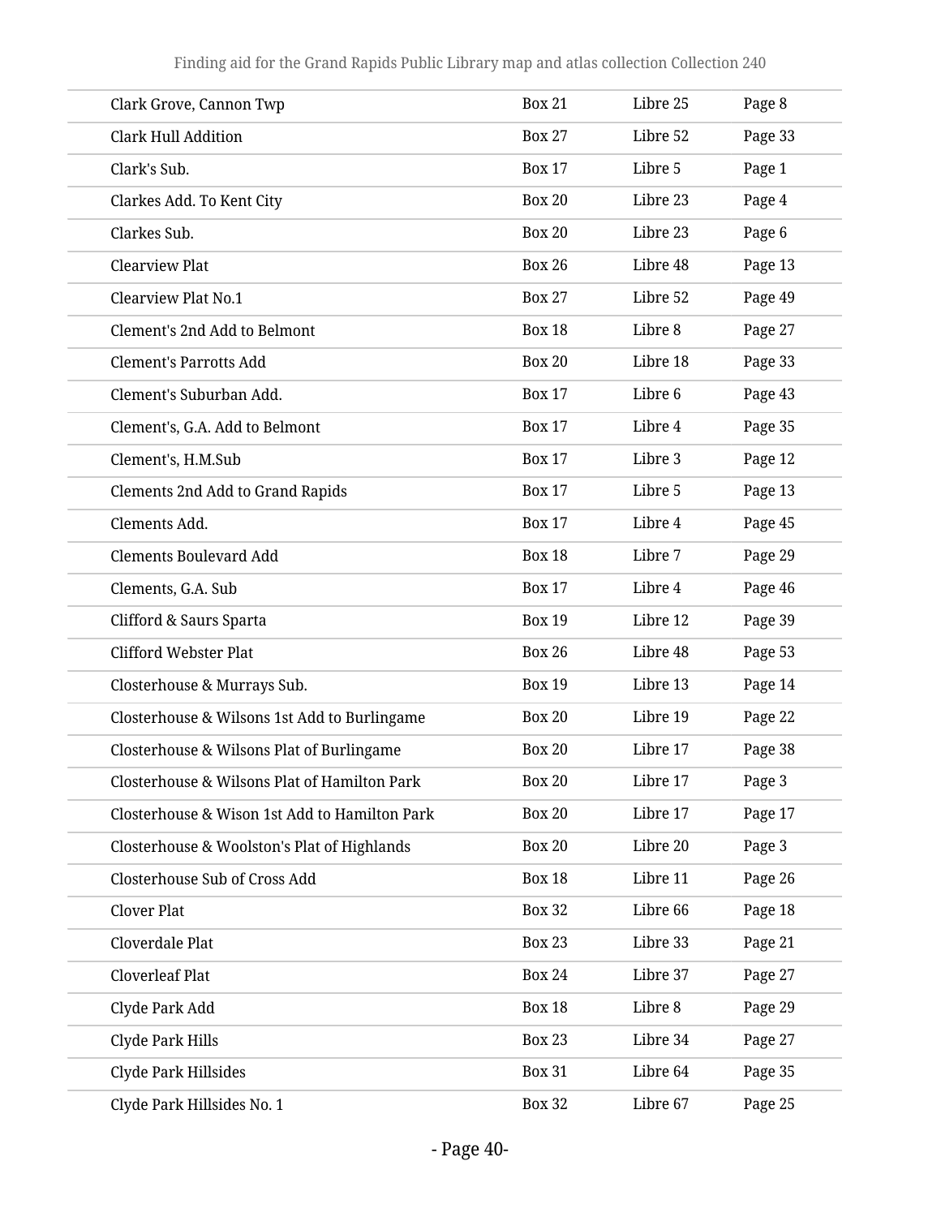| | | | |
|---|---|---|---|
| Clark Grove, Cannon Twp | Box 21 | Libre 25 | Page 8 |
| Clark Hull Addition | Box 27 | Libre 52 | Page 33 |
| Clark's Sub. | Box 17 | Libre 5 | Page 1 |
| Clarkes Add. To Kent City | Box 20 | Libre 23 | Page 4 |
| Clarkes Sub. | Box 20 | Libre 23 | Page 6 |
| Clearview Plat | Box 26 | Libre 48 | Page 13 |
| Clearview Plat No.1 | Box 27 | Libre 52 | Page 49 |
| Clement's 2nd Add to Belmont | Box 18 | Libre 8 | Page 27 |
| Clement's Parrotts Add | Box 20 | Libre 18 | Page 33 |
| Clement's Suburban Add. | Box 17 | Libre 6 | Page 43 |
| Clement's, G.A. Add to Belmont | Box 17 | Libre 4 | Page 35 |
| Clement's, H.M.Sub | Box 17 | Libre 3 | Page 12 |
| Clements 2nd Add to Grand Rapids | Box 17 | Libre 5 | Page 13 |
| Clements Add. | Box 17 | Libre 4 | Page 45 |
| Clements Boulevard Add | Box 18 | Libre 7 | Page 29 |
| Clements, G.A. Sub | Box 17 | Libre 4 | Page 46 |
| Clifford & Saurs Sparta | Box 19 | Libre 12 | Page 39 |
| Clifford Webster Plat | Box 26 | Libre 48 | Page 53 |
| Closterhouse & Murrays Sub. | Box 19 | Libre 13 | Page 14 |
| Closterhouse & Wilsons 1st Add to Burlingame | Box 20 | Libre 19 | Page 22 |
| Closterhouse & Wilsons Plat of Burlingame | Box 20 | Libre 17 | Page 38 |
| Closterhouse & Wilsons Plat of Hamilton Park | Box 20 | Libre 17 | Page 3 |
| Closterhouse & Wison 1st Add to Hamilton Park | Box 20 | Libre 17 | Page 17 |
| Closterhouse & Woolston's Plat of Highlands | Box 20 | Libre 20 | Page 3 |
| Closterhouse Sub of Cross Add | Box 18 | Libre 11 | Page 26 |
| Clover Plat | Box 32 | Libre 66 | Page 18 |
| Cloverdale Plat | Box 23 | Libre 33 | Page 21 |
| Cloverleaf Plat | Box 24 | Libre 37 | Page 27 |
| Clyde Park Add | Box 18 | Libre 8 | Page 29 |
| Clyde Park Hills | Box 23 | Libre 34 | Page 27 |
| Clyde Park Hillsides | Box 31 | Libre 64 | Page 35 |
| Clyde Park Hillsides No. 1 | Box 32 | Libre 67 | Page 25 |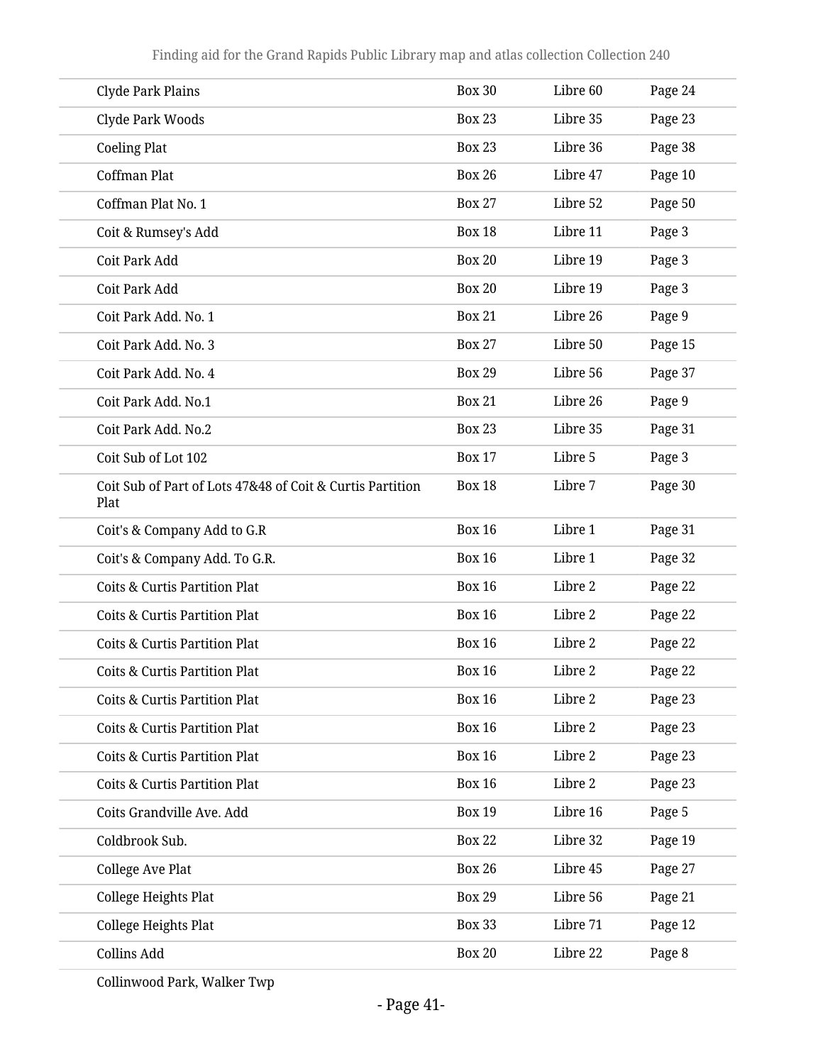| | | | |
|---|---|---|---|
| Clyde Park Plains | Box 30 | Libre 60 | Page 24 |
| Clyde Park Woods | Box 23 | Libre 35 | Page 23 |
| Coeling Plat | Box 23 | Libre 36 | Page 38 |
| Coffman Plat | Box 26 | Libre 47 | Page 10 |
| Coffman Plat No. 1 | Box 27 | Libre 52 | Page 50 |
| Coit & Rumsey's Add | Box 18 | Libre 11 | Page 3 |
| Coit Park Add | Box 20 | Libre 19 | Page 3 |
| Coit Park Add | Box 20 | Libre 19 | Page 3 |
| Coit Park Add. No. 1 | Box 21 | Libre 26 | Page 9 |
| Coit Park Add. No. 3 | Box 27 | Libre 50 | Page 15 |
| Coit Park Add. No. 4 | Box 29 | Libre 56 | Page 37 |
| Coit Park Add. No.1 | Box 21 | Libre 26 | Page 9 |
| Coit Park Add. No.2 | Box 23 | Libre 35 | Page 31 |
| Coit Sub of Lot 102 | Box 17 | Libre 5 | Page 3 |
| Coit Sub of Part of Lots 47&48 of Coit & Curtis Partition Plat | Box 18 | Libre 7 | Page 30 |
| Coit's & Company Add to G.R | Box 16 | Libre 1 | Page 31 |
| Coit's & Company Add. To G.R. | Box 16 | Libre 1 | Page 32 |
| Coits & Curtis Partition Plat | Box 16 | Libre 2 | Page 22 |
| Coits & Curtis Partition Plat | Box 16 | Libre 2 | Page 22 |
| Coits & Curtis Partition Plat | Box 16 | Libre 2 | Page 22 |
| Coits & Curtis Partition Plat | Box 16 | Libre 2 | Page 22 |
| Coits & Curtis Partition Plat | Box 16 | Libre 2 | Page 23 |
| Coits & Curtis Partition Plat | Box 16 | Libre 2 | Page 23 |
| Coits & Curtis Partition Plat | Box 16 | Libre 2 | Page 23 |
| Coits & Curtis Partition Plat | Box 16 | Libre 2 | Page 23 |
| Coits Grandville Ave. Add | Box 19 | Libre 16 | Page 5 |
| Coldbrook Sub. | Box 22 | Libre 32 | Page 19 |
| College Ave Plat | Box 26 | Libre 45 | Page 27 |
| College Heights Plat | Box 29 | Libre 56 | Page 21 |
| College Heights Plat | Box 33 | Libre 71 | Page 12 |
| Collins Add | Box 20 | Libre 22 | Page 8 |
| Collinwood Park, Walker Twp | | | |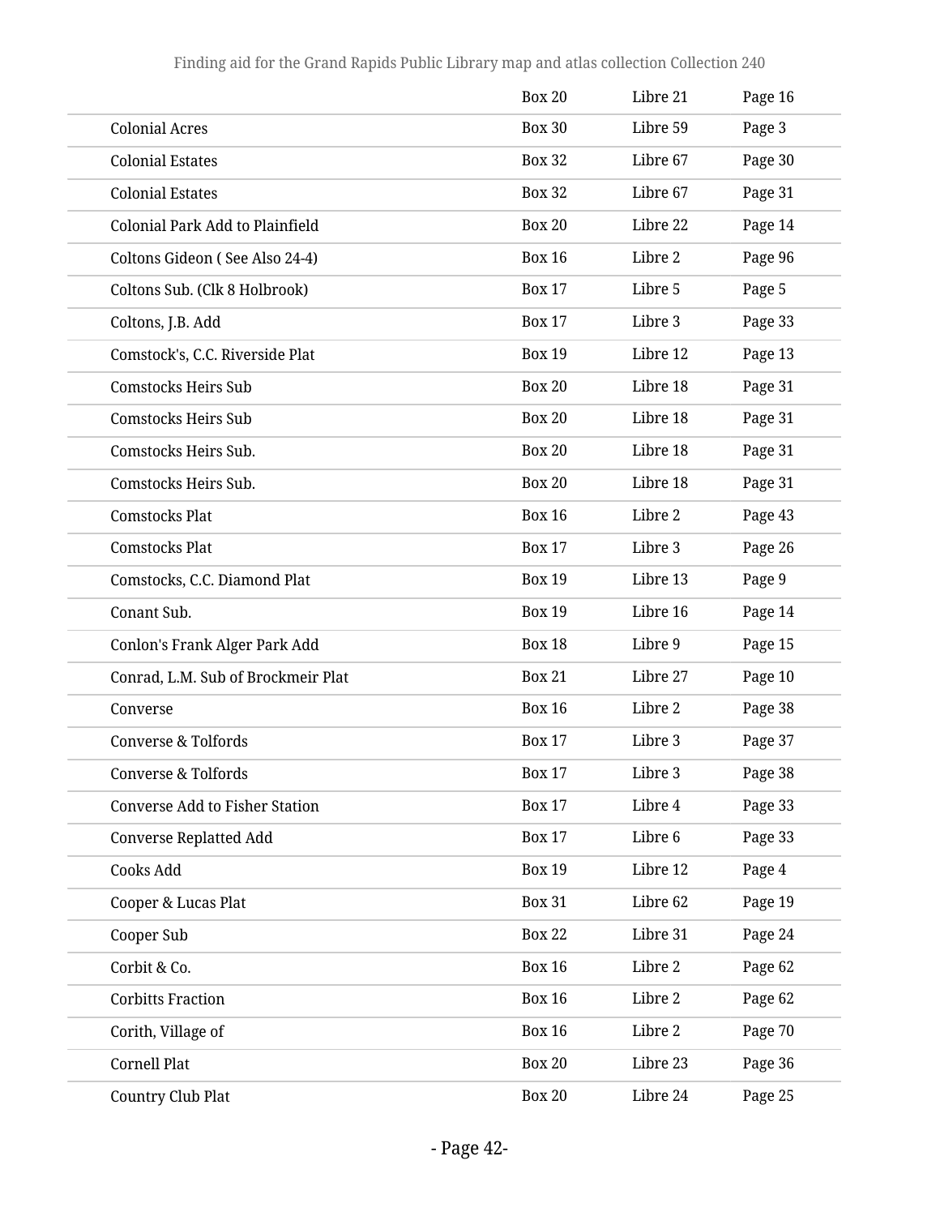| | | | |
|---|---|---|---|
| | Box 20 | Libre 21 | Page 16 |
| Colonial Acres | Box 30 | Libre 59 | Page 3 |
| Colonial Estates | Box 32 | Libre 67 | Page 30 |
| Colonial Estates | Box 32 | Libre 67 | Page 31 |
| Colonial Park Add to Plainfield | Box 20 | Libre 22 | Page 14 |
| Coltons Gideon ( See Also 24-4) | Box 16 | Libre 2 | Page 96 |
| Coltons Sub. (Clk 8 Holbrook) | Box 17 | Libre 5 | Page 5 |
| Coltons, J.B. Add | Box 17 | Libre 3 | Page 33 |
| Comstock's, C.C. Riverside Plat | Box 19 | Libre 12 | Page 13 |
| Comstocks Heirs Sub | Box 20 | Libre 18 | Page 31 |
| Comstocks Heirs Sub | Box 20 | Libre 18 | Page 31 |
| Comstocks Heirs Sub. | Box 20 | Libre 18 | Page 31 |
| Comstocks Heirs Sub. | Box 20 | Libre 18 | Page 31 |
| Comstocks Plat | Box 16 | Libre 2 | Page 43 |
| Comstocks Plat | Box 17 | Libre 3 | Page 26 |
| Comstocks, C.C. Diamond Plat | Box 19 | Libre 13 | Page 9 |
| Conant Sub. | Box 19 | Libre 16 | Page 14 |
| Conlon's Frank Alger Park Add | Box 18 | Libre 9 | Page 15 |
| Conrad, L.M. Sub of Brockmeir Plat | Box 21 | Libre 27 | Page 10 |
| Converse | Box 16 | Libre 2 | Page 38 |
| Converse & Tolfords | Box 17 | Libre 3 | Page 37 |
| Converse & Tolfords | Box 17 | Libre 3 | Page 38 |
| Converse Add to Fisher Station | Box 17 | Libre 4 | Page 33 |
| Converse Replatted Add | Box 17 | Libre 6 | Page 33 |
| Cooks Add | Box 19 | Libre 12 | Page 4 |
| Cooper & Lucas Plat | Box 31 | Libre 62 | Page 19 |
| Cooper Sub | Box 22 | Libre 31 | Page 24 |
| Corbit & Co. | Box 16 | Libre 2 | Page 62 |
| Corbitts Fraction | Box 16 | Libre 2 | Page 62 |
| Corith, Village of | Box 16 | Libre 2 | Page 70 |
| Cornell Plat | Box 20 | Libre 23 | Page 36 |
| Country Club Plat | Box 20 | Libre 24 | Page 25 |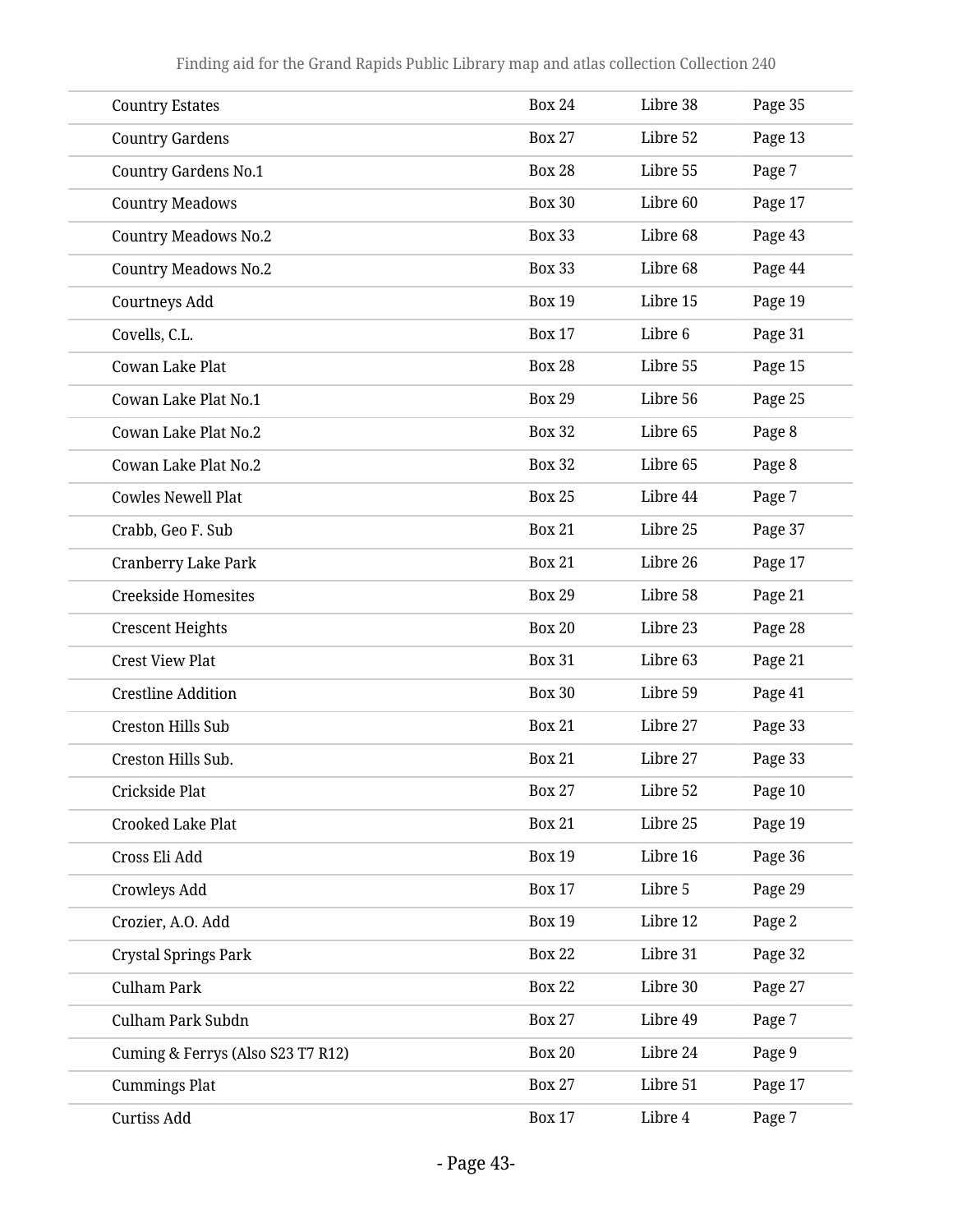| Country Estates | Box 24 | Libre 38 | Page 35 |
|---|---|---|---|
| Country Gardens | Box 27 | Libre 52 | Page 13 |
| Country Gardens No.1 | Box 28 | Libre 55 | Page 7 |
| Country Meadows | Box 30 | Libre 60 | Page 17 |
| Country Meadows No.2 | Box 33 | Libre 68 | Page 43 |
| Country Meadows No.2 | Box 33 | Libre 68 | Page 44 |
| Courtneys Add | Box 19 | Libre 15 | Page 19 |
| Covells, C.L. | Box 17 | Libre 6 | Page 31 |
| Cowan Lake Plat | Box 28 | Libre 55 | Page 15 |
| Cowan Lake Plat No.1 | Box 29 | Libre 56 | Page 25 |
| Cowan Lake Plat No.2 | Box 32 | Libre 65 | Page 8 |
| Cowan Lake Plat No.2 | Box 32 | Libre 65 | Page 8 |
| Cowles Newell Plat | Box 25 | Libre 44 | Page 7 |
| Crabb, Geo F. Sub | Box 21 | Libre 25 | Page 37 |
| Cranberry Lake Park | Box 21 | Libre 26 | Page 17 |
| Creekside Homesites | Box 29 | Libre 58 | Page 21 |
| Crescent Heights | Box 20 | Libre 23 | Page 28 |
| Crest View Plat | Box 31 | Libre 63 | Page 21 |
| Crestline Addition | Box 30 | Libre 59 | Page 41 |
| Creston Hills Sub | Box 21 | Libre 27 | Page 33 |
| Creston Hills Sub. | Box 21 | Libre 27 | Page 33 |
| Crickside Plat | Box 27 | Libre 52 | Page 10 |
| Crooked Lake Plat | Box 21 | Libre 25 | Page 19 |
| Cross Eli Add | Box 19 | Libre 16 | Page 36 |
| Crowleys Add | Box 17 | Libre 5 | Page 29 |
| Crozier, A.O. Add | Box 19 | Libre 12 | Page 2 |
| Crystal Springs Park | Box 22 | Libre 31 | Page 32 |
| Culham Park | Box 22 | Libre 30 | Page 27 |
| Culham Park Subdn | Box 27 | Libre 49 | Page 7 |
| Cuming & Ferrys (Also S23 T7 R12) | Box 20 | Libre 24 | Page 9 |
| Cummings Plat | Box 27 | Libre 51 | Page 17 |
| Curtiss Add | Box 17 | Libre 4 | Page 7 |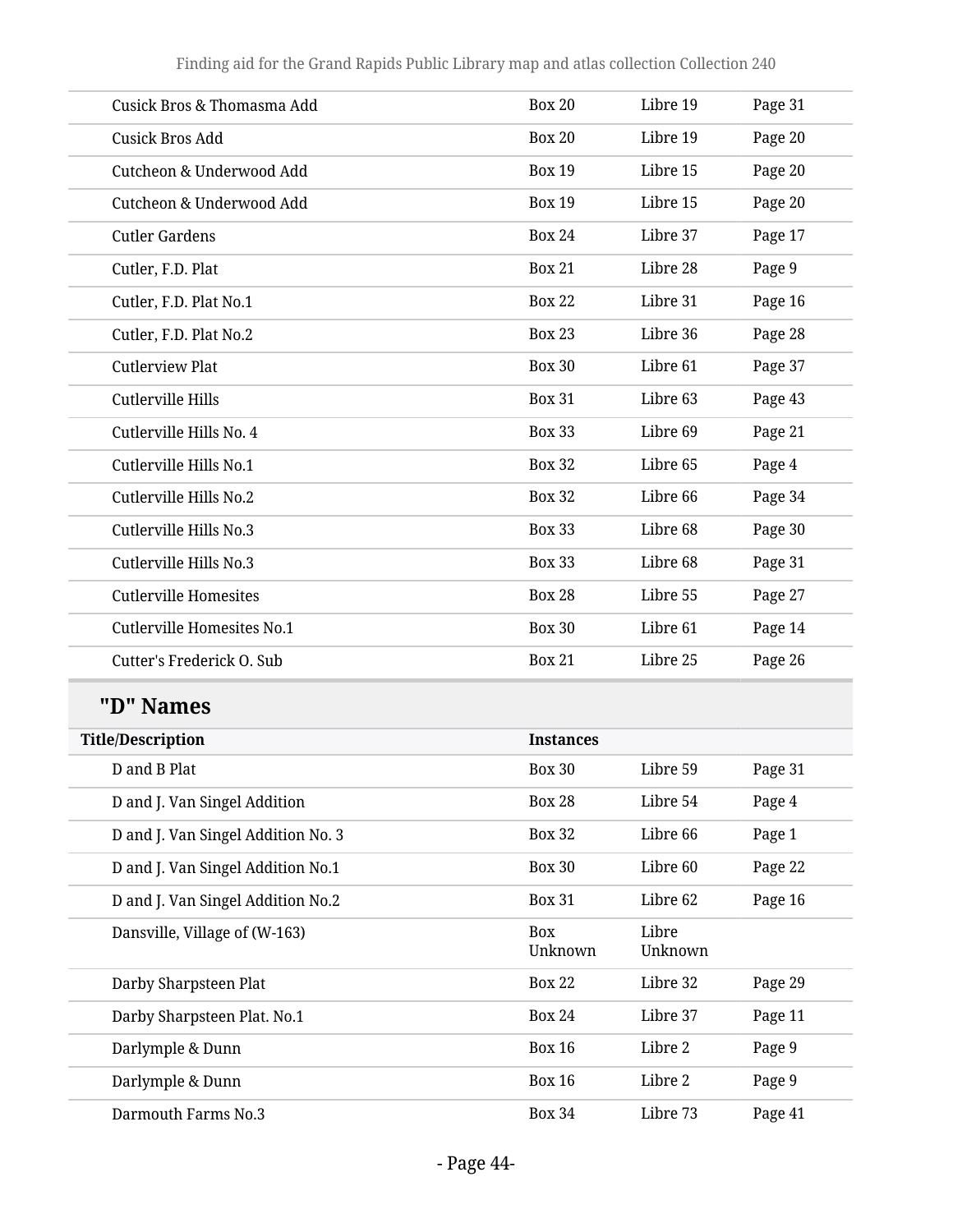| | | | |
|---|---|---|---|
| Cusick Bros & Thomasma Add | Box 20 | Libre 19 | Page 31 |
| Cusick Bros Add | Box 20 | Libre 19 | Page 20 |
| Cutcheon & Underwood Add | Box 19 | Libre 15 | Page 20 |
| Cutcheon & Underwood Add | Box 19 | Libre 15 | Page 20 |
| Cutler Gardens | Box 24 | Libre 37 | Page 17 |
| Cutler, F.D. Plat | Box 21 | Libre 28 | Page 9 |
| Cutler, F.D. Plat No.1 | Box 22 | Libre 31 | Page 16 |
| Cutler, F.D. Plat No.2 | Box 23 | Libre 36 | Page 28 |
| Cutlerview Plat | Box 30 | Libre 61 | Page 37 |
| Cutlerville Hills | Box 31 | Libre 63 | Page 43 |
| Cutlerville Hills No. 4 | Box 33 | Libre 69 | Page 21 |
| Cutlerville Hills No.1 | Box 32 | Libre 65 | Page 4 |
| Cutlerville Hills No.2 | Box 32 | Libre 66 | Page 34 |
| Cutlerville Hills No.3 | Box 33 | Libre 68 | Page 30 |
| Cutlerville Hills No.3 | Box 33 | Libre 68 | Page 31 |
| Cutlerville Homesites | Box 28 | Libre 55 | Page 27 |
| Cutlerville Homesites No.1 | Box 30 | Libre 61 | Page 14 |
| Cutter's Frederick O. Sub | Box 21 | Libre 25 | Page 26 |

## "D" Names

| Title/Description | Instances | | |
|---|---|---|---|
| D and B Plat | Box 30 | Libre 59 | Page 31 |
| D and J. Van Singel Addition | Box 28 | Libre 54 | Page 4 |
| D and J. Van Singel Addition No. 3 | Box 32 | Libre 66 | Page 1 |
| D and J. Van Singel Addition No.1 | Box 30 | Libre 60 | Page 22 |
| D and J. Van Singel Addition No.2 | Box 31 | Libre 62 | Page 16 |
| Dansville, Village of (W-163) | Box Unknown | Libre Unknown | |
| Darby Sharpsteen Plat | Box 22 | Libre 32 | Page 29 |
| Darby Sharpsteen Plat. No.1 | Box 24 | Libre 37 | Page 11 |
| Darlymple & Dunn | Box 16 | Libre 2 | Page 9 |
| Darlymple & Dunn | Box 16 | Libre 2 | Page 9 |
| Darmouth Farms No.3 | Box 34 | Libre 73 | Page 41 |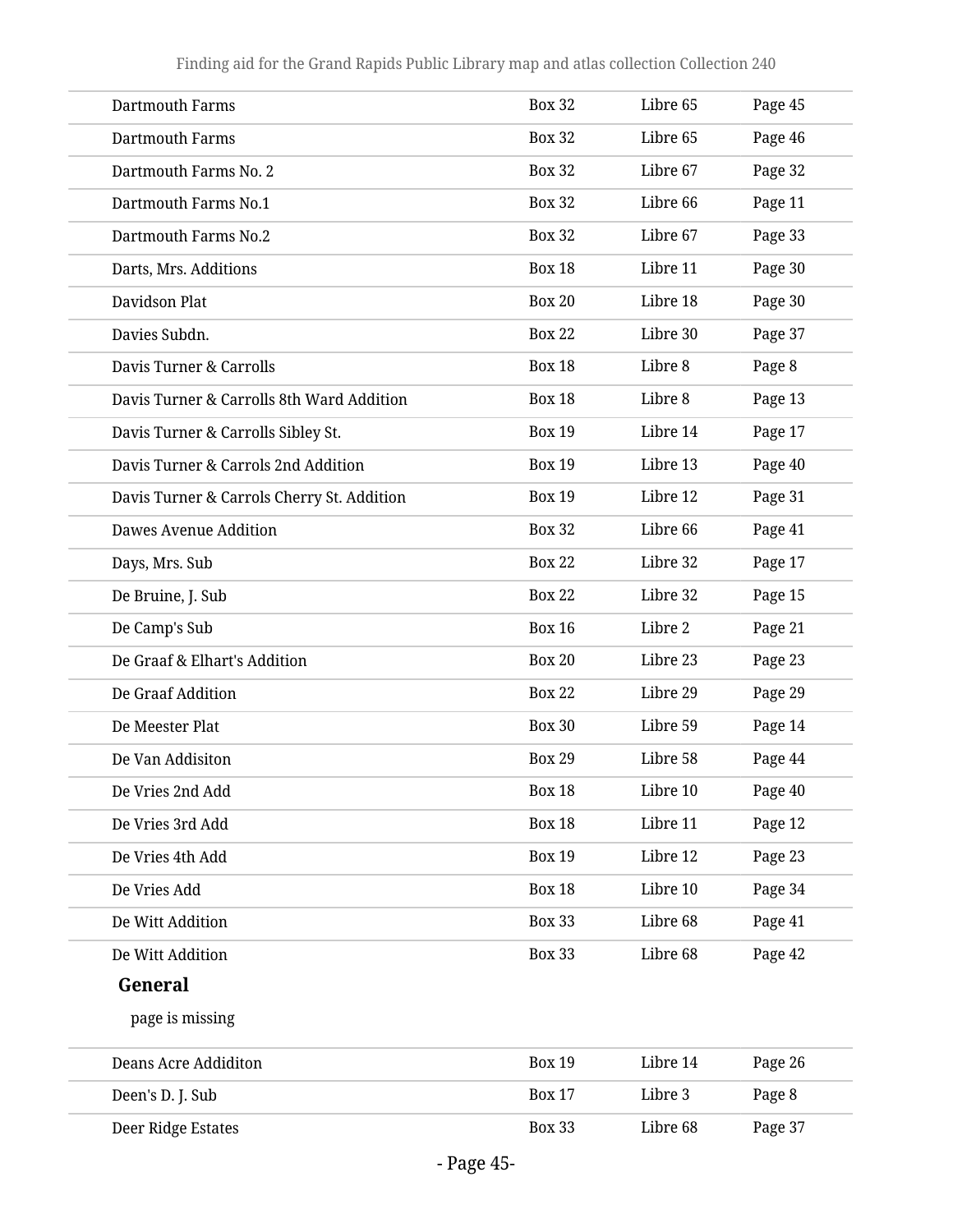| | | | |
|---|---|---|---|
| Dartmouth Farms | Box 32 | Libre 65 | Page 45 |
| Dartmouth Farms | Box 32 | Libre 65 | Page 46 |
| Dartmouth Farms No. 2 | Box 32 | Libre 67 | Page 32 |
| Dartmouth Farms No.1 | Box 32 | Libre 66 | Page 11 |
| Dartmouth Farms No.2 | Box 32 | Libre 67 | Page 33 |
| Darts, Mrs. Additions | Box 18 | Libre 11 | Page 30 |
| Davidson Plat | Box 20 | Libre 18 | Page 30 |
| Davies Subdn. | Box 22 | Libre 30 | Page 37 |
| Davis Turner & Carrolls | Box 18 | Libre 8 | Page 8 |
| Davis Turner & Carrolls 8th Ward Addition | Box 18 | Libre 8 | Page 13 |
| Davis Turner & Carrolls Sibley St. | Box 19 | Libre 14 | Page 17 |
| Davis Turner & Carrols 2nd Addition | Box 19 | Libre 13 | Page 40 |
| Davis Turner & Carrols Cherry St. Addition | Box 19 | Libre 12 | Page 31 |
| Dawes Avenue Addition | Box 32 | Libre 66 | Page 41 |
| Days, Mrs. Sub | Box 22 | Libre 32 | Page 17 |
| De Bruine, J. Sub | Box 22 | Libre 32 | Page 15 |
| De Camp's Sub | Box 16 | Libre 2 | Page 21 |
| De Graaf & Elhart's Addition | Box 20 | Libre 23 | Page 23 |
| De Graaf Addition | Box 22 | Libre 29 | Page 29 |
| De Meester Plat | Box 30 | Libre 59 | Page 14 |
| De Van Addisiton | Box 29 | Libre 58 | Page 44 |
| De Vries 2nd Add | Box 18 | Libre 10 | Page 40 |
| De Vries 3rd Add | Box 18 | Libre 11 | Page 12 |
| De Vries 4th Add | Box 19 | Libre 12 | Page 23 |
| De Vries Add | Box 18 | Libre 10 | Page 34 |
| De Witt Addition | Box 33 | Libre 68 | Page 41 |
| De Witt Addition | Box 33 | Libre 68 | Page 42 |

**General**

page is missing

| | | | |
|---|---|---|---|
| Deans Acre Addiditon | Box 19 | Libre 14 | Page 26 |
| Deen's D. J. Sub | Box 17 | Libre 3 | Page 8 |
| Deer Ridge Estates | Box 33 | Libre 68 | Page 37 |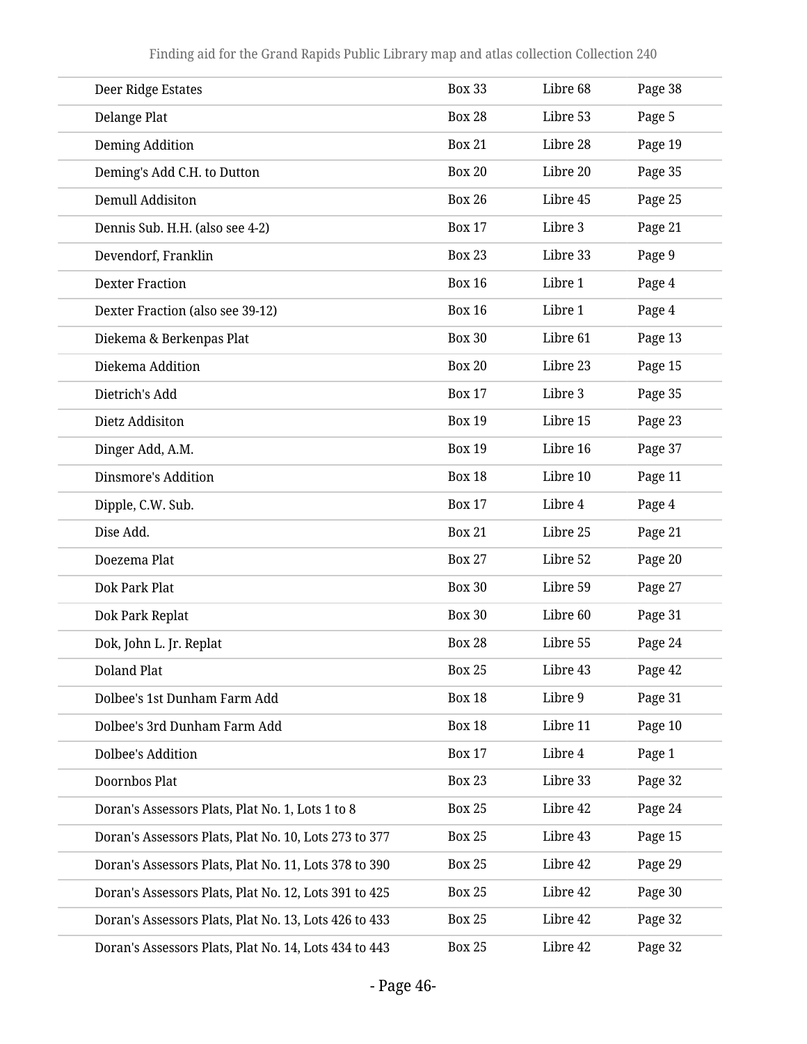| Deer Ridge Estates | Box 33 | Libre 68 | Page 38 |
|---|---|---|---|
| Delange Plat | Box 28 | Libre 53 | Page 5 |
| Deming Addition | Box 21 | Libre 28 | Page 19 |
| Deming's Add C.H. to Dutton | Box 20 | Libre 20 | Page 35 |
| Demull Addisiton | Box 26 | Libre 45 | Page 25 |
| Dennis Sub. H.H. (also see 4-2) | Box 17 | Libre 3 | Page 21 |
| Devendorf, Franklin | Box 23 | Libre 33 | Page 9 |
| Dexter Fraction | Box 16 | Libre 1 | Page 4 |
| Dexter Fraction (also see 39-12) | Box 16 | Libre 1 | Page 4 |
| Diekema & Berkenpas Plat | Box 30 | Libre 61 | Page 13 |
| Diekema Addition | Box 20 | Libre 23 | Page 15 |
| Dietrich's Add | Box 17 | Libre 3 | Page 35 |
| Dietz Addisiton | Box 19 | Libre 15 | Page 23 |
| Dinger Add, A.M. | Box 19 | Libre 16 | Page 37 |
| Dinsmore's Addition | Box 18 | Libre 10 | Page 11 |
| Dipple, C.W. Sub. | Box 17 | Libre 4 | Page 4 |
| Dise Add. | Box 21 | Libre 25 | Page 21 |
| Doezema Plat | Box 27 | Libre 52 | Page 20 |
| Dok Park Plat | Box 30 | Libre 59 | Page 27 |
| Dok Park Replat | Box 30 | Libre 60 | Page 31 |
| Dok, John L. Jr. Replat | Box 28 | Libre 55 | Page 24 |
| Doland Plat | Box 25 | Libre 43 | Page 42 |
| Dolbee's 1st Dunham Farm Add | Box 18 | Libre 9 | Page 31 |
| Dolbee's 3rd Dunham Farm Add | Box 18 | Libre 11 | Page 10 |
| Dolbee's Addition | Box 17 | Libre 4 | Page 1 |
| Doornbos Plat | Box 23 | Libre 33 | Page 32 |
| Doran's Assessors Plats, Plat No. 1, Lots 1 to 8 | Box 25 | Libre 42 | Page 24 |
| Doran's Assessors Plats, Plat No. 10, Lots 273 to 377 | Box 25 | Libre 43 | Page 15 |
| Doran's Assessors Plats, Plat No. 11, Lots 378 to 390 | Box 25 | Libre 42 | Page 29 |
| Doran's Assessors Plats, Plat No. 12, Lots 391 to 425 | Box 25 | Libre 42 | Page 30 |
| Doran's Assessors Plats, Plat No. 13, Lots 426 to 433 | Box 25 | Libre 42 | Page 32 |
| Doran's Assessors Plats, Plat No. 14, Lots 434 to 443 | Box 25 | Libre 42 | Page 32 |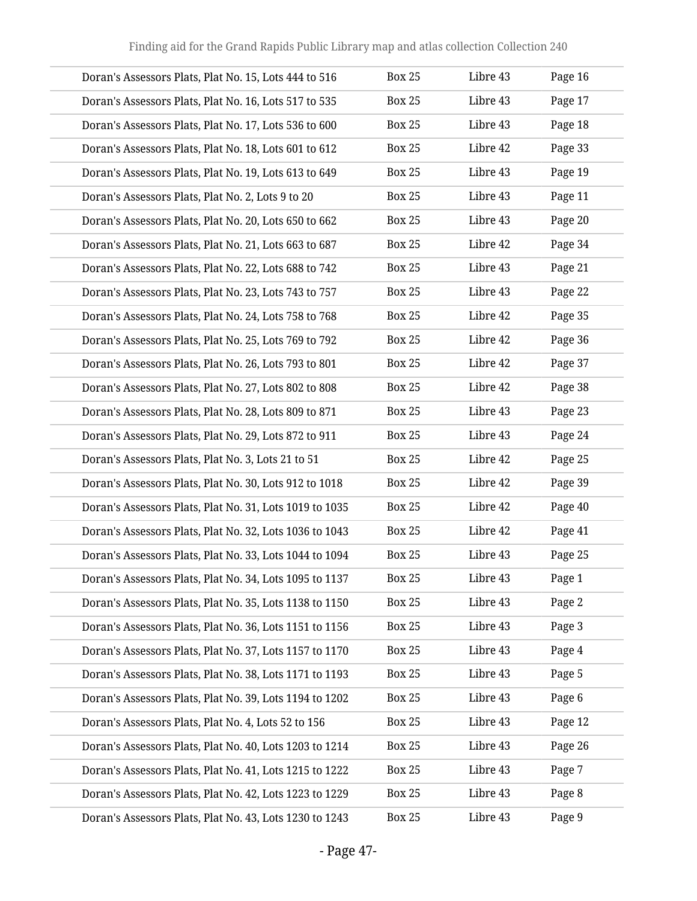| | | | |
|---|---|---|---|
| Doran's Assessors Plats, Plat No. 15, Lots 444 to 516 | Box 25 | Libre 43 | Page 16 |
| Doran's Assessors Plats, Plat No. 16, Lots 517 to 535 | Box 25 | Libre 43 | Page 17 |
| Doran's Assessors Plats, Plat No. 17, Lots 536 to 600 | Box 25 | Libre 43 | Page 18 |
| Doran's Assessors Plats, Plat No. 18, Lots 601 to 612 | Box 25 | Libre 42 | Page 33 |
| Doran's Assessors Plats, Plat No. 19, Lots 613 to 649 | Box 25 | Libre 43 | Page 19 |
| Doran's Assessors Plats, Plat No. 2, Lots 9 to 20 | Box 25 | Libre 43 | Page 11 |
| Doran's Assessors Plats, Plat No. 20, Lots 650 to 662 | Box 25 | Libre 43 | Page 20 |
| Doran's Assessors Plats, Plat No. 21, Lots 663 to 687 | Box 25 | Libre 42 | Page 34 |
| Doran's Assessors Plats, Plat No. 22, Lots 688 to 742 | Box 25 | Libre 43 | Page 21 |
| Doran's Assessors Plats, Plat No. 23, Lots 743 to 757 | Box 25 | Libre 43 | Page 22 |
| Doran's Assessors Plats, Plat No. 24, Lots 758 to 768 | Box 25 | Libre 42 | Page 35 |
| Doran's Assessors Plats, Plat No. 25, Lots 769 to 792 | Box 25 | Libre 42 | Page 36 |
| Doran's Assessors Plats, Plat No. 26, Lots 793 to 801 | Box 25 | Libre 42 | Page 37 |
| Doran's Assessors Plats, Plat No. 27, Lots 802 to 808 | Box 25 | Libre 42 | Page 38 |
| Doran's Assessors Plats, Plat No. 28, Lots 809 to 871 | Box 25 | Libre 43 | Page 23 |
| Doran's Assessors Plats, Plat No. 29, Lots 872 to 911 | Box 25 | Libre 43 | Page 24 |
| Doran's Assessors Plats, Plat No. 3, Lots 21 to 51 | Box 25 | Libre 42 | Page 25 |
| Doran's Assessors Plats, Plat No. 30, Lots 912 to 1018 | Box 25 | Libre 42 | Page 39 |
| Doran's Assessors Plats, Plat No. 31, Lots 1019 to 1035 | Box 25 | Libre 42 | Page 40 |
| Doran's Assessors Plats, Plat No. 32, Lots 1036 to 1043 | Box 25 | Libre 42 | Page 41 |
| Doran's Assessors Plats, Plat No. 33, Lots 1044 to 1094 | Box 25 | Libre 43 | Page 25 |
| Doran's Assessors Plats, Plat No. 34, Lots 1095 to 1137 | Box 25 | Libre 43 | Page 1 |
| Doran's Assessors Plats, Plat No. 35, Lots 1138 to 1150 | Box 25 | Libre 43 | Page 2 |
| Doran's Assessors Plats, Plat No. 36, Lots 1151 to 1156 | Box 25 | Libre 43 | Page 3 |
| Doran's Assessors Plats, Plat No. 37, Lots 1157 to 1170 | Box 25 | Libre 43 | Page 4 |
| Doran's Assessors Plats, Plat No. 38, Lots 1171 to 1193 | Box 25 | Libre 43 | Page 5 |
| Doran's Assessors Plats, Plat No. 39, Lots 1194 to 1202 | Box 25 | Libre 43 | Page 6 |
| Doran's Assessors Plats, Plat No. 4, Lots 52 to 156 | Box 25 | Libre 43 | Page 12 |
| Doran's Assessors Plats, Plat No. 40, Lots 1203 to 1214 | Box 25 | Libre 43 | Page 26 |
| Doran's Assessors Plats, Plat No. 41, Lots 1215 to 1222 | Box 25 | Libre 43 | Page 7 |
| Doran's Assessors Plats, Plat No. 42, Lots 1223 to 1229 | Box 25 | Libre 43 | Page 8 |
| Doran's Assessors Plats, Plat No. 43, Lots 1230 to 1243 | Box 25 | Libre 43 | Page 9 |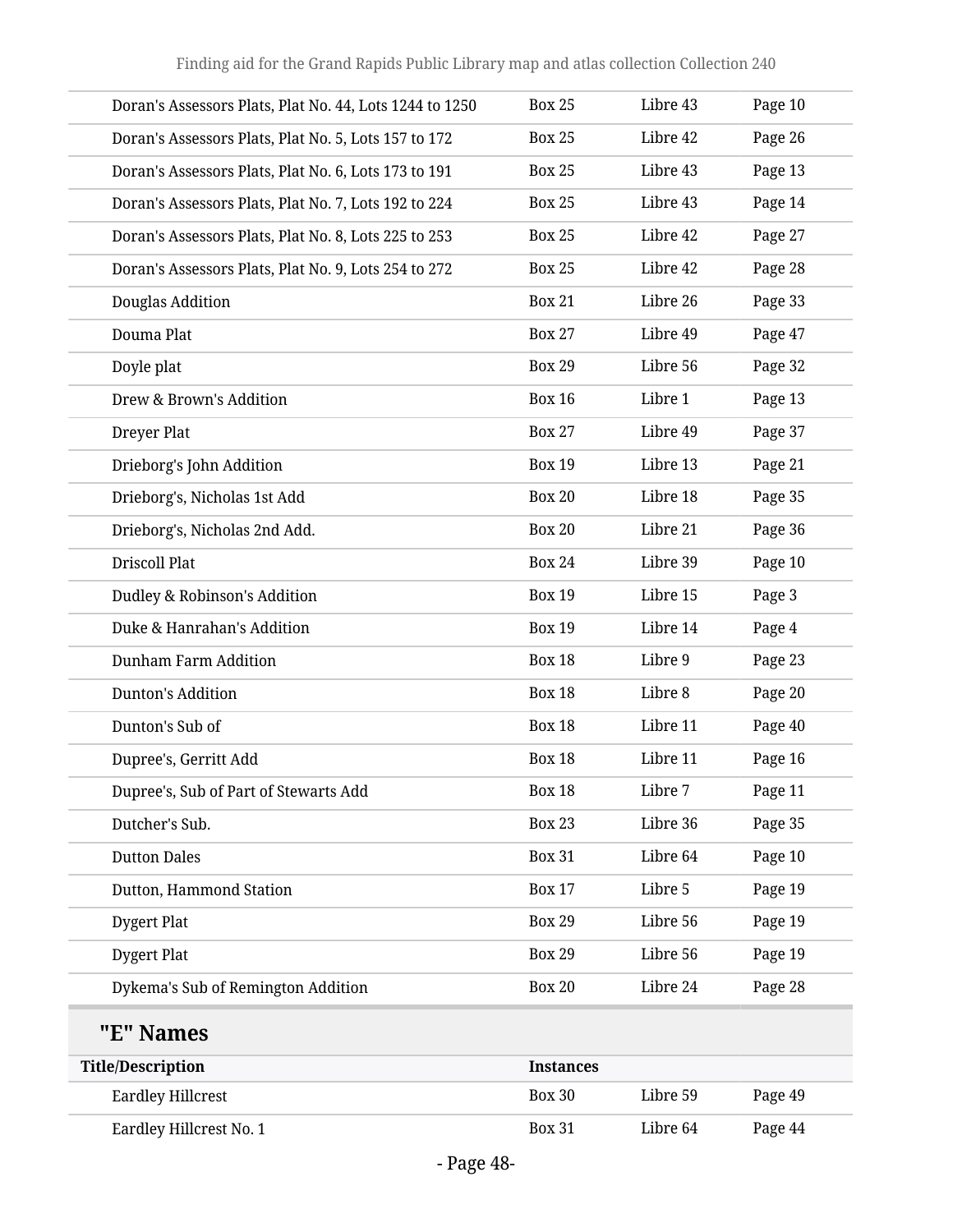| | | | |
|---|---|---|---|
| Doran's Assessors Plats, Plat No. 44, Lots 1244 to 1250 | Box 25 | Libre 43 | Page 10 |
| Doran's Assessors Plats, Plat No. 5, Lots 157 to 172 | Box 25 | Libre 42 | Page 26 |
| Doran's Assessors Plats, Plat No. 6, Lots 173 to 191 | Box 25 | Libre 43 | Page 13 |
| Doran's Assessors Plats, Plat No. 7, Lots 192 to 224 | Box 25 | Libre 43 | Page 14 |
| Doran's Assessors Plats, Plat No. 8, Lots 225 to 253 | Box 25 | Libre 42 | Page 27 |
| Doran's Assessors Plats, Plat No. 9, Lots 254 to 272 | Box 25 | Libre 42 | Page 28 |
| Douglas Addition | Box 21 | Libre 26 | Page 33 |
| Douma Plat | Box 27 | Libre 49 | Page 47 |
| Doyle plat | Box 29 | Libre 56 | Page 32 |
| Drew & Brown's Addition | Box 16 | Libre 1 | Page 13 |
| Dreyer Plat | Box 27 | Libre 49 | Page 37 |
| Drieborg's John Addition | Box 19 | Libre 13 | Page 21 |
| Drieborg's, Nicholas 1st Add | Box 20 | Libre 18 | Page 35 |
| Drieborg's, Nicholas 2nd Add. | Box 20 | Libre 21 | Page 36 |
| Driscoll Plat | Box 24 | Libre 39 | Page 10 |
| Dudley & Robinson's Addition | Box 19 | Libre 15 | Page 3 |
| Duke & Hanrahan's Addition | Box 19 | Libre 14 | Page 4 |
| Dunham Farm Addition | Box 18 | Libre 9 | Page 23 |
| Dunton's Addition | Box 18 | Libre 8 | Page 20 |
| Dunton's Sub of | Box 18 | Libre 11 | Page 40 |
| Dupree's, Gerritt Add | Box 18 | Libre 11 | Page 16 |
| Dupree's, Sub of Part of Stewarts Add | Box 18 | Libre 7 | Page 11 |
| Dutcher's Sub. | Box 23 | Libre 36 | Page 35 |
| Dutton Dales | Box 31 | Libre 64 | Page 10 |
| Dutton, Hammond Station | Box 17 | Libre 5 | Page 19 |
| Dygert Plat | Box 29 | Libre 56 | Page 19 |
| Dygert Plat | Box 29 | Libre 56 | Page 19 |
| Dykema's Sub of Remington Addition | Box 20 | Libre 24 | Page 28 |

## "E" Names

| Title/Description | Instances | | |
|---|---|---|---|
| Eardley Hillcrest | Box 30 | Libre 59 | Page 49 |
| Eardley Hillcrest No. 1 | Box 31 | Libre 64 | Page 44 |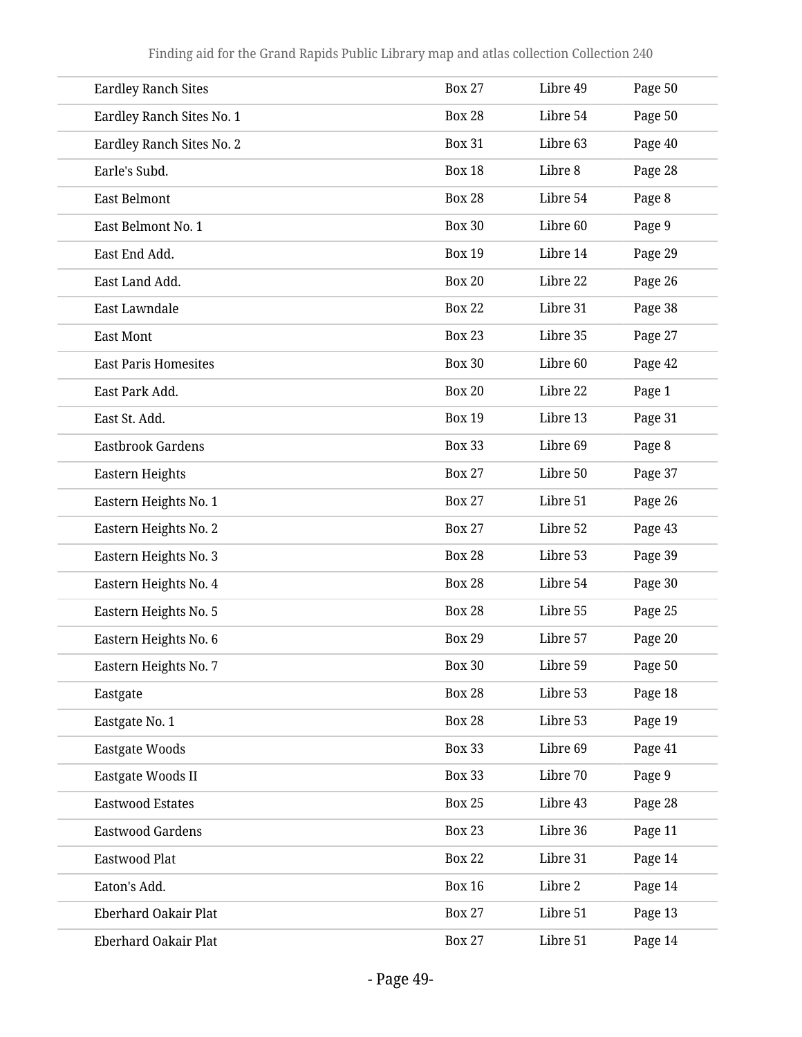| | | | |
|---|---|---|---|
| Eardley Ranch Sites | Box 27 | Libre 49 | Page 50 |
| Eardley Ranch Sites No. 1 | Box 28 | Libre 54 | Page 50 |
| Eardley Ranch Sites No. 2 | Box 31 | Libre 63 | Page 40 |
| Earle's Subd. | Box 18 | Libre 8 | Page 28 |
| East Belmont | Box 28 | Libre 54 | Page 8 |
| East Belmont No. 1 | Box 30 | Libre 60 | Page 9 |
| East End Add. | Box 19 | Libre 14 | Page 29 |
| East Land Add. | Box 20 | Libre 22 | Page 26 |
| East Lawndale | Box 22 | Libre 31 | Page 38 |
| East Mont | Box 23 | Libre 35 | Page 27 |
| East Paris Homesites | Box 30 | Libre 60 | Page 42 |
| East Park Add. | Box 20 | Libre 22 | Page 1 |
| East St. Add. | Box 19 | Libre 13 | Page 31 |
| Eastbrook Gardens | Box 33 | Libre 69 | Page 8 |
| Eastern Heights | Box 27 | Libre 50 | Page 37 |
| Eastern Heights No. 1 | Box 27 | Libre 51 | Page 26 |
| Eastern Heights No. 2 | Box 27 | Libre 52 | Page 43 |
| Eastern Heights No. 3 | Box 28 | Libre 53 | Page 39 |
| Eastern Heights No. 4 | Box 28 | Libre 54 | Page 30 |
| Eastern Heights No. 5 | Box 28 | Libre 55 | Page 25 |
| Eastern Heights No. 6 | Box 29 | Libre 57 | Page 20 |
| Eastern Heights No. 7 | Box 30 | Libre 59 | Page 50 |
| Eastgate | Box 28 | Libre 53 | Page 18 |
| Eastgate No. 1 | Box 28 | Libre 53 | Page 19 |
| Eastgate Woods | Box 33 | Libre 69 | Page 41 |
| Eastgate Woods II | Box 33 | Libre 70 | Page 9 |
| Eastwood Estates | Box 25 | Libre 43 | Page 28 |
| Eastwood Gardens | Box 23 | Libre 36 | Page 11 |
| Eastwood Plat | Box 22 | Libre 31 | Page 14 |
| Eaton's Add. | Box 16 | Libre 2 | Page 14 |
| Eberhard Oakair Plat | Box 27 | Libre 51 | Page 13 |
| Eberhard Oakair Plat | Box 27 | Libre 51 | Page 14 |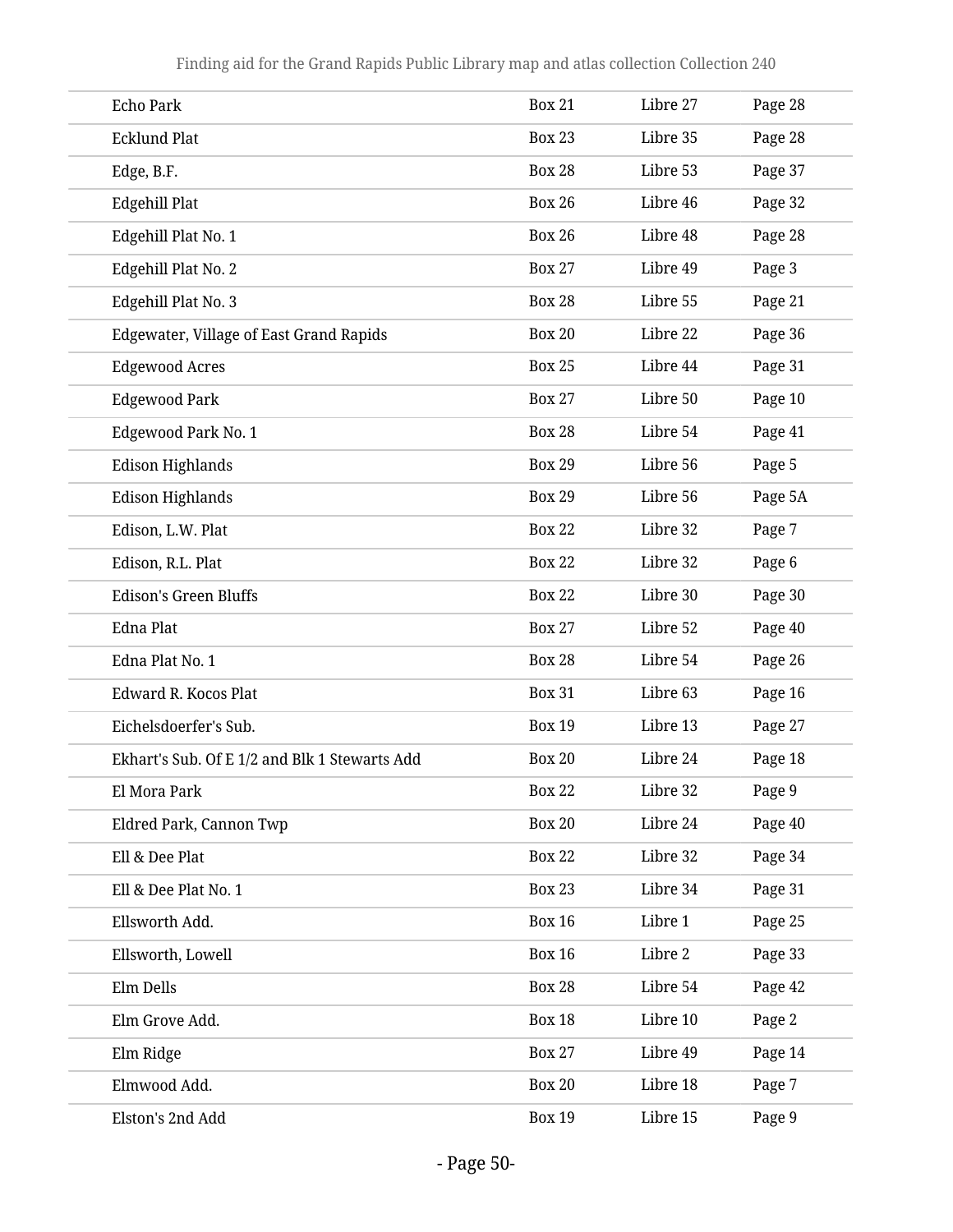| | | | |
|---|---|---|---|
| Echo Park | Box 21 | Libre 27 | Page 28 |
| Ecklund Plat | Box 23 | Libre 35 | Page 28 |
| Edge, B.F. | Box 28 | Libre 53 | Page 37 |
| Edgehill Plat | Box 26 | Libre 46 | Page 32 |
| Edgehill Plat No. 1 | Box 26 | Libre 48 | Page 28 |
| Edgehill Plat No. 2 | Box 27 | Libre 49 | Page 3 |
| Edgehill Plat No. 3 | Box 28 | Libre 55 | Page 21 |
| Edgewater, Village of East Grand Rapids | Box 20 | Libre 22 | Page 36 |
| Edgewood Acres | Box 25 | Libre 44 | Page 31 |
| Edgewood Park | Box 27 | Libre 50 | Page 10 |
| Edgewood Park No. 1 | Box 28 | Libre 54 | Page 41 |
| Edison Highlands | Box 29 | Libre 56 | Page 5 |
| Edison Highlands | Box 29 | Libre 56 | Page 5A |
| Edison, L.W. Plat | Box 22 | Libre 32 | Page 7 |
| Edison, R.L. Plat | Box 22 | Libre 32 | Page 6 |
| Edison's Green Bluffs | Box 22 | Libre 30 | Page 30 |
| Edna Plat | Box 27 | Libre 52 | Page 40 |
| Edna Plat No. 1 | Box 28 | Libre 54 | Page 26 |
| Edward R. Kocos Plat | Box 31 | Libre 63 | Page 16 |
| Eichelsdoerfer's Sub. | Box 19 | Libre 13 | Page 27 |
| Ekhart's Sub. Of E 1/2 and Blk 1 Stewarts Add | Box 20 | Libre 24 | Page 18 |
| El Mora Park | Box 22 | Libre 32 | Page 9 |
| Eldred Park, Cannon Twp | Box 20 | Libre 24 | Page 40 |
| Ell & Dee Plat | Box 22 | Libre 32 | Page 34 |
| Ell & Dee Plat No. 1 | Box 23 | Libre 34 | Page 31 |
| Ellsworth Add. | Box 16 | Libre 1 | Page 25 |
| Ellsworth, Lowell | Box 16 | Libre 2 | Page 33 |
| Elm Dells | Box 28 | Libre 54 | Page 42 |
| Elm Grove Add. | Box 18 | Libre 10 | Page 2 |
| Elm Ridge | Box 27 | Libre 49 | Page 14 |
| Elmwood Add. | Box 20 | Libre 18 | Page 7 |
| Elston's 2nd Add | Box 19 | Libre 15 | Page 9 |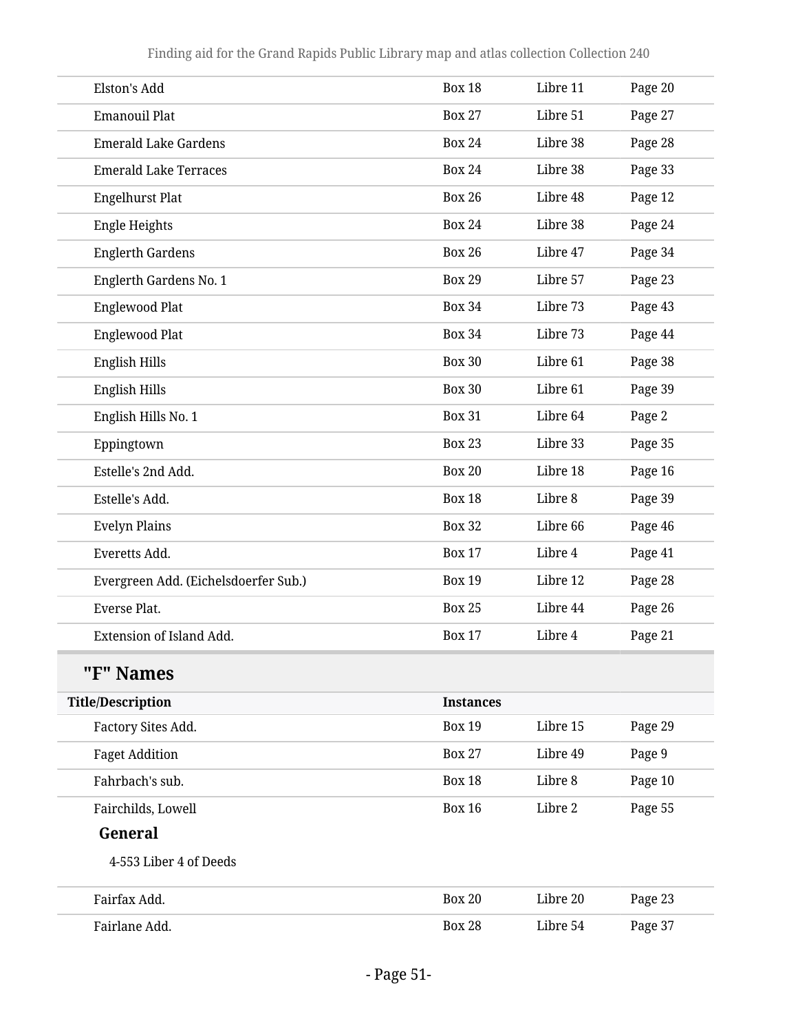| | | | |
|---|---|---|---|
| Elston's Add | Box 18 | Libre 11 | Page 20 |
| Emanouil Plat | Box 27 | Libre 51 | Page 27 |
| Emerald Lake Gardens | Box 24 | Libre 38 | Page 28 |
| Emerald Lake Terraces | Box 24 | Libre 38 | Page 33 |
| Engelhurst Plat | Box 26 | Libre 48 | Page 12 |
| Engle Heights | Box 24 | Libre 38 | Page 24 |
| Englerth Gardens | Box 26 | Libre 47 | Page 34 |
| Englerth Gardens No. 1 | Box 29 | Libre 57 | Page 23 |
| Englewood Plat | Box 34 | Libre 73 | Page 43 |
| Englewood Plat | Box 34 | Libre 73 | Page 44 |
| English Hills | Box 30 | Libre 61 | Page 38 |
| English Hills | Box 30 | Libre 61 | Page 39 |
| English Hills No. 1 | Box 31 | Libre 64 | Page 2 |
| Eppingtown | Box 23 | Libre 33 | Page 35 |
| Estelle's 2nd Add. | Box 20 | Libre 18 | Page 16 |
| Estelle's Add. | Box 18 | Libre 8 | Page 39 |
| Evelyn Plains | Box 32 | Libre 66 | Page 46 |
| Everetts Add. | Box 17 | Libre 4 | Page 41 |
| Evergreen Add. (Eichelsdoerfer Sub.) | Box 19 | Libre 12 | Page 28 |
| Everse Plat. | Box 25 | Libre 44 | Page 26 |
| Extension of Island Add. | Box 17 | Libre 4 | Page 21 |

## "F" Names

| Title/Description | Instances | | |
|---|---|---|---|
| Factory Sites Add. | Box 19 | Libre 15 | Page 29 |
| Faget Addition | Box 27 | Libre 49 | Page 9 |
| Fahrbach's sub. | Box 18 | Libre 8 | Page 10 |
| Fairchilds, Lowell | Box 16 | Libre 2 | Page 55 |

**General**

4-553 Liber 4 of Deeds

| | | | |
|---|---|---|---|
| Fairfax Add. | Box 20 | Libre 20 | Page 23 |
| Fairlane Add. | Box 28 | Libre 54 | Page 37 |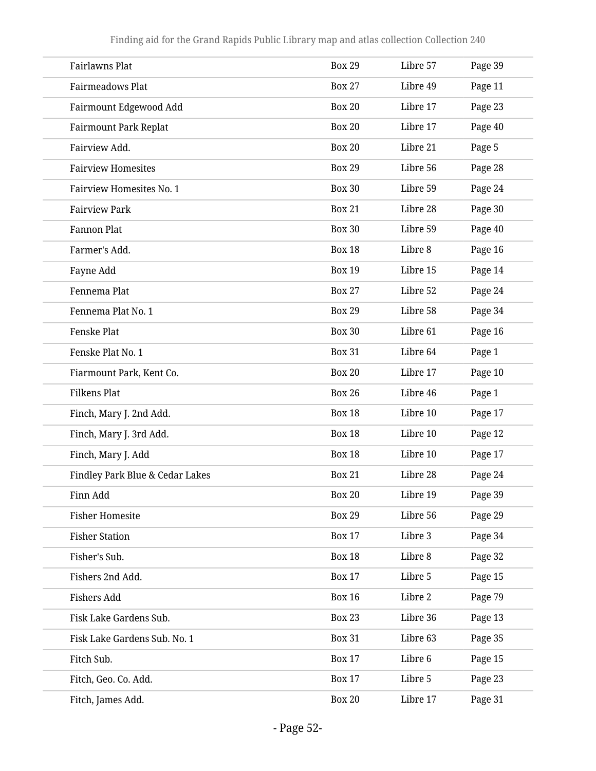| | | | |
|---|---|---|---|
| Fairlawns Plat | Box 29 | Libre 57 | Page 39 |
| Fairmeadows Plat | Box 27 | Libre 49 | Page 11 |
| Fairmount Edgewood Add | Box 20 | Libre 17 | Page 23 |
| Fairmount Park Replat | Box 20 | Libre 17 | Page 40 |
| Fairview Add. | Box 20 | Libre 21 | Page 5 |
| Fairview Homesites | Box 29 | Libre 56 | Page 28 |
| Fairview Homesites No. 1 | Box 30 | Libre 59 | Page 24 |
| Fairview Park | Box 21 | Libre 28 | Page 30 |
| Fannon Plat | Box 30 | Libre 59 | Page 40 |
| Farmer's Add. | Box 18 | Libre 8 | Page 16 |
| Fayne Add | Box 19 | Libre 15 | Page 14 |
| Fennema Plat | Box 27 | Libre 52 | Page 24 |
| Fennema Plat No. 1 | Box 29 | Libre 58 | Page 34 |
| Fenske Plat | Box 30 | Libre 61 | Page 16 |
| Fenske Plat No. 1 | Box 31 | Libre 64 | Page 1 |
| Fiarmount Park, Kent Co. | Box 20 | Libre 17 | Page 10 |
| Filkens Plat | Box 26 | Libre 46 | Page 1 |
| Finch, Mary J. 2nd Add. | Box 18 | Libre 10 | Page 17 |
| Finch, Mary J. 3rd Add. | Box 18 | Libre 10 | Page 12 |
| Finch, Mary J. Add | Box 18 | Libre 10 | Page 17 |
| Findley Park Blue & Cedar Lakes | Box 21 | Libre 28 | Page 24 |
| Finn Add | Box 20 | Libre 19 | Page 39 |
| Fisher Homesite | Box 29 | Libre 56 | Page 29 |
| Fisher Station | Box 17 | Libre 3 | Page 34 |
| Fisher's Sub. | Box 18 | Libre 8 | Page 32 |
| Fishers 2nd Add. | Box 17 | Libre 5 | Page 15 |
| Fishers Add | Box 16 | Libre 2 | Page 79 |
| Fisk Lake Gardens Sub. | Box 23 | Libre 36 | Page 13 |
| Fisk Lake Gardens Sub. No. 1 | Box 31 | Libre 63 | Page 35 |
| Fitch Sub. | Box 17 | Libre 6 | Page 15 |
| Fitch, Geo. Co. Add. | Box 17 | Libre 5 | Page 23 |
| Fitch, James Add. | Box 20 | Libre 17 | Page 31 |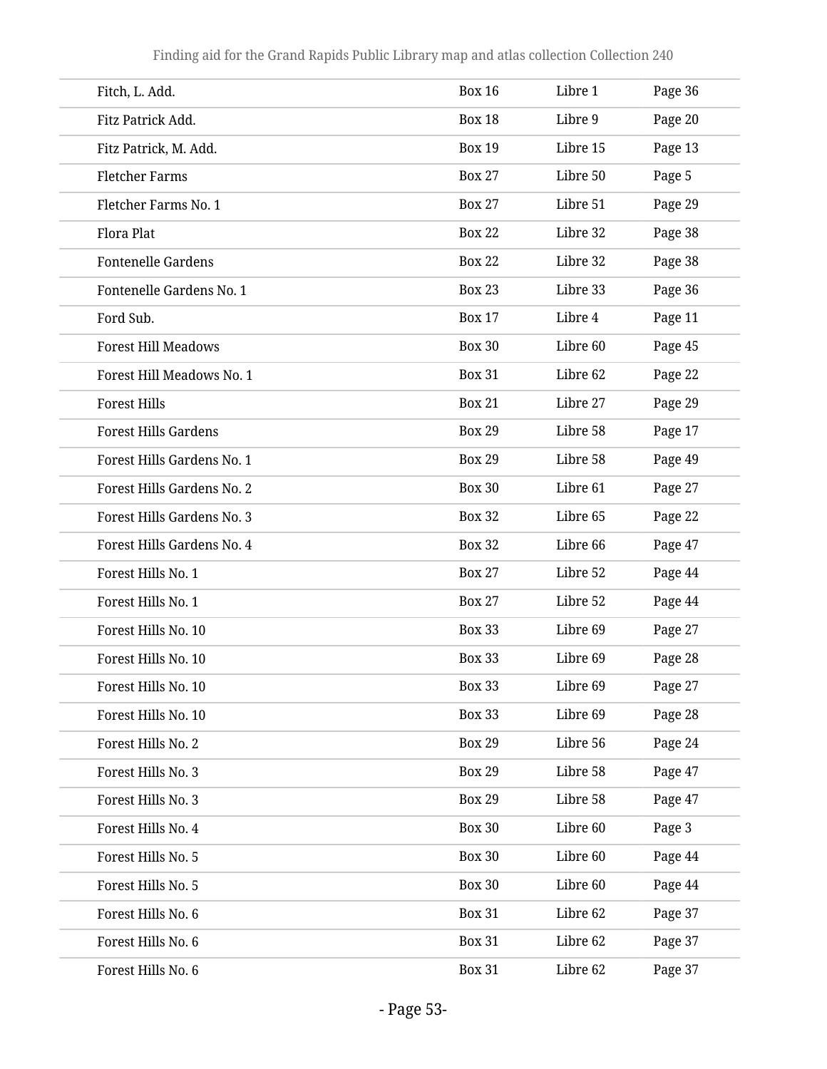| Fitch, L. Add. | Box 16 | Libre 1 | Page 36 |
|---|---|---|---|
| Fitz Patrick Add. | Box 18 | Libre 9 | Page 20 |
| Fitz Patrick, M. Add. | Box 19 | Libre 15 | Page 13 |
| Fletcher Farms | Box 27 | Libre 50 | Page 5 |
| Fletcher Farms No. 1 | Box 27 | Libre 51 | Page 29 |
| Flora Plat | Box 22 | Libre 32 | Page 38 |
| Fontenelle Gardens | Box 22 | Libre 32 | Page 38 |
| Fontenelle Gardens No. 1 | Box 23 | Libre 33 | Page 36 |
| Ford Sub. | Box 17 | Libre 4 | Page 11 |
| Forest Hill Meadows | Box 30 | Libre 60 | Page 45 |
| Forest Hill Meadows No. 1 | Box 31 | Libre 62 | Page 22 |
| Forest Hills | Box 21 | Libre 27 | Page 29 |
| Forest Hills Gardens | Box 29 | Libre 58 | Page 17 |
| Forest Hills Gardens No. 1 | Box 29 | Libre 58 | Page 49 |
| Forest Hills Gardens No. 2 | Box 30 | Libre 61 | Page 27 |
| Forest Hills Gardens No. 3 | Box 32 | Libre 65 | Page 22 |
| Forest Hills Gardens No. 4 | Box 32 | Libre 66 | Page 47 |
| Forest Hills No. 1 | Box 27 | Libre 52 | Page 44 |
| Forest Hills No. 1 | Box 27 | Libre 52 | Page 44 |
| Forest Hills No. 10 | Box 33 | Libre 69 | Page 27 |
| Forest Hills No. 10 | Box 33 | Libre 69 | Page 28 |
| Forest Hills No. 10 | Box 33 | Libre 69 | Page 27 |
| Forest Hills No. 10 | Box 33 | Libre 69 | Page 28 |
| Forest Hills No. 2 | Box 29 | Libre 56 | Page 24 |
| Forest Hills No. 3 | Box 29 | Libre 58 | Page 47 |
| Forest Hills No. 3 | Box 29 | Libre 58 | Page 47 |
| Forest Hills No. 4 | Box 30 | Libre 60 | Page 3 |
| Forest Hills No. 5 | Box 30 | Libre 60 | Page 44 |
| Forest Hills No. 5 | Box 30 | Libre 60 | Page 44 |
| Forest Hills No. 6 | Box 31 | Libre 62 | Page 37 |
| Forest Hills No. 6 | Box 31 | Libre 62 | Page 37 |
| Forest Hills No. 6 | Box 31 | Libre 62 | Page 37 |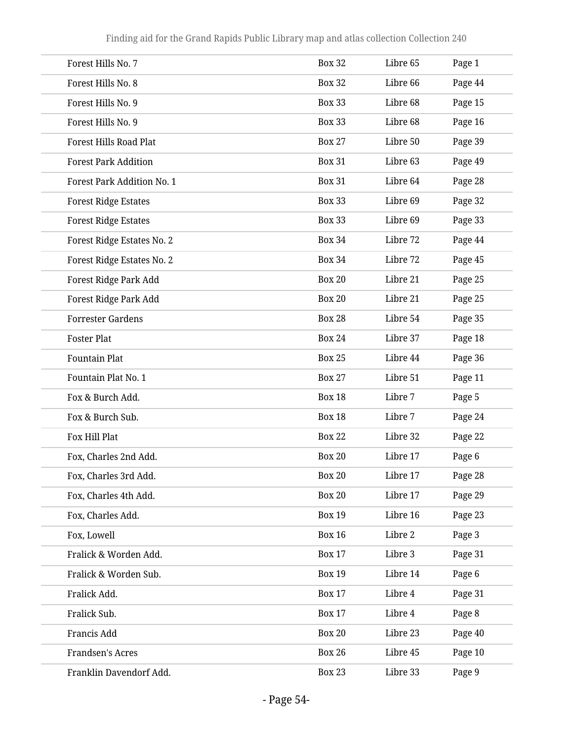| | | | |
|---|---|---|---|
| Forest Hills No. 7 | Box 32 | Libre 65 | Page 1 |
| Forest Hills No. 8 | Box 32 | Libre 66 | Page 44 |
| Forest Hills No. 9 | Box 33 | Libre 68 | Page 15 |
| Forest Hills No. 9 | Box 33 | Libre 68 | Page 16 |
| Forest Hills Road Plat | Box 27 | Libre 50 | Page 39 |
| Forest Park Addition | Box 31 | Libre 63 | Page 49 |
| Forest Park Addition No. 1 | Box 31 | Libre 64 | Page 28 |
| Forest Ridge Estates | Box 33 | Libre 69 | Page 32 |
| Forest Ridge Estates | Box 33 | Libre 69 | Page 33 |
| Forest Ridge Estates No. 2 | Box 34 | Libre 72 | Page 44 |
| Forest Ridge Estates No. 2 | Box 34 | Libre 72 | Page 45 |
| Forest Ridge Park Add | Box 20 | Libre 21 | Page 25 |
| Forest Ridge Park Add | Box 20 | Libre 21 | Page 25 |
| Forrester Gardens | Box 28 | Libre 54 | Page 35 |
| Foster Plat | Box 24 | Libre 37 | Page 18 |
| Fountain Plat | Box 25 | Libre 44 | Page 36 |
| Fountain Plat No. 1 | Box 27 | Libre 51 | Page 11 |
| Fox & Burch Add. | Box 18 | Libre 7 | Page 5 |
| Fox & Burch Sub. | Box 18 | Libre 7 | Page 24 |
| Fox Hill Plat | Box 22 | Libre 32 | Page 22 |
| Fox, Charles 2nd Add. | Box 20 | Libre 17 | Page 6 |
| Fox, Charles 3rd Add. | Box 20 | Libre 17 | Page 28 |
| Fox, Charles 4th Add. | Box 20 | Libre 17 | Page 29 |
| Fox, Charles Add. | Box 19 | Libre 16 | Page 23 |
| Fox, Lowell | Box 16 | Libre 2 | Page 3 |
| Fralick & Worden Add. | Box 17 | Libre 3 | Page 31 |
| Fralick & Worden Sub. | Box 19 | Libre 14 | Page 6 |
| Fralick Add. | Box 17 | Libre 4 | Page 31 |
| Fralick Sub. | Box 17 | Libre 4 | Page 8 |
| Francis Add | Box 20 | Libre 23 | Page 40 |
| Frandsen's Acres | Box 26 | Libre 45 | Page 10 |
| Franklin Davendorf Add. | Box 23 | Libre 33 | Page 9 |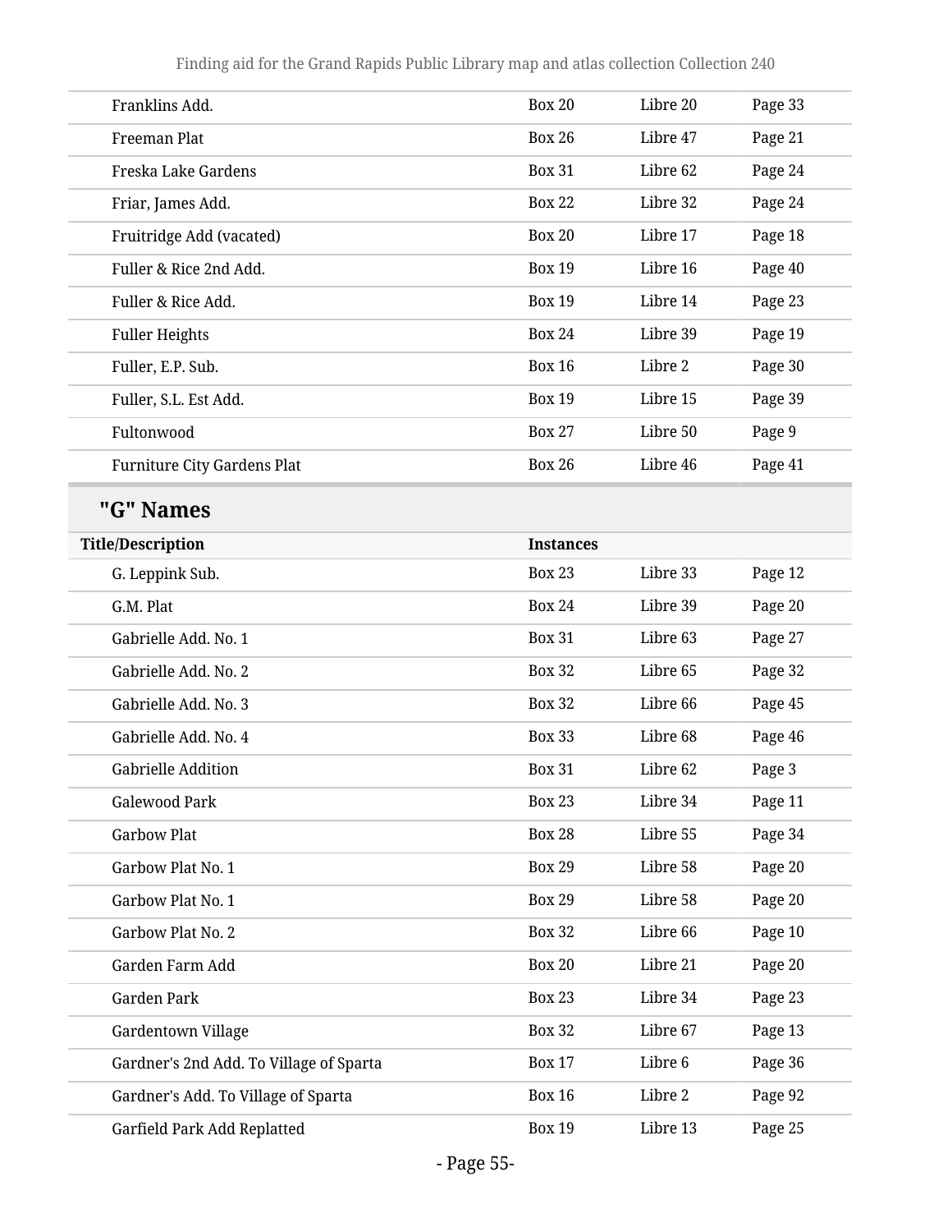| | | | |
|---|---|---|---|
| Franklins Add. | Box 20 | Libre 20 | Page 33 |
| Freeman Plat | Box 26 | Libre 47 | Page 21 |
| Freska Lake Gardens | Box 31 | Libre 62 | Page 24 |
| Friar, James Add. | Box 22 | Libre 32 | Page 24 |
| Fruitridge Add (vacated) | Box 20 | Libre 17 | Page 18 |
| Fuller & Rice 2nd Add. | Box 19 | Libre 16 | Page 40 |
| Fuller & Rice Add. | Box 19 | Libre 14 | Page 23 |
| Fuller Heights | Box 24 | Libre 39 | Page 19 |
| Fuller, E.P. Sub. | Box 16 | Libre 2 | Page 30 |
| Fuller, S.L. Est Add. | Box 19 | Libre 15 | Page 39 |
| Fultonwood | Box 27 | Libre 50 | Page 9 |
| Furniture City Gardens Plat | Box 26 | Libre 46 | Page 41 |

## "G" Names

| Title/Description | Instances | | |
|---|---|---|---|
| G. Leppink Sub. | Box 23 | Libre 33 | Page 12 |
| G.M. Plat | Box 24 | Libre 39 | Page 20 |
| Gabrielle Add. No. 1 | Box 31 | Libre 63 | Page 27 |
| Gabrielle Add. No. 2 | Box 32 | Libre 65 | Page 32 |
| Gabrielle Add. No. 3 | Box 32 | Libre 66 | Page 45 |
| Gabrielle Add. No. 4 | Box 33 | Libre 68 | Page 46 |
| Gabrielle Addition | Box 31 | Libre 62 | Page 3 |
| Galewood Park | Box 23 | Libre 34 | Page 11 |
| Garbow Plat | Box 28 | Libre 55 | Page 34 |
| Garbow Plat No. 1 | Box 29 | Libre 58 | Page 20 |
| Garbow Plat No. 1 | Box 29 | Libre 58 | Page 20 |
| Garbow Plat No. 2 | Box 32 | Libre 66 | Page 10 |
| Garden Farm Add | Box 20 | Libre 21 | Page 20 |
| Garden Park | Box 23 | Libre 34 | Page 23 |
| Gardentown Village | Box 32 | Libre 67 | Page 13 |
| Gardner's 2nd Add. To Village of Sparta | Box 17 | Libre 6 | Page 36 |
| Gardner's Add. To Village of Sparta | Box 16 | Libre 2 | Page 92 |
| Garfield Park Add Replatted | Box 19 | Libre 13 | Page 25 |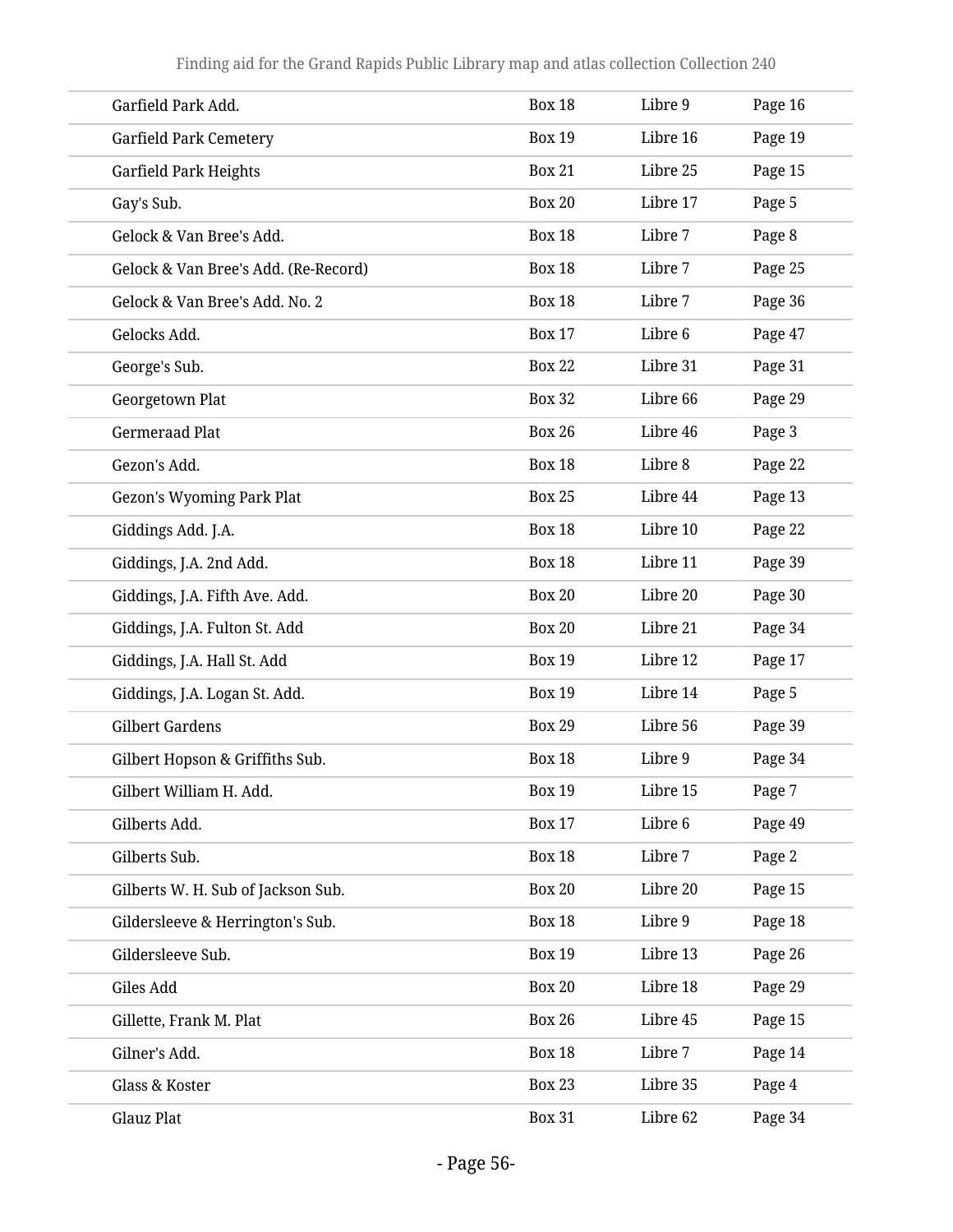| | | | |
|---|---|---|---|
| Garfield Park Add. | Box 18 | Libre 9 | Page 16 |
| Garfield Park Cemetery | Box 19 | Libre 16 | Page 19 |
| Garfield Park Heights | Box 21 | Libre 25 | Page 15 |
| Gay's Sub. | Box 20 | Libre 17 | Page 5 |
| Gelock & Van Bree's Add. | Box 18 | Libre 7 | Page 8 |
| Gelock & Van Bree's Add. (Re-Record) | Box 18 | Libre 7 | Page 25 |
| Gelock & Van Bree's Add. No. 2 | Box 18 | Libre 7 | Page 36 |
| Gelocks Add. | Box 17 | Libre 6 | Page 47 |
| George's Sub. | Box 22 | Libre 31 | Page 31 |
| Georgetown Plat | Box 32 | Libre 66 | Page 29 |
| Germeraad Plat | Box 26 | Libre 46 | Page 3 |
| Gezon's Add. | Box 18 | Libre 8 | Page 22 |
| Gezon's Wyoming Park Plat | Box 25 | Libre 44 | Page 13 |
| Giddings Add. J.A. | Box 18 | Libre 10 | Page 22 |
| Giddings, J.A. 2nd Add. | Box 18 | Libre 11 | Page 39 |
| Giddings, J.A. Fifth Ave. Add. | Box 20 | Libre 20 | Page 30 |
| Giddings, J.A. Fulton St. Add | Box 20 | Libre 21 | Page 34 |
| Giddings, J.A. Hall St. Add | Box 19 | Libre 12 | Page 17 |
| Giddings, J.A. Logan St. Add. | Box 19 | Libre 14 | Page 5 |
| Gilbert Gardens | Box 29 | Libre 56 | Page 39 |
| Gilbert Hopson & Griffiths Sub. | Box 18 | Libre 9 | Page 34 |
| Gilbert William H. Add. | Box 19 | Libre 15 | Page 7 |
| Gilberts Add. | Box 17 | Libre 6 | Page 49 |
| Gilberts Sub. | Box 18 | Libre 7 | Page 2 |
| Gilberts W. H. Sub of Jackson Sub. | Box 20 | Libre 20 | Page 15 |
| Gildersleeve & Herrington's Sub. | Box 18 | Libre 9 | Page 18 |
| Gildersleeve Sub. | Box 19 | Libre 13 | Page 26 |
| Giles Add | Box 20 | Libre 18 | Page 29 |
| Gillette, Frank M. Plat | Box 26 | Libre 45 | Page 15 |
| Gilner's Add. | Box 18 | Libre 7 | Page 14 |
| Glass & Koster | Box 23 | Libre 35 | Page 4 |
| Glauz Plat | Box 31 | Libre 62 | Page 34 |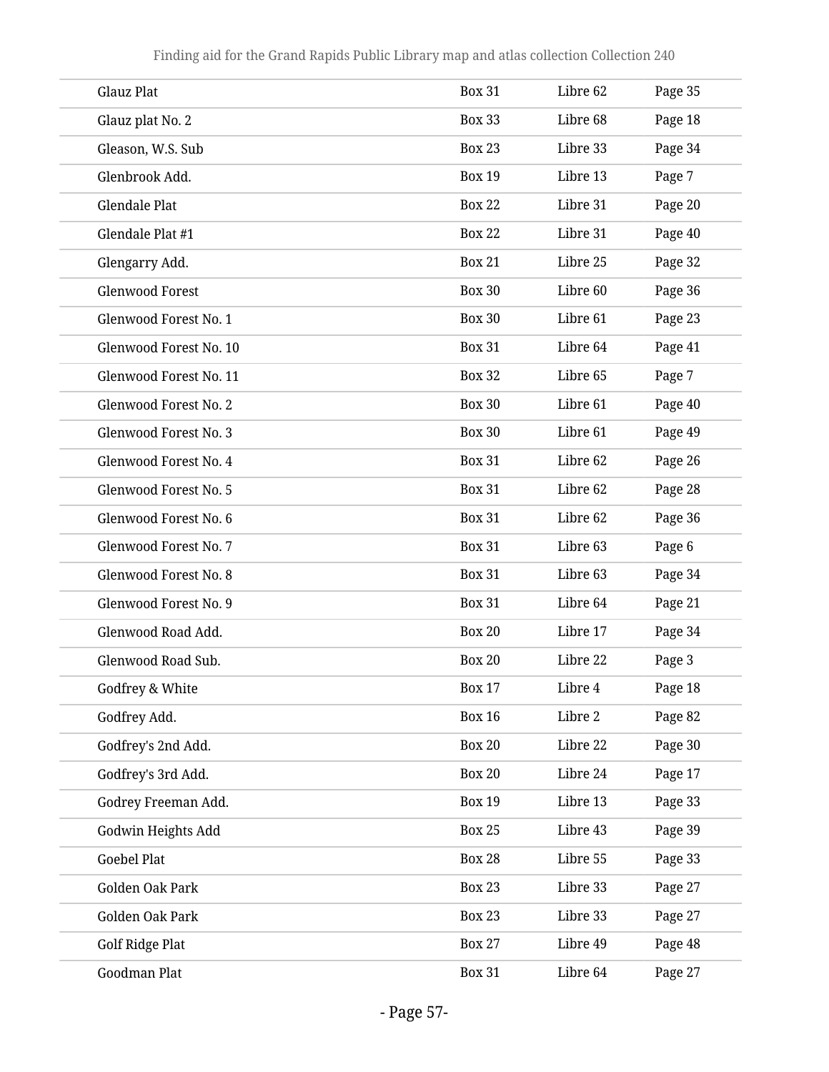| | | | |
|---|---|---|---|
| Glauz Plat | Box 31 | Libre 62 | Page 35 |
| Glauz plat No. 2 | Box 33 | Libre 68 | Page 18 |
| Gleason, W.S. Sub | Box 23 | Libre 33 | Page 34 |
| Glenbrook Add. | Box 19 | Libre 13 | Page 7 |
| Glendale Plat | Box 22 | Libre 31 | Page 20 |
| Glendale Plat #1 | Box 22 | Libre 31 | Page 40 |
| Glengarry Add. | Box 21 | Libre 25 | Page 32 |
| Glenwood Forest | Box 30 | Libre 60 | Page 36 |
| Glenwood Forest No. 1 | Box 30 | Libre 61 | Page 23 |
| Glenwood Forest No. 10 | Box 31 | Libre 64 | Page 41 |
| Glenwood Forest No. 11 | Box 32 | Libre 65 | Page 7 |
| Glenwood Forest No. 2 | Box 30 | Libre 61 | Page 40 |
| Glenwood Forest No. 3 | Box 30 | Libre 61 | Page 49 |
| Glenwood Forest No. 4 | Box 31 | Libre 62 | Page 26 |
| Glenwood Forest No. 5 | Box 31 | Libre 62 | Page 28 |
| Glenwood Forest No. 6 | Box 31 | Libre 62 | Page 36 |
| Glenwood Forest No. 7 | Box 31 | Libre 63 | Page 6 |
| Glenwood Forest No. 8 | Box 31 | Libre 63 | Page 34 |
| Glenwood Forest No. 9 | Box 31 | Libre 64 | Page 21 |
| Glenwood Road Add. | Box 20 | Libre 17 | Page 34 |
| Glenwood Road Sub. | Box 20 | Libre 22 | Page 3 |
| Godfrey & White | Box 17 | Libre 4 | Page 18 |
| Godfrey Add. | Box 16 | Libre 2 | Page 82 |
| Godfrey's 2nd Add. | Box 20 | Libre 22 | Page 30 |
| Godfrey's 3rd Add. | Box 20 | Libre 24 | Page 17 |
| Godrey Freeman Add. | Box 19 | Libre 13 | Page 33 |
| Godwin Heights Add | Box 25 | Libre 43 | Page 39 |
| Goebel Plat | Box 28 | Libre 55 | Page 33 |
| Golden Oak Park | Box 23 | Libre 33 | Page 27 |
| Golden Oak Park | Box 23 | Libre 33 | Page 27 |
| Golf Ridge Plat | Box 27 | Libre 49 | Page 48 |
| Goodman Plat | Box 31 | Libre 64 | Page 27 |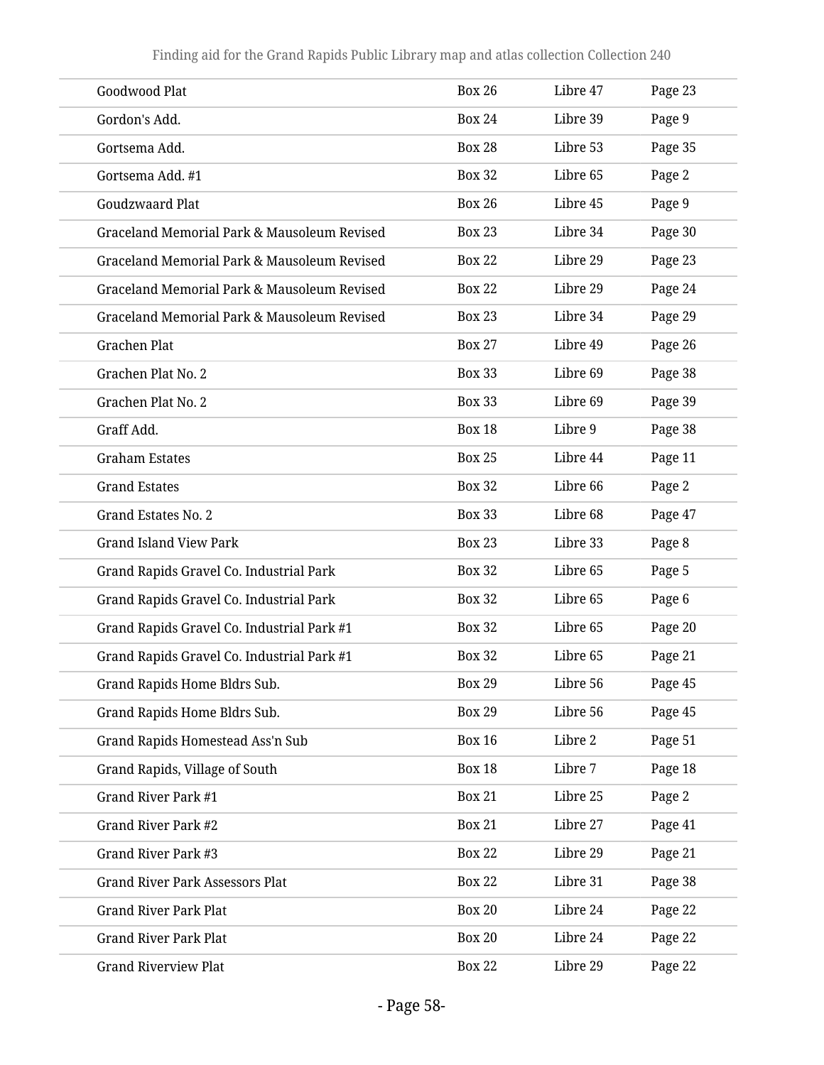| | | | |
|---|---|---|---|
| Goodwood Plat | Box 26 | Libre 47 | Page 23 |
| Gordon's Add. | Box 24 | Libre 39 | Page 9 |
| Gortsema Add. | Box 28 | Libre 53 | Page 35 |
| Gortsema Add. #1 | Box 32 | Libre 65 | Page 2 |
| Goudzwaard Plat | Box 26 | Libre 45 | Page 9 |
| Graceland Memorial Park & Mausoleum Revised | Box 23 | Libre 34 | Page 30 |
| Graceland Memorial Park & Mausoleum Revised | Box 22 | Libre 29 | Page 23 |
| Graceland Memorial Park & Mausoleum Revised | Box 22 | Libre 29 | Page 24 |
| Graceland Memorial Park & Mausoleum Revised | Box 23 | Libre 34 | Page 29 |
| Grachen Plat | Box 27 | Libre 49 | Page 26 |
| Grachen Plat No. 2 | Box 33 | Libre 69 | Page 38 |
| Grachen Plat No. 2 | Box 33 | Libre 69 | Page 39 |
| Graff Add. | Box 18 | Libre 9 | Page 38 |
| Graham Estates | Box 25 | Libre 44 | Page 11 |
| Grand Estates | Box 32 | Libre 66 | Page 2 |
| Grand Estates No. 2 | Box 33 | Libre 68 | Page 47 |
| Grand Island View Park | Box 23 | Libre 33 | Page 8 |
| Grand Rapids Gravel Co. Industrial Park | Box 32 | Libre 65 | Page 5 |
| Grand Rapids Gravel Co. Industrial Park | Box 32 | Libre 65 | Page 6 |
| Grand Rapids Gravel Co. Industrial Park #1 | Box 32 | Libre 65 | Page 20 |
| Grand Rapids Gravel Co. Industrial Park #1 | Box 32 | Libre 65 | Page 21 |
| Grand Rapids Home Bldrs Sub. | Box 29 | Libre 56 | Page 45 |
| Grand Rapids Home Bldrs Sub. | Box 29 | Libre 56 | Page 45 |
| Grand Rapids Homestead Ass'n Sub | Box 16 | Libre 2 | Page 51 |
| Grand Rapids, Village of South | Box 18 | Libre 7 | Page 18 |
| Grand River Park #1 | Box 21 | Libre 25 | Page 2 |
| Grand River Park #2 | Box 21 | Libre 27 | Page 41 |
| Grand River Park #3 | Box 22 | Libre 29 | Page 21 |
| Grand River Park Assessors Plat | Box 22 | Libre 31 | Page 38 |
| Grand River Park Plat | Box 20 | Libre 24 | Page 22 |
| Grand River Park Plat | Box 20 | Libre 24 | Page 22 |
| Grand Riverview Plat | Box 22 | Libre 29 | Page 22 |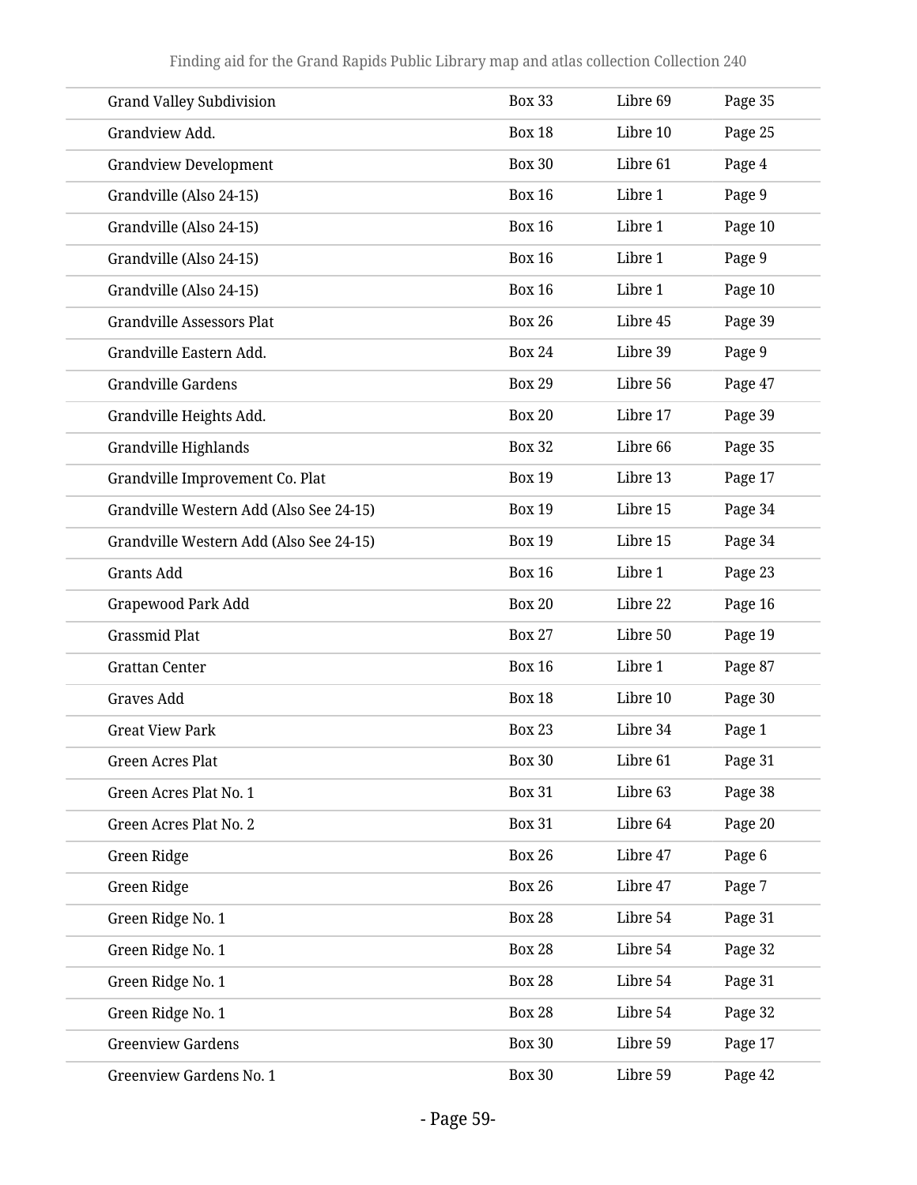| Grand Valley Subdivision | Box 33 | Libre 69 | Page 35 |
|---|---|---|---|
| Grandview Add. | Box 18 | Libre 10 | Page 25 |
| Grandview Development | Box 30 | Libre 61 | Page 4 |
| Grandville (Also 24-15) | Box 16 | Libre 1 | Page 9 |
| Grandville (Also 24-15) | Box 16 | Libre 1 | Page 10 |
| Grandville (Also 24-15) | Box 16 | Libre 1 | Page 9 |
| Grandville (Also 24-15) | Box 16 | Libre 1 | Page 10 |
| Grandville Assessors Plat | Box 26 | Libre 45 | Page 39 |
| Grandville Eastern Add. | Box 24 | Libre 39 | Page 9 |
| Grandville Gardens | Box 29 | Libre 56 | Page 47 |
| Grandville Heights Add. | Box 20 | Libre 17 | Page 39 |
| Grandville Highlands | Box 32 | Libre 66 | Page 35 |
| Grandville Improvement Co. Plat | Box 19 | Libre 13 | Page 17 |
| Grandville Western Add (Also See 24-15) | Box 19 | Libre 15 | Page 34 |
| Grandville Western Add (Also See 24-15) | Box 19 | Libre 15 | Page 34 |
| Grants Add | Box 16 | Libre 1 | Page 23 |
| Grapewood Park Add | Box 20 | Libre 22 | Page 16 |
| Grassmid Plat | Box 27 | Libre 50 | Page 19 |
| Grattan Center | Box 16 | Libre 1 | Page 87 |
| Graves Add | Box 18 | Libre 10 | Page 30 |
| Great View Park | Box 23 | Libre 34 | Page 1 |
| Green Acres Plat | Box 30 | Libre 61 | Page 31 |
| Green Acres Plat No. 1 | Box 31 | Libre 63 | Page 38 |
| Green Acres Plat No. 2 | Box 31 | Libre 64 | Page 20 |
| Green Ridge | Box 26 | Libre 47 | Page 6 |
| Green Ridge | Box 26 | Libre 47 | Page 7 |
| Green Ridge No. 1 | Box 28 | Libre 54 | Page 31 |
| Green Ridge No. 1 | Box 28 | Libre 54 | Page 32 |
| Green Ridge No. 1 | Box 28 | Libre 54 | Page 31 |
| Green Ridge No. 1 | Box 28 | Libre 54 | Page 32 |
| Greenview Gardens | Box 30 | Libre 59 | Page 17 |
| Greenview Gardens No. 1 | Box 30 | Libre 59 | Page 42 |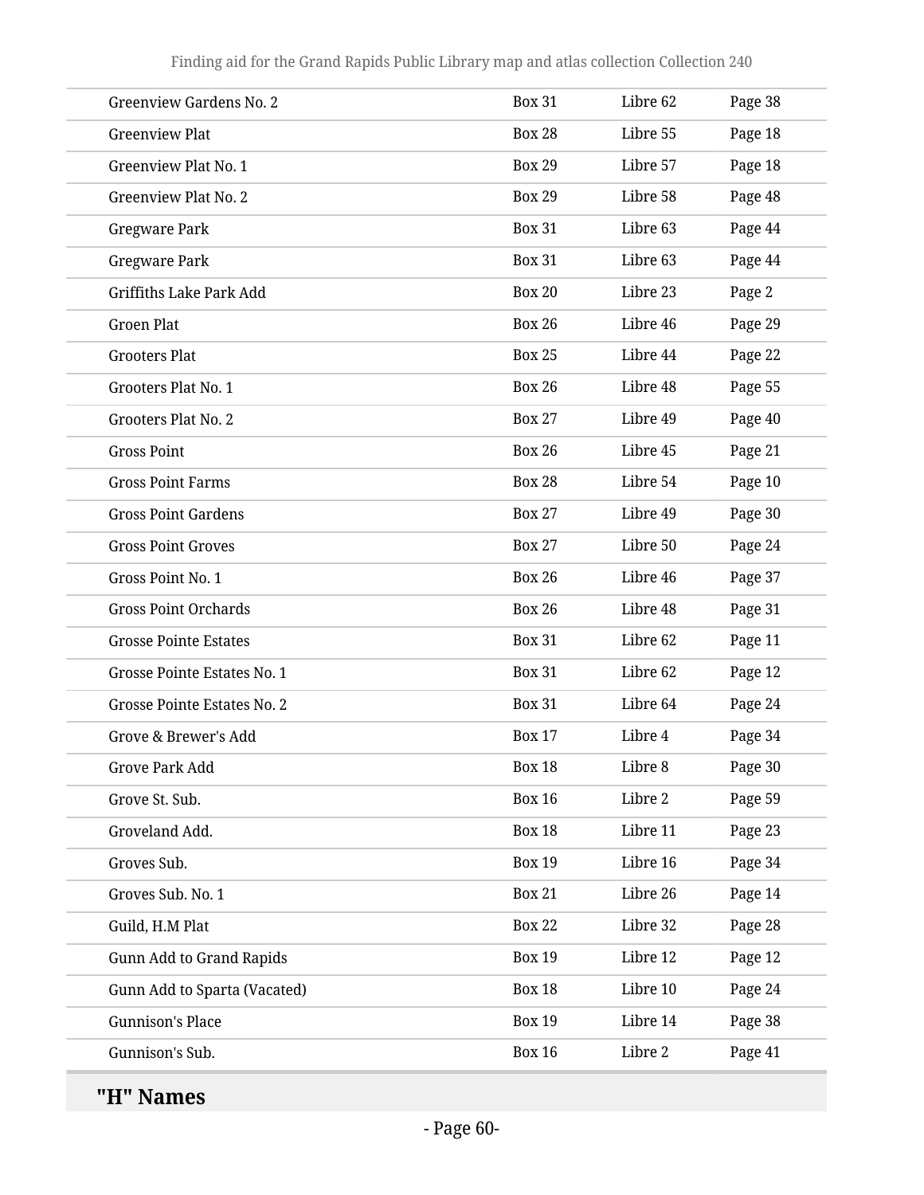| | | | |
|---|---|---|---|
| Greenview Gardens No. 2 | Box 31 | Libre 62 | Page 38 |
| Greenview Plat | Box 28 | Libre 55 | Page 18 |
| Greenview Plat No. 1 | Box 29 | Libre 57 | Page 18 |
| Greenview Plat No. 2 | Box 29 | Libre 58 | Page 48 |
| Gregware Park | Box 31 | Libre 63 | Page 44 |
| Gregware Park | Box 31 | Libre 63 | Page 44 |
| Griffiths Lake Park Add | Box 20 | Libre 23 | Page 2 |
| Groen Plat | Box 26 | Libre 46 | Page 29 |
| Grooters Plat | Box 25 | Libre 44 | Page 22 |
| Grooters Plat No. 1 | Box 26 | Libre 48 | Page 55 |
| Grooters Plat No. 2 | Box 27 | Libre 49 | Page 40 |
| Gross Point | Box 26 | Libre 45 | Page 21 |
| Gross Point Farms | Box 28 | Libre 54 | Page 10 |
| Gross Point Gardens | Box 27 | Libre 49 | Page 30 |
| Gross Point Groves | Box 27 | Libre 50 | Page 24 |
| Gross Point No. 1 | Box 26 | Libre 46 | Page 37 |
| Gross Point Orchards | Box 26 | Libre 48 | Page 31 |
| Grosse Pointe Estates | Box 31 | Libre 62 | Page 11 |
| Grosse Pointe Estates No. 1 | Box 31 | Libre 62 | Page 12 |
| Grosse Pointe Estates No. 2 | Box 31 | Libre 64 | Page 24 |
| Grove & Brewer's Add | Box 17 | Libre 4 | Page 34 |
| Grove Park Add | Box 18 | Libre 8 | Page 30 |
| Grove St. Sub. | Box 16 | Libre 2 | Page 59 |
| Groveland Add. | Box 18 | Libre 11 | Page 23 |
| Groves Sub. | Box 19 | Libre 16 | Page 34 |
| Groves Sub. No. 1 | Box 21 | Libre 26 | Page 14 |
| Guild, H.M Plat | Box 22 | Libre 32 | Page 28 |
| Gunn Add to Grand Rapids | Box 19 | Libre 12 | Page 12 |
| Gunn Add to Sparta (Vacated) | Box 18 | Libre 10 | Page 24 |
| Gunnison's Place | Box 19 | Libre 14 | Page 38 |
| Gunnison's Sub. | Box 16 | Libre 2 | Page 41 |

## "H" Names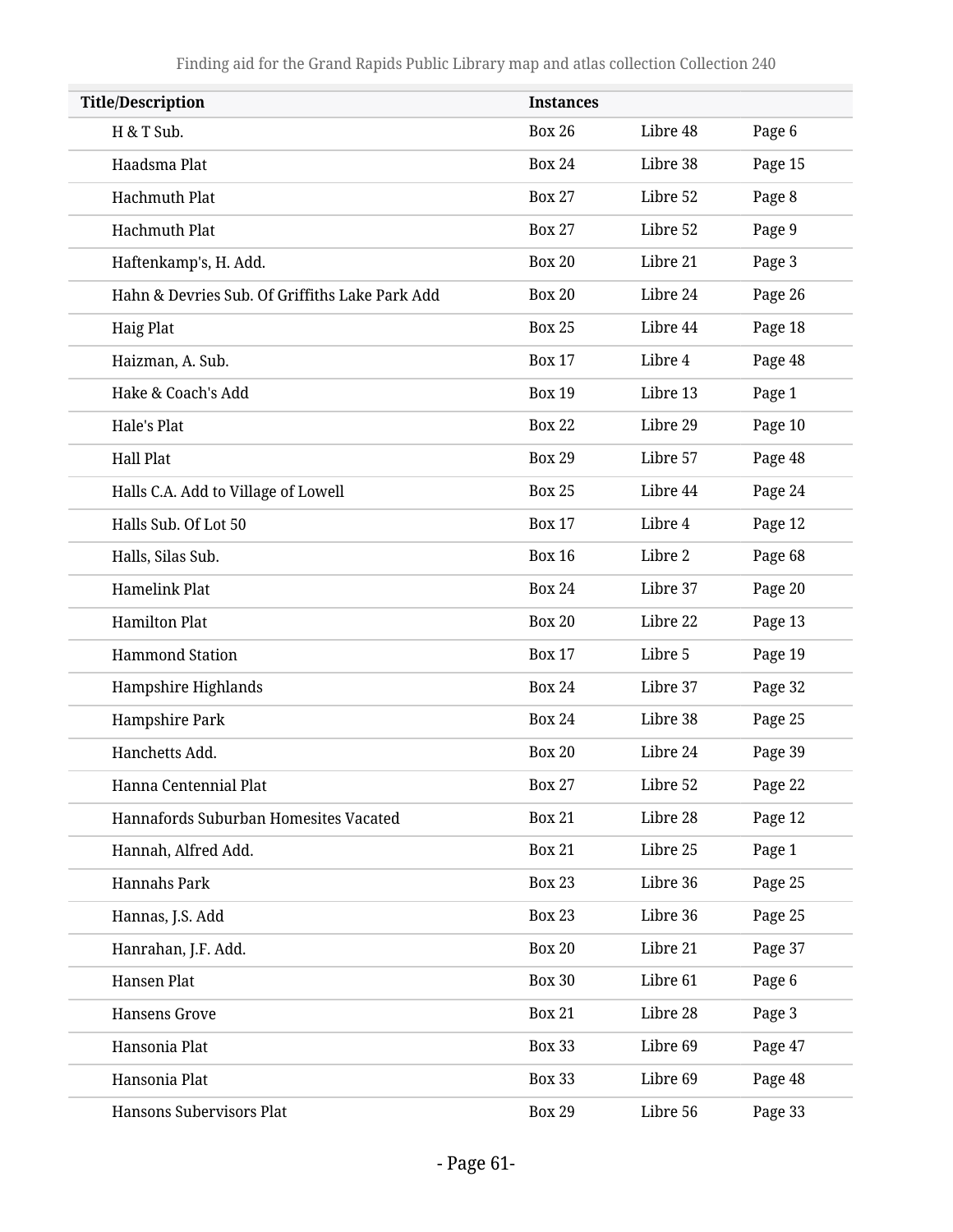| Title/Description | Instances | | |
|---|---|---|---|
| H & T Sub. | Box 26 | Libre 48 | Page 6 |
| Haadsma Plat | Box 24 | Libre 38 | Page 15 |
| Hachmuth Plat | Box 27 | Libre 52 | Page 8 |
| Hachmuth Plat | Box 27 | Libre 52 | Page 9 |
| Haftenkamp's, H. Add. | Box 20 | Libre 21 | Page 3 |
| Hahn & Devries Sub. Of Griffiths Lake Park Add | Box 20 | Libre 24 | Page 26 |
| Haig Plat | Box 25 | Libre 44 | Page 18 |
| Haizman, A. Sub. | Box 17 | Libre 4 | Page 48 |
| Hake & Coach's Add | Box 19 | Libre 13 | Page 1 |
| Hale's Plat | Box 22 | Libre 29 | Page 10 |
| Hall Plat | Box 29 | Libre 57 | Page 48 |
| Halls C.A. Add to Village of Lowell | Box 25 | Libre 44 | Page 24 |
| Halls Sub. Of Lot 50 | Box 17 | Libre 4 | Page 12 |
| Halls, Silas Sub. | Box 16 | Libre 2 | Page 68 |
| Hamelink Plat | Box 24 | Libre 37 | Page 20 |
| Hamilton Plat | Box 20 | Libre 22 | Page 13 |
| Hammond Station | Box 17 | Libre 5 | Page 19 |
| Hampshire Highlands | Box 24 | Libre 37 | Page 32 |
| Hampshire Park | Box 24 | Libre 38 | Page 25 |
| Hanchetts Add. | Box 20 | Libre 24 | Page 39 |
| Hanna Centennial Plat | Box 27 | Libre 52 | Page 22 |
| Hannafords Suburban Homesites Vacated | Box 21 | Libre 28 | Page 12 |
| Hannah, Alfred Add. | Box 21 | Libre 25 | Page 1 |
| Hannahs Park | Box 23 | Libre 36 | Page 25 |
| Hannas, J.S. Add | Box 23 | Libre 36 | Page 25 |
| Hanrahan, J.F. Add. | Box 20 | Libre 21 | Page 37 |
| Hansen Plat | Box 30 | Libre 61 | Page 6 |
| Hansens Grove | Box 21 | Libre 28 | Page 3 |
| Hansonia Plat | Box 33 | Libre 69 | Page 47 |
| Hansonia Plat | Box 33 | Libre 69 | Page 48 |
| Hansons Subervisors Plat | Box 29 | Libre 56 | Page 33 |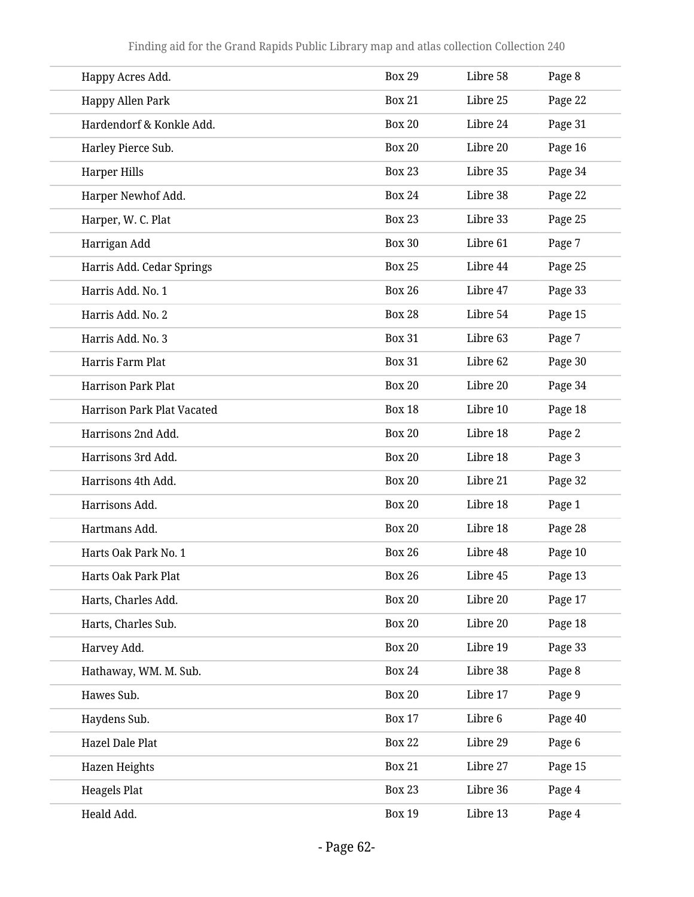| | | | |
|---|---|---|---|
| Happy Acres Add. | Box 29 | Libre 58 | Page 8 |
| Happy Allen Park | Box 21 | Libre 25 | Page 22 |
| Hardendorf & Konkle Add. | Box 20 | Libre 24 | Page 31 |
| Harley Pierce Sub. | Box 20 | Libre 20 | Page 16 |
| Harper Hills | Box 23 | Libre 35 | Page 34 |
| Harper Newhof Add. | Box 24 | Libre 38 | Page 22 |
| Harper, W. C. Plat | Box 23 | Libre 33 | Page 25 |
| Harrigan Add | Box 30 | Libre 61 | Page 7 |
| Harris Add. Cedar Springs | Box 25 | Libre 44 | Page 25 |
| Harris Add. No. 1 | Box 26 | Libre 47 | Page 33 |
| Harris Add. No. 2 | Box 28 | Libre 54 | Page 15 |
| Harris Add. No. 3 | Box 31 | Libre 63 | Page 7 |
| Harris Farm Plat | Box 31 | Libre 62 | Page 30 |
| Harrison Park Plat | Box 20 | Libre 20 | Page 34 |
| Harrison Park Plat Vacated | Box 18 | Libre 10 | Page 18 |
| Harrisons 2nd Add. | Box 20 | Libre 18 | Page 2 |
| Harrisons 3rd Add. | Box 20 | Libre 18 | Page 3 |
| Harrisons 4th Add. | Box 20 | Libre 21 | Page 32 |
| Harrisons Add. | Box 20 | Libre 18 | Page 1 |
| Hartmans Add. | Box 20 | Libre 18 | Page 28 |
| Harts Oak Park No. 1 | Box 26 | Libre 48 | Page 10 |
| Harts Oak Park Plat | Box 26 | Libre 45 | Page 13 |
| Harts, Charles Add. | Box 20 | Libre 20 | Page 17 |
| Harts, Charles Sub. | Box 20 | Libre 20 | Page 18 |
| Harvey Add. | Box 20 | Libre 19 | Page 33 |
| Hathaway, WM. M. Sub. | Box 24 | Libre 38 | Page 8 |
| Hawes Sub. | Box 20 | Libre 17 | Page 9 |
| Haydens Sub. | Box 17 | Libre 6 | Page 40 |
| Hazel Dale Plat | Box 22 | Libre 29 | Page 6 |
| Hazen Heights | Box 21 | Libre 27 | Page 15 |
| Heagels Plat | Box 23 | Libre 36 | Page 4 |
| Heald Add. | Box 19 | Libre 13 | Page 4 |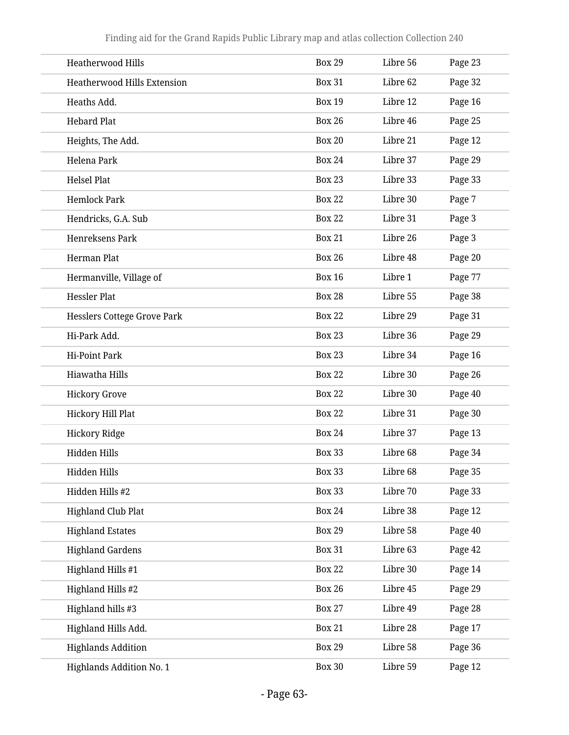| | | | |
|---|---|---|---|
| Heatherwood Hills | Box 29 | Libre 56 | Page 23 |
| Heatherwood Hills Extension | Box 31 | Libre 62 | Page 32 |
| Heaths Add. | Box 19 | Libre 12 | Page 16 |
| Hebard Plat | Box 26 | Libre 46 | Page 25 |
| Heights, The Add. | Box 20 | Libre 21 | Page 12 |
| Helena Park | Box 24 | Libre 37 | Page 29 |
| Helsel Plat | Box 23 | Libre 33 | Page 33 |
| Hemlock Park | Box 22 | Libre 30 | Page 7 |
| Hendricks, G.A. Sub | Box 22 | Libre 31 | Page 3 |
| Henreksens Park | Box 21 | Libre 26 | Page 3 |
| Herman Plat | Box 26 | Libre 48 | Page 20 |
| Hermanville, Village of | Box 16 | Libre 1 | Page 77 |
| Hessler Plat | Box 28 | Libre 55 | Page 38 |
| Hesslers Cottege Grove Park | Box 22 | Libre 29 | Page 31 |
| Hi-Park Add. | Box 23 | Libre 36 | Page 29 |
| Hi-Point Park | Box 23 | Libre 34 | Page 16 |
| Hiawatha Hills | Box 22 | Libre 30 | Page 26 |
| Hickory Grove | Box 22 | Libre 30 | Page 40 |
| Hickory Hill Plat | Box 22 | Libre 31 | Page 30 |
| Hickory Ridge | Box 24 | Libre 37 | Page 13 |
| Hidden Hills | Box 33 | Libre 68 | Page 34 |
| Hidden Hills | Box 33 | Libre 68 | Page 35 |
| Hidden Hills #2 | Box 33 | Libre 70 | Page 33 |
| Highland Club Plat | Box 24 | Libre 38 | Page 12 |
| Highland Estates | Box 29 | Libre 58 | Page 40 |
| Highland Gardens | Box 31 | Libre 63 | Page 42 |
| Highland Hills #1 | Box 22 | Libre 30 | Page 14 |
| Highland Hills #2 | Box 26 | Libre 45 | Page 29 |
| Highland hills #3 | Box 27 | Libre 49 | Page 28 |
| Highland Hills Add. | Box 21 | Libre 28 | Page 17 |
| Highlands Addition | Box 29 | Libre 58 | Page 36 |
| Highlands Addition No. 1 | Box 30 | Libre 59 | Page 12 |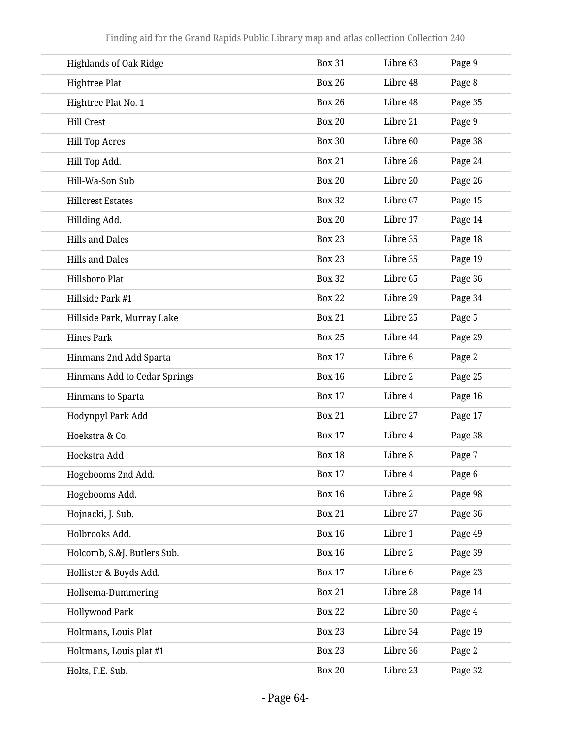| Highlands of Oak Ridge | Box 31 | Libre 63 | Page 9 |
|---|---|---|---|
| Hightree Plat | Box 26 | Libre 48 | Page 8 |
| Hightree Plat No. 1 | Box 26 | Libre 48 | Page 35 |
| Hill Crest | Box 20 | Libre 21 | Page 9 |
| Hill Top Acres | Box 30 | Libre 60 | Page 38 |
| Hill Top Add. | Box 21 | Libre 26 | Page 24 |
| Hill-Wa-Son Sub | Box 20 | Libre 20 | Page 26 |
| Hillcrest Estates | Box 32 | Libre 67 | Page 15 |
| Hillding Add. | Box 20 | Libre 17 | Page 14 |
| Hills and Dales | Box 23 | Libre 35 | Page 18 |
| Hills and Dales | Box 23 | Libre 35 | Page 19 |
| Hillsboro Plat | Box 32 | Libre 65 | Page 36 |
| Hillside Park #1 | Box 22 | Libre 29 | Page 34 |
| Hillside Park, Murray Lake | Box 21 | Libre 25 | Page 5 |
| Hines Park | Box 25 | Libre 44 | Page 29 |
| Hinmans 2nd Add Sparta | Box 17 | Libre 6 | Page 2 |
| Hinmans Add to Cedar Springs | Box 16 | Libre 2 | Page 25 |
| Hinmans to Sparta | Box 17 | Libre 4 | Page 16 |
| Hodynpyl Park Add | Box 21 | Libre 27 | Page 17 |
| Hoekstra & Co. | Box 17 | Libre 4 | Page 38 |
| Hoekstra Add | Box 18 | Libre 8 | Page 7 |
| Hogebooms 2nd Add. | Box 17 | Libre 4 | Page 6 |
| Hogebooms Add. | Box 16 | Libre 2 | Page 98 |
| Hojnacki, J. Sub. | Box 21 | Libre 27 | Page 36 |
| Holbrooks Add. | Box 16 | Libre 1 | Page 49 |
| Holcomb, S.&J. Butlers Sub. | Box 16 | Libre 2 | Page 39 |
| Hollister & Boyds Add. | Box 17 | Libre 6 | Page 23 |
| Hollsema-Dummering | Box 21 | Libre 28 | Page 14 |
| Hollywood Park | Box 22 | Libre 30 | Page 4 |
| Holtmans, Louis Plat | Box 23 | Libre 34 | Page 19 |
| Holtmans, Louis plat #1 | Box 23 | Libre 36 | Page 2 |
| Holts, F.E. Sub. | Box 20 | Libre 23 | Page 32 |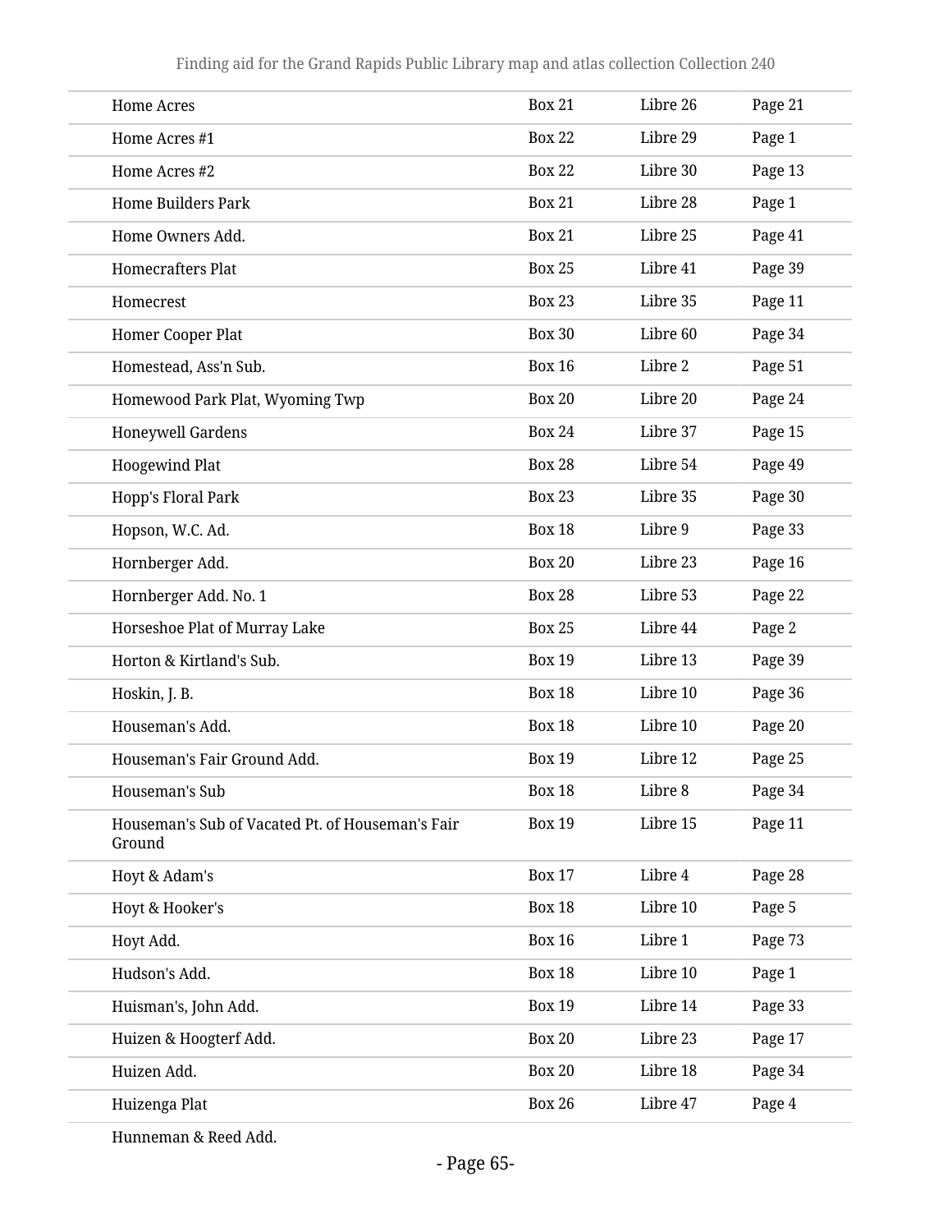| | | | |
|---|---|---|---|
| Home Acres | Box 21 | Libre 26 | Page 21 |
| Home Acres #1 | Box 22 | Libre 29 | Page 1 |
| Home Acres #2 | Box 22 | Libre 30 | Page 13 |
| Home Builders Park | Box 21 | Libre 28 | Page 1 |
| Home Owners Add. | Box 21 | Libre 25 | Page 41 |
| Homecrafters Plat | Box 25 | Libre 41 | Page 39 |
| Homecrest | Box 23 | Libre 35 | Page 11 |
| Homer Cooper Plat | Box 30 | Libre 60 | Page 34 |
| Homestead, Ass'n Sub. | Box 16 | Libre 2 | Page 51 |
| Homewood Park Plat, Wyoming Twp | Box 20 | Libre 20 | Page 24 |
| Honeywell Gardens | Box 24 | Libre 37 | Page 15 |
| Hoogewind Plat | Box 28 | Libre 54 | Page 49 |
| Hopp's Floral Park | Box 23 | Libre 35 | Page 30 |
| Hopson, W.C. Ad. | Box 18 | Libre 9 | Page 33 |
| Hornberger Add. | Box 20 | Libre 23 | Page 16 |
| Hornberger Add. No. 1 | Box 28 | Libre 53 | Page 22 |
| Horseshoe Plat of Murray Lake | Box 25 | Libre 44 | Page 2 |
| Horton & Kirtland's Sub. | Box 19 | Libre 13 | Page 39 |
| Hoskin, J. B. | Box 18 | Libre 10 | Page 36 |
| Houseman's Add. | Box 18 | Libre 10 | Page 20 |
| Houseman's Fair Ground Add. | Box 19 | Libre 12 | Page 25 |
| Houseman's Sub | Box 18 | Libre 8 | Page 34 |
| Houseman's Sub of Vacated Pt. of Houseman's Fair Ground | Box 19 | Libre 15 | Page 11 |
| Hoyt & Adam's | Box 17 | Libre 4 | Page 28 |
| Hoyt & Hooker's | Box 18 | Libre 10 | Page 5 |
| Hoyt Add. | Box 16 | Libre 1 | Page 73 |
| Hudson's Add. | Box 18 | Libre 10 | Page 1 |
| Huisman's, John Add. | Box 19 | Libre 14 | Page 33 |
| Huizen & Hoogterf Add. | Box 20 | Libre 23 | Page 17 |
| Huizen Add. | Box 20 | Libre 18 | Page 34 |
| Huizenga Plat | Box 26 | Libre 47 | Page 4 |
| Hunneman & Reed Add. | | | |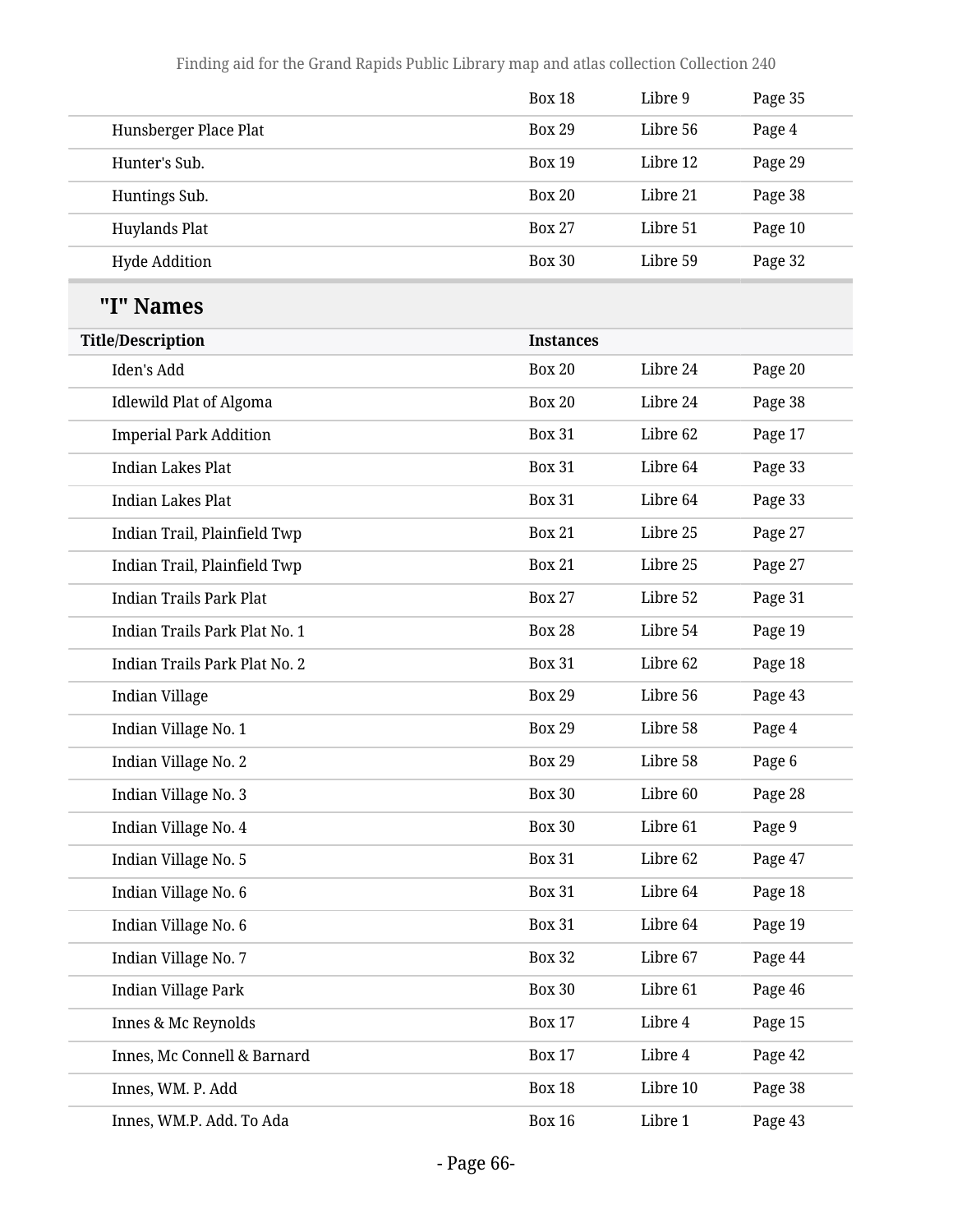| | | | |
|---|---|---|---|
| | Box 18 | Libre 9 | Page 35 |
| Hunsberger Place Plat | Box 29 | Libre 56 | Page 4 |
| Hunter's Sub. | Box 19 | Libre 12 | Page 29 |
| Huntings Sub. | Box 20 | Libre 21 | Page 38 |
| Huylands Plat | Box 27 | Libre 51 | Page 10 |
| Hyde Addition | Box 30 | Libre 59 | Page 32 |

## "I" Names

| Title/Description | Instances | | |
|---|---|---|---|
| Iden's Add | Box 20 | Libre 24 | Page 20 |
| Idlewild Plat of Algoma | Box 20 | Libre 24 | Page 38 |
| Imperial Park Addition | Box 31 | Libre 62 | Page 17 |
| Indian Lakes Plat | Box 31 | Libre 64 | Page 33 |
| Indian Lakes Plat | Box 31 | Libre 64 | Page 33 |
| Indian Trail, Plainfield Twp | Box 21 | Libre 25 | Page 27 |
| Indian Trail, Plainfield Twp | Box 21 | Libre 25 | Page 27 |
| Indian Trails Park Plat | Box 27 | Libre 52 | Page 31 |
| Indian Trails Park Plat No. 1 | Box 28 | Libre 54 | Page 19 |
| Indian Trails Park Plat No. 2 | Box 31 | Libre 62 | Page 18 |
| Indian Village | Box 29 | Libre 56 | Page 43 |
| Indian Village No. 1 | Box 29 | Libre 58 | Page 4 |
| Indian Village No. 2 | Box 29 | Libre 58 | Page 6 |
| Indian Village No. 3 | Box 30 | Libre 60 | Page 28 |
| Indian Village No. 4 | Box 30 | Libre 61 | Page 9 |
| Indian Village No. 5 | Box 31 | Libre 62 | Page 47 |
| Indian Village No. 6 | Box 31 | Libre 64 | Page 18 |
| Indian Village No. 6 | Box 31 | Libre 64 | Page 19 |
| Indian Village No. 7 | Box 32 | Libre 67 | Page 44 |
| Indian Village Park | Box 30 | Libre 61 | Page 46 |
| Innes & Mc Reynolds | Box 17 | Libre 4 | Page 15 |
| Innes, Mc Connell & Barnard | Box 17 | Libre 4 | Page 42 |
| Innes, WM. P. Add | Box 18 | Libre 10 | Page 38 |
| Innes, WM.P. Add. To Ada | Box 16 | Libre 1 | Page 43 |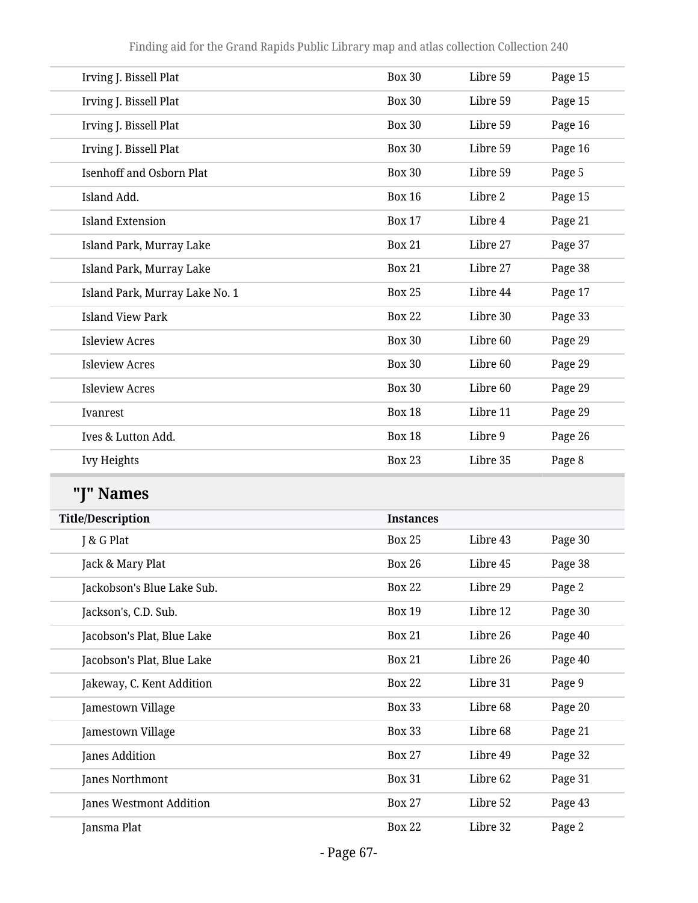| | | | |
|---|---|---|---|
| Irving J. Bissell Plat | Box 30 | Libre 59 | Page 15 |
| Irving J. Bissell Plat | Box 30 | Libre 59 | Page 15 |
| Irving J. Bissell Plat | Box 30 | Libre 59 | Page 16 |
| Irving J. Bissell Plat | Box 30 | Libre 59 | Page 16 |
| Isenhoff and Osborn Plat | Box 30 | Libre 59 | Page 5 |
| Island Add. | Box 16 | Libre 2 | Page 15 |
| Island Extension | Box 17 | Libre 4 | Page 21 |
| Island Park, Murray Lake | Box 21 | Libre 27 | Page 37 |
| Island Park, Murray Lake | Box 21 | Libre 27 | Page 38 |
| Island Park, Murray Lake No. 1 | Box 25 | Libre 44 | Page 17 |
| Island View Park | Box 22 | Libre 30 | Page 33 |
| Isleview Acres | Box 30 | Libre 60 | Page 29 |
| Isleview Acres | Box 30 | Libre 60 | Page 29 |
| Isleview Acres | Box 30 | Libre 60 | Page 29 |
| Ivanrest | Box 18 | Libre 11 | Page 29 |
| Ives & Lutton Add. | Box 18 | Libre 9 | Page 26 |
| Ivy Heights | Box 23 | Libre 35 | Page 8 |

## "J" Names

| Title/Description | Instances | | |
|---|---|---|---|
| J & G Plat | Box 25 | Libre 43 | Page 30 |
| Jack & Mary Plat | Box 26 | Libre 45 | Page 38 |
| Jackobson's Blue Lake Sub. | Box 22 | Libre 29 | Page 2 |
| Jackson's, C.D. Sub. | Box 19 | Libre 12 | Page 30 |
| Jacobson's Plat, Blue Lake | Box 21 | Libre 26 | Page 40 |
| Jacobson's Plat, Blue Lake | Box 21 | Libre 26 | Page 40 |
| Jakeway, C. Kent Addition | Box 22 | Libre 31 | Page 9 |
| Jamestown Village | Box 33 | Libre 68 | Page 20 |
| Jamestown Village | Box 33 | Libre 68 | Page 21 |
| Janes Addition | Box 27 | Libre 49 | Page 32 |
| Janes Northmont | Box 31 | Libre 62 | Page 31 |
| Janes Westmont Addition | Box 27 | Libre 52 | Page 43 |
| Jansma Plat | Box 22 | Libre 32 | Page 2 |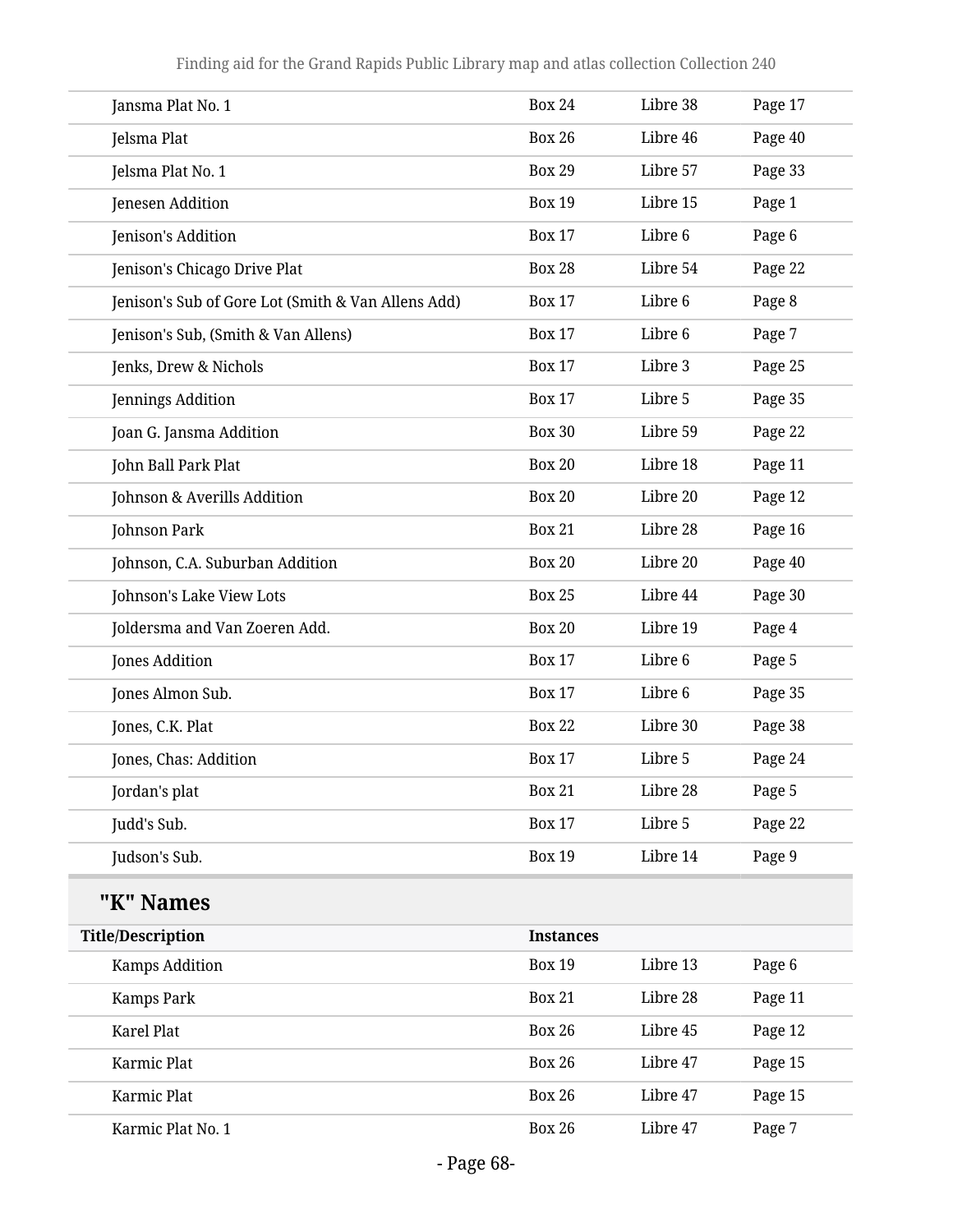| | | | |
|---|---|---|---|
| Jansma Plat No. 1 | Box 24 | Libre 38 | Page 17 |
| Jelsma Plat | Box 26 | Libre 46 | Page 40 |
| Jelsma Plat No. 1 | Box 29 | Libre 57 | Page 33 |
| Jenesen Addition | Box 19 | Libre 15 | Page 1 |
| Jenison's Addition | Box 17 | Libre 6 | Page 6 |
| Jenison's Chicago Drive Plat | Box 28 | Libre 54 | Page 22 |
| Jenison's Sub of Gore Lot (Smith & Van Allens Add) | Box 17 | Libre 6 | Page 8 |
| Jenison's Sub, (Smith & Van Allens) | Box 17 | Libre 6 | Page 7 |
| Jenks, Drew & Nichols | Box 17 | Libre 3 | Page 25 |
| Jennings Addition | Box 17 | Libre 5 | Page 35 |
| Joan G. Jansma Addition | Box 30 | Libre 59 | Page 22 |
| John Ball Park Plat | Box 20 | Libre 18 | Page 11 |
| Johnson & Averills Addition | Box 20 | Libre 20 | Page 12 |
| Johnson Park | Box 21 | Libre 28 | Page 16 |
| Johnson, C.A. Suburban Addition | Box 20 | Libre 20 | Page 40 |
| Johnson's Lake View Lots | Box 25 | Libre 44 | Page 30 |
| Joldersma and Van Zoeren Add. | Box 20 | Libre 19 | Page 4 |
| Jones Addition | Box 17 | Libre 6 | Page 5 |
| Jones Almon Sub. | Box 17 | Libre 6 | Page 35 |
| Jones, C.K. Plat | Box 22 | Libre 30 | Page 38 |
| Jones, Chas: Addition | Box 17 | Libre 5 | Page 24 |
| Jordan's plat | Box 21 | Libre 28 | Page 5 |
| Judd's Sub. | Box 17 | Libre 5 | Page 22 |
| Judson's Sub. | Box 19 | Libre 14 | Page 9 |

## "K" Names

| Title/Description | Instances | | |
|---|---|---|---|
| Kamps Addition | Box 19 | Libre 13 | Page 6 |
| Kamps Park | Box 21 | Libre 28 | Page 11 |
| Karel Plat | Box 26 | Libre 45 | Page 12 |
| Karmic Plat | Box 26 | Libre 47 | Page 15 |
| Karmic Plat | Box 26 | Libre 47 | Page 15 |
| Karmic Plat No. 1 | Box 26 | Libre 47 | Page 7 |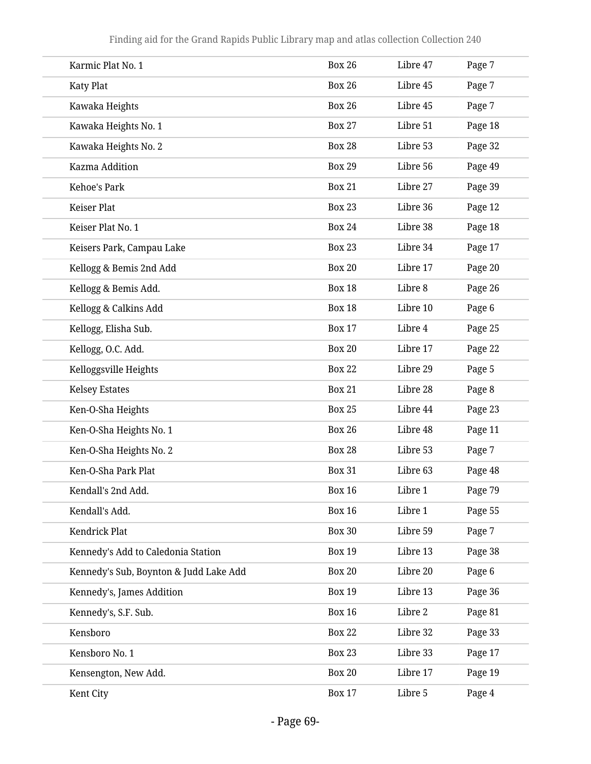| | | | |
|---|---|---|---|
| Karmic Plat No. 1 | Box 26 | Libre 47 | Page 7 |
| Katy Plat | Box 26 | Libre 45 | Page 7 |
| Kawaka Heights | Box 26 | Libre 45 | Page 7 |
| Kawaka Heights No. 1 | Box 27 | Libre 51 | Page 18 |
| Kawaka Heights No. 2 | Box 28 | Libre 53 | Page 32 |
| Kazma Addition | Box 29 | Libre 56 | Page 49 |
| Kehoe's Park | Box 21 | Libre 27 | Page 39 |
| Keiser Plat | Box 23 | Libre 36 | Page 12 |
| Keiser Plat No. 1 | Box 24 | Libre 38 | Page 18 |
| Keisers Park, Campau Lake | Box 23 | Libre 34 | Page 17 |
| Kellogg & Bemis 2nd Add | Box 20 | Libre 17 | Page 20 |
| Kellogg & Bemis Add. | Box 18 | Libre 8 | Page 26 |
| Kellogg & Calkins Add | Box 18 | Libre 10 | Page 6 |
| Kellogg, Elisha Sub. | Box 17 | Libre 4 | Page 25 |
| Kellogg, O.C. Add. | Box 20 | Libre 17 | Page 22 |
| Kelloggsville Heights | Box 22 | Libre 29 | Page 5 |
| Kelsey Estates | Box 21 | Libre 28 | Page 8 |
| Ken-O-Sha Heights | Box 25 | Libre 44 | Page 23 |
| Ken-O-Sha Heights No. 1 | Box 26 | Libre 48 | Page 11 |
| Ken-O-Sha Heights No. 2 | Box 28 | Libre 53 | Page 7 |
| Ken-O-Sha Park Plat | Box 31 | Libre 63 | Page 48 |
| Kendall's 2nd Add. | Box 16 | Libre 1 | Page 79 |
| Kendall's Add. | Box 16 | Libre 1 | Page 55 |
| Kendrick Plat | Box 30 | Libre 59 | Page 7 |
| Kennedy's Add to Caledonia Station | Box 19 | Libre 13 | Page 38 |
| Kennedy's Sub, Boynton & Judd Lake Add | Box 20 | Libre 20 | Page 6 |
| Kennedy's, James Addition | Box 19 | Libre 13 | Page 36 |
| Kennedy's, S.F. Sub. | Box 16 | Libre 2 | Page 81 |
| Kensboro | Box 22 | Libre 32 | Page 33 |
| Kensboro No. 1 | Box 23 | Libre 33 | Page 17 |
| Kensengton, New Add. | Box 20 | Libre 17 | Page 19 |
| Kent City | Box 17 | Libre 5 | Page 4 |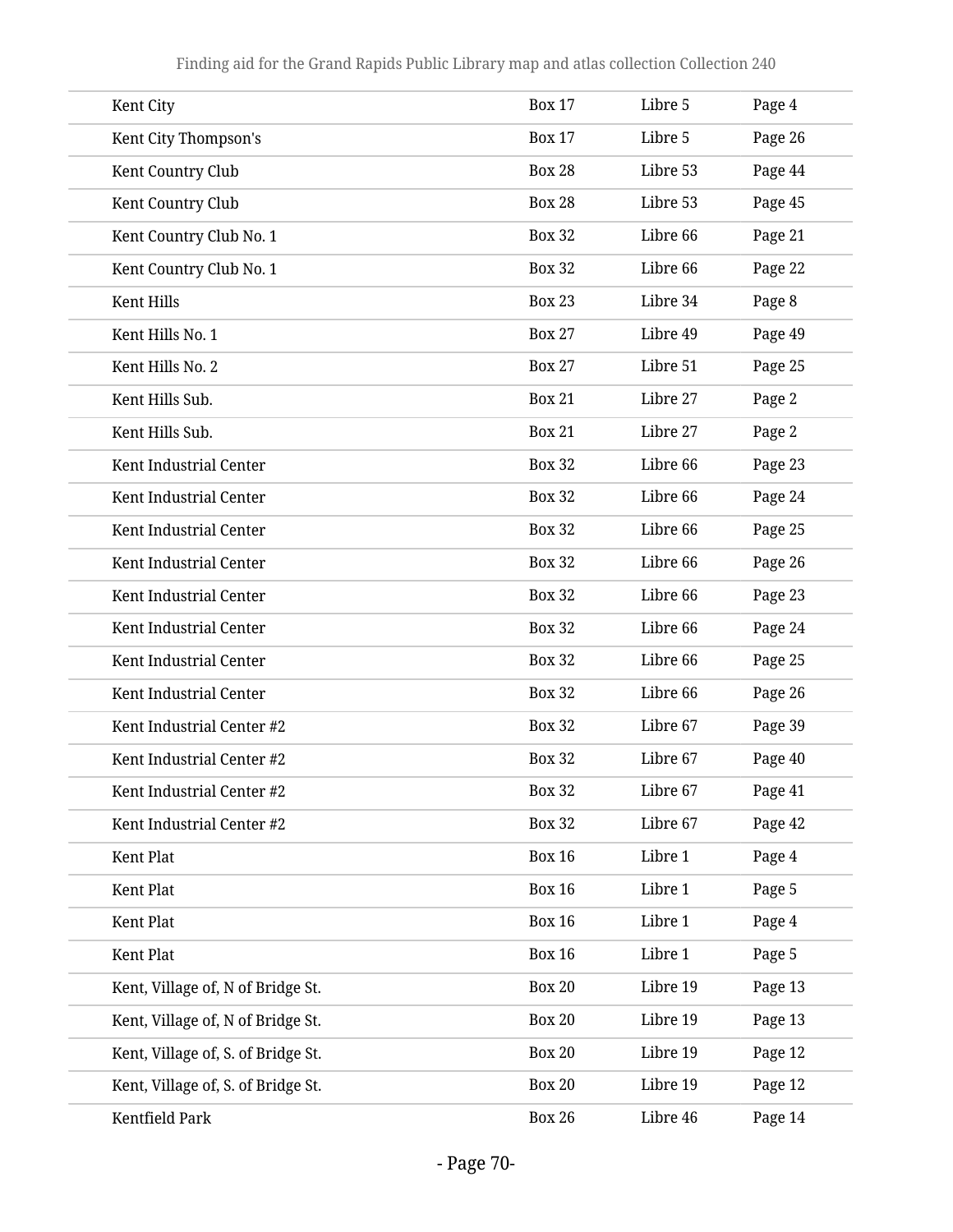| | | | |
|---|---|---|---|
| Kent City | Box 17 | Libre 5 | Page 4 |
| Kent City Thompson's | Box 17 | Libre 5 | Page 26 |
| Kent Country Club | Box 28 | Libre 53 | Page 44 |
| Kent Country Club | Box 28 | Libre 53 | Page 45 |
| Kent Country Club No. 1 | Box 32 | Libre 66 | Page 21 |
| Kent Country Club No. 1 | Box 32 | Libre 66 | Page 22 |
| Kent Hills | Box 23 | Libre 34 | Page 8 |
| Kent Hills No. 1 | Box 27 | Libre 49 | Page 49 |
| Kent Hills No. 2 | Box 27 | Libre 51 | Page 25 |
| Kent Hills Sub. | Box 21 | Libre 27 | Page 2 |
| Kent Hills Sub. | Box 21 | Libre 27 | Page 2 |
| Kent Industrial Center | Box 32 | Libre 66 | Page 23 |
| Kent Industrial Center | Box 32 | Libre 66 | Page 24 |
| Kent Industrial Center | Box 32 | Libre 66 | Page 25 |
| Kent Industrial Center | Box 32 | Libre 66 | Page 26 |
| Kent Industrial Center | Box 32 | Libre 66 | Page 23 |
| Kent Industrial Center | Box 32 | Libre 66 | Page 24 |
| Kent Industrial Center | Box 32 | Libre 66 | Page 25 |
| Kent Industrial Center | Box 32 | Libre 66 | Page 26 |
| Kent Industrial Center #2 | Box 32 | Libre 67 | Page 39 |
| Kent Industrial Center #2 | Box 32 | Libre 67 | Page 40 |
| Kent Industrial Center #2 | Box 32 | Libre 67 | Page 41 |
| Kent Industrial Center #2 | Box 32 | Libre 67 | Page 42 |
| Kent Plat | Box 16 | Libre 1 | Page 4 |
| Kent Plat | Box 16 | Libre 1 | Page 5 |
| Kent Plat | Box 16 | Libre 1 | Page 4 |
| Kent Plat | Box 16 | Libre 1 | Page 5 |
| Kent, Village of, N of Bridge St. | Box 20 | Libre 19 | Page 13 |
| Kent, Village of, N of Bridge St. | Box 20 | Libre 19 | Page 13 |
| Kent, Village of, S. of Bridge St. | Box 20 | Libre 19 | Page 12 |
| Kent, Village of, S. of Bridge St. | Box 20 | Libre 19 | Page 12 |
| Kentfield Park | Box 26 | Libre 46 | Page 14 |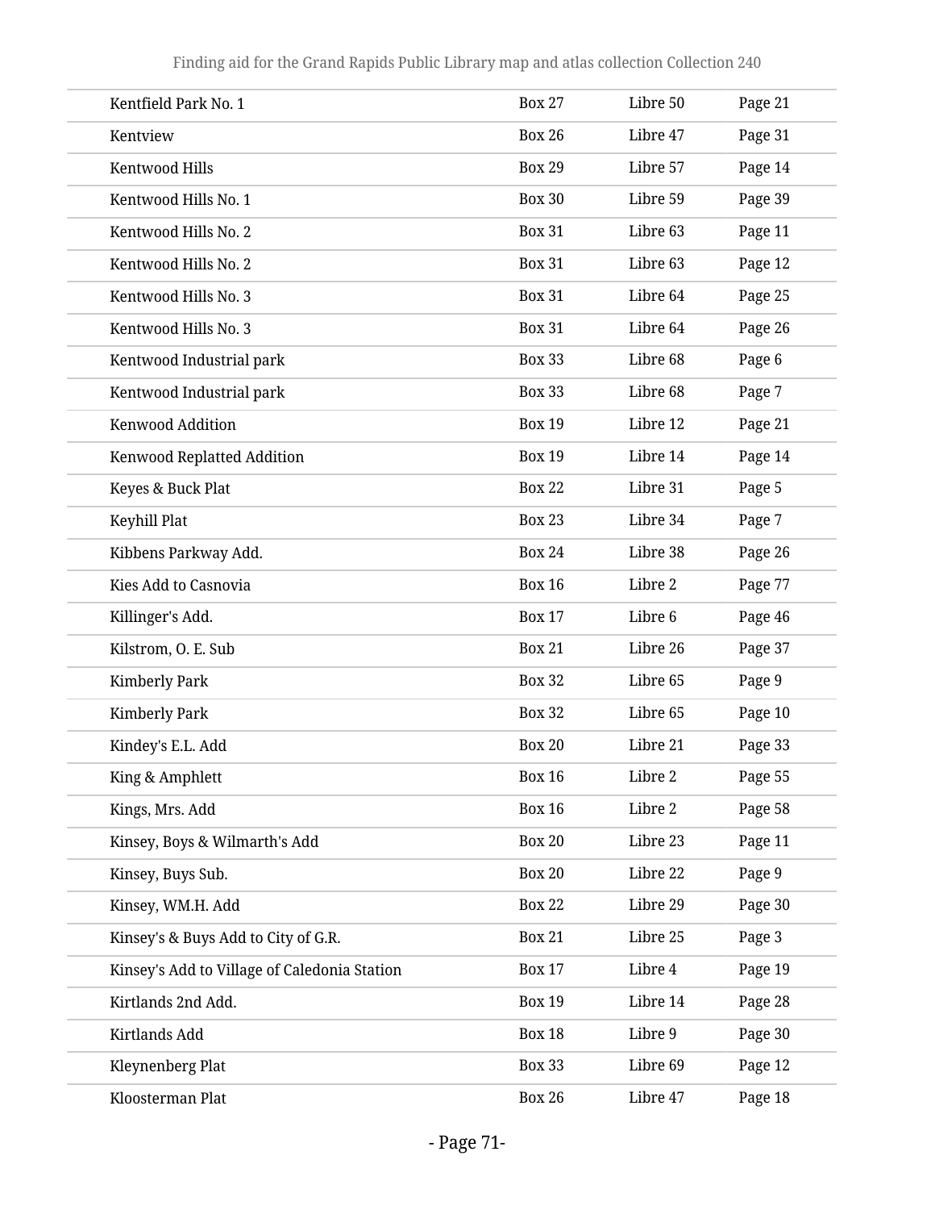| | | | |
|---|---|---|---|
| Kentfield Park No. 1 | Box 27 | Libre 50 | Page 21 |
| Kentview | Box 26 | Libre 47 | Page 31 |
| Kentwood Hills | Box 29 | Libre 57 | Page 14 |
| Kentwood Hills No. 1 | Box 30 | Libre 59 | Page 39 |
| Kentwood Hills No. 2 | Box 31 | Libre 63 | Page 11 |
| Kentwood Hills No. 2 | Box 31 | Libre 63 | Page 12 |
| Kentwood Hills No. 3 | Box 31 | Libre 64 | Page 25 |
| Kentwood Hills No. 3 | Box 31 | Libre 64 | Page 26 |
| Kentwood Industrial park | Box 33 | Libre 68 | Page 6 |
| Kentwood Industrial park | Box 33 | Libre 68 | Page 7 |
| Kenwood Addition | Box 19 | Libre 12 | Page 21 |
| Kenwood Replatted Addition | Box 19 | Libre 14 | Page 14 |
| Keyes & Buck Plat | Box 22 | Libre 31 | Page 5 |
| Keyhill Plat | Box 23 | Libre 34 | Page 7 |
| Kibbens Parkway Add. | Box 24 | Libre 38 | Page 26 |
| Kies Add to Casnovia | Box 16 | Libre 2 | Page 77 |
| Killinger's Add. | Box 17 | Libre 6 | Page 46 |
| Kilstrom, O. E. Sub | Box 21 | Libre 26 | Page 37 |
| Kimberly Park | Box 32 | Libre 65 | Page 9 |
| Kimberly Park | Box 32 | Libre 65 | Page 10 |
| Kindey's E.L. Add | Box 20 | Libre 21 | Page 33 |
| King & Amphlett | Box 16 | Libre 2 | Page 55 |
| Kings, Mrs. Add | Box 16 | Libre 2 | Page 58 |
| Kinsey, Boys & Wilmarth's Add | Box 20 | Libre 23 | Page 11 |
| Kinsey, Buys Sub. | Box 20 | Libre 22 | Page 9 |
| Kinsey, WM.H. Add | Box 22 | Libre 29 | Page 30 |
| Kinsey's & Buys Add to City of G.R. | Box 21 | Libre 25 | Page 3 |
| Kinsey's Add to Village of Caledonia Station | Box 17 | Libre 4 | Page 19 |
| Kirtlands 2nd Add. | Box 19 | Libre 14 | Page 28 |
| Kirtlands Add | Box 18 | Libre 9 | Page 30 |
| Kleynenberg Plat | Box 33 | Libre 69 | Page 12 |
| Kloosterman Plat | Box 26 | Libre 47 | Page 18 |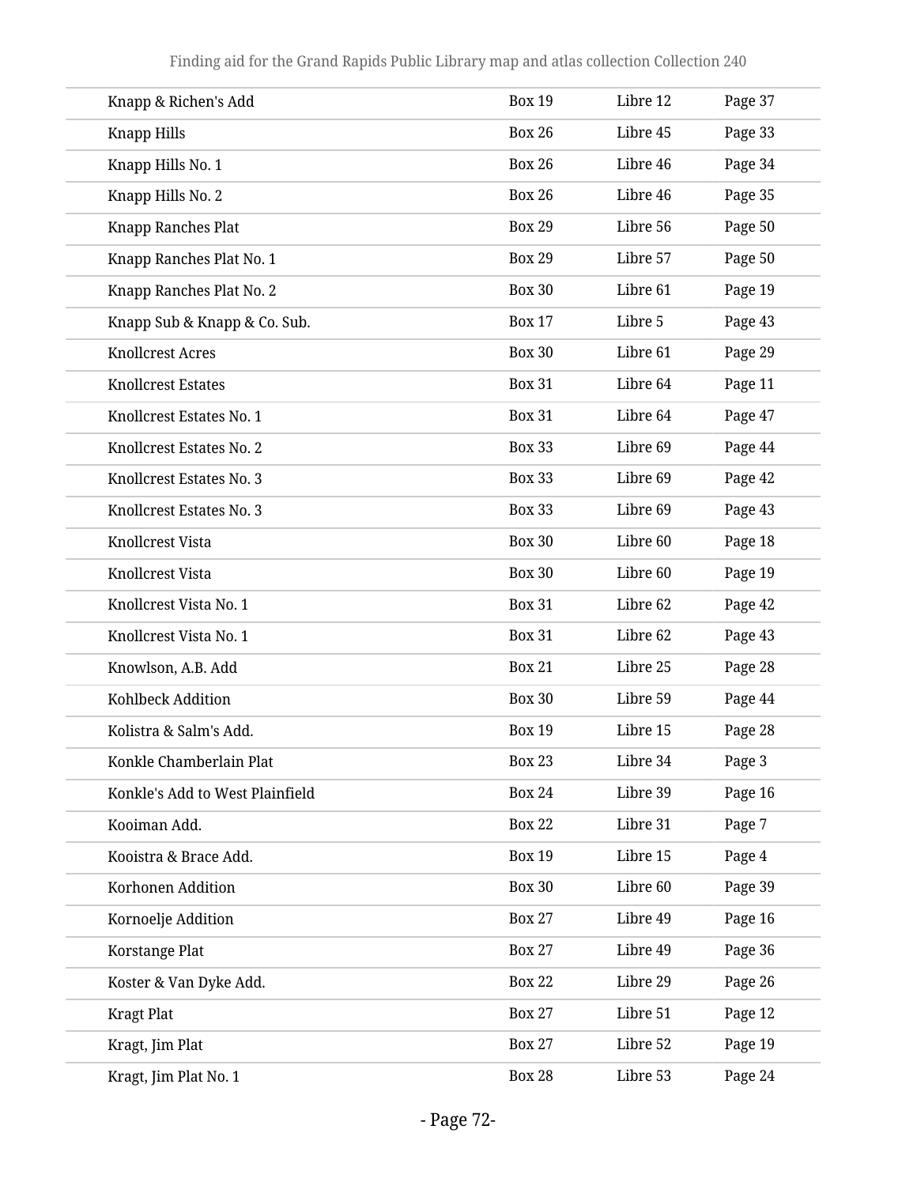| | | | |
|---|---|---|---|
| Knapp & Richen's Add | Box 19 | Libre 12 | Page 37 |
| Knapp Hills | Box 26 | Libre 45 | Page 33 |
| Knapp Hills No. 1 | Box 26 | Libre 46 | Page 34 |
| Knapp Hills No. 2 | Box 26 | Libre 46 | Page 35 |
| Knapp Ranches Plat | Box 29 | Libre 56 | Page 50 |
| Knapp Ranches Plat No. 1 | Box 29 | Libre 57 | Page 50 |
| Knapp Ranches Plat No. 2 | Box 30 | Libre 61 | Page 19 |
| Knapp Sub & Knapp & Co. Sub. | Box 17 | Libre 5 | Page 43 |
| Knollcrest Acres | Box 30 | Libre 61 | Page 29 |
| Knollcrest Estates | Box 31 | Libre 64 | Page 11 |
| Knollcrest Estates No. 1 | Box 31 | Libre 64 | Page 47 |
| Knollcrest Estates No. 2 | Box 33 | Libre 69 | Page 44 |
| Knollcrest Estates No. 3 | Box 33 | Libre 69 | Page 42 |
| Knollcrest Estates No. 3 | Box 33 | Libre 69 | Page 43 |
| Knollcrest Vista | Box 30 | Libre 60 | Page 18 |
| Knollcrest Vista | Box 30 | Libre 60 | Page 19 |
| Knollcrest Vista No. 1 | Box 31 | Libre 62 | Page 42 |
| Knollcrest Vista No. 1 | Box 31 | Libre 62 | Page 43 |
| Knowlson, A.B. Add | Box 21 | Libre 25 | Page 28 |
| Kohlbeck Addition | Box 30 | Libre 59 | Page 44 |
| Kolistra & Salm's Add. | Box 19 | Libre 15 | Page 28 |
| Konkle Chamberlain Plat | Box 23 | Libre 34 | Page 3 |
| Konkle's Add to West Plainfield | Box 24 | Libre 39 | Page 16 |
| Kooiman Add. | Box 22 | Libre 31 | Page 7 |
| Kooistra & Brace Add. | Box 19 | Libre 15 | Page 4 |
| Korhonen Addition | Box 30 | Libre 60 | Page 39 |
| Kornoelje Addition | Box 27 | Libre 49 | Page 16 |
| Korstange Plat | Box 27 | Libre 49 | Page 36 |
| Koster & Van Dyke Add. | Box 22 | Libre 29 | Page 26 |
| Kragt Plat | Box 27 | Libre 51 | Page 12 |
| Kragt, Jim Plat | Box 27 | Libre 52 | Page 19 |
| Kragt, Jim Plat No. 1 | Box 28 | Libre 53 | Page 24 |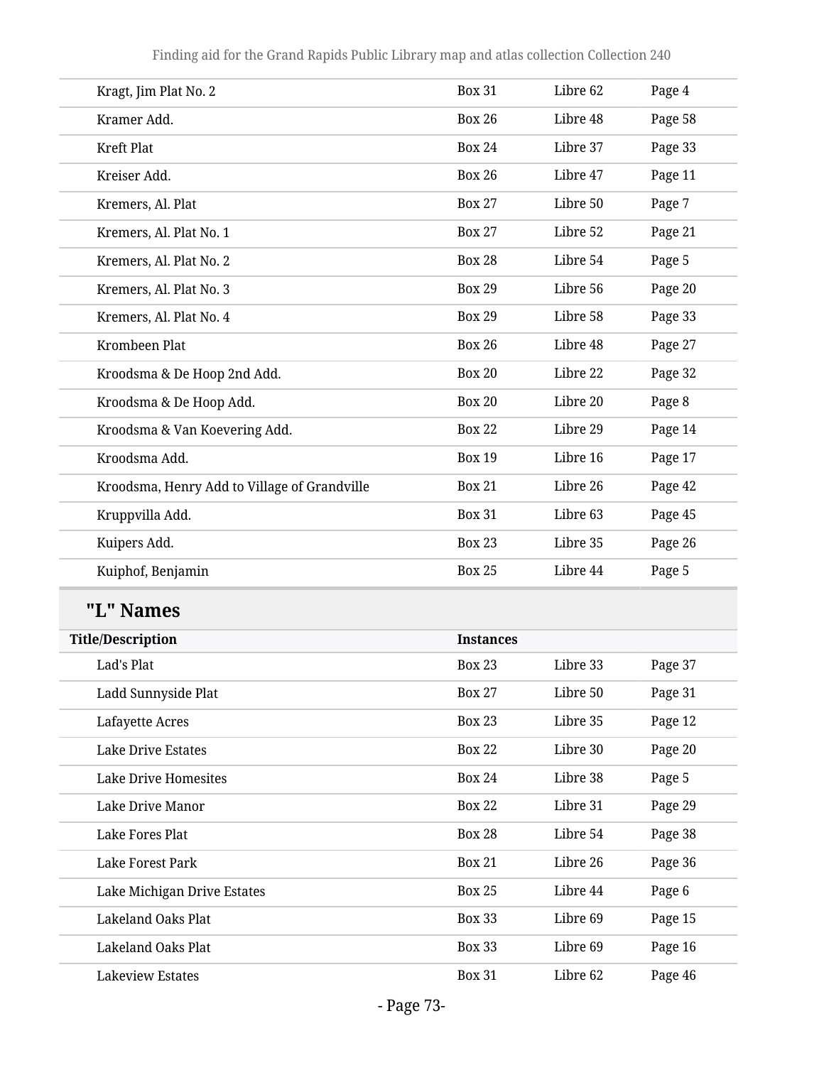| | | | |
|---|---|---|---|
| Kragt, Jim Plat No. 2 | Box 31 | Libre 62 | Page 4 |
| Kramer Add. | Box 26 | Libre 48 | Page 58 |
| Kreft Plat | Box 24 | Libre 37 | Page 33 |
| Kreiser Add. | Box 26 | Libre 47 | Page 11 |
| Kremers, Al. Plat | Box 27 | Libre 50 | Page 7 |
| Kremers, Al. Plat No. 1 | Box 27 | Libre 52 | Page 21 |
| Kremers, Al. Plat No. 2 | Box 28 | Libre 54 | Page 5 |
| Kremers, Al. Plat No. 3 | Box 29 | Libre 56 | Page 20 |
| Kremers, Al. Plat No. 4 | Box 29 | Libre 58 | Page 33 |
| Krombeen Plat | Box 26 | Libre 48 | Page 27 |
| Kroodsma & De Hoop 2nd Add. | Box 20 | Libre 22 | Page 32 |
| Kroodsma & De Hoop Add. | Box 20 | Libre 20 | Page 8 |
| Kroodsma & Van Koevering Add. | Box 22 | Libre 29 | Page 14 |
| Kroodsma Add. | Box 19 | Libre 16 | Page 17 |
| Kroodsma, Henry Add to Village of Grandville | Box 21 | Libre 26 | Page 42 |
| Kruppvilla Add. | Box 31 | Libre 63 | Page 45 |
| Kuipers Add. | Box 23 | Libre 35 | Page 26 |
| Kuiphof, Benjamin | Box 25 | Libre 44 | Page 5 |

## "L" Names

| Title/Description | Instances | | |
|---|---|---|---|
| Lad's Plat | Box 23 | Libre 33 | Page 37 |
| Ladd Sunnyside Plat | Box 27 | Libre 50 | Page 31 |
| Lafayette Acres | Box 23 | Libre 35 | Page 12 |
| Lake Drive Estates | Box 22 | Libre 30 | Page 20 |
| Lake Drive Homesites | Box 24 | Libre 38 | Page 5 |
| Lake Drive Manor | Box 22 | Libre 31 | Page 29 |
| Lake Fores Plat | Box 28 | Libre 54 | Page 38 |
| Lake Forest Park | Box 21 | Libre 26 | Page 36 |
| Lake Michigan Drive Estates | Box 25 | Libre 44 | Page 6 |
| Lakeland Oaks Plat | Box 33 | Libre 69 | Page 15 |
| Lakeland Oaks Plat | Box 33 | Libre 69 | Page 16 |
| Lakeview Estates | Box 31 | Libre 62 | Page 46 |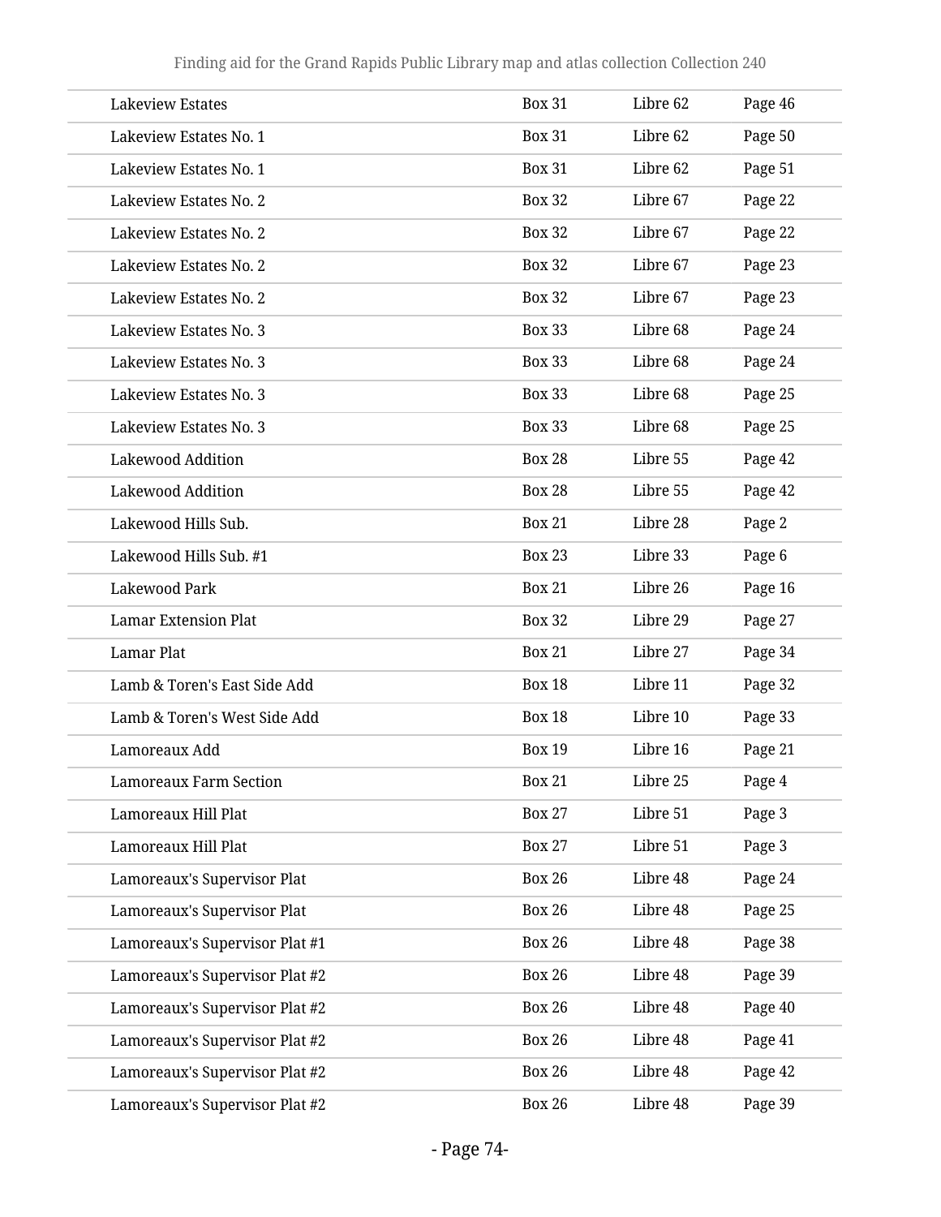| | | | |
|---|---|---|---|
| Lakeview Estates | Box 31 | Libre 62 | Page 46 |
| Lakeview Estates No. 1 | Box 31 | Libre 62 | Page 50 |
| Lakeview Estates No. 1 | Box 31 | Libre 62 | Page 51 |
| Lakeview Estates No. 2 | Box 32 | Libre 67 | Page 22 |
| Lakeview Estates No. 2 | Box 32 | Libre 67 | Page 22 |
| Lakeview Estates No. 2 | Box 32 | Libre 67 | Page 23 |
| Lakeview Estates No. 2 | Box 32 | Libre 67 | Page 23 |
| Lakeview Estates No. 3 | Box 33 | Libre 68 | Page 24 |
| Lakeview Estates No. 3 | Box 33 | Libre 68 | Page 24 |
| Lakeview Estates No. 3 | Box 33 | Libre 68 | Page 25 |
| Lakeview Estates No. 3 | Box 33 | Libre 68 | Page 25 |
| Lakewood Addition | Box 28 | Libre 55 | Page 42 |
| Lakewood Addition | Box 28 | Libre 55 | Page 42 |
| Lakewood Hills Sub. | Box 21 | Libre 28 | Page 2 |
| Lakewood Hills Sub. #1 | Box 23 | Libre 33 | Page 6 |
| Lakewood Park | Box 21 | Libre 26 | Page 16 |
| Lamar Extension Plat | Box 32 | Libre 29 | Page 27 |
| Lamar Plat | Box 21 | Libre 27 | Page 34 |
| Lamb & Toren's East Side Add | Box 18 | Libre 11 | Page 32 |
| Lamb & Toren's West Side Add | Box 18 | Libre 10 | Page 33 |
| Lamoreaux Add | Box 19 | Libre 16 | Page 21 |
| Lamoreaux Farm Section | Box 21 | Libre 25 | Page 4 |
| Lamoreaux Hill Plat | Box 27 | Libre 51 | Page 3 |
| Lamoreaux Hill Plat | Box 27 | Libre 51 | Page 3 |
| Lamoreaux's Supervisor Plat | Box 26 | Libre 48 | Page 24 |
| Lamoreaux's Supervisor Plat | Box 26 | Libre 48 | Page 25 |
| Lamoreaux's Supervisor Plat #1 | Box 26 | Libre 48 | Page 38 |
| Lamoreaux's Supervisor Plat #2 | Box 26 | Libre 48 | Page 39 |
| Lamoreaux's Supervisor Plat #2 | Box 26 | Libre 48 | Page 40 |
| Lamoreaux's Supervisor Plat #2 | Box 26 | Libre 48 | Page 41 |
| Lamoreaux's Supervisor Plat #2 | Box 26 | Libre 48 | Page 42 |
| Lamoreaux's Supervisor Plat #2 | Box 26 | Libre 48 | Page 39 |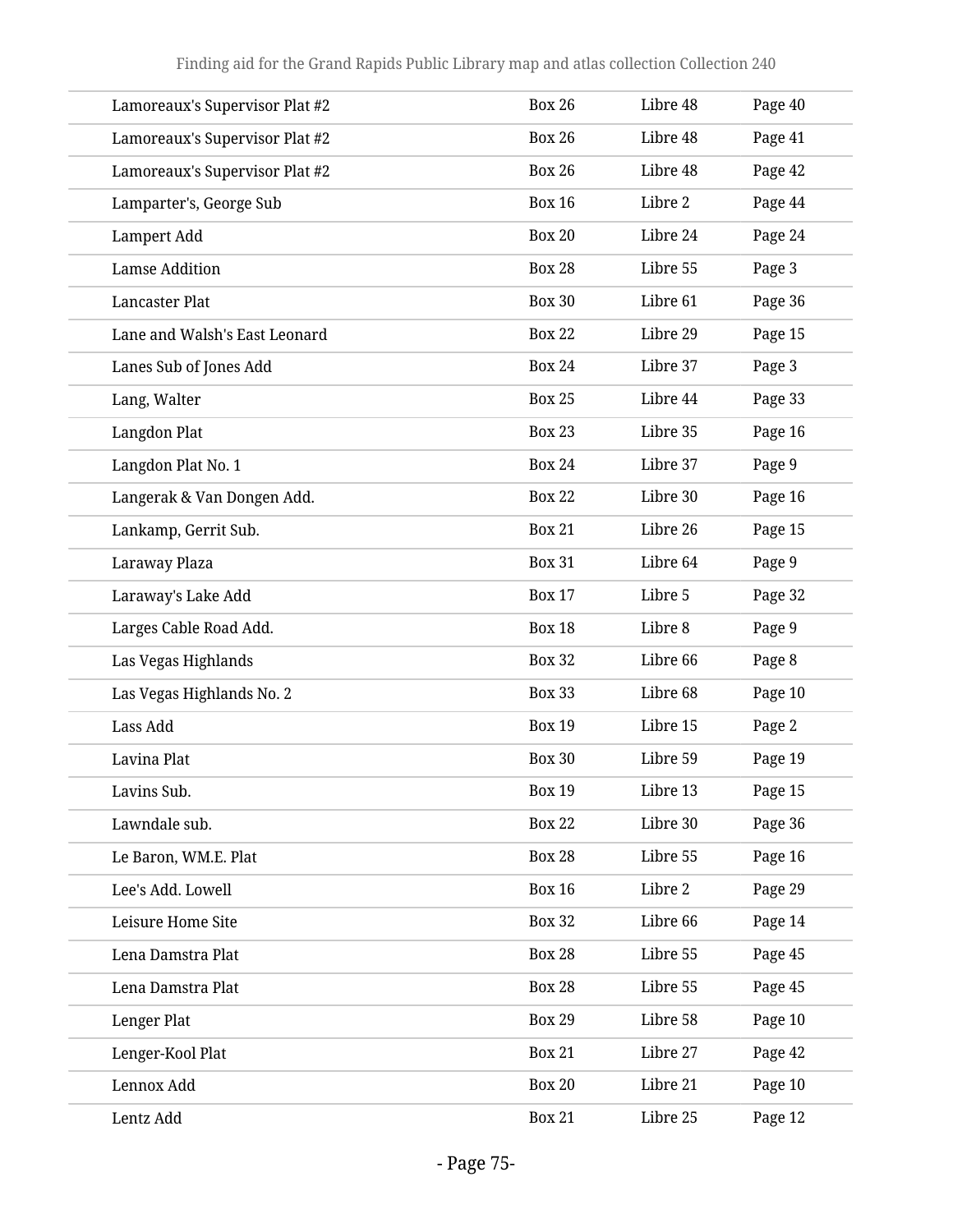| | | | |
|---|---|---|---|
| Lamoreaux's Supervisor Plat #2 | Box 26 | Libre 48 | Page 40 |
| Lamoreaux's Supervisor Plat #2 | Box 26 | Libre 48 | Page 41 |
| Lamoreaux's Supervisor Plat #2 | Box 26 | Libre 48 | Page 42 |
| Lamparter's, George Sub | Box 16 | Libre 2 | Page 44 |
| Lampert Add | Box 20 | Libre 24 | Page 24 |
| Lamse Addition | Box 28 | Libre 55 | Page 3 |
| Lancaster Plat | Box 30 | Libre 61 | Page 36 |
| Lane and Walsh's East Leonard | Box 22 | Libre 29 | Page 15 |
| Lanes Sub of Jones Add | Box 24 | Libre 37 | Page 3 |
| Lang, Walter | Box 25 | Libre 44 | Page 33 |
| Langdon Plat | Box 23 | Libre 35 | Page 16 |
| Langdon Plat No. 1 | Box 24 | Libre 37 | Page 9 |
| Langerak & Van Dongen Add. | Box 22 | Libre 30 | Page 16 |
| Lankamp, Gerrit Sub. | Box 21 | Libre 26 | Page 15 |
| Laraway Plaza | Box 31 | Libre 64 | Page 9 |
| Laraway's Lake Add | Box 17 | Libre 5 | Page 32 |
| Larges Cable Road Add. | Box 18 | Libre 8 | Page 9 |
| Las Vegas Highlands | Box 32 | Libre 66 | Page 8 |
| Las Vegas Highlands No. 2 | Box 33 | Libre 68 | Page 10 |
| Lass Add | Box 19 | Libre 15 | Page 2 |
| Lavina Plat | Box 30 | Libre 59 | Page 19 |
| Lavins Sub. | Box 19 | Libre 13 | Page 15 |
| Lawndale sub. | Box 22 | Libre 30 | Page 36 |
| Le Baron, WM.E. Plat | Box 28 | Libre 55 | Page 16 |
| Lee's Add. Lowell | Box 16 | Libre 2 | Page 29 |
| Leisure Home Site | Box 32 | Libre 66 | Page 14 |
| Lena Damstra Plat | Box 28 | Libre 55 | Page 45 |
| Lena Damstra Plat | Box 28 | Libre 55 | Page 45 |
| Lenger Plat | Box 29 | Libre 58 | Page 10 |
| Lenger-Kool Plat | Box 21 | Libre 27 | Page 42 |
| Lennox Add | Box 20 | Libre 21 | Page 10 |
| Lentz Add | Box 21 | Libre 25 | Page 12 |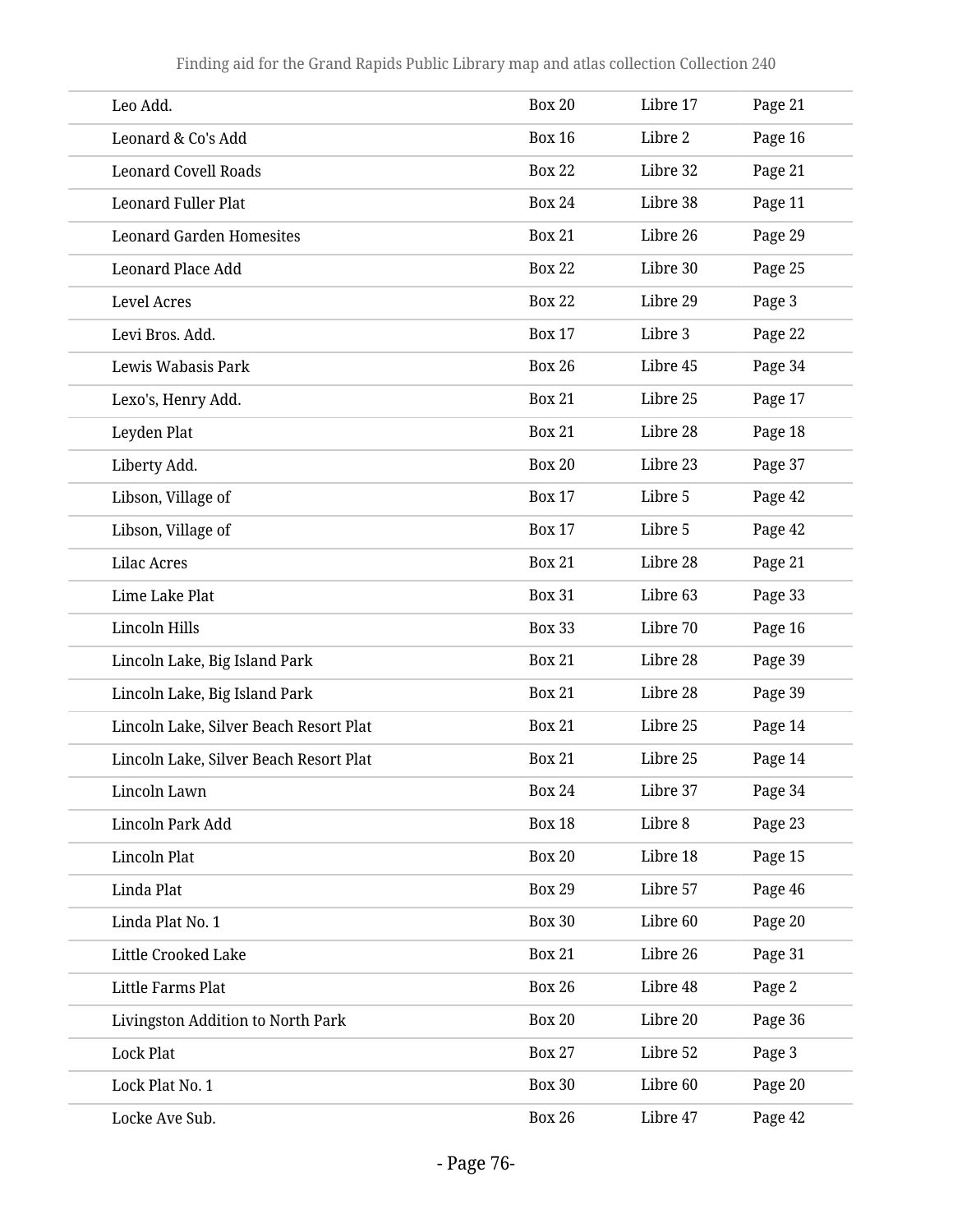| | | | |
|---|---|---|---|
| Leo Add. | Box 20 | Libre 17 | Page 21 |
| Leonard & Co's Add | Box 16 | Libre 2 | Page 16 |
| Leonard Covell Roads | Box 22 | Libre 32 | Page 21 |
| Leonard Fuller Plat | Box 24 | Libre 38 | Page 11 |
| Leonard Garden Homesites | Box 21 | Libre 26 | Page 29 |
| Leonard Place Add | Box 22 | Libre 30 | Page 25 |
| Level Acres | Box 22 | Libre 29 | Page 3 |
| Levi Bros. Add. | Box 17 | Libre 3 | Page 22 |
| Lewis Wabasis Park | Box 26 | Libre 45 | Page 34 |
| Lexo's, Henry Add. | Box 21 | Libre 25 | Page 17 |
| Leyden Plat | Box 21 | Libre 28 | Page 18 |
| Liberty Add. | Box 20 | Libre 23 | Page 37 |
| Libson, Village of | Box 17 | Libre 5 | Page 42 |
| Libson, Village of | Box 17 | Libre 5 | Page 42 |
| Lilac Acres | Box 21 | Libre 28 | Page 21 |
| Lime Lake Plat | Box 31 | Libre 63 | Page 33 |
| Lincoln Hills | Box 33 | Libre 70 | Page 16 |
| Lincoln Lake, Big Island Park | Box 21 | Libre 28 | Page 39 |
| Lincoln Lake, Big Island Park | Box 21 | Libre 28 | Page 39 |
| Lincoln Lake, Silver Beach Resort Plat | Box 21 | Libre 25 | Page 14 |
| Lincoln Lake, Silver Beach Resort Plat | Box 21 | Libre 25 | Page 14 |
| Lincoln Lawn | Box 24 | Libre 37 | Page 34 |
| Lincoln Park Add | Box 18 | Libre 8 | Page 23 |
| Lincoln Plat | Box 20 | Libre 18 | Page 15 |
| Linda Plat | Box 29 | Libre 57 | Page 46 |
| Linda Plat No. 1 | Box 30 | Libre 60 | Page 20 |
| Little Crooked Lake | Box 21 | Libre 26 | Page 31 |
| Little Farms Plat | Box 26 | Libre 48 | Page 2 |
| Livingston Addition to North Park | Box 20 | Libre 20 | Page 36 |
| Lock Plat | Box 27 | Libre 52 | Page 3 |
| Lock Plat No. 1 | Box 30 | Libre 60 | Page 20 |
| Locke Ave Sub. | Box 26 | Libre 47 | Page 42 |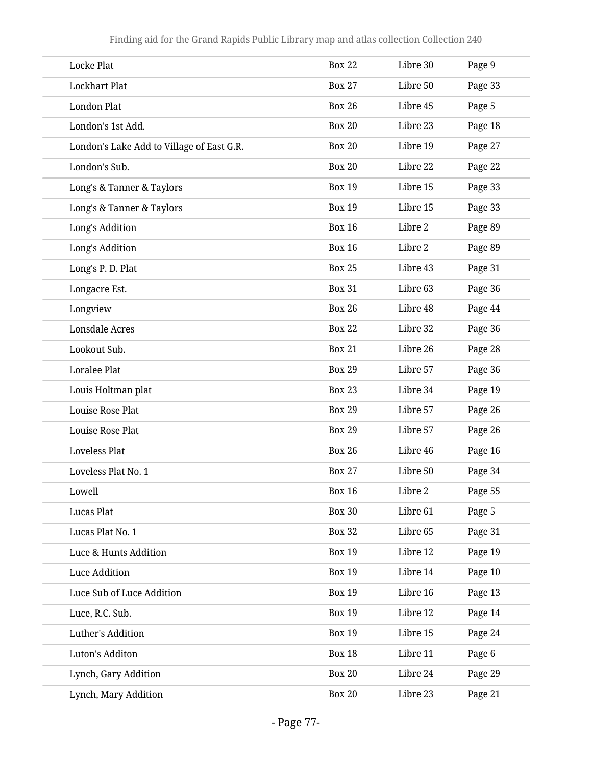| | | | |
|---|---|---|---|
| Locke Plat | Box 22 | Libre 30 | Page 9 |
| Lockhart Plat | Box 27 | Libre 50 | Page 33 |
| London Plat | Box 26 | Libre 45 | Page 5 |
| London's 1st Add. | Box 20 | Libre 23 | Page 18 |
| London's Lake Add to Village of East G.R. | Box 20 | Libre 19 | Page 27 |
| London's Sub. | Box 20 | Libre 22 | Page 22 |
| Long's & Tanner & Taylors | Box 19 | Libre 15 | Page 33 |
| Long's & Tanner & Taylors | Box 19 | Libre 15 | Page 33 |
| Long's Addition | Box 16 | Libre 2 | Page 89 |
| Long's Addition | Box 16 | Libre 2 | Page 89 |
| Long's P. D. Plat | Box 25 | Libre 43 | Page 31 |
| Longacre Est. | Box 31 | Libre 63 | Page 36 |
| Longview | Box 26 | Libre 48 | Page 44 |
| Lonsdale Acres | Box 22 | Libre 32 | Page 36 |
| Lookout Sub. | Box 21 | Libre 26 | Page 28 |
| Loralee Plat | Box 29 | Libre 57 | Page 36 |
| Louis Holtman plat | Box 23 | Libre 34 | Page 19 |
| Louise Rose Plat | Box 29 | Libre 57 | Page 26 |
| Louise Rose Plat | Box 29 | Libre 57 | Page 26 |
| Loveless Plat | Box 26 | Libre 46 | Page 16 |
| Loveless Plat No. 1 | Box 27 | Libre 50 | Page 34 |
| Lowell | Box 16 | Libre 2 | Page 55 |
| Lucas Plat | Box 30 | Libre 61 | Page 5 |
| Lucas Plat No. 1 | Box 32 | Libre 65 | Page 31 |
| Luce & Hunts Addition | Box 19 | Libre 12 | Page 19 |
| Luce Addition | Box 19 | Libre 14 | Page 10 |
| Luce Sub of Luce Addition | Box 19 | Libre 16 | Page 13 |
| Luce, R.C. Sub. | Box 19 | Libre 12 | Page 14 |
| Luther's Addition | Box 19 | Libre 15 | Page 24 |
| Luton's Additon | Box 18 | Libre 11 | Page 6 |
| Lynch, Gary Addition | Box 20 | Libre 24 | Page 29 |
| Lynch, Mary Addition | Box 20 | Libre 23 | Page 21 |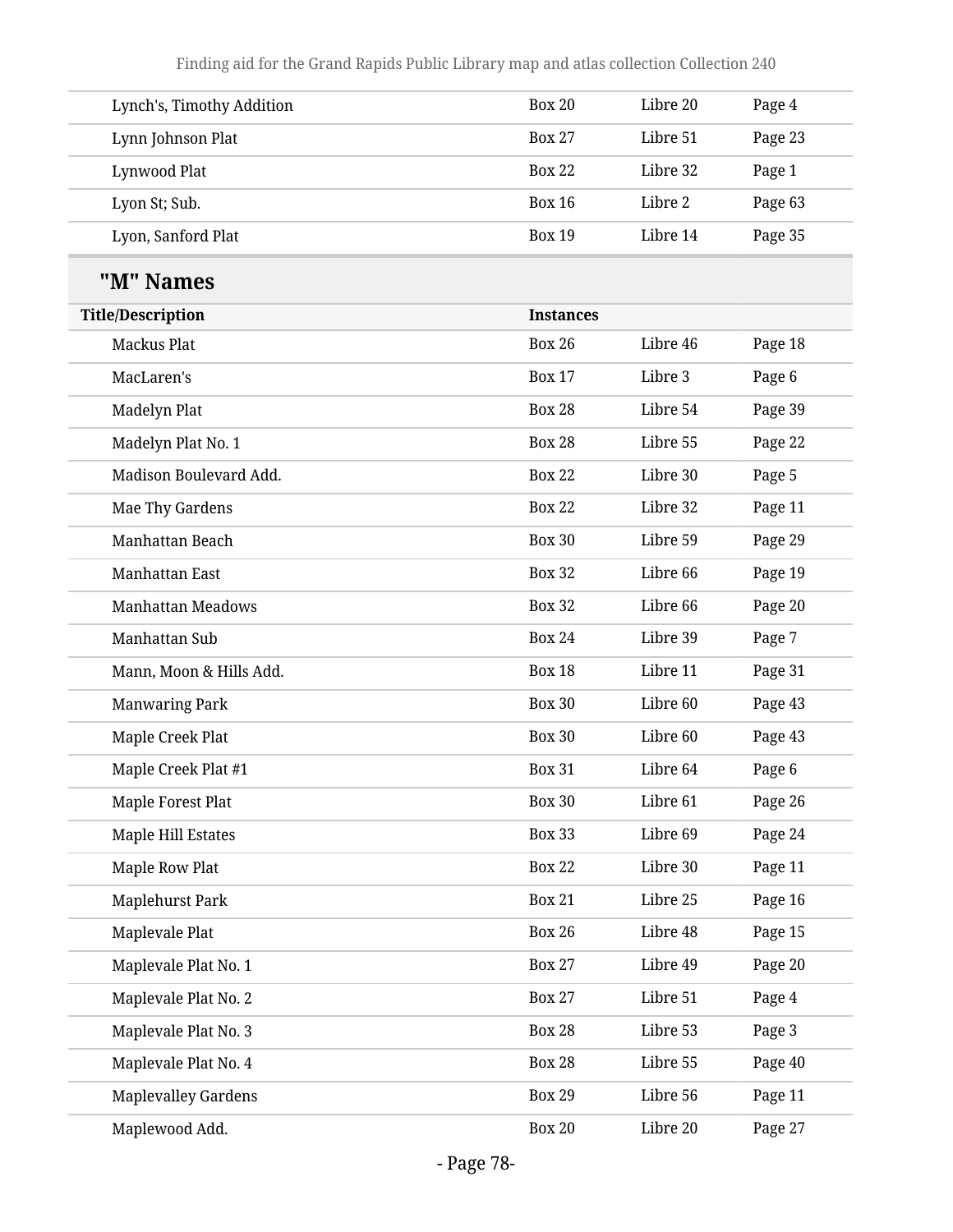| | | | |
|---|---|---|---|
| Lynch's, Timothy Addition | Box 20 | Libre 20 | Page 4 |
| Lynn Johnson Plat | Box 27 | Libre 51 | Page 23 |
| Lynwood Plat | Box 22 | Libre 32 | Page 1 |
| Lyon St; Sub. | Box 16 | Libre 2 | Page 63 |
| Lyon, Sanford Plat | Box 19 | Libre 14 | Page 35 |

## "M" Names

| Title/Description | Instances | | |
|---|---|---|---|
| Mackus Plat | Box 26 | Libre 46 | Page 18 |
| MacLaren's | Box 17 | Libre 3 | Page 6 |
| Madelyn Plat | Box 28 | Libre 54 | Page 39 |
| Madelyn Plat No. 1 | Box 28 | Libre 55 | Page 22 |
| Madison Boulevard Add. | Box 22 | Libre 30 | Page 5 |
| Mae Thy Gardens | Box 22 | Libre 32 | Page 11 |
| Manhattan Beach | Box 30 | Libre 59 | Page 29 |
| Manhattan East | Box 32 | Libre 66 | Page 19 |
| Manhattan Meadows | Box 32 | Libre 66 | Page 20 |
| Manhattan Sub | Box 24 | Libre 39 | Page 7 |
| Mann, Moon & Hills Add. | Box 18 | Libre 11 | Page 31 |
| Manwaring Park | Box 30 | Libre 60 | Page 43 |
| Maple Creek Plat | Box 30 | Libre 60 | Page 43 |
| Maple Creek Plat #1 | Box 31 | Libre 64 | Page 6 |
| Maple Forest Plat | Box 30 | Libre 61 | Page 26 |
| Maple Hill Estates | Box 33 | Libre 69 | Page 24 |
| Maple Row Plat | Box 22 | Libre 30 | Page 11 |
| Maplehurst Park | Box 21 | Libre 25 | Page 16 |
| Maplevale Plat | Box 26 | Libre 48 | Page 15 |
| Maplevale Plat No. 1 | Box 27 | Libre 49 | Page 20 |
| Maplevale Plat No. 2 | Box 27 | Libre 51 | Page 4 |
| Maplevale Plat No. 3 | Box 28 | Libre 53 | Page 3 |
| Maplevale Plat No. 4 | Box 28 | Libre 55 | Page 40 |
| Maplevalley Gardens | Box 29 | Libre 56 | Page 11 |
| Maplewood Add. | Box 20 | Libre 20 | Page 27 |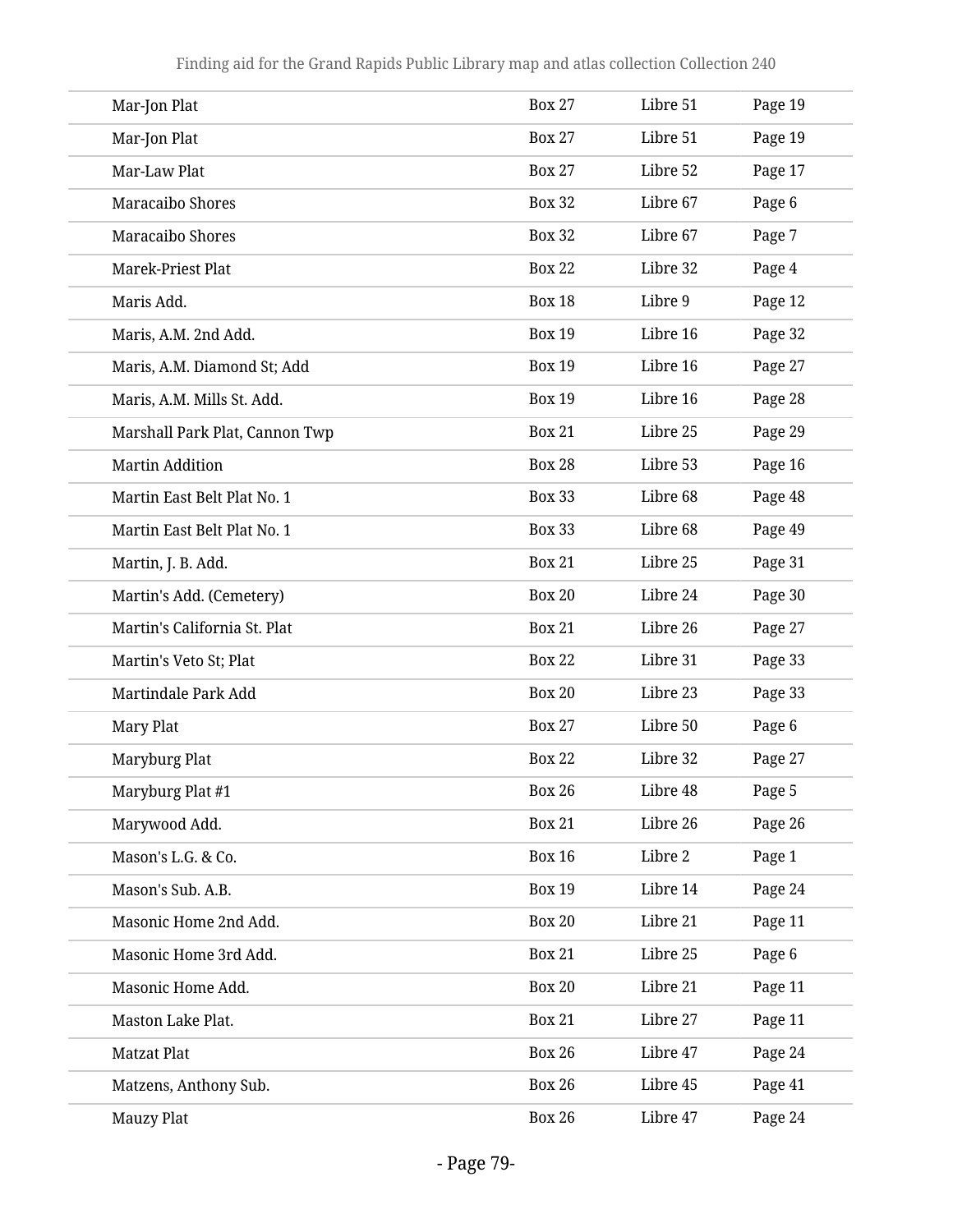| | | | |
|---|---|---|---|
| Mar-Jon Plat | Box 27 | Libre 51 | Page 19 |
| Mar-Jon Plat | Box 27 | Libre 51 | Page 19 |
| Mar-Law Plat | Box 27 | Libre 52 | Page 17 |
| Maracaibo Shores | Box 32 | Libre 67 | Page 6 |
| Maracaibo Shores | Box 32 | Libre 67 | Page 7 |
| Marek-Priest Plat | Box 22 | Libre 32 | Page 4 |
| Maris Add. | Box 18 | Libre 9 | Page 12 |
| Maris, A.M. 2nd Add. | Box 19 | Libre 16 | Page 32 |
| Maris, A.M. Diamond St; Add | Box 19 | Libre 16 | Page 27 |
| Maris, A.M. Mills St. Add. | Box 19 | Libre 16 | Page 28 |
| Marshall Park Plat, Cannon Twp | Box 21 | Libre 25 | Page 29 |
| Martin Addition | Box 28 | Libre 53 | Page 16 |
| Martin East Belt Plat No. 1 | Box 33 | Libre 68 | Page 48 |
| Martin East Belt Plat No. 1 | Box 33 | Libre 68 | Page 49 |
| Martin, J. B. Add. | Box 21 | Libre 25 | Page 31 |
| Martin's Add. (Cemetery) | Box 20 | Libre 24 | Page 30 |
| Martin's California St. Plat | Box 21 | Libre 26 | Page 27 |
| Martin's Veto St; Plat | Box 22 | Libre 31 | Page 33 |
| Martindale Park Add | Box 20 | Libre 23 | Page 33 |
| Mary Plat | Box 27 | Libre 50 | Page 6 |
| Maryburg Plat | Box 22 | Libre 32 | Page 27 |
| Maryburg Plat #1 | Box 26 | Libre 48 | Page 5 |
| Marywood Add. | Box 21 | Libre 26 | Page 26 |
| Mason's L.G. & Co. | Box 16 | Libre 2 | Page 1 |
| Mason's Sub. A.B. | Box 19 | Libre 14 | Page 24 |
| Masonic Home 2nd Add. | Box 20 | Libre 21 | Page 11 |
| Masonic Home 3rd Add. | Box 21 | Libre 25 | Page 6 |
| Masonic Home Add. | Box 20 | Libre 21 | Page 11 |
| Maston Lake Plat. | Box 21 | Libre 27 | Page 11 |
| Matzat Plat | Box 26 | Libre 47 | Page 24 |
| Matzens, Anthony Sub. | Box 26 | Libre 45 | Page 41 |
| Mauzy Plat | Box 26 | Libre 47 | Page 24 |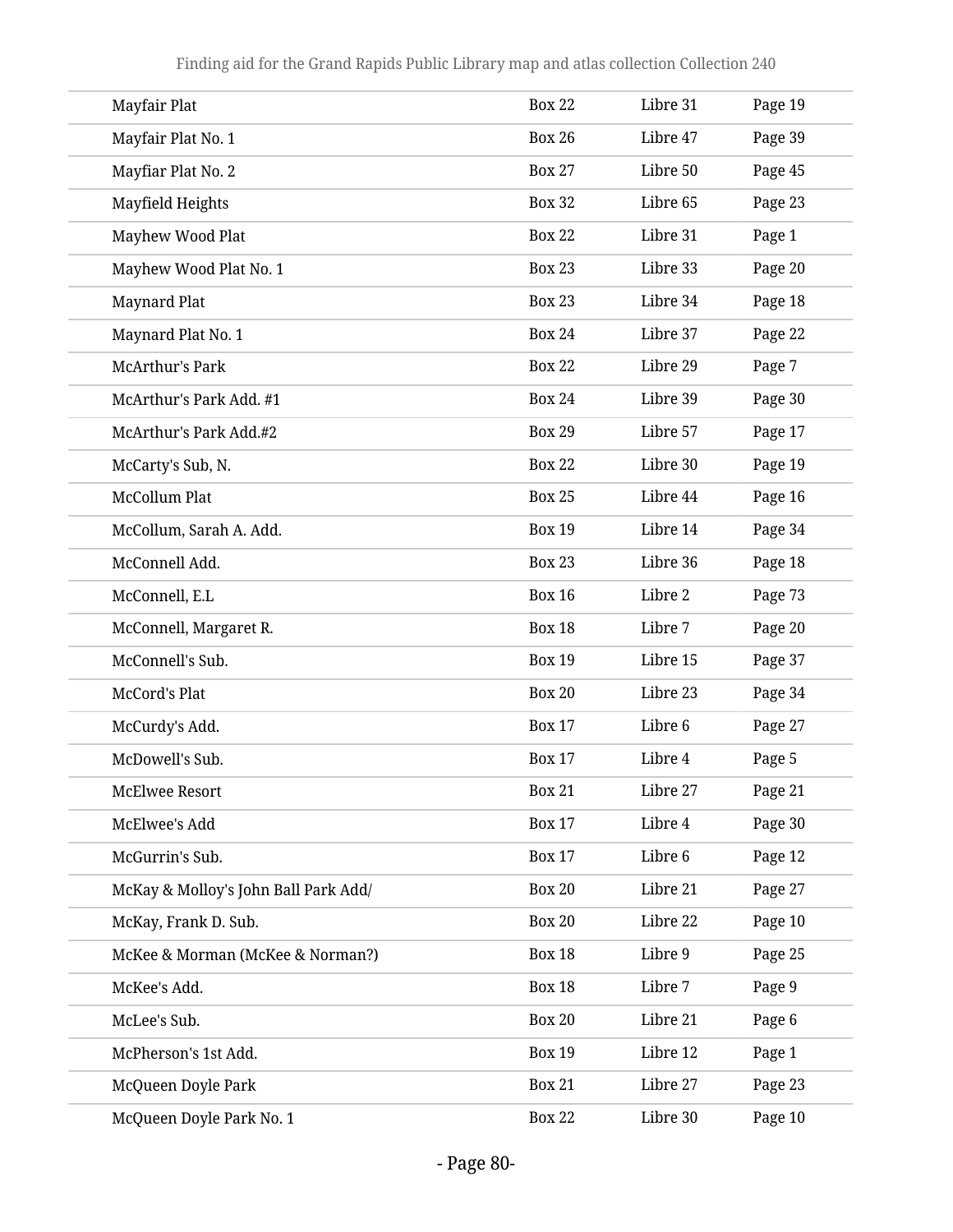| | | | |
|---|---|---|---|
| Mayfair Plat | Box 22 | Libre 31 | Page 19 |
| Mayfair Plat No. 1 | Box 26 | Libre 47 | Page 39 |
| Mayfiar Plat No. 2 | Box 27 | Libre 50 | Page 45 |
| Mayfield Heights | Box 32 | Libre 65 | Page 23 |
| Mayhew Wood Plat | Box 22 | Libre 31 | Page 1 |
| Mayhew Wood Plat No. 1 | Box 23 | Libre 33 | Page 20 |
| Maynard Plat | Box 23 | Libre 34 | Page 18 |
| Maynard Plat No. 1 | Box 24 | Libre 37 | Page 22 |
| McArthur's Park | Box 22 | Libre 29 | Page 7 |
| McArthur's Park Add. #1 | Box 24 | Libre 39 | Page 30 |
| McArthur's Park Add.#2 | Box 29 | Libre 57 | Page 17 |
| McCarty's Sub, N. | Box 22 | Libre 30 | Page 19 |
| McCollum Plat | Box 25 | Libre 44 | Page 16 |
| McCollum, Sarah A. Add. | Box 19 | Libre 14 | Page 34 |
| McConnell Add. | Box 23 | Libre 36 | Page 18 |
| McConnell, E.L | Box 16 | Libre 2 | Page 73 |
| McConnell, Margaret R. | Box 18 | Libre 7 | Page 20 |
| McConnell's Sub. | Box 19 | Libre 15 | Page 37 |
| McCord's Plat | Box 20 | Libre 23 | Page 34 |
| McCurdy's Add. | Box 17 | Libre 6 | Page 27 |
| McDowell's Sub. | Box 17 | Libre 4 | Page 5 |
| McElwee Resort | Box 21 | Libre 27 | Page 21 |
| McElwee's Add | Box 17 | Libre 4 | Page 30 |
| McGurrin's Sub. | Box 17 | Libre 6 | Page 12 |
| McKay & Molloy's John Ball Park Add/ | Box 20 | Libre 21 | Page 27 |
| McKay, Frank D. Sub. | Box 20 | Libre 22 | Page 10 |
| McKee & Morman (McKee & Norman?) | Box 18 | Libre 9 | Page 25 |
| McKee's Add. | Box 18 | Libre 7 | Page 9 |
| McLee's Sub. | Box 20 | Libre 21 | Page 6 |
| McPherson's 1st Add. | Box 19 | Libre 12 | Page 1 |
| McQueen Doyle Park | Box 21 | Libre 27 | Page 23 |
| McQueen Doyle Park No. 1 | Box 22 | Libre 30 | Page 10 |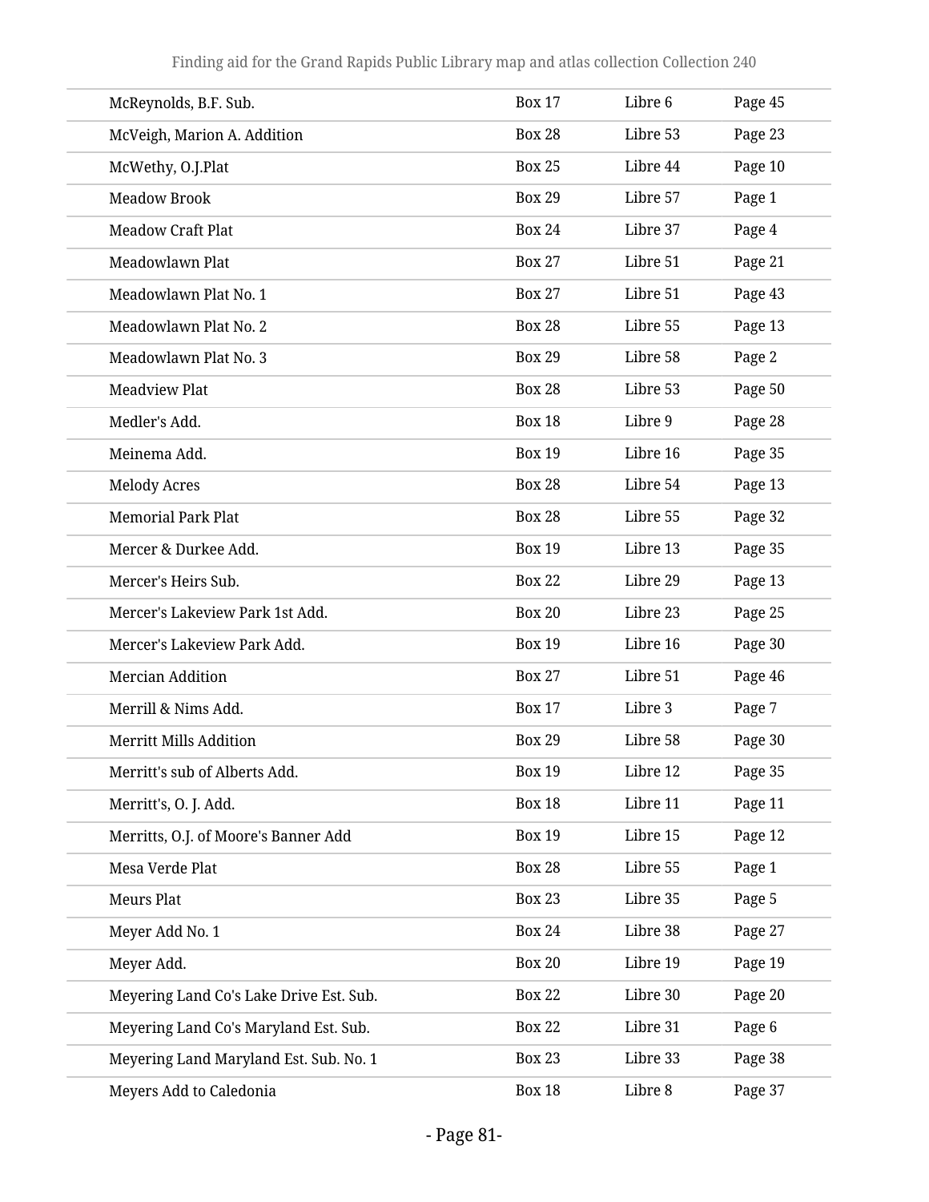| | | | |
|---|---|---|---|
| McReynolds, B.F. Sub. | Box 17 | Libre 6 | Page 45 |
| McVeigh, Marion A. Addition | Box 28 | Libre 53 | Page 23 |
| McWethy, O.J.Plat | Box 25 | Libre 44 | Page 10 |
| Meadow Brook | Box 29 | Libre 57 | Page 1 |
| Meadow Craft Plat | Box 24 | Libre 37 | Page 4 |
| Meadowlawn Plat | Box 27 | Libre 51 | Page 21 |
| Meadowlawn Plat No. 1 | Box 27 | Libre 51 | Page 43 |
| Meadowlawn Plat No. 2 | Box 28 | Libre 55 | Page 13 |
| Meadowlawn Plat No. 3 | Box 29 | Libre 58 | Page 2 |
| Meadview Plat | Box 28 | Libre 53 | Page 50 |
| Medler's Add. | Box 18 | Libre 9 | Page 28 |
| Meinema Add. | Box 19 | Libre 16 | Page 35 |
| Melody Acres | Box 28 | Libre 54 | Page 13 |
| Memorial Park Plat | Box 28 | Libre 55 | Page 32 |
| Mercer & Durkee Add. | Box 19 | Libre 13 | Page 35 |
| Mercer's Heirs Sub. | Box 22 | Libre 29 | Page 13 |
| Mercer's Lakeview Park 1st Add. | Box 20 | Libre 23 | Page 25 |
| Mercer's Lakeview Park Add. | Box 19 | Libre 16 | Page 30 |
| Mercian Addition | Box 27 | Libre 51 | Page 46 |
| Merrill & Nims Add. | Box 17 | Libre 3 | Page 7 |
| Merritt Mills Addition | Box 29 | Libre 58 | Page 30 |
| Merritt's sub of Alberts Add. | Box 19 | Libre 12 | Page 35 |
| Merritt's, O. J. Add. | Box 18 | Libre 11 | Page 11 |
| Merritts, O.J. of Moore's Banner Add | Box 19 | Libre 15 | Page 12 |
| Mesa Verde Plat | Box 28 | Libre 55 | Page 1 |
| Meurs Plat | Box 23 | Libre 35 | Page 5 |
| Meyer Add No. 1 | Box 24 | Libre 38 | Page 27 |
| Meyer Add. | Box 20 | Libre 19 | Page 19 |
| Meyering Land Co's Lake Drive Est. Sub. | Box 22 | Libre 30 | Page 20 |
| Meyering Land Co's Maryland Est. Sub. | Box 22 | Libre 31 | Page 6 |
| Meyering Land Maryland Est. Sub. No. 1 | Box 23 | Libre 33 | Page 38 |
| Meyers Add to Caledonia | Box 18 | Libre 8 | Page 37 |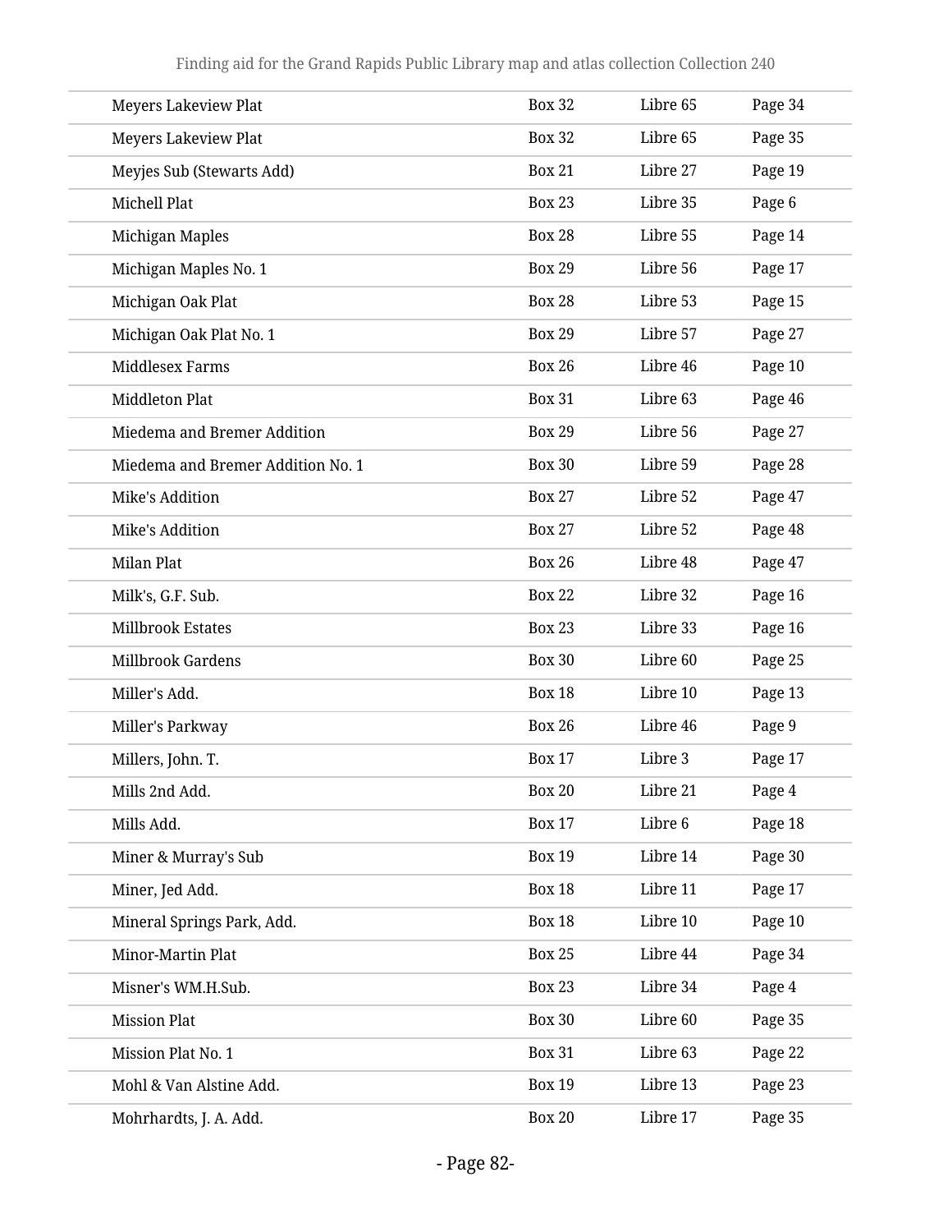| | | | |
|---|---|---|---|
| Meyers Lakeview Plat | Box 32 | Libre 65 | Page 34 |
| Meyers Lakeview Plat | Box 32 | Libre 65 | Page 35 |
| Meyjes Sub (Stewarts Add) | Box 21 | Libre 27 | Page 19 |
| Michell Plat | Box 23 | Libre 35 | Page 6 |
| Michigan Maples | Box 28 | Libre 55 | Page 14 |
| Michigan Maples No. 1 | Box 29 | Libre 56 | Page 17 |
| Michigan Oak Plat | Box 28 | Libre 53 | Page 15 |
| Michigan Oak Plat No. 1 | Box 29 | Libre 57 | Page 27 |
| Middlesex Farms | Box 26 | Libre 46 | Page 10 |
| Middleton Plat | Box 31 | Libre 63 | Page 46 |
| Miedema and Bremer Addition | Box 29 | Libre 56 | Page 27 |
| Miedema and Bremer Addition No. 1 | Box 30 | Libre 59 | Page 28 |
| Mike's Addition | Box 27 | Libre 52 | Page 47 |
| Mike's Addition | Box 27 | Libre 52 | Page 48 |
| Milan Plat | Box 26 | Libre 48 | Page 47 |
| Milk's, G.F. Sub. | Box 22 | Libre 32 | Page 16 |
| Millbrook Estates | Box 23 | Libre 33 | Page 16 |
| Millbrook Gardens | Box 30 | Libre 60 | Page 25 |
| Miller's Add. | Box 18 | Libre 10 | Page 13 |
| Miller's Parkway | Box 26 | Libre 46 | Page 9 |
| Millers, John. T. | Box 17 | Libre 3 | Page 17 |
| Mills 2nd Add. | Box 20 | Libre 21 | Page 4 |
| Mills Add. | Box 17 | Libre 6 | Page 18 |
| Miner & Murray's Sub | Box 19 | Libre 14 | Page 30 |
| Miner, Jed Add. | Box 18 | Libre 11 | Page 17 |
| Mineral Springs Park, Add. | Box 18 | Libre 10 | Page 10 |
| Minor-Martin Plat | Box 25 | Libre 44 | Page 34 |
| Misner's WM.H.Sub. | Box 23 | Libre 34 | Page 4 |
| Mission Plat | Box 30 | Libre 60 | Page 35 |
| Mission Plat No. 1 | Box 31 | Libre 63 | Page 22 |
| Mohl & Van Alstine Add. | Box 19 | Libre 13 | Page 23 |
| Mohrhardts, J. A. Add. | Box 20 | Libre 17 | Page 35 |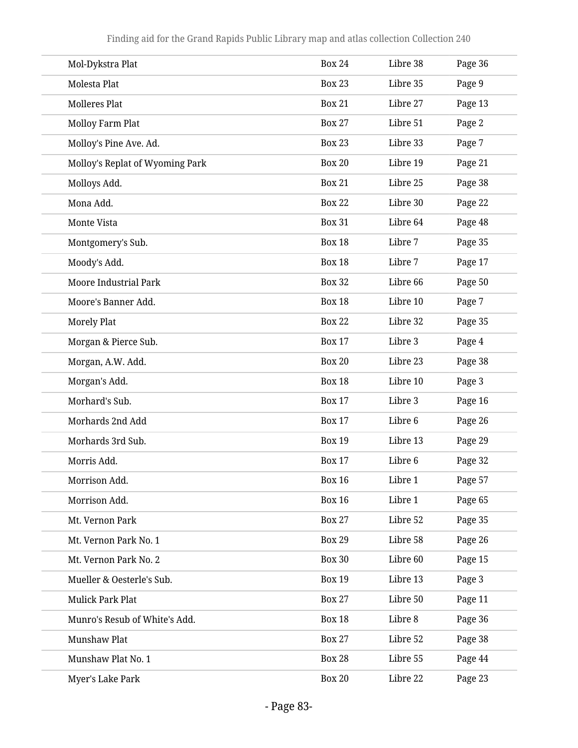| | | | |
|---|---|---|---|
| Mol-Dykstra Plat | Box 24 | Libre 38 | Page 36 |
| Molesta Plat | Box 23 | Libre 35 | Page 9 |
| Molleres Plat | Box 21 | Libre 27 | Page 13 |
| Molloy Farm Plat | Box 27 | Libre 51 | Page 2 |
| Molloy's Pine Ave. Ad. | Box 23 | Libre 33 | Page 7 |
| Molloy's Replat of Wyoming Park | Box 20 | Libre 19 | Page 21 |
| Molloys Add. | Box 21 | Libre 25 | Page 38 |
| Mona Add. | Box 22 | Libre 30 | Page 22 |
| Monte Vista | Box 31 | Libre 64 | Page 48 |
| Montgomery's Sub. | Box 18 | Libre 7 | Page 35 |
| Moody's Add. | Box 18 | Libre 7 | Page 17 |
| Moore Industrial Park | Box 32 | Libre 66 | Page 50 |
| Moore's Banner Add. | Box 18 | Libre 10 | Page 7 |
| Morely Plat | Box 22 | Libre 32 | Page 35 |
| Morgan & Pierce Sub. | Box 17 | Libre 3 | Page 4 |
| Morgan, A.W. Add. | Box 20 | Libre 23 | Page 38 |
| Morgan's Add. | Box 18 | Libre 10 | Page 3 |
| Morhard's Sub. | Box 17 | Libre 3 | Page 16 |
| Morhards 2nd Add | Box 17 | Libre 6 | Page 26 |
| Morhards 3rd Sub. | Box 19 | Libre 13 | Page 29 |
| Morris Add. | Box 17 | Libre 6 | Page 32 |
| Morrison Add. | Box 16 | Libre 1 | Page 57 |
| Morrison Add. | Box 16 | Libre 1 | Page 65 |
| Mt. Vernon Park | Box 27 | Libre 52 | Page 35 |
| Mt. Vernon Park No. 1 | Box 29 | Libre 58 | Page 26 |
| Mt. Vernon Park No. 2 | Box 30 | Libre 60 | Page 15 |
| Mueller & Oesterle's Sub. | Box 19 | Libre 13 | Page 3 |
| Mulick Park Plat | Box 27 | Libre 50 | Page 11 |
| Munro's Resub of White's Add. | Box 18 | Libre 8 | Page 36 |
| Munshaw Plat | Box 27 | Libre 52 | Page 38 |
| Munshaw Plat No. 1 | Box 28 | Libre 55 | Page 44 |
| Myer's Lake Park | Box 20 | Libre 22 | Page 23 |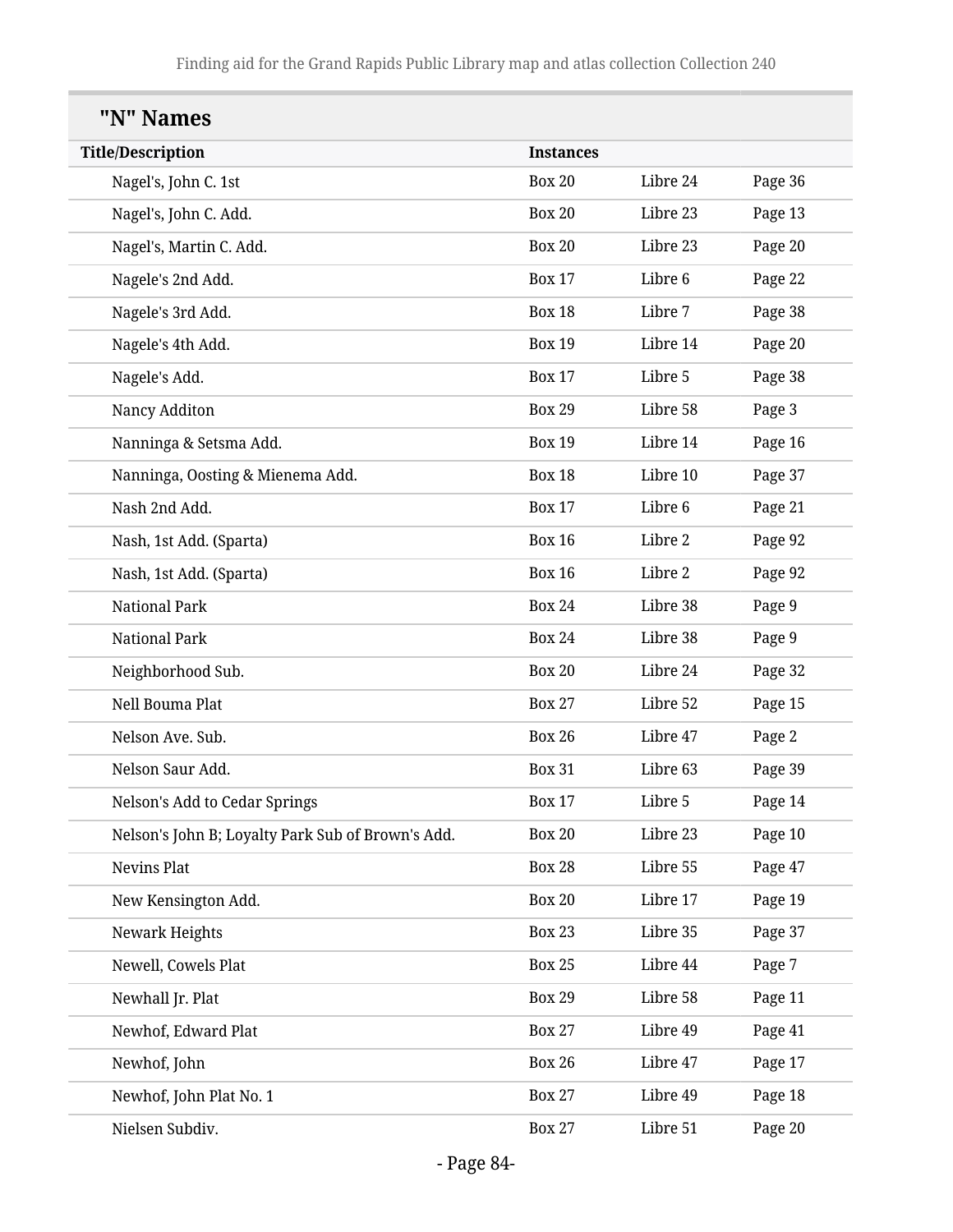## "N" Names

| Title/Description | Instances | | |
|---|---|---|---|
| Nagel's, John C. 1st | Box 20 | Libre 24 | Page 36 |
| Nagel's, John C. Add. | Box 20 | Libre 23 | Page 13 |
| Nagel's, Martin C. Add. | Box 20 | Libre 23 | Page 20 |
| Nagele's 2nd Add. | Box 17 | Libre 6 | Page 22 |
| Nagele's 3rd Add. | Box 18 | Libre 7 | Page 38 |
| Nagele's 4th Add. | Box 19 | Libre 14 | Page 20 |
| Nagele's Add. | Box 17 | Libre 5 | Page 38 |
| Nancy Additon | Box 29 | Libre 58 | Page 3 |
| Nanninga & Setsma Add. | Box 19 | Libre 14 | Page 16 |
| Nanninga, Oosting & Mienema Add. | Box 18 | Libre 10 | Page 37 |
| Nash 2nd Add. | Box 17 | Libre 6 | Page 21 |
| Nash, 1st Add. (Sparta) | Box 16 | Libre 2 | Page 92 |
| Nash, 1st Add. (Sparta) | Box 16 | Libre 2 | Page 92 |
| National Park | Box 24 | Libre 38 | Page 9 |
| National Park | Box 24 | Libre 38 | Page 9 |
| Neighborhood Sub. | Box 20 | Libre 24 | Page 32 |
| Nell Bouma Plat | Box 27 | Libre 52 | Page 15 |
| Nelson Ave. Sub. | Box 26 | Libre 47 | Page 2 |
| Nelson Saur Add. | Box 31 | Libre 63 | Page 39 |
| Nelson's Add to Cedar Springs | Box 17 | Libre 5 | Page 14 |
| Nelson's John B; Loyalty Park Sub of Brown's Add. | Box 20 | Libre 23 | Page 10 |
| Nevins Plat | Box 28 | Libre 55 | Page 47 |
| New Kensington Add. | Box 20 | Libre 17 | Page 19 |
| Newark Heights | Box 23 | Libre 35 | Page 37 |
| Newell, Cowels Plat | Box 25 | Libre 44 | Page 7 |
| Newhall Jr. Plat | Box 29 | Libre 58 | Page 11 |
| Newhof, Edward Plat | Box 27 | Libre 49 | Page 41 |
| Newhof, John | Box 26 | Libre 47 | Page 17 |
| Newhof, John Plat No. 1 | Box 27 | Libre 49 | Page 18 |
| Nielsen Subdiv. | Box 27 | Libre 51 | Page 20 |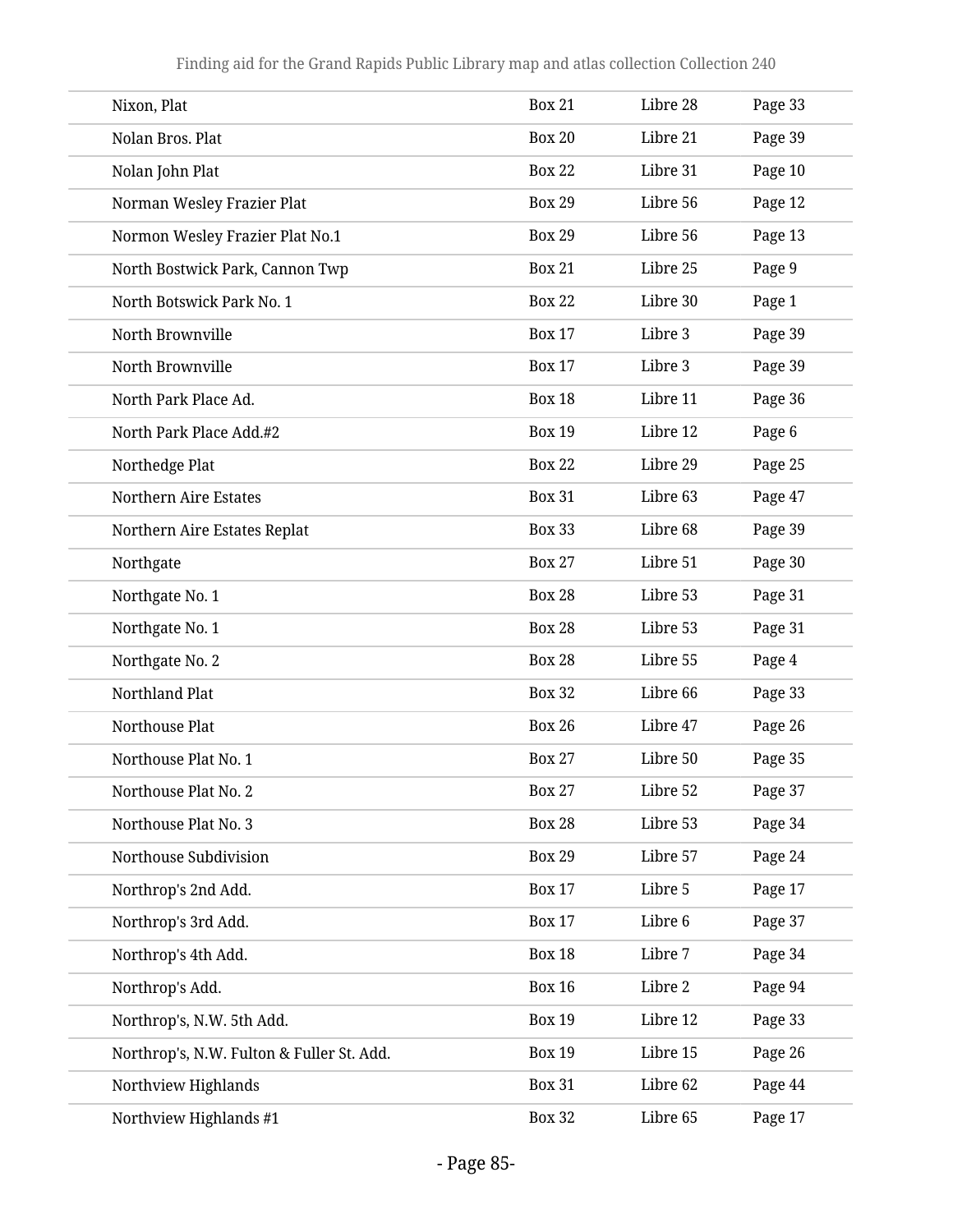| Nixon, Plat | Box 21 | Libre 28 | Page 33 |
|---|---|---|---|
| Nolan Bros. Plat | Box 20 | Libre 21 | Page 39 |
| Nolan John Plat | Box 22 | Libre 31 | Page 10 |
| Norman Wesley Frazier Plat | Box 29 | Libre 56 | Page 12 |
| Normon Wesley Frazier Plat No.1 | Box 29 | Libre 56 | Page 13 |
| North Bostwick Park, Cannon Twp | Box 21 | Libre 25 | Page 9 |
| North Botswick Park No. 1 | Box 22 | Libre 30 | Page 1 |
| North Brownville | Box 17 | Libre 3 | Page 39 |
| North Brownville | Box 17 | Libre 3 | Page 39 |
| North Park Place Ad. | Box 18 | Libre 11 | Page 36 |
| North Park Place Add.#2 | Box 19 | Libre 12 | Page 6 |
| Northedge Plat | Box 22 | Libre 29 | Page 25 |
| Northern Aire Estates | Box 31 | Libre 63 | Page 47 |
| Northern Aire Estates Replat | Box 33 | Libre 68 | Page 39 |
| Northgate | Box 27 | Libre 51 | Page 30 |
| Northgate No. 1 | Box 28 | Libre 53 | Page 31 |
| Northgate No. 1 | Box 28 | Libre 53 | Page 31 |
| Northgate No. 2 | Box 28 | Libre 55 | Page 4 |
| Northland Plat | Box 32 | Libre 66 | Page 33 |
| Northouse Plat | Box 26 | Libre 47 | Page 26 |
| Northouse Plat No. 1 | Box 27 | Libre 50 | Page 35 |
| Northouse Plat No. 2 | Box 27 | Libre 52 | Page 37 |
| Northouse Plat No. 3 | Box 28 | Libre 53 | Page 34 |
| Northouse Subdivision | Box 29 | Libre 57 | Page 24 |
| Northrop's 2nd Add. | Box 17 | Libre 5 | Page 17 |
| Northrop's 3rd Add. | Box 17 | Libre 6 | Page 37 |
| Northrop's 4th Add. | Box 18 | Libre 7 | Page 34 |
| Northrop's Add. | Box 16 | Libre 2 | Page 94 |
| Northrop's, N.W. 5th Add. | Box 19 | Libre 12 | Page 33 |
| Northrop's, N.W. Fulton & Fuller St. Add. | Box 19 | Libre 15 | Page 26 |
| Northview Highlands | Box 31 | Libre 62 | Page 44 |
| Northview Highlands #1 | Box 32 | Libre 65 | Page 17 |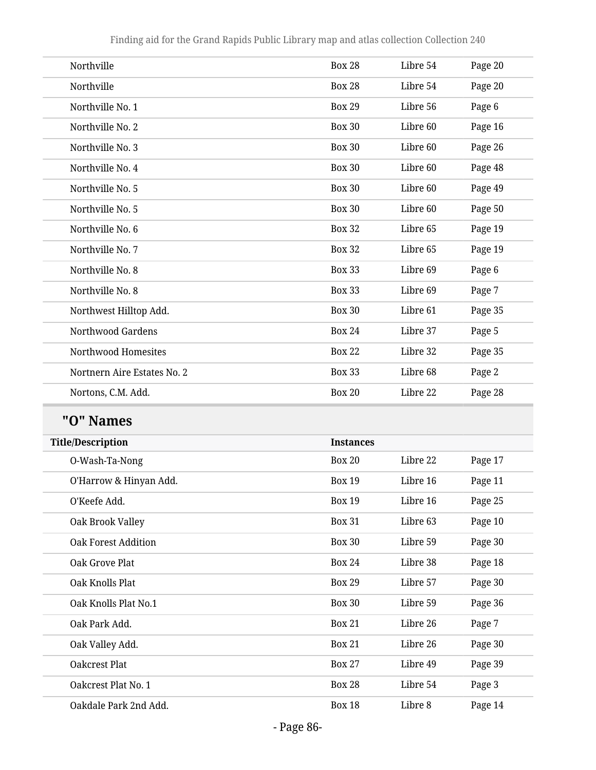| | | | |
|---|---|---|---|
| Northville | Box 28 | Libre 54 | Page 20 |
| Northville | Box 28 | Libre 54 | Page 20 |
| Northville No. 1 | Box 29 | Libre 56 | Page 6 |
| Northville No. 2 | Box 30 | Libre 60 | Page 16 |
| Northville No. 3 | Box 30 | Libre 60 | Page 26 |
| Northville No. 4 | Box 30 | Libre 60 | Page 48 |
| Northville No. 5 | Box 30 | Libre 60 | Page 49 |
| Northville No. 5 | Box 30 | Libre 60 | Page 50 |
| Northville No. 6 | Box 32 | Libre 65 | Page 19 |
| Northville No. 7 | Box 32 | Libre 65 | Page 19 |
| Northville No. 8 | Box 33 | Libre 69 | Page 6 |
| Northville No. 8 | Box 33 | Libre 69 | Page 7 |
| Northwest Hilltop Add. | Box 30 | Libre 61 | Page 35 |
| Northwood Gardens | Box 24 | Libre 37 | Page 5 |
| Northwood Homesites | Box 22 | Libre 32 | Page 35 |
| Nortnern Aire Estates No. 2 | Box 33 | Libre 68 | Page 2 |
| Nortons, C.M. Add. | Box 20 | Libre 22 | Page 28 |

## "O" Names

| Title/Description | Instances | | |
|---|---|---|---|
| O-Wash-Ta-Nong | Box 20 | Libre 22 | Page 17 |
| O'Harrow & Hinyan Add. | Box 19 | Libre 16 | Page 11 |
| O'Keefe Add. | Box 19 | Libre 16 | Page 25 |
| Oak Brook Valley | Box 31 | Libre 63 | Page 10 |
| Oak Forest Addition | Box 30 | Libre 59 | Page 30 |
| Oak Grove Plat | Box 24 | Libre 38 | Page 18 |
| Oak Knolls Plat | Box 29 | Libre 57 | Page 30 |
| Oak Knolls Plat No.1 | Box 30 | Libre 59 | Page 36 |
| Oak Park Add. | Box 21 | Libre 26 | Page 7 |
| Oak Valley Add. | Box 21 | Libre 26 | Page 30 |
| Oakcrest Plat | Box 27 | Libre 49 | Page 39 |
| Oakcrest Plat No. 1 | Box 28 | Libre 54 | Page 3 |
| Oakdale Park 2nd Add. | Box 18 | Libre 8 | Page 14 |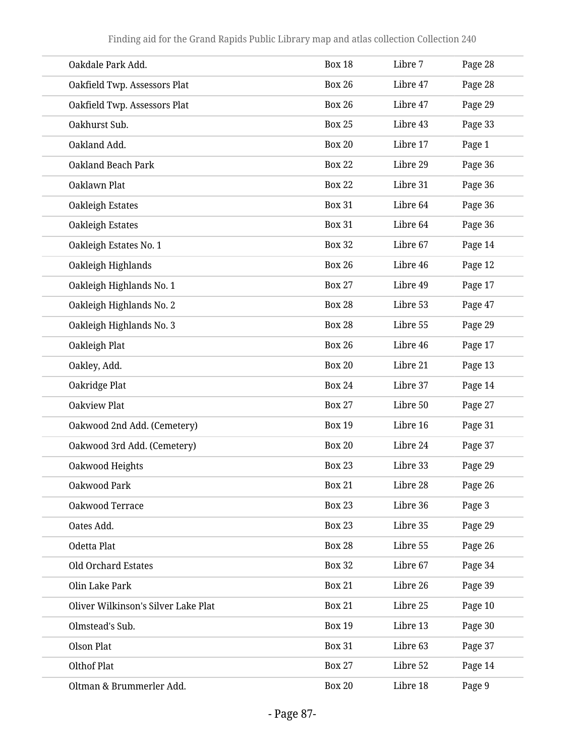| | | | |
|---|---|---|---|
| Oakdale Park Add. | Box 18 | Libre 7 | Page 28 |
| Oakfield Twp. Assessors Plat | Box 26 | Libre 47 | Page 28 |
| Oakfield Twp. Assessors Plat | Box 26 | Libre 47 | Page 29 |
| Oakhurst Sub. | Box 25 | Libre 43 | Page 33 |
| Oakland Add. | Box 20 | Libre 17 | Page 1 |
| Oakland Beach Park | Box 22 | Libre 29 | Page 36 |
| Oaklawn Plat | Box 22 | Libre 31 | Page 36 |
| Oakleigh Estates | Box 31 | Libre 64 | Page 36 |
| Oakleigh Estates | Box 31 | Libre 64 | Page 36 |
| Oakleigh Estates No. 1 | Box 32 | Libre 67 | Page 14 |
| Oakleigh Highlands | Box 26 | Libre 46 | Page 12 |
| Oakleigh Highlands No. 1 | Box 27 | Libre 49 | Page 17 |
| Oakleigh Highlands No. 2 | Box 28 | Libre 53 | Page 47 |
| Oakleigh Highlands No. 3 | Box 28 | Libre 55 | Page 29 |
| Oakleigh Plat | Box 26 | Libre 46 | Page 17 |
| Oakley, Add. | Box 20 | Libre 21 | Page 13 |
| Oakridge Plat | Box 24 | Libre 37 | Page 14 |
| Oakview Plat | Box 27 | Libre 50 | Page 27 |
| Oakwood 2nd Add. (Cemetery) | Box 19 | Libre 16 | Page 31 |
| Oakwood 3rd Add. (Cemetery) | Box 20 | Libre 24 | Page 37 |
| Oakwood Heights | Box 23 | Libre 33 | Page 29 |
| Oakwood Park | Box 21 | Libre 28 | Page 26 |
| Oakwood Terrace | Box 23 | Libre 36 | Page 3 |
| Oates Add. | Box 23 | Libre 35 | Page 29 |
| Odetta Plat | Box 28 | Libre 55 | Page 26 |
| Old Orchard Estates | Box 32 | Libre 67 | Page 34 |
| Olin Lake Park | Box 21 | Libre 26 | Page 39 |
| Oliver Wilkinson's Silver Lake Plat | Box 21 | Libre 25 | Page 10 |
| Olmstead's Sub. | Box 19 | Libre 13 | Page 30 |
| Olson Plat | Box 31 | Libre 63 | Page 37 |
| Olthof Plat | Box 27 | Libre 52 | Page 14 |
| Oltman & Brummerler Add. | Box 20 | Libre 18 | Page 9 |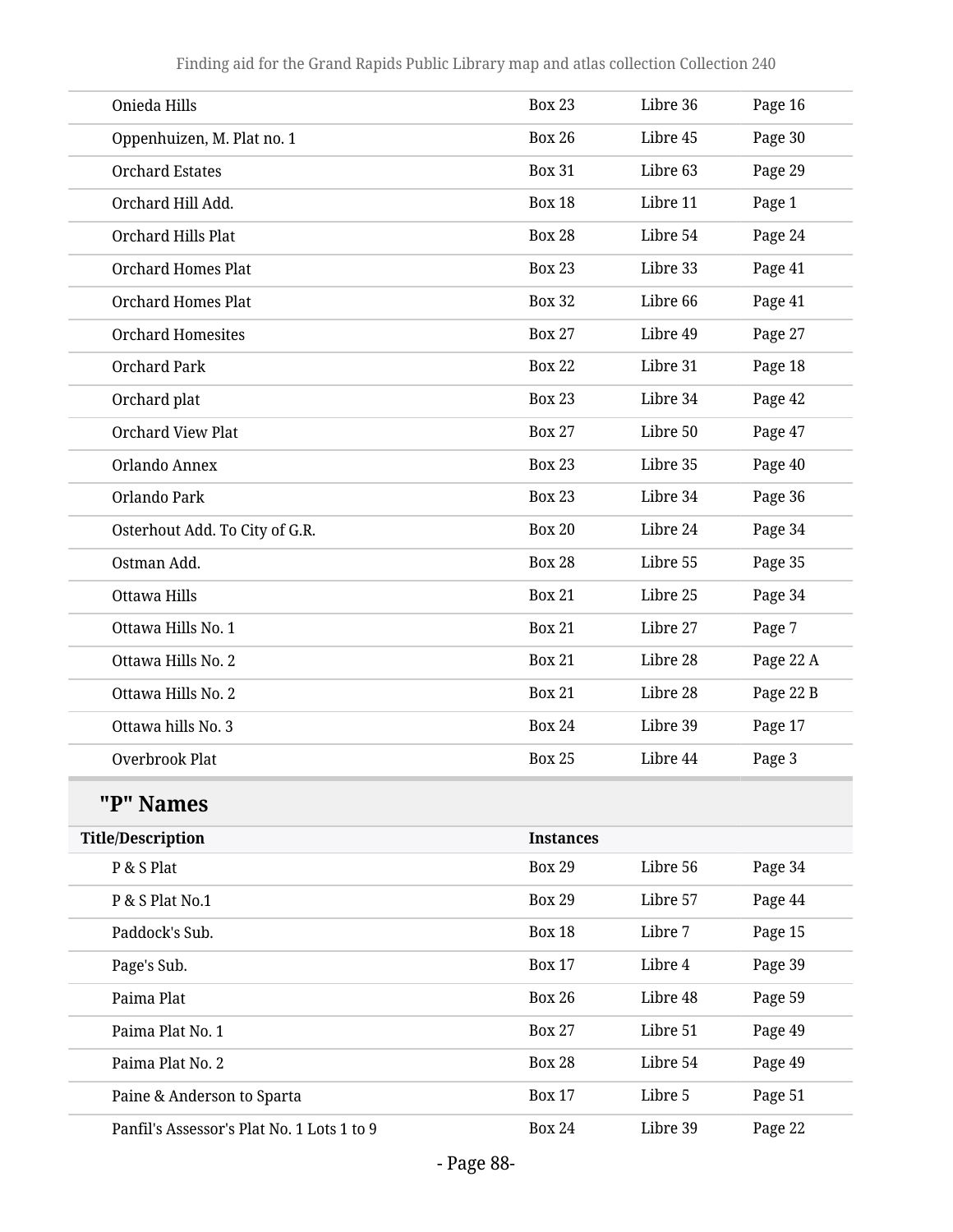| | | | |
|---|---|---|---|
| Onieda Hills | Box 23 | Libre 36 | Page 16 |
| Oppenhuizen, M. Plat no. 1 | Box 26 | Libre 45 | Page 30 |
| Orchard Estates | Box 31 | Libre 63 | Page 29 |
| Orchard Hill Add. | Box 18 | Libre 11 | Page 1 |
| Orchard Hills Plat | Box 28 | Libre 54 | Page 24 |
| Orchard Homes Plat | Box 23 | Libre 33 | Page 41 |
| Orchard Homes Plat | Box 32 | Libre 66 | Page 41 |
| Orchard Homesites | Box 27 | Libre 49 | Page 27 |
| Orchard Park | Box 22 | Libre 31 | Page 18 |
| Orchard plat | Box 23 | Libre 34 | Page 42 |
| Orchard View Plat | Box 27 | Libre 50 | Page 47 |
| Orlando Annex | Box 23 | Libre 35 | Page 40 |
| Orlando Park | Box 23 | Libre 34 | Page 36 |
| Osterhout Add. To City of G.R. | Box 20 | Libre 24 | Page 34 |
| Ostman Add. | Box 28 | Libre 55 | Page 35 |
| Ottawa Hills | Box 21 | Libre 25 | Page 34 |
| Ottawa Hills No. 1 | Box 21 | Libre 27 | Page 7 |
| Ottawa Hills No. 2 | Box 21 | Libre 28 | Page 22 A |
| Ottawa Hills No. 2 | Box 21 | Libre 28 | Page 22 B |
| Ottawa hills No. 3 | Box 24 | Libre 39 | Page 17 |
| Overbrook Plat | Box 25 | Libre 44 | Page 3 |

## "P" Names

| Title/Description | Instances | | |
|---|---|---|---|
| P & S Plat | Box 29 | Libre 56 | Page 34 |
| P & S Plat No.1 | Box 29 | Libre 57 | Page 44 |
| Paddock's Sub. | Box 18 | Libre 7 | Page 15 |
| Page's Sub. | Box 17 | Libre 4 | Page 39 |
| Paima Plat | Box 26 | Libre 48 | Page 59 |
| Paima Plat No. 1 | Box 27 | Libre 51 | Page 49 |
| Paima Plat No. 2 | Box 28 | Libre 54 | Page 49 |
| Paine & Anderson to Sparta | Box 17 | Libre 5 | Page 51 |
| Panfil's Assessor's Plat No. 1 Lots 1 to 9 | Box 24 | Libre 39 | Page 22 |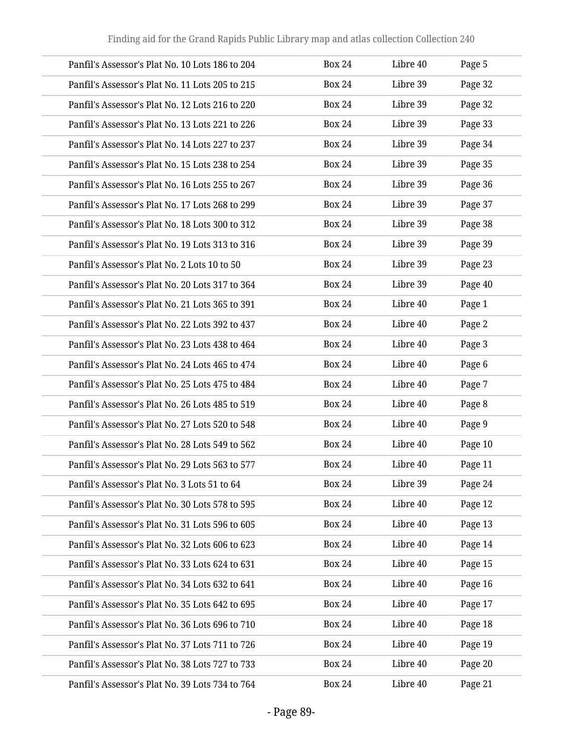| | | | |
|---|---|---|---|
| Panfil's Assessor's Plat No. 10 Lots 186 to 204 | Box 24 | Libre 40 | Page 5 |
| Panfil's Assessor's Plat No. 11 Lots 205 to 215 | Box 24 | Libre 39 | Page 32 |
| Panfil's Assessor's Plat No. 12 Lots 216 to 220 | Box 24 | Libre 39 | Page 32 |
| Panfil's Assessor's Plat No. 13 Lots 221 to 226 | Box 24 | Libre 39 | Page 33 |
| Panfil's Assessor's Plat No. 14 Lots 227 to 237 | Box 24 | Libre 39 | Page 34 |
| Panfil's Assessor's Plat No. 15 Lots 238 to 254 | Box 24 | Libre 39 | Page 35 |
| Panfil's Assessor's Plat No. 16 Lots 255 to 267 | Box 24 | Libre 39 | Page 36 |
| Panfil's Assessor's Plat No. 17 Lots 268 to 299 | Box 24 | Libre 39 | Page 37 |
| Panfil's Assessor's Plat No. 18 Lots 300 to 312 | Box 24 | Libre 39 | Page 38 |
| Panfil's Assessor's Plat No. 19 Lots 313 to 316 | Box 24 | Libre 39 | Page 39 |
| Panfil's Assessor's Plat No. 2 Lots 10 to 50 | Box 24 | Libre 39 | Page 23 |
| Panfil's Assessor's Plat No. 20 Lots 317 to 364 | Box 24 | Libre 39 | Page 40 |
| Panfil's Assessor's Plat No. 21 Lots 365 to 391 | Box 24 | Libre 40 | Page 1 |
| Panfil's Assessor's Plat No. 22 Lots 392 to 437 | Box 24 | Libre 40 | Page 2 |
| Panfil's Assessor's Plat No. 23 Lots 438 to 464 | Box 24 | Libre 40 | Page 3 |
| Panfil's Assessor's Plat No. 24 Lots 465 to 474 | Box 24 | Libre 40 | Page 6 |
| Panfil's Assessor's Plat No. 25 Lots 475 to 484 | Box 24 | Libre 40 | Page 7 |
| Panfil's Assessor's Plat No. 26 Lots 485 to 519 | Box 24 | Libre 40 | Page 8 |
| Panfil's Assessor's Plat No. 27 Lots 520 to 548 | Box 24 | Libre 40 | Page 9 |
| Panfil's Assessor's Plat No. 28 Lots 549 to 562 | Box 24 | Libre 40 | Page 10 |
| Panfil's Assessor's Plat No. 29 Lots 563 to 577 | Box 24 | Libre 40 | Page 11 |
| Panfil's Assessor's Plat No. 3 Lots 51 to 64 | Box 24 | Libre 39 | Page 24 |
| Panfil's Assessor's Plat No. 30 Lots 578 to 595 | Box 24 | Libre 40 | Page 12 |
| Panfil's Assessor's Plat No. 31 Lots 596 to 605 | Box 24 | Libre 40 | Page 13 |
| Panfil's Assessor's Plat No. 32 Lots 606 to 623 | Box 24 | Libre 40 | Page 14 |
| Panfil's Assessor's Plat No. 33 Lots 624 to 631 | Box 24 | Libre 40 | Page 15 |
| Panfil's Assessor's Plat No. 34 Lots 632 to 641 | Box 24 | Libre 40 | Page 16 |
| Panfil's Assessor's Plat No. 35 Lots 642 to 695 | Box 24 | Libre 40 | Page 17 |
| Panfil's Assessor's Plat No. 36 Lots 696 to 710 | Box 24 | Libre 40 | Page 18 |
| Panfil's Assessor's Plat No. 37 Lots 711 to 726 | Box 24 | Libre 40 | Page 19 |
| Panfil's Assessor's Plat No. 38 Lots 727 to 733 | Box 24 | Libre 40 | Page 20 |
| Panfil's Assessor's Plat No. 39 Lots 734 to 764 | Box 24 | Libre 40 | Page 21 |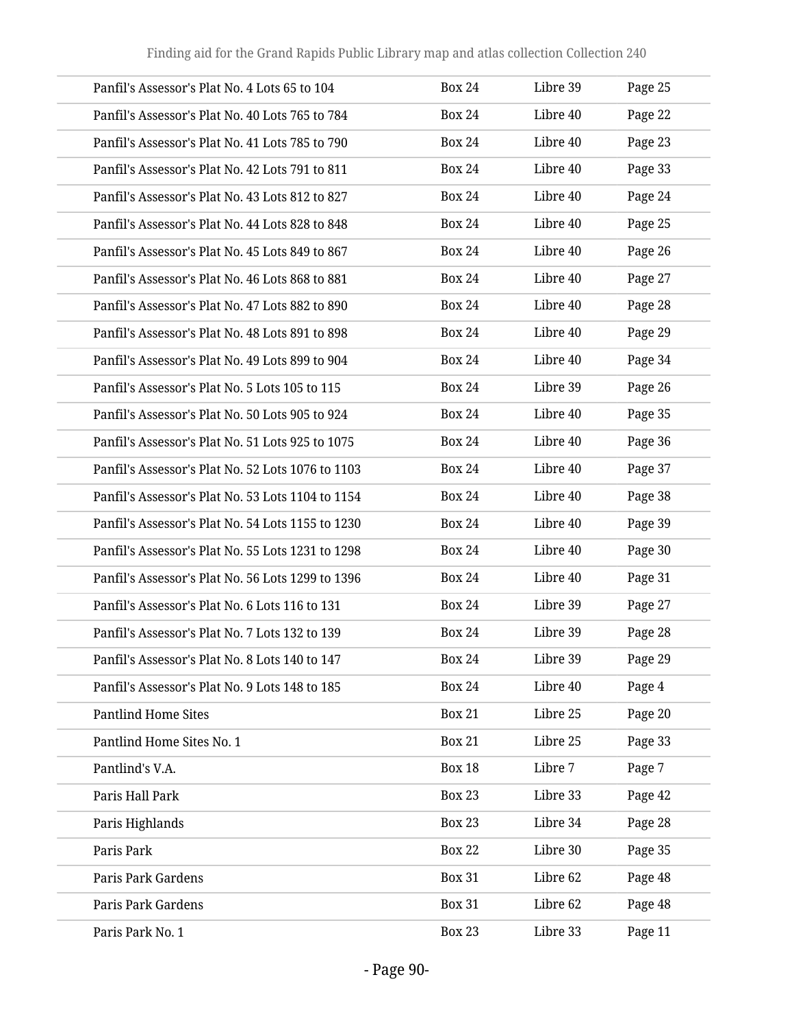| | | | |
|---|---|---|---|
| Panfil's Assessor's Plat No. 4 Lots 65 to 104 | Box 24 | Libre 39 | Page 25 |
| Panfil's Assessor's Plat No. 40 Lots 765 to 784 | Box 24 | Libre 40 | Page 22 |
| Panfil's Assessor's Plat No. 41 Lots 785 to 790 | Box 24 | Libre 40 | Page 23 |
| Panfil's Assessor's Plat No. 42 Lots 791 to 811 | Box 24 | Libre 40 | Page 33 |
| Panfil's Assessor's Plat No. 43 Lots 812 to 827 | Box 24 | Libre 40 | Page 24 |
| Panfil's Assessor's Plat No. 44 Lots 828 to 848 | Box 24 | Libre 40 | Page 25 |
| Panfil's Assessor's Plat No. 45 Lots 849 to 867 | Box 24 | Libre 40 | Page 26 |
| Panfil's Assessor's Plat No. 46 Lots 868 to 881 | Box 24 | Libre 40 | Page 27 |
| Panfil's Assessor's Plat No. 47 Lots 882 to 890 | Box 24 | Libre 40 | Page 28 |
| Panfil's Assessor's Plat No. 48 Lots 891 to 898 | Box 24 | Libre 40 | Page 29 |
| Panfil's Assessor's Plat No. 49 Lots 899 to 904 | Box 24 | Libre 40 | Page 34 |
| Panfil's Assessor's Plat No. 5 Lots 105 to 115 | Box 24 | Libre 39 | Page 26 |
| Panfil's Assessor's Plat No. 50 Lots 905 to 924 | Box 24 | Libre 40 | Page 35 |
| Panfil's Assessor's Plat No. 51 Lots 925 to 1075 | Box 24 | Libre 40 | Page 36 |
| Panfil's Assessor's Plat No. 52 Lots 1076 to 1103 | Box 24 | Libre 40 | Page 37 |
| Panfil's Assessor's Plat No. 53 Lots 1104 to 1154 | Box 24 | Libre 40 | Page 38 |
| Panfil's Assessor's Plat No. 54 Lots 1155 to 1230 | Box 24 | Libre 40 | Page 39 |
| Panfil's Assessor's Plat No. 55 Lots 1231 to 1298 | Box 24 | Libre 40 | Page 30 |
| Panfil's Assessor's Plat No. 56 Lots 1299 to 1396 | Box 24 | Libre 40 | Page 31 |
| Panfil's Assessor's Plat No. 6 Lots 116 to 131 | Box 24 | Libre 39 | Page 27 |
| Panfil's Assessor's Plat No. 7 Lots 132 to 139 | Box 24 | Libre 39 | Page 28 |
| Panfil's Assessor's Plat No. 8 Lots 140 to 147 | Box 24 | Libre 39 | Page 29 |
| Panfil's Assessor's Plat No. 9 Lots 148 to 185 | Box 24 | Libre 40 | Page 4 |
| Pantlind Home Sites | Box 21 | Libre 25 | Page 20 |
| Pantlind Home Sites No. 1 | Box 21 | Libre 25 | Page 33 |
| Pantlind's V.A. | Box 18 | Libre 7 | Page 7 |
| Paris Hall Park | Box 23 | Libre 33 | Page 42 |
| Paris Highlands | Box 23 | Libre 34 | Page 28 |
| Paris Park | Box 22 | Libre 30 | Page 35 |
| Paris Park Gardens | Box 31 | Libre 62 | Page 48 |
| Paris Park Gardens | Box 31 | Libre 62 | Page 48 |
| Paris Park No. 1 | Box 23 | Libre 33 | Page 11 |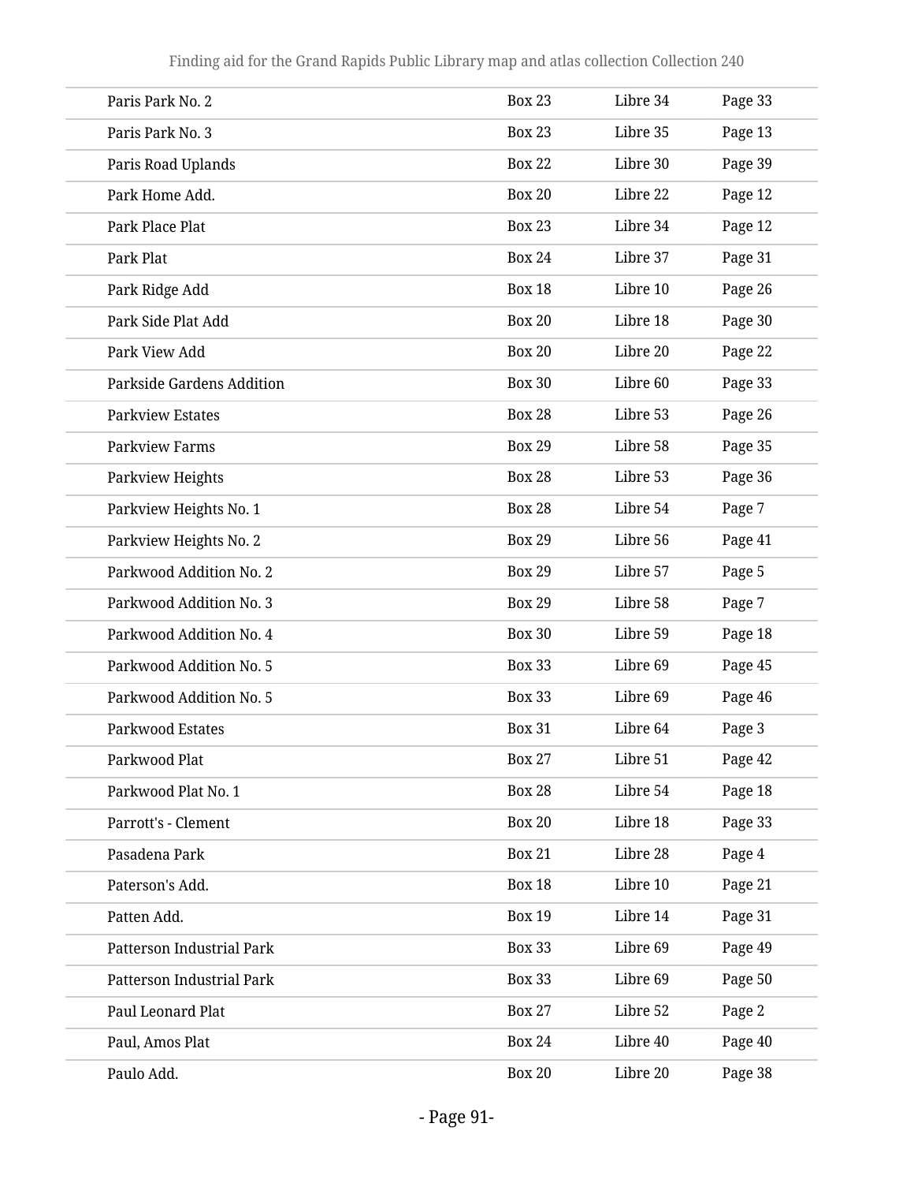| | | | |
|---|---|---|---|
| Paris Park No. 2 | Box 23 | Libre 34 | Page 33 |
| Paris Park No. 3 | Box 23 | Libre 35 | Page 13 |
| Paris Road Uplands | Box 22 | Libre 30 | Page 39 |
| Park Home Add. | Box 20 | Libre 22 | Page 12 |
| Park Place Plat | Box 23 | Libre 34 | Page 12 |
| Park Plat | Box 24 | Libre 37 | Page 31 |
| Park Ridge Add | Box 18 | Libre 10 | Page 26 |
| Park Side Plat Add | Box 20 | Libre 18 | Page 30 |
| Park View Add | Box 20 | Libre 20 | Page 22 |
| Parkside Gardens Addition | Box 30 | Libre 60 | Page 33 |
| Parkview Estates | Box 28 | Libre 53 | Page 26 |
| Parkview Farms | Box 29 | Libre 58 | Page 35 |
| Parkview Heights | Box 28 | Libre 53 | Page 36 |
| Parkview Heights No. 1 | Box 28 | Libre 54 | Page 7 |
| Parkview Heights No. 2 | Box 29 | Libre 56 | Page 41 |
| Parkwood Addition No. 2 | Box 29 | Libre 57 | Page 5 |
| Parkwood Addition No. 3 | Box 29 | Libre 58 | Page 7 |
| Parkwood Addition No. 4 | Box 30 | Libre 59 | Page 18 |
| Parkwood Addition No. 5 | Box 33 | Libre 69 | Page 45 |
| Parkwood Addition No. 5 | Box 33 | Libre 69 | Page 46 |
| Parkwood Estates | Box 31 | Libre 64 | Page 3 |
| Parkwood Plat | Box 27 | Libre 51 | Page 42 |
| Parkwood Plat No. 1 | Box 28 | Libre 54 | Page 18 |
| Parrott's - Clement | Box 20 | Libre 18 | Page 33 |
| Pasadena Park | Box 21 | Libre 28 | Page 4 |
| Paterson's Add. | Box 18 | Libre 10 | Page 21 |
| Patten Add. | Box 19 | Libre 14 | Page 31 |
| Patterson Industrial Park | Box 33 | Libre 69 | Page 49 |
| Patterson Industrial Park | Box 33 | Libre 69 | Page 50 |
| Paul Leonard Plat | Box 27 | Libre 52 | Page 2 |
| Paul, Amos Plat | Box 24 | Libre 40 | Page 40 |
| Paulo Add. | Box 20 | Libre 20 | Page 38 |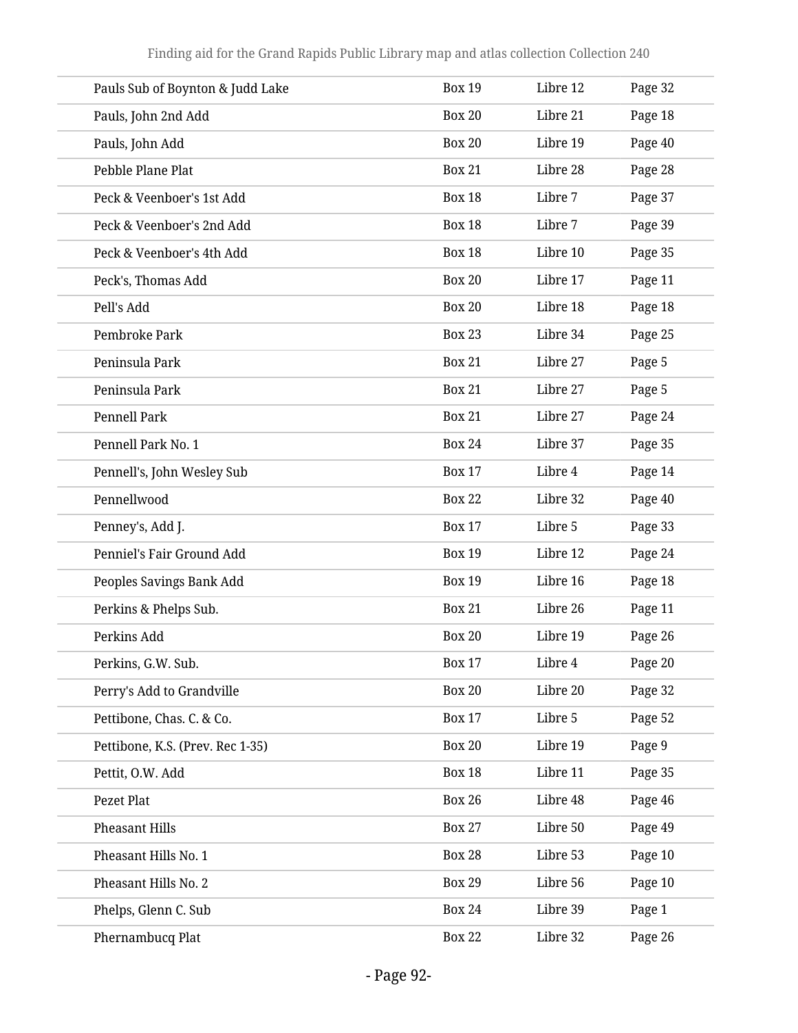| | | | |
|---|---|---|---|
| Pauls Sub of Boynton & Judd Lake | Box 19 | Libre 12 | Page 32 |
| Pauls, John 2nd Add | Box 20 | Libre 21 | Page 18 |
| Pauls, John Add | Box 20 | Libre 19 | Page 40 |
| Pebble Plane Plat | Box 21 | Libre 28 | Page 28 |
| Peck & Veenboer's 1st Add | Box 18 | Libre 7 | Page 37 |
| Peck & Veenboer's 2nd Add | Box 18 | Libre 7 | Page 39 |
| Peck & Veenboer's 4th Add | Box 18 | Libre 10 | Page 35 |
| Peck's, Thomas Add | Box 20 | Libre 17 | Page 11 |
| Pell's Add | Box 20 | Libre 18 | Page 18 |
| Pembroke Park | Box 23 | Libre 34 | Page 25 |
| Peninsula Park | Box 21 | Libre 27 | Page 5 |
| Peninsula Park | Box 21 | Libre 27 | Page 5 |
| Pennell Park | Box 21 | Libre 27 | Page 24 |
| Pennell Park No. 1 | Box 24 | Libre 37 | Page 35 |
| Pennell's, John Wesley Sub | Box 17 | Libre 4 | Page 14 |
| Pennellwood | Box 22 | Libre 32 | Page 40 |
| Penney's, Add J. | Box 17 | Libre 5 | Page 33 |
| Penniel's Fair Ground Add | Box 19 | Libre 12 | Page 24 |
| Peoples Savings Bank Add | Box 19 | Libre 16 | Page 18 |
| Perkins & Phelps Sub. | Box 21 | Libre 26 | Page 11 |
| Perkins Add | Box 20 | Libre 19 | Page 26 |
| Perkins, G.W. Sub. | Box 17 | Libre 4 | Page 20 |
| Perry's Add to Grandville | Box 20 | Libre 20 | Page 32 |
| Pettibone, Chas. C. & Co. | Box 17 | Libre 5 | Page 52 |
| Pettibone, K.S. (Prev. Rec 1-35) | Box 20 | Libre 19 | Page 9 |
| Pettit, O.W. Add | Box 18 | Libre 11 | Page 35 |
| Pezet Plat | Box 26 | Libre 48 | Page 46 |
| Pheasant Hills | Box 27 | Libre 50 | Page 49 |
| Pheasant Hills No. 1 | Box 28 | Libre 53 | Page 10 |
| Pheasant Hills No. 2 | Box 29 | Libre 56 | Page 10 |
| Phelps, Glenn C. Sub | Box 24 | Libre 39 | Page 1 |
| Phernambucq Plat | Box 22 | Libre 32 | Page 26 |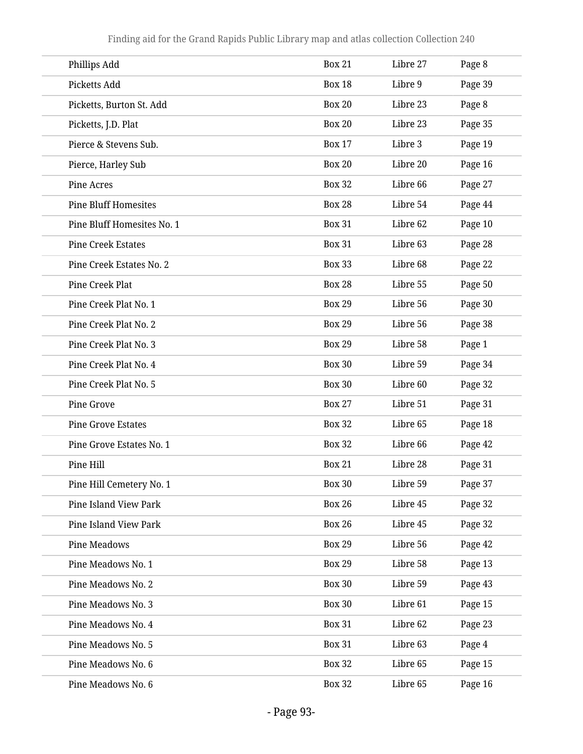| | | | |
|---|---|---|---|
| Phillips Add | Box 21 | Libre 27 | Page 8 |
| Picketts Add | Box 18 | Libre 9 | Page 39 |
| Picketts, Burton St. Add | Box 20 | Libre 23 | Page 8 |
| Picketts, J.D. Plat | Box 20 | Libre 23 | Page 35 |
| Pierce & Stevens Sub. | Box 17 | Libre 3 | Page 19 |
| Pierce, Harley Sub | Box 20 | Libre 20 | Page 16 |
| Pine Acres | Box 32 | Libre 66 | Page 27 |
| Pine Bluff Homesites | Box 28 | Libre 54 | Page 44 |
| Pine Bluff Homesites No. 1 | Box 31 | Libre 62 | Page 10 |
| Pine Creek Estates | Box 31 | Libre 63 | Page 28 |
| Pine Creek Estates No. 2 | Box 33 | Libre 68 | Page 22 |
| Pine Creek Plat | Box 28 | Libre 55 | Page 50 |
| Pine Creek Plat No. 1 | Box 29 | Libre 56 | Page 30 |
| Pine Creek Plat No. 2 | Box 29 | Libre 56 | Page 38 |
| Pine Creek Plat No. 3 | Box 29 | Libre 58 | Page 1 |
| Pine Creek Plat No. 4 | Box 30 | Libre 59 | Page 34 |
| Pine Creek Plat No. 5 | Box 30 | Libre 60 | Page 32 |
| Pine Grove | Box 27 | Libre 51 | Page 31 |
| Pine Grove Estates | Box 32 | Libre 65 | Page 18 |
| Pine Grove Estates No. 1 | Box 32 | Libre 66 | Page 42 |
| Pine Hill | Box 21 | Libre 28 | Page 31 |
| Pine Hill Cemetery No. 1 | Box 30 | Libre 59 | Page 37 |
| Pine Island View Park | Box 26 | Libre 45 | Page 32 |
| Pine Island View Park | Box 26 | Libre 45 | Page 32 |
| Pine Meadows | Box 29 | Libre 56 | Page 42 |
| Pine Meadows No. 1 | Box 29 | Libre 58 | Page 13 |
| Pine Meadows No. 2 | Box 30 | Libre 59 | Page 43 |
| Pine Meadows No. 3 | Box 30 | Libre 61 | Page 15 |
| Pine Meadows No. 4 | Box 31 | Libre 62 | Page 23 |
| Pine Meadows No. 5 | Box 31 | Libre 63 | Page 4 |
| Pine Meadows No. 6 | Box 32 | Libre 65 | Page 15 |
| Pine Meadows No. 6 | Box 32 | Libre 65 | Page 16 |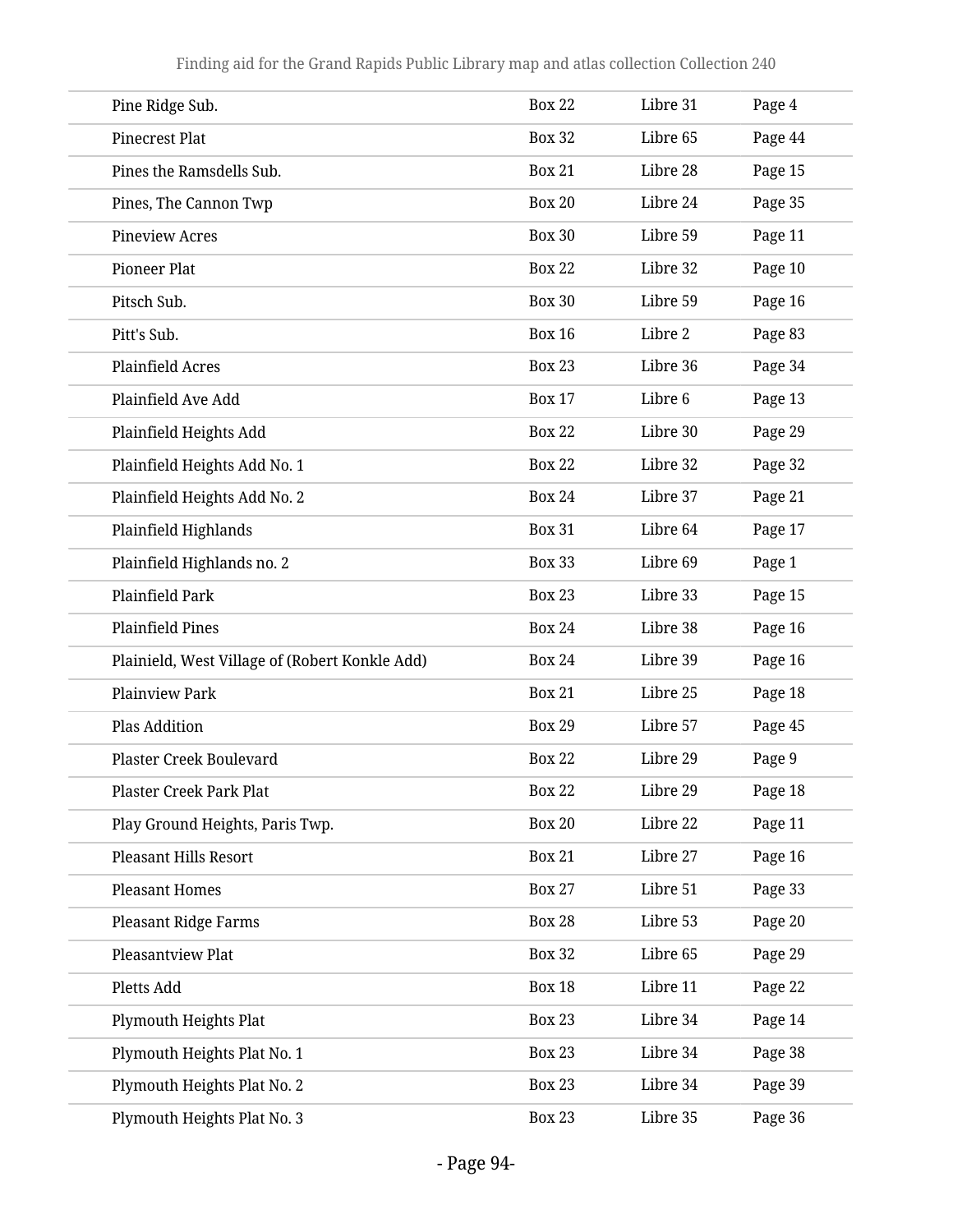| | | | |
|---|---|---|---|
| Pine Ridge Sub. | Box 22 | Libre 31 | Page 4 |
| Pinecrest Plat | Box 32 | Libre 65 | Page 44 |
| Pines the Ramsdells Sub. | Box 21 | Libre 28 | Page 15 |
| Pines, The Cannon Twp | Box 20 | Libre 24 | Page 35 |
| Pineview Acres | Box 30 | Libre 59 | Page 11 |
| Pioneer Plat | Box 22 | Libre 32 | Page 10 |
| Pitsch Sub. | Box 30 | Libre 59 | Page 16 |
| Pitt's Sub. | Box 16 | Libre 2 | Page 83 |
| Plainfield Acres | Box 23 | Libre 36 | Page 34 |
| Plainfield Ave Add | Box 17 | Libre 6 | Page 13 |
| Plainfield Heights Add | Box 22 | Libre 30 | Page 29 |
| Plainfield Heights Add No. 1 | Box 22 | Libre 32 | Page 32 |
| Plainfield Heights Add No. 2 | Box 24 | Libre 37 | Page 21 |
| Plainfield Highlands | Box 31 | Libre 64 | Page 17 |
| Plainfield Highlands no. 2 | Box 33 | Libre 69 | Page 1 |
| Plainfield Park | Box 23 | Libre 33 | Page 15 |
| Plainfield Pines | Box 24 | Libre 38 | Page 16 |
| Plainield, West Village of (Robert Konkle Add) | Box 24 | Libre 39 | Page 16 |
| Plainview Park | Box 21 | Libre 25 | Page 18 |
| Plas Addition | Box 29 | Libre 57 | Page 45 |
| Plaster Creek Boulevard | Box 22 | Libre 29 | Page 9 |
| Plaster Creek Park Plat | Box 22 | Libre 29 | Page 18 |
| Play Ground Heights, Paris Twp. | Box 20 | Libre 22 | Page 11 |
| Pleasant Hills Resort | Box 21 | Libre 27 | Page 16 |
| Pleasant Homes | Box 27 | Libre 51 | Page 33 |
| Pleasant Ridge Farms | Box 28 | Libre 53 | Page 20 |
| Pleasantview Plat | Box 32 | Libre 65 | Page 29 |
| Pletts Add | Box 18 | Libre 11 | Page 22 |
| Plymouth Heights Plat | Box 23 | Libre 34 | Page 14 |
| Plymouth Heights Plat No. 1 | Box 23 | Libre 34 | Page 38 |
| Plymouth Heights Plat No. 2 | Box 23 | Libre 34 | Page 39 |
| Plymouth Heights Plat No. 3 | Box 23 | Libre 35 | Page 36 |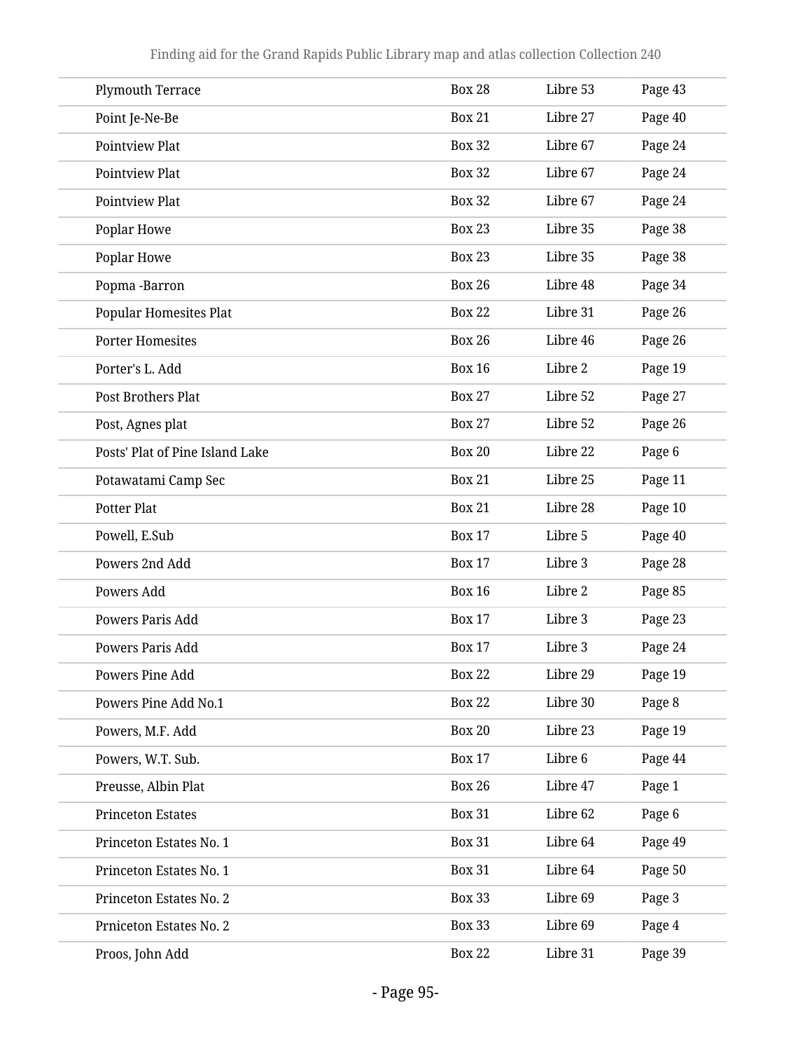| | | | |
|---|---|---|---|
| Plymouth Terrace | Box 28 | Libre 53 | Page 43 |
| Point Je-Ne-Be | Box 21 | Libre 27 | Page 40 |
| Pointview Plat | Box 32 | Libre 67 | Page 24 |
| Pointview Plat | Box 32 | Libre 67 | Page 24 |
| Pointview Plat | Box 32 | Libre 67 | Page 24 |
| Poplar Howe | Box 23 | Libre 35 | Page 38 |
| Poplar Howe | Box 23 | Libre 35 | Page 38 |
| Popma -Barron | Box 26 | Libre 48 | Page 34 |
| Popular Homesites Plat | Box 22 | Libre 31 | Page 26 |
| Porter Homesites | Box 26 | Libre 46 | Page 26 |
| Porter's L. Add | Box 16 | Libre 2 | Page 19 |
| Post Brothers Plat | Box 27 | Libre 52 | Page 27 |
| Post, Agnes plat | Box 27 | Libre 52 | Page 26 |
| Posts' Plat of Pine Island Lake | Box 20 | Libre 22 | Page 6 |
| Potawatami Camp Sec | Box 21 | Libre 25 | Page 11 |
| Potter Plat | Box 21 | Libre 28 | Page 10 |
| Powell, E.Sub | Box 17 | Libre 5 | Page 40 |
| Powers 2nd Add | Box 17 | Libre 3 | Page 28 |
| Powers Add | Box 16 | Libre 2 | Page 85 |
| Powers Paris Add | Box 17 | Libre 3 | Page 23 |
| Powers Paris Add | Box 17 | Libre 3 | Page 24 |
| Powers Pine Add | Box 22 | Libre 29 | Page 19 |
| Powers Pine Add No.1 | Box 22 | Libre 30 | Page 8 |
| Powers, M.F. Add | Box 20 | Libre 23 | Page 19 |
| Powers, W.T. Sub. | Box 17 | Libre 6 | Page 44 |
| Preusse, Albin Plat | Box 26 | Libre 47 | Page 1 |
| Princeton Estates | Box 31 | Libre 62 | Page 6 |
| Princeton Estates No. 1 | Box 31 | Libre 64 | Page 49 |
| Princeton Estates No. 1 | Box 31 | Libre 64 | Page 50 |
| Princeton Estates No. 2 | Box 33 | Libre 69 | Page 3 |
| Prniceton Estates No. 2 | Box 33 | Libre 69 | Page 4 |
| Proos, John Add | Box 22 | Libre 31 | Page 39 |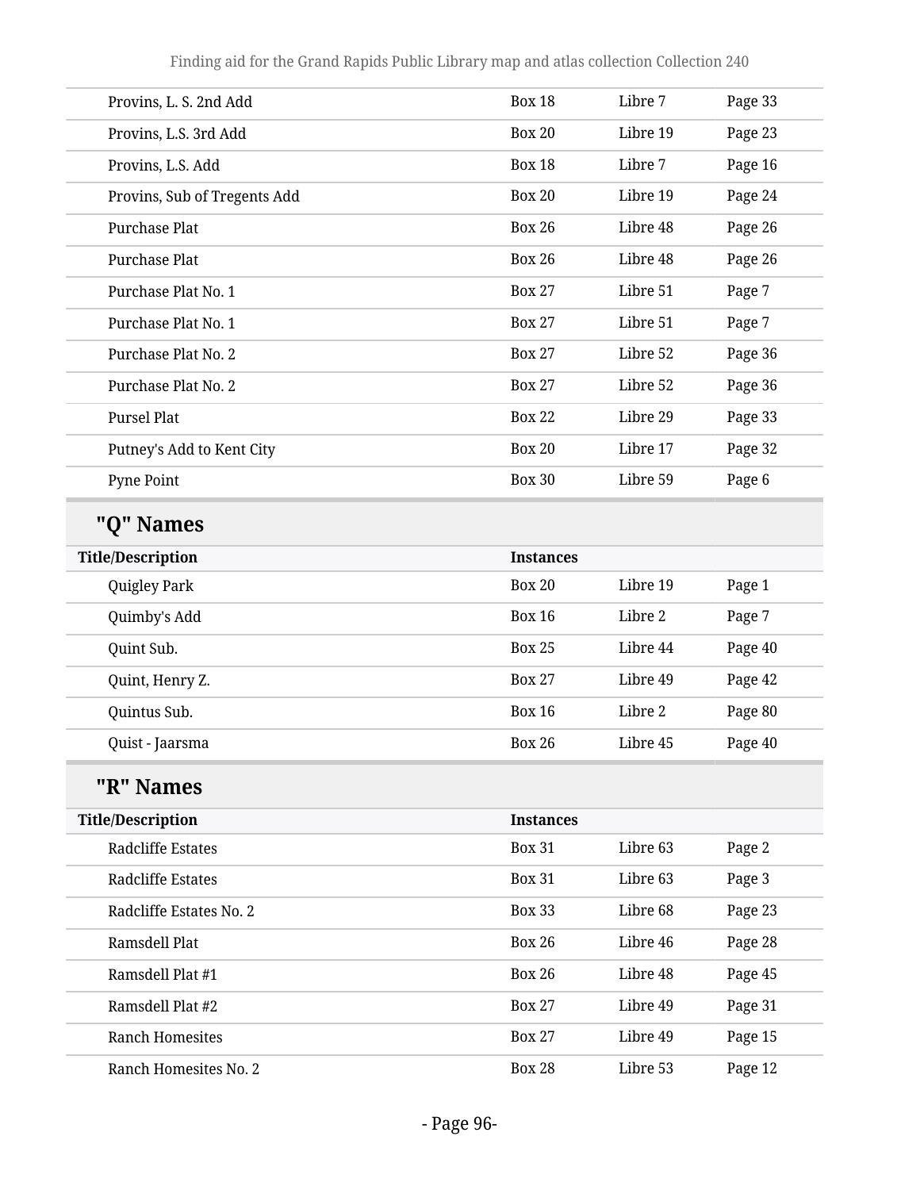| Title/Description | Instances | | |
|---|---|---|---|
| Provins, L. S. 2nd Add | Box 18 | Libre 7 | Page 33 |
| Provins, L.S. 3rd Add | Box 20 | Libre 19 | Page 23 |
| Provins, L.S. Add | Box 18 | Libre 7 | Page 16 |
| Provins, Sub of Tregents Add | Box 20 | Libre 19 | Page 24 |
| Purchase Plat | Box 26 | Libre 48 | Page 26 |
| Purchase Plat | Box 26 | Libre 48 | Page 26 |
| Purchase Plat No. 1 | Box 27 | Libre 51 | Page 7 |
| Purchase Plat No. 1 | Box 27 | Libre 51 | Page 7 |
| Purchase Plat No. 2 | Box 27 | Libre 52 | Page 36 |
| Purchase Plat No. 2 | Box 27 | Libre 52 | Page 36 |
| Pursel Plat | Box 22 | Libre 29 | Page 33 |
| Putney's Add to Kent City | Box 20 | Libre 17 | Page 32 |
| Pyne Point | Box 30 | Libre 59 | Page 6 |

## "Q" Names

| Title/Description | Instances | | |
|---|---|---|---|
| Quigley Park | Box 20 | Libre 19 | Page 1 |
| Quimby's Add | Box 16 | Libre 2 | Page 7 |
| Quint Sub. | Box 25 | Libre 44 | Page 40 |
| Quint, Henry Z. | Box 27 | Libre 49 | Page 42 |
| Quintus Sub. | Box 16 | Libre 2 | Page 80 |
| Quist - Jaarsma | Box 26 | Libre 45 | Page 40 |

## "R" Names

| Title/Description | Instances | | |
|---|---|---|---|
| Radcliffe Estates | Box 31 | Libre 63 | Page 2 |
| Radcliffe Estates | Box 31 | Libre 63 | Page 3 |
| Radcliffe Estates No. 2 | Box 33 | Libre 68 | Page 23 |
| Ramsdell Plat | Box 26 | Libre 46 | Page 28 |
| Ramsdell Plat #1 | Box 26 | Libre 48 | Page 45 |
| Ramsdell Plat #2 | Box 27 | Libre 49 | Page 31 |
| Ranch Homesites | Box 27 | Libre 49 | Page 15 |
| Ranch Homesites No. 2 | Box 28 | Libre 53 | Page 12 |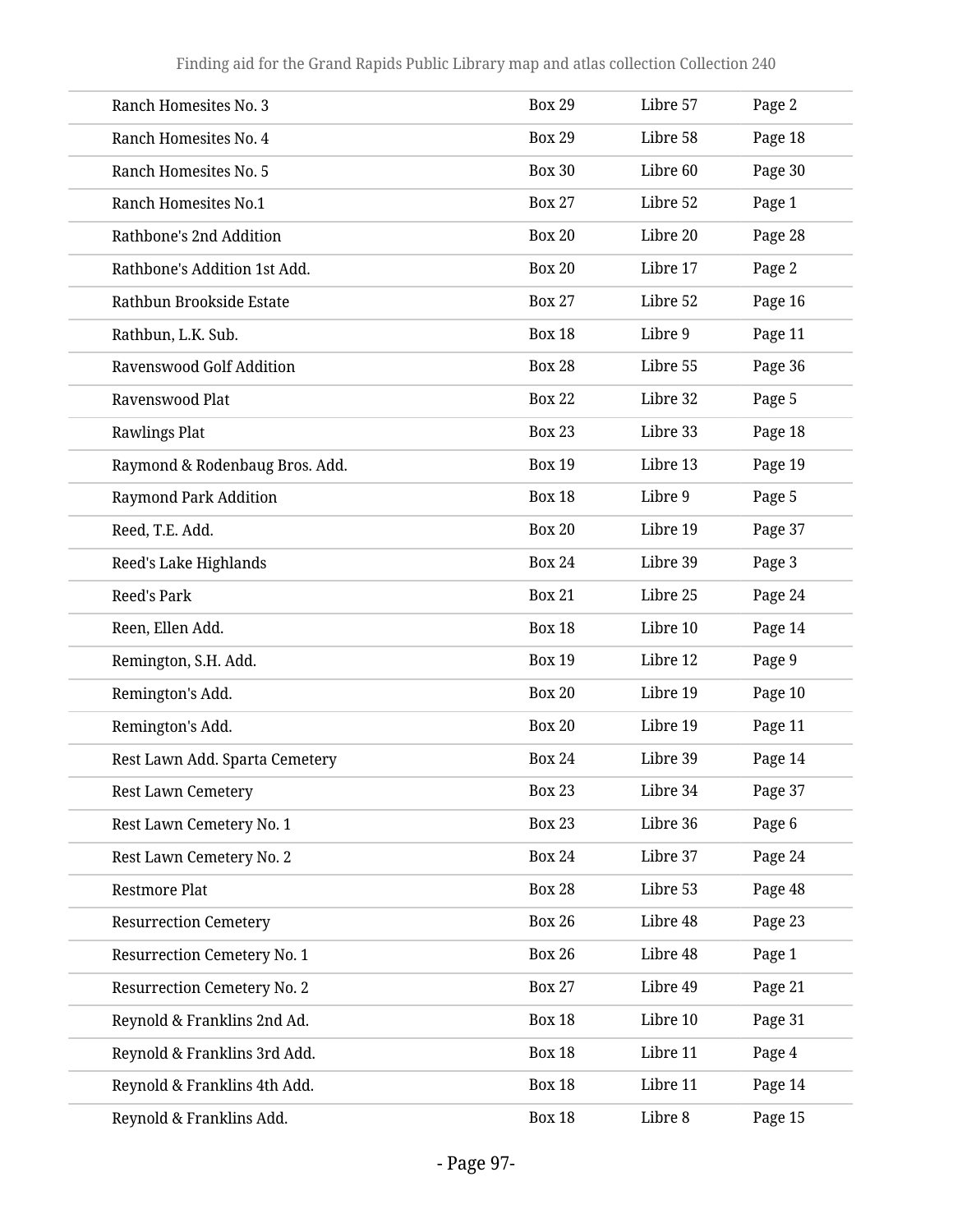| | | | |
|---|---|---|---|
| Ranch Homesites No. 3 | Box 29 | Libre 57 | Page 2 |
| Ranch Homesites No. 4 | Box 29 | Libre 58 | Page 18 |
| Ranch Homesites No. 5 | Box 30 | Libre 60 | Page 30 |
| Ranch Homesites No.1 | Box 27 | Libre 52 | Page 1 |
| Rathbone's 2nd Addition | Box 20 | Libre 20 | Page 28 |
| Rathbone's Addition 1st Add. | Box 20 | Libre 17 | Page 2 |
| Rathbun Brookside Estate | Box 27 | Libre 52 | Page 16 |
| Rathbun, L.K. Sub. | Box 18 | Libre 9 | Page 11 |
| Ravenswood Golf Addition | Box 28 | Libre 55 | Page 36 |
| Ravenswood Plat | Box 22 | Libre 32 | Page 5 |
| Rawlings Plat | Box 23 | Libre 33 | Page 18 |
| Raymond & Rodenbaug Bros. Add. | Box 19 | Libre 13 | Page 19 |
| Raymond Park Addition | Box 18 | Libre 9 | Page 5 |
| Reed, T.E. Add. | Box 20 | Libre 19 | Page 37 |
| Reed's Lake Highlands | Box 24 | Libre 39 | Page 3 |
| Reed's Park | Box 21 | Libre 25 | Page 24 |
| Reen, Ellen Add. | Box 18 | Libre 10 | Page 14 |
| Remington, S.H. Add. | Box 19 | Libre 12 | Page 9 |
| Remington's Add. | Box 20 | Libre 19 | Page 10 |
| Remington's Add. | Box 20 | Libre 19 | Page 11 |
| Rest Lawn Add. Sparta Cemetery | Box 24 | Libre 39 | Page 14 |
| Rest Lawn Cemetery | Box 23 | Libre 34 | Page 37 |
| Rest Lawn Cemetery No. 1 | Box 23 | Libre 36 | Page 6 |
| Rest Lawn Cemetery No. 2 | Box 24 | Libre 37 | Page 24 |
| Restmore Plat | Box 28 | Libre 53 | Page 48 |
| Resurrection Cemetery | Box 26 | Libre 48 | Page 23 |
| Resurrection Cemetery No. 1 | Box 26 | Libre 48 | Page 1 |
| Resurrection Cemetery No. 2 | Box 27 | Libre 49 | Page 21 |
| Reynold & Franklins 2nd Ad. | Box 18 | Libre 10 | Page 31 |
| Reynold & Franklins 3rd Add. | Box 18 | Libre 11 | Page 4 |
| Reynold & Franklins 4th Add. | Box 18 | Libre 11 | Page 14 |
| Reynold & Franklins Add. | Box 18 | Libre 8 | Page 15 |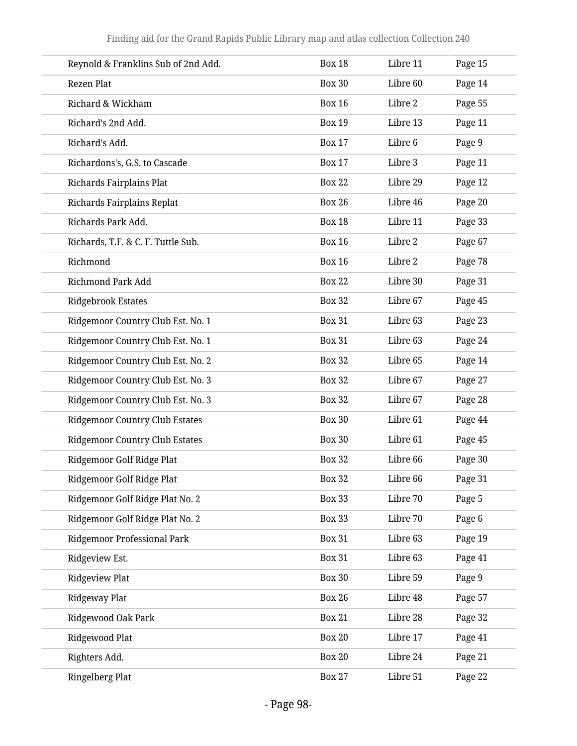| Reynold & Franklins Sub of 2nd Add. | Box 18 | Libre 11 | Page 15 |
|---|---|---|---|
| Rezen Plat | Box 30 | Libre 60 | Page 14 |
| Richard & Wickham | Box 16 | Libre 2 | Page 55 |
| Richard's 2nd Add. | Box 19 | Libre 13 | Page 11 |
| Richard's Add. | Box 17 | Libre 6 | Page 9 |
| Richardons's, G.S. to Cascade | Box 17 | Libre 3 | Page 11 |
| Richards Fairplains Plat | Box 22 | Libre 29 | Page 12 |
| Richards Fairplains Replat | Box 26 | Libre 46 | Page 20 |
| Richards Park Add. | Box 18 | Libre 11 | Page 33 |
| Richards, T.F. & C. F. Tuttle Sub. | Box 16 | Libre 2 | Page 67 |
| Richmond | Box 16 | Libre 2 | Page 78 |
| Richmond Park Add | Box 22 | Libre 30 | Page 31 |
| Ridgebrook Estates | Box 32 | Libre 67 | Page 45 |
| Ridgemoor Country Club Est. No. 1 | Box 31 | Libre 63 | Page 23 |
| Ridgemoor Country Club Est. No. 1 | Box 31 | Libre 63 | Page 24 |
| Ridgemoor Country Club Est. No. 2 | Box 32 | Libre 65 | Page 14 |
| Ridgemoor Country Club Est. No. 3 | Box 32 | Libre 67 | Page 27 |
| Ridgemoor Country Club Est. No. 3 | Box 32 | Libre 67 | Page 28 |
| Ridgemoor Country Club Estates | Box 30 | Libre 61 | Page 44 |
| Ridgemoor Country Club Estates | Box 30 | Libre 61 | Page 45 |
| Ridgemoor Golf Ridge Plat | Box 32 | Libre 66 | Page 30 |
| Ridgemoor Golf Ridge Plat | Box 32 | Libre 66 | Page 31 |
| Ridgemoor Golf Ridge Plat No. 2 | Box 33 | Libre 70 | Page 5 |
| Ridgemoor Golf Ridge Plat No. 2 | Box 33 | Libre 70 | Page 6 |
| Ridgemoor Professional Park | Box 31 | Libre 63 | Page 19 |
| Ridgeview Est. | Box 31 | Libre 63 | Page 41 |
| Ridgeview Plat | Box 30 | Libre 59 | Page 9 |
| Ridgeway Plat | Box 26 | Libre 48 | Page 57 |
| Ridgewood Oak Park | Box 21 | Libre 28 | Page 32 |
| Ridgewood Plat | Box 20 | Libre 17 | Page 41 |
| Righters Add. | Box 20 | Libre 24 | Page 21 |
| Ringelberg Plat | Box 27 | Libre 51 | Page 22 |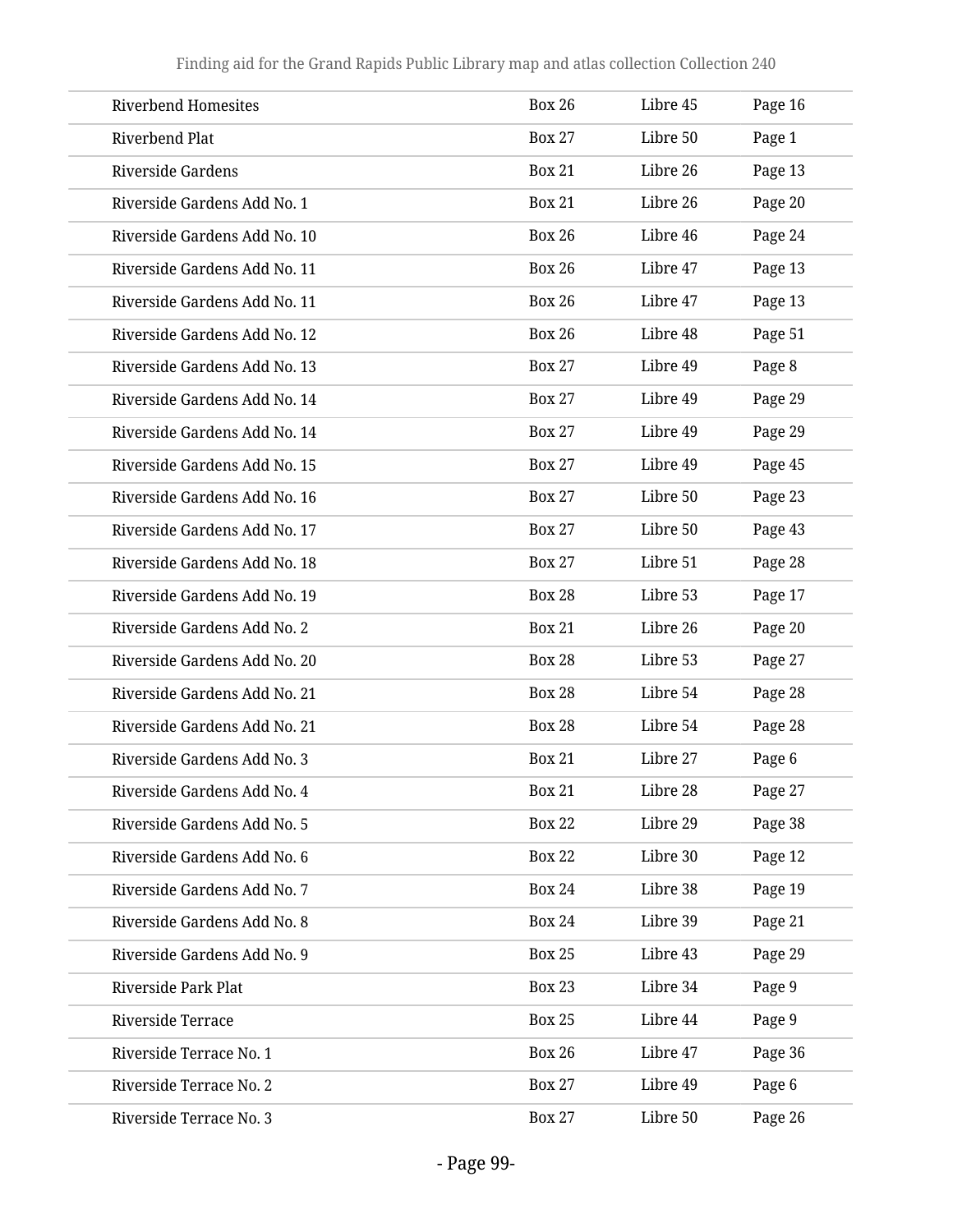| | | | |
|---|---|---|---|
| Riverbend Homesites | Box 26 | Libre 45 | Page 16 |
| Riverbend Plat | Box 27 | Libre 50 | Page 1 |
| Riverside Gardens | Box 21 | Libre 26 | Page 13 |
| Riverside Gardens Add No. 1 | Box 21 | Libre 26 | Page 20 |
| Riverside Gardens Add No. 10 | Box 26 | Libre 46 | Page 24 |
| Riverside Gardens Add No. 11 | Box 26 | Libre 47 | Page 13 |
| Riverside Gardens Add No. 11 | Box 26 | Libre 47 | Page 13 |
| Riverside Gardens Add No. 12 | Box 26 | Libre 48 | Page 51 |
| Riverside Gardens Add No. 13 | Box 27 | Libre 49 | Page 8 |
| Riverside Gardens Add No. 14 | Box 27 | Libre 49 | Page 29 |
| Riverside Gardens Add No. 14 | Box 27 | Libre 49 | Page 29 |
| Riverside Gardens Add No. 15 | Box 27 | Libre 49 | Page 45 |
| Riverside Gardens Add No. 16 | Box 27 | Libre 50 | Page 23 |
| Riverside Gardens Add No. 17 | Box 27 | Libre 50 | Page 43 |
| Riverside Gardens Add No. 18 | Box 27 | Libre 51 | Page 28 |
| Riverside Gardens Add No. 19 | Box 28 | Libre 53 | Page 17 |
| Riverside Gardens Add No. 2 | Box 21 | Libre 26 | Page 20 |
| Riverside Gardens Add No. 20 | Box 28 | Libre 53 | Page 27 |
| Riverside Gardens Add No. 21 | Box 28 | Libre 54 | Page 28 |
| Riverside Gardens Add No. 21 | Box 28 | Libre 54 | Page 28 |
| Riverside Gardens Add No. 3 | Box 21 | Libre 27 | Page 6 |
| Riverside Gardens Add No. 4 | Box 21 | Libre 28 | Page 27 |
| Riverside Gardens Add No. 5 | Box 22 | Libre 29 | Page 38 |
| Riverside Gardens Add No. 6 | Box 22 | Libre 30 | Page 12 |
| Riverside Gardens Add No. 7 | Box 24 | Libre 38 | Page 19 |
| Riverside Gardens Add No. 8 | Box 24 | Libre 39 | Page 21 |
| Riverside Gardens Add No. 9 | Box 25 | Libre 43 | Page 29 |
| Riverside Park Plat | Box 23 | Libre 34 | Page 9 |
| Riverside Terrace | Box 25 | Libre 44 | Page 9 |
| Riverside Terrace No. 1 | Box 26 | Libre 47 | Page 36 |
| Riverside Terrace No. 2 | Box 27 | Libre 49 | Page 6 |
| Riverside Terrace No. 3 | Box 27 | Libre 50 | Page 26 |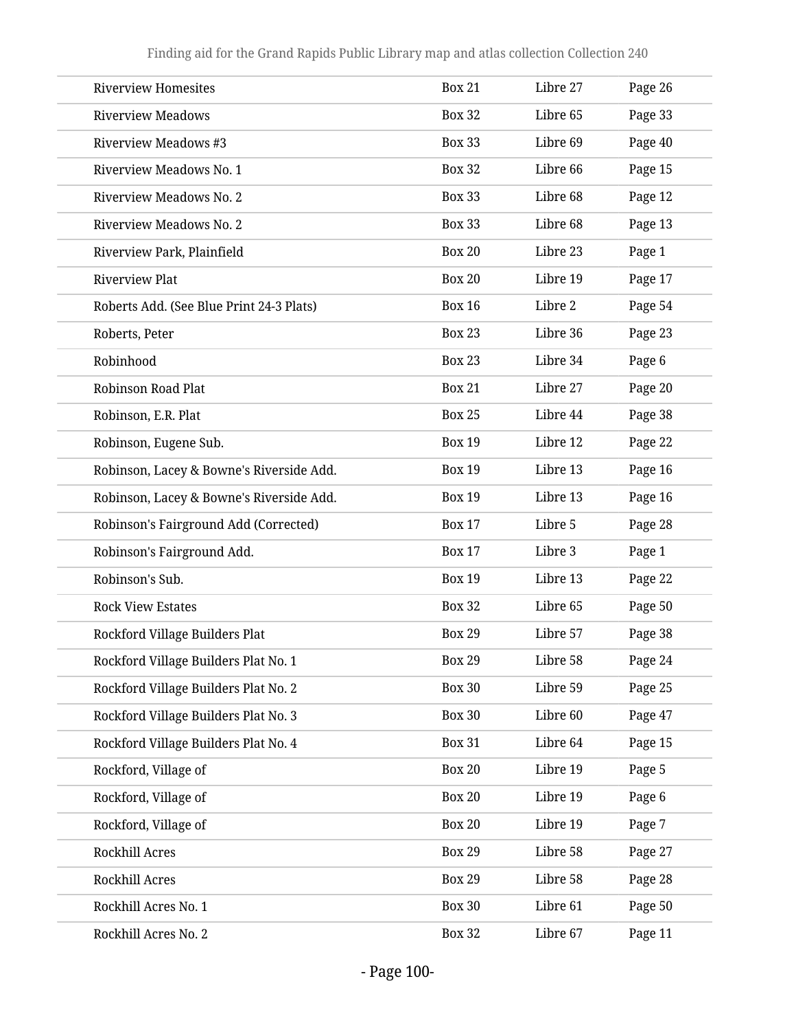| | | | |
|---|---|---|---|
| Riverview Homesites | Box 21 | Libre 27 | Page 26 |
| Riverview Meadows | Box 32 | Libre 65 | Page 33 |
| Riverview Meadows #3 | Box 33 | Libre 69 | Page 40 |
| Riverview Meadows No. 1 | Box 32 | Libre 66 | Page 15 |
| Riverview Meadows No. 2 | Box 33 | Libre 68 | Page 12 |
| Riverview Meadows No. 2 | Box 33 | Libre 68 | Page 13 |
| Riverview Park, Plainfield | Box 20 | Libre 23 | Page 1 |
| Riverview Plat | Box 20 | Libre 19 | Page 17 |
| Roberts Add. (See Blue Print 24-3 Plats) | Box 16 | Libre 2 | Page 54 |
| Roberts, Peter | Box 23 | Libre 36 | Page 23 |
| Robinhood | Box 23 | Libre 34 | Page 6 |
| Robinson Road Plat | Box 21 | Libre 27 | Page 20 |
| Robinson, E.R. Plat | Box 25 | Libre 44 | Page 38 |
| Robinson, Eugene Sub. | Box 19 | Libre 12 | Page 22 |
| Robinson, Lacey & Bowne's Riverside Add. | Box 19 | Libre 13 | Page 16 |
| Robinson, Lacey & Bowne's Riverside Add. | Box 19 | Libre 13 | Page 16 |
| Robinson's Fairground Add (Corrected) | Box 17 | Libre 5 | Page 28 |
| Robinson's Fairground Add. | Box 17 | Libre 3 | Page 1 |
| Robinson's Sub. | Box 19 | Libre 13 | Page 22 |
| Rock View Estates | Box 32 | Libre 65 | Page 50 |
| Rockford Village Builders Plat | Box 29 | Libre 57 | Page 38 |
| Rockford Village Builders Plat No. 1 | Box 29 | Libre 58 | Page 24 |
| Rockford Village Builders Plat No. 2 | Box 30 | Libre 59 | Page 25 |
| Rockford Village Builders Plat No. 3 | Box 30 | Libre 60 | Page 47 |
| Rockford Village Builders Plat No. 4 | Box 31 | Libre 64 | Page 15 |
| Rockford, Village of | Box 20 | Libre 19 | Page 5 |
| Rockford, Village of | Box 20 | Libre 19 | Page 6 |
| Rockford, Village of | Box 20 | Libre 19 | Page 7 |
| Rockhill Acres | Box 29 | Libre 58 | Page 27 |
| Rockhill Acres | Box 29 | Libre 58 | Page 28 |
| Rockhill Acres No. 1 | Box 30 | Libre 61 | Page 50 |
| Rockhill Acres No. 2 | Box 32 | Libre 67 | Page 11 |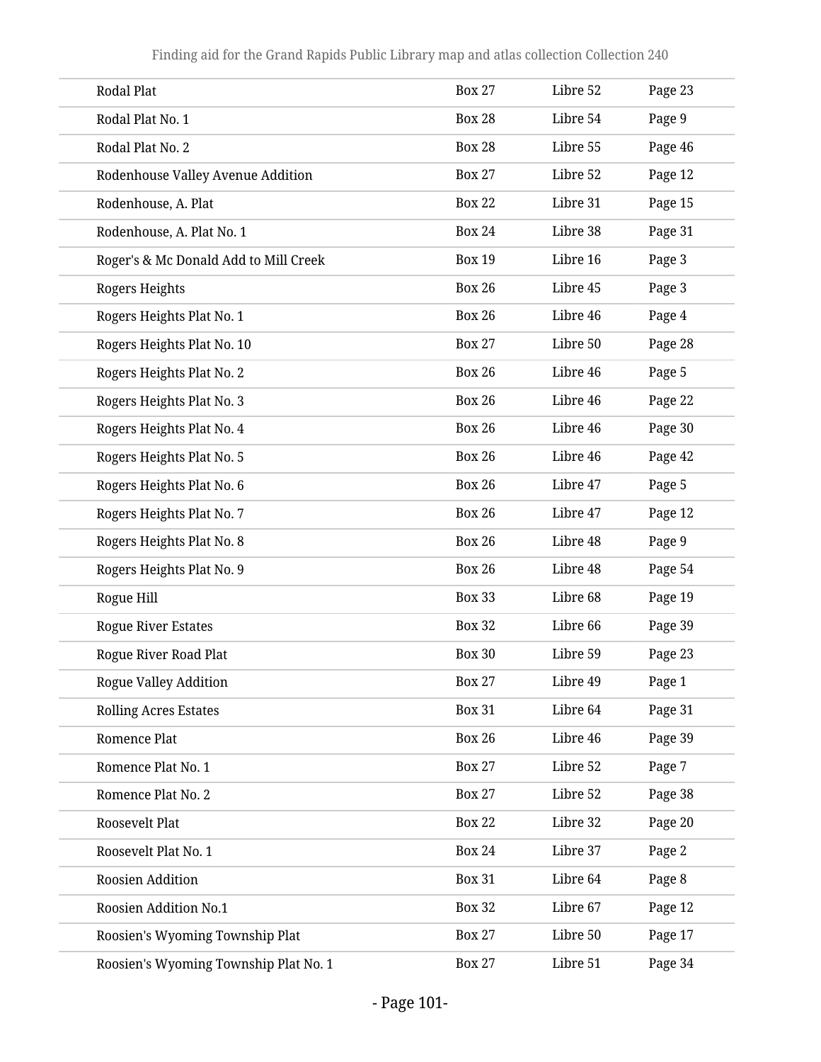| | | | |
|---|---|---|---|
| Rodal Plat | Box 27 | Libre 52 | Page 23 |
| Rodal Plat No. 1 | Box 28 | Libre 54 | Page 9 |
| Rodal Plat No. 2 | Box 28 | Libre 55 | Page 46 |
| Rodenhouse Valley Avenue Addition | Box 27 | Libre 52 | Page 12 |
| Rodenhouse, A. Plat | Box 22 | Libre 31 | Page 15 |
| Rodenhouse, A. Plat No. 1 | Box 24 | Libre 38 | Page 31 |
| Roger's & Mc Donald Add to Mill Creek | Box 19 | Libre 16 | Page 3 |
| Rogers Heights | Box 26 | Libre 45 | Page 3 |
| Rogers Heights Plat No. 1 | Box 26 | Libre 46 | Page 4 |
| Rogers Heights Plat No. 10 | Box 27 | Libre 50 | Page 28 |
| Rogers Heights Plat No. 2 | Box 26 | Libre 46 | Page 5 |
| Rogers Heights Plat No. 3 | Box 26 | Libre 46 | Page 22 |
| Rogers Heights Plat No. 4 | Box 26 | Libre 46 | Page 30 |
| Rogers Heights Plat No. 5 | Box 26 | Libre 46 | Page 42 |
| Rogers Heights Plat No. 6 | Box 26 | Libre 47 | Page 5 |
| Rogers Heights Plat No. 7 | Box 26 | Libre 47 | Page 12 |
| Rogers Heights Plat No. 8 | Box 26 | Libre 48 | Page 9 |
| Rogers Heights Plat No. 9 | Box 26 | Libre 48 | Page 54 |
| Rogue Hill | Box 33 | Libre 68 | Page 19 |
| Rogue River Estates | Box 32 | Libre 66 | Page 39 |
| Rogue River Road Plat | Box 30 | Libre 59 | Page 23 |
| Rogue Valley Addition | Box 27 | Libre 49 | Page 1 |
| Rolling Acres Estates | Box 31 | Libre 64 | Page 31 |
| Romence Plat | Box 26 | Libre 46 | Page 39 |
| Romence Plat No. 1 | Box 27 | Libre 52 | Page 7 |
| Romence Plat No. 2 | Box 27 | Libre 52 | Page 38 |
| Roosevelt Plat | Box 22 | Libre 32 | Page 20 |
| Roosevelt Plat No. 1 | Box 24 | Libre 37 | Page 2 |
| Roosien Addition | Box 31 | Libre 64 | Page 8 |
| Roosien Addition No.1 | Box 32 | Libre 67 | Page 12 |
| Roosien's Wyoming Township Plat | Box 27 | Libre 50 | Page 17 |
| Roosien's Wyoming Township Plat No. 1 | Box 27 | Libre 51 | Page 34 |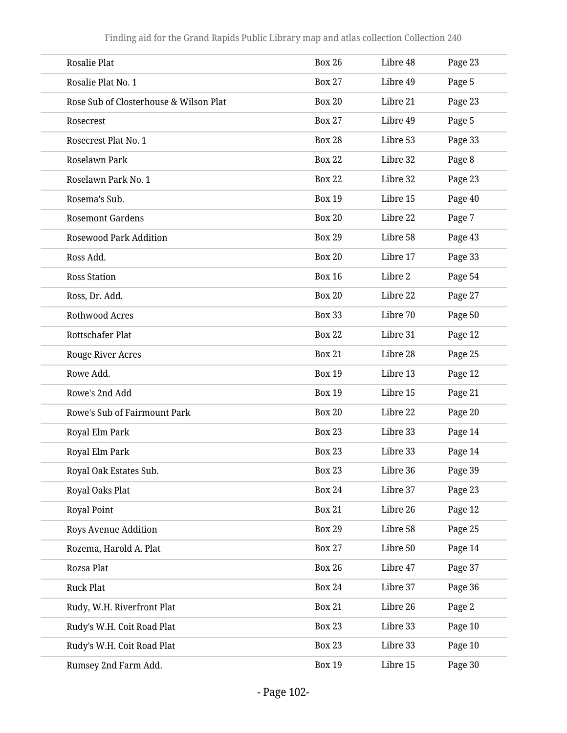| | | | |
|---|---|---|---|
| Rosalie Plat | Box 26 | Libre 48 | Page 23 |
| Rosalie Plat No. 1 | Box 27 | Libre 49 | Page 5 |
| Rose Sub of Closterhouse & Wilson Plat | Box 20 | Libre 21 | Page 23 |
| Rosecrest | Box 27 | Libre 49 | Page 5 |
| Rosecrest Plat No. 1 | Box 28 | Libre 53 | Page 33 |
| Roselawn Park | Box 22 | Libre 32 | Page 8 |
| Roselawn Park No. 1 | Box 22 | Libre 32 | Page 23 |
| Rosema's Sub. | Box 19 | Libre 15 | Page 40 |
| Rosemont Gardens | Box 20 | Libre 22 | Page 7 |
| Rosewood Park Addition | Box 29 | Libre 58 | Page 43 |
| Ross Add. | Box 20 | Libre 17 | Page 33 |
| Ross Station | Box 16 | Libre 2 | Page 54 |
| Ross, Dr. Add. | Box 20 | Libre 22 | Page 27 |
| Rothwood Acres | Box 33 | Libre 70 | Page 50 |
| Rottschafer Plat | Box 22 | Libre 31 | Page 12 |
| Rouge River Acres | Box 21 | Libre 28 | Page 25 |
| Rowe Add. | Box 19 | Libre 13 | Page 12 |
| Rowe's 2nd Add | Box 19 | Libre 15 | Page 21 |
| Rowe's Sub of Fairmount Park | Box 20 | Libre 22 | Page 20 |
| Royal Elm Park | Box 23 | Libre 33 | Page 14 |
| Royal Elm Park | Box 23 | Libre 33 | Page 14 |
| Royal Oak Estates Sub. | Box 23 | Libre 36 | Page 39 |
| Royal Oaks Plat | Box 24 | Libre 37 | Page 23 |
| Royal Point | Box 21 | Libre 26 | Page 12 |
| Roys Avenue Addition | Box 29 | Libre 58 | Page 25 |
| Rozema, Harold A. Plat | Box 27 | Libre 50 | Page 14 |
| Rozsa Plat | Box 26 | Libre 47 | Page 37 |
| Ruck Plat | Box 24 | Libre 37 | Page 36 |
| Rudy, W.H. Riverfront Plat | Box 21 | Libre 26 | Page 2 |
| Rudy's W.H. Coit Road Plat | Box 23 | Libre 33 | Page 10 |
| Rudy's W.H. Coit Road Plat | Box 23 | Libre 33 | Page 10 |
| Rumsey 2nd Farm Add. | Box 19 | Libre 15 | Page 30 |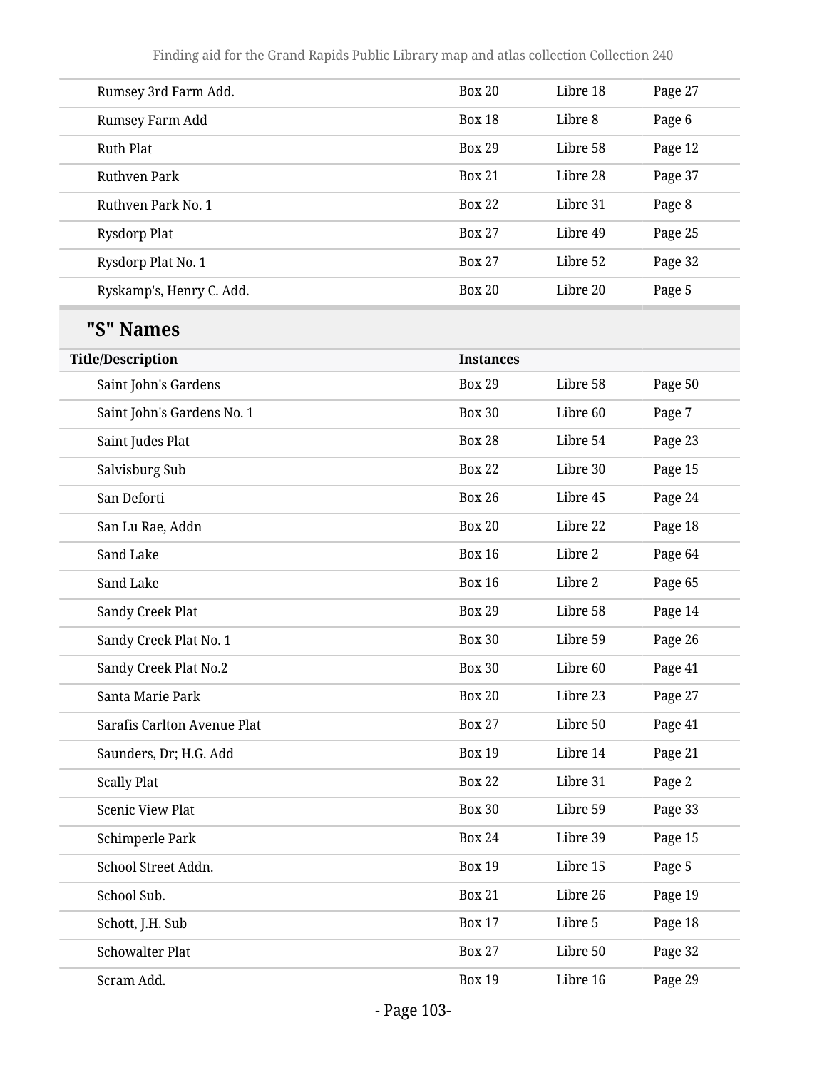| | | | |
|---|---|---|---|
| Rumsey 3rd Farm Add. | Box 20 | Libre 18 | Page 27 |
| Rumsey Farm Add | Box 18 | Libre 8 | Page 6 |
| Ruth Plat | Box 29 | Libre 58 | Page 12 |
| Ruthven Park | Box 21 | Libre 28 | Page 37 |
| Ruthven Park No. 1 | Box 22 | Libre 31 | Page 8 |
| Rysdorp Plat | Box 27 | Libre 49 | Page 25 |
| Rysdorp Plat No. 1 | Box 27 | Libre 52 | Page 32 |
| Ryskamp's, Henry C. Add. | Box 20 | Libre 20 | Page 5 |

## "S" Names

| Title/Description | Instances | | |
|---|---|---|---|
| Saint John's Gardens | Box 29 | Libre 58 | Page 50 |
| Saint John's Gardens No. 1 | Box 30 | Libre 60 | Page 7 |
| Saint Judes Plat | Box 28 | Libre 54 | Page 23 |
| Salvisburg Sub | Box 22 | Libre 30 | Page 15 |
| San Deforti | Box 26 | Libre 45 | Page 24 |
| San Lu Rae, Addn | Box 20 | Libre 22 | Page 18 |
| Sand Lake | Box 16 | Libre 2 | Page 64 |
| Sand Lake | Box 16 | Libre 2 | Page 65 |
| Sandy Creek Plat | Box 29 | Libre 58 | Page 14 |
| Sandy Creek Plat No. 1 | Box 30 | Libre 59 | Page 26 |
| Sandy Creek Plat No.2 | Box 30 | Libre 60 | Page 41 |
| Santa Marie Park | Box 20 | Libre 23 | Page 27 |
| Sarafis Carlton Avenue Plat | Box 27 | Libre 50 | Page 41 |
| Saunders, Dr; H.G. Add | Box 19 | Libre 14 | Page 21 |
| Scally Plat | Box 22 | Libre 31 | Page 2 |
| Scenic View Plat | Box 30 | Libre 59 | Page 33 |
| Schimperle Park | Box 24 | Libre 39 | Page 15 |
| School Street Addn. | Box 19 | Libre 15 | Page 5 |
| School Sub. | Box 21 | Libre 26 | Page 19 |
| Schott, J.H. Sub | Box 17 | Libre 5 | Page 18 |
| Schowalter Plat | Box 27 | Libre 50 | Page 32 |
| Scram Add. | Box 19 | Libre 16 | Page 29 |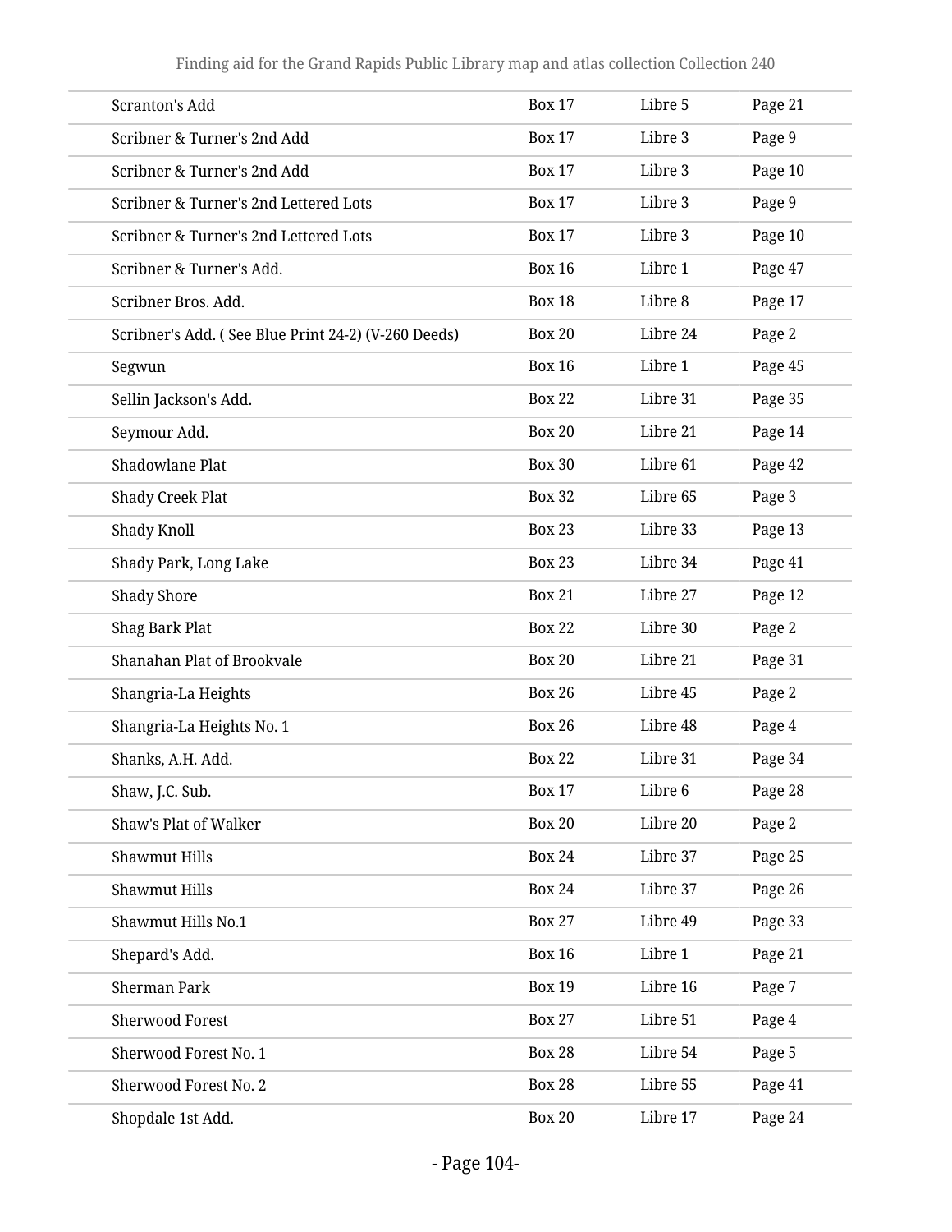| | | | |
|---|---|---|---|
| Scranton's Add | Box 17 | Libre 5 | Page 21 |
| Scribner & Turner's 2nd Add | Box 17 | Libre 3 | Page 9 |
| Scribner & Turner's 2nd Add | Box 17 | Libre 3 | Page 10 |
| Scribner & Turner's 2nd Lettered Lots | Box 17 | Libre 3 | Page 9 |
| Scribner & Turner's 2nd Lettered Lots | Box 17 | Libre 3 | Page 10 |
| Scribner & Turner's Add. | Box 16 | Libre 1 | Page 47 |
| Scribner Bros. Add. | Box 18 | Libre 8 | Page 17 |
| Scribner's Add. ( See Blue Print 24-2) (V-260 Deeds) | Box 20 | Libre 24 | Page 2 |
| Segwun | Box 16 | Libre 1 | Page 45 |
| Sellin Jackson's Add. | Box 22 | Libre 31 | Page 35 |
| Seymour Add. | Box 20 | Libre 21 | Page 14 |
| Shadowlane Plat | Box 30 | Libre 61 | Page 42 |
| Shady Creek Plat | Box 32 | Libre 65 | Page 3 |
| Shady Knoll | Box 23 | Libre 33 | Page 13 |
| Shady Park, Long Lake | Box 23 | Libre 34 | Page 41 |
| Shady Shore | Box 21 | Libre 27 | Page 12 |
| Shag Bark Plat | Box 22 | Libre 30 | Page 2 |
| Shanahan Plat of Brookvale | Box 20 | Libre 21 | Page 31 |
| Shangria-La Heights | Box 26 | Libre 45 | Page 2 |
| Shangria-La Heights No. 1 | Box 26 | Libre 48 | Page 4 |
| Shanks, A.H. Add. | Box 22 | Libre 31 | Page 34 |
| Shaw, J.C. Sub. | Box 17 | Libre 6 | Page 28 |
| Shaw's Plat of Walker | Box 20 | Libre 20 | Page 2 |
| Shawmut Hills | Box 24 | Libre 37 | Page 25 |
| Shawmut Hills | Box 24 | Libre 37 | Page 26 |
| Shawmut Hills No.1 | Box 27 | Libre 49 | Page 33 |
| Shepard's Add. | Box 16 | Libre 1 | Page 21 |
| Sherman Park | Box 19 | Libre 16 | Page 7 |
| Sherwood Forest | Box 27 | Libre 51 | Page 4 |
| Sherwood Forest No. 1 | Box 28 | Libre 54 | Page 5 |
| Sherwood Forest No. 2 | Box 28 | Libre 55 | Page 41 |
| Shopdale 1st Add. | Box 20 | Libre 17 | Page 24 |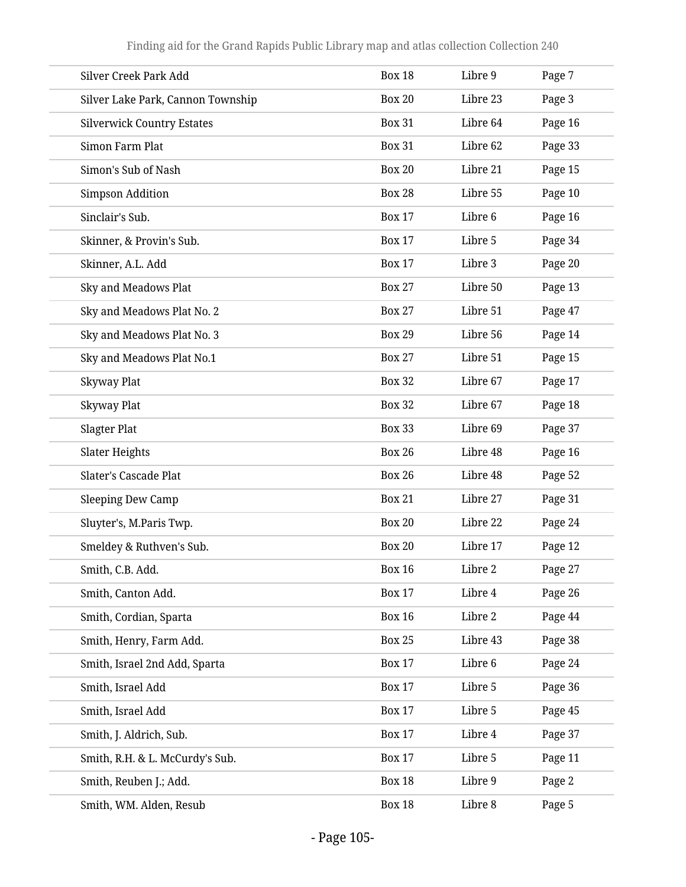| | | | |
|---|---|---|---|
| Silver Creek Park Add | Box 18 | Libre 9 | Page 7 |
| Silver Lake Park, Cannon Township | Box 20 | Libre 23 | Page 3 |
| Silverwick Country Estates | Box 31 | Libre 64 | Page 16 |
| Simon Farm Plat | Box 31 | Libre 62 | Page 33 |
| Simon's Sub of Nash | Box 20 | Libre 21 | Page 15 |
| Simpson Addition | Box 28 | Libre 55 | Page 10 |
| Sinclair's Sub. | Box 17 | Libre 6 | Page 16 |
| Skinner, & Provin's Sub. | Box 17 | Libre 5 | Page 34 |
| Skinner, A.L. Add | Box 17 | Libre 3 | Page 20 |
| Sky and Meadows Plat | Box 27 | Libre 50 | Page 13 |
| Sky and Meadows Plat No. 2 | Box 27 | Libre 51 | Page 47 |
| Sky and Meadows Plat No. 3 | Box 29 | Libre 56 | Page 14 |
| Sky and Meadows Plat No.1 | Box 27 | Libre 51 | Page 15 |
| Skyway Plat | Box 32 | Libre 67 | Page 17 |
| Skyway Plat | Box 32 | Libre 67 | Page 18 |
| Slagter Plat | Box 33 | Libre 69 | Page 37 |
| Slater Heights | Box 26 | Libre 48 | Page 16 |
| Slater's Cascade Plat | Box 26 | Libre 48 | Page 52 |
| Sleeping Dew Camp | Box 21 | Libre 27 | Page 31 |
| Sluyter's, M.Paris Twp. | Box 20 | Libre 22 | Page 24 |
| Smeldey & Ruthven's Sub. | Box 20 | Libre 17 | Page 12 |
| Smith, C.B. Add. | Box 16 | Libre 2 | Page 27 |
| Smith, Canton Add. | Box 17 | Libre 4 | Page 26 |
| Smith, Cordian, Sparta | Box 16 | Libre 2 | Page 44 |
| Smith, Henry, Farm Add. | Box 25 | Libre 43 | Page 38 |
| Smith, Israel 2nd Add, Sparta | Box 17 | Libre 6 | Page 24 |
| Smith, Israel Add | Box 17 | Libre 5 | Page 36 |
| Smith, Israel Add | Box 17 | Libre 5 | Page 45 |
| Smith, J. Aldrich, Sub. | Box 17 | Libre 4 | Page 37 |
| Smith, R.H. & L. McCurdy's Sub. | Box 17 | Libre 5 | Page 11 |
| Smith, Reuben J.; Add. | Box 18 | Libre 9 | Page 2 |
| Smith, WM. Alden, Resub | Box 18 | Libre 8 | Page 5 |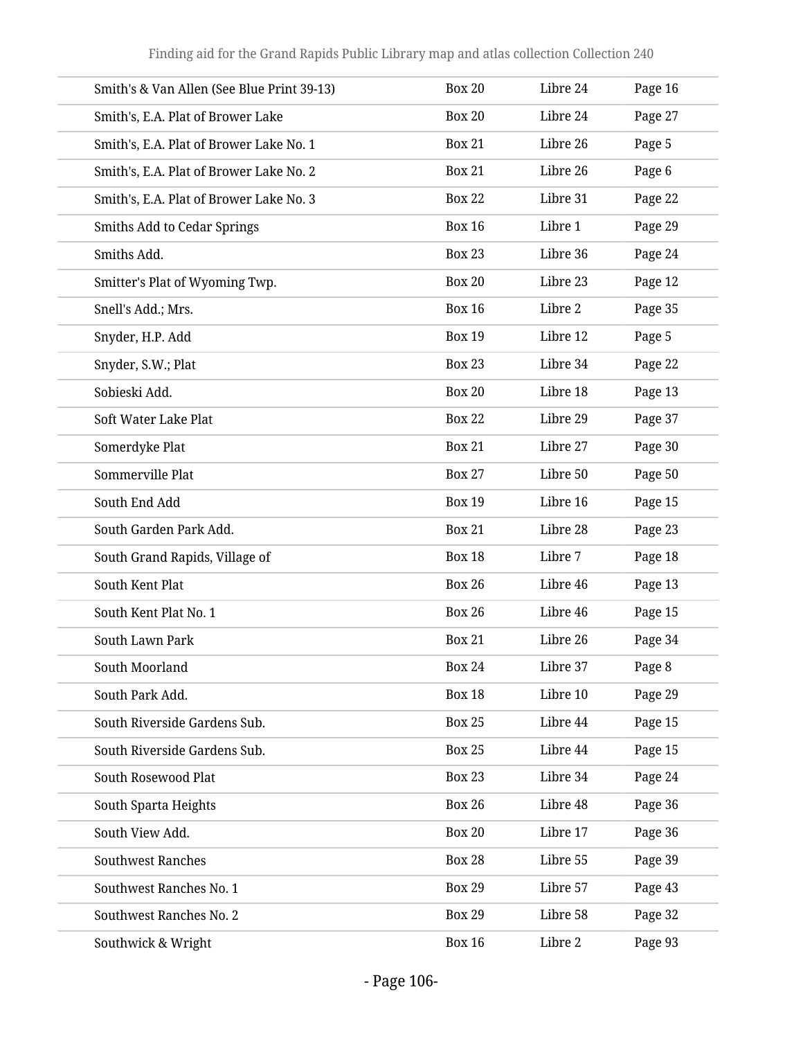| | | | |
|---|---|---|---|
| Smith's & Van Allen (See Blue Print 39-13) | Box 20 | Libre 24 | Page 16 |
| Smith's, E.A. Plat of Brower Lake | Box 20 | Libre 24 | Page 27 |
| Smith's, E.A. Plat of Brower Lake No. 1 | Box 21 | Libre 26 | Page 5 |
| Smith's, E.A. Plat of Brower Lake No. 2 | Box 21 | Libre 26 | Page 6 |
| Smith's, E.A. Plat of Brower Lake No. 3 | Box 22 | Libre 31 | Page 22 |
| Smiths Add to Cedar Springs | Box 16 | Libre 1 | Page 29 |
| Smiths Add. | Box 23 | Libre 36 | Page 24 |
| Smitter's Plat of Wyoming Twp. | Box 20 | Libre 23 | Page 12 |
| Snell's Add.; Mrs. | Box 16 | Libre 2 | Page 35 |
| Snyder, H.P. Add | Box 19 | Libre 12 | Page 5 |
| Snyder, S.W.; Plat | Box 23 | Libre 34 | Page 22 |
| Sobieski Add. | Box 20 | Libre 18 | Page 13 |
| Soft Water Lake Plat | Box 22 | Libre 29 | Page 37 |
| Somerdyke Plat | Box 21 | Libre 27 | Page 30 |
| Sommerville Plat | Box 27 | Libre 50 | Page 50 |
| South End Add | Box 19 | Libre 16 | Page 15 |
| South Garden Park Add. | Box 21 | Libre 28 | Page 23 |
| South Grand Rapids, Village of | Box 18 | Libre 7 | Page 18 |
| South Kent Plat | Box 26 | Libre 46 | Page 13 |
| South Kent Plat No. 1 | Box 26 | Libre 46 | Page 15 |
| South Lawn Park | Box 21 | Libre 26 | Page 34 |
| South Moorland | Box 24 | Libre 37 | Page 8 |
| South Park Add. | Box 18 | Libre 10 | Page 29 |
| South Riverside Gardens Sub. | Box 25 | Libre 44 | Page 15 |
| South Riverside Gardens Sub. | Box 25 | Libre 44 | Page 15 |
| South Rosewood Plat | Box 23 | Libre 34 | Page 24 |
| South Sparta Heights | Box 26 | Libre 48 | Page 36 |
| South View Add. | Box 20 | Libre 17 | Page 36 |
| Southwest Ranches | Box 28 | Libre 55 | Page 39 |
| Southwest Ranches No. 1 | Box 29 | Libre 57 | Page 43 |
| Southwest Ranches No. 2 | Box 29 | Libre 58 | Page 32 |
| Southwick & Wright | Box 16 | Libre 2 | Page 93 |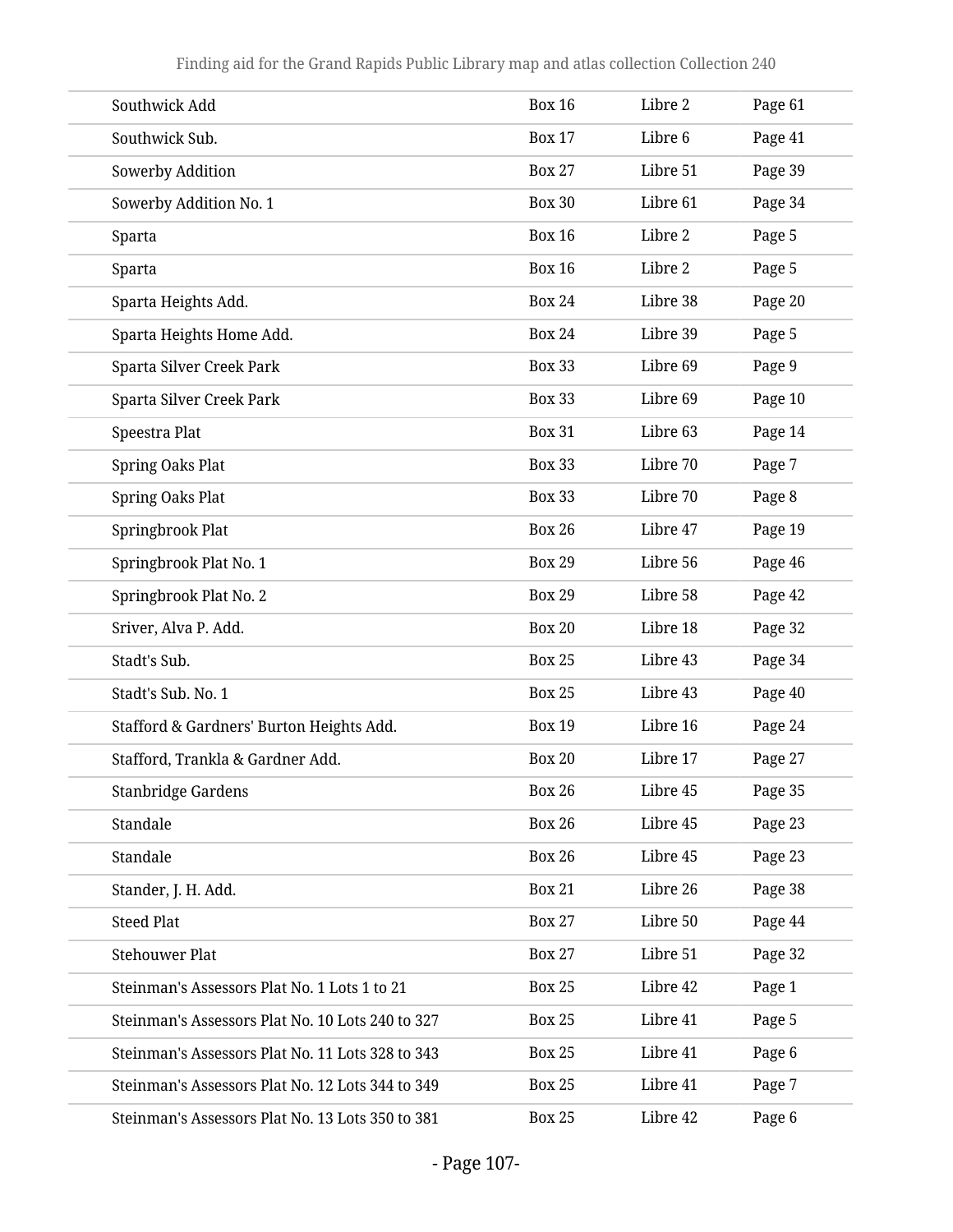| | | | |
|---|---|---|---|
| Southwick Add | Box 16 | Libre 2 | Page 61 |
| Southwick Sub. | Box 17 | Libre 6 | Page 41 |
| Sowerby Addition | Box 27 | Libre 51 | Page 39 |
| Sowerby Addition No. 1 | Box 30 | Libre 61 | Page 34 |
| Sparta | Box 16 | Libre 2 | Page 5 |
| Sparta | Box 16 | Libre 2 | Page 5 |
| Sparta Heights Add. | Box 24 | Libre 38 | Page 20 |
| Sparta Heights Home Add. | Box 24 | Libre 39 | Page 5 |
| Sparta Silver Creek Park | Box 33 | Libre 69 | Page 9 |
| Sparta Silver Creek Park | Box 33 | Libre 69 | Page 10 |
| Speestra Plat | Box 31 | Libre 63 | Page 14 |
| Spring Oaks Plat | Box 33 | Libre 70 | Page 7 |
| Spring Oaks Plat | Box 33 | Libre 70 | Page 8 |
| Springbrook Plat | Box 26 | Libre 47 | Page 19 |
| Springbrook Plat No. 1 | Box 29 | Libre 56 | Page 46 |
| Springbrook Plat No. 2 | Box 29 | Libre 58 | Page 42 |
| Sriver, Alva P. Add. | Box 20 | Libre 18 | Page 32 |
| Stadt's Sub. | Box 25 | Libre 43 | Page 34 |
| Stadt's Sub. No. 1 | Box 25 | Libre 43 | Page 40 |
| Stafford & Gardners' Burton Heights Add. | Box 19 | Libre 16 | Page 24 |
| Stafford, Trankla & Gardner Add. | Box 20 | Libre 17 | Page 27 |
| Stanbridge Gardens | Box 26 | Libre 45 | Page 35 |
| Standale | Box 26 | Libre 45 | Page 23 |
| Standale | Box 26 | Libre 45 | Page 23 |
| Stander, J. H. Add. | Box 21 | Libre 26 | Page 38 |
| Steed Plat | Box 27 | Libre 50 | Page 44 |
| Stehouwer Plat | Box 27 | Libre 51 | Page 32 |
| Steinman's Assessors Plat No. 1 Lots 1 to 21 | Box 25 | Libre 42 | Page 1 |
| Steinman's Assessors Plat No. 10 Lots 240 to 327 | Box 25 | Libre 41 | Page 5 |
| Steinman's Assessors Plat No. 11 Lots 328 to 343 | Box 25 | Libre 41 | Page 6 |
| Steinman's Assessors Plat No. 12 Lots 344 to 349 | Box 25 | Libre 41 | Page 7 |
| Steinman's Assessors Plat No. 13 Lots 350 to 381 | Box 25 | Libre 42 | Page 6 |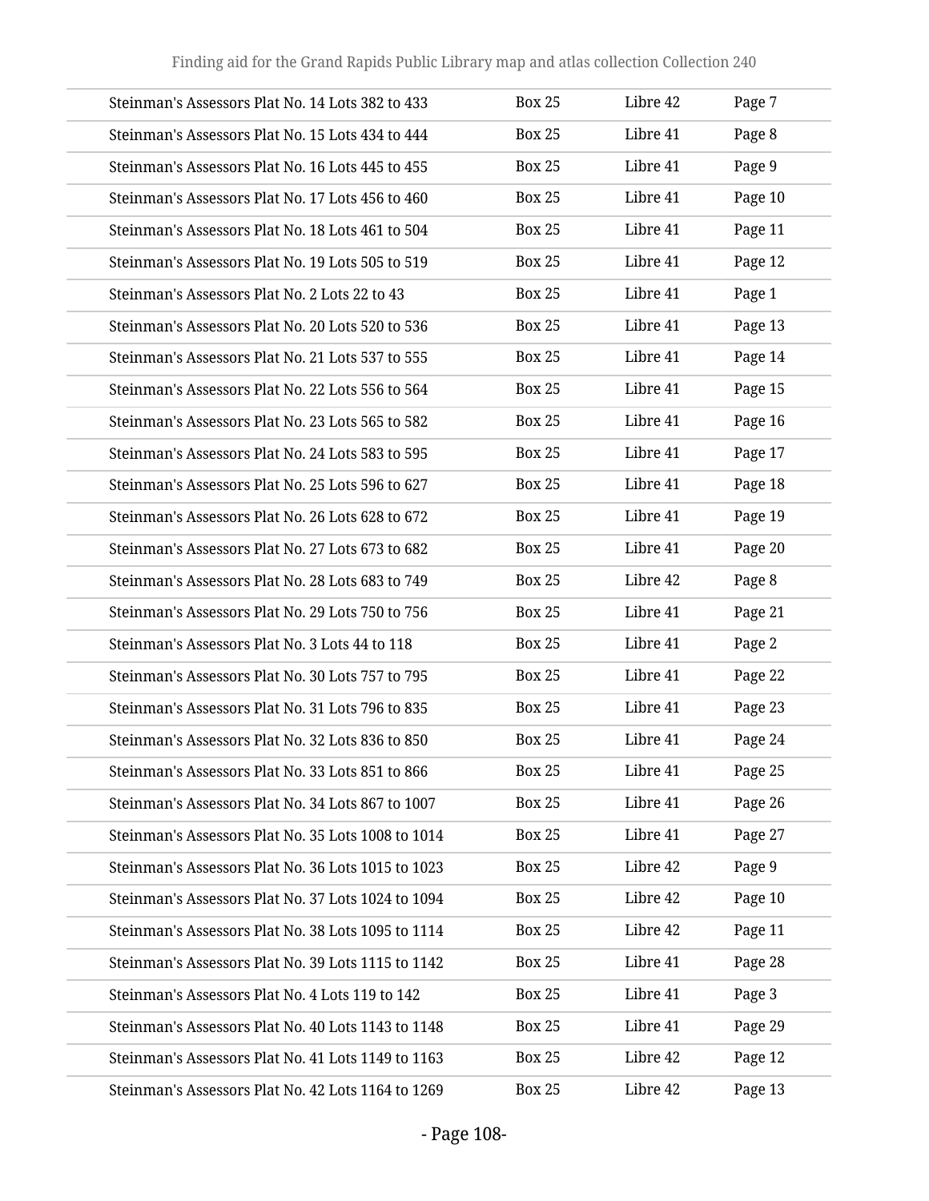| | | | |
|---|---|---|---|
| Steinman's Assessors Plat No. 14 Lots 382 to 433 | Box 25 | Libre 42 | Page 7 |
| Steinman's Assessors Plat No. 15 Lots 434 to 444 | Box 25 | Libre 41 | Page 8 |
| Steinman's Assessors Plat No. 16 Lots 445 to 455 | Box 25 | Libre 41 | Page 9 |
| Steinman's Assessors Plat No. 17 Lots 456 to 460 | Box 25 | Libre 41 | Page 10 |
| Steinman's Assessors Plat No. 18 Lots 461 to 504 | Box 25 | Libre 41 | Page 11 |
| Steinman's Assessors Plat No. 19 Lots 505 to 519 | Box 25 | Libre 41 | Page 12 |
| Steinman's Assessors Plat No. 2 Lots 22 to 43 | Box 25 | Libre 41 | Page 1 |
| Steinman's Assessors Plat No. 20 Lots 520 to 536 | Box 25 | Libre 41 | Page 13 |
| Steinman's Assessors Plat No. 21 Lots 537 to 555 | Box 25 | Libre 41 | Page 14 |
| Steinman's Assessors Plat No. 22 Lots 556 to 564 | Box 25 | Libre 41 | Page 15 |
| Steinman's Assessors Plat No. 23 Lots 565 to 582 | Box 25 | Libre 41 | Page 16 |
| Steinman's Assessors Plat No. 24 Lots 583 to 595 | Box 25 | Libre 41 | Page 17 |
| Steinman's Assessors Plat No. 25 Lots 596 to 627 | Box 25 | Libre 41 | Page 18 |
| Steinman's Assessors Plat No. 26 Lots 628 to 672 | Box 25 | Libre 41 | Page 19 |
| Steinman's Assessors Plat No. 27 Lots 673 to 682 | Box 25 | Libre 41 | Page 20 |
| Steinman's Assessors Plat No. 28 Lots 683 to 749 | Box 25 | Libre 42 | Page 8 |
| Steinman's Assessors Plat No. 29 Lots 750 to 756 | Box 25 | Libre 41 | Page 21 |
| Steinman's Assessors Plat No. 3 Lots 44 to 118 | Box 25 | Libre 41 | Page 2 |
| Steinman's Assessors Plat No. 30 Lots 757 to 795 | Box 25 | Libre 41 | Page 22 |
| Steinman's Assessors Plat No. 31 Lots 796 to 835 | Box 25 | Libre 41 | Page 23 |
| Steinman's Assessors Plat No. 32 Lots 836 to 850 | Box 25 | Libre 41 | Page 24 |
| Steinman's Assessors Plat No. 33 Lots 851 to 866 | Box 25 | Libre 41 | Page 25 |
| Steinman's Assessors Plat No. 34 Lots 867 to 1007 | Box 25 | Libre 41 | Page 26 |
| Steinman's Assessors Plat No. 35 Lots 1008 to 1014 | Box 25 | Libre 41 | Page 27 |
| Steinman's Assessors Plat No. 36 Lots 1015 to 1023 | Box 25 | Libre 42 | Page 9 |
| Steinman's Assessors Plat No. 37 Lots 1024 to 1094 | Box 25 | Libre 42 | Page 10 |
| Steinman's Assessors Plat No. 38 Lots 1095 to 1114 | Box 25 | Libre 42 | Page 11 |
| Steinman's Assessors Plat No. 39 Lots 1115 to 1142 | Box 25 | Libre 41 | Page 28 |
| Steinman's Assessors Plat No. 4 Lots 119 to 142 | Box 25 | Libre 41 | Page 3 |
| Steinman's Assessors Plat No. 40 Lots 1143 to 1148 | Box 25 | Libre 41 | Page 29 |
| Steinman's Assessors Plat No. 41 Lots 1149 to 1163 | Box 25 | Libre 42 | Page 12 |
| Steinman's Assessors Plat No. 42 Lots 1164 to 1269 | Box 25 | Libre 42 | Page 13 |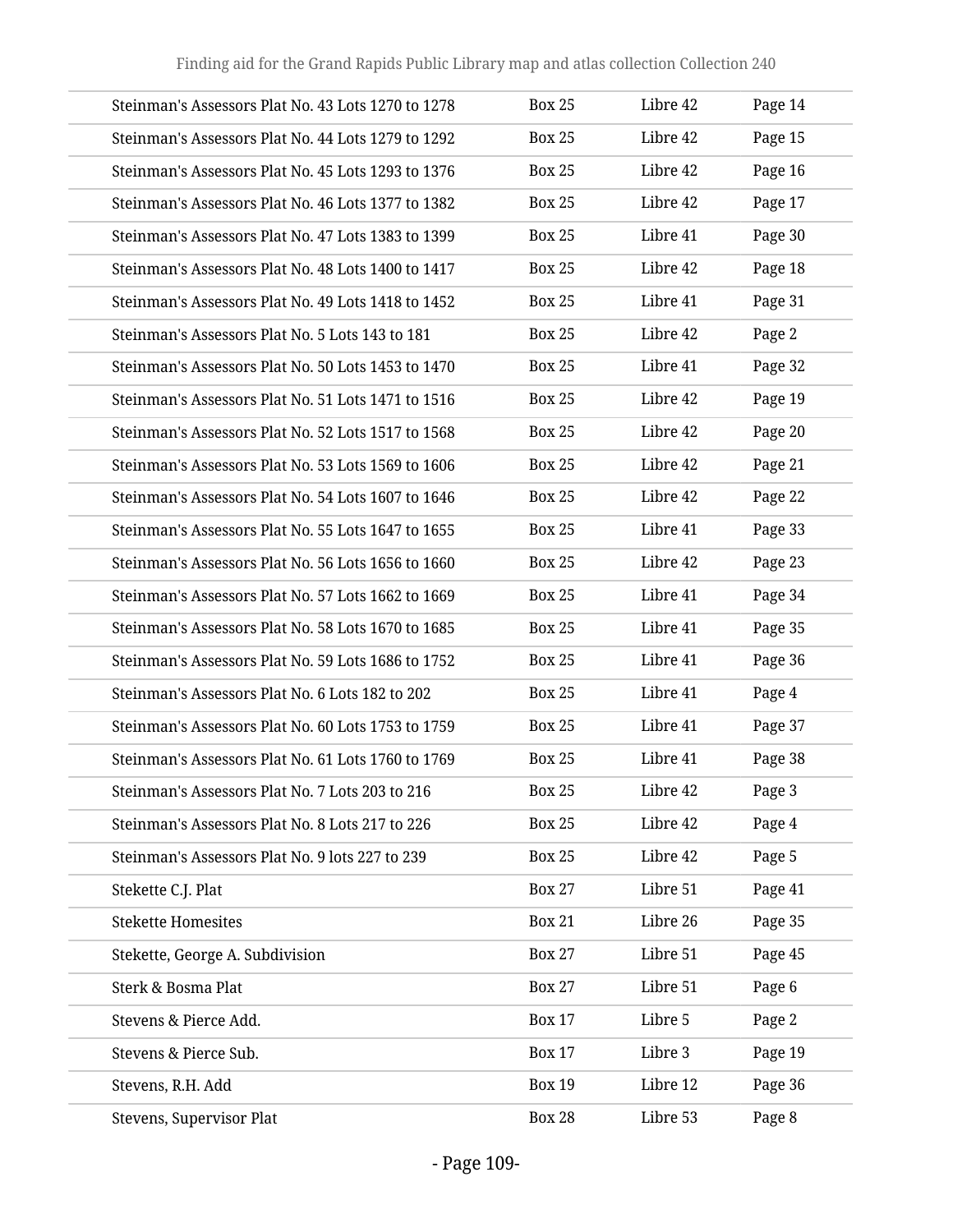| | | | |
|---|---|---|---|
| Steinman's Assessors Plat No. 43 Lots 1270 to 1278 | Box 25 | Libre 42 | Page 14 |
| Steinman's Assessors Plat No. 44 Lots 1279 to 1292 | Box 25 | Libre 42 | Page 15 |
| Steinman's Assessors Plat No. 45 Lots 1293 to 1376 | Box 25 | Libre 42 | Page 16 |
| Steinman's Assessors Plat No. 46 Lots 1377 to 1382 | Box 25 | Libre 42 | Page 17 |
| Steinman's Assessors Plat No. 47 Lots 1383 to 1399 | Box 25 | Libre 41 | Page 30 |
| Steinman's Assessors Plat No. 48 Lots 1400 to 1417 | Box 25 | Libre 42 | Page 18 |
| Steinman's Assessors Plat No. 49 Lots 1418 to 1452 | Box 25 | Libre 41 | Page 31 |
| Steinman's Assessors Plat No. 5 Lots 143 to 181 | Box 25 | Libre 42 | Page 2 |
| Steinman's Assessors Plat No. 50 Lots 1453 to 1470 | Box 25 | Libre 41 | Page 32 |
| Steinman's Assessors Plat No. 51 Lots 1471 to 1516 | Box 25 | Libre 42 | Page 19 |
| Steinman's Assessors Plat No. 52 Lots 1517 to 1568 | Box 25 | Libre 42 | Page 20 |
| Steinman's Assessors Plat No. 53 Lots 1569 to 1606 | Box 25 | Libre 42 | Page 21 |
| Steinman's Assessors Plat No. 54 Lots 1607 to 1646 | Box 25 | Libre 42 | Page 22 |
| Steinman's Assessors Plat No. 55 Lots 1647 to 1655 | Box 25 | Libre 41 | Page 33 |
| Steinman's Assessors Plat No. 56 Lots 1656 to 1660 | Box 25 | Libre 42 | Page 23 |
| Steinman's Assessors Plat No. 57 Lots 1662 to 1669 | Box 25 | Libre 41 | Page 34 |
| Steinman's Assessors Plat No. 58 Lots 1670 to 1685 | Box 25 | Libre 41 | Page 35 |
| Steinman's Assessors Plat No. 59 Lots 1686 to 1752 | Box 25 | Libre 41 | Page 36 |
| Steinman's Assessors Plat No. 6 Lots 182 to 202 | Box 25 | Libre 41 | Page 4 |
| Steinman's Assessors Plat No. 60 Lots 1753 to 1759 | Box 25 | Libre 41 | Page 37 |
| Steinman's Assessors Plat No. 61 Lots 1760 to 1769 | Box 25 | Libre 41 | Page 38 |
| Steinman's Assessors Plat No. 7 Lots 203 to 216 | Box 25 | Libre 42 | Page 3 |
| Steinman's Assessors Plat No. 8 Lots 217 to 226 | Box 25 | Libre 42 | Page 4 |
| Steinman's Assessors Plat No. 9 lots 227 to 239 | Box 25 | Libre 42 | Page 5 |
| Stekette C.J. Plat | Box 27 | Libre 51 | Page 41 |
| Stekette Homesites | Box 21 | Libre 26 | Page 35 |
| Stekette, George A. Subdivision | Box 27 | Libre 51 | Page 45 |
| Sterk & Bosma Plat | Box 27 | Libre 51 | Page 6 |
| Stevens & Pierce Add. | Box 17 | Libre 5 | Page 2 |
| Stevens & Pierce Sub. | Box 17 | Libre 3 | Page 19 |
| Stevens, R.H. Add | Box 19 | Libre 12 | Page 36 |
| Stevens, Supervisor Plat | Box 28 | Libre 53 | Page 8 |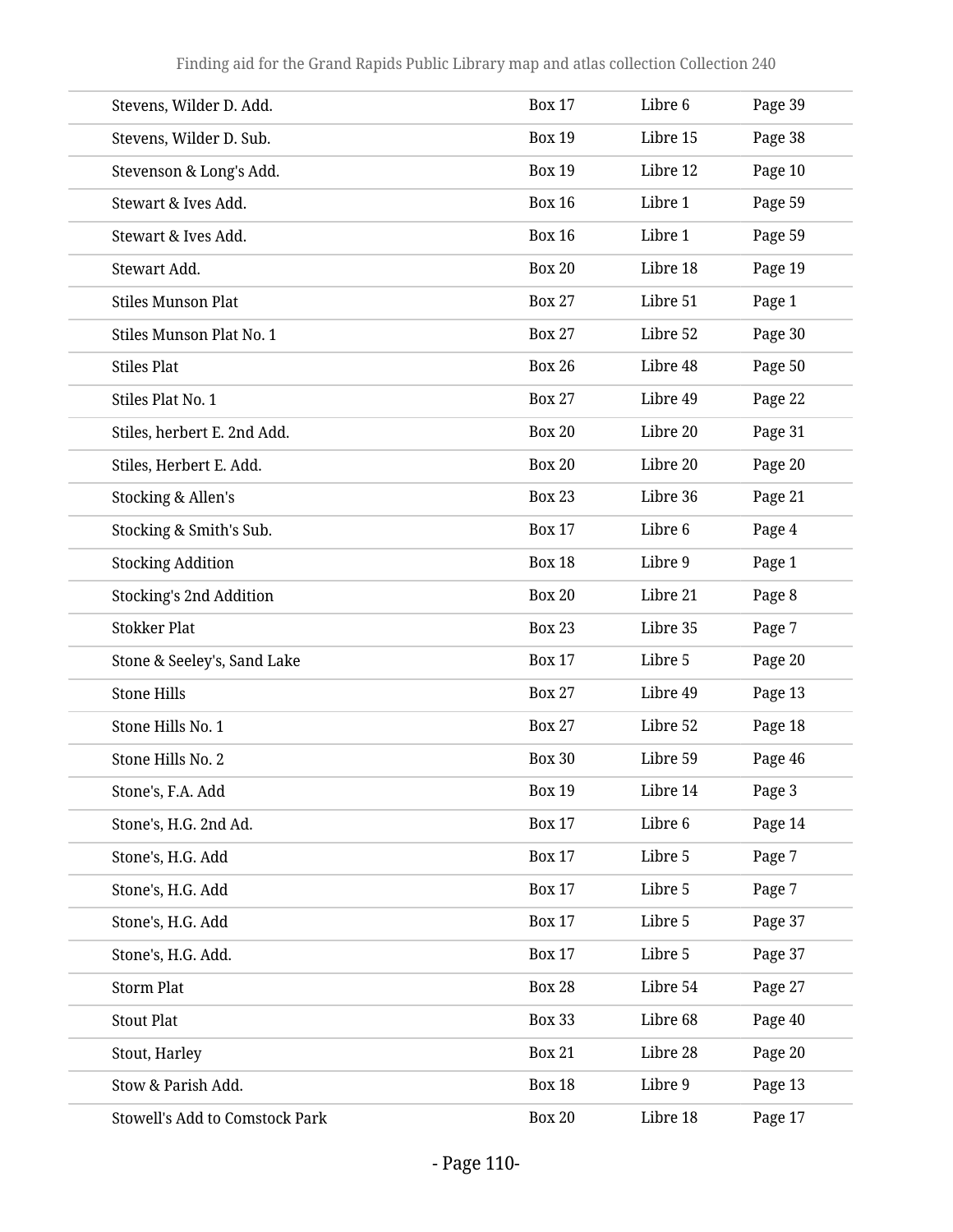| | | | |
|---|---|---|---|
| Stevens, Wilder D. Add. | Box 17 | Libre 6 | Page 39 |
| Stevens, Wilder D. Sub. | Box 19 | Libre 15 | Page 38 |
| Stevenson & Long's Add. | Box 19 | Libre 12 | Page 10 |
| Stewart & Ives Add. | Box 16 | Libre 1 | Page 59 |
| Stewart & Ives Add. | Box 16 | Libre 1 | Page 59 |
| Stewart Add. | Box 20 | Libre 18 | Page 19 |
| Stiles Munson Plat | Box 27 | Libre 51 | Page 1 |
| Stiles Munson Plat No. 1 | Box 27 | Libre 52 | Page 30 |
| Stiles Plat | Box 26 | Libre 48 | Page 50 |
| Stiles Plat No. 1 | Box 27 | Libre 49 | Page 22 |
| Stiles, herbert E. 2nd Add. | Box 20 | Libre 20 | Page 31 |
| Stiles, Herbert E. Add. | Box 20 | Libre 20 | Page 20 |
| Stocking & Allen's | Box 23 | Libre 36 | Page 21 |
| Stocking & Smith's Sub. | Box 17 | Libre 6 | Page 4 |
| Stocking Addition | Box 18 | Libre 9 | Page 1 |
| Stocking's 2nd Addition | Box 20 | Libre 21 | Page 8 |
| Stokker Plat | Box 23 | Libre 35 | Page 7 |
| Stone & Seeley's, Sand Lake | Box 17 | Libre 5 | Page 20 |
| Stone Hills | Box 27 | Libre 49 | Page 13 |
| Stone Hills No. 1 | Box 27 | Libre 52 | Page 18 |
| Stone Hills No. 2 | Box 30 | Libre 59 | Page 46 |
| Stone's, F.A. Add | Box 19 | Libre 14 | Page 3 |
| Stone's, H.G. 2nd Ad. | Box 17 | Libre 6 | Page 14 |
| Stone's, H.G. Add | Box 17 | Libre 5 | Page 7 |
| Stone's, H.G. Add | Box 17 | Libre 5 | Page 7 |
| Stone's, H.G. Add | Box 17 | Libre 5 | Page 37 |
| Stone's, H.G. Add. | Box 17 | Libre 5 | Page 37 |
| Storm Plat | Box 28 | Libre 54 | Page 27 |
| Stout Plat | Box 33 | Libre 68 | Page 40 |
| Stout, Harley | Box 21 | Libre 28 | Page 20 |
| Stow & Parish Add. | Box 18 | Libre 9 | Page 13 |
| Stowell's Add to Comstock Park | Box 20 | Libre 18 | Page 17 |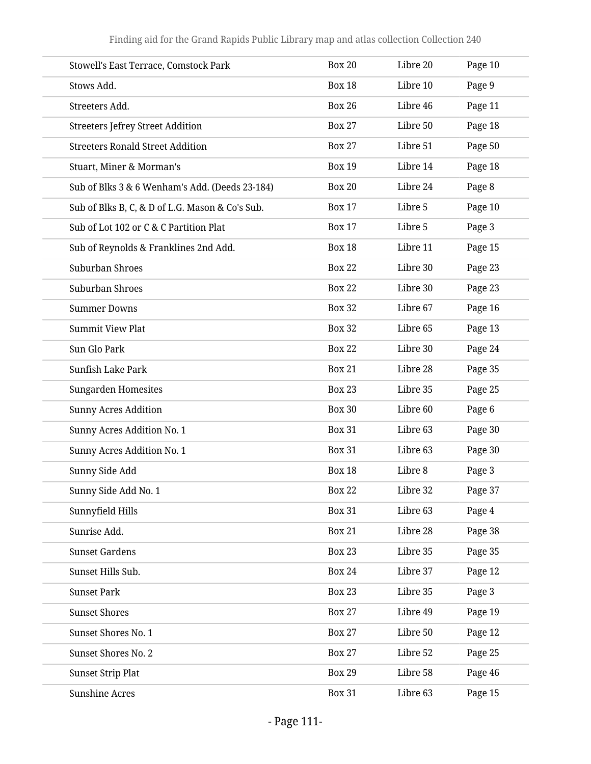| | | | |
|---|---|---|---|
| Stowell's East Terrace, Comstock Park | Box 20 | Libre 20 | Page 10 |
| Stows Add. | Box 18 | Libre 10 | Page 9 |
| Streeters Add. | Box 26 | Libre 46 | Page 11 |
| Streeters Jefrey Street Addition | Box 27 | Libre 50 | Page 18 |
| Streeters Ronald Street Addition | Box 27 | Libre 51 | Page 50 |
| Stuart, Miner & Morman's | Box 19 | Libre 14 | Page 18 |
| Sub of Blks 3 & 6 Wenham's Add. (Deeds 23-184) | Box 20 | Libre 24 | Page 8 |
| Sub of Blks B, C, & D of L.G. Mason & Co's Sub. | Box 17 | Libre 5 | Page 10 |
| Sub of Lot 102 or C & C Partition Plat | Box 17 | Libre 5 | Page 3 |
| Sub of Reynolds & Franklines 2nd Add. | Box 18 | Libre 11 | Page 15 |
| Suburban Shroes | Box 22 | Libre 30 | Page 23 |
| Suburban Shroes | Box 22 | Libre 30 | Page 23 |
| Summer Downs | Box 32 | Libre 67 | Page 16 |
| Summit View Plat | Box 32 | Libre 65 | Page 13 |
| Sun Glo Park | Box 22 | Libre 30 | Page 24 |
| Sunfish Lake Park | Box 21 | Libre 28 | Page 35 |
| Sungarden Homesites | Box 23 | Libre 35 | Page 25 |
| Sunny Acres Addition | Box 30 | Libre 60 | Page 6 |
| Sunny Acres Addition No. 1 | Box 31 | Libre 63 | Page 30 |
| Sunny Acres Addition No. 1 | Box 31 | Libre 63 | Page 30 |
| Sunny Side Add | Box 18 | Libre 8 | Page 3 |
| Sunny Side Add No. 1 | Box 22 | Libre 32 | Page 37 |
| Sunnyfield Hills | Box 31 | Libre 63 | Page 4 |
| Sunrise Add. | Box 21 | Libre 28 | Page 38 |
| Sunset Gardens | Box 23 | Libre 35 | Page 35 |
| Sunset Hills Sub. | Box 24 | Libre 37 | Page 12 |
| Sunset Park | Box 23 | Libre 35 | Page 3 |
| Sunset Shores | Box 27 | Libre 49 | Page 19 |
| Sunset Shores No. 1 | Box 27 | Libre 50 | Page 12 |
| Sunset Shores No. 2 | Box 27 | Libre 52 | Page 25 |
| Sunset Strip Plat | Box 29 | Libre 58 | Page 46 |
| Sunshine Acres | Box 31 | Libre 63 | Page 15 |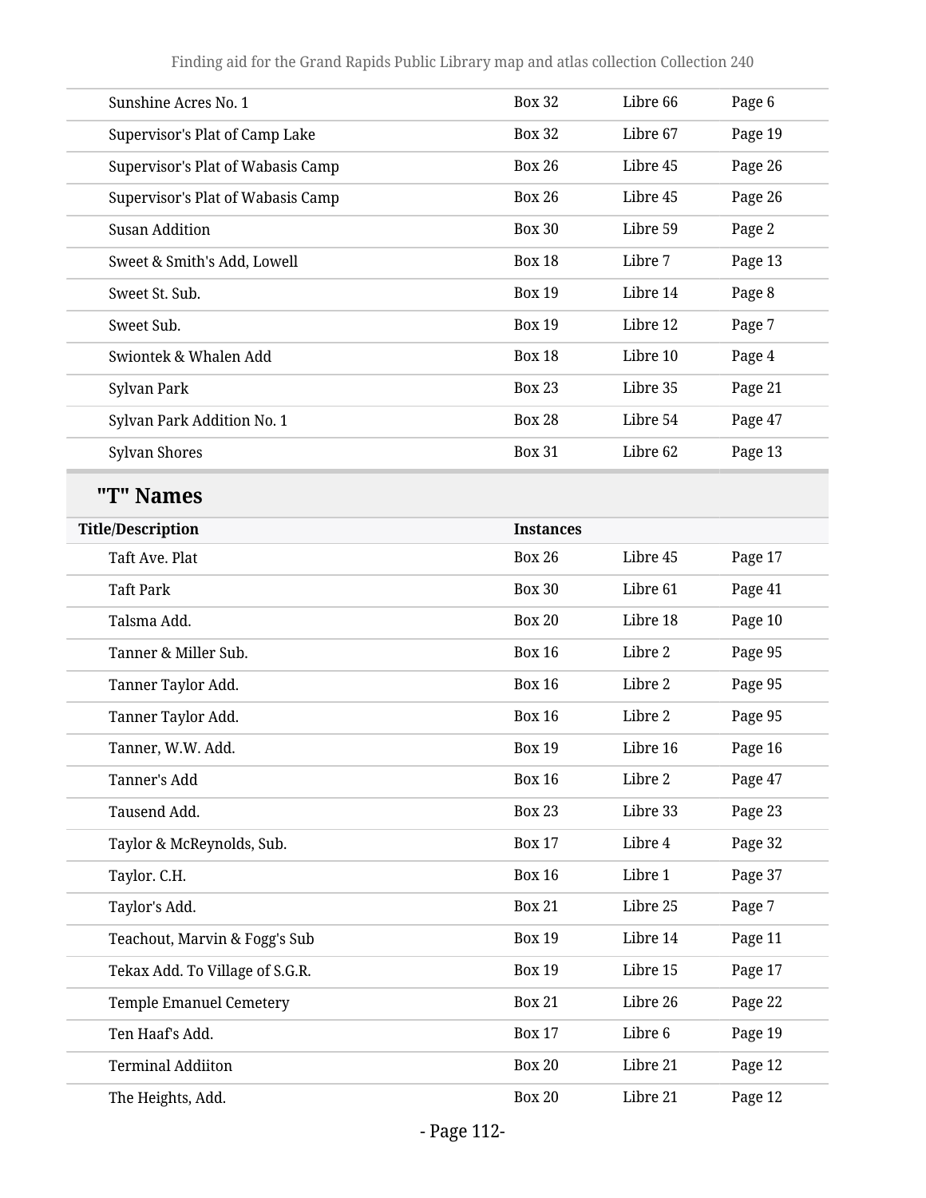| | | | |
|---|---|---|---|
| Sunshine Acres No. 1 | Box 32 | Libre 66 | Page 6 |
| Supervisor's Plat of Camp Lake | Box 32 | Libre 67 | Page 19 |
| Supervisor's Plat of Wabasis Camp | Box 26 | Libre 45 | Page 26 |
| Supervisor's Plat of Wabasis Camp | Box 26 | Libre 45 | Page 26 |
| Susan Addition | Box 30 | Libre 59 | Page 2 |
| Sweet & Smith's Add, Lowell | Box 18 | Libre 7 | Page 13 |
| Sweet St. Sub. | Box 19 | Libre 14 | Page 8 |
| Sweet Sub. | Box 19 | Libre 12 | Page 7 |
| Swiontek & Whalen Add | Box 18 | Libre 10 | Page 4 |
| Sylvan Park | Box 23 | Libre 35 | Page 21 |
| Sylvan Park Addition No. 1 | Box 28 | Libre 54 | Page 47 |
| Sylvan Shores | Box 31 | Libre 62 | Page 13 |

## "T" Names

| Title/Description | Instances | | |
|---|---|---|---|
| Taft Ave. Plat | Box 26 | Libre 45 | Page 17 |
| Taft Park | Box 30 | Libre 61 | Page 41 |
| Talsma Add. | Box 20 | Libre 18 | Page 10 |
| Tanner & Miller Sub. | Box 16 | Libre 2 | Page 95 |
| Tanner Taylor Add. | Box 16 | Libre 2 | Page 95 |
| Tanner Taylor Add. | Box 16 | Libre 2 | Page 95 |
| Tanner, W.W. Add. | Box 19 | Libre 16 | Page 16 |
| Tanner's Add | Box 16 | Libre 2 | Page 47 |
| Tausend Add. | Box 23 | Libre 33 | Page 23 |
| Taylor & McReynolds, Sub. | Box 17 | Libre 4 | Page 32 |
| Taylor. C.H. | Box 16 | Libre 1 | Page 37 |
| Taylor's Add. | Box 21 | Libre 25 | Page 7 |
| Teachout, Marvin & Fogg's Sub | Box 19 | Libre 14 | Page 11 |
| Tekax Add. To Village of S.G.R. | Box 19 | Libre 15 | Page 17 |
| Temple Emanuel Cemetery | Box 21 | Libre 26 | Page 22 |
| Ten Haaf's Add. | Box 17 | Libre 6 | Page 19 |
| Terminal Addiiton | Box 20 | Libre 21 | Page 12 |
| The Heights, Add. | Box 20 | Libre 21 | Page 12 |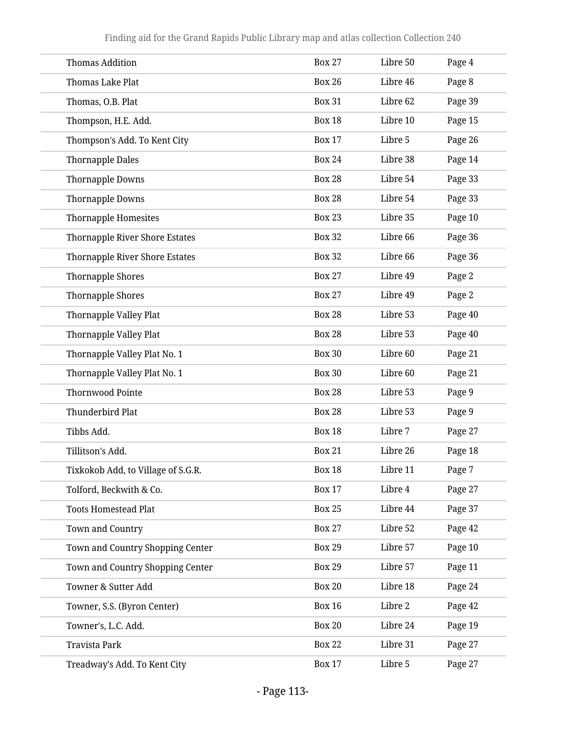| | | | |
|---|---|---|---|
| Thomas Addition | Box 27 | Libre 50 | Page 4 |
| Thomas Lake Plat | Box 26 | Libre 46 | Page 8 |
| Thomas, O.B. Plat | Box 31 | Libre 62 | Page 39 |
| Thompson, H.E. Add. | Box 18 | Libre 10 | Page 15 |
| Thompson's Add. To Kent City | Box 17 | Libre 5 | Page 26 |
| Thornapple Dales | Box 24 | Libre 38 | Page 14 |
| Thornapple Downs | Box 28 | Libre 54 | Page 33 |
| Thornapple Downs | Box 28 | Libre 54 | Page 33 |
| Thornapple Homesites | Box 23 | Libre 35 | Page 10 |
| Thornapple River Shore Estates | Box 32 | Libre 66 | Page 36 |
| Thornapple River Shore Estates | Box 32 | Libre 66 | Page 36 |
| Thornapple Shores | Box 27 | Libre 49 | Page 2 |
| Thornapple Shores | Box 27 | Libre 49 | Page 2 |
| Thornapple Valley Plat | Box 28 | Libre 53 | Page 40 |
| Thornapple Valley Plat | Box 28 | Libre 53 | Page 40 |
| Thornapple Valley Plat No. 1 | Box 30 | Libre 60 | Page 21 |
| Thornapple Valley Plat No. 1 | Box 30 | Libre 60 | Page 21 |
| Thornwood Pointe | Box 28 | Libre 53 | Page 9 |
| Thunderbird Plat | Box 28 | Libre 53 | Page 9 |
| Tibbs Add. | Box 18 | Libre 7 | Page 27 |
| Tillitson's Add. | Box 21 | Libre 26 | Page 18 |
| Tixkokob Add, to Village of S.G.R. | Box 18 | Libre 11 | Page 7 |
| Tolford, Beckwith & Co. | Box 17 | Libre 4 | Page 27 |
| Toots Homestead Plat | Box 25 | Libre 44 | Page 37 |
| Town and Country | Box 27 | Libre 52 | Page 42 |
| Town and Country Shopping Center | Box 29 | Libre 57 | Page 10 |
| Town and Country Shopping Center | Box 29 | Libre 57 | Page 11 |
| Towner & Sutter Add | Box 20 | Libre 18 | Page 24 |
| Towner, S.S. (Byron Center) | Box 16 | Libre 2 | Page 42 |
| Towner's, L.C. Add. | Box 20 | Libre 24 | Page 19 |
| Travista Park | Box 22 | Libre 31 | Page 27 |
| Treadway's Add. To Kent City | Box 17 | Libre 5 | Page 27 |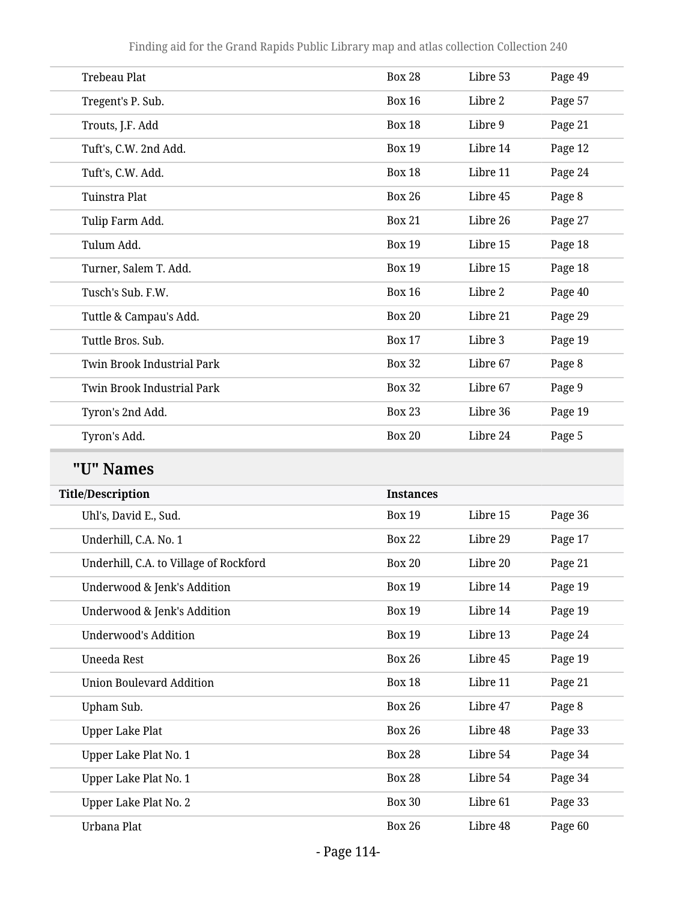| | | | |
|---|---|---|---|
| Trebeau Plat | Box 28 | Libre 53 | Page 49 |
| Tregent's P. Sub. | Box 16 | Libre 2 | Page 57 |
| Trouts, J.F. Add | Box 18 | Libre 9 | Page 21 |
| Tuft's, C.W. 2nd Add. | Box 19 | Libre 14 | Page 12 |
| Tuft's, C.W. Add. | Box 18 | Libre 11 | Page 24 |
| Tuinstra Plat | Box 26 | Libre 45 | Page 8 |
| Tulip Farm Add. | Box 21 | Libre 26 | Page 27 |
| Tulum Add. | Box 19 | Libre 15 | Page 18 |
| Turner, Salem T. Add. | Box 19 | Libre 15 | Page 18 |
| Tusch's Sub. F.W. | Box 16 | Libre 2 | Page 40 |
| Tuttle & Campau's Add. | Box 20 | Libre 21 | Page 29 |
| Tuttle Bros. Sub. | Box 17 | Libre 3 | Page 19 |
| Twin Brook Industrial Park | Box 32 | Libre 67 | Page 8 |
| Twin Brook Industrial Park | Box 32 | Libre 67 | Page 9 |
| Tyron's 2nd Add. | Box 23 | Libre 36 | Page 19 |
| Tyron's Add. | Box 20 | Libre 24 | Page 5 |

## "U" Names

| Title/Description | Instances | | |
|---|---|---|---|
| Uhl's, David E., Sud. | Box 19 | Libre 15 | Page 36 |
| Underhill, C.A. No. 1 | Box 22 | Libre 29 | Page 17 |
| Underhill, C.A. to Village of Rockford | Box 20 | Libre 20 | Page 21 |
| Underwood & Jenk's Addition | Box 19 | Libre 14 | Page 19 |
| Underwood & Jenk's Addition | Box 19 | Libre 14 | Page 19 |
| Underwood's Addition | Box 19 | Libre 13 | Page 24 |
| Uneeda Rest | Box 26 | Libre 45 | Page 19 |
| Union Boulevard Addition | Box 18 | Libre 11 | Page 21 |
| Upham Sub. | Box 26 | Libre 47 | Page 8 |
| Upper Lake Plat | Box 26 | Libre 48 | Page 33 |
| Upper Lake Plat No. 1 | Box 28 | Libre 54 | Page 34 |
| Upper Lake Plat No. 1 | Box 28 | Libre 54 | Page 34 |
| Upper Lake Plat No. 2 | Box 30 | Libre 61 | Page 33 |
| Urbana Plat | Box 26 | Libre 48 | Page 60 |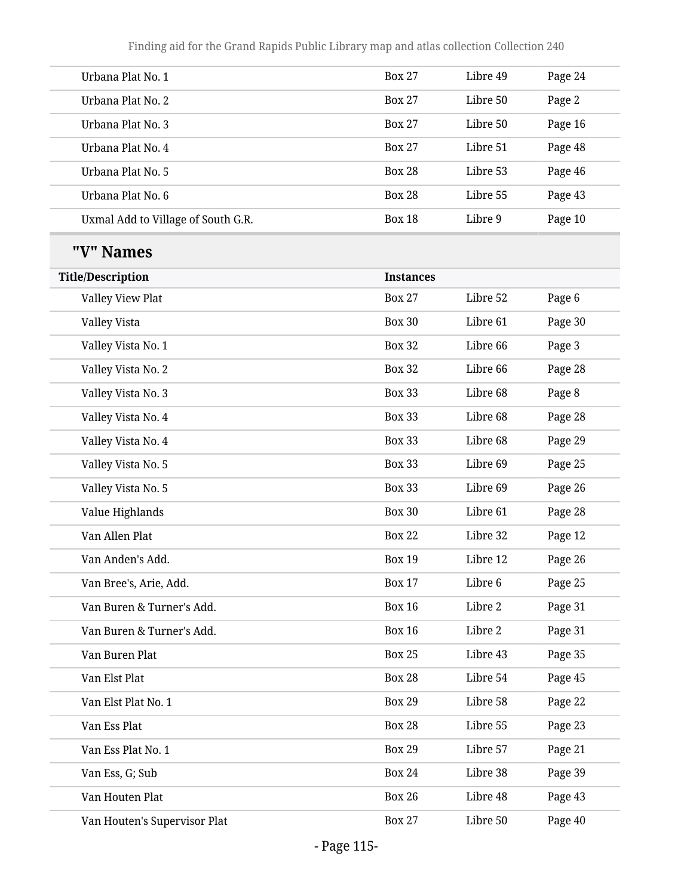| | | | |
|---|---|---|---|
| Urbana Plat No. 1 | Box 27 | Libre 49 | Page 24 |
| Urbana Plat No. 2 | Box 27 | Libre 50 | Page 2 |
| Urbana Plat No. 3 | Box 27 | Libre 50 | Page 16 |
| Urbana Plat No. 4 | Box 27 | Libre 51 | Page 48 |
| Urbana Plat No. 5 | Box 28 | Libre 53 | Page 46 |
| Urbana Plat No. 6 | Box 28 | Libre 55 | Page 43 |
| Uxmal Add to Village of South G.R. | Box 18 | Libre 9 | Page 10 |

## "V" Names

| Title/Description | Instances | | |
|---|---|---|---|
| Valley View Plat | Box 27 | Libre 52 | Page 6 |
| Valley Vista | Box 30 | Libre 61 | Page 30 |
| Valley Vista No. 1 | Box 32 | Libre 66 | Page 3 |
| Valley Vista No. 2 | Box 32 | Libre 66 | Page 28 |
| Valley Vista No. 3 | Box 33 | Libre 68 | Page 8 |
| Valley Vista No. 4 | Box 33 | Libre 68 | Page 28 |
| Valley Vista No. 4 | Box 33 | Libre 68 | Page 29 |
| Valley Vista No. 5 | Box 33 | Libre 69 | Page 25 |
| Valley Vista No. 5 | Box 33 | Libre 69 | Page 26 |
| Value Highlands | Box 30 | Libre 61 | Page 28 |
| Van Allen Plat | Box 22 | Libre 32 | Page 12 |
| Van Anden's Add. | Box 19 | Libre 12 | Page 26 |
| Van Bree's, Arie, Add. | Box 17 | Libre 6 | Page 25 |
| Van Buren & Turner's Add. | Box 16 | Libre 2 | Page 31 |
| Van Buren & Turner's Add. | Box 16 | Libre 2 | Page 31 |
| Van Buren Plat | Box 25 | Libre 43 | Page 35 |
| Van Elst Plat | Box 28 | Libre 54 | Page 45 |
| Van Elst Plat No. 1 | Box 29 | Libre 58 | Page 22 |
| Van Ess Plat | Box 28 | Libre 55 | Page 23 |
| Van Ess Plat No. 1 | Box 29 | Libre 57 | Page 21 |
| Van Ess, G; Sub | Box 24 | Libre 38 | Page 39 |
| Van Houten Plat | Box 26 | Libre 48 | Page 43 |
| Van Houten's Supervisor Plat | Box 27 | Libre 50 | Page 40 |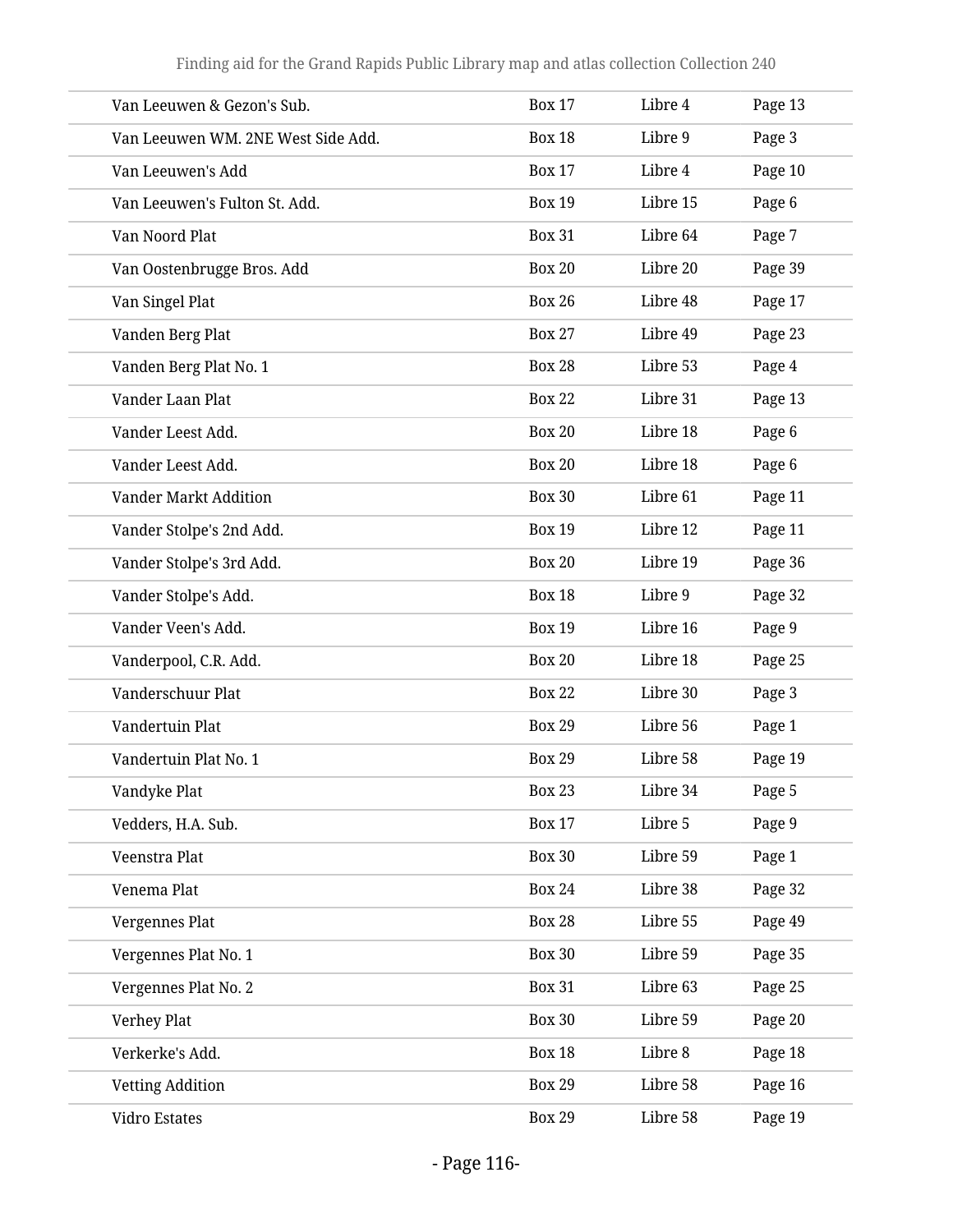| | | | |
|---|---|---|---|
| Van Leeuwen & Gezon's Sub. | Box 17 | Libre 4 | Page 13 |
| Van Leeuwen WM. 2NE West Side Add. | Box 18 | Libre 9 | Page 3 |
| Van Leeuwen's Add | Box 17 | Libre 4 | Page 10 |
| Van Leeuwen's Fulton St. Add. | Box 19 | Libre 15 | Page 6 |
| Van Noord Plat | Box 31 | Libre 64 | Page 7 |
| Van Oostenbrugge Bros. Add | Box 20 | Libre 20 | Page 39 |
| Van Singel Plat | Box 26 | Libre 48 | Page 17 |
| Vanden Berg Plat | Box 27 | Libre 49 | Page 23 |
| Vanden Berg Plat No. 1 | Box 28 | Libre 53 | Page 4 |
| Vander Laan Plat | Box 22 | Libre 31 | Page 13 |
| Vander Leest Add. | Box 20 | Libre 18 | Page 6 |
| Vander Leest Add. | Box 20 | Libre 18 | Page 6 |
| Vander Markt Addition | Box 30 | Libre 61 | Page 11 |
| Vander Stolpe's 2nd Add. | Box 19 | Libre 12 | Page 11 |
| Vander Stolpe's 3rd Add. | Box 20 | Libre 19 | Page 36 |
| Vander Stolpe's Add. | Box 18 | Libre 9 | Page 32 |
| Vander Veen's Add. | Box 19 | Libre 16 | Page 9 |
| Vanderpool, C.R. Add. | Box 20 | Libre 18 | Page 25 |
| Vanderschuur Plat | Box 22 | Libre 30 | Page 3 |
| Vandertuin Plat | Box 29 | Libre 56 | Page 1 |
| Vandertuin Plat No. 1 | Box 29 | Libre 58 | Page 19 |
| Vandyke Plat | Box 23 | Libre 34 | Page 5 |
| Vedders, H.A. Sub. | Box 17 | Libre 5 | Page 9 |
| Veenstra Plat | Box 30 | Libre 59 | Page 1 |
| Venema Plat | Box 24 | Libre 38 | Page 32 |
| Vergennes Plat | Box 28 | Libre 55 | Page 49 |
| Vergennes Plat No. 1 | Box 30 | Libre 59 | Page 35 |
| Vergennes Plat No. 2 | Box 31 | Libre 63 | Page 25 |
| Verhey Plat | Box 30 | Libre 59 | Page 20 |
| Verkerke's Add. | Box 18 | Libre 8 | Page 18 |
| Vetting Addition | Box 29 | Libre 58 | Page 16 |
| Vidro Estates | Box 29 | Libre 58 | Page 19 |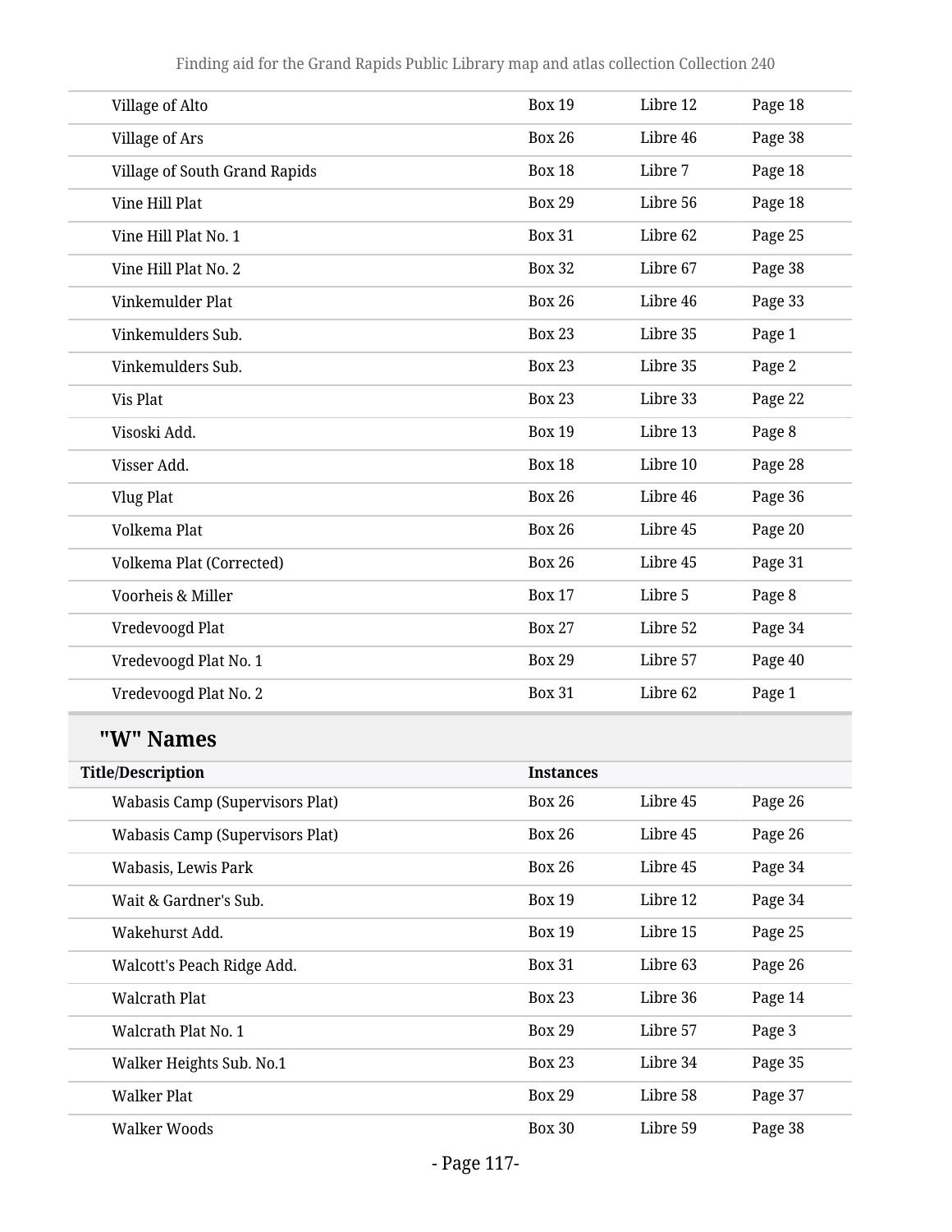| | | | |
|---|---|---|---|
| Village of Alto | Box 19 | Libre 12 | Page 18 |
| Village of Ars | Box 26 | Libre 46 | Page 38 |
| Village of South Grand Rapids | Box 18 | Libre 7 | Page 18 |
| Vine Hill Plat | Box 29 | Libre 56 | Page 18 |
| Vine Hill Plat No. 1 | Box 31 | Libre 62 | Page 25 |
| Vine Hill Plat No. 2 | Box 32 | Libre 67 | Page 38 |
| Vinkemulder Plat | Box 26 | Libre 46 | Page 33 |
| Vinkemulders Sub. | Box 23 | Libre 35 | Page 1 |
| Vinkemulders Sub. | Box 23 | Libre 35 | Page 2 |
| Vis Plat | Box 23 | Libre 33 | Page 22 |
| Visoski Add. | Box 19 | Libre 13 | Page 8 |
| Visser Add. | Box 18 | Libre 10 | Page 28 |
| Vlug Plat | Box 26 | Libre 46 | Page 36 |
| Volkema Plat | Box 26 | Libre 45 | Page 20 |
| Volkema Plat (Corrected) | Box 26 | Libre 45 | Page 31 |
| Voorheis & Miller | Box 17 | Libre 5 | Page 8 |
| Vredevoogd Plat | Box 27 | Libre 52 | Page 34 |
| Vredevoogd Plat No. 1 | Box 29 | Libre 57 | Page 40 |
| Vredevoogd Plat No. 2 | Box 31 | Libre 62 | Page 1 |

## "W" Names

| Title/Description | Instances | | |
|---|---|---|---|
| Wabasis Camp (Supervisors Plat) | Box 26 | Libre 45 | Page 26 |
| Wabasis Camp (Supervisors Plat) | Box 26 | Libre 45 | Page 26 |
| Wabasis, Lewis Park | Box 26 | Libre 45 | Page 34 |
| Wait & Gardner's Sub. | Box 19 | Libre 12 | Page 34 |
| Wakehurst Add. | Box 19 | Libre 15 | Page 25 |
| Walcott's Peach Ridge Add. | Box 31 | Libre 63 | Page 26 |
| Walcrath Plat | Box 23 | Libre 36 | Page 14 |
| Walcrath Plat No. 1 | Box 29 | Libre 57 | Page 3 |
| Walker Heights Sub. No.1 | Box 23 | Libre 34 | Page 35 |
| Walker Plat | Box 29 | Libre 58 | Page 37 |
| Walker Woods | Box 30 | Libre 59 | Page 38 |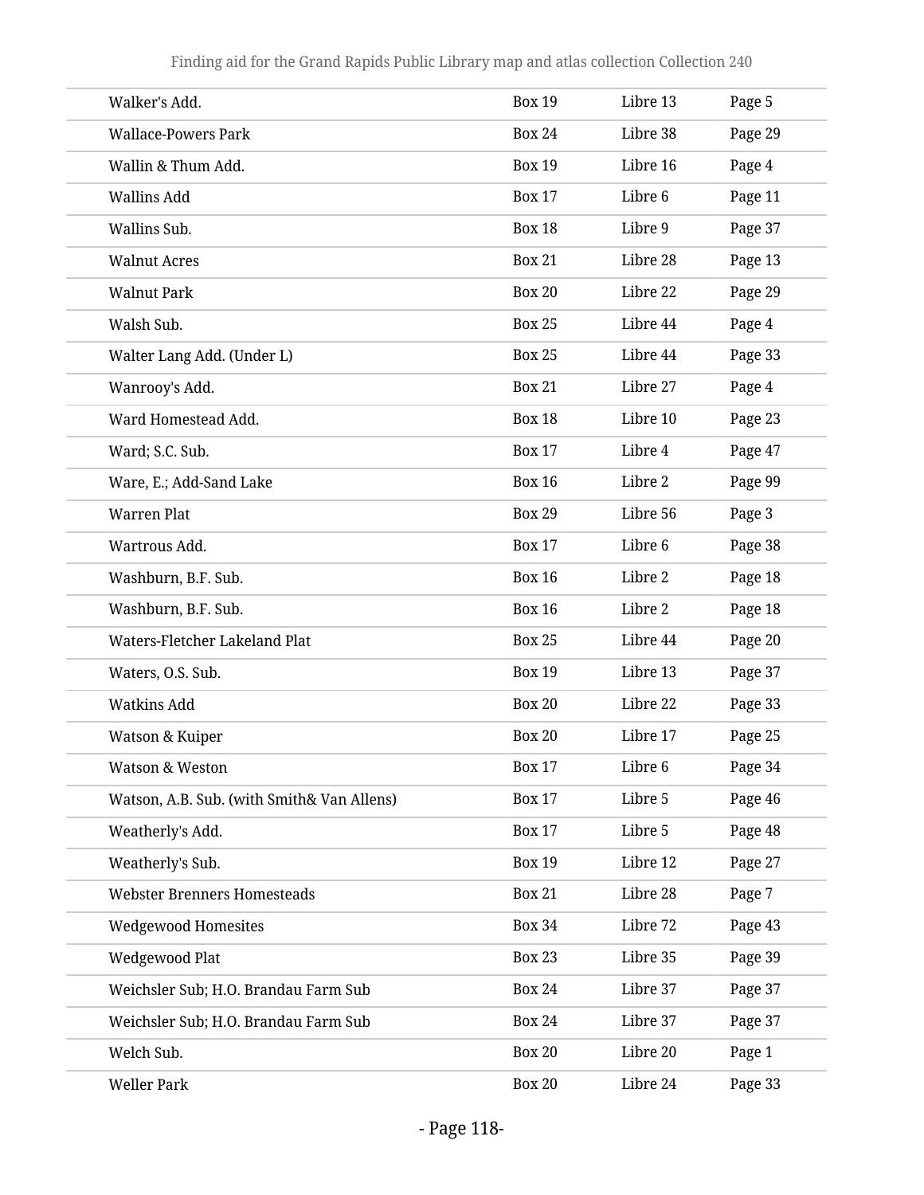| | | | |
|---|---|---|---|
| Walker's Add. | Box 19 | Libre 13 | Page 5 |
| Wallace-Powers Park | Box 24 | Libre 38 | Page 29 |
| Wallin & Thum Add. | Box 19 | Libre 16 | Page 4 |
| Wallins Add | Box 17 | Libre 6 | Page 11 |
| Wallins Sub. | Box 18 | Libre 9 | Page 37 |
| Walnut Acres | Box 21 | Libre 28 | Page 13 |
| Walnut Park | Box 20 | Libre 22 | Page 29 |
| Walsh Sub. | Box 25 | Libre 44 | Page 4 |
| Walter Lang Add. (Under L) | Box 25 | Libre 44 | Page 33 |
| Wanrooy's Add. | Box 21 | Libre 27 | Page 4 |
| Ward Homestead Add. | Box 18 | Libre 10 | Page 23 |
| Ward; S.C. Sub. | Box 17 | Libre 4 | Page 47 |
| Ware, E.; Add-Sand Lake | Box 16 | Libre 2 | Page 99 |
| Warren Plat | Box 29 | Libre 56 | Page 3 |
| Wartrous Add. | Box 17 | Libre 6 | Page 38 |
| Washburn, B.F. Sub. | Box 16 | Libre 2 | Page 18 |
| Washburn, B.F. Sub. | Box 16 | Libre 2 | Page 18 |
| Waters-Fletcher Lakeland Plat | Box 25 | Libre 44 | Page 20 |
| Waters, O.S. Sub. | Box 19 | Libre 13 | Page 37 |
| Watkins Add | Box 20 | Libre 22 | Page 33 |
| Watson & Kuiper | Box 20 | Libre 17 | Page 25 |
| Watson & Weston | Box 17 | Libre 6 | Page 34 |
| Watson, A.B. Sub. (with Smith& Van Allens) | Box 17 | Libre 5 | Page 46 |
| Weatherly's Add. | Box 17 | Libre 5 | Page 48 |
| Weatherly's Sub. | Box 19 | Libre 12 | Page 27 |
| Webster Brenners Homesteads | Box 21 | Libre 28 | Page 7 |
| Wedgewood Homesites | Box 34 | Libre 72 | Page 43 |
| Wedgewood Plat | Box 23 | Libre 35 | Page 39 |
| Weichsler Sub; H.O. Brandau Farm Sub | Box 24 | Libre 37 | Page 37 |
| Weichsler Sub; H.O. Brandau Farm Sub | Box 24 | Libre 37 | Page 37 |
| Welch Sub. | Box 20 | Libre 20 | Page 1 |
| Weller Park | Box 20 | Libre 24 | Page 33 |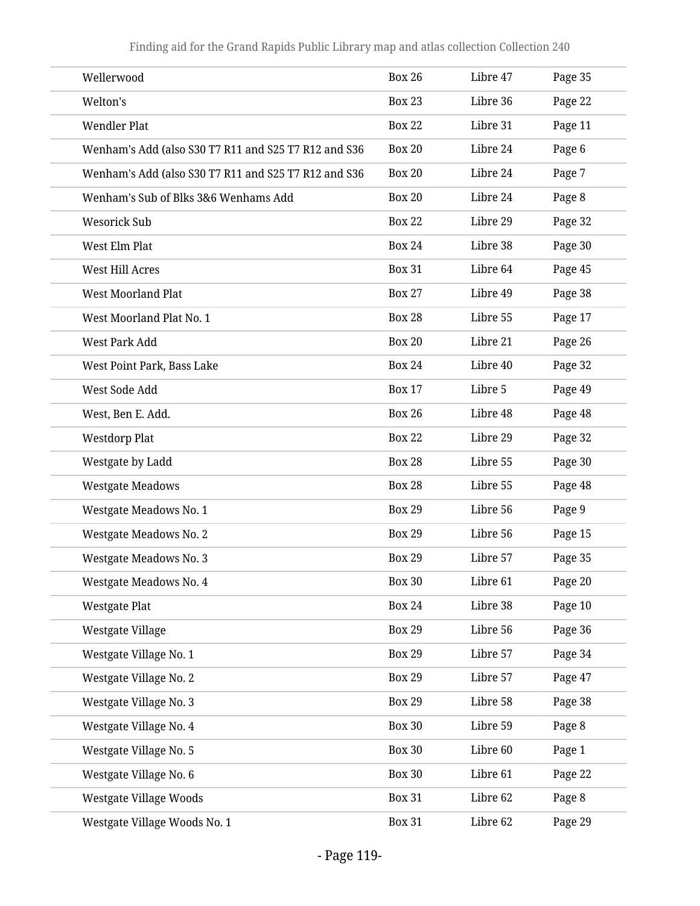| | | | |
|---|---|---|---|
| Wellerwood | Box 26 | Libre 47 | Page 35 |
| Welton's | Box 23 | Libre 36 | Page 22 |
| Wendler Plat | Box 22 | Libre 31 | Page 11 |
| Wenham's Add (also S30 T7 R11 and S25 T7 R12 and S36 | Box 20 | Libre 24 | Page 6 |
| Wenham's Add (also S30 T7 R11 and S25 T7 R12 and S36 | Box 20 | Libre 24 | Page 7 |
| Wenham's Sub of Blks 3&6 Wenhams Add | Box 20 | Libre 24 | Page 8 |
| Wesorick Sub | Box 22 | Libre 29 | Page 32 |
| West Elm Plat | Box 24 | Libre 38 | Page 30 |
| West Hill Acres | Box 31 | Libre 64 | Page 45 |
| West Moorland Plat | Box 27 | Libre 49 | Page 38 |
| West Moorland Plat No. 1 | Box 28 | Libre 55 | Page 17 |
| West Park Add | Box 20 | Libre 21 | Page 26 |
| West Point Park, Bass Lake | Box 24 | Libre 40 | Page 32 |
| West Sode Add | Box 17 | Libre 5 | Page 49 |
| West, Ben E. Add. | Box 26 | Libre 48 | Page 48 |
| Westdorp Plat | Box 22 | Libre 29 | Page 32 |
| Westgate by Ladd | Box 28 | Libre 55 | Page 30 |
| Westgate Meadows | Box 28 | Libre 55 | Page 48 |
| Westgate Meadows No. 1 | Box 29 | Libre 56 | Page 9 |
| Westgate Meadows No. 2 | Box 29 | Libre 56 | Page 15 |
| Westgate Meadows No. 3 | Box 29 | Libre 57 | Page 35 |
| Westgate Meadows No. 4 | Box 30 | Libre 61 | Page 20 |
| Westgate Plat | Box 24 | Libre 38 | Page 10 |
| Westgate Village | Box 29 | Libre 56 | Page 36 |
| Westgate Village No. 1 | Box 29 | Libre 57 | Page 34 |
| Westgate Village No. 2 | Box 29 | Libre 57 | Page 47 |
| Westgate Village No. 3 | Box 29 | Libre 58 | Page 38 |
| Westgate Village No. 4 | Box 30 | Libre 59 | Page 8 |
| Westgate Village No. 5 | Box 30 | Libre 60 | Page 1 |
| Westgate Village No. 6 | Box 30 | Libre 61 | Page 22 |
| Westgate Village Woods | Box 31 | Libre 62 | Page 8 |
| Westgate Village Woods No. 1 | Box 31 | Libre 62 | Page 29 |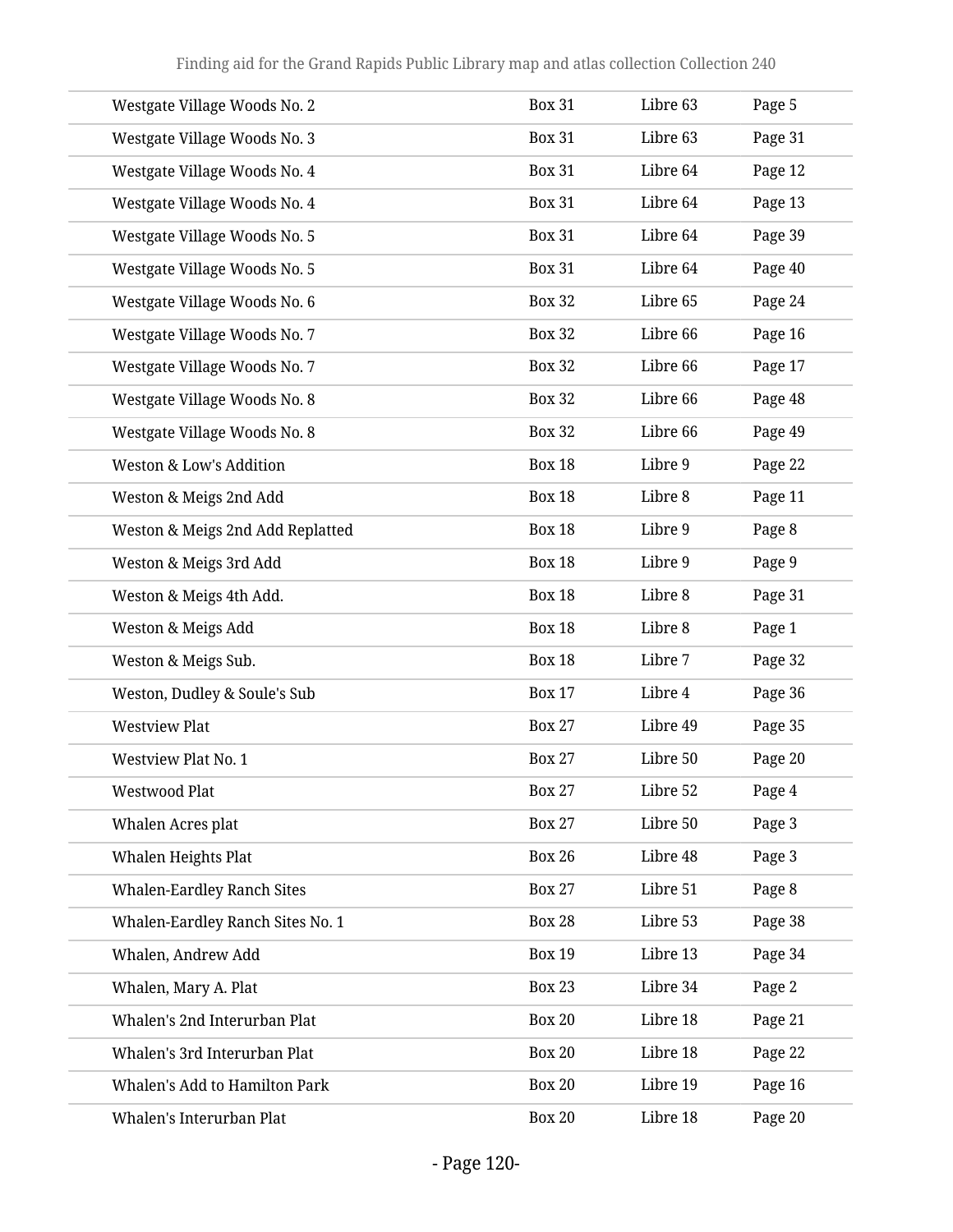| | | | |
|---|---|---|---|
| Westgate Village Woods No. 2 | Box 31 | Libre 63 | Page 5 |
| Westgate Village Woods No. 3 | Box 31 | Libre 63 | Page 31 |
| Westgate Village Woods No. 4 | Box 31 | Libre 64 | Page 12 |
| Westgate Village Woods No. 4 | Box 31 | Libre 64 | Page 13 |
| Westgate Village Woods No. 5 | Box 31 | Libre 64 | Page 39 |
| Westgate Village Woods No. 5 | Box 31 | Libre 64 | Page 40 |
| Westgate Village Woods No. 6 | Box 32 | Libre 65 | Page 24 |
| Westgate Village Woods No. 7 | Box 32 | Libre 66 | Page 16 |
| Westgate Village Woods No. 7 | Box 32 | Libre 66 | Page 17 |
| Westgate Village Woods No. 8 | Box 32 | Libre 66 | Page 48 |
| Westgate Village Woods No. 8 | Box 32 | Libre 66 | Page 49 |
| Weston & Low's Addition | Box 18 | Libre 9 | Page 22 |
| Weston & Meigs 2nd Add | Box 18 | Libre 8 | Page 11 |
| Weston & Meigs 2nd Add Replatted | Box 18 | Libre 9 | Page 8 |
| Weston & Meigs 3rd Add | Box 18 | Libre 9 | Page 9 |
| Weston & Meigs 4th Add. | Box 18 | Libre 8 | Page 31 |
| Weston & Meigs Add | Box 18 | Libre 8 | Page 1 |
| Weston & Meigs Sub. | Box 18 | Libre 7 | Page 32 |
| Weston, Dudley & Soule's Sub | Box 17 | Libre 4 | Page 36 |
| Westview Plat | Box 27 | Libre 49 | Page 35 |
| Westview Plat No. 1 | Box 27 | Libre 50 | Page 20 |
| Westwood Plat | Box 27 | Libre 52 | Page 4 |
| Whalen Acres plat | Box 27 | Libre 50 | Page 3 |
| Whalen Heights Plat | Box 26 | Libre 48 | Page 3 |
| Whalen-Eardley Ranch Sites | Box 27 | Libre 51 | Page 8 |
| Whalen-Eardley Ranch Sites No. 1 | Box 28 | Libre 53 | Page 38 |
| Whalen, Andrew Add | Box 19 | Libre 13 | Page 34 |
| Whalen, Mary A. Plat | Box 23 | Libre 34 | Page 2 |
| Whalen's 2nd Interurban Plat | Box 20 | Libre 18 | Page 21 |
| Whalen's 3rd Interurban Plat | Box 20 | Libre 18 | Page 22 |
| Whalen's Add to Hamilton Park | Box 20 | Libre 19 | Page 16 |
| Whalen's Interurban Plat | Box 20 | Libre 18 | Page 20 |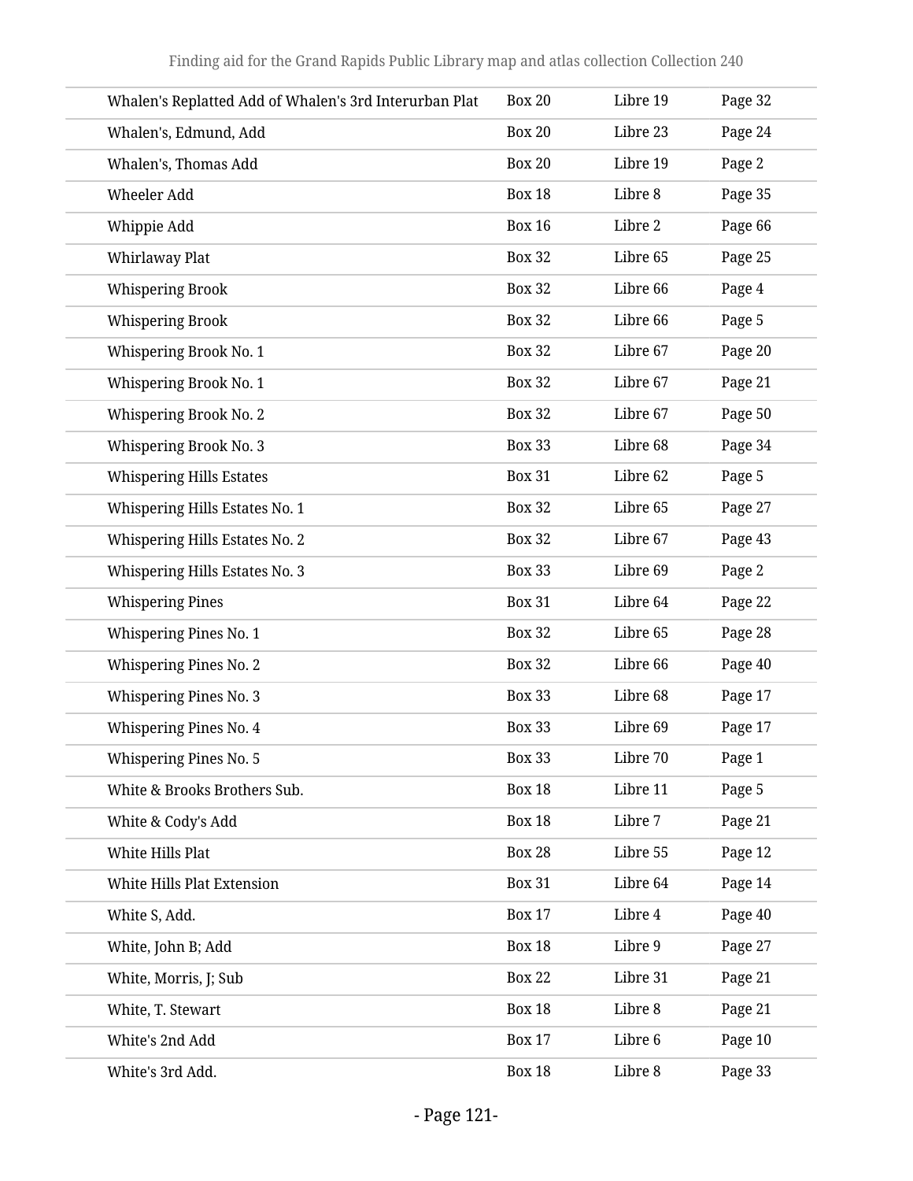| | | | |
|---|---|---|---|
| Whalen's Replatted Add of Whalen's 3rd Interurban Plat | Box 20 | Libre 19 | Page 32 |
| Whalen's, Edmund, Add | Box 20 | Libre 23 | Page 24 |
| Whalen's, Thomas Add | Box 20 | Libre 19 | Page 2 |
| Wheeler Add | Box 18 | Libre 8 | Page 35 |
| Whippie Add | Box 16 | Libre 2 | Page 66 |
| Whirlaway Plat | Box 32 | Libre 65 | Page 25 |
| Whispering Brook | Box 32 | Libre 66 | Page 4 |
| Whispering Brook | Box 32 | Libre 66 | Page 5 |
| Whispering Brook No. 1 | Box 32 | Libre 67 | Page 20 |
| Whispering Brook No. 1 | Box 32 | Libre 67 | Page 21 |
| Whispering Brook No. 2 | Box 32 | Libre 67 | Page 50 |
| Whispering Brook No. 3 | Box 33 | Libre 68 | Page 34 |
| Whispering Hills Estates | Box 31 | Libre 62 | Page 5 |
| Whispering Hills Estates No. 1 | Box 32 | Libre 65 | Page 27 |
| Whispering Hills Estates No. 2 | Box 32 | Libre 67 | Page 43 |
| Whispering Hills Estates No. 3 | Box 33 | Libre 69 | Page 2 |
| Whispering Pines | Box 31 | Libre 64 | Page 22 |
| Whispering Pines No. 1 | Box 32 | Libre 65 | Page 28 |
| Whispering Pines No. 2 | Box 32 | Libre 66 | Page 40 |
| Whispering Pines No. 3 | Box 33 | Libre 68 | Page 17 |
| Whispering Pines No. 4 | Box 33 | Libre 69 | Page 17 |
| Whispering Pines No. 5 | Box 33 | Libre 70 | Page 1 |
| White & Brooks Brothers Sub. | Box 18 | Libre 11 | Page 5 |
| White & Cody's Add | Box 18 | Libre 7 | Page 21 |
| White Hills Plat | Box 28 | Libre 55 | Page 12 |
| White Hills Plat Extension | Box 31 | Libre 64 | Page 14 |
| White S, Add. | Box 17 | Libre 4 | Page 40 |
| White, John B; Add | Box 18 | Libre 9 | Page 27 |
| White, Morris, J; Sub | Box 22 | Libre 31 | Page 21 |
| White, T. Stewart | Box 18 | Libre 8 | Page 21 |
| White's 2nd Add | Box 17 | Libre 6 | Page 10 |
| White's 3rd Add. | Box 18 | Libre 8 | Page 33 |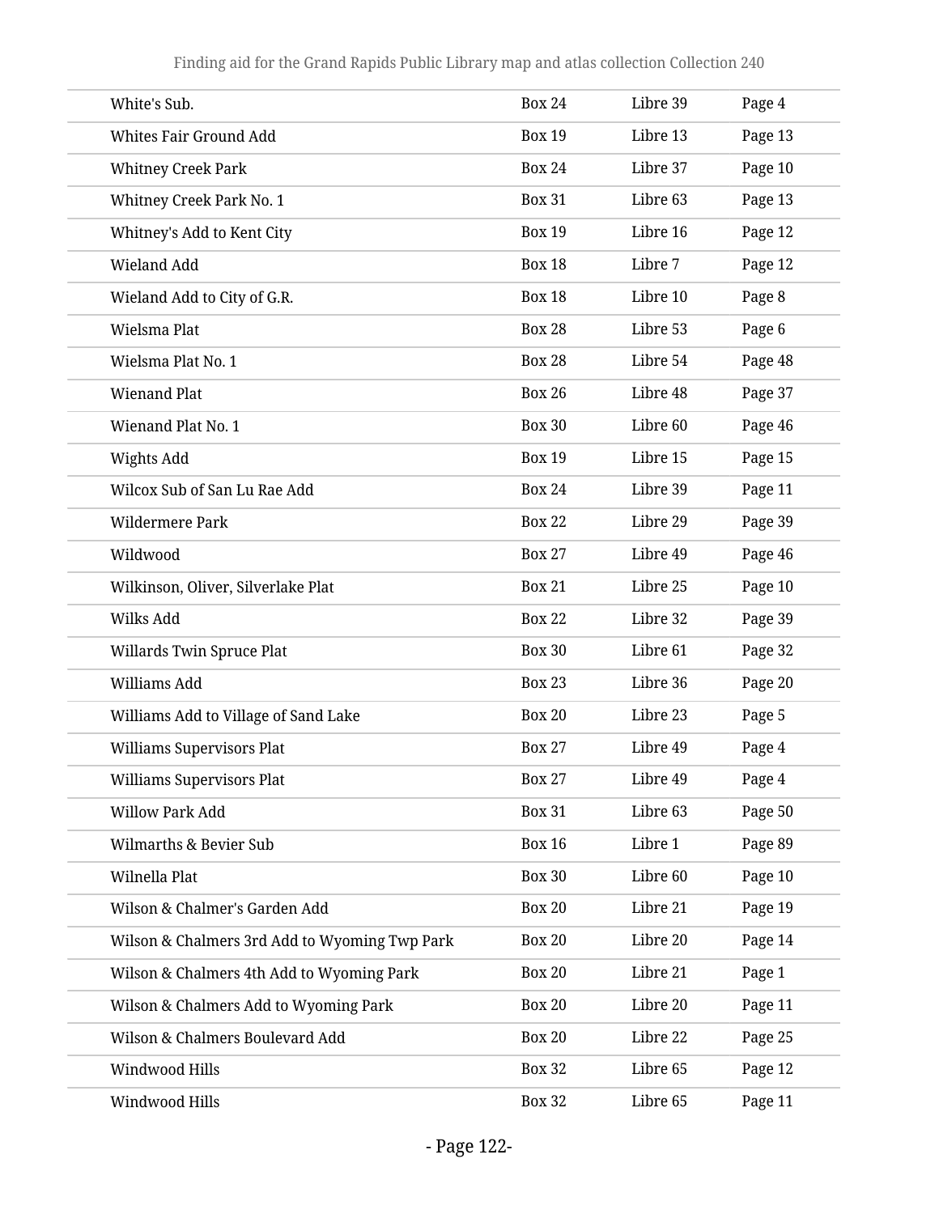| | | | |
|---|---|---|---|
| White's Sub. | Box 24 | Libre 39 | Page 4 |
| Whites Fair Ground Add | Box 19 | Libre 13 | Page 13 |
| Whitney Creek Park | Box 24 | Libre 37 | Page 10 |
| Whitney Creek Park No. 1 | Box 31 | Libre 63 | Page 13 |
| Whitney's Add to Kent City | Box 19 | Libre 16 | Page 12 |
| Wieland Add | Box 18 | Libre 7 | Page 12 |
| Wieland Add to City of G.R. | Box 18 | Libre 10 | Page 8 |
| Wielsma Plat | Box 28 | Libre 53 | Page 6 |
| Wielsma Plat No. 1 | Box 28 | Libre 54 | Page 48 |
| Wienand Plat | Box 26 | Libre 48 | Page 37 |
| Wienand Plat No. 1 | Box 30 | Libre 60 | Page 46 |
| Wights Add | Box 19 | Libre 15 | Page 15 |
| Wilcox Sub of San Lu Rae Add | Box 24 | Libre 39 | Page 11 |
| Wildermere Park | Box 22 | Libre 29 | Page 39 |
| Wildwood | Box 27 | Libre 49 | Page 46 |
| Wilkinson, Oliver, Silverlake Plat | Box 21 | Libre 25 | Page 10 |
| Wilks Add | Box 22 | Libre 32 | Page 39 |
| Willards Twin Spruce Plat | Box 30 | Libre 61 | Page 32 |
| Williams Add | Box 23 | Libre 36 | Page 20 |
| Williams Add to Village of Sand Lake | Box 20 | Libre 23 | Page 5 |
| Williams Supervisors Plat | Box 27 | Libre 49 | Page 4 |
| Williams Supervisors Plat | Box 27 | Libre 49 | Page 4 |
| Willow Park Add | Box 31 | Libre 63 | Page 50 |
| Wilmarths & Bevier Sub | Box 16 | Libre 1 | Page 89 |
| Wilnella Plat | Box 30 | Libre 60 | Page 10 |
| Wilson & Chalmer's Garden Add | Box 20 | Libre 21 | Page 19 |
| Wilson & Chalmers 3rd Add to Wyoming Twp Park | Box 20 | Libre 20 | Page 14 |
| Wilson & Chalmers 4th Add to Wyoming Park | Box 20 | Libre 21 | Page 1 |
| Wilson & Chalmers Add to Wyoming Park | Box 20 | Libre 20 | Page 11 |
| Wilson & Chalmers Boulevard Add | Box 20 | Libre 22 | Page 25 |
| Windwood Hills | Box 32 | Libre 65 | Page 12 |
| Windwood Hills | Box 32 | Libre 65 | Page 11 |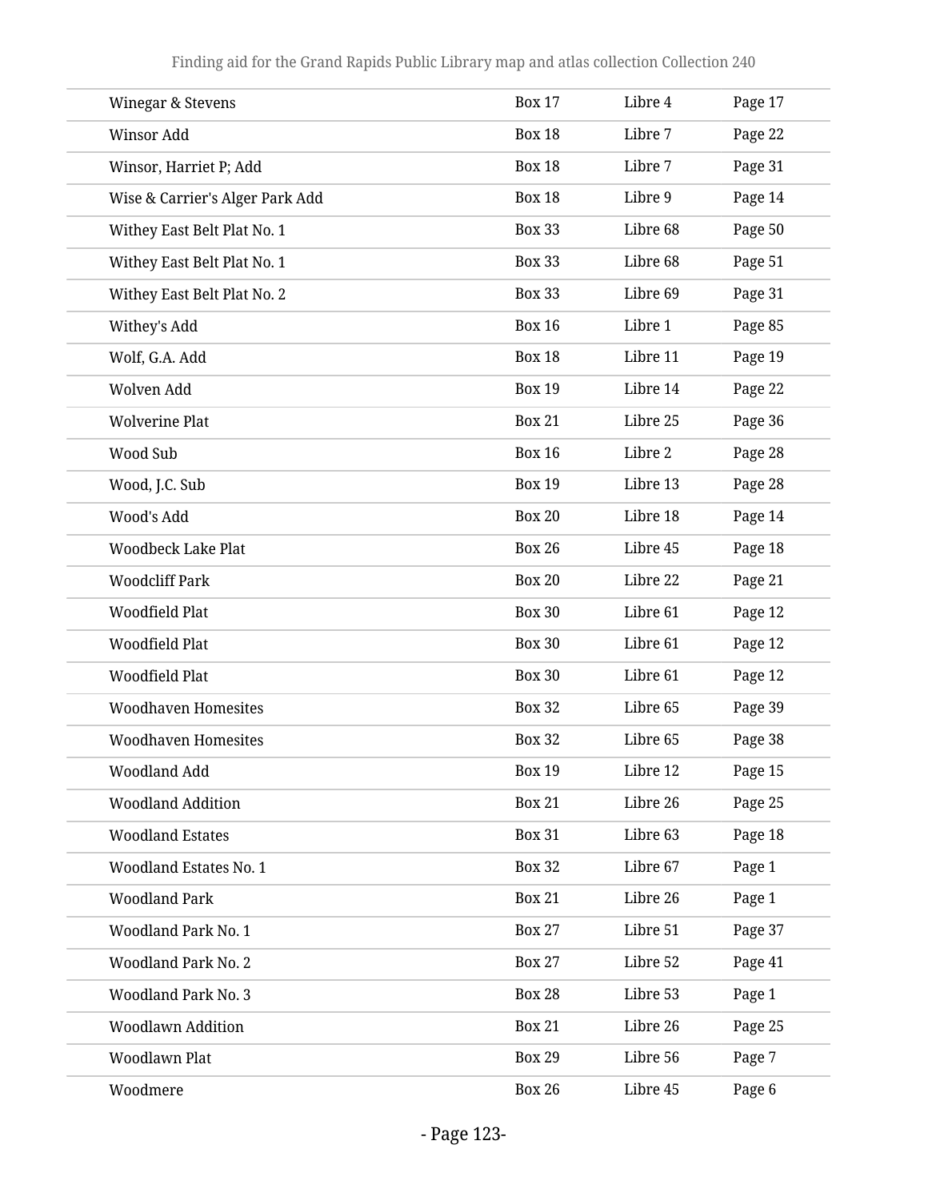| Winegar & Stevens | Box 17 | Libre 4 | Page 17 |
|---|---|---|---|
| Winsor Add | Box 18 | Libre 7 | Page 22 |
| Winsor, Harriet P; Add | Box 18 | Libre 7 | Page 31 |
| Wise & Carrier's Alger Park Add | Box 18 | Libre 9 | Page 14 |
| Withey East Belt Plat No. 1 | Box 33 | Libre 68 | Page 50 |
| Withey East Belt Plat No. 1 | Box 33 | Libre 68 | Page 51 |
| Withey East Belt Plat No. 2 | Box 33 | Libre 69 | Page 31 |
| Withey's Add | Box 16 | Libre 1 | Page 85 |
| Wolf, G.A. Add | Box 18 | Libre 11 | Page 19 |
| Wolven Add | Box 19 | Libre 14 | Page 22 |
| Wolverine Plat | Box 21 | Libre 25 | Page 36 |
| Wood Sub | Box 16 | Libre 2 | Page 28 |
| Wood, J.C. Sub | Box 19 | Libre 13 | Page 28 |
| Wood's Add | Box 20 | Libre 18 | Page 14 |
| Woodbeck Lake Plat | Box 26 | Libre 45 | Page 18 |
| Woodcliff Park | Box 20 | Libre 22 | Page 21 |
| Woodfield Plat | Box 30 | Libre 61 | Page 12 |
| Woodfield Plat | Box 30 | Libre 61 | Page 12 |
| Woodfield Plat | Box 30 | Libre 61 | Page 12 |
| Woodhaven Homesites | Box 32 | Libre 65 | Page 39 |
| Woodhaven Homesites | Box 32 | Libre 65 | Page 38 |
| Woodland Add | Box 19 | Libre 12 | Page 15 |
| Woodland Addition | Box 21 | Libre 26 | Page 25 |
| Woodland Estates | Box 31 | Libre 63 | Page 18 |
| Woodland Estates No. 1 | Box 32 | Libre 67 | Page 1 |
| Woodland Park | Box 21 | Libre 26 | Page 1 |
| Woodland Park No. 1 | Box 27 | Libre 51 | Page 37 |
| Woodland Park No. 2 | Box 27 | Libre 52 | Page 41 |
| Woodland Park No. 3 | Box 28 | Libre 53 | Page 1 |
| Woodlawn Addition | Box 21 | Libre 26 | Page 25 |
| Woodlawn Plat | Box 29 | Libre 56 | Page 7 |
| Woodmere | Box 26 | Libre 45 | Page 6 |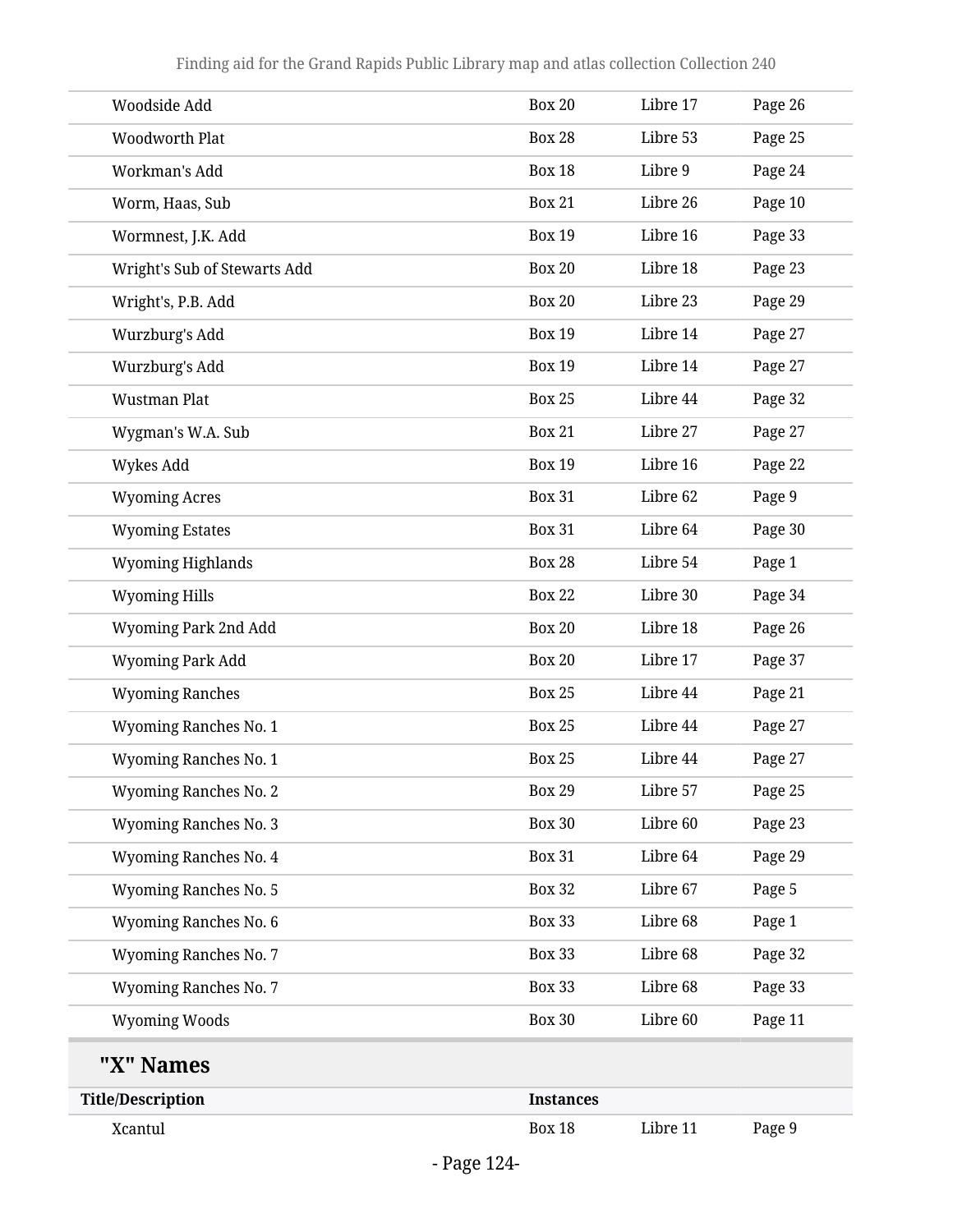| | | | |
|---|---|---|---|
| Woodside Add | Box 20 | Libre 17 | Page 26 |
| Woodworth Plat | Box 28 | Libre 53 | Page 25 |
| Workman's Add | Box 18 | Libre 9 | Page 24 |
| Worm, Haas, Sub | Box 21 | Libre 26 | Page 10 |
| Wormnest, J.K. Add | Box 19 | Libre 16 | Page 33 |
| Wright's Sub of Stewarts Add | Box 20 | Libre 18 | Page 23 |
| Wright's, P.B. Add | Box 20 | Libre 23 | Page 29 |
| Wurzburg's Add | Box 19 | Libre 14 | Page 27 |
| Wurzburg's Add | Box 19 | Libre 14 | Page 27 |
| Wustman Plat | Box 25 | Libre 44 | Page 32 |
| Wygman's W.A. Sub | Box 21 | Libre 27 | Page 27 |
| Wykes Add | Box 19 | Libre 16 | Page 22 |
| Wyoming Acres | Box 31 | Libre 62 | Page 9 |
| Wyoming Estates | Box 31 | Libre 64 | Page 30 |
| Wyoming Highlands | Box 28 | Libre 54 | Page 1 |
| Wyoming Hills | Box 22 | Libre 30 | Page 34 |
| Wyoming Park 2nd Add | Box 20 | Libre 18 | Page 26 |
| Wyoming Park Add | Box 20 | Libre 17 | Page 37 |
| Wyoming Ranches | Box 25 | Libre 44 | Page 21 |
| Wyoming Ranches No. 1 | Box 25 | Libre 44 | Page 27 |
| Wyoming Ranches No. 1 | Box 25 | Libre 44 | Page 27 |
| Wyoming Ranches No. 2 | Box 29 | Libre 57 | Page 25 |
| Wyoming Ranches No. 3 | Box 30 | Libre 60 | Page 23 |
| Wyoming Ranches No. 4 | Box 31 | Libre 64 | Page 29 |
| Wyoming Ranches No. 5 | Box 32 | Libre 67 | Page 5 |
| Wyoming Ranches No. 6 | Box 33 | Libre 68 | Page 1 |
| Wyoming Ranches No. 7 | Box 33 | Libre 68 | Page 32 |
| Wyoming Ranches No. 7 | Box 33 | Libre 68 | Page 33 |
| Wyoming Woods | Box 30 | Libre 60 | Page 11 |

## "X" Names

| Title/Description | Instances | | |
|---|---|---|---|
| Xcantul | Box 18 | Libre 11 | Page 9 |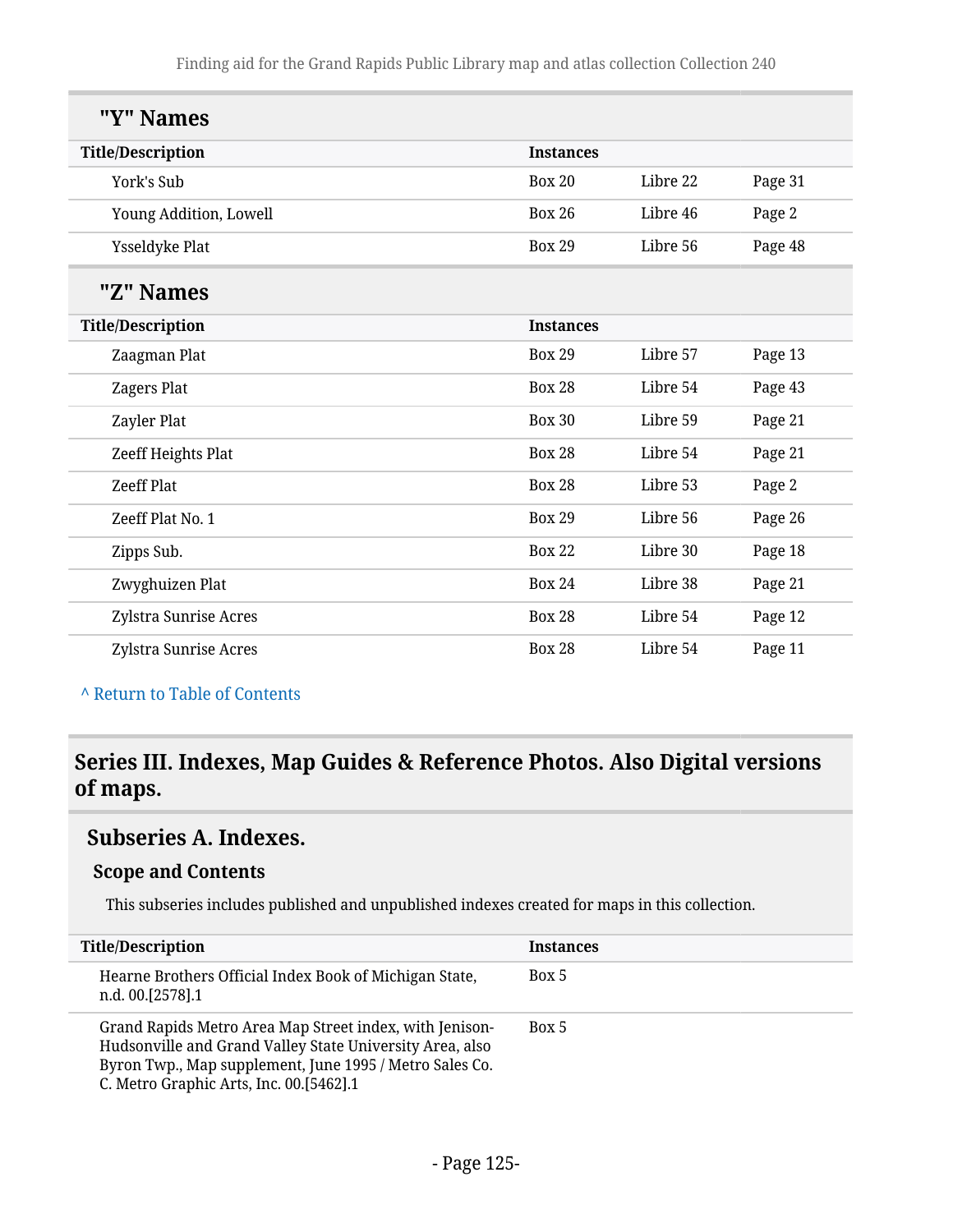## "Y" Names

| Title/Description | Instances | | |
|---|---|---|---|
| York's Sub | Box 20 | Libre 22 | Page 31 |
| Young Addition, Lowell | Box 26 | Libre 46 | Page 2 |
| Ysseldyke Plat | Box 29 | Libre 56 | Page 48 |

## "Z" Names

| Title/Description | Instances | | |
|---|---|---|---|
| Zaagman Plat | Box 29 | Libre 57 | Page 13 |
| Zagers Plat | Box 28 | Libre 54 | Page 43 |
| Zayler Plat | Box 30 | Libre 59 | Page 21 |
| Zeeff Heights Plat | Box 28 | Libre 54 | Page 21 |
| Zeeff Plat | Box 28 | Libre 53 | Page 2 |
| Zeeff Plat No. 1 | Box 29 | Libre 56 | Page 26 |
| Zipps Sub. | Box 22 | Libre 30 | Page 18 |
| Zwyghuizen Plat | Box 24 | Libre 38 | Page 21 |
| Zylstra Sunrise Acres | Box 28 | Libre 54 | Page 12 |
| Zylstra Sunrise Acres | Box 28 | Libre 54 | Page 11 |

^ Return to Table of Contents

# Series III. Indexes, Map Guides & Reference Photos. Also Digital versions of maps.

## Subseries A. Indexes.

### Scope and Contents

This subseries includes published and unpublished indexes created for maps in this collection.

| Title/Description | Instances |
|---|---|
| Hearne Brothers Official Index Book of Michigan State, n.d. 00.[2578].1 | Box 5 |
| Grand Rapids Metro Area Map Street index, with Jenison-Hudsonville and Grand Valley State University Area, also Byron Twp., Map supplement, June 1995 / Metro Sales Co. C. Metro Graphic Arts, Inc. 00.[5462].1 | Box 5 |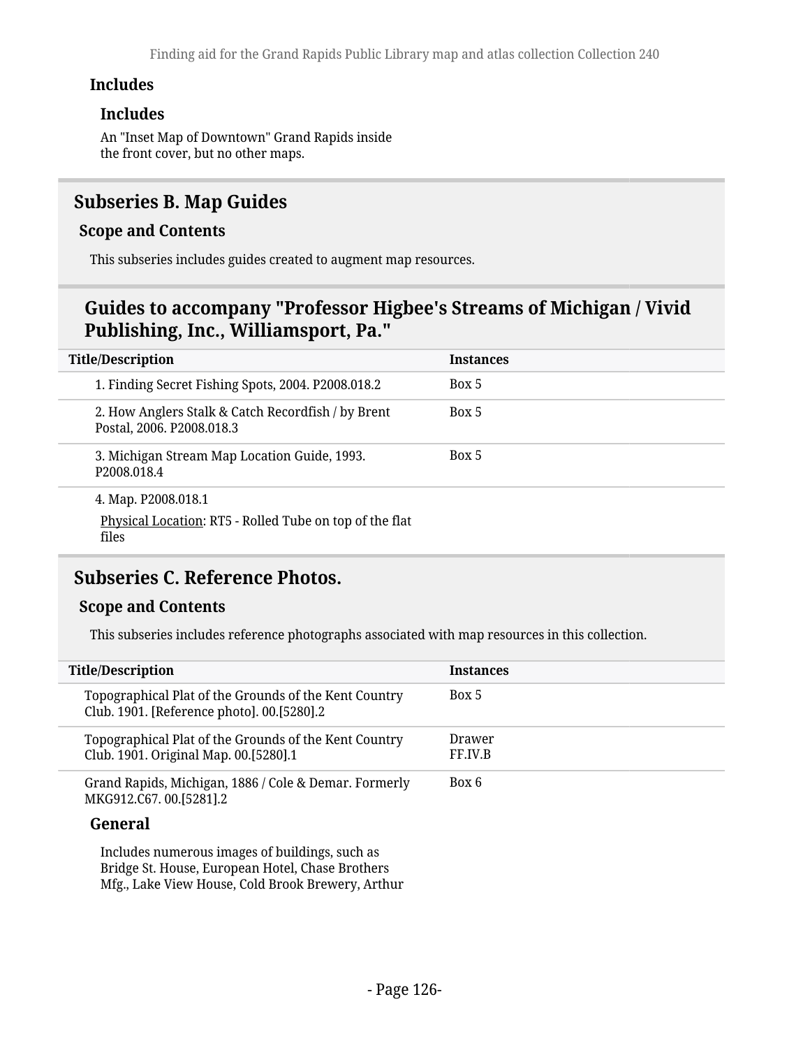#### Includes

##### Includes

An "Inset Map of Downtown" Grand Rapids inside the front cover, but no other maps.

## Subseries B. Map Guides

### Scope and Contents

This subseries includes guides created to augment map resources.

## Guides to accompany "Professor Higbee's Streams of Michigan / Vivid Publishing, Inc., Williamsport, Pa."

| Title/Description | Instances |
| --- | --- |
| 1. Finding Secret Fishing Spots, 2004. P2008.018.2 | Box 5 |
| 2. How Anglers Stalk & Catch Recordfish / by Brent Postal, 2006. P2008.018.3 | Box 5 |
| 3. Michigan Stream Map Location Guide, 1993. P2008.018.4 | Box 5 |
| 4. Map. P2008.018.1<br>Physical Location: RT5 - Rolled Tube on top of the flat files | |

## Subseries C. Reference Photos.

### Scope and Contents

This subseries includes reference photographs associated with map resources in this collection.

| Title/Description | Instances |
| --- | --- |
| Topographical Plat of the Grounds of the Kent Country Club. 1901. [Reference photo]. 00.[5280].2 | Box 5 |
| Topographical Plat of the Grounds of the Kent Country Club. 1901. Original Map. 00.[5280].1 | Drawer FF.IV.B |
| Grand Rapids, Michigan, 1886 / Cole & Demar. Formerly MKG912.C67. 00.[5281].2 | Box 6 |

#### General

Includes numerous images of buildings, such as Bridge St. House, European Hotel, Chase Brothers Mfg., Lake View House, Cold Brook Brewery, Arthur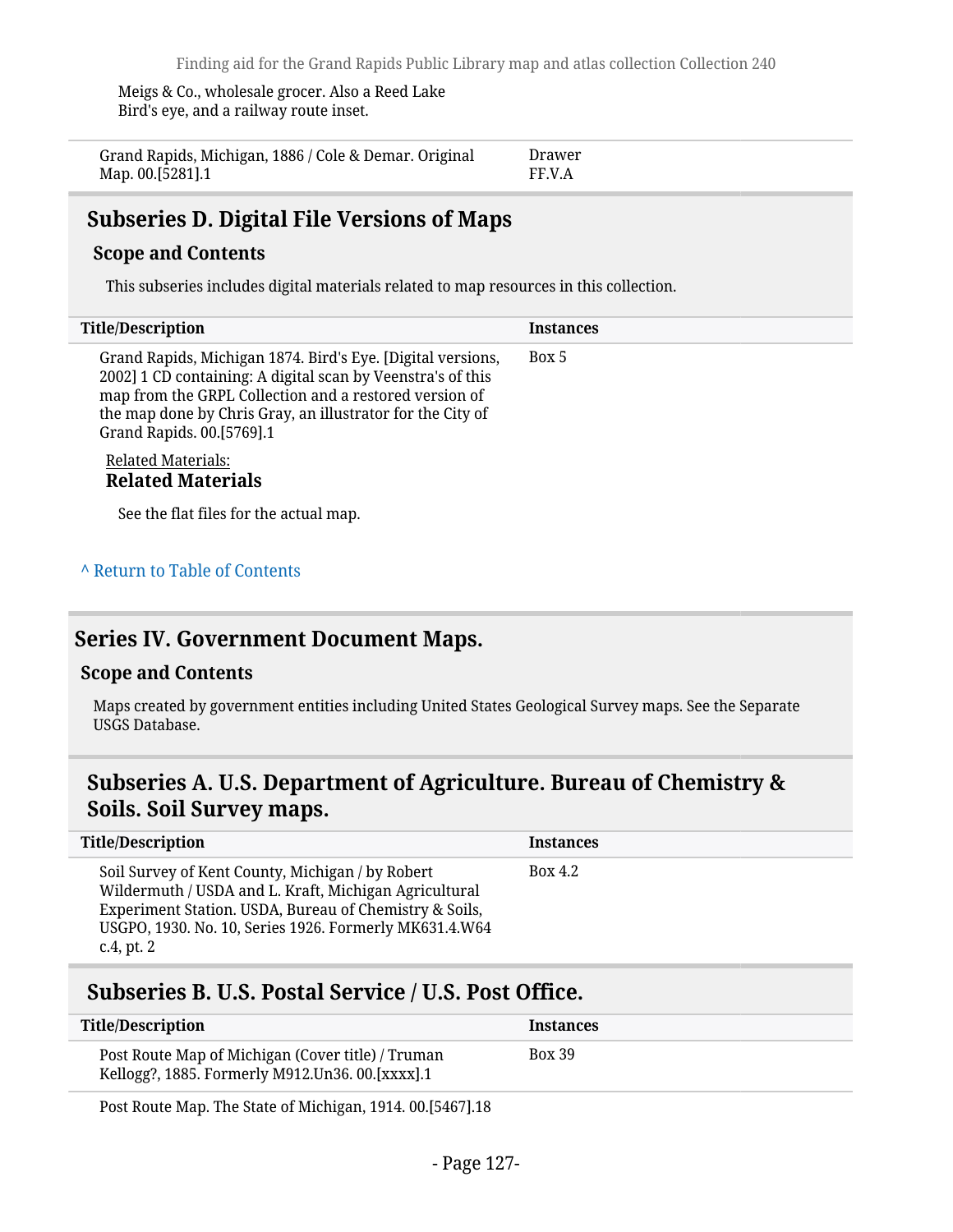Meigs & Co., wholesale grocer. Also a Reed Lake Bird's eye, and a railway route inset.

| | |
|---|---|
| Grand Rapids, Michigan, 1886 / Cole & Demar. Original Map. 00.[5281].1 | Drawer FF.V.A |

## Subseries D. Digital File Versions of Maps

### Scope and Contents

This subseries includes digital materials related to map resources in this collection.

| Title/Description | Instances |
|---|---|
| Grand Rapids, Michigan 1874. Bird's Eye. [Digital versions, 2002] 1 CD containing: A digital scan by Veenstra's of this map from the GRPL Collection and a restored version of the map done by Chris Gray, an illustrator for the City of Grand Rapids. 00.[5769].1 | Box 5 |

Related Materials:

**Related Materials**

See the flat files for the actual map.

^ Return to Table of Contents

## Series IV. Government Document Maps.

### Scope and Contents

Maps created by government entities including United States Geological Survey maps. See the Separate USGS Database.

## Subseries A. U.S. Department of Agriculture. Bureau of Chemistry & Soils. Soil Survey maps.

| Title/Description | Instances |
|---|---|
| Soil Survey of Kent County, Michigan / by Robert Wildermuth / USDA and L. Kraft, Michigan Agricultural Experiment Station. USDA, Bureau of Chemistry & Soils, USGPO, 1930. No. 10, Series 1926. Formerly MK631.4.W64 c.4, pt. 2 | Box 4.2 |

## Subseries B. U.S. Postal Service / U.S. Post Office.

| Title/Description | Instances |
|---|---|
| Post Route Map of Michigan (Cover title) / Truman Kellogg?, 1885. Formerly M912.Un36. 00.[xxxx].1 | Box 39 |
| Post Route Map. The State of Michigan, 1914. 00.[5467].18 | |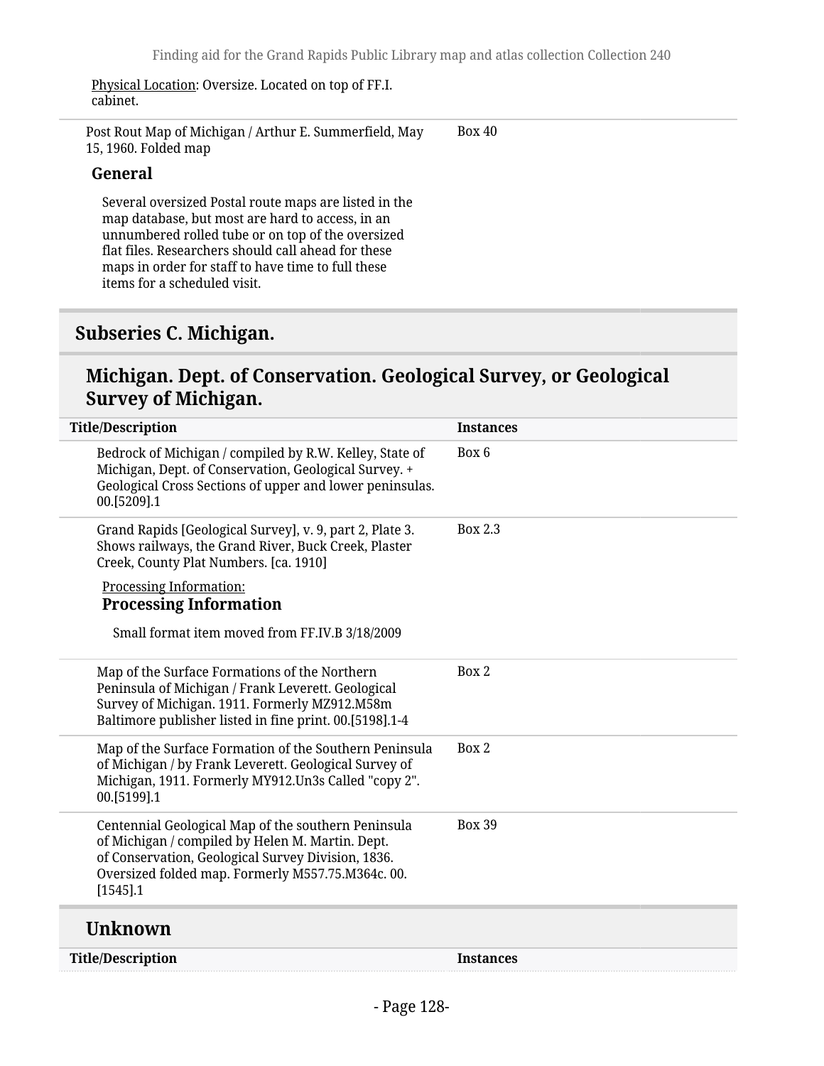Physical Location: Oversize. Located on top of FF.I. cabinet.

| Title/Description | Instances |
|---|---|
| Post Rout Map of Michigan / Arthur E. Summerfield, May 15, 1960. Folded map | Box 40 |

**General**

Several oversized Postal route maps are listed in the map database, but most are hard to access, in an unnumbered rolled tube or on top of the oversized flat files. Researchers should call ahead for these maps in order for staff to have time to full these items for a scheduled visit.

## Subseries C. Michigan.

### Michigan. Dept. of Conservation. Geological Survey, or Geological Survey of Michigan.

| Title/Description | Instances |
|---|---|
| Bedrock of Michigan / compiled by R.W. Kelley, State of Michigan, Dept. of Conservation, Geological Survey. + Geological Cross Sections of upper and lower peninsulas. 00.[5209].1 | Box 6 |
| Grand Rapids [Geological Survey], v. 9, part 2, Plate 3. Shows railways, the Grand River, Buck Creek, Plaster Creek, County Plat Numbers. [ca. 1910]<br><br>Processing Information:<br>**Processing Information**<br><br>Small format item moved from FF.IV.B 3/18/2009 | Box 2.3 |
| Map of the Surface Formations of the Northern Peninsula of Michigan / Frank Leverett. Geological Survey of Michigan. 1911. Formerly MZ912.M58m Baltimore publisher listed in fine print. 00.[5198].1-4 | Box 2 |
| Map of the Surface Formation of the Southern Peninsula of Michigan / by Frank Leverett. Geological Survey of Michigan, 1911. Formerly MY912.Un3s Called "copy 2". 00.[5199].1 | Box 2 |
| Centennial Geological Map of the southern Peninsula of Michigan / compiled by Helen M. Martin. Dept. of Conservation, Geological Survey Division, 1836. Oversized folded map. Formerly M557.75.M364c. 00.[1545].1 | Box 39 |

### Unknown

| Title/Description | Instances |
|---|---|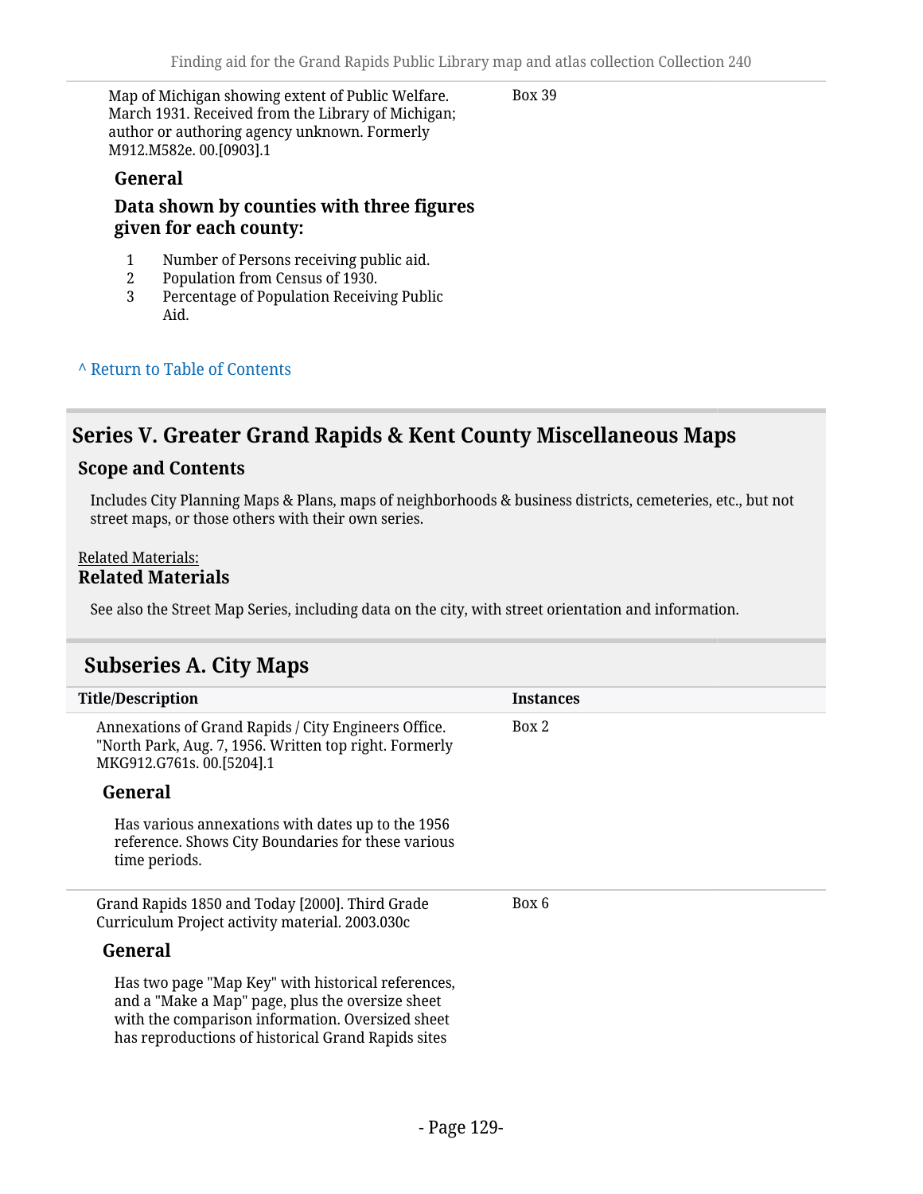| Title/Description | Instances |
|---|---|
| Map of Michigan showing extent of Public Welfare. March 1931. Received from the Library of Michigan; author or authoring agency unknown. Formerly M912.M582e. 00.[0903].1 | Box 39 |

#### General

#### Data shown by counties with three figures given for each county:

1. Number of Persons receiving public aid.
2. Population from Census of 1930.
3. Percentage of Population Receiving Public Aid.

^ Return to Table of Contents

## Series V. Greater Grand Rapids & Kent County Miscellaneous Maps

### Scope and Contents

Includes City Planning Maps & Plans, maps of neighborhoods & business districts, cemeteries, etc., but not street maps, or those others with their own series.

Related Materials:

### Related Materials

See also the Street Map Series, including data on the city, with street orientation and information.

## Subseries A. City Maps

| Title/Description | Instances |
|---|---|
| Annexations of Grand Rapids / City Engineers Office. "North Park, Aug. 7, 1956. Written top right. Formerly MKG912.G761s. 00.[5204].1 | Box 2 |

#### General

Has various annexations with dates up to the 1956 reference. Shows City Boundaries for these various time periods.

| Title/Description | Instances |
|---|---|
| Grand Rapids 1850 and Today [2000]. Third Grade Curriculum Project activity material. 2003.030c | Box 6 |

#### General

Has two page "Map Key" with historical references, and a "Make a Map" page, plus the oversize sheet with the comparison information. Oversized sheet has reproductions of historical Grand Rapids sites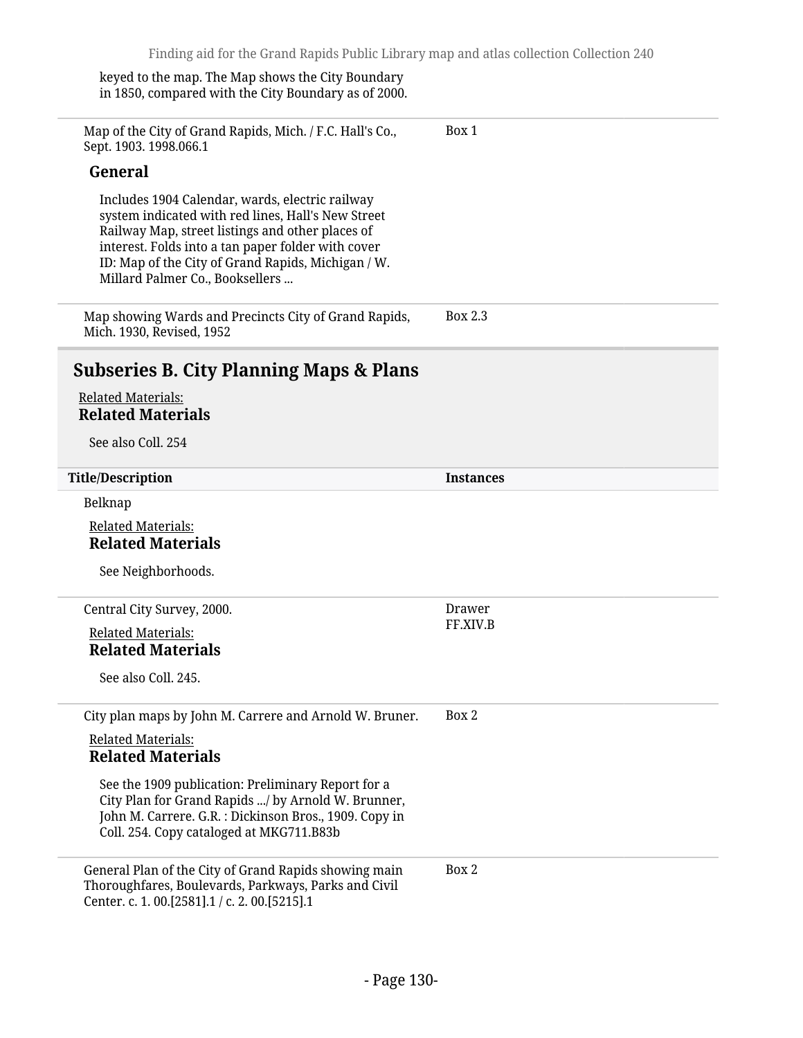keyed to the map. The Map shows the City Boundary in 1850, compared with the City Boundary as of 2000.

| Title/Description | Instances |
| --- | --- |
| Map of the City of Grand Rapids, Mich. / F.C. Hall's Co., Sept. 1903. 1998.066.1<br><br>**General**<br><br>Includes 1904 Calendar, wards, electric railway system indicated with red lines, Hall's New Street Railway Map, street listings and other places of interest. Folds into a tan paper folder with cover ID: Map of the City of Grand Rapids, Michigan / W. Millard Palmer Co., Booksellers ... | Box 1 |
| Map showing Wards and Precincts City of Grand Rapids, Mich. 1930, Revised, 1952 | Box 2.3 |

## Subseries B. City Planning Maps & Plans

Related Materials:

**Related Materials**

See also Coll. 254

| Title/Description | Instances |
| --- | --- |
| Belknap<br><br>Related Materials:<br>**Related Materials**<br><br>See Neighborhoods. | |
| Central City Survey, 2000.<br><br>Related Materials:<br>**Related Materials**<br><br>See also Coll. 245. | Drawer FF.XIV.B |
| City plan maps by John M. Carrere and Arnold W. Bruner.<br><br>Related Materials:<br>**Related Materials**<br><br>See the 1909 publication: Preliminary Report for a City Plan for Grand Rapids .../ by Arnold W. Brunner, John M. Carrere. G.R. : Dickinson Bros., 1909. Copy in Coll. 254. Copy cataloged at MKG711.B83b | Box 2 |
| General Plan of the City of Grand Rapids showing main Thoroughfares, Boulevards, Parkways, Parks and Civil Center. c. 1. 00.[2581].1 / c. 2. 00.[5215].1 | Box 2 |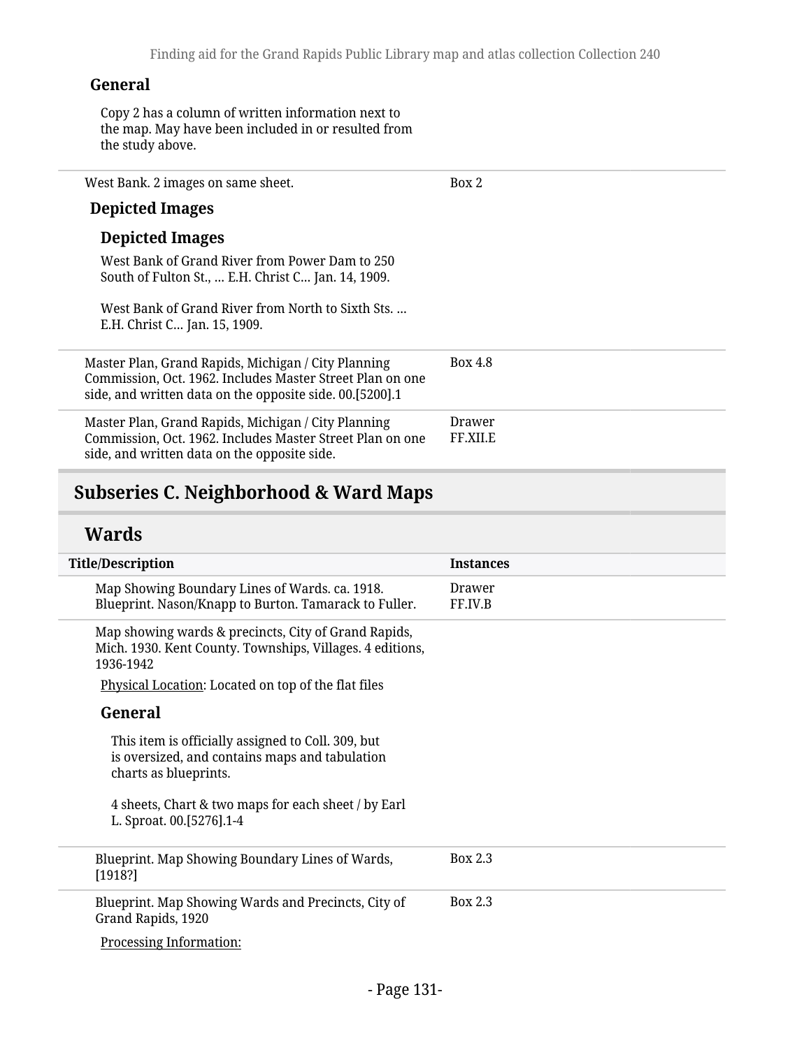#### General

Copy 2 has a column of written information next to the map. May have been included in or resulted from the study above.

| | |
|---|---|
| West Bank. 2 images on same sheet. | Box 2 |

#### Depicted Images

#### Depicted Images

West Bank of Grand River from Power Dam to 250 South of Fulton St., ... E.H. Christ C... Jan. 14, 1909.

West Bank of Grand River from North to Sixth Sts. ... E.H. Christ C... Jan. 15, 1909.

| | |
|---|---|
| Master Plan, Grand Rapids, Michigan / City Planning Commission, Oct. 1962. Includes Master Street Plan on one side, and written data on the opposite side. 00.[5200].1 | Box 4.8 |
| Master Plan, Grand Rapids, Michigan / City Planning Commission, Oct. 1962. Includes Master Street Plan on one side, and written data on the opposite side. | Drawer FF.XII.E |

## Subseries C. Neighborhood & Ward Maps

### Wards

| Title/Description | Instances |
|---|---|
| Map Showing Boundary Lines of Wards. ca. 1918. Blueprint. Nason/Knapp to Burton. Tamarack to Fuller. | Drawer FF.IV.B |
| Map showing wards & precincts, City of Grand Rapids, Mich. 1930. Kent County. Townships, Villages. 4 editions, 1936-1942 | |

Physical Location: Located on top of the flat files

#### General

This item is officially assigned to Coll. 309, but is oversized, and contains maps and tabulation charts as blueprints.

4 sheets, Chart & two maps for each sheet / by Earl L. Sproat. 00.[5276].1-4

| | |
|---|---|
| Blueprint. Map Showing Boundary Lines of Wards, [1918?] | Box 2.3 |
| Blueprint. Map Showing Wards and Precincts, City of Grand Rapids, 1920 | Box 2.3 |

Processing Information: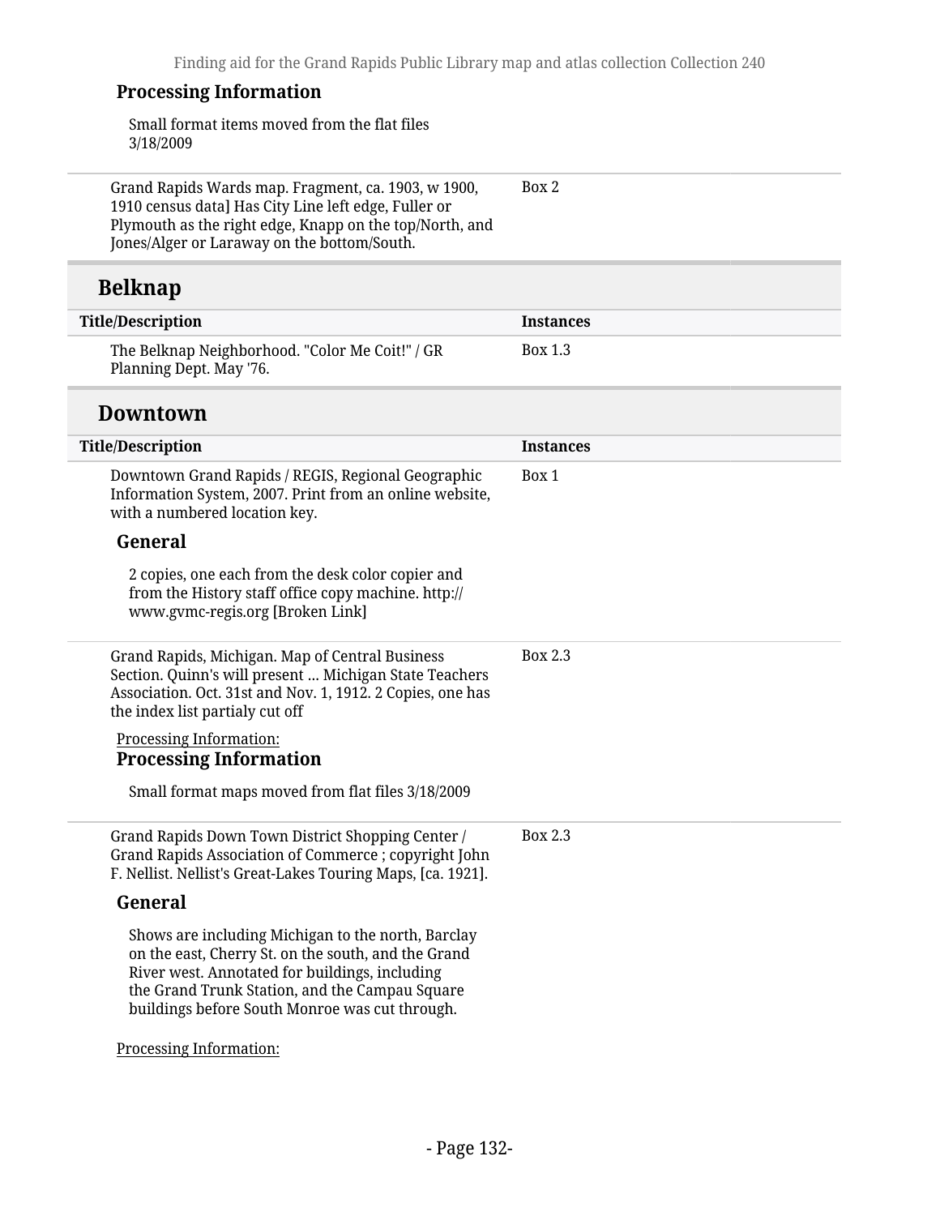### Processing Information

Small format items moved from the flat files 3/18/2009

| Title/Description | Instances |
| --- | --- |
| Grand Rapids Wards map. Fragment, ca. 1903, w 1900, 1910 census data] Has City Line left edge, Fuller or Plymouth as the right edge, Knapp on the top/North, and Jones/Alger or Laraway on the bottom/South. | Box 2 |

## Belknap

| Title/Description | Instances |
| --- | --- |
| The Belknap Neighborhood. "Color Me Coit!" / GR Planning Dept. May '76. | Box 1.3 |

## Downtown

| Title/Description | Instances |
| --- | --- |
| Downtown Grand Rapids / REGIS, Regional Geographic Information System, 2007. Print from an online website, with a numbered location key. | Box 1 |

### General

2 copies, one each from the desk color copier and from the History staff office copy machine. http://www.gvmc-regis.org [Broken Link]

| Title/Description | Instances |
| --- | --- |
| Grand Rapids, Michigan. Map of Central Business Section. Quinn's will present ... Michigan State Teachers Association. Oct. 31st and Nov. 1, 1912. 2 Copies, one has the index list partialy cut off | Box 2.3 |

Processing Information:

### Processing Information

Small format maps moved from flat files 3/18/2009

| Title/Description | Instances |
| --- | --- |
| Grand Rapids Down Town District Shopping Center / Grand Rapids Association of Commerce ; copyright John F. Nellist. Nellist's Great-Lakes Touring Maps, [ca. 1921]. | Box 2.3 |

### General

Shows are including Michigan to the north, Barclay on the east, Cherry St. on the south, and the Grand River west. Annotated for buildings, including the Grand Trunk Station, and the Campau Square buildings before South Monroe was cut through.

Processing Information: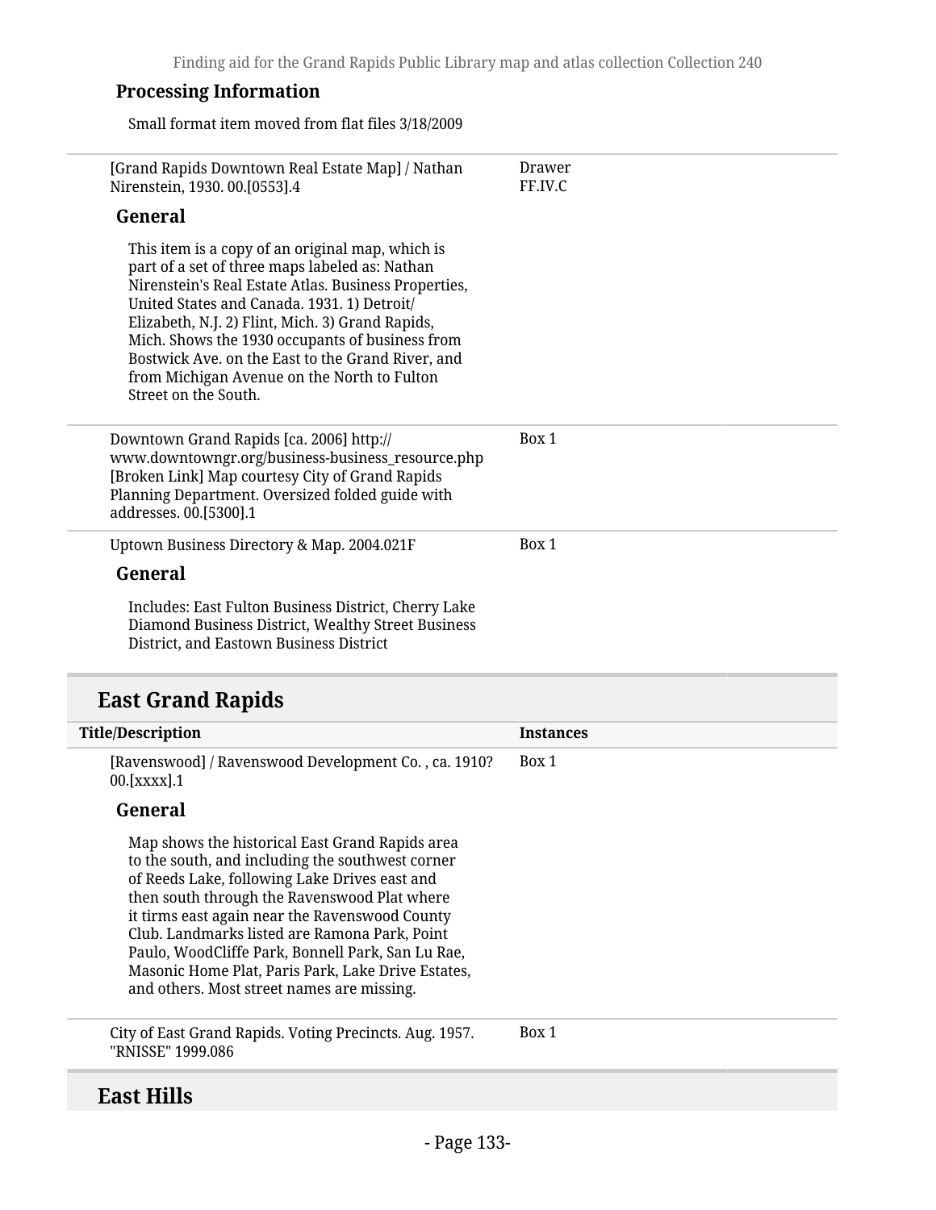### Processing Information

Small format item moved from flat files 3/18/2009

| Title/Description | Instances |
|---|---|
| [Grand Rapids Downtown Real Estate Map] / Nathan Nirenstein, 1930. 00.[0553].4 | Drawer FF.IV.C |

**General**

This item is a copy of an original map, which is part of a set of three maps labeled as: Nathan Nirenstein's Real Estate Atlas. Business Properties, United States and Canada. 1931. 1) Detroit/ Elizabeth, N.J. 2) Flint, Mich. 3) Grand Rapids, Mich. Shows the 1930 occupants of business from Bostwick Ave. on the East to the Grand River, and from Michigan Avenue on the North to Fulton Street on the South.

| Title/Description | Instances |
|---|---|
| Downtown Grand Rapids [ca. 2006] http://www.downtowngr.org/business-business_resource.php [Broken Link] Map courtesy City of Grand Rapids Planning Department. Oversized folded guide with addresses. 00.[5300].1 | Box 1 |
| Uptown Business Directory & Map. 2004.021F | Box 1 |

**General**

Includes: East Fulton Business District, Cherry Lake Diamond Business District, Wealthy Street Business District, and Eastown Business District

## East Grand Rapids

| Title/Description | Instances |
|---|---|
| [Ravenswood] / Ravenswood Development Co. , ca. 1910? 00.[xxxx].1 | Box 1 |

**General**

Map shows the historical East Grand Rapids area to the south, and including the southwest corner of Reeds Lake, following Lake Drives east and then south through the Ravenswood Plat where it tirms east again near the Ravenswood County Club. Landmarks listed are Ramona Park, Point Paulo, WoodCliffe Park, Bonnell Park, San Lu Rae, Masonic Home Plat, Paris Park, Lake Drive Estates, and others. Most street names are missing.

| Title/Description | Instances |
|---|---|
| City of East Grand Rapids. Voting Precincts. Aug. 1957. "RNISSE" 1999.086 | Box 1 |

## East Hills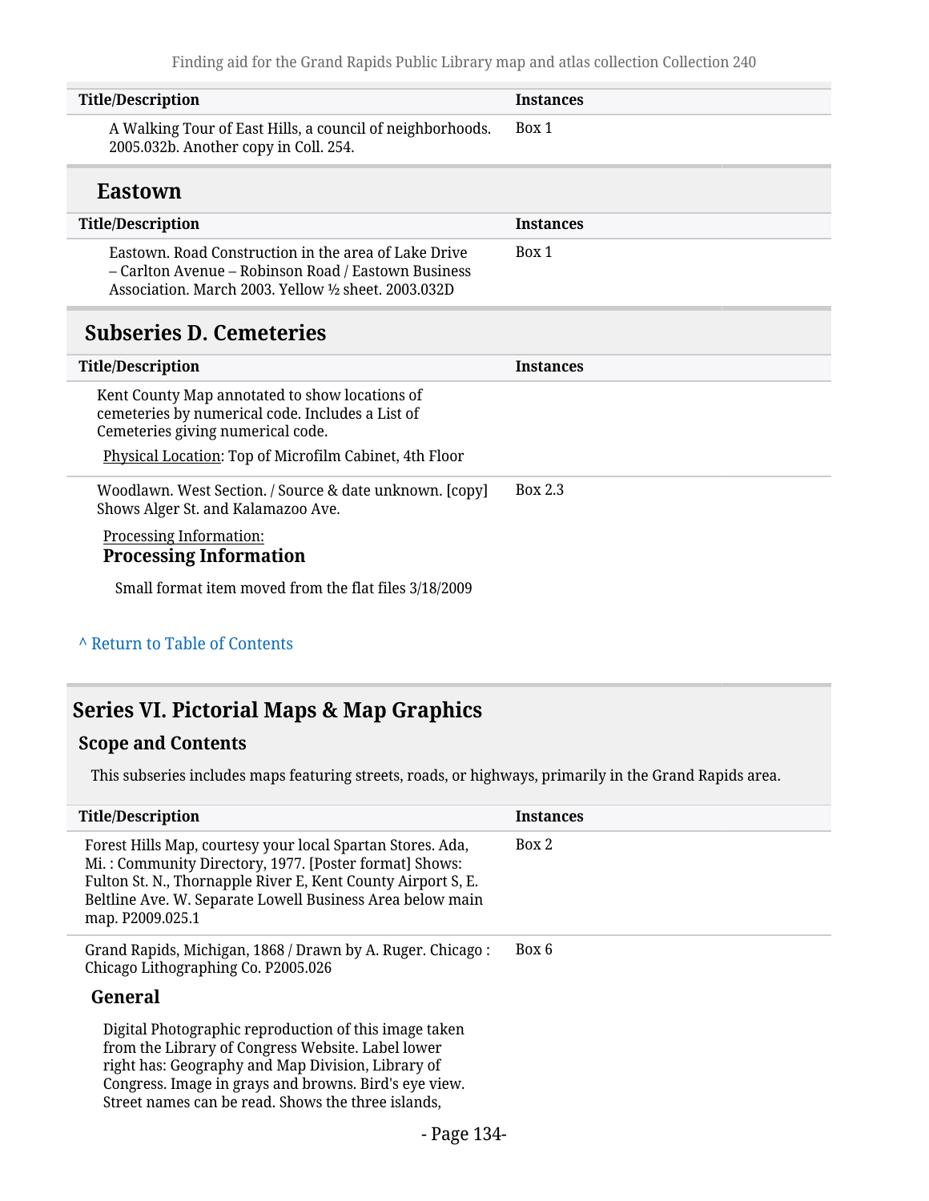| Title/Description | Instances |
|---|---|
| A Walking Tour of East Hills, a council of neighborhoods. 2005.032b. Another copy in Coll. 254. | Box 1 |

### Eastown

| Title/Description | Instances |
|---|---|
| Eastown. Road Construction in the area of Lake Drive – Carlton Avenue – Robinson Road / Eastown Business Association. March 2003. Yellow ½ sheet. 2003.032D | Box 1 |

## Subseries D. Cemeteries

| Title/Description | Instances |
|---|---|
| Kent County Map annotated to show locations of cemeteries by numerical code. Includes a List of Cemeteries giving numerical code. Physical Location: Top of Microfilm Cabinet, 4th Floor | |
| Woodlawn. West Section. / Source & date unknown. [copy] Shows Alger St. and Kalamazoo Ave. | Box 2.3 |

Processing Information:

**Processing Information**

Small format item moved from the flat files 3/18/2009

^ Return to Table of Contents

## Series VI. Pictorial Maps & Map Graphics

### Scope and Contents

This subseries includes maps featuring streets, roads, or highways, primarily in the Grand Rapids area.

| Title/Description | Instances |
|---|---|
| Forest Hills Map, courtesy your local Spartan Stores. Ada, Mi. : Community Directory, 1977. [Poster format] Shows: Fulton St. N., Thornapple River E, Kent County Airport S, E. Beltline Ave. W. Separate Lowell Business Area below main map. P2009.025.1 | Box 2 |
| Grand Rapids, Michigan, 1868 / Drawn by A. Ruger. Chicago : Chicago Lithographing Co. P2005.026 | Box 6 |

**General**

Digital Photographic reproduction of this image taken from the Library of Congress Website. Label lower right has: Geography and Map Division, Library of Congress. Image in grays and browns. Bird's eye view. Street names can be read. Shows the three islands,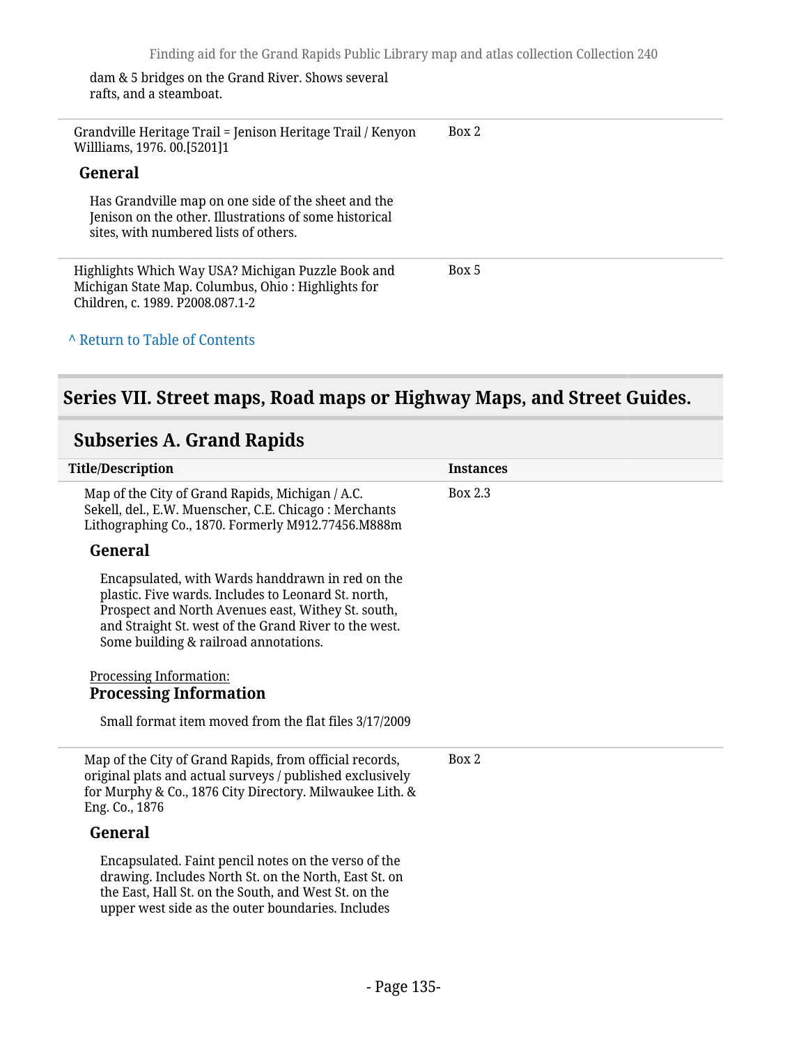dam & 5 bridges on the Grand River. Shows several rafts, and a steamboat.

---

Grandville Heritage Trail = Jenison Heritage Trail / Kenyon Willliams, 1976. 00.[5201]1 — Box 2

**General**

Has Grandville map on one side of the sheet and the Jenison on the other. Illustrations of some historical sites, with numbered lists of others.

---

Highlights Which Way USA? Michigan Puzzle Book and Michigan State Map. Columbus, Ohio : Highlights for Children, c. 1989. P2008.087.1-2 — Box 5

^ Return to Table of Contents

## Series VII. Street maps, Road maps or Highway Maps, and Street Guides.

### Subseries A. Grand Rapids

| Title/Description | Instances |
| --- | --- |
| Map of the City of Grand Rapids, Michigan / A.C. Sekell, del., E.W. Muenscher, C.E. Chicago : Merchants Lithographing Co., 1870. Formerly M912.77456.M888m | Box 2.3 |

**General**

Encapsulated, with Wards handdrawn in red on the plastic. Five wards. Includes to Leonard St. north, Prospect and North Avenues east, Withey St. south, and Straight St. west of the Grand River to the west. Some building & railroad annotations.

Processing Information:

**Processing Information**

Small format item moved from the flat files 3/17/2009

---

Map of the City of Grand Rapids, from official records, original plats and actual surveys / published exclusively for Murphy & Co., 1876 City Directory. Milwaukee Lith. & Eng. Co., 1876 — Box 2

**General**

Encapsulated. Faint pencil notes on the verso of the drawing. Includes North St. on the North, East St. on the East, Hall St. on the South, and West St. on the upper west side as the outer boundaries. Includes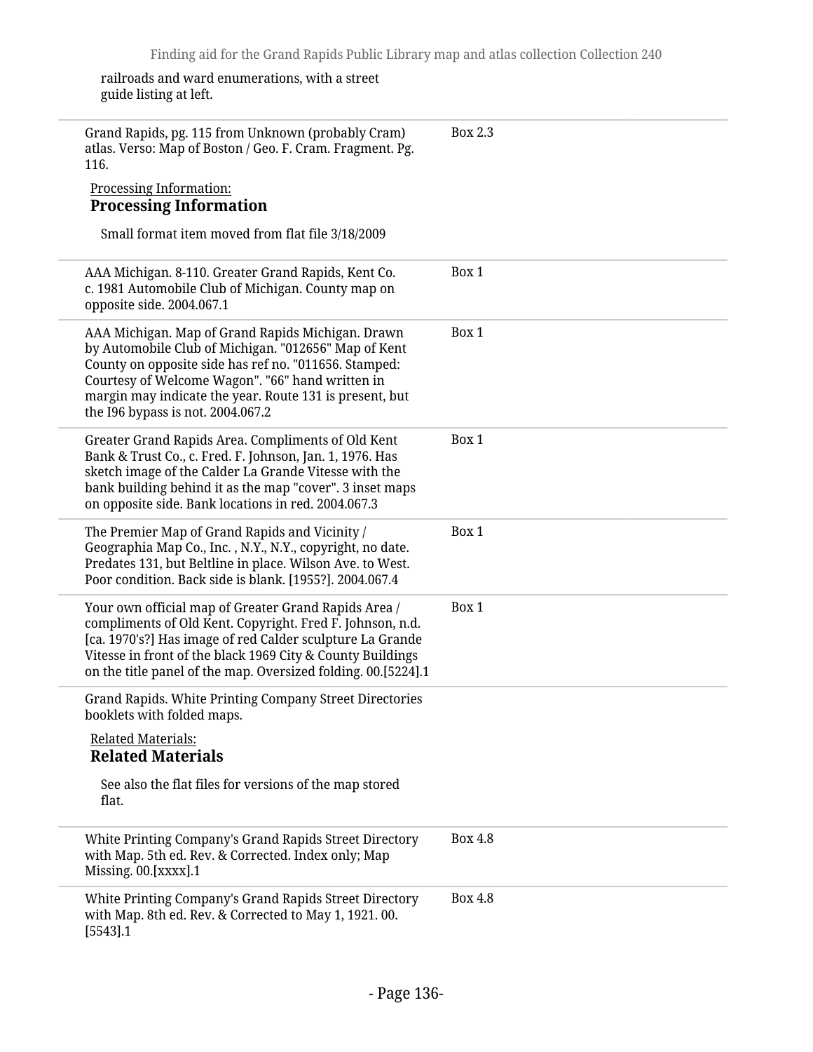railroads and ward enumerations, with a street guide listing at left.

| | |
|---|---|
| Grand Rapids, pg. 115 from Unknown (probably Cram) atlas. Verso: Map of Boston / Geo. F. Cram. Fragment. Pg. 116. | Box 2.3 |

Processing Information:

**Processing Information**

Small format item moved from flat file 3/18/2009

| | |
|---|---|
| AAA Michigan. 8-110. Greater Grand Rapids, Kent Co. c. 1981 Automobile Club of Michigan. County map on opposite side. 2004.067.1 | Box 1 |
| AAA Michigan. Map of Grand Rapids Michigan. Drawn by Automobile Club of Michigan. "012656" Map of Kent County on opposite side has ref no. "011656. Stamped: Courtesy of Welcome Wagon". "66" hand written in margin may indicate the year. Route 131 is present, but the I96 bypass is not. 2004.067.2 | Box 1 |
| Greater Grand Rapids Area. Compliments of Old Kent Bank & Trust Co., c. Fred. F. Johnson, Jan. 1, 1976. Has sketch image of the Calder La Grande Vitesse with the bank building behind it as the map "cover". 3 inset maps on opposite side. Bank locations in red. 2004.067.3 | Box 1 |
| The Premier Map of Grand Rapids and Vicinity / Geographia Map Co., Inc. , N.Y., N.Y., copyright, no date. Predates 131, but Beltline in place. Wilson Ave. to West. Poor condition. Back side is blank. [1955?]. 2004.067.4 | Box 1 |
| Your own official map of Greater Grand Rapids Area / compliments of Old Kent. Copyright. Fred F. Johnson, n.d. [ca. 1970's?] Has image of red Calder sculpture La Grande Vitesse in front of the black 1969 City & County Buildings on the title panel of the map. Oversized folding. 00.[5224].1 | Box 1 |

Grand Rapids. White Printing Company Street Directories booklets with folded maps.

Related Materials:

**Related Materials**

See also the flat files for versions of the map stored flat.

| | |
|---|---|
| White Printing Company's Grand Rapids Street Directory with Map. 5th ed. Rev. & Corrected. Index only; Map Missing. 00.[xxxx].1 | Box 4.8 |
| White Printing Company's Grand Rapids Street Directory with Map. 8th ed. Rev. & Corrected to May 1, 1921. 00.[5543].1 | Box 4.8 |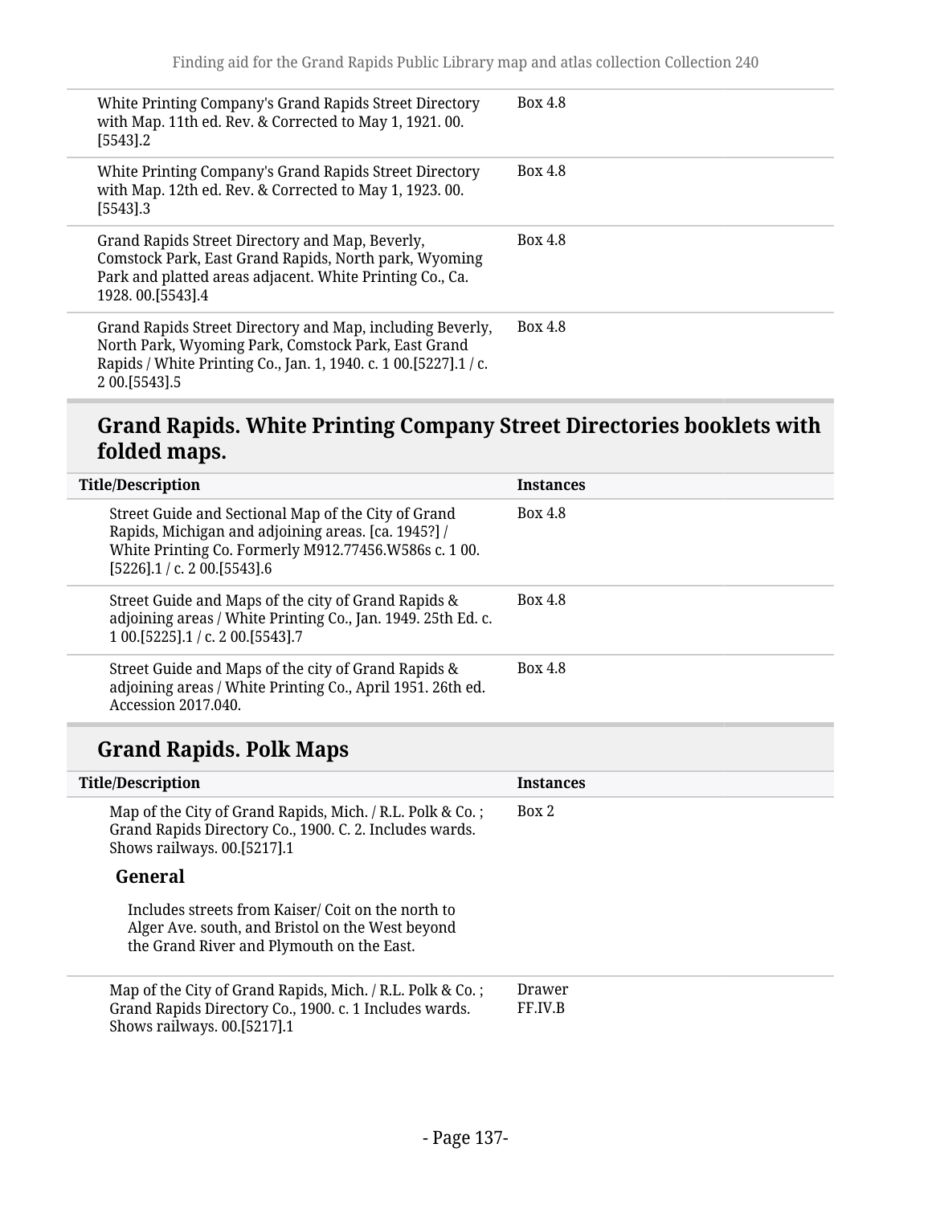| | |
|---|---|
| White Printing Company's Grand Rapids Street Directory with Map. 11th ed. Rev. & Corrected to May 1, 1921. 00.[5543].2 | Box 4.8 |
| White Printing Company's Grand Rapids Street Directory with Map. 12th ed. Rev. & Corrected to May 1, 1923. 00.[5543].3 | Box 4.8 |
| Grand Rapids Street Directory and Map, Beverly, Comstock Park, East Grand Rapids, North park, Wyoming Park and platted areas adjacent. White Printing Co., Ca. 1928. 00.[5543].4 | Box 4.8 |
| Grand Rapids Street Directory and Map, including Beverly, North Park, Wyoming Park, Comstock Park, East Grand Rapids / White Printing Co., Jan. 1, 1940. c. 1 00.[5227].1 / c. 2 00.[5543].5 | Box 4.8 |

## Grand Rapids. White Printing Company Street Directories booklets with folded maps.

| Title/Description | Instances |
|---|---|
| Street Guide and Sectional Map of the City of Grand Rapids, Michigan and adjoining areas. [ca. 1945?] / White Printing Co. Formerly M912.77456.W586s c. 1 00.[5226].1 / c. 2 00.[5543].6 | Box 4.8 |
| Street Guide and Maps of the city of Grand Rapids & adjoining areas / White Printing Co., Jan. 1949. 25th Ed. c. 1 00.[5225].1 / c. 2 00.[5543].7 | Box 4.8 |
| Street Guide and Maps of the city of Grand Rapids & adjoining areas / White Printing Co., April 1951. 26th ed. Accession 2017.040. | Box 4.8 |

## Grand Rapids. Polk Maps

| Title/Description | Instances |
|---|---|
| Map of the City of Grand Rapids, Mich. / R.L. Polk & Co. ; Grand Rapids Directory Co., 1900. C. 2. Includes wards. Shows railways. 00.[5217].1<br><br>**General**<br><br>Includes streets from Kaiser/ Coit on the north to Alger Ave. south, and Bristol on the West beyond the Grand River and Plymouth on the East. | Box 2 |
| Map of the City of Grand Rapids, Mich. / R.L. Polk & Co. ; Grand Rapids Directory Co., 1900. c. 1 Includes wards. Shows railways. 00.[5217].1 | Drawer FF.IV.B |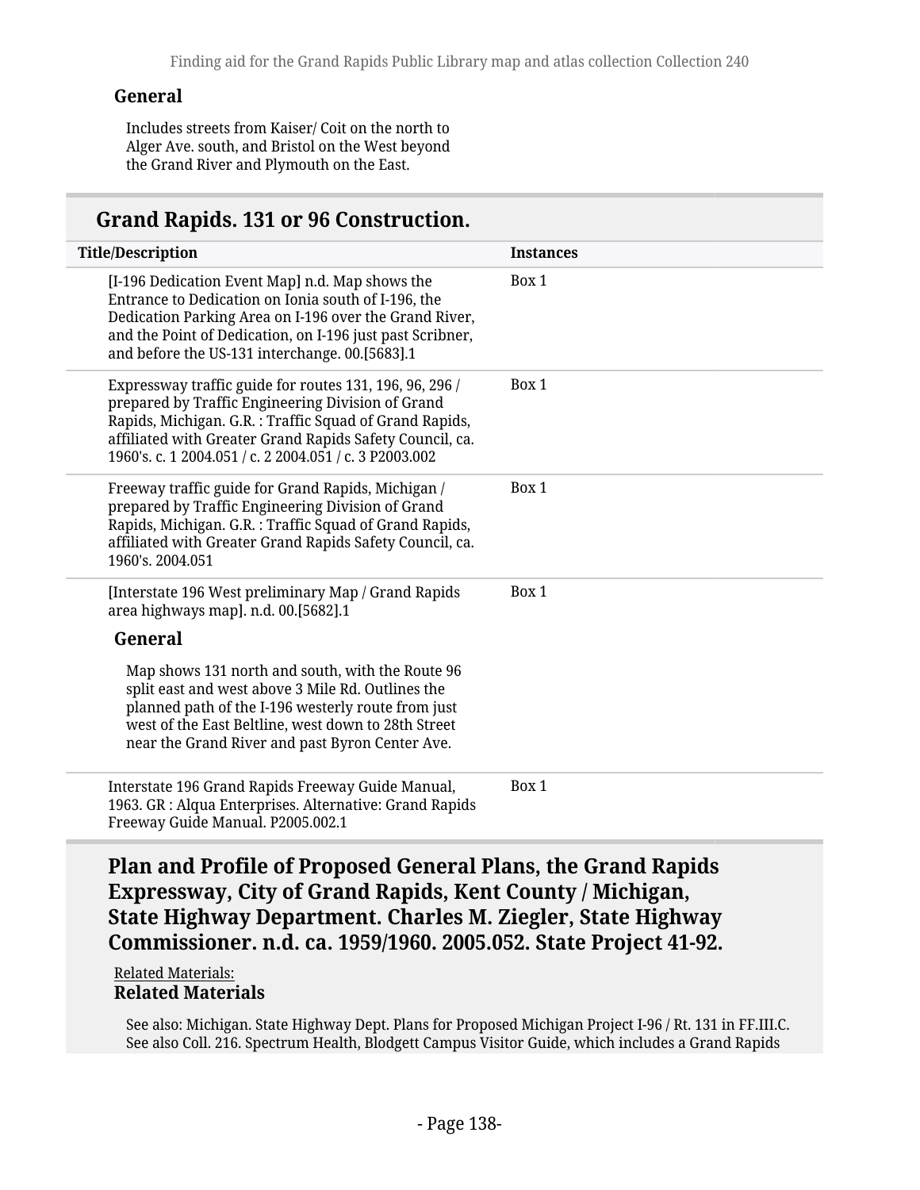### General

Includes streets from Kaiser/ Coit on the north to Alger Ave. south, and Bristol on the West beyond the Grand River and Plymouth on the East.

## Grand Rapids. 131 or 96 Construction.

| Title/Description | Instances |
| --- | --- |
| [I-196 Dedication Event Map] n.d. Map shows the Entrance to Dedication on Ionia south of I-196, the Dedication Parking Area on I-196 over the Grand River, and the Point of Dedication, on I-196 just past Scribner, and before the US-131 interchange. 00.[5683].1 | Box 1 |
| Expressway traffic guide for routes 131, 196, 96, 296 / prepared by Traffic Engineering Division of Grand Rapids, Michigan. G.R. : Traffic Squad of Grand Rapids, affiliated with Greater Grand Rapids Safety Council, ca. 1960's. c. 1 2004.051 / c. 2 2004.051 / c. 3 P2003.002 | Box 1 |
| Freeway traffic guide for Grand Rapids, Michigan / prepared by Traffic Engineering Division of Grand Rapids, Michigan. G.R. : Traffic Squad of Grand Rapids, affiliated with Greater Grand Rapids Safety Council, ca. 1960's. 2004.051 | Box 1 |
| [Interstate 196 West preliminary Map / Grand Rapids area highways map]. n.d. 00.[5682].1<br>**General**<br>Map shows 131 north and south, with the Route 96 split east and west above 3 Mile Rd. Outlines the planned path of the I-196 westerly route from just west of the East Beltline, west down to 28th Street near the Grand River and past Byron Center Ave. | Box 1 |
| Interstate 196 Grand Rapids Freeway Guide Manual, 1963. GR : Alqua Enterprises. Alternative: Grand Rapids Freeway Guide Manual. P2005.002.1 | Box 1 |

## Plan and Profile of Proposed General Plans, the Grand Rapids Expressway, City of Grand Rapids, Kent County / Michigan, State Highway Department. Charles M. Ziegler, State Highway Commissioner. n.d. ca. 1959/1960. 2005.052. State Project 41-92.

Related Materials:

### Related Materials

See also: Michigan. State Highway Dept. Plans for Proposed Michigan Project I-96 / Rt. 131 in FF.III.C. See also Coll. 216. Spectrum Health, Blodgett Campus Visitor Guide, which includes a Grand Rapids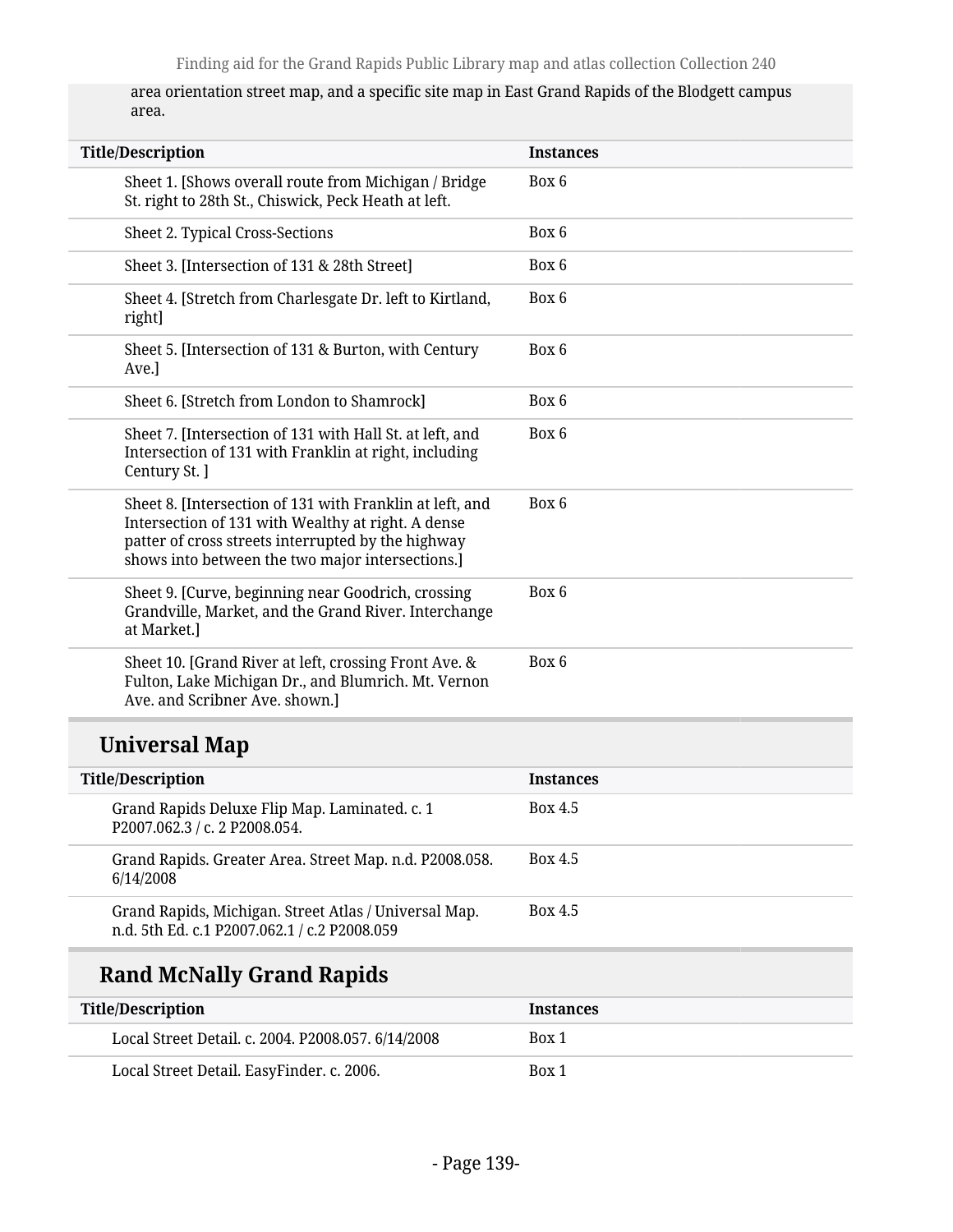area orientation street map, and a specific site map in East Grand Rapids of the Blodgett campus area.

| Title/Description | Instances |
| --- | --- |
| Sheet 1. [Shows overall route from Michigan / Bridge St. right to 28th St., Chiswick, Peck Heath at left. | Box 6 |
| Sheet 2. Typical Cross-Sections | Box 6 |
| Sheet 3. [Intersection of 131 & 28th Street] | Box 6 |
| Sheet 4. [Stretch from Charlesgate Dr. left to Kirtland, right] | Box 6 |
| Sheet 5. [Intersection of 131 & Burton, with Century Ave.] | Box 6 |
| Sheet 6. [Stretch from London to Shamrock] | Box 6 |
| Sheet 7. [Intersection of 131 with Hall St. at left, and Intersection of 131 with Franklin at right, including Century St. ] | Box 6 |
| Sheet 8. [Intersection of 131 with Franklin at left, and Intersection of 131 with Wealthy at right. A dense patter of cross streets interrupted by the highway shows into between the two major intersections.] | Box 6 |
| Sheet 9. [Curve, beginning near Goodrich, crossing Grandville, Market, and the Grand River. Interchange at Market.] | Box 6 |
| Sheet 10. [Grand River at left, crossing Front Ave. & Fulton, Lake Michigan Dr., and Blumrich. Mt. Vernon Ave. and Scribner Ave. shown.] | Box 6 |

## Universal Map

| Title/Description | Instances |
| --- | --- |
| Grand Rapids Deluxe Flip Map. Laminated. c. 1 P2007.062.3 / c. 2 P2008.054. | Box 4.5 |
| Grand Rapids. Greater Area. Street Map. n.d. P2008.058. 6/14/2008 | Box 4.5 |
| Grand Rapids, Michigan. Street Atlas / Universal Map. n.d. 5th Ed. c.1 P2007.062.1 / c.2 P2008.059 | Box 4.5 |

## Rand McNally Grand Rapids

| Title/Description | Instances |
| --- | --- |
| Local Street Detail. c. 2004. P2008.057. 6/14/2008 | Box 1 |
| Local Street Detail. EasyFinder. c. 2006. | Box 1 |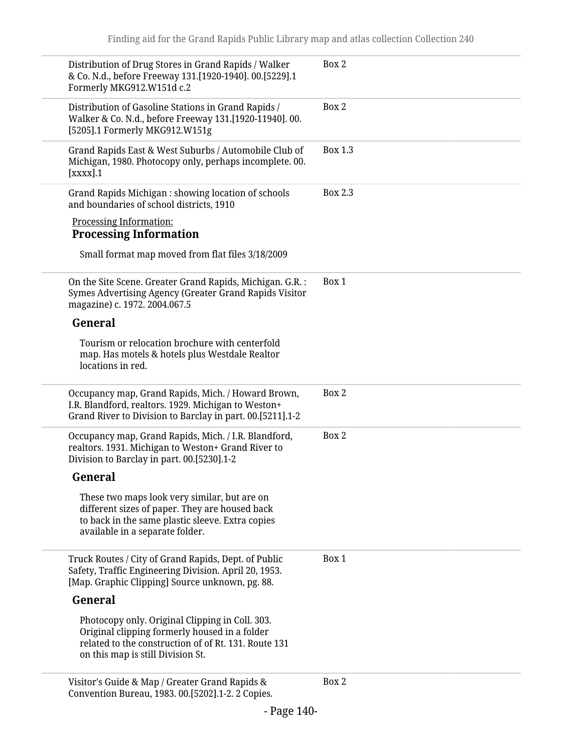Distribution of Drug Stores in Grand Rapids / Walker & Co. N.d., before Freeway 131.[1920-1940]. 00.[5229].1 Formerly MKG912.W151d c.2 — Box 2

Distribution of Gasoline Stations in Grand Rapids / Walker & Co. N.d., before Freeway 131.[1920-11940]. 00.[5205].1 Formerly MKG912.W151g — Box 2

Grand Rapids East & West Suburbs / Automobile Club of Michigan, 1980. Photocopy only, perhaps incomplete. 00.[xxxx].1 — Box 1.3

Grand Rapids Michigan : showing location of schools and boundaries of school districts, 1910 — Box 2.3

Processing Information:

### Processing Information

Small format map moved from flat files 3/18/2009

On the Site Scene. Greater Grand Rapids, Michigan. G.R. : Symes Advertising Agency (Greater Grand Rapids Visitor magazine) c. 1972. 2004.067.5 — Box 1

### General

Tourism or relocation brochure with centerfold map. Has motels & hotels plus Westdale Realtor locations in red.

Occupancy map, Grand Rapids, Mich. / Howard Brown, I.R. Blandford, realtors. 1929. Michigan to Weston+ Grand River to Division to Barclay in part. 00.[5211].1-2 — Box 2

Occupancy map, Grand Rapids, Mich. / I.R. Blandford, realtors. 1931. Michigan to Weston+ Grand River to Division to Barclay in part. 00.[5230].1-2 — Box 2

### General

These two maps look very similar, but are on different sizes of paper. They are housed back to back in the same plastic sleeve. Extra copies available in a separate folder.

Truck Routes / City of Grand Rapids, Dept. of Public Safety, Traffic Engineering Division. April 20, 1953. [Map. Graphic Clipping] Source unknown, pg. 88. — Box 1

### General

Photocopy only. Original Clipping in Coll. 303. Original clipping formerly housed in a folder related to the construction of of Rt. 131. Route 131 on this map is still Division St.

Visitor's Guide & Map / Greater Grand Rapids & Convention Bureau, 1983. 00.[5202].1-2. 2 Copies. — Box 2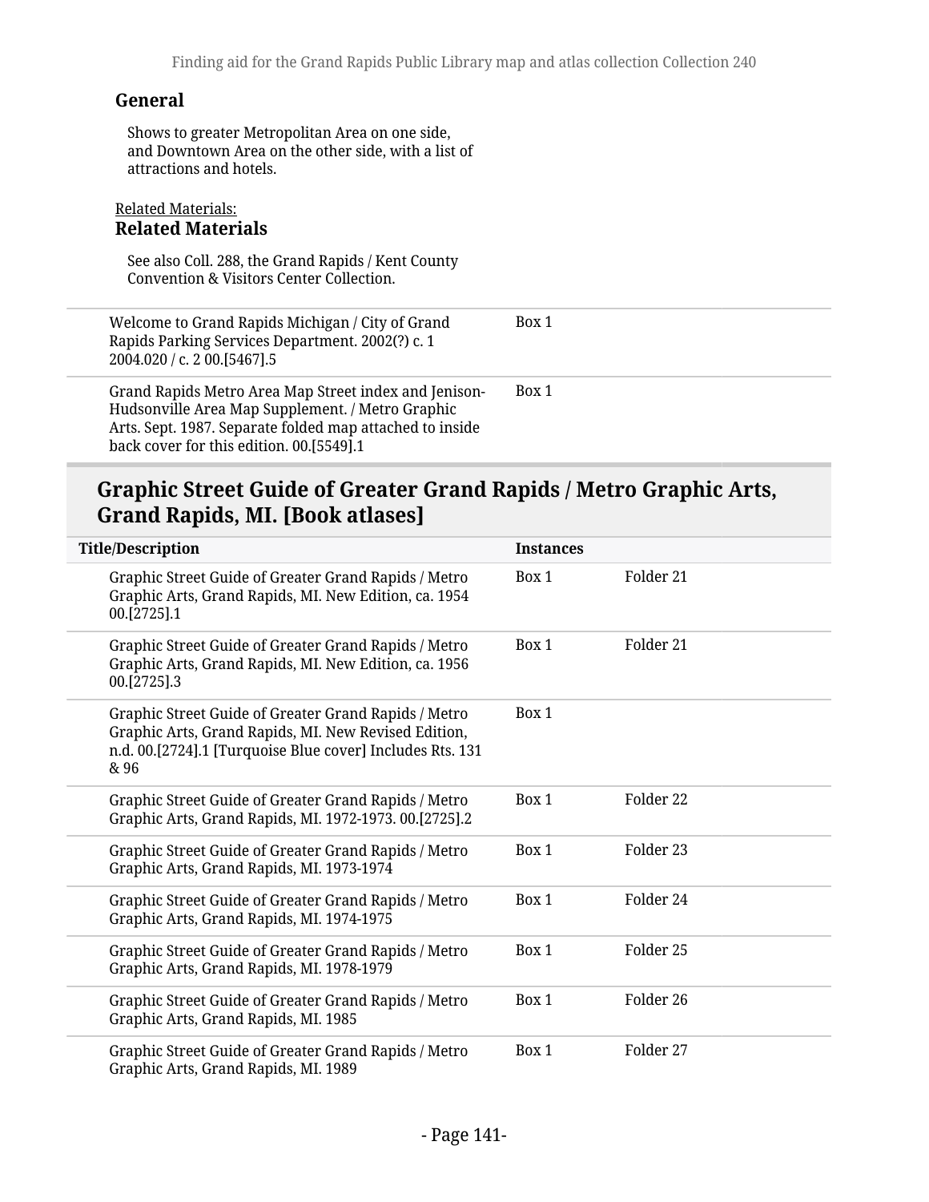**General**

Shows to greater Metropolitan Area on one side, and Downtown Area on the other side, with a list of attractions and hotels.

Related Materials:

**Related Materials**

See also Coll. 288, the Grand Rapids / Kent County Convention & Visitors Center Collection.

| Title/Description | Instances | |
|---|---|---|
| Welcome to Grand Rapids Michigan / City of Grand Rapids Parking Services Department. 2002(?) c. 1 2004.020 / c. 2 00.[5467].5 | Box 1 | |
| Grand Rapids Metro Area Map Street index and Jenison-Hudsonville Area Map Supplement. / Metro Graphic Arts. Sept. 1987. Separate folded map attached to inside back cover for this edition. 00.[5549].1 | Box 1 | |

## Graphic Street Guide of Greater Grand Rapids / Metro Graphic Arts, Grand Rapids, MI. [Book atlases]

| Title/Description | Instances | |
|---|---|---|
| Graphic Street Guide of Greater Grand Rapids / Metro Graphic Arts, Grand Rapids, MI. New Edition, ca. 1954 00.[2725].1 | Box 1 | Folder 21 |
| Graphic Street Guide of Greater Grand Rapids / Metro Graphic Arts, Grand Rapids, MI. New Edition, ca. 1956 00.[2725].3 | Box 1 | Folder 21 |
| Graphic Street Guide of Greater Grand Rapids / Metro Graphic Arts, Grand Rapids, MI. New Revised Edition, n.d. 00.[2724].1 [Turquoise Blue cover] Includes Rts. 131 & 96 | Box 1 | |
| Graphic Street Guide of Greater Grand Rapids / Metro Graphic Arts, Grand Rapids, MI. 1972-1973. 00.[2725].2 | Box 1 | Folder 22 |
| Graphic Street Guide of Greater Grand Rapids / Metro Graphic Arts, Grand Rapids, MI. 1973-1974 | Box 1 | Folder 23 |
| Graphic Street Guide of Greater Grand Rapids / Metro Graphic Arts, Grand Rapids, MI. 1974-1975 | Box 1 | Folder 24 |
| Graphic Street Guide of Greater Grand Rapids / Metro Graphic Arts, Grand Rapids, MI. 1978-1979 | Box 1 | Folder 25 |
| Graphic Street Guide of Greater Grand Rapids / Metro Graphic Arts, Grand Rapids, MI. 1985 | Box 1 | Folder 26 |
| Graphic Street Guide of Greater Grand Rapids / Metro Graphic Arts, Grand Rapids, MI. 1989 | Box 1 | Folder 27 |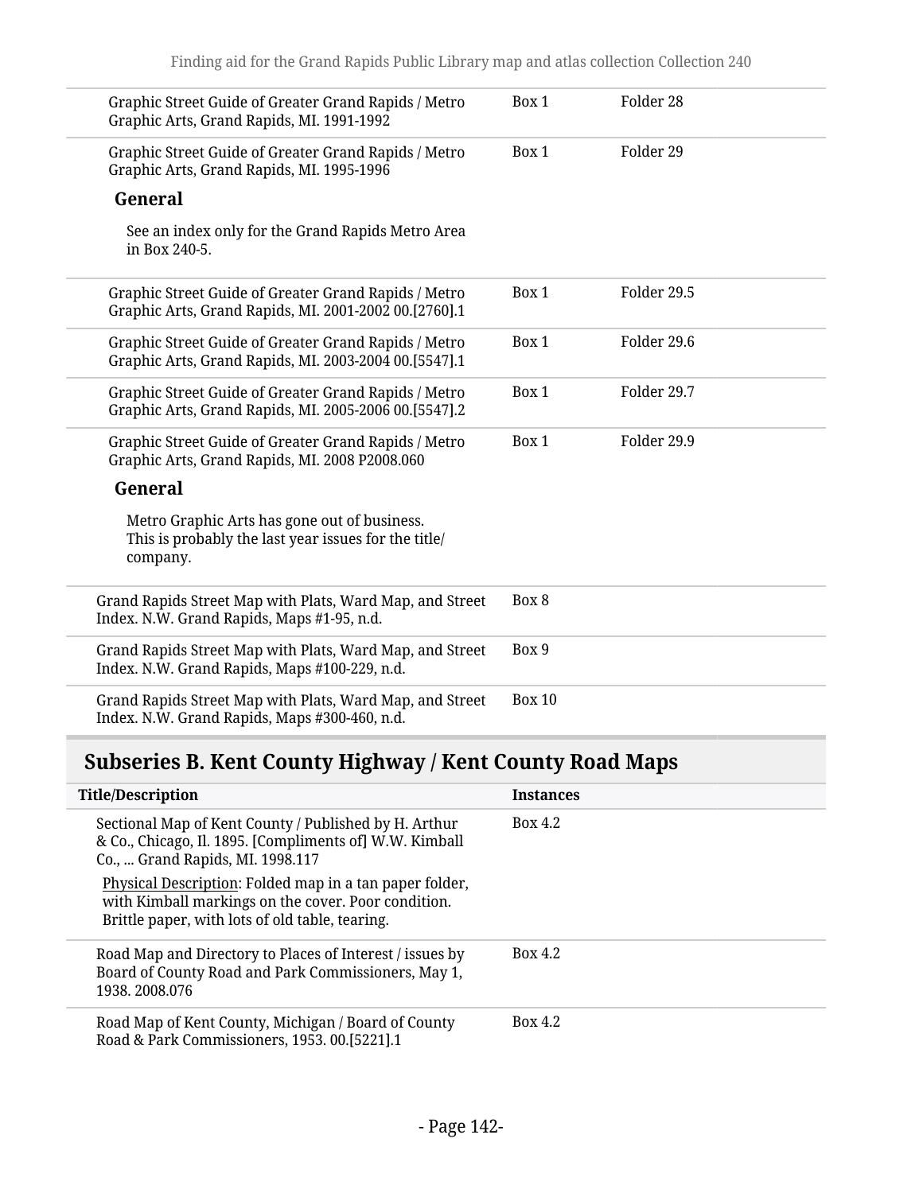| | | |
|---|---|---|
| Graphic Street Guide of Greater Grand Rapids / Metro Graphic Arts, Grand Rapids, MI. 1991-1992 | Box 1 | Folder 28 |
| Graphic Street Guide of Greater Grand Rapids / Metro Graphic Arts, Grand Rapids, MI. 1995-1996<br><br>**General**<br><br>See an index only for the Grand Rapids Metro Area in Box 240-5. | Box 1 | Folder 29 |
| Graphic Street Guide of Greater Grand Rapids / Metro Graphic Arts, Grand Rapids, MI. 2001-2002 00.[2760].1 | Box 1 | Folder 29.5 |
| Graphic Street Guide of Greater Grand Rapids / Metro Graphic Arts, Grand Rapids, MI. 2003-2004 00.[5547].1 | Box 1 | Folder 29.6 |
| Graphic Street Guide of Greater Grand Rapids / Metro Graphic Arts, Grand Rapids, MI. 2005-2006 00.[5547].2 | Box 1 | Folder 29.7 |
| Graphic Street Guide of Greater Grand Rapids / Metro Graphic Arts, Grand Rapids, MI. 2008 P2008.060<br><br>**General**<br><br>Metro Graphic Arts has gone out of business. This is probably the last year issues for the title/company. | Box 1 | Folder 29.9 |
| Grand Rapids Street Map with Plats, Ward Map, and Street Index. N.W. Grand Rapids, Maps #1-95, n.d. | Box 8 | |
| Grand Rapids Street Map with Plats, Ward Map, and Street Index. N.W. Grand Rapids, Maps #100-229, n.d. | Box 9 | |
| Grand Rapids Street Map with Plats, Ward Map, and Street Index. N.W. Grand Rapids, Maps #300-460, n.d. | Box 10 | |

## Subseries B. Kent County Highway / Kent County Road Maps

| Title/Description | Instances |
|---|---|
| Sectional Map of Kent County / Published by H. Arthur & Co., Chicago, Il. 1895. [Compliments of] W.W. Kimball Co., ... Grand Rapids, MI. 1998.117<br><br>Physical Description: Folded map in a tan paper folder, with Kimball markings on the cover. Poor condition. Brittle paper, with lots of old table, tearing. | Box 4.2 |
| Road Map and Directory to Places of Interest / issues by Board of County Road and Park Commissioners, May 1, 1938. 2008.076 | Box 4.2 |
| Road Map of Kent County, Michigan / Board of County Road & Park Commissioners, 1953. 00.[5221].1 | Box 4.2 |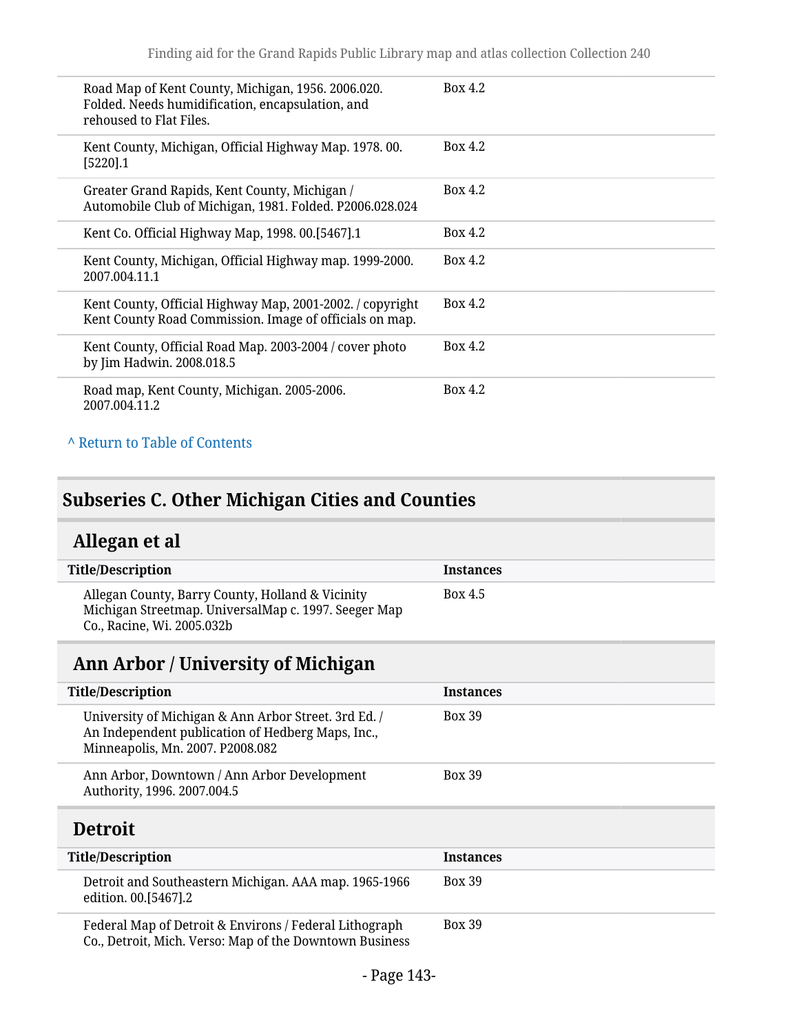| Title/Description | Instances |
|---|---|
| Road Map of Kent County, Michigan, 1956. 2006.020. Folded. Needs humidification, encapsulation, and rehoused to Flat Files. | Box 4.2 |
| Kent County, Michigan, Official Highway Map. 1978. 00.[5220].1 | Box 4.2 |
| Greater Grand Rapids, Kent County, Michigan / Automobile Club of Michigan, 1981. Folded. P2006.028.024 | Box 4.2 |
| Kent Co. Official Highway Map, 1998. 00.[5467].1 | Box 4.2 |
| Kent County, Michigan, Official Highway map. 1999-2000. 2007.004.11.1 | Box 4.2 |
| Kent County, Official Highway Map, 2001-2002. / copyright Kent County Road Commission. Image of officials on map. | Box 4.2 |
| Kent County, Official Road Map. 2003-2004 / cover photo by Jim Hadwin. 2008.018.5 | Box 4.2 |
| Road map, Kent County, Michigan. 2005-2006. 2007.004.11.2 | Box 4.2 |

^ Return to Table of Contents

## Subseries C. Other Michigan Cities and Counties

### Allegan et al

| Title/Description | Instances |
|---|---|
| Allegan County, Barry County, Holland & Vicinity Michigan Streetmap. UniversalMap c. 1997. Seeger Map Co., Racine, Wi. 2005.032b | Box 4.5 |

### Ann Arbor / University of Michigan

| Title/Description | Instances |
|---|---|
| University of Michigan & Ann Arbor Street. 3rd Ed. / An Independent publication of Hedberg Maps, Inc., Minneapolis, Mn. 2007. P2008.082 | Box 39 |
| Ann Arbor, Downtown / Ann Arbor Development Authority, 1996. 2007.004.5 | Box 39 |

### Detroit

| Title/Description | Instances |
|---|---|
| Detroit and Southeastern Michigan. AAA map. 1965-1966 edition. 00.[5467].2 | Box 39 |
| Federal Map of Detroit & Environs / Federal Lithograph Co., Detroit, Mich. Verso: Map of the Downtown Business | Box 39 |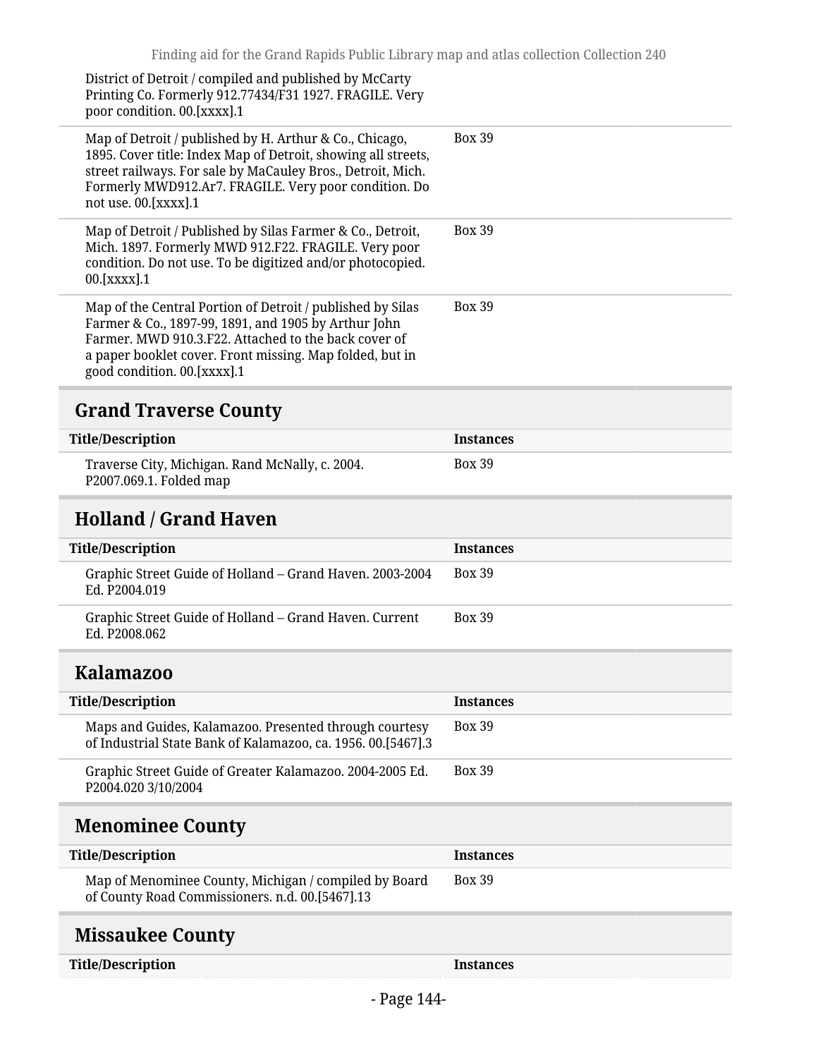| Title/Description | Instances |
|---|---|
| District of Detroit / compiled and published by McCarty Printing Co. Formerly 912.77434/F31 1927. FRAGILE. Very poor condition. 00.[xxxx].1 | |
| Map of Detroit / published by H. Arthur & Co., Chicago, 1895. Cover title: Index Map of Detroit, showing all streets, street railways. For sale by MaCauley Bros., Detroit, Mich. Formerly MWD912.Ar7. FRAGILE. Very poor condition. Do not use. 00.[xxxx].1 | Box 39 |
| Map of Detroit / Published by Silas Farmer & Co., Detroit, Mich. 1897. Formerly MWD 912.F22. FRAGILE. Very poor condition. Do not use. To be digitized and/or photocopied. 00.[xxxx].1 | Box 39 |
| Map of the Central Portion of Detroit / published by Silas Farmer & Co., 1897-99, 1891, and 1905 by Arthur John Farmer. MWD 910.3.F22. Attached to the back cover of a paper booklet cover. Front missing. Map folded, but in good condition. 00.[xxxx].1 | Box 39 |

## Grand Traverse County

| Title/Description | Instances |
|---|---|
| Traverse City, Michigan. Rand McNally, c. 2004. P2007.069.1. Folded map | Box 39 |

## Holland / Grand Haven

| Title/Description | Instances |
|---|---|
| Graphic Street Guide of Holland – Grand Haven. 2003-2004 Ed. P2004.019 | Box 39 |
| Graphic Street Guide of Holland – Grand Haven. Current Ed. P2008.062 | Box 39 |

## Kalamazoo

| Title/Description | Instances |
|---|---|
| Maps and Guides, Kalamazoo. Presented through courtesy of Industrial State Bank of Kalamazoo, ca. 1956. 00.[5467].3 | Box 39 |
| Graphic Street Guide of Greater Kalamazoo. 2004-2005 Ed. P2004.020 3/10/2004 | Box 39 |

## Menominee County

| Title/Description | Instances |
|---|---|
| Map of Menominee County, Michigan / compiled by Board of County Road Commissioners. n.d. 00.[5467].13 | Box 39 |

## Missaukee County

| Title/Description | Instances |
|---|---|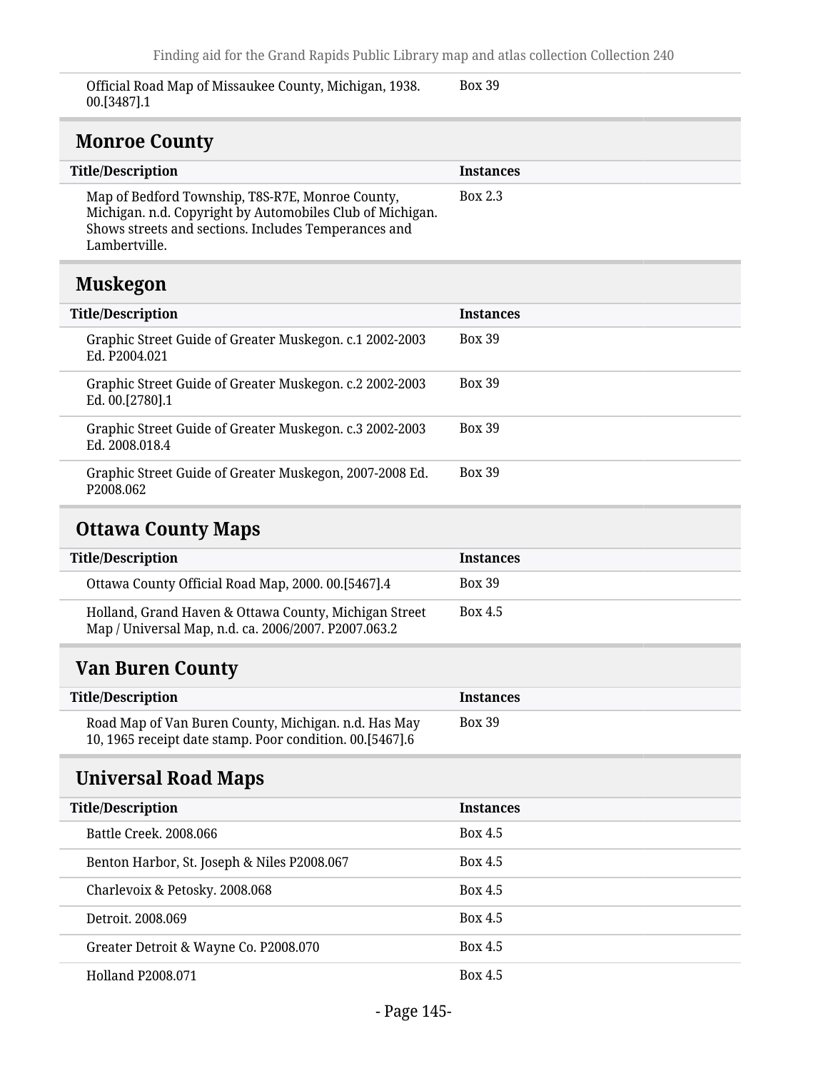| Title/Description | Instances |
| --- | --- |
| Official Road Map of Missaukee County, Michigan, 1938. 00.[3487].1 | Box 39 |

## Monroe County

| Title/Description | Instances |
| --- | --- |
| Map of Bedford Township, T8S-R7E, Monroe County, Michigan. n.d. Copyright by Automobiles Club of Michigan. Shows streets and sections. Includes Temperances and Lambertville. | Box 2.3 |

## Muskegon

| Title/Description | Instances |
| --- | --- |
| Graphic Street Guide of Greater Muskegon. c.1 2002-2003 Ed. P2004.021 | Box 39 |
| Graphic Street Guide of Greater Muskegon. c.2 2002-2003 Ed. 00.[2780].1 | Box 39 |
| Graphic Street Guide of Greater Muskegon. c.3 2002-2003 Ed. 2008.018.4 | Box 39 |
| Graphic Street Guide of Greater Muskegon, 2007-2008 Ed. P2008.062 | Box 39 |

## Ottawa County Maps

| Title/Description | Instances |
| --- | --- |
| Ottawa County Official Road Map, 2000. 00.[5467].4 | Box 39 |
| Holland, Grand Haven & Ottawa County, Michigan Street Map / Universal Map, n.d. ca. 2006/2007. P2007.063.2 | Box 4.5 |

## Van Buren County

| Title/Description | Instances |
| --- | --- |
| Road Map of Van Buren County, Michigan. n.d. Has May 10, 1965 receipt date stamp. Poor condition. 00.[5467].6 | Box 39 |

## Universal Road Maps

| Title/Description | Instances |
| --- | --- |
| Battle Creek. 2008.066 | Box 4.5 |
| Benton Harbor, St. Joseph & Niles P2008.067 | Box 4.5 |
| Charlevoix & Petosky. 2008.068 | Box 4.5 |
| Detroit. 2008.069 | Box 4.5 |
| Greater Detroit & Wayne Co. P2008.070 | Box 4.5 |
| Holland P2008.071 | Box 4.5 |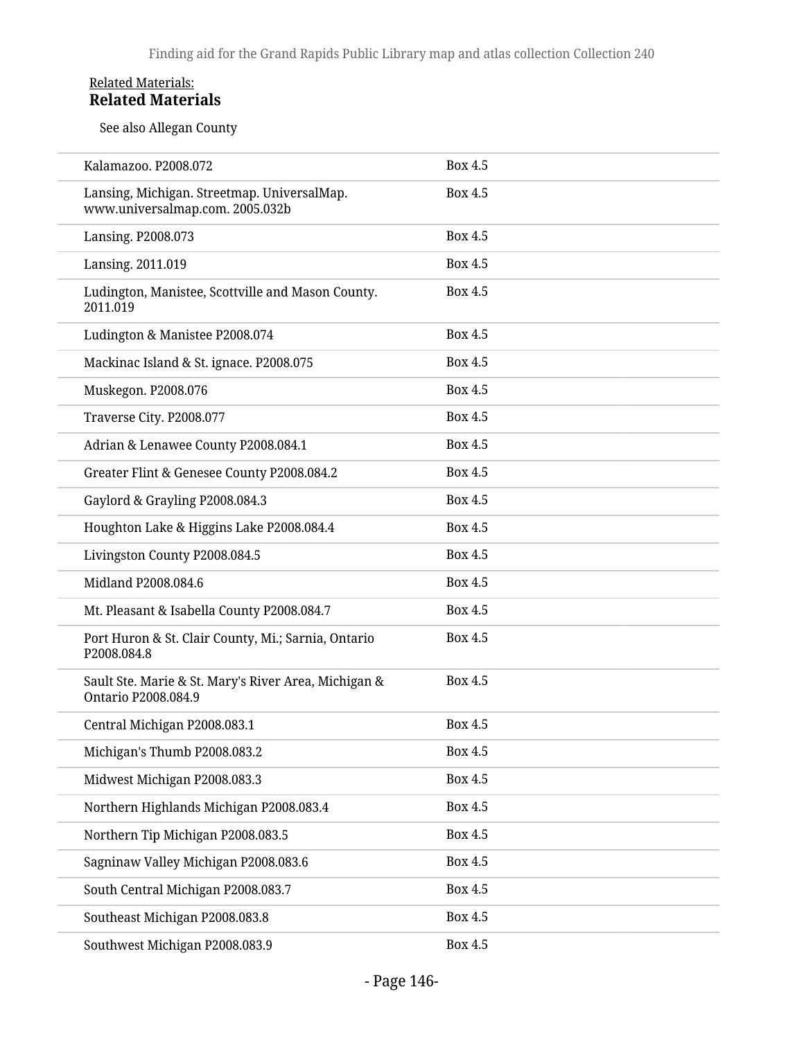Related Materials:

**Related Materials**

See also Allegan County

| | |
|---|---|
| Kalamazoo. P2008.072 | Box 4.5 |
| Lansing, Michigan. Streetmap. UniversalMap. www.universalmap.com. 2005.032b | Box 4.5 |
| Lansing. P2008.073 | Box 4.5 |
| Lansing. 2011.019 | Box 4.5 |
| Ludington, Manistee, Scottville and Mason County. 2011.019 | Box 4.5 |
| Ludington & Manistee P2008.074 | Box 4.5 |
| Mackinac Island & St. ignace. P2008.075 | Box 4.5 |
| Muskegon. P2008.076 | Box 4.5 |
| Traverse City. P2008.077 | Box 4.5 |
| Adrian & Lenawee County P2008.084.1 | Box 4.5 |
| Greater Flint & Genesee County P2008.084.2 | Box 4.5 |
| Gaylord & Grayling P2008.084.3 | Box 4.5 |
| Houghton Lake & Higgins Lake P2008.084.4 | Box 4.5 |
| Livingston County P2008.084.5 | Box 4.5 |
| Midland P2008.084.6 | Box 4.5 |
| Mt. Pleasant & Isabella County P2008.084.7 | Box 4.5 |
| Port Huron & St. Clair County, Mi.; Sarnia, Ontario P2008.084.8 | Box 4.5 |
| Sault Ste. Marie & St. Mary's River Area, Michigan & Ontario P2008.084.9 | Box 4.5 |
| Central Michigan P2008.083.1 | Box 4.5 |
| Michigan's Thumb P2008.083.2 | Box 4.5 |
| Midwest Michigan P2008.083.3 | Box 4.5 |
| Northern Highlands Michigan P2008.083.4 | Box 4.5 |
| Northern Tip Michigan P2008.083.5 | Box 4.5 |
| Sagninaw Valley Michigan P2008.083.6 | Box 4.5 |
| South Central Michigan P2008.083.7 | Box 4.5 |
| Southeast Michigan P2008.083.8 | Box 4.5 |
| Southwest Michigan P2008.083.9 | Box 4.5 |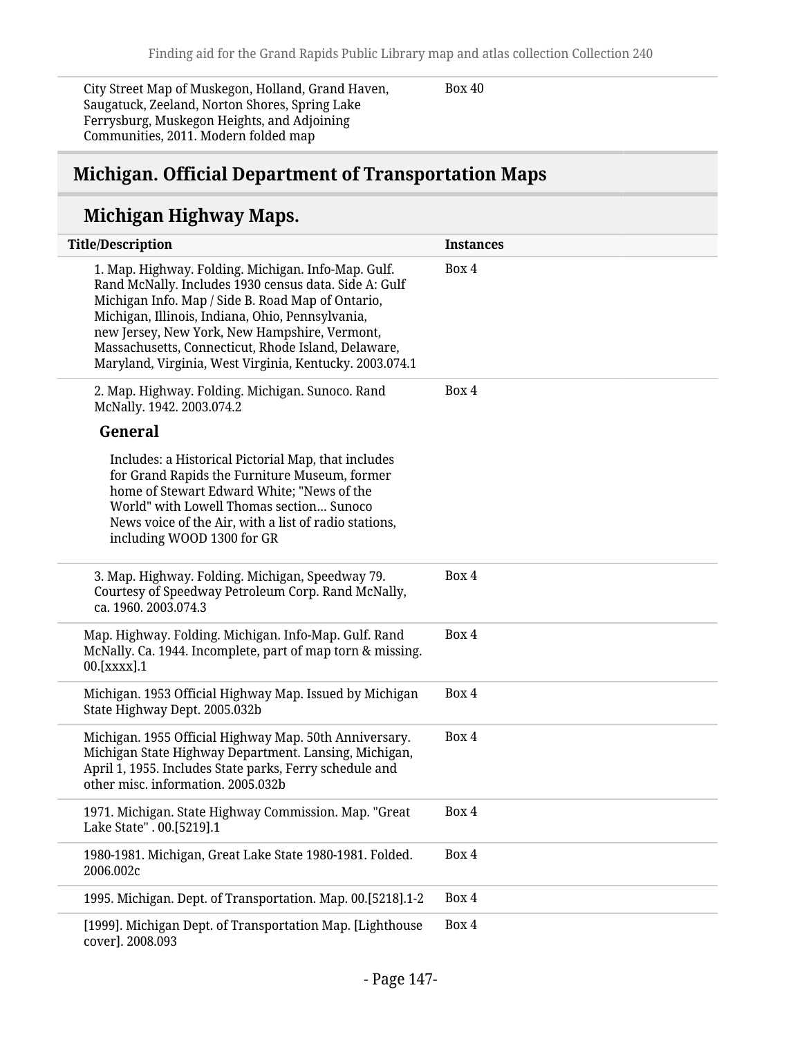| | |
|---|---|
| City Street Map of Muskegon, Holland, Grand Haven, Saugatuck, Zeeland, Norton Shores, Spring Lake Ferrysburg, Muskegon Heights, and Adjoining Communities, 2011. Modern folded map | Box 40 |

## Michigan. Official Department of Transportation Maps

### Michigan Highway Maps.

| Title/Description | Instances |
|---|---|
| 1. Map. Highway. Folding. Michigan. Info-Map. Gulf. Rand McNally. Includes 1930 census data. Side A: Gulf Michigan Info. Map / Side B. Road Map of Ontario, Michigan, Illinois, Indiana, Ohio, Pennsylvania, new Jersey, New York, New Hampshire, Vermont, Massachusetts, Connecticut, Rhode Island, Delaware, Maryland, Virginia, West Virginia, Kentucky. 2003.074.1 | Box 4 |
| 2. Map. Highway. Folding. Michigan. Sunoco. Rand McNally. 1942. 2003.074.2<br>**General**<br>Includes: a Historical Pictorial Map, that includes for Grand Rapids the Furniture Museum, former home of Stewart Edward White; "News of the World" with Lowell Thomas section... Sunoco News voice of the Air, with a list of radio stations, including WOOD 1300 for GR | Box 4 |
| 3. Map. Highway. Folding. Michigan, Speedway 79. Courtesy of Speedway Petroleum Corp. Rand McNally, ca. 1960. 2003.074.3 | Box 4 |
| Map. Highway. Folding. Michigan. Info-Map. Gulf. Rand McNally. Ca. 1944. Incomplete, part of map torn & missing. 00.[xxxx].1 | Box 4 |
| Michigan. 1953 Official Highway Map. Issued by Michigan State Highway Dept. 2005.032b | Box 4 |
| Michigan. 1955 Official Highway Map. 50th Anniversary. Michigan State Highway Department. Lansing, Michigan, April 1, 1955. Includes State parks, Ferry schedule and other misc. information. 2005.032b | Box 4 |
| 1971. Michigan. State Highway Commission. Map. "Great Lake State" . 00.[5219].1 | Box 4 |
| 1980-1981. Michigan, Great Lake State 1980-1981. Folded. 2006.002c | Box 4 |
| 1995. Michigan. Dept. of Transportation. Map. 00.[5218].1-2 | Box 4 |
| [1999]. Michigan Dept. of Transportation Map. [Lighthouse cover]. 2008.093 | Box 4 |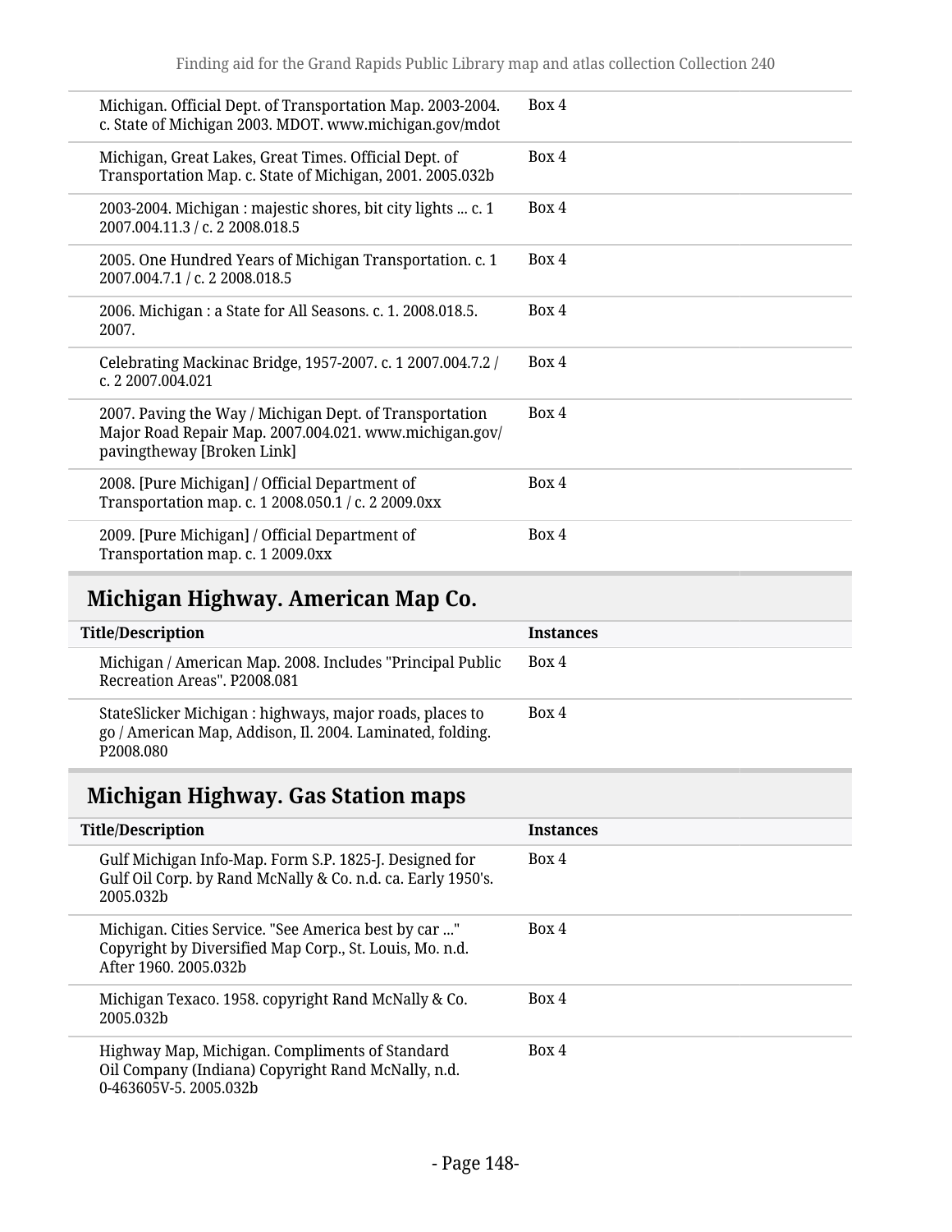| Title/Description | Instances |
|---|---|
| Michigan. Official Dept. of Transportation Map. 2003-2004. c. State of Michigan 2003. MDOT. www.michigan.gov/mdot | Box 4 |
| Michigan, Great Lakes, Great Times. Official Dept. of Transportation Map. c. State of Michigan, 2001. 2005.032b | Box 4 |
| 2003-2004. Michigan : majestic shores, bit city lights ... c. 1 2007.004.11.3 / c. 2 2008.018.5 | Box 4 |
| 2005. One Hundred Years of Michigan Transportation. c. 1 2007.004.7.1 / c. 2 2008.018.5 | Box 4 |
| 2006. Michigan : a State for All Seasons. c. 1. 2008.018.5. 2007. | Box 4 |
| Celebrating Mackinac Bridge, 1957-2007. c. 1 2007.004.7.2 / c. 2 2007.004.021 | Box 4 |
| 2007. Paving the Way / Michigan Dept. of Transportation Major Road Repair Map. 2007.004.021. www.michigan.gov/pavingtheway [Broken Link] | Box 4 |
| 2008. [Pure Michigan] / Official Department of Transportation map. c. 1 2008.050.1 / c. 2 2009.0xx | Box 4 |
| 2009. [Pure Michigan] / Official Department of Transportation map. c. 1 2009.0xx | Box 4 |

## Michigan Highway. American Map Co.

| Title/Description | Instances |
|---|---|
| Michigan / American Map. 2008. Includes "Principal Public Recreation Areas". P2008.081 | Box 4 |
| StateSlicker Michigan : highways, major roads, places to go / American Map, Addison, Il. 2004. Laminated, folding. P2008.080 | Box 4 |

## Michigan Highway. Gas Station maps

| Title/Description | Instances |
|---|---|
| Gulf Michigan Info-Map. Form S.P. 1825-J. Designed for Gulf Oil Corp. by Rand McNally & Co. n.d. ca. Early 1950's. 2005.032b | Box 4 |
| Michigan. Cities Service. "See America best by car ..." Copyright by Diversified Map Corp., St. Louis, Mo. n.d. After 1960. 2005.032b | Box 4 |
| Michigan Texaco. 1958. copyright Rand McNally & Co. 2005.032b | Box 4 |
| Highway Map, Michigan. Compliments of Standard Oil Company (Indiana) Copyright Rand McNally, n.d. 0-463605V-5. 2005.032b | Box 4 |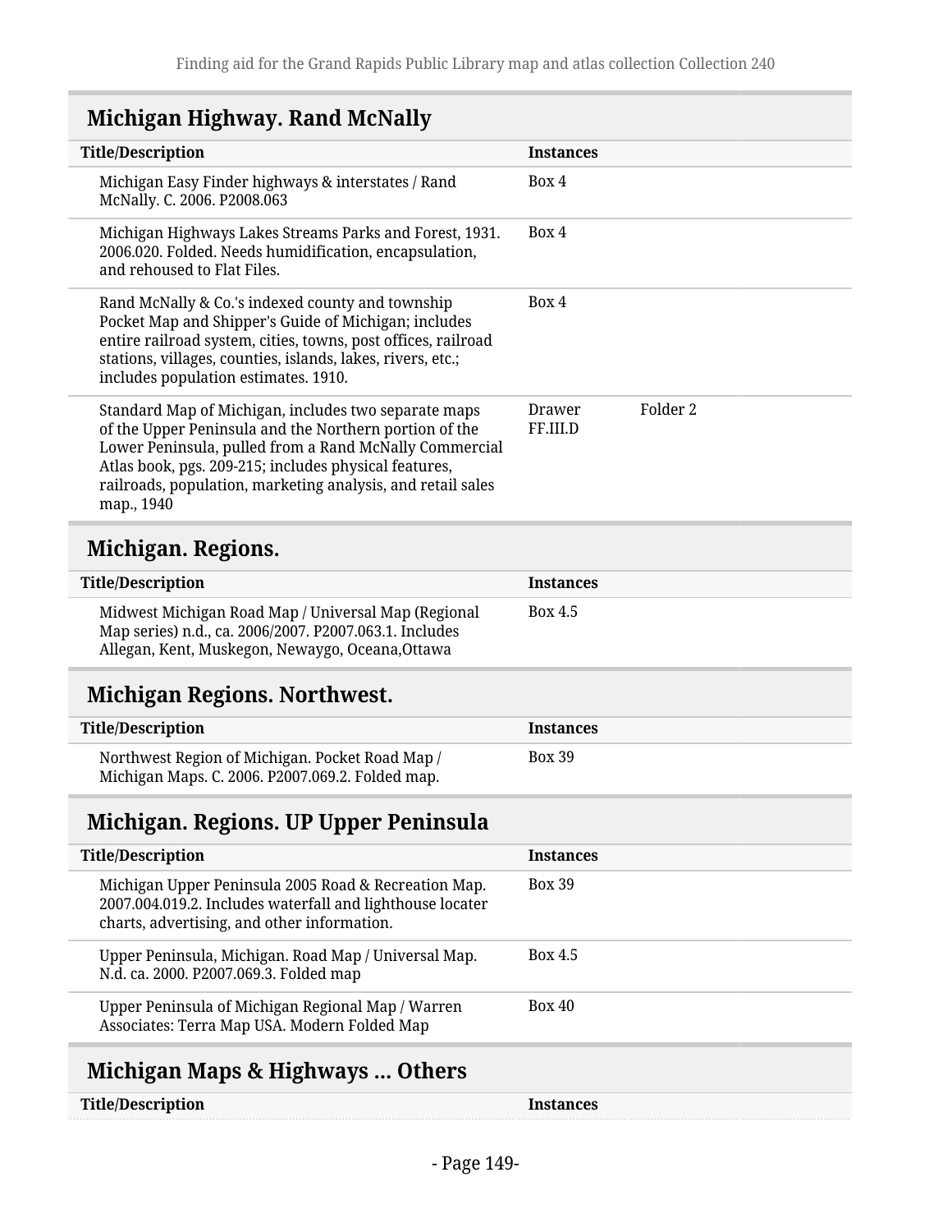## Michigan Highway. Rand McNally

| Title/Description | Instances | |
|---|---|---|
| Michigan Easy Finder highways & interstates / Rand McNally. C. 2006. P2008.063 | Box 4 | |
| Michigan Highways Lakes Streams Parks and Forest, 1931. 2006.020. Folded. Needs humidification, encapsulation, and rehoused to Flat Files. | Box 4 | |
| Rand McNally & Co.'s indexed county and township Pocket Map and Shipper's Guide of Michigan; includes entire railroad system, cities, towns, post offices, railroad stations, villages, counties, islands, lakes, rivers, etc.; includes population estimates. 1910. | Box 4 | |
| Standard Map of Michigan, includes two separate maps of the Upper Peninsula and the Northern portion of the Lower Peninsula, pulled from a Rand McNally Commercial Atlas book, pgs. 209-215; includes physical features, railroads, population, marketing analysis, and retail sales map., 1940 | Drawer FF.III.D | Folder 2 |

## Michigan. Regions.

| Title/Description | Instances |
|---|---|
| Midwest Michigan Road Map / Universal Map (Regional Map series) n.d., ca. 2006/2007. P2007.063.1. Includes Allegan, Kent, Muskegon, Newaygo, Oceana,Ottawa | Box 4.5 |

## Michigan Regions. Northwest.

| Title/Description | Instances |
|---|---|
| Northwest Region of Michigan. Pocket Road Map / Michigan Maps. C. 2006. P2007.069.2. Folded map. | Box 39 |

## Michigan. Regions. UP Upper Peninsula

| Title/Description | Instances |
|---|---|
| Michigan Upper Peninsula 2005 Road & Recreation Map. 2007.004.019.2. Includes waterfall and lighthouse locater charts, advertising, and other information. | Box 39 |
| Upper Peninsula, Michigan. Road Map / Universal Map. N.d. ca. 2000. P2007.069.3. Folded map | Box 4.5 |
| Upper Peninsula of Michigan Regional Map / Warren Associates: Terra Map USA. Modern Folded Map | Box 40 |

## Michigan Maps & Highways ... Others

| Title/Description | Instances |
|---|---|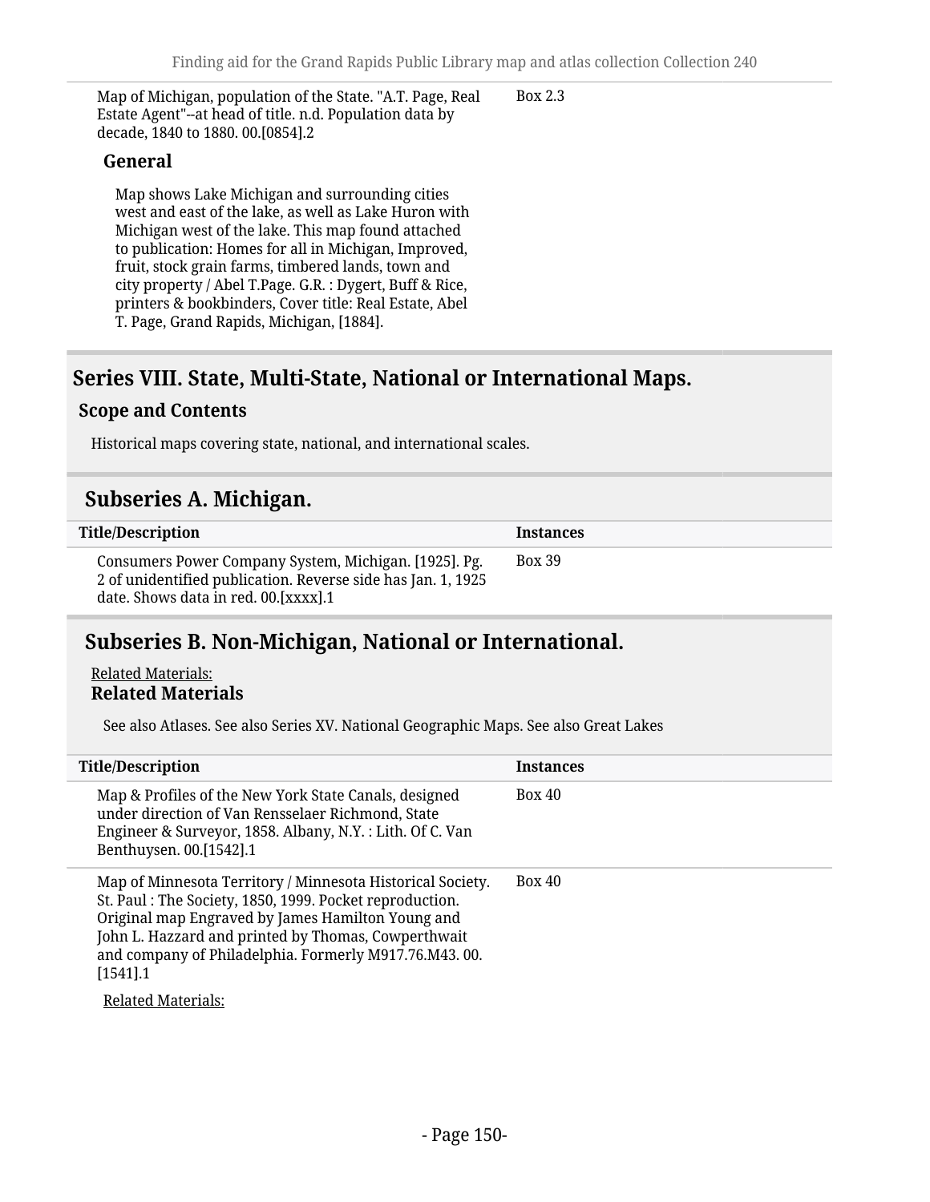| Title/Description | Instances |
| --- | --- |
| Map of Michigan, population of the State. "A.T. Page, Real Estate Agent"--at head of title. n.d. Population data by decade, 1840 to 1880. 00.[0854].2 | Box 2.3 |

**General**

Map shows Lake Michigan and surrounding cities west and east of the lake, as well as Lake Huron with Michigan west of the lake. This map found attached to publication: Homes for all in Michigan, Improved, fruit, stock grain farms, timbered lands, town and city property / Abel T.Page. G.R. : Dygert, Buff & Rice, printers & bookbinders, Cover title: Real Estate, Abel T. Page, Grand Rapids, Michigan, [1884].

## Series VIII. State, Multi-State, National or International Maps.

### Scope and Contents

Historical maps covering state, national, and international scales.

## Subseries A. Michigan.

| Title/Description | Instances |
| --- | --- |
| Consumers Power Company System, Michigan. [1925]. Pg. 2 of unidentified publication. Reverse side has Jan. 1, 1925 date. Shows data in red. 00.[xxxx].1 | Box 39 |

## Subseries B. Non-Michigan, National or International.

Related Materials:

### Related Materials

See also Atlases. See also Series XV. National Geographic Maps. See also Great Lakes

| Title/Description | Instances |
| --- | --- |
| Map & Profiles of the New York State Canals, designed under direction of Van Rensselaer Richmond, State Engineer & Surveyor, 1858. Albany, N.Y. : Lith. Of C. Van Benthuysen. 00.[1542].1 | Box 40 |
| Map of Minnesota Territory / Minnesota Historical Society. St. Paul : The Society, 1850, 1999. Pocket reproduction. Original map Engraved by James Hamilton Young and John L. Hazzard and printed by Thomas, Cowperthwait and company of Philadelphia. Formerly M917.76.M43. 00.[1541].1 | Box 40 |

Related Materials: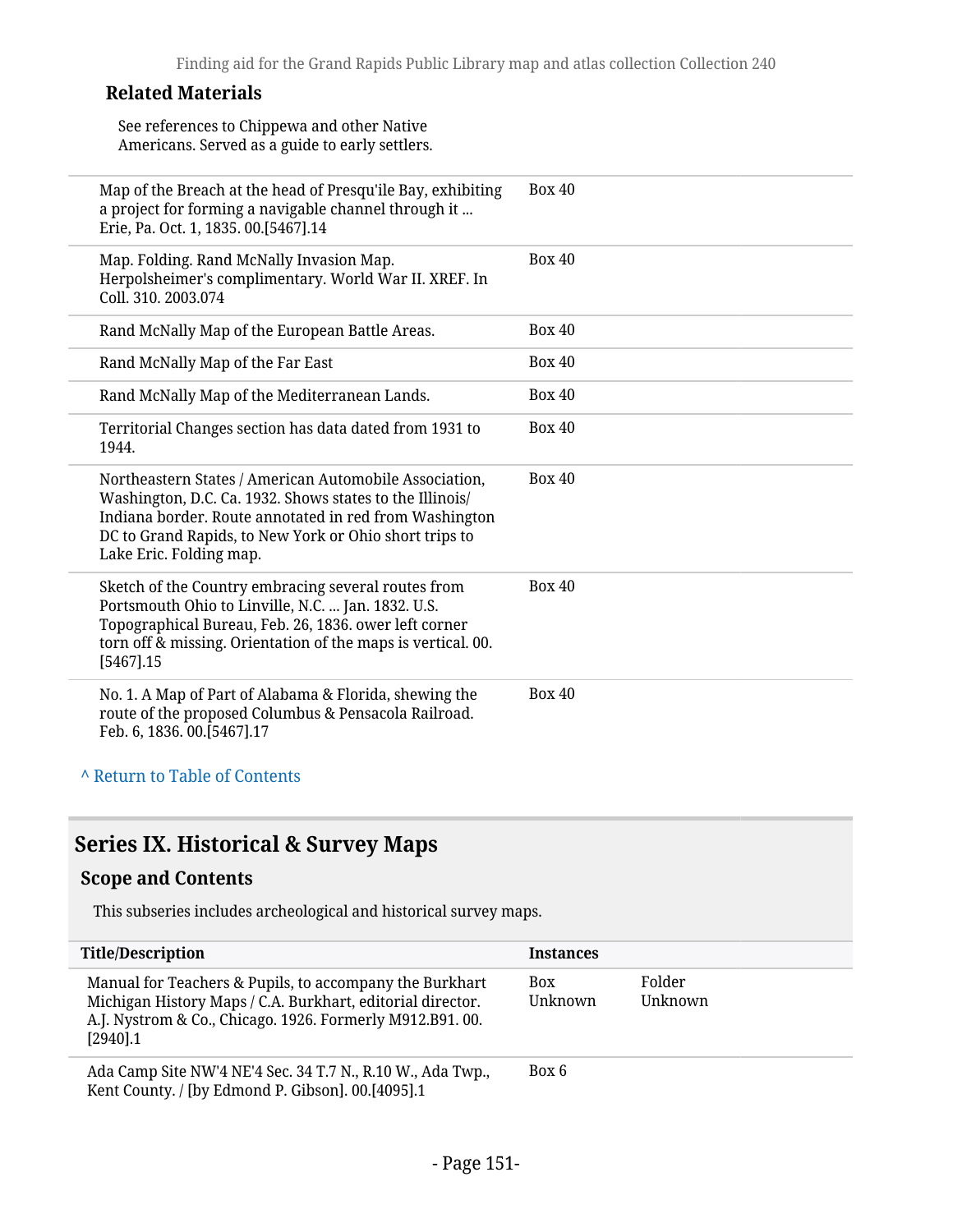### Related Materials

See references to Chippewa and other Native Americans. Served as a guide to early settlers.

| | |
|---|---|
| Map of the Breach at the head of Presqu'ile Bay, exhibiting a project for forming a navigable channel through it ... Erie, Pa. Oct. 1, 1835. 00.[5467].14 | Box 40 |
| Map. Folding. Rand McNally Invasion Map. Herpolsheimer's complimentary. World War II. XREF. In Coll. 310. 2003.074 | Box 40 |
| Rand McNally Map of the European Battle Areas. | Box 40 |
| Rand McNally Map of the Far East | Box 40 |
| Rand McNally Map of the Mediterranean Lands. | Box 40 |
| Territorial Changes section has data dated from 1931 to 1944. | Box 40 |
| Northeastern States / American Automobile Association, Washington, D.C. Ca. 1932. Shows states to the Illinois/ Indiana border. Route annotated in red from Washington DC to Grand Rapids, to New York or Ohio short trips to Lake Eric. Folding map. | Box 40 |
| Sketch of the Country embracing several routes from Portsmouth Ohio to Linville, N.C. ... Jan. 1832. U.S. Topographical Bureau, Feb. 26, 1836. ower left corner torn off & missing. Orientation of the maps is vertical. 00.[5467].15 | Box 40 |
| No. 1. A Map of Part of Alabama & Florida, shewing the route of the proposed Columbus & Pensacola Railroad. Feb. 6, 1836. 00.[5467].17 | Box 40 |

^ Return to Table of Contents

## Series IX. Historical & Survey Maps

### Scope and Contents

This subseries includes archeological and historical survey maps.

| Title/Description | Instances | |
|---|---|---|
| Manual for Teachers & Pupils, to accompany the Burkhart Michigan History Maps / C.A. Burkhart, editorial director. A.J. Nystrom & Co., Chicago. 1926. Formerly M912.B91. 00.[2940].1 | Box Unknown | Folder Unknown |
| Ada Camp Site NW'4 NE'4 Sec. 34 T.7 N., R.10 W., Ada Twp., Kent County. / [by Edmond P. Gibson]. 00.[4095].1 | Box 6 | |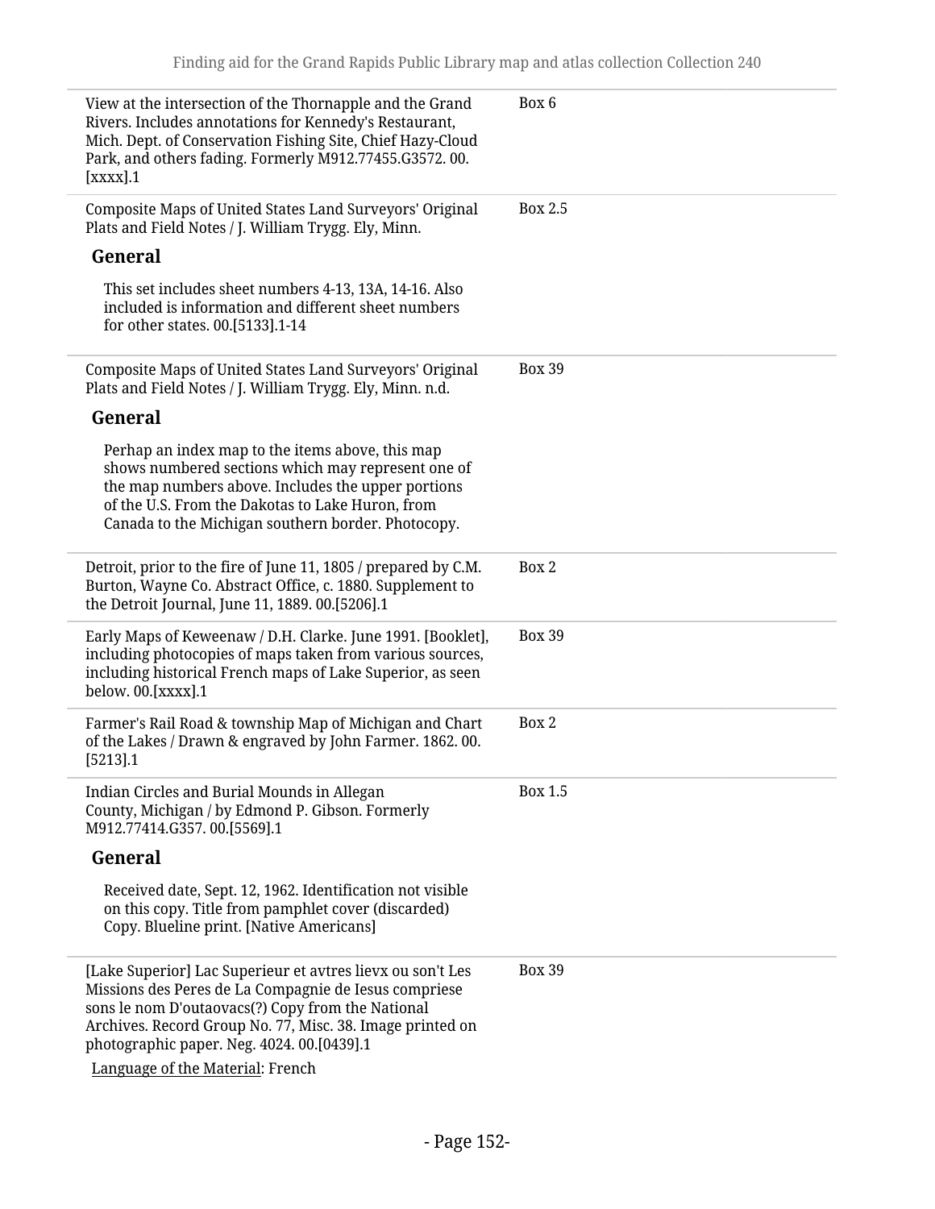| | |
|---|---|
| View at the intersection of the Thornapple and the Grand Rivers. Includes annotations for Kennedy's Restaurant, Mich. Dept. of Conservation Fishing Site, Chief Hazy-Cloud Park, and others fading. Formerly M912.77455.G3572. 00.[xxxx].1 | Box 6 |
| Composite Maps of United States Land Surveyors' Original Plats and Field Notes / J. William Trygg. Ely, Minn.<br><br>**General**<br><br>This set includes sheet numbers 4-13, 13A, 14-16. Also included is information and different sheet numbers for other states. 00.[5133].1-14 | Box 2.5 |
| Composite Maps of United States Land Surveyors' Original Plats and Field Notes / J. William Trygg. Ely, Minn. n.d.<br><br>**General**<br><br>Perhap an index map to the items above, this map shows numbered sections which may represent one of the map numbers above. Includes the upper portions of the U.S. From the Dakotas to Lake Huron, from Canada to the Michigan southern border. Photocopy. | Box 39 |
| Detroit, prior to the fire of June 11, 1805 / prepared by C.M. Burton, Wayne Co. Abstract Office, c. 1880. Supplement to the Detroit Journal, June 11, 1889. 00.[5206].1 | Box 2 |
| Early Maps of Keweenaw / D.H. Clarke. June 1991. [Booklet], including photocopies of maps taken from various sources, including historical French maps of Lake Superior, as seen below. 00.[xxxx].1 | Box 39 |
| Farmer's Rail Road & township Map of Michigan and Chart of the Lakes / Drawn & engraved by John Farmer. 1862. 00.[5213].1 | Box 2 |
| Indian Circles and Burial Mounds in Allegan County, Michigan / by Edmond P. Gibson. Formerly M912.77414.G357. 00.[5569].1<br><br>**General**<br><br>Received date, Sept. 12, 1962. Identification not visible on this copy. Title from pamphlet cover (discarded) Copy. Blueline print. [Native Americans] | Box 1.5 |
| [Lake Superior] Lac Superieur et avtres lievx ou son't Les Missions des Peres de La Compagnie de Iesus compriese sons le nom D'outaovacs(?) Copy from the National Archives. Record Group No. 77, Misc. 38. Image printed on photographic paper. Neg. 4024. 00.[0439].1<br><br>Language of the Material: French | Box 39 |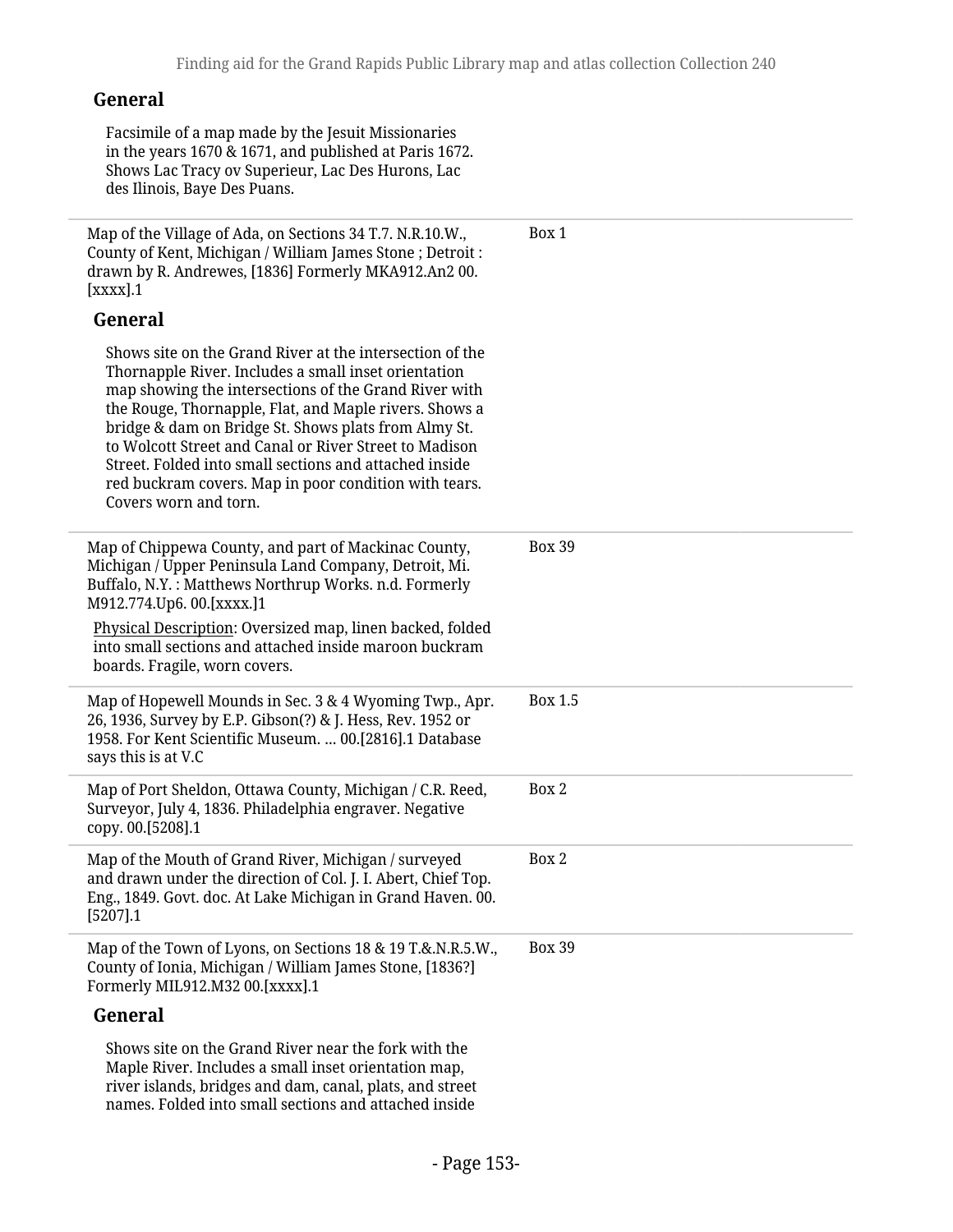### General

Facsimile of a map made by the Jesuit Missionaries in the years 1670 & 1671, and published at Paris 1672. Shows Lac Tracy ov Superieur, Lac Des Hurons, Lac des Ilinois, Baye Des Puans.

---

Map of the Village of Ada, on Sections 34 T.7. N.R.10.W., County of Kent, Michigan / William James Stone ; Detroit : drawn by R. Andrewes, [1836] Formerly MKA912.An2 00.[xxxx].1 — Box 1

### General

Shows site on the Grand River at the intersection of the Thornapple River. Includes a small inset orientation map showing the intersections of the Grand River with the Rouge, Thornapple, Flat, and Maple rivers. Shows a bridge & dam on Bridge St. Shows plats from Almy St. to Wolcott Street and Canal or River Street to Madison Street. Folded into small sections and attached inside red buckram covers. Map in poor condition with tears. Covers worn and torn.

---

Map of Chippewa County, and part of Mackinac County, Michigan / Upper Peninsula Land Company, Detroit, Mi. Buffalo, N.Y. : Matthews Northrup Works. n.d. Formerly M912.774.Up6. 00.[xxxx.]1 — Box 39

Physical Description: Oversized map, linen backed, folded into small sections and attached inside maroon buckram boards. Fragile, worn covers.

---

Map of Hopewell Mounds in Sec. 3 & 4 Wyoming Twp., Apr. 26, 1936, Survey by E.P. Gibson(?) & J. Hess, Rev. 1952 or 1958. For Kent Scientific Museum. … 00.[2816].1 Database says this is at V.C — Box 1.5

---

Map of Port Sheldon, Ottawa County, Michigan / C.R. Reed, Surveyor, July 4, 1836. Philadelphia engraver. Negative copy. 00.[5208].1 — Box 2

---

Map of the Mouth of Grand River, Michigan / surveyed and drawn under the direction of Col. J. I. Abert, Chief Top. Eng., 1849. Govt. doc. At Lake Michigan in Grand Haven. 00.[5207].1 — Box 2

---

Map of the Town of Lyons, on Sections 18 & 19 T.&.N.R.5.W., County of Ionia, Michigan / William James Stone, [1836?] Formerly MIL912.M32 00.[xxxx].1 — Box 39

### General

Shows site on the Grand River near the fork with the Maple River. Includes a small inset orientation map, river islands, bridges and dam, canal, plats, and street names. Folded into small sections and attached inside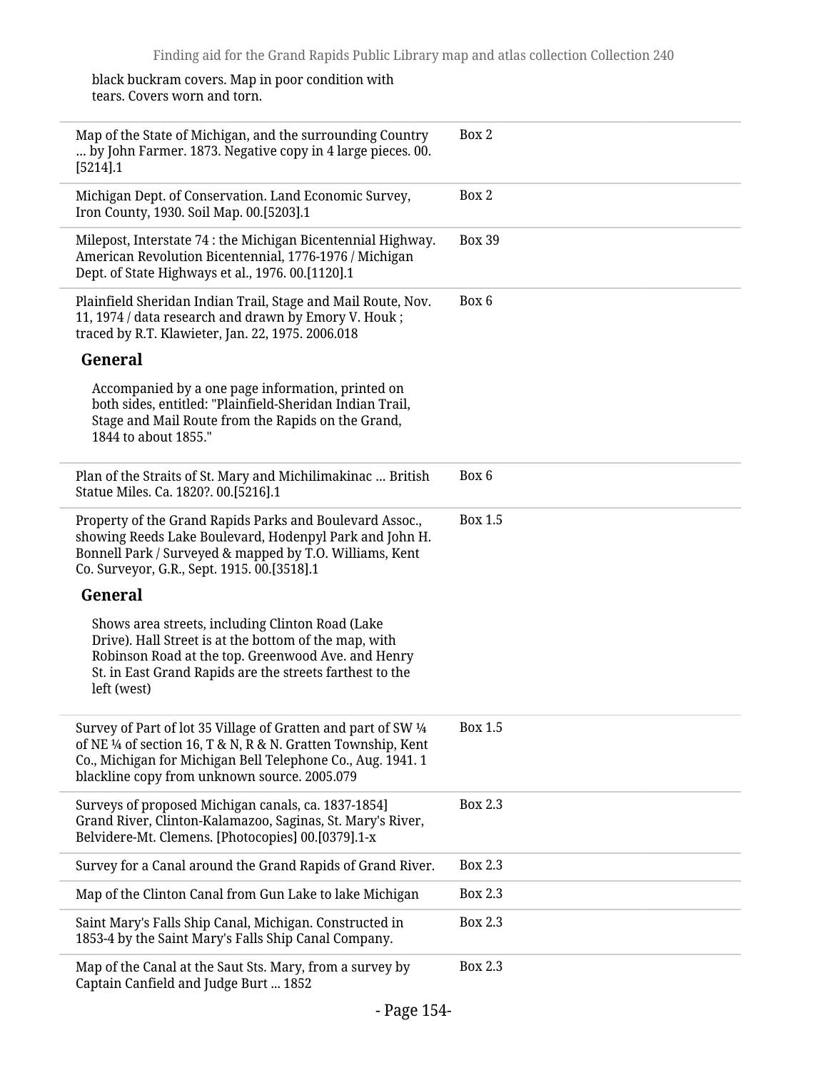black buckram covers. Map in poor condition with tears. Covers worn and torn.

| | |
|---|---|
| Map of the State of Michigan, and the surrounding Country ... by John Farmer. 1873. Negative copy in 4 large pieces. 00.[5214].1 | Box 2 |
| Michigan Dept. of Conservation. Land Economic Survey, Iron County, 1930. Soil Map. 00.[5203].1 | Box 2 |
| Milepost, Interstate 74 : the Michigan Bicentennial Highway. American Revolution Bicentennial, 1776-1976 / Michigan Dept. of State Highways et al., 1976. 00.[1120].1 | Box 39 |
| Plainfield Sheridan Indian Trail, Stage and Mail Route, Nov. 11, 1974 / data research and drawn by Emory V. Houk ; traced by R.T. Klawieter, Jan. 22, 1975. 2006.018<br><br>**General**<br><br>Accompanied by a one page information, printed on both sides, entitled: "Plainfield-Sheridan Indian Trail, Stage and Mail Route from the Rapids on the Grand, 1844 to about 1855." | Box 6 |
| Plan of the Straits of St. Mary and Michilimakinac ... British Statue Miles. Ca. 1820?. 00.[5216].1 | Box 6 |
| Property of the Grand Rapids Parks and Boulevard Assoc., showing Reeds Lake Boulevard, Hodenpyl Park and John H. Bonnell Park / Surveyed & mapped by T.O. Williams, Kent Co. Surveyor, G.R., Sept. 1915. 00.[3518].1<br><br>**General**<br><br>Shows area streets, including Clinton Road (Lake Drive). Hall Street is at the bottom of the map, with Robinson Road at the top. Greenwood Ave. and Henry St. in East Grand Rapids are the streets farthest to the left (west) | Box 1.5 |
| Survey of Part of lot 35 Village of Gratten and part of SW ¼ of NE ¼ of section 16, T & N, R & N. Gratten Township, Kent Co., Michigan for Michigan Bell Telephone Co., Aug. 1941. 1 blackline copy from unknown source. 2005.079 | Box 1.5 |
| Surveys of proposed Michigan canals, ca. 1837-1854] Grand River, Clinton-Kalamazoo, Saginas, St. Mary's River, Belvidere-Mt. Clemens. [Photocopies] 00.[0379].1-x | Box 2.3 |
| Survey for a Canal around the Grand Rapids of Grand River. | Box 2.3 |
| Map of the Clinton Canal from Gun Lake to lake Michigan | Box 2.3 |
| Saint Mary's Falls Ship Canal, Michigan. Constructed in 1853-4 by the Saint Mary's Falls Ship Canal Company. | Box 2.3 |
| Map of the Canal at the Saut Sts. Mary, from a survey by Captain Canfield and Judge Burt ... 1852 | Box 2.3 |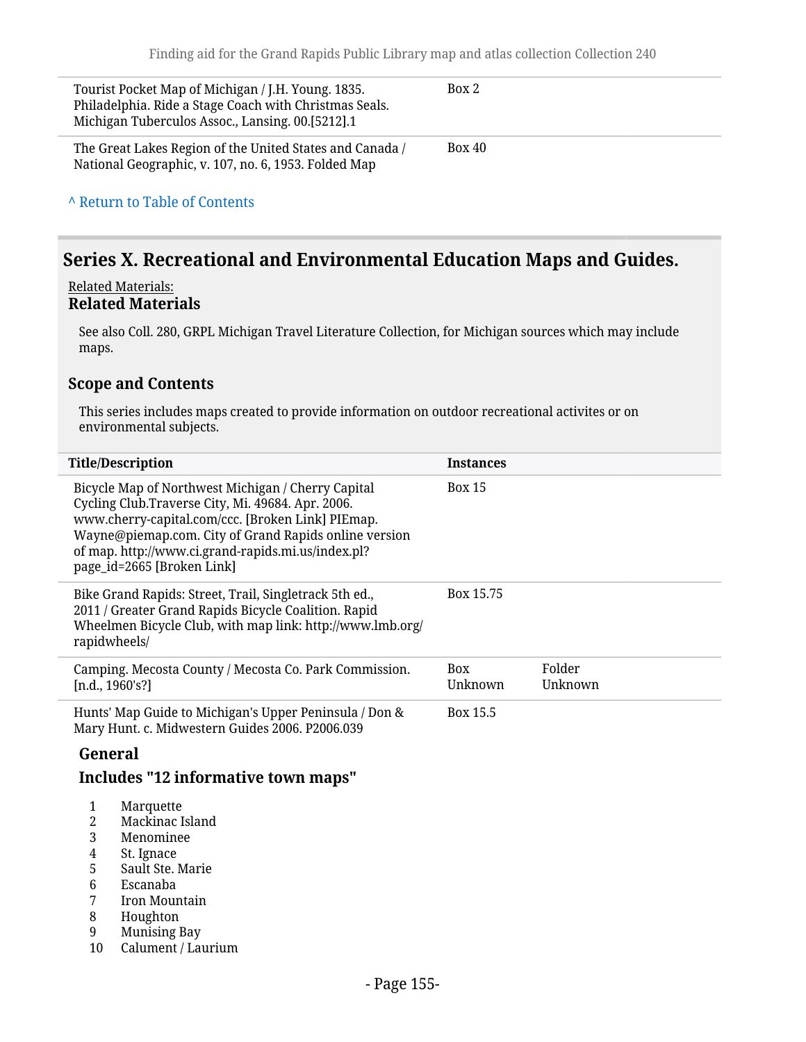| Title/Description | Instances | |
|---|---|---|
| Tourist Pocket Map of Michigan / J.H. Young. 1835. Philadelphia. Ride a Stage Coach with Christmas Seals. Michigan Tuberculos Assoc., Lansing. 00.[5212].1 | Box 2 | |
| The Great Lakes Region of the United States and Canada / National Geographic, v. 107, no. 6, 1953. Folded Map | Box 40 | |

^ Return to Table of Contents

## Series X. Recreational and Environmental Education Maps and Guides.

Related Materials:

### Related Materials

See also Coll. 280, GRPL Michigan Travel Literature Collection, for Michigan sources which may include maps.

### Scope and Contents

This series includes maps created to provide information on outdoor recreational activites or on environmental subjects.

| Title/Description | Instances | |
|---|---|---|
| Bicycle Map of Northwest Michigan / Cherry Capital Cycling Club.Traverse City, Mi. 49684. Apr. 2006. www.cherry-capital.com/ccc. [Broken Link] PIEmap. Wayne@piemap.com. City of Grand Rapids online version of map. http://www.ci.grand-rapids.mi.us/index.pl?page_id=2665 [Broken Link] | Box 15 | |
| Bike Grand Rapids: Street, Trail, Singletrack 5th ed., 2011 / Greater Grand Rapids Bicycle Coalition. Rapid Wheelmen Bicycle Club, with map link: http://www.lmb.org/rapidwheels/ | Box 15.75 | |
| Camping. Mecosta County / Mecosta Co. Park Commission. [n.d., 1960's?] | Box Unknown | Folder Unknown |
| Hunts' Map Guide to Michigan's Upper Peninsula / Don & Mary Hunt. c. Midwestern Guides 2006. P2006.039 | Box 15.5 | |

### General

### Includes "12 informative town maps"

1. Marquette
2. Mackinac Island
3. Menominee
4. St. Ignace
5. Sault Ste. Marie
6. Escanaba
7. Iron Mountain
8. Houghton
9. Munising Bay
10. Calument / Laurium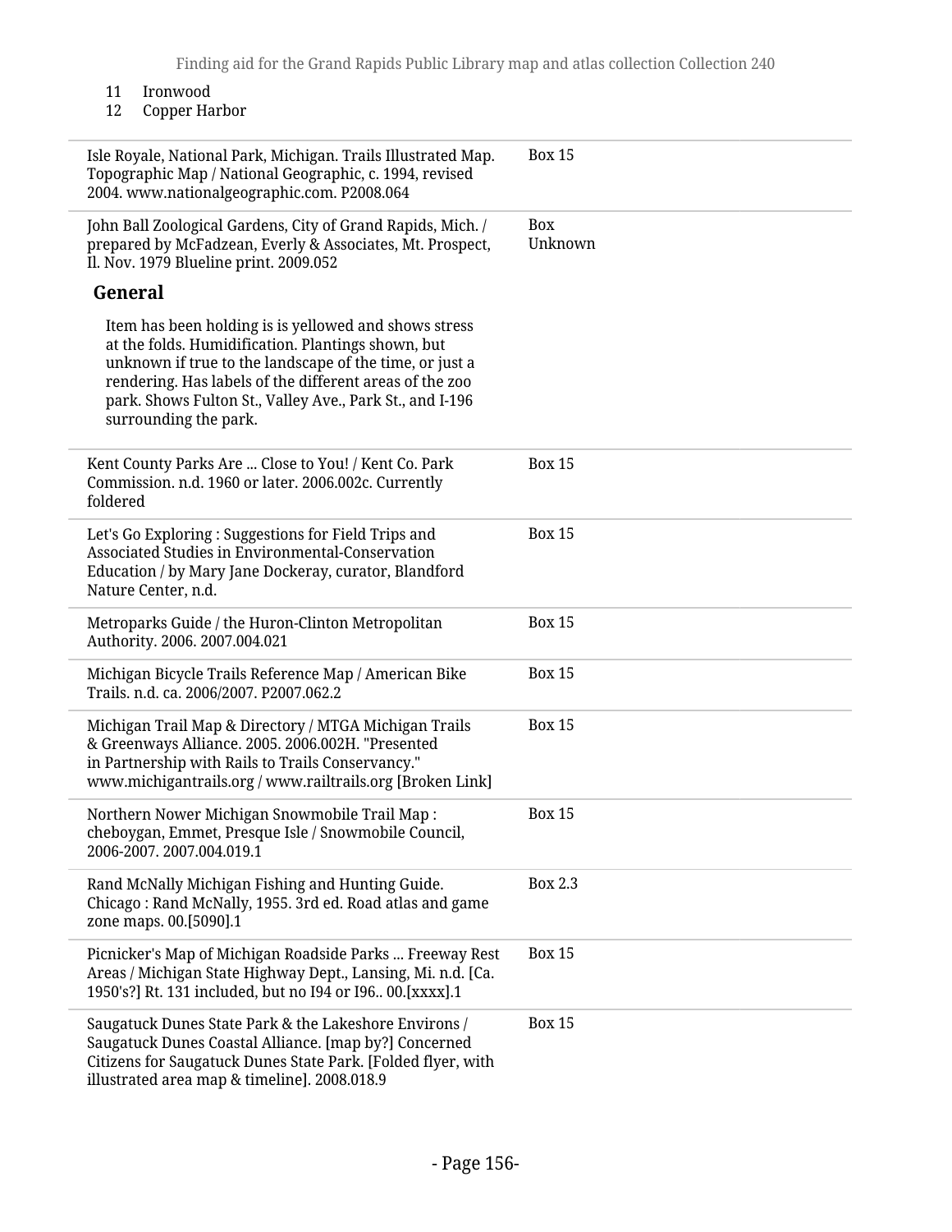11 Ironwood
12 Copper Harbor

| | |
|---|---|
| Isle Royale, National Park, Michigan. Trails Illustrated Map. Topographic Map / National Geographic, c. 1994, revised 2004. www.nationalgeographic.com. P2008.064 | Box 15 |
| John Ball Zoological Gardens, City of Grand Rapids, Mich. / prepared by McFadzean, Everly & Associates, Mt. Prospect, Il. Nov. 1979 Blueline print. 2009.052<br><br>**General**<br><br>Item has been holding is is yellowed and shows stress at the folds. Humidification. Plantings shown, but unknown if true to the landscape of the time, or just a rendering. Has labels of the different areas of the zoo park. Shows Fulton St., Valley Ave., Park St., and I-196 surrounding the park. | Box Unknown |
| Kent County Parks Are ... Close to You! / Kent Co. Park Commission. n.d. 1960 or later. 2006.002c. Currently foldered | Box 15 |
| Let's Go Exploring : Suggestions for Field Trips and Associated Studies in Environmental-Conservation Education / by Mary Jane Dockeray, curator, Blandford Nature Center, n.d. | Box 15 |
| Metroparks Guide / the Huron-Clinton Metropolitan Authority. 2006. 2007.004.021 | Box 15 |
| Michigan Bicycle Trails Reference Map / American Bike Trails. n.d. ca. 2006/2007. P2007.062.2 | Box 15 |
| Michigan Trail Map & Directory / MTGA Michigan Trails & Greenways Alliance. 2005. 2006.002H. "Presented in Partnership with Rails to Trails Conservancy." www.michigantrails.org / www.railtrails.org [Broken Link] | Box 15 |
| Northern Nower Michigan Snowmobile Trail Map : cheboygan, Emmet, Presque Isle / Snowmobile Council, 2006-2007. 2007.004.019.1 | Box 15 |
| Rand McNally Michigan Fishing and Hunting Guide. Chicago : Rand McNally, 1955. 3rd ed. Road atlas and game zone maps. 00.[5090].1 | Box 2.3 |
| Picnicker's Map of Michigan Roadside Parks ... Freeway Rest Areas / Michigan State Highway Dept., Lansing, Mi. n.d. [Ca. 1950's?] Rt. 131 included, but no I94 or I96.. 00.[xxxx].1 | Box 15 |
| Saugatuck Dunes State Park & the Lakeshore Environs / Saugatuck Dunes Coastal Alliance. [map by?] Concerned Citizens for Saugatuck Dunes State Park. [Folded flyer, with illustrated area map & timeline]. 2008.018.9 | Box 15 |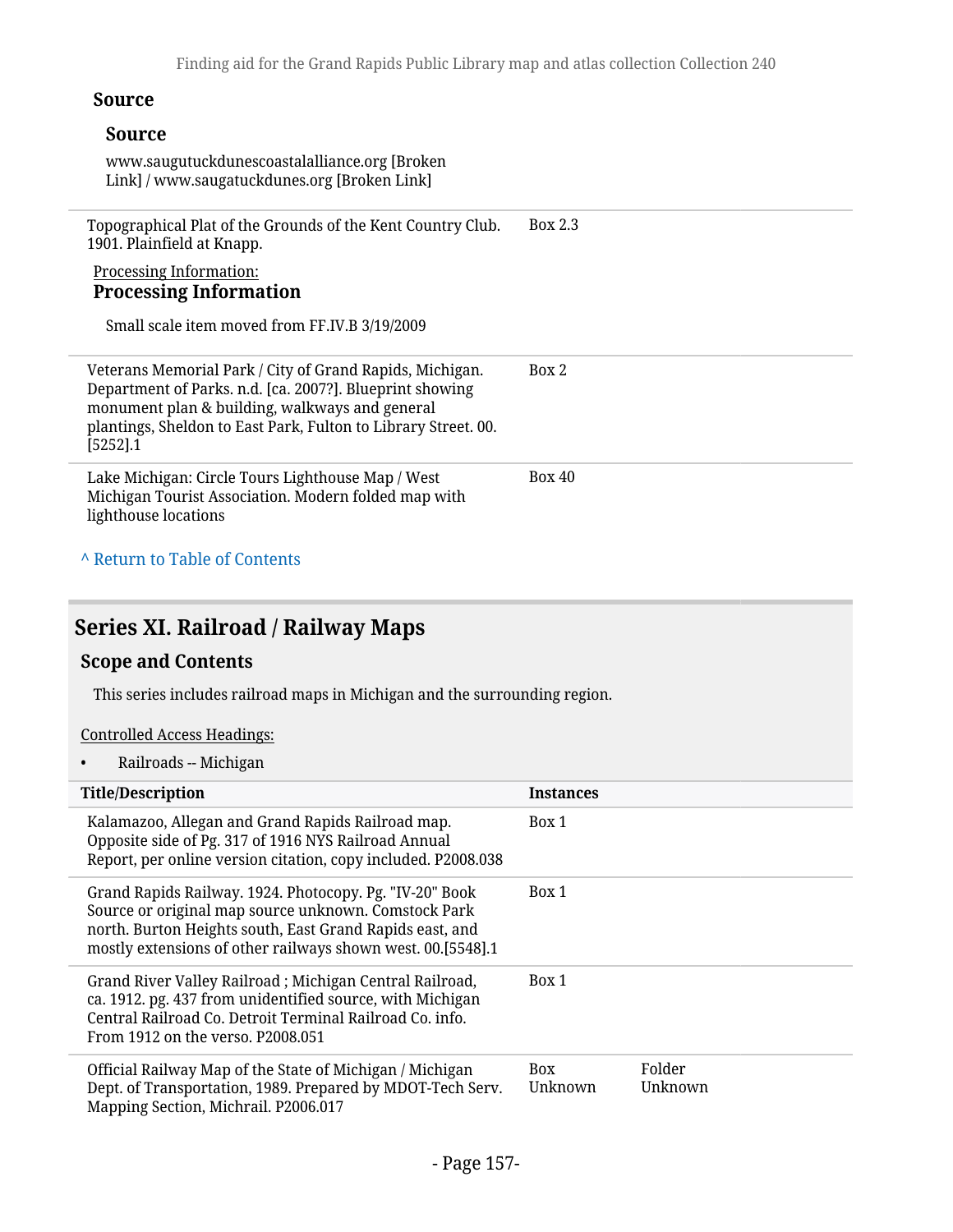#### Source

##### Source

www.saugutuckdunescoastalalliance.org [Broken Link] / www.saugatuckdunes.org [Broken Link]

| | |
|---|---|
| Topographical Plat of the Grounds of the Kent Country Club. 1901. Plainfield at Knapp. | Box 2.3 |

Processing Information:

#### Processing Information

Small scale item moved from FF.IV.B 3/19/2009

| | |
|---|---|
| Veterans Memorial Park / City of Grand Rapids, Michigan. Department of Parks. n.d. [ca. 2007?]. Blueprint showing monument plan & building, walkways and general plantings, Sheldon to East Park, Fulton to Library Street. 00.[5252].1 | Box 2 |
| Lake Michigan: Circle Tours Lighthouse Map / West Michigan Tourist Association. Modern folded map with lighthouse locations | Box 40 |

^ Return to Table of Contents

## Series XI. Railroad / Railway Maps

### Scope and Contents

This series includes railroad maps in Michigan and the surrounding region.

Controlled Access Headings:

- Railroads -- Michigan

| Title/Description | Instances | |
|---|---|---|
| Kalamazoo, Allegan and Grand Rapids Railroad map. Opposite side of Pg. 317 of 1916 NYS Railroad Annual Report, per online version citation, copy included. P2008.038 | Box 1 | |
| Grand Rapids Railway. 1924. Photocopy. Pg. "IV-20" Book Source or original map source unknown. Comstock Park north. Burton Heights south, East Grand Rapids east, and mostly extensions of other railways shown west. 00.[5548].1 | Box 1 | |
| Grand River Valley Railroad ; Michigan Central Railroad, ca. 1912. pg. 437 from unidentified source, with Michigan Central Railroad Co. Detroit Terminal Railroad Co. info. From 1912 on the verso. P2008.051 | Box 1 | |
| Official Railway Map of the State of Michigan / Michigan Dept. of Transportation, 1989. Prepared by MDOT-Tech Serv. Mapping Section, Michrail. P2006.017 | Box Unknown | Folder Unknown |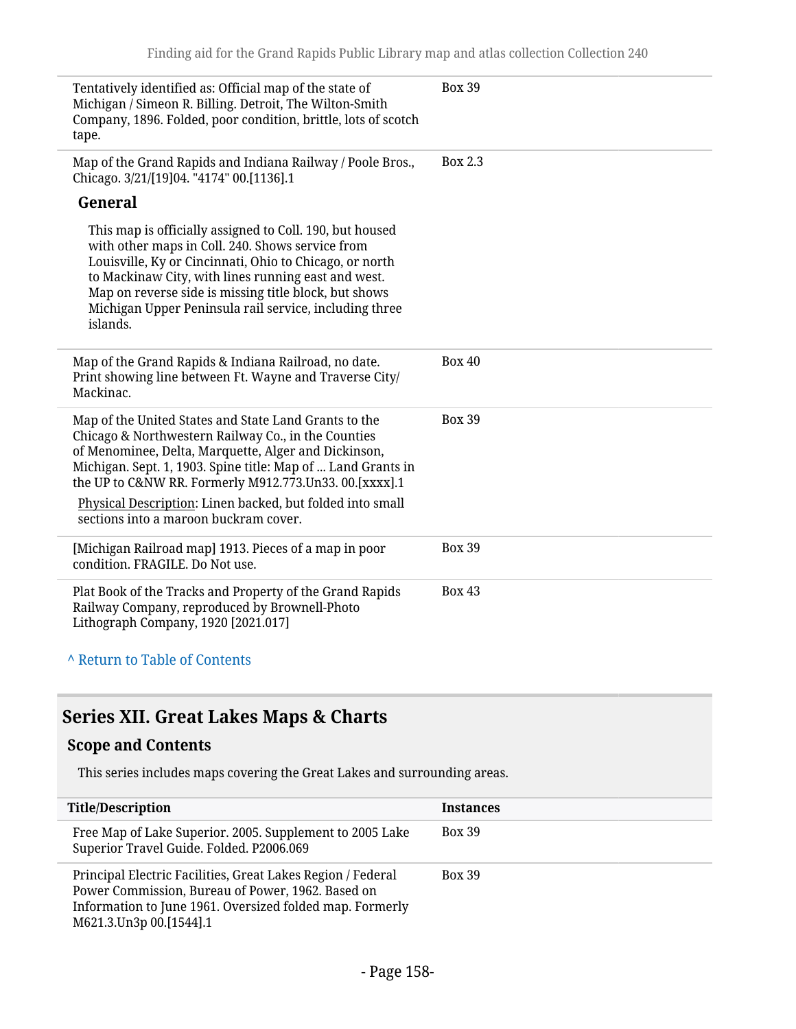| Title/Description | Instances |
| --- | --- |
| Tentatively identified as: Official map of the state of Michigan / Simeon R. Billing. Detroit, The Wilton-Smith Company, 1896. Folded, poor condition, brittle, lots of scotch tape. | Box 39 |
| Map of the Grand Rapids and Indiana Railway / Poole Bros., Chicago. 3/21/[19]04. "4174" 00.[1136].1 **General** This map is officially assigned to Coll. 190, but housed with other maps in Coll. 240. Shows service from Louisville, Ky or Cincinnati, Ohio to Chicago, or north to Mackinaw City, with lines running east and west. Map on reverse side is missing title block, but shows Michigan Upper Peninsula rail service, including three islands. | Box 2.3 |
| Map of the Grand Rapids & Indiana Railroad, no date. Print showing line between Ft. Wayne and Traverse City/ Mackinac. | Box 40 |
| Map of the United States and State Land Grants to the Chicago & Northwestern Railway Co., in the Counties of Menominee, Delta, Marquette, Alger and Dickinson, Michigan. Sept. 1, 1903. Spine title: Map of ... Land Grants in the UP to C&NW RR. Formerly M912.773.Un33. 00.[xxxx].1 Physical Description: Linen backed, but folded into small sections into a maroon buckram cover. | Box 39 |
| [Michigan Railroad map] 1913. Pieces of a map in poor condition. FRAGILE. Do Not use. | Box 39 |
| Plat Book of the Tracks and Property of the Grand Rapids Railway Company, reproduced by Brownell-Photo Lithograph Company, 1920 [2021.017] | Box 43 |

^ Return to Table of Contents

## Series XII. Great Lakes Maps & Charts

### Scope and Contents

This series includes maps covering the Great Lakes and surrounding areas.

| Title/Description | Instances |
| --- | --- |
| Free Map of Lake Superior. 2005. Supplement to 2005 Lake Superior Travel Guide. Folded. P2006.069 | Box 39 |
| Principal Electric Facilities, Great Lakes Region / Federal Power Commission, Bureau of Power, 1962. Based on Information to June 1961. Oversized folded map. Formerly M621.3.Un3p 00.[1544].1 | Box 39 |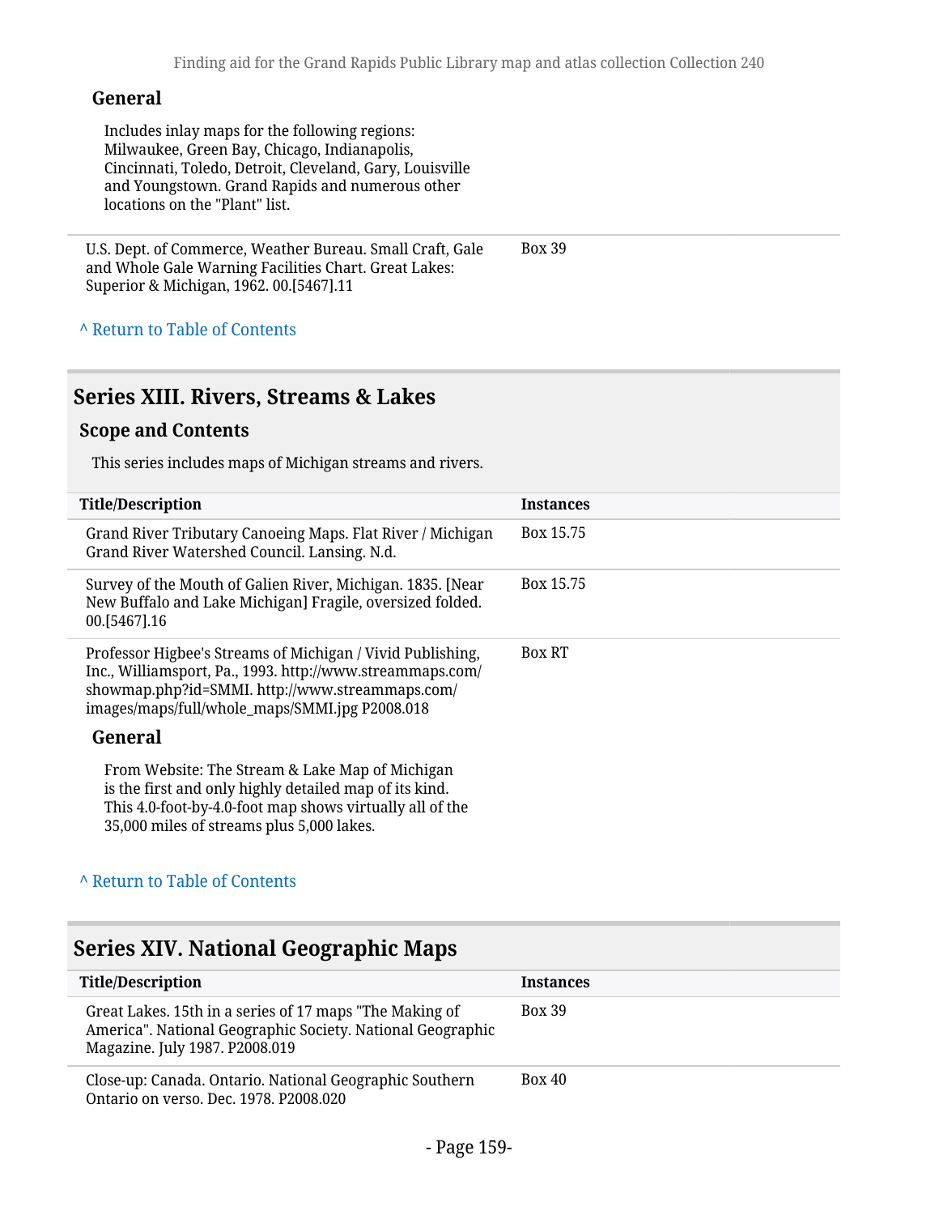#### General

Includes inlay maps for the following regions: Milwaukee, Green Bay, Chicago, Indianapolis, Cincinnati, Toledo, Detroit, Cleveland, Gary, Louisville and Youngstown. Grand Rapids and numerous other locations on the "Plant" list.

| | |
|---|---|
| U.S. Dept. of Commerce, Weather Bureau. Small Craft, Gale and Whole Gale Warning Facilities Chart. Great Lakes: Superior & Michigan, 1962. 00.[5467].11 | Box 39 |

^ Return to Table of Contents

## Series XIII. Rivers, Streams & Lakes

### Scope and Contents

This series includes maps of Michigan streams and rivers.

| Title/Description | Instances |
|---|---|
| Grand River Tributary Canoeing Maps. Flat River / Michigan Grand River Watershed Council. Lansing. N.d. | Box 15.75 |
| Survey of the Mouth of Galien River, Michigan. 1835. [Near New Buffalo and Lake Michigan] Fragile, oversized folded. 00.[5467].16 | Box 15.75 |
| Professor Higbee's Streams of Michigan / Vivid Publishing, Inc., Williamsport, Pa., 1993. http://www.streammaps.com/showmap.php?id=SMMI. http://www.streammaps.com/images/maps/full/whole_maps/SMMI.jpg P2008.018 | Box RT |

#### General

From Website: The Stream & Lake Map of Michigan is the first and only highly detailed map of its kind. This 4.0-foot-by-4.0-foot map shows virtually all of the 35,000 miles of streams plus 5,000 lakes.

^ Return to Table of Contents

## Series XIV. National Geographic Maps

| Title/Description | Instances |
|---|---|
| Great Lakes. 15th in a series of 17 maps "The Making of America". National Geographic Society. National Geographic Magazine. July 1987. P2008.019 | Box 39 |
| Close-up: Canada. Ontario. National Geographic Southern Ontario on verso. Dec. 1978. P2008.020 | Box 40 |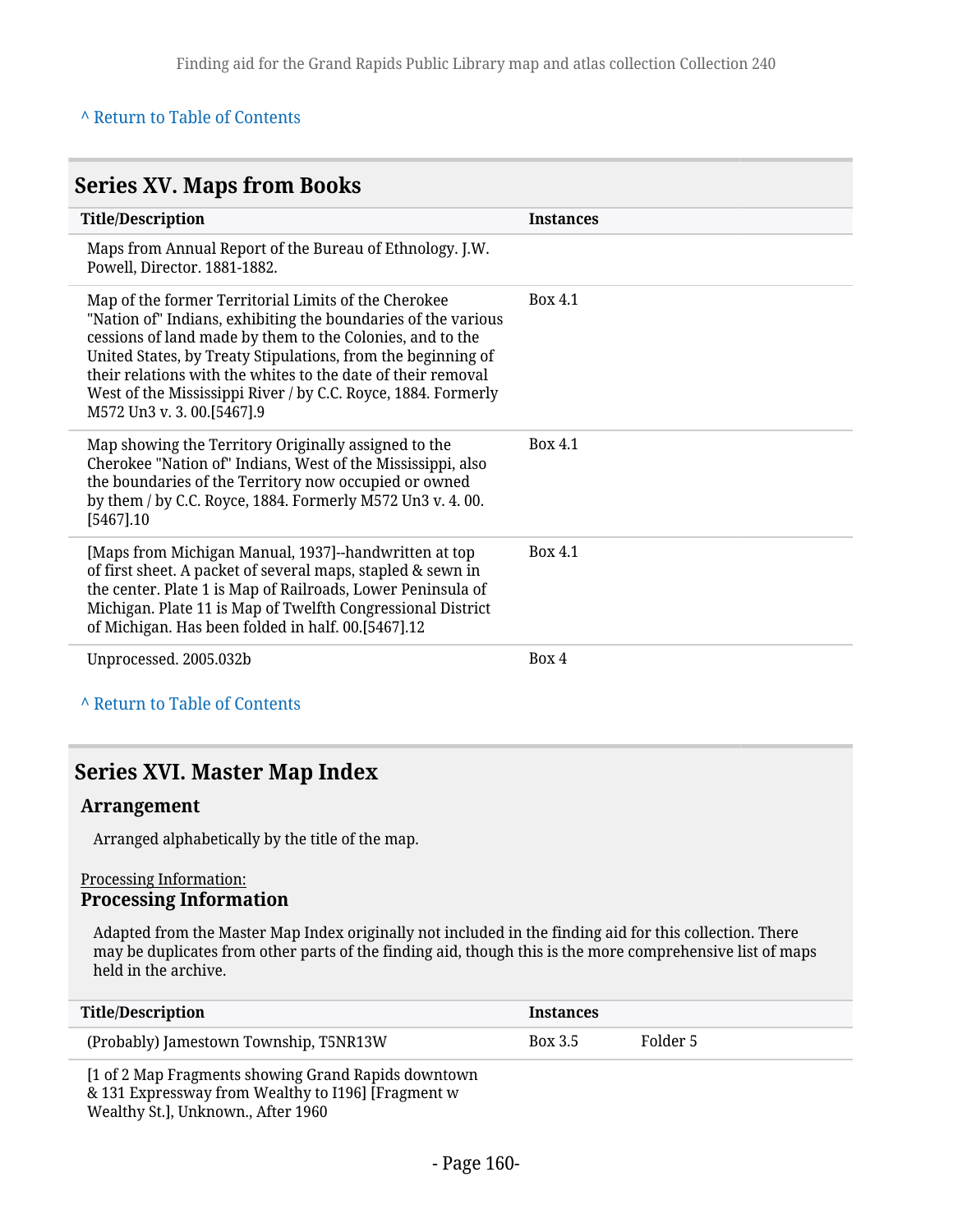^ Return to Table of Contents

## Series XV. Maps from Books

| Title/Description | Instances |
| --- | --- |
| Maps from Annual Report of the Bureau of Ethnology. J.W. Powell, Director. 1881-1882. | |
| Map of the former Territorial Limits of the Cherokee "Nation of" Indians, exhibiting the boundaries of the various cessions of land made by them to the Colonies, and to the United States, by Treaty Stipulations, from the beginning of their relations with the whites to the date of their removal West of the Mississippi River / by C.C. Royce, 1884. Formerly M572 Un3 v. 3. 00.[5467].9 | Box 4.1 |
| Map showing the Territory Originally assigned to the Cherokee "Nation of" Indians, West of the Mississippi, also the boundaries of the Territory now occupied or owned by them / by C.C. Royce, 1884. Formerly M572 Un3 v. 4. 00.[5467].10 | Box 4.1 |
| [Maps from Michigan Manual, 1937]--handwritten at top of first sheet. A packet of several maps, stapled & sewn in the center. Plate 1 is Map of Railroads, Lower Peninsula of Michigan. Plate 11 is Map of Twelfth Congressional District of Michigan. Has been folded in half. 00.[5467].12 | Box 4.1 |
| Unprocessed. 2005.032b | Box 4 |

^ Return to Table of Contents

## Series XVI. Master Map Index

### Arrangement

Arranged alphabetically by the title of the map.

Processing Information:

### Processing Information

Adapted from the Master Map Index originally not included in the finding aid for this collection. There may be duplicates from other parts of the finding aid, though this is the more comprehensive list of maps held in the archive.

| Title/Description | Instances | |
| --- | --- | --- |
| (Probably) Jamestown Township, T5NR13W | Box 3.5 | Folder 5 |
| [1 of 2 Map Fragments showing Grand Rapids downtown & 131 Expressway from Wealthy to I196] [Fragment w Wealthy St.], Unknown., After 1960 | | |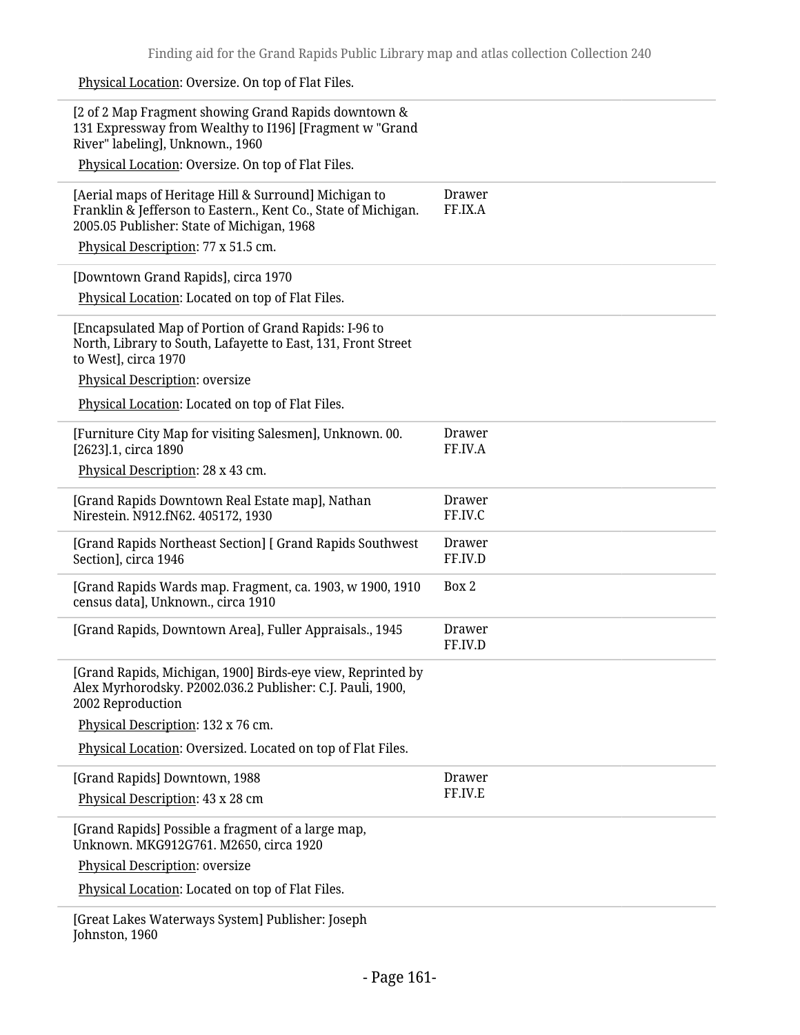Physical Location: Oversize. On top of Flat Files.

| Item | Location |
| --- | --- |
| [2 of 2 Map Fragment showing Grand Rapids downtown & 131 Expressway from Wealthy to I196] [Fragment w "Grand River" labeling], Unknown., 1960<br>Physical Location: Oversize. On top of Flat Files. | |
| [Aerial maps of Heritage Hill & Surround] Michigan to Franklin & Jefferson to Eastern., Kent Co., State of Michigan. 2005.05 Publisher: State of Michigan, 1968<br>Physical Description: 77 x 51.5 cm. | Drawer FF.IX.A |
| [Downtown Grand Rapids], circa 1970<br>Physical Location: Located on top of Flat Files. | |
| [Encapsulated Map of Portion of Grand Rapids: I-96 to North, Library to South, Lafayette to East, 131, Front Street to West], circa 1970<br>Physical Description: oversize<br>Physical Location: Located on top of Flat Files. | |
| [Furniture City Map for visiting Salesmen], Unknown. 00.[2623].1, circa 1890<br>Physical Description: 28 x 43 cm. | Drawer FF.IV.A |
| [Grand Rapids Downtown Real Estate map], Nathan Nirestein. N912.fN62. 405172, 1930 | Drawer FF.IV.C |
| [Grand Rapids Northeast Section] [ Grand Rapids Southwest Section], circa 1946 | Drawer FF.IV.D |
| [Grand Rapids Wards map. Fragment, ca. 1903, w 1900, 1910 census data], Unknown., circa 1910 | Box 2 |
| [Grand Rapids, Downtown Area], Fuller Appraisals., 1945 | Drawer FF.IV.D |
| [Grand Rapids, Michigan, 1900] Birds-eye view, Reprinted by Alex Myrhorodsky. P2002.036.2 Publisher: C.J. Pauli, 1900, 2002 Reproduction<br>Physical Description: 132 x 76 cm.<br>Physical Location: Oversized. Located on top of Flat Files. | |
| [Grand Rapids] Downtown, 1988<br>Physical Description: 43 x 28 cm | Drawer FF.IV.E |
| [Grand Rapids] Possible a fragment of a large map, Unknown. MKG912G761. M2650, circa 1920<br>Physical Description: oversize<br>Physical Location: Located on top of Flat Files. | |
| [Great Lakes Waterways System] Publisher: Joseph Johnston, 1960 | |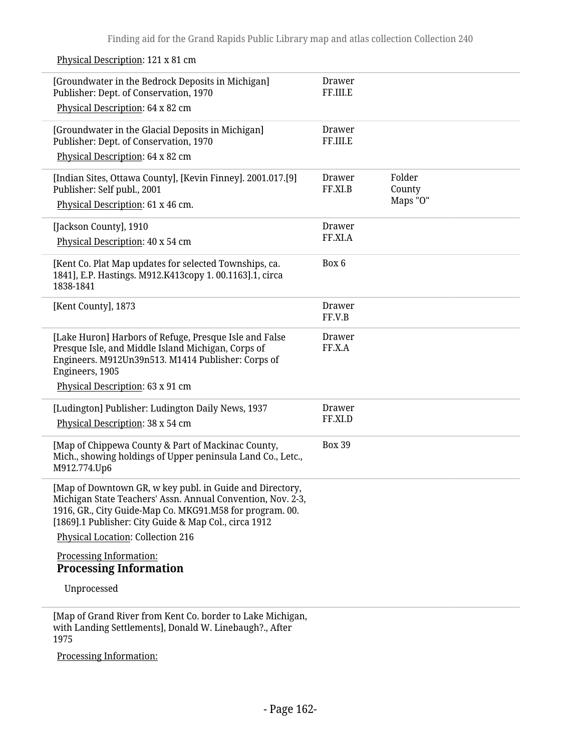Physical Description: 121 x 81 cm

| | | |
|---|---|---|
| [Groundwater in the Bedrock Deposits in Michigan] Publisher: Dept. of Conservation, 1970<br>Physical Description: 64 x 82 cm | Drawer FF.III.E | |
| [Groundwater in the Glacial Deposits in Michigan] Publisher: Dept. of Conservation, 1970<br>Physical Description: 64 x 82 cm | Drawer FF.III.E | |
| [Indian Sites, Ottawa County], [Kevin Finney]. 2001.017.[9] Publisher: Self publ., 2001<br>Physical Description: 61 x 46 cm. | Drawer FF.XI.B | Folder County Maps "O" |
| [Jackson County], 1910<br>Physical Description: 40 x 54 cm | Drawer FF.XI.A | |
| [Kent Co. Plat Map updates for selected Townships, ca. 1841], E.P. Hastings. M912.K413copy 1. 00.1163].1, circa 1838-1841 | Box 6 | |
| [Kent County], 1873 | Drawer FF.V.B | |
| [Lake Huron] Harbors of Refuge, Presque Isle and False Presque Isle, and Middle Island Michigan, Corps of Engineers. M912Un39n513. M1414 Publisher: Corps of Engineers, 1905<br>Physical Description: 63 x 91 cm | Drawer FF.X.A | |
| [Ludington] Publisher: Ludington Daily News, 1937<br>Physical Description: 38 x 54 cm | Drawer FF.XI.D | |
| [Map of Chippewa County & Part of Mackinac County, Mich., showing holdings of Upper peninsula Land Co., Letc., M912.774.Up6 | Box 39 | |
| [Map of Downtown GR, w key publ. in Guide and Directory, Michigan State Teachers' Assn. Annual Convention, Nov. 2-3, 1916, GR., City Guide-Map Co. MKG91.M58 for program. 00. [1869].1 Publisher: City Guide & Map Col., circa 1912<br>Physical Location: Collection 216<br>Processing Information:<br>**Processing Information**<br>Unprocessed | | |
| [Map of Grand River from Kent Co. border to Lake Michigan, with Landing Settlements], Donald W. Linebaugh?., After 1975<br>Processing Information: | | |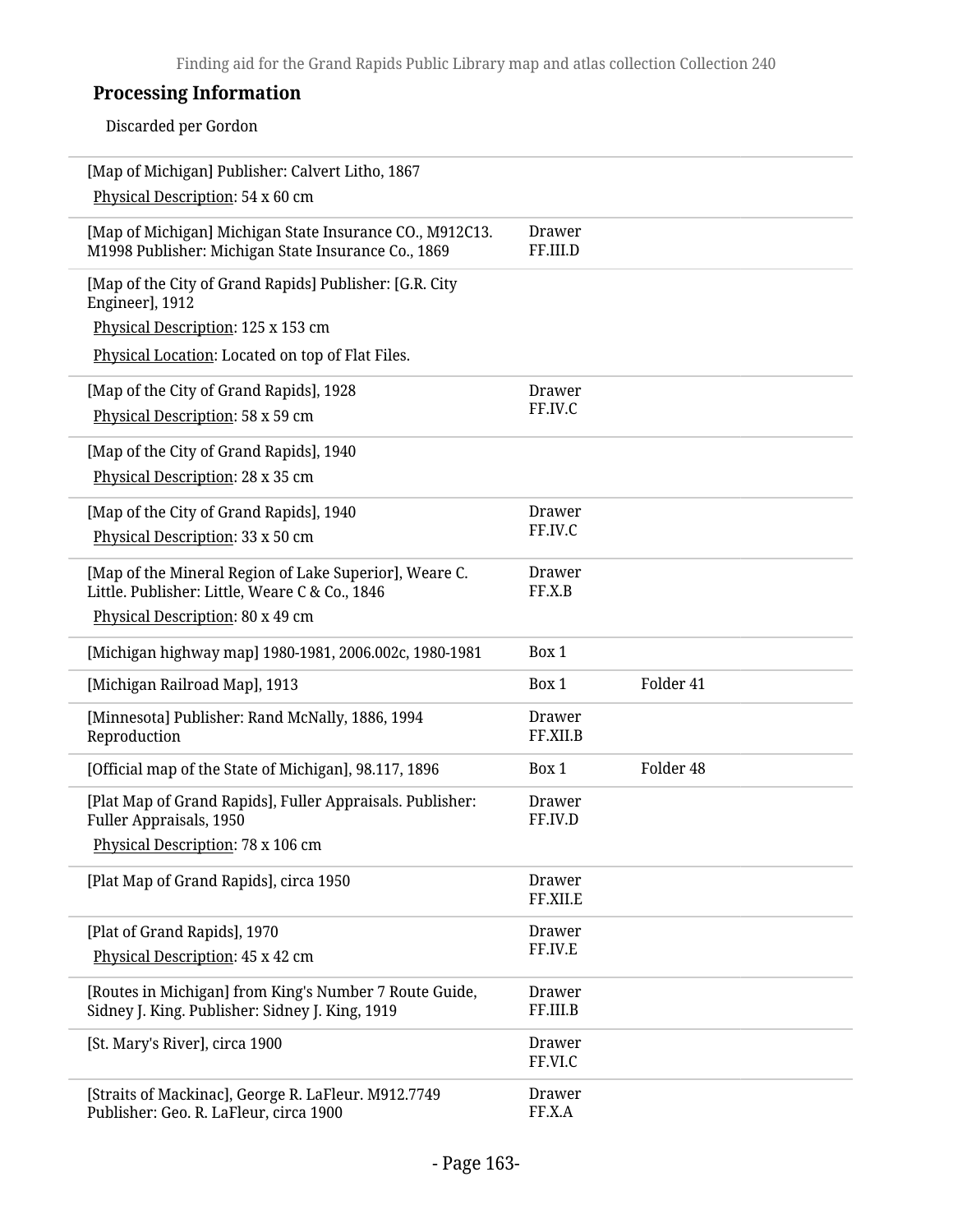## Processing Information

Discarded per Gordon

| | | |
|---|---|---|
| [Map of Michigan] Publisher: Calvert Litho, 1867<br>Physical Description: 54 x 60 cm | | |
| [Map of Michigan] Michigan State Insurance CO., M912C13. M1998 Publisher: Michigan State Insurance Co., 1869 | Drawer FF.III.D | |
| [Map of the City of Grand Rapids] Publisher: [G.R. City Engineer], 1912<br>Physical Description: 125 x 153 cm<br>Physical Location: Located on top of Flat Files. | | |
| [Map of the City of Grand Rapids], 1928<br>Physical Description: 58 x 59 cm | Drawer FF.IV.C | |
| [Map of the City of Grand Rapids], 1940<br>Physical Description: 28 x 35 cm | | |
| [Map of the City of Grand Rapids], 1940<br>Physical Description: 33 x 50 cm | Drawer FF.IV.C | |
| [Map of the Mineral Region of Lake Superior], Weare C. Little. Publisher: Little, Weare C & Co., 1846<br>Physical Description: 80 x 49 cm | Drawer FF.X.B | |
| [Michigan highway map] 1980-1981, 2006.002c, 1980-1981 | Box 1 | |
| [Michigan Railroad Map], 1913 | Box 1 | Folder 41 |
| [Minnesota] Publisher: Rand McNally, 1886, 1994 Reproduction | Drawer FF.XII.B | |
| [Official map of the State of Michigan], 98.117, 1896 | Box 1 | Folder 48 |
| [Plat Map of Grand Rapids], Fuller Appraisals. Publisher: Fuller Appraisals, 1950<br>Physical Description: 78 x 106 cm | Drawer FF.IV.D | |
| [Plat Map of Grand Rapids], circa 1950 | Drawer FF.XII.E | |
| [Plat of Grand Rapids], 1970<br>Physical Description: 45 x 42 cm | Drawer FF.IV.E | |
| [Routes in Michigan] from King's Number 7 Route Guide, Sidney J. King. Publisher: Sidney J. King, 1919 | Drawer FF.III.B | |
| [St. Mary's River], circa 1900 | Drawer FF.VI.C | |
| [Straits of Mackinac], George R. LaFleur. M912.7749 Publisher: Geo. R. LaFleur, circa 1900 | Drawer FF.X.A | |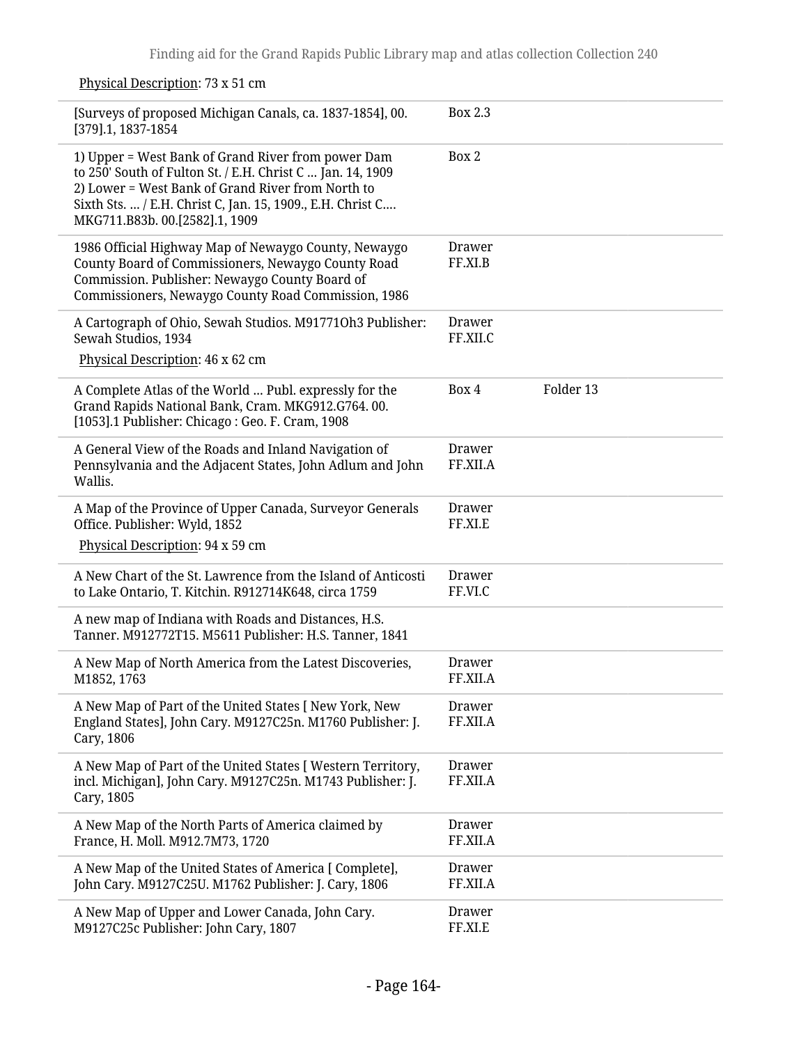Physical Description: 73 x 51 cm

| | | |
|---|---|---|
| [Surveys of proposed Michigan Canals, ca. 1837-1854], 00.[379].1, 1837-1854 | Box 2.3 | |
| 1) Upper = West Bank of Grand River from power Dam to 250' South of Fulton St. / E.H. Christ C ... Jan. 14, 1909 2) Lower = West Bank of Grand River from North to Sixth Sts. ... / E.H. Christ C, Jan. 15, 1909., E.H. Christ C.... MKG711.B83b. 00.[2582].1, 1909 | Box 2 | |
| 1986 Official Highway Map of Newaygo County, Newaygo County Board of Commissioners, Newaygo County Road Commission. Publisher: Newaygo County Board of Commissioners, Newaygo County Road Commission, 1986 | Drawer FF.XI.B | |
| A Cartograph of Ohio, Sewah Studios. M91771Oh3 Publisher: Sewah Studios, 1934<br>Physical Description: 46 x 62 cm | Drawer FF.XII.C | |
| A Complete Atlas of the World ... Publ. expressly for the Grand Rapids National Bank, Cram. MKG912.G764. 00.[1053].1 Publisher: Chicago : Geo. F. Cram, 1908 | Box 4 | Folder 13 |
| A General View of the Roads and Inland Navigation of Pennsylvania and the Adjacent States, John Adlum and John Wallis. | Drawer FF.XII.A | |
| A Map of the Province of Upper Canada, Surveyor Generals Office. Publisher: Wyld, 1852<br>Physical Description: 94 x 59 cm | Drawer FF.XI.E | |
| A New Chart of the St. Lawrence from the Island of Anticosti to Lake Ontario, T. Kitchin. R912714K648, circa 1759 | Drawer FF.VI.C | |
| A new map of Indiana with Roads and Distances, H.S. Tanner. M912772T15. M5611 Publisher: H.S. Tanner, 1841 | | |
| A New Map of North America from the Latest Discoveries, M1852, 1763 | Drawer FF.XII.A | |
| A New Map of Part of the United States [ New York, New England States], John Cary. M9127C25n. M1760 Publisher: J. Cary, 1806 | Drawer FF.XII.A | |
| A New Map of Part of the United States [ Western Territory, incl. Michigan], John Cary. M9127C25n. M1743 Publisher: J. Cary, 1805 | Drawer FF.XII.A | |
| A New Map of the North Parts of America claimed by France, H. Moll. M912.7M73, 1720 | Drawer FF.XII.A | |
| A New Map of the United States of America [ Complete], John Cary. M9127C25U. M1762 Publisher: J. Cary, 1806 | Drawer FF.XII.A | |
| A New Map of Upper and Lower Canada, John Cary. M9127C25c Publisher: John Cary, 1807 | Drawer FF.XI.E | |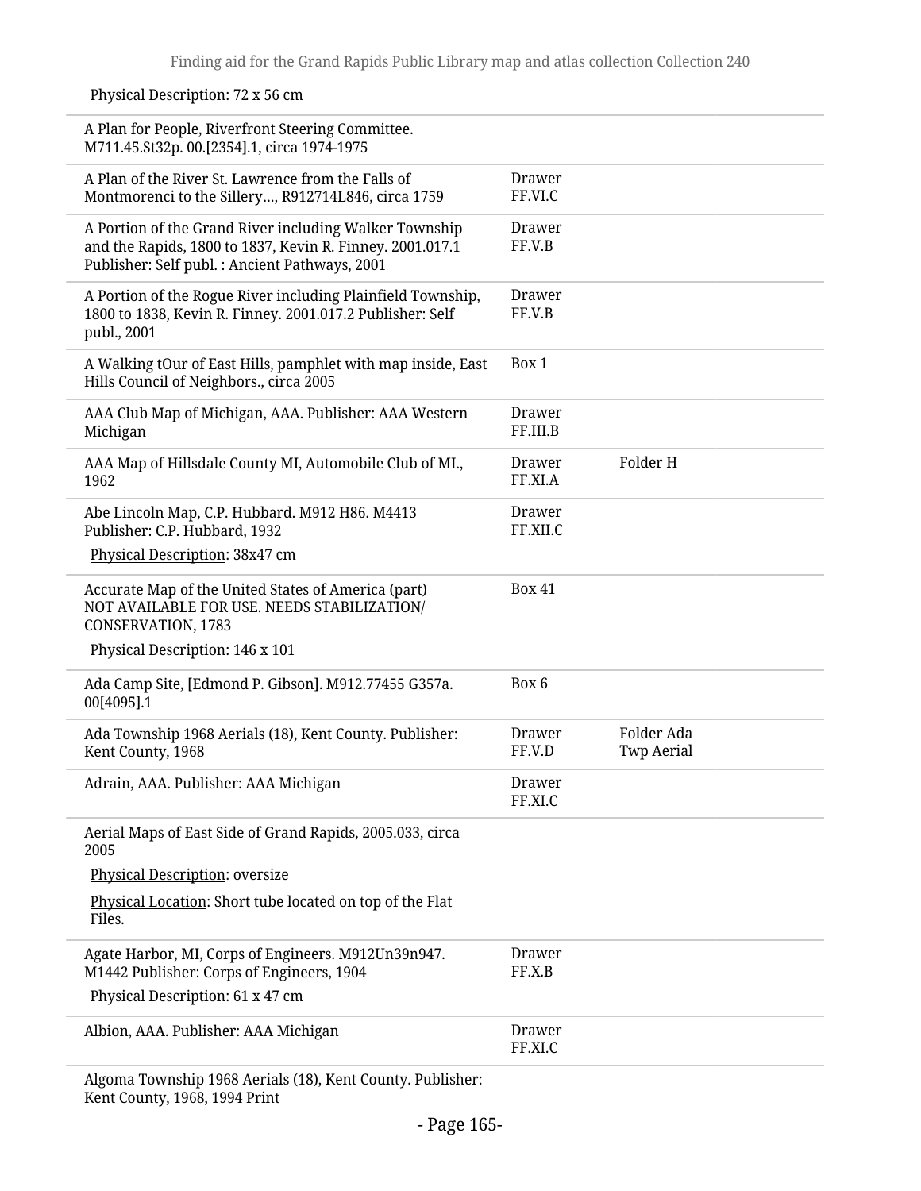Physical Description: 72 x 56 cm

| Title | Container | Folder |
| --- | --- | --- |
| A Plan for People, Riverfront Steering Committee. M711.45.St32p. 00.[2354].1, circa 1974-1975 | | |
| A Plan of the River St. Lawrence from the Falls of Montmorenci to the Sillery..., R912714L846, circa 1759 | Drawer FF.VI.C | |
| A Portion of the Grand River including Walker Township and the Rapids, 1800 to 1837, Kevin R. Finney. 2001.017.1 Publisher: Self publ. : Ancient Pathways, 2001 | Drawer FF.V.B | |
| A Portion of the Rogue River including Plainfield Township, 1800 to 1838, Kevin R. Finney. 2001.017.2 Publisher: Self publ., 2001 | Drawer FF.V.B | |
| A Walking tOur of East Hills, pamphlet with map inside, East Hills Council of Neighbors., circa 2005 | Box 1 | |
| AAA Club Map of Michigan, AAA. Publisher: AAA Western Michigan | Drawer FF.III.B | |
| AAA Map of Hillsdale County MI, Automobile Club of MI., 1962 | Drawer FF.XI.A | Folder H |
| Abe Lincoln Map, C.P. Hubbard. M912 H86. M4413 Publisher: C.P. Hubbard, 1932<br>Physical Description: 38x47 cm | Drawer FF.XII.C | |
| Accurate Map of the United States of America (part) NOT AVAILABLE FOR USE. NEEDS STABILIZATION/ CONSERVATION, 1783<br>Physical Description: 146 x 101 | Box 41 | |
| Ada Camp Site, [Edmond P. Gibson]. M912.77455 G357a. 00[4095].1 | Box 6 | |
| Ada Township 1968 Aerials (18), Kent County. Publisher: Kent County, 1968 | Drawer FF.V.D | Folder Ada Twp Aerial |
| Adrain, AAA. Publisher: AAA Michigan | Drawer FF.XI.C | |
| Aerial Maps of East Side of Grand Rapids, 2005.033, circa 2005<br>Physical Description: oversize<br>Physical Location: Short tube located on top of the Flat Files. | | |
| Agate Harbor, MI, Corps of Engineers. M912Un39n947. M1442 Publisher: Corps of Engineers, 1904<br>Physical Description: 61 x 47 cm | Drawer FF.X.B | |
| Albion, AAA. Publisher: AAA Michigan | Drawer FF.XI.C | |
| Algoma Township 1968 Aerials (18), Kent County. Publisher: Kent County, 1968, 1994 Print | | |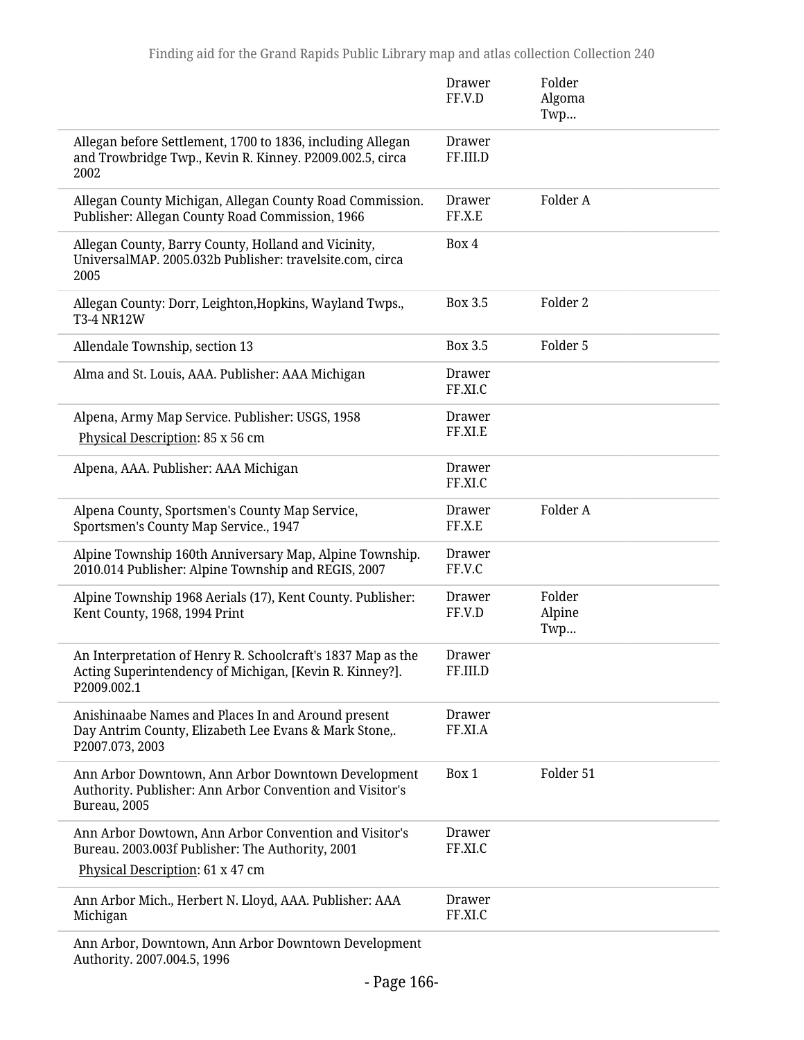| | | |
|---|---|---|
| | Drawer FF.V.D | Folder Algoma Twp... |
| Allegan before Settlement, 1700 to 1836, including Allegan and Trowbridge Twp., Kevin R. Kinney. P2009.002.5, circa 2002 | Drawer FF.III.D | |
| Allegan County Michigan, Allegan County Road Commission. Publisher: Allegan County Road Commission, 1966 | Drawer FF.X.E | Folder A |
| Allegan County, Barry County, Holland and Vicinity, UniversalMAP. 2005.032b Publisher: travelsite.com, circa 2005 | Box 4 | |
| Allegan County: Dorr, Leighton,Hopkins, Wayland Twps., T3-4 NR12W | Box 3.5 | Folder 2 |
| Allendale Township, section 13 | Box 3.5 | Folder 5 |
| Alma and St. Louis, AAA. Publisher: AAA Michigan | Drawer FF.XI.C | |
| Alpena, Army Map Service. Publisher: USGS, 1958<br>Physical Description: 85 x 56 cm | Drawer FF.XI.E | |
| Alpena, AAA. Publisher: AAA Michigan | Drawer FF.XI.C | |
| Alpena County, Sportsmen's County Map Service, Sportsmen's County Map Service., 1947 | Drawer FF.X.E | Folder A |
| Alpine Township 160th Anniversary Map, Alpine Township. 2010.014 Publisher: Alpine Township and REGIS, 2007 | Drawer FF.V.C | |
| Alpine Township 1968 Aerials (17), Kent County. Publisher: Kent County, 1968, 1994 Print | Drawer FF.V.D | Folder Alpine Twp... |
| An Interpretation of Henry R. Schoolcraft's 1837 Map as the Acting Superintendency of Michigan, [Kevin R. Kinney?]. P2009.002.1 | Drawer FF.III.D | |
| Anishinaabe Names and Places In and Around present Day Antrim County, Elizabeth Lee Evans & Mark Stone,. P2007.073, 2003 | Drawer FF.XI.A | |
| Ann Arbor Downtown, Ann Arbor Downtown Development Authority. Publisher: Ann Arbor Convention and Visitor's Bureau, 2005 | Box 1 | Folder 51 |
| Ann Arbor Dowtown, Ann Arbor Convention and Visitor's Bureau. 2003.003f Publisher: The Authority, 2001<br>Physical Description: 61 x 47 cm | Drawer FF.XI.C | |
| Ann Arbor Mich., Herbert N. Lloyd, AAA. Publisher: AAA Michigan | Drawer FF.XI.C | |
| Ann Arbor, Downtown, Ann Arbor Downtown Development Authority. 2007.004.5, 1996 | | |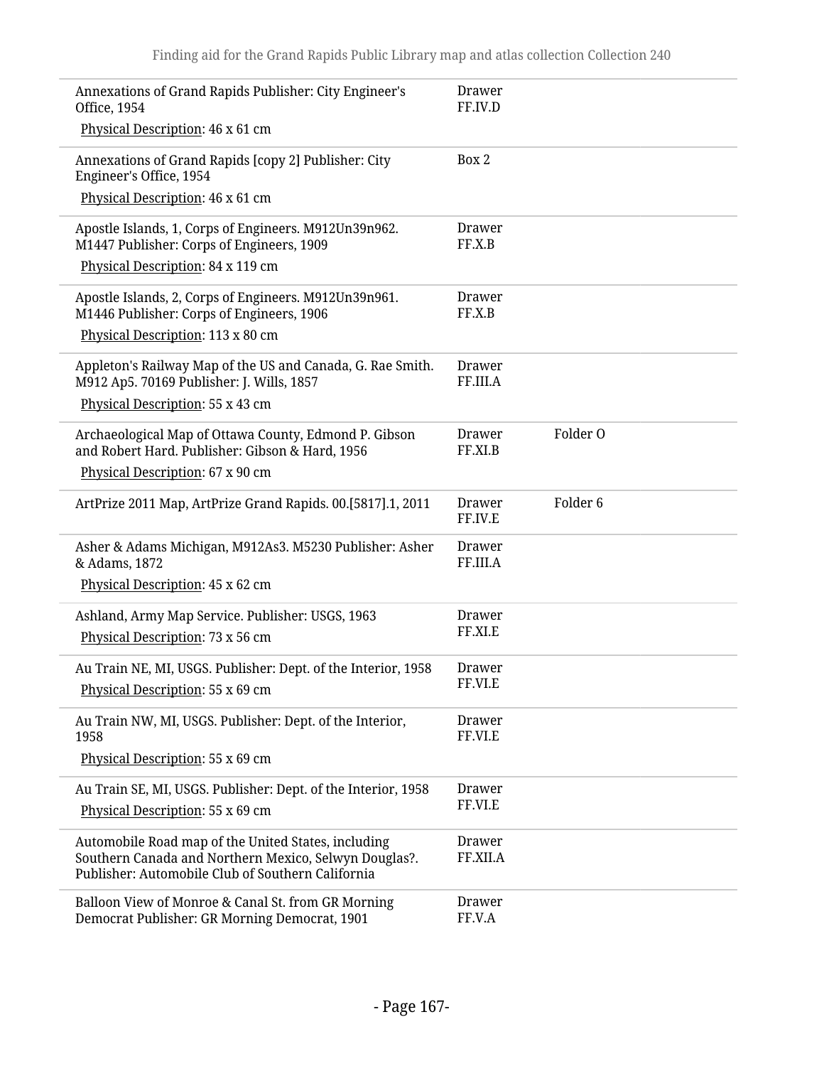| Title | Location | Folder |
|---|---|---|
| Annexations of Grand Rapids Publisher: City Engineer's Office, 1954<br>Physical Description: 46 x 61 cm | Drawer FF.IV.D | |
| Annexations of Grand Rapids [copy 2] Publisher: City Engineer's Office, 1954<br>Physical Description: 46 x 61 cm | Box 2 | |
| Apostle Islands, 1, Corps of Engineers. M912Un39n962. M1447 Publisher: Corps of Engineers, 1909<br>Physical Description: 84 x 119 cm | Drawer FF.X.B | |
| Apostle Islands, 2, Corps of Engineers. M912Un39n961. M1446 Publisher: Corps of Engineers, 1906<br>Physical Description: 113 x 80 cm | Drawer FF.X.B | |
| Appleton's Railway Map of the US and Canada, G. Rae Smith. M912 Ap5. 70169 Publisher: J. Wills, 1857<br>Physical Description: 55 x 43 cm | Drawer FF.III.A | |
| Archaeological Map of Ottawa County, Edmond P. Gibson and Robert Hard. Publisher: Gibson & Hard, 1956<br>Physical Description: 67 x 90 cm | Drawer FF.XI.B | Folder O |
| ArtPrize 2011 Map, ArtPrize Grand Rapids. 00.[5817].1, 2011 | Drawer FF.IV.E | Folder 6 |
| Asher & Adams Michigan, M912As3. M5230 Publisher: Asher & Adams, 1872<br>Physical Description: 45 x 62 cm | Drawer FF.III.A | |
| Ashland, Army Map Service. Publisher: USGS, 1963<br>Physical Description: 73 x 56 cm | Drawer FF.XI.E | |
| Au Train NE, MI, USGS. Publisher: Dept. of the Interior, 1958<br>Physical Description: 55 x 69 cm | Drawer FF.VI.E | |
| Au Train NW, MI, USGS. Publisher: Dept. of the Interior, 1958<br>Physical Description: 55 x 69 cm | Drawer FF.VI.E | |
| Au Train SE, MI, USGS. Publisher: Dept. of the Interior, 1958<br>Physical Description: 55 x 69 cm | Drawer FF.VI.E | |
| Automobile Road map of the United States, including Southern Canada and Northern Mexico, Selwyn Douglas?. Publisher: Automobile Club of Southern California | Drawer FF.XII.A | |
| Balloon View of Monroe & Canal St. from GR Morning Democrat Publisher: GR Morning Democrat, 1901 | Drawer FF.V.A | |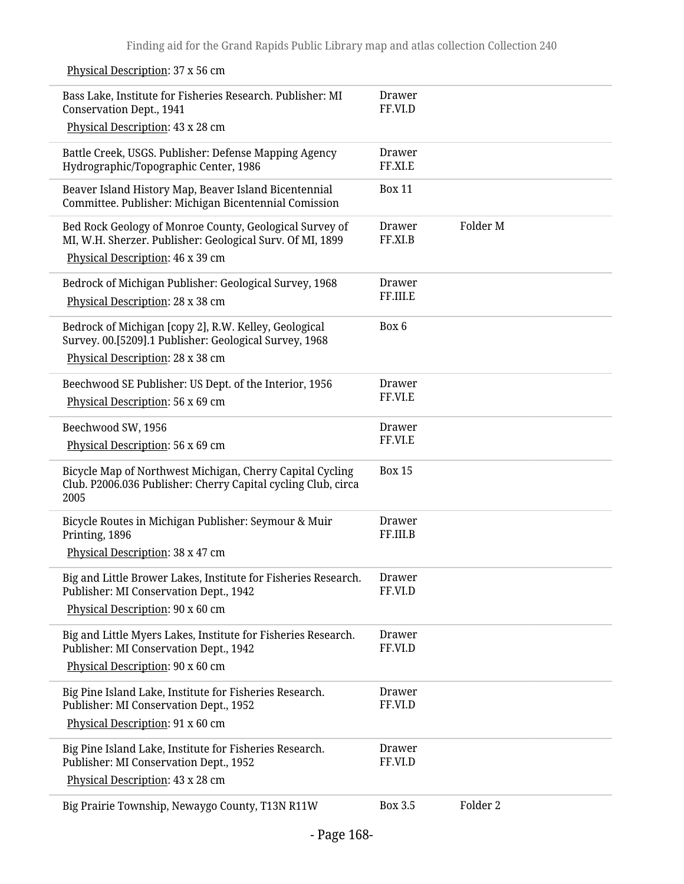Physical Description: 37 x 56 cm

| | | |
|---|---|---|
| Bass Lake, Institute for Fisheries Research. Publisher: MI Conservation Dept., 1941<br>Physical Description: 43 x 28 cm | Drawer FF.VI.D | |
| Battle Creek, USGS. Publisher: Defense Mapping Agency Hydrographic/Topographic Center, 1986 | Drawer FF.XI.E | |
| Beaver Island History Map, Beaver Island Bicentennial Committee. Publisher: Michigan Bicentennial Comission | Box 11 | |
| Bed Rock Geology of Monroe County, Geological Survey of MI, W.H. Sherzer. Publisher: Geological Surv. Of MI, 1899<br>Physical Description: 46 x 39 cm | Drawer FF.XI.B | Folder M |
| Bedrock of Michigan Publisher: Geological Survey, 1968<br>Physical Description: 28 x 38 cm | Drawer FF.III.E | |
| Bedrock of Michigan [copy 2], R.W. Kelley, Geological Survey. 00.[5209].1 Publisher: Geological Survey, 1968<br>Physical Description: 28 x 38 cm | Box 6 | |
| Beechwood SE Publisher: US Dept. of the Interior, 1956<br>Physical Description: 56 x 69 cm | Drawer FF.VI.E | |
| Beechwood SW, 1956<br>Physical Description: 56 x 69 cm | Drawer FF.VI.E | |
| Bicycle Map of Northwest Michigan, Cherry Capital Cycling Club. P2006.036 Publisher: Cherry Capital cycling Club, circa 2005 | Box 15 | |
| Bicycle Routes in Michigan Publisher: Seymour & Muir Printing, 1896<br>Physical Description: 38 x 47 cm | Drawer FF.III.B | |
| Big and Little Brower Lakes, Institute for Fisheries Research. Publisher: MI Conservation Dept., 1942<br>Physical Description: 90 x 60 cm | Drawer FF.VI.D | |
| Big and Little Myers Lakes, Institute for Fisheries Research. Publisher: MI Conservation Dept., 1942<br>Physical Description: 90 x 60 cm | Drawer FF.VI.D | |
| Big Pine Island Lake, Institute for Fisheries Research. Publisher: MI Conservation Dept., 1952<br>Physical Description: 91 x 60 cm | Drawer FF.VI.D | |
| Big Pine Island Lake, Institute for Fisheries Research. Publisher: MI Conservation Dept., 1952<br>Physical Description: 43 x 28 cm | Drawer FF.VI.D | |
| Big Prairie Township, Newaygo County, T13N R11W | Box 3.5 | Folder 2 |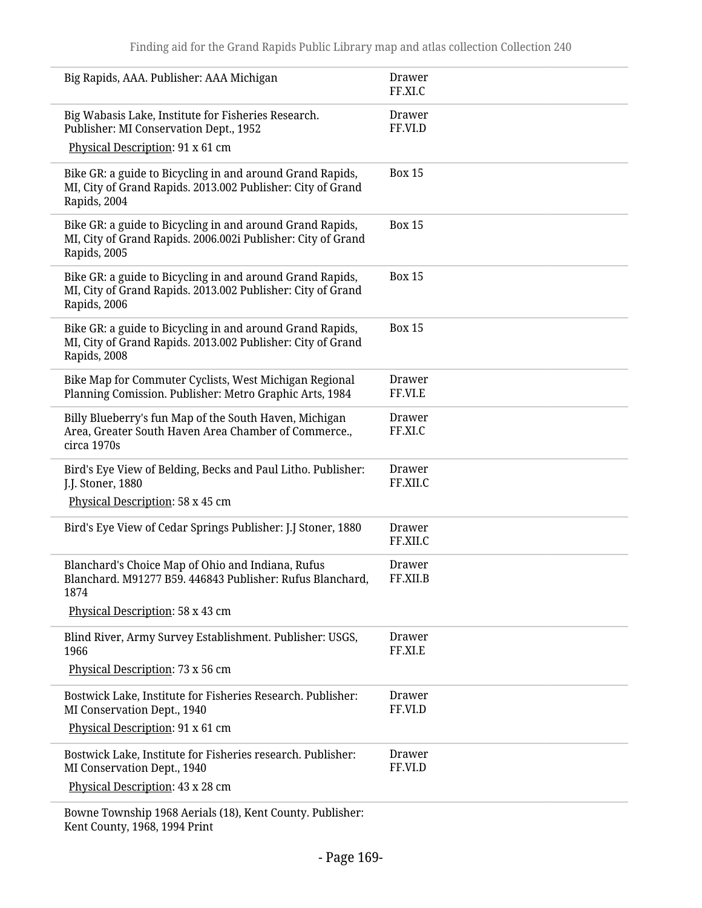| | |
|---|---|
| Big Rapids, AAA. Publisher: AAA Michigan | Drawer FF.XI.C |
| Big Wabasis Lake, Institute for Fisheries Research. Publisher: MI Conservation Dept., 1952<br>Physical Description: 91 x 61 cm | Drawer FF.VI.D |
| Bike GR: a guide to Bicycling in and around Grand Rapids, MI, City of Grand Rapids. 2013.002 Publisher: City of Grand Rapids, 2004 | Box 15 |
| Bike GR: a guide to Bicycling in and around Grand Rapids, MI, City of Grand Rapids. 2006.002i Publisher: City of Grand Rapids, 2005 | Box 15 |
| Bike GR: a guide to Bicycling in and around Grand Rapids, MI, City of Grand Rapids. 2013.002 Publisher: City of Grand Rapids, 2006 | Box 15 |
| Bike GR: a guide to Bicycling in and around Grand Rapids, MI, City of Grand Rapids. 2013.002 Publisher: City of Grand Rapids, 2008 | Box 15 |
| Bike Map for Commuter Cyclists, West Michigan Regional Planning Comission. Publisher: Metro Graphic Arts, 1984 | Drawer FF.VI.E |
| Billy Blueberry's fun Map of the South Haven, Michigan Area, Greater South Haven Area Chamber of Commerce., circa 1970s | Drawer FF.XI.C |
| Bird's Eye View of Belding, Becks and Paul Litho. Publisher: J.J. Stoner, 1880<br>Physical Description: 58 x 45 cm | Drawer FF.XII.C |
| Bird's Eye View of Cedar Springs Publisher: J.J Stoner, 1880 | Drawer FF.XII.C |
| Blanchard's Choice Map of Ohio and Indiana, Rufus Blanchard. M91277 B59. 446843 Publisher: Rufus Blanchard, 1874<br>Physical Description: 58 x 43 cm | Drawer FF.XII.B |
| Blind River, Army Survey Establishment. Publisher: USGS, 1966<br>Physical Description: 73 x 56 cm | Drawer FF.XI.E |
| Bostwick Lake, Institute for Fisheries Research. Publisher: MI Conservation Dept., 1940<br>Physical Description: 91 x 61 cm | Drawer FF.VI.D |
| Bostwick Lake, Institute for Fisheries research. Publisher: MI Conservation Dept., 1940<br>Physical Description: 43 x 28 cm | Drawer FF.VI.D |
| Bowne Township 1968 Aerials (18), Kent County. Publisher: Kent County, 1968, 1994 Print | |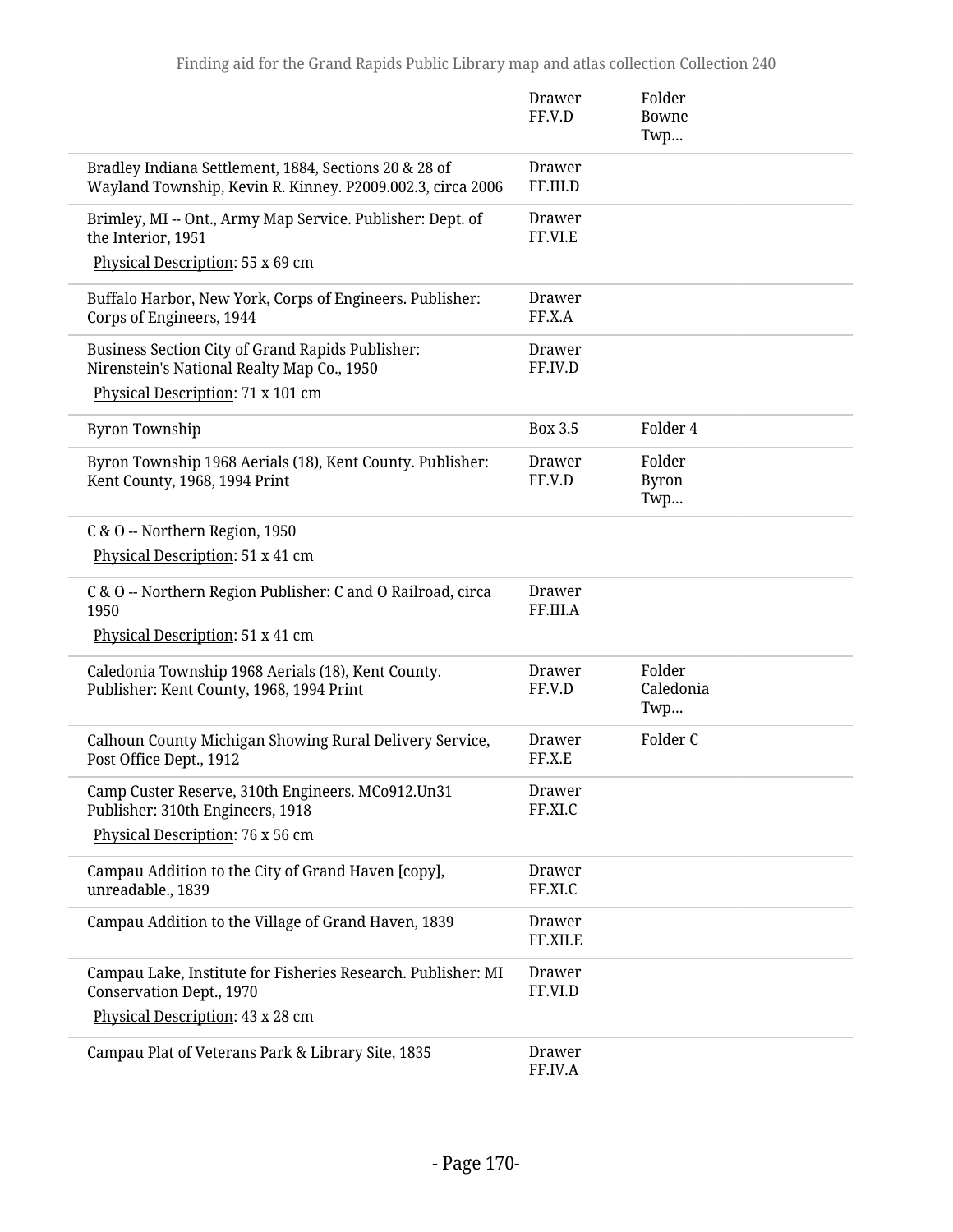| | | |
|---|---|---|
| | Drawer FF.V.D | Folder Bowne Twp... |
| Bradley Indiana Settlement, 1884, Sections 20 & 28 of Wayland Township, Kevin R. Kinney. P2009.002.3, circa 2006 | Drawer FF.III.D | |
| Brimley, MI -- Ont., Army Map Service. Publisher: Dept. of the Interior, 1951<br>Physical Description: 55 x 69 cm | Drawer FF.VI.E | |
| Buffalo Harbor, New York, Corps of Engineers. Publisher: Corps of Engineers, 1944 | Drawer FF.X.A | |
| Business Section City of Grand Rapids Publisher: Nirenstein's National Realty Map Co., 1950<br>Physical Description: 71 x 101 cm | Drawer FF.IV.D | |
| Byron Township | Box 3.5 | Folder 4 |
| Byron Township 1968 Aerials (18), Kent County. Publisher: Kent County, 1968, 1994 Print | Drawer FF.V.D | Folder Byron Twp... |
| C & O -- Northern Region, 1950<br>Physical Description: 51 x 41 cm | | |
| C & O -- Northern Region Publisher: C and O Railroad, circa 1950<br>Physical Description: 51 x 41 cm | Drawer FF.III.A | |
| Caledonia Township 1968 Aerials (18), Kent County. Publisher: Kent County, 1968, 1994 Print | Drawer FF.V.D | Folder Caledonia Twp... |
| Calhoun County Michigan Showing Rural Delivery Service, Post Office Dept., 1912 | Drawer FF.X.E | Folder C |
| Camp Custer Reserve, 310th Engineers. MCo912.Un31 Publisher: 310th Engineers, 1918<br>Physical Description: 76 x 56 cm | Drawer FF.XI.C | |
| Campau Addition to the City of Grand Haven [copy], unreadable., 1839 | Drawer FF.XI.C | |
| Campau Addition to the Village of Grand Haven, 1839 | Drawer FF.XII.E | |
| Campau Lake, Institute for Fisheries Research. Publisher: MI Conservation Dept., 1970<br>Physical Description: 43 x 28 cm | Drawer FF.VI.D | |
| Campau Plat of Veterans Park & Library Site, 1835 | Drawer FF.IV.A | |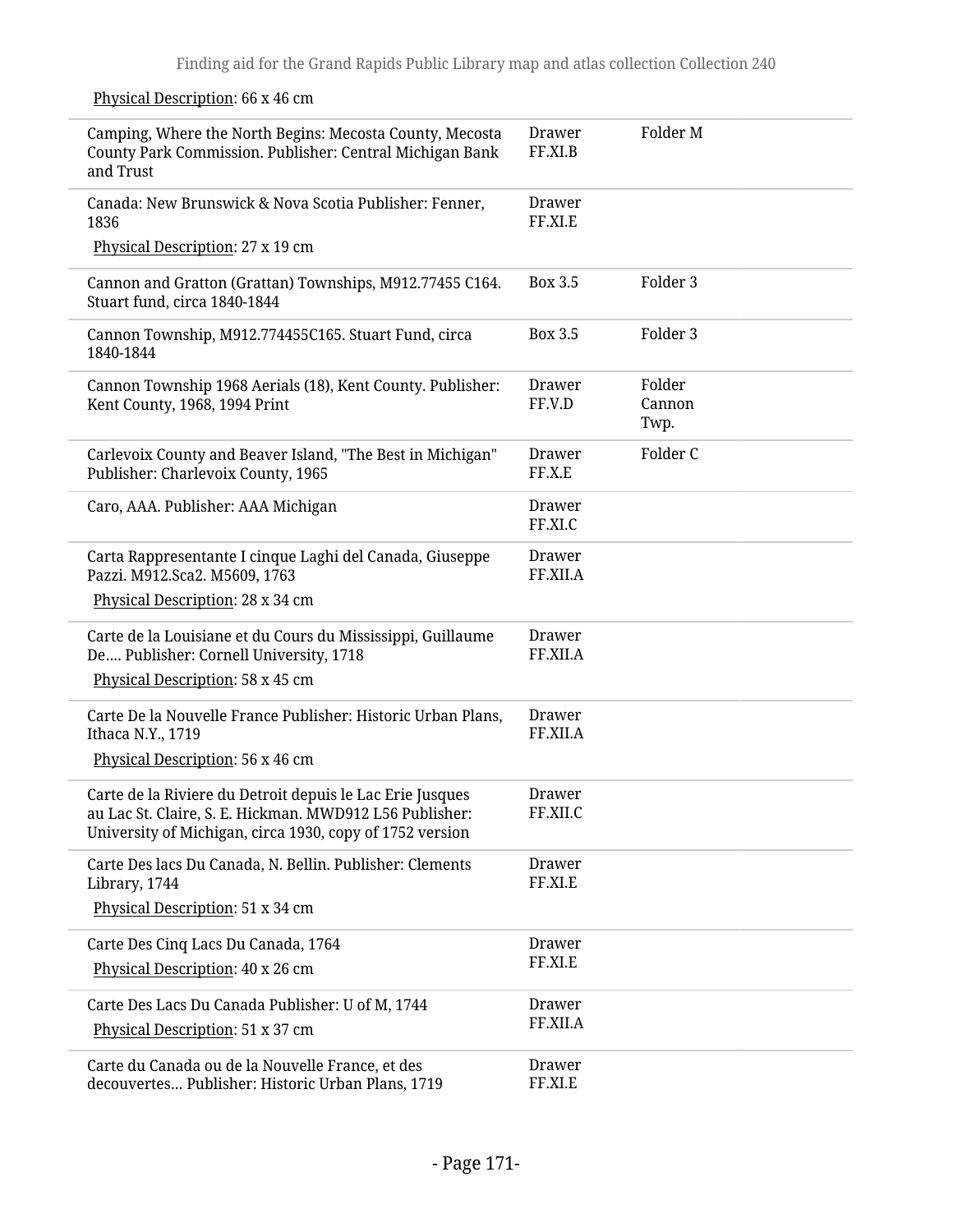Physical Description: 66 x 46 cm

| | | |
|---|---|---|
| Camping, Where the North Begins: Mecosta County, Mecosta County Park Commission. Publisher: Central Michigan Bank and Trust | Drawer FF.XI.B | Folder M |
| Canada: New Brunswick & Nova Scotia Publisher: Fenner, 1836<br>Physical Description: 27 x 19 cm | Drawer FF.XI.E | |
| Cannon and Gratton (Grattan) Townships, M912.77455 C164. Stuart fund, circa 1840-1844 | Box 3.5 | Folder 3 |
| Cannon Township, M912.774455C165. Stuart Fund, circa 1840-1844 | Box 3.5 | Folder 3 |
| Cannon Township 1968 Aerials (18), Kent County. Publisher: Kent County, 1968, 1994 Print | Drawer FF.V.D | Folder Cannon Twp. |
| Carlevoix County and Beaver Island, "The Best in Michigan" Publisher: Charlevoix County, 1965 | Drawer FF.X.E | Folder C |
| Caro, AAA. Publisher: AAA Michigan | Drawer FF.XI.C | |
| Carta Rappresentante I cinque Laghi del Canada, Giuseppe Pazzi. M912.Sca2. M5609, 1763<br>Physical Description: 28 x 34 cm | Drawer FF.XII.A | |
| Carte de la Louisiane et du Cours du Mississippi, Guillaume De.... Publisher: Cornell University, 1718<br>Physical Description: 58 x 45 cm | Drawer FF.XII.A | |
| Carte De la Nouvelle France Publisher: Historic Urban Plans, Ithaca N.Y., 1719<br>Physical Description: 56 x 46 cm | Drawer FF.XII.A | |
| Carte de la Riviere du Detroit depuis le Lac Erie Jusques au Lac St. Claire, S. E. Hickman. MWD912 L56 Publisher: University of Michigan, circa 1930, copy of 1752 version | Drawer FF.XII.C | |
| Carte Des lacs Du Canada, N. Bellin. Publisher: Clements Library, 1744<br>Physical Description: 51 x 34 cm | Drawer FF.XI.E | |
| Carte Des Cinq Lacs Du Canada, 1764<br>Physical Description: 40 x 26 cm | Drawer FF.XI.E | |
| Carte Des Lacs Du Canada Publisher: U of M, 1744<br>Physical Description: 51 x 37 cm | Drawer FF.XII.A | |
| Carte du Canada ou de la Nouvelle France, et des decouvertes... Publisher: Historic Urban Plans, 1719 | Drawer FF.XI.E | |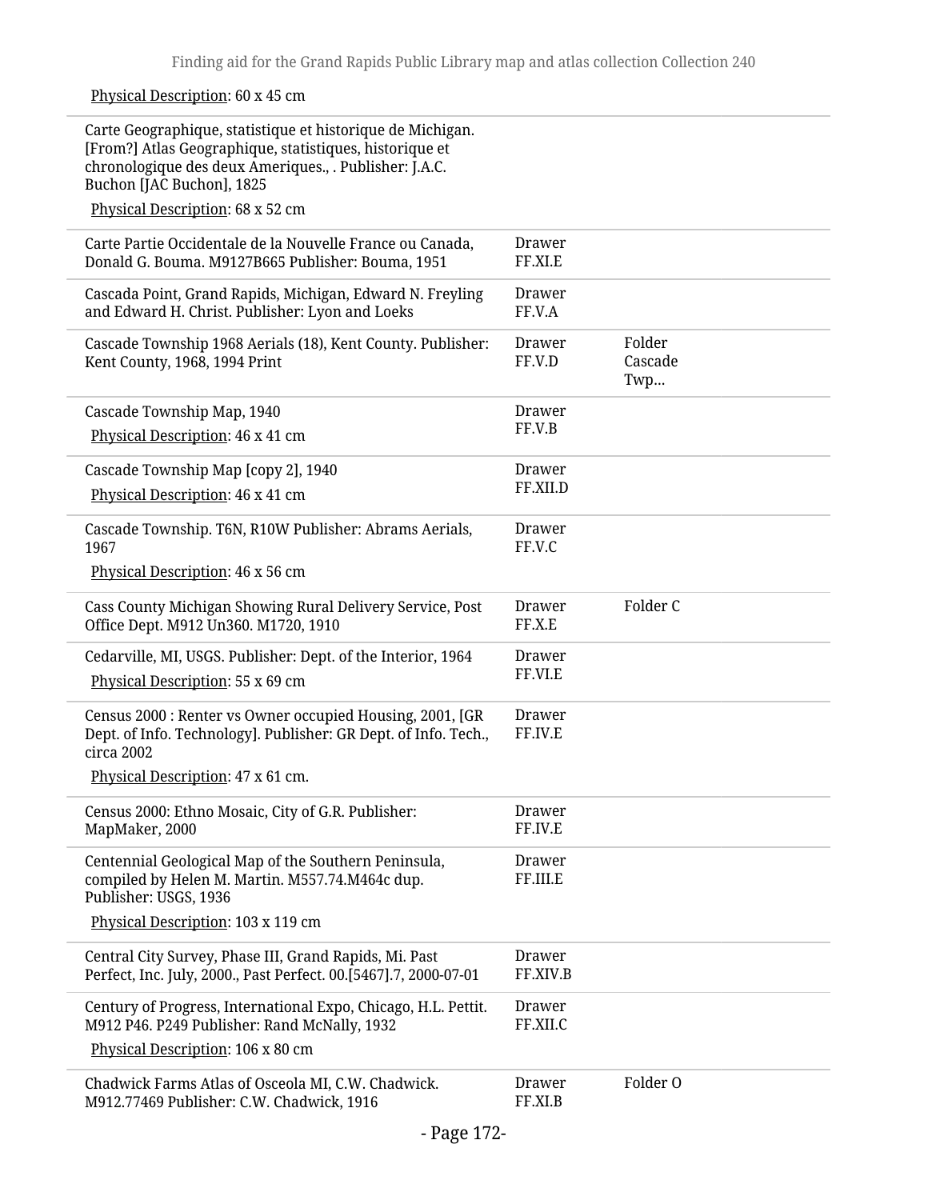Physical Description: 60 x 45 cm

| | | |
|---|---|---|
| Carte Geographique, statistique et historique de Michigan. [From?] Atlas Geographique, statistiques, historique et chronologique des deux Ameriques., . Publisher: J.A.C. Buchon [JAC Buchon], 1825<br>Physical Description: 68 x 52 cm | | |
| Carte Partie Occidentale de la Nouvelle France ou Canada, Donald G. Bouma. M9127B665 Publisher: Bouma, 1951 | Drawer FF.XI.E | |
| Cascada Point, Grand Rapids, Michigan, Edward N. Freyling and Edward H. Christ. Publisher: Lyon and Loeks | Drawer FF.V.A | |
| Cascade Township 1968 Aerials (18), Kent County. Publisher: Kent County, 1968, 1994 Print | Drawer FF.V.D | Folder Cascade Twp... |
| Cascade Township Map, 1940<br>Physical Description: 46 x 41 cm | Drawer FF.V.B | |
| Cascade Township Map [copy 2], 1940<br>Physical Description: 46 x 41 cm | Drawer FF.XII.D | |
| Cascade Township. T6N, R10W Publisher: Abrams Aerials, 1967<br>Physical Description: 46 x 56 cm | Drawer FF.V.C | |
| Cass County Michigan Showing Rural Delivery Service, Post Office Dept. M912 Un360. M1720, 1910 | Drawer FF.X.E | Folder C |
| Cedarville, MI, USGS. Publisher: Dept. of the Interior, 1964<br>Physical Description: 55 x 69 cm | Drawer FF.VI.E | |
| Census 2000 : Renter vs Owner occupied Housing, 2001, [GR Dept. of Info. Technology]. Publisher: GR Dept. of Info. Tech., circa 2002<br>Physical Description: 47 x 61 cm. | Drawer FF.IV.E | |
| Census 2000: Ethno Mosaic, City of G.R. Publisher: MapMaker, 2000 | Drawer FF.IV.E | |
| Centennial Geological Map of the Southern Peninsula, compiled by Helen M. Martin. M557.74.M464c dup. Publisher: USGS, 1936<br>Physical Description: 103 x 119 cm | Drawer FF.III.E | |
| Central City Survey, Phase III, Grand Rapids, Mi. Past Perfect, Inc. July, 2000., Past Perfect. 00.[5467].7, 2000-07-01 | Drawer FF.XIV.B | |
| Century of Progress, International Expo, Chicago, H.L. Pettit. M912 P46. P249 Publisher: Rand McNally, 1932<br>Physical Description: 106 x 80 cm | Drawer FF.XII.C | |
| Chadwick Farms Atlas of Osceola MI, C.W. Chadwick. M912.77469 Publisher: C.W. Chadwick, 1916 | Drawer FF.XI.B | Folder O |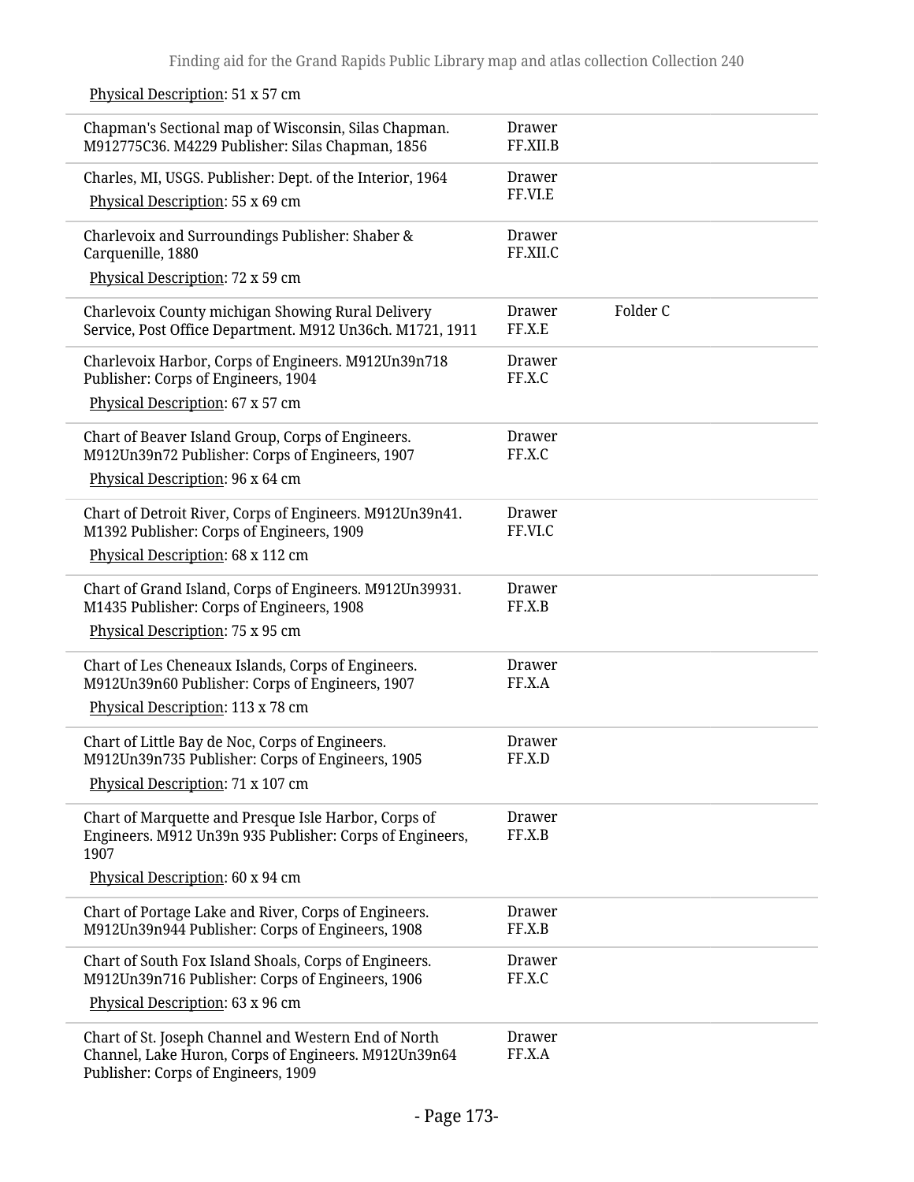Physical Description: 51 x 57 cm

| | | |
|---|---|---|
| Chapman's Sectional map of Wisconsin, Silas Chapman. M912775C36. M4229 Publisher: Silas Chapman, 1856 | Drawer FF.XII.B | |
| Charles, MI, USGS. Publisher: Dept. of the Interior, 1964<br>Physical Description: 55 x 69 cm | Drawer FF.VI.E | |
| Charlevoix and Surroundings Publisher: Shaber & Carquenille, 1880<br>Physical Description: 72 x 59 cm | Drawer FF.XII.C | |
| Charlevoix County michigan Showing Rural Delivery Service, Post Office Department. M912 Un36ch. M1721, 1911 | Drawer FF.X.E | Folder C |
| Charlevoix Harbor, Corps of Engineers. M912Un39n718 Publisher: Corps of Engineers, 1904<br>Physical Description: 67 x 57 cm | Drawer FF.X.C | |
| Chart of Beaver Island Group, Corps of Engineers. M912Un39n72 Publisher: Corps of Engineers, 1907<br>Physical Description: 96 x 64 cm | Drawer FF.X.C | |
| Chart of Detroit River, Corps of Engineers. M912Un39n41. M1392 Publisher: Corps of Engineers, 1909<br>Physical Description: 68 x 112 cm | Drawer FF.VI.C | |
| Chart of Grand Island, Corps of Engineers. M912Un39931. M1435 Publisher: Corps of Engineers, 1908<br>Physical Description: 75 x 95 cm | Drawer FF.X.B | |
| Chart of Les Cheneaux Islands, Corps of Engineers. M912Un39n60 Publisher: Corps of Engineers, 1907<br>Physical Description: 113 x 78 cm | Drawer FF.X.A | |
| Chart of Little Bay de Noc, Corps of Engineers. M912Un39n735 Publisher: Corps of Engineers, 1905<br>Physical Description: 71 x 107 cm | Drawer FF.X.D | |
| Chart of Marquette and Presque Isle Harbor, Corps of Engineers. M912 Un39n 935 Publisher: Corps of Engineers, 1907<br>Physical Description: 60 x 94 cm | Drawer FF.X.B | |
| Chart of Portage Lake and River, Corps of Engineers. M912Un39n944 Publisher: Corps of Engineers, 1908 | Drawer FF.X.B | |
| Chart of South Fox Island Shoals, Corps of Engineers. M912Un39n716 Publisher: Corps of Engineers, 1906<br>Physical Description: 63 x 96 cm | Drawer FF.X.C | |
| Chart of St. Joseph Channel and Western End of North Channel, Lake Huron, Corps of Engineers. M912Un39n64 Publisher: Corps of Engineers, 1909 | Drawer FF.X.A | |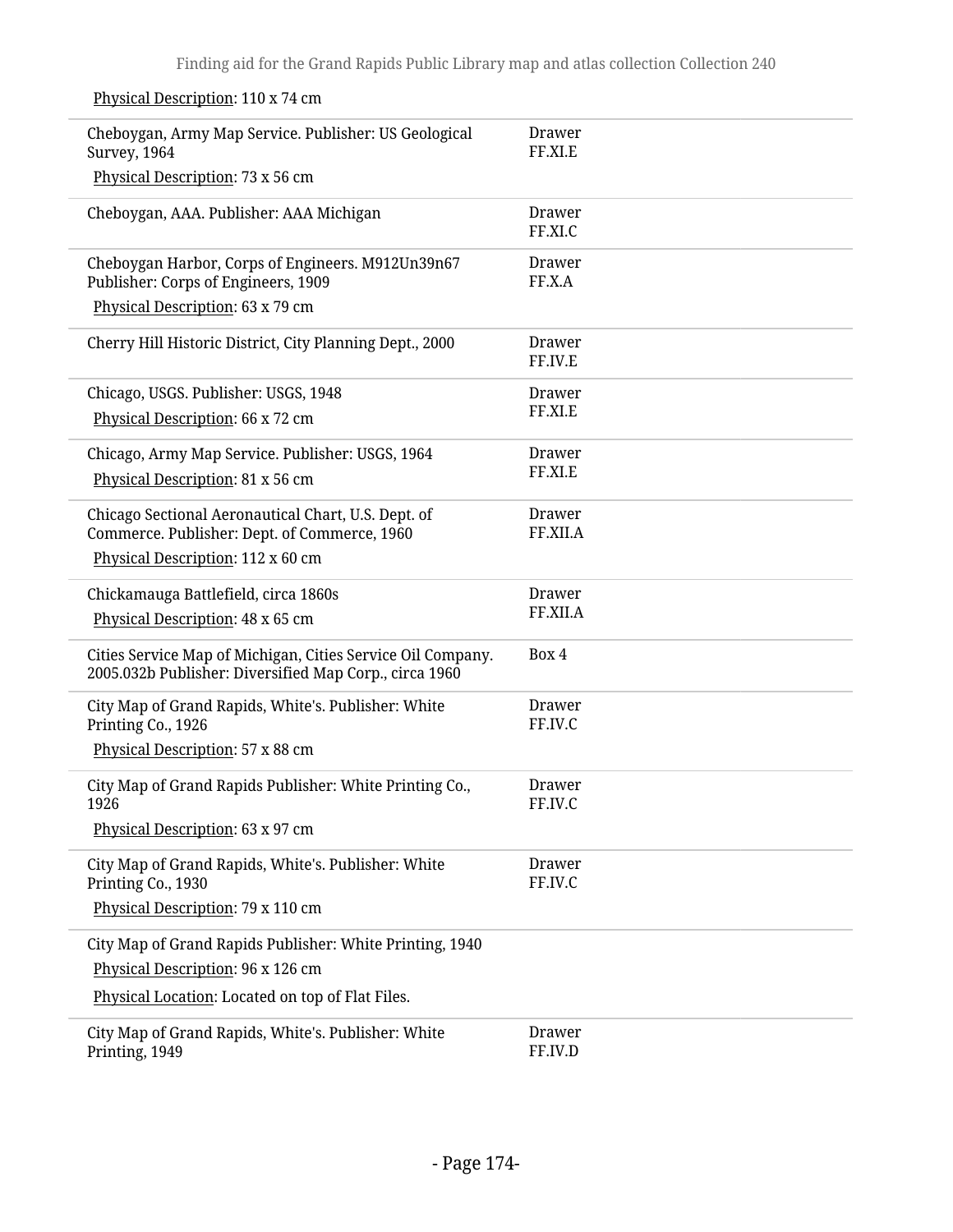Physical Description: 110 x 74 cm

| | |
|---|---|
| Cheboygan, Army Map Service. Publisher: US Geological Survey, 1964<br>Physical Description: 73 x 56 cm | Drawer FF.XI.E |
| Cheboygan, AAA. Publisher: AAA Michigan | Drawer FF.XI.C |
| Cheboygan Harbor, Corps of Engineers. M912Un39n67 Publisher: Corps of Engineers, 1909<br>Physical Description: 63 x 79 cm | Drawer FF.X.A |
| Cherry Hill Historic District, City Planning Dept., 2000 | Drawer FF.IV.E |
| Chicago, USGS. Publisher: USGS, 1948<br>Physical Description: 66 x 72 cm | Drawer FF.XI.E |
| Chicago, Army Map Service. Publisher: USGS, 1964<br>Physical Description: 81 x 56 cm | Drawer FF.XI.E |
| Chicago Sectional Aeronautical Chart, U.S. Dept. of Commerce. Publisher: Dept. of Commerce, 1960<br>Physical Description: 112 x 60 cm | Drawer FF.XII.A |
| Chickamauga Battlefield, circa 1860s<br>Physical Description: 48 x 65 cm | Drawer FF.XII.A |
| Cities Service Map of Michigan, Cities Service Oil Company. 2005.032b Publisher: Diversified Map Corp., circa 1960 | Box 4 |
| City Map of Grand Rapids, White's. Publisher: White Printing Co., 1926<br>Physical Description: 57 x 88 cm | Drawer FF.IV.C |
| City Map of Grand Rapids Publisher: White Printing Co., 1926<br>Physical Description: 63 x 97 cm | Drawer FF.IV.C |
| City Map of Grand Rapids, White's. Publisher: White Printing Co., 1930<br>Physical Description: 79 x 110 cm | Drawer FF.IV.C |
| City Map of Grand Rapids Publisher: White Printing, 1940<br>Physical Description: 96 x 126 cm<br>Physical Location: Located on top of Flat Files. | |
| City Map of Grand Rapids, White's. Publisher: White Printing, 1949 | Drawer FF.IV.D |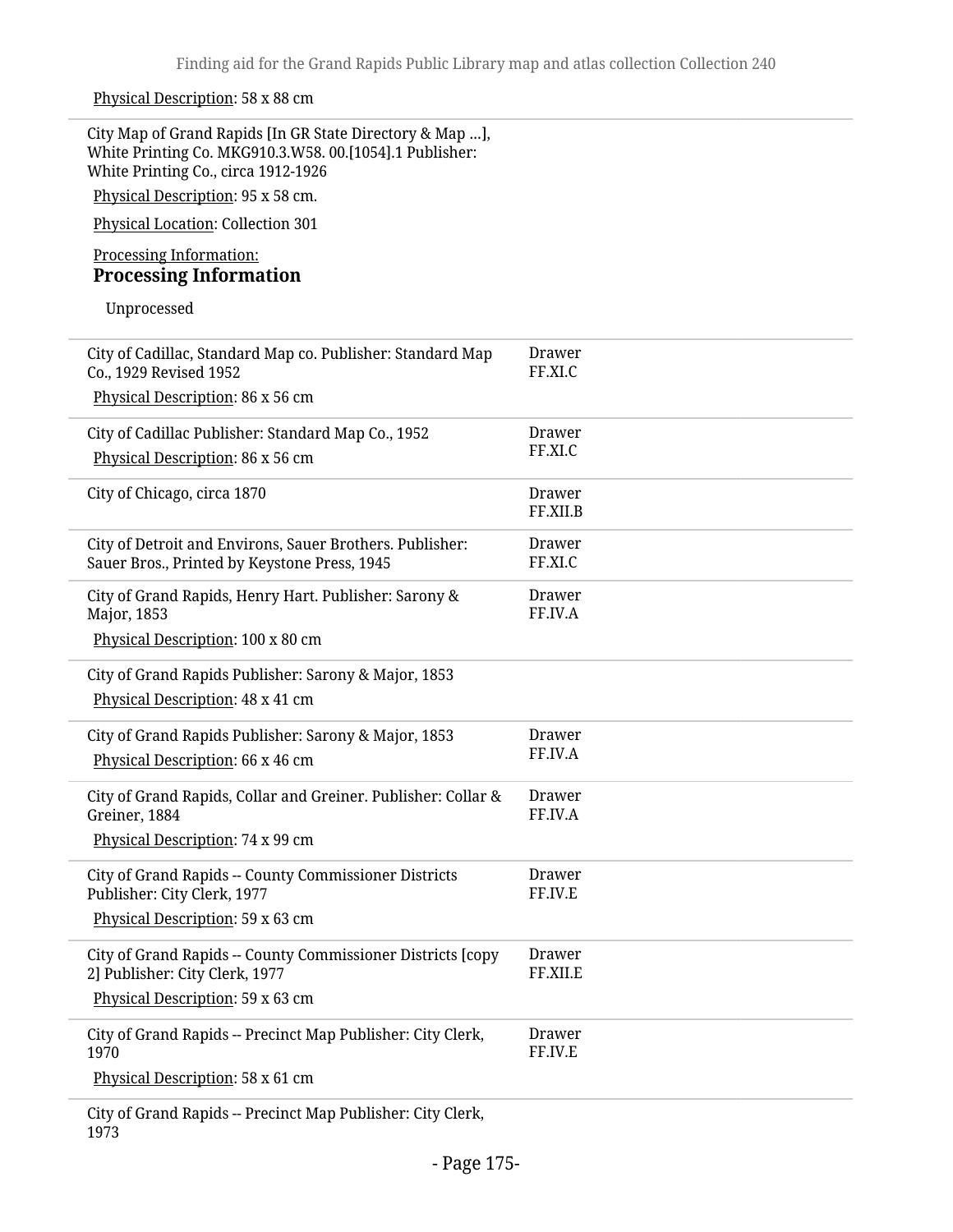Physical Description: 58 x 88 cm

---

City Map of Grand Rapids [In GR State Directory & Map ...], White Printing Co. MKG910.3.W58. 00.[1054].1 Publisher: White Printing Co., circa 1912-1926

Physical Description: 95 x 58 cm.

Physical Location: Collection 301

Processing Information:

**Processing Information**

Unprocessed

---

| | |
|---|---|
| City of Cadillac, Standard Map co. Publisher: Standard Map Co., 1929 Revised 1952<br>Physical Description: 86 x 56 cm | Drawer FF.XI.C |
| City of Cadillac Publisher: Standard Map Co., 1952<br>Physical Description: 86 x 56 cm | Drawer FF.XI.C |
| City of Chicago, circa 1870 | Drawer FF.XII.B |
| City of Detroit and Environs, Sauer Brothers. Publisher: Sauer Bros., Printed by Keystone Press, 1945 | Drawer FF.XI.C |
| City of Grand Rapids, Henry Hart. Publisher: Sarony & Major, 1853<br>Physical Description: 100 x 80 cm | Drawer FF.IV.A |
| City of Grand Rapids Publisher: Sarony & Major, 1853<br>Physical Description: 48 x 41 cm | |
| City of Grand Rapids Publisher: Sarony & Major, 1853<br>Physical Description: 66 x 46 cm | Drawer FF.IV.A |
| City of Grand Rapids, Collar and Greiner. Publisher: Collar & Greiner, 1884<br>Physical Description: 74 x 99 cm | Drawer FF.IV.A |
| City of Grand Rapids -- County Commissioner Districts Publisher: City Clerk, 1977<br>Physical Description: 59 x 63 cm | Drawer FF.IV.E |
| City of Grand Rapids -- County Commissioner Districts [copy 2] Publisher: City Clerk, 1977<br>Physical Description: 59 x 63 cm | Drawer FF.XII.E |
| City of Grand Rapids -- Precinct Map Publisher: City Clerk, 1970<br>Physical Description: 58 x 61 cm | Drawer FF.IV.E |
| City of Grand Rapids -- Precinct Map Publisher: City Clerk, 1973 | |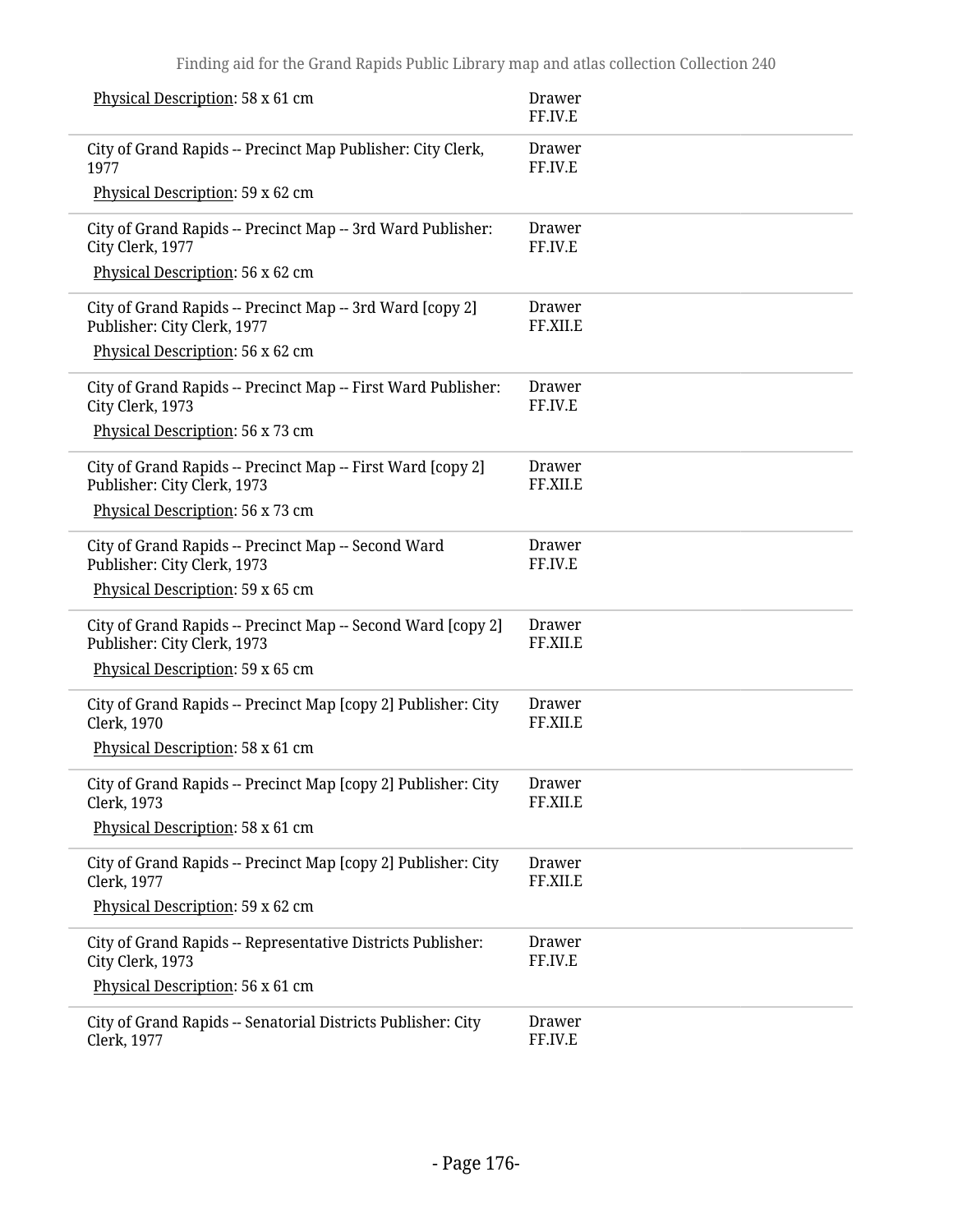| | |
|---|---|
| Physical Description: 58 x 61 cm | Drawer FF.IV.E |
| City of Grand Rapids -- Precinct Map Publisher: City Clerk, 1977<br>Physical Description: 59 x 62 cm | Drawer FF.IV.E |
| City of Grand Rapids -- Precinct Map -- 3rd Ward Publisher: City Clerk, 1977<br>Physical Description: 56 x 62 cm | Drawer FF.IV.E |
| City of Grand Rapids -- Precinct Map -- 3rd Ward [copy 2] Publisher: City Clerk, 1977<br>Physical Description: 56 x 62 cm | Drawer FF.XII.E |
| City of Grand Rapids -- Precinct Map -- First Ward Publisher: City Clerk, 1973<br>Physical Description: 56 x 73 cm | Drawer FF.IV.E |
| City of Grand Rapids -- Precinct Map -- First Ward [copy 2] Publisher: City Clerk, 1973<br>Physical Description: 56 x 73 cm | Drawer FF.XII.E |
| City of Grand Rapids -- Precinct Map -- Second Ward Publisher: City Clerk, 1973<br>Physical Description: 59 x 65 cm | Drawer FF.IV.E |
| City of Grand Rapids -- Precinct Map -- Second Ward [copy 2] Publisher: City Clerk, 1973<br>Physical Description: 59 x 65 cm | Drawer FF.XII.E |
| City of Grand Rapids -- Precinct Map [copy 2] Publisher: City Clerk, 1970<br>Physical Description: 58 x 61 cm | Drawer FF.XII.E |
| City of Grand Rapids -- Precinct Map [copy 2] Publisher: City Clerk, 1973<br>Physical Description: 58 x 61 cm | Drawer FF.XII.E |
| City of Grand Rapids -- Precinct Map [copy 2] Publisher: City Clerk, 1977<br>Physical Description: 59 x 62 cm | Drawer FF.XII.E |
| City of Grand Rapids -- Representative Districts Publisher: City Clerk, 1973<br>Physical Description: 56 x 61 cm | Drawer FF.IV.E |
| City of Grand Rapids -- Senatorial Districts Publisher: City Clerk, 1977 | Drawer FF.IV.E |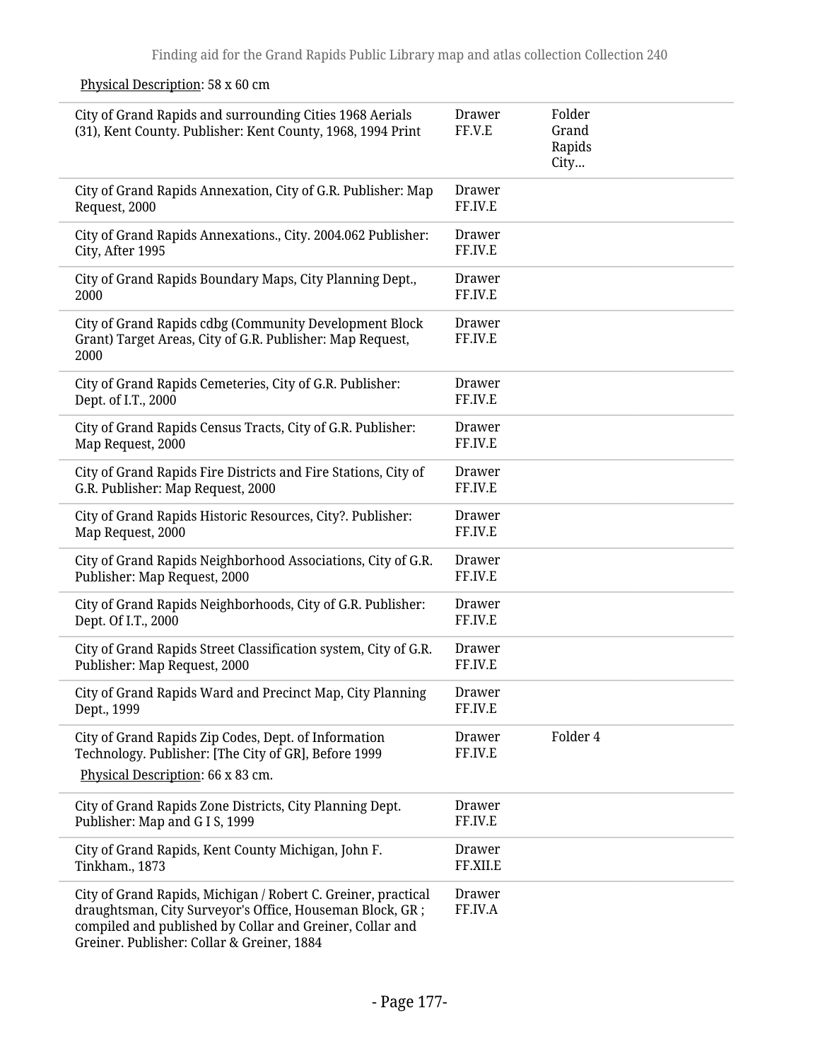Physical Description: 58 x 60 cm

| | | |
|---|---|---|
| City of Grand Rapids and surrounding Cities 1968 Aerials (31), Kent County. Publisher: Kent County, 1968, 1994 Print | Drawer FF.V.E | Folder Grand Rapids City... |
| City of Grand Rapids Annexation, City of G.R. Publisher: Map Request, 2000 | Drawer FF.IV.E | |
| City of Grand Rapids Annexations., City. 2004.062 Publisher: City, After 1995 | Drawer FF.IV.E | |
| City of Grand Rapids Boundary Maps, City Planning Dept., 2000 | Drawer FF.IV.E | |
| City of Grand Rapids cdbg (Community Development Block Grant) Target Areas, City of G.R. Publisher: Map Request, 2000 | Drawer FF.IV.E | |
| City of Grand Rapids Cemeteries, City of G.R. Publisher: Dept. of I.T., 2000 | Drawer FF.IV.E | |
| City of Grand Rapids Census Tracts, City of G.R. Publisher: Map Request, 2000 | Drawer FF.IV.E | |
| City of Grand Rapids Fire Districts and Fire Stations, City of G.R. Publisher: Map Request, 2000 | Drawer FF.IV.E | |
| City of Grand Rapids Historic Resources, City?. Publisher: Map Request, 2000 | Drawer FF.IV.E | |
| City of Grand Rapids Neighborhood Associations, City of G.R. Publisher: Map Request, 2000 | Drawer FF.IV.E | |
| City of Grand Rapids Neighborhoods, City of G.R. Publisher: Dept. Of I.T., 2000 | Drawer FF.IV.E | |
| City of Grand Rapids Street Classification system, City of G.R. Publisher: Map Request, 2000 | Drawer FF.IV.E | |
| City of Grand Rapids Ward and Precinct Map, City Planning Dept., 1999 | Drawer FF.IV.E | |
| City of Grand Rapids Zip Codes, Dept. of Information Technology. Publisher: [The City of GR], Before 1999<br>Physical Description: 66 x 83 cm. | Drawer FF.IV.E | Folder 4 |
| City of Grand Rapids Zone Districts, City Planning Dept. Publisher: Map and G I S, 1999 | Drawer FF.IV.E | |
| City of Grand Rapids, Kent County Michigan, John F. Tinkham., 1873 | Drawer FF.XII.E | |
| City of Grand Rapids, Michigan / Robert C. Greiner, practical draughtsman, City Surveyor's Office, Houseman Block, GR ; compiled and published by Collar and Greiner, Collar and Greiner. Publisher: Collar & Greiner, 1884 | Drawer FF.IV.A | |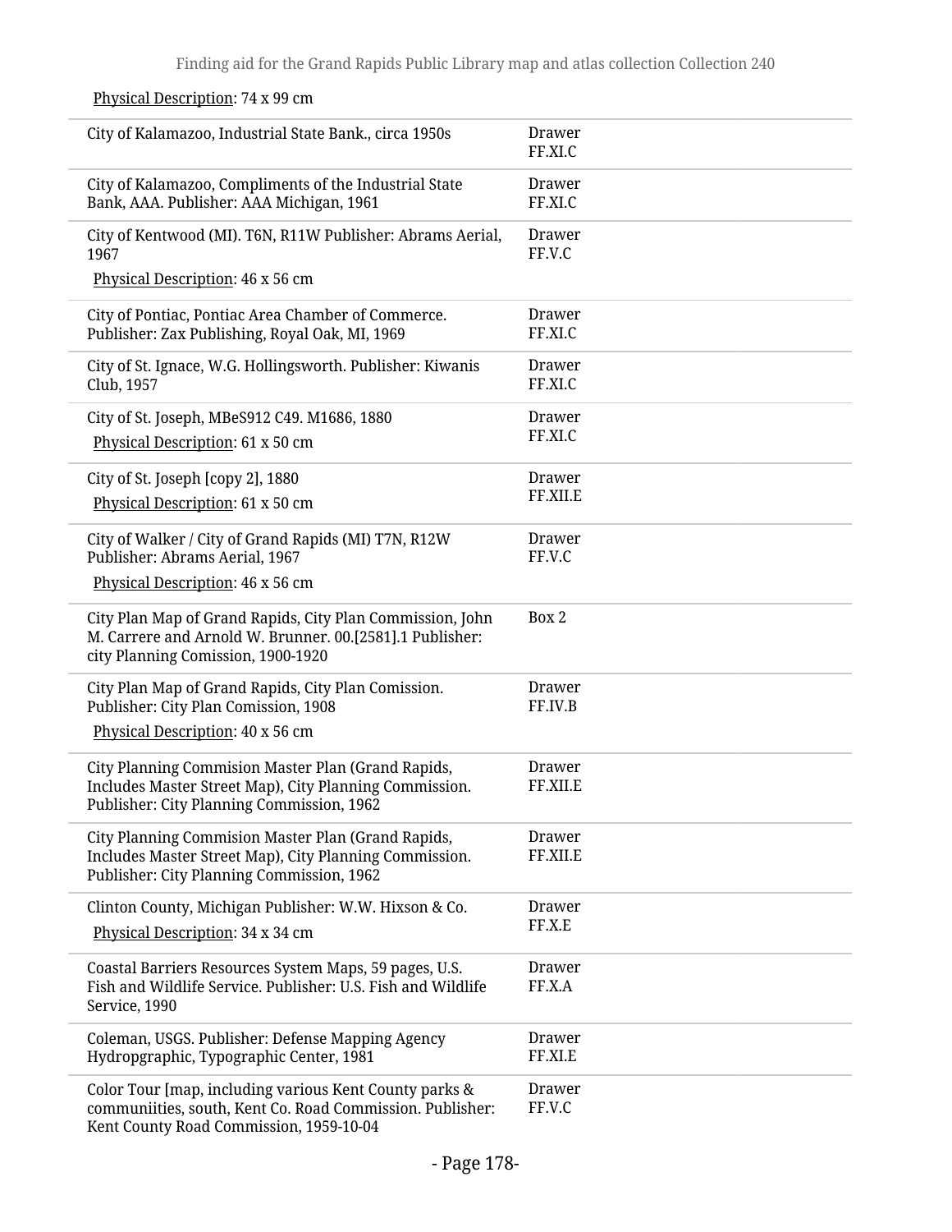Physical Description: 74 x 99 cm

| | |
|---|---|
| City of Kalamazoo, Industrial State Bank., circa 1950s | Drawer FF.XI.C |
| City of Kalamazoo, Compliments of the Industrial State Bank, AAA. Publisher: AAA Michigan, 1961 | Drawer FF.XI.C |
| City of Kentwood (MI). T6N, R11W Publisher: Abrams Aerial, 1967<br>Physical Description: 46 x 56 cm | Drawer FF.V.C |
| City of Pontiac, Pontiac Area Chamber of Commerce. Publisher: Zax Publishing, Royal Oak, MI, 1969 | Drawer FF.XI.C |
| City of St. Ignace, W.G. Hollingsworth. Publisher: Kiwanis Club, 1957 | Drawer FF.XI.C |
| City of St. Joseph, MBeS912 C49. M1686, 1880<br>Physical Description: 61 x 50 cm | Drawer FF.XI.C |
| City of St. Joseph [copy 2], 1880<br>Physical Description: 61 x 50 cm | Drawer FF.XII.E |
| City of Walker / City of Grand Rapids (MI) T7N, R12W Publisher: Abrams Aerial, 1967<br>Physical Description: 46 x 56 cm | Drawer FF.V.C |
| City Plan Map of Grand Rapids, City Plan Commission, John M. Carrere and Arnold W. Brunner. 00.[2581].1 Publisher: city Planning Comission, 1900-1920 | Box 2 |
| City Plan Map of Grand Rapids, City Plan Comission. Publisher: City Plan Comission, 1908<br>Physical Description: 40 x 56 cm | Drawer FF.IV.B |
| City Planning Commision Master Plan (Grand Rapids, Includes Master Street Map), City Planning Commission. Publisher: City Planning Commission, 1962 | Drawer FF.XII.E |
| City Planning Commision Master Plan (Grand Rapids, Includes Master Street Map), City Planning Commission. Publisher: City Planning Commission, 1962 | Drawer FF.XII.E |
| Clinton County, Michigan Publisher: W.W. Hixson & Co.<br>Physical Description: 34 x 34 cm | Drawer FF.X.E |
| Coastal Barriers Resources System Maps, 59 pages, U.S. Fish and Wildlife Service. Publisher: U.S. Fish and Wildlife Service, 1990 | Drawer FF.X.A |
| Coleman, USGS. Publisher: Defense Mapping Agency Hydropgraphic, Typographic Center, 1981 | Drawer FF.XI.E |
| Color Tour [map, including various Kent County parks & communiities, south, Kent Co. Road Commission. Publisher: Kent County Road Commission, 1959-10-04 | Drawer FF.V.C |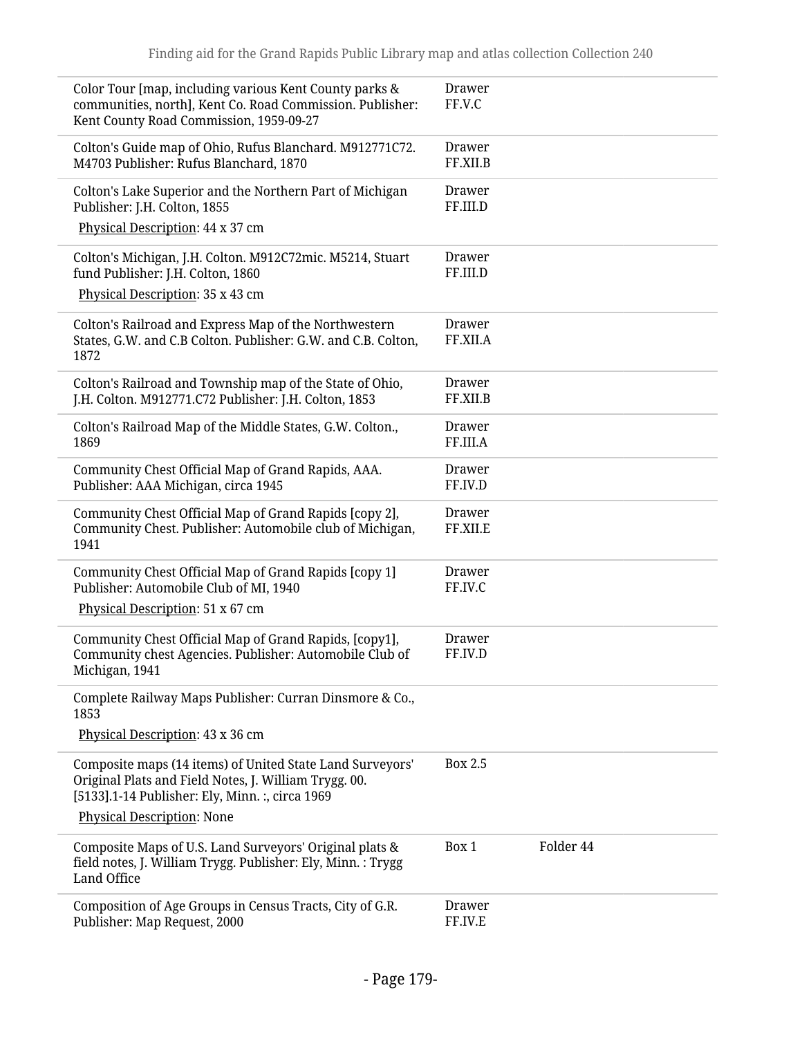| | | |
|---|---|---|
| Color Tour [map, including various Kent County parks & communities, north], Kent Co. Road Commission. Publisher: Kent County Road Commission, 1959-09-27 | Drawer FF.V.C | |
| Colton's Guide map of Ohio, Rufus Blanchard. M912771C72. M4703 Publisher: Rufus Blanchard, 1870 | Drawer FF.XII.B | |
| Colton's Lake Superior and the Northern Part of Michigan Publisher: J.H. Colton, 1855<br>Physical Description: 44 x 37 cm | Drawer FF.III.D | |
| Colton's Michigan, J.H. Colton. M912C72mic. M5214, Stuart fund Publisher: J.H. Colton, 1860<br>Physical Description: 35 x 43 cm | Drawer FF.III.D | |
| Colton's Railroad and Express Map of the Northwestern States, G.W. and C.B Colton. Publisher: G.W. and C.B. Colton, 1872 | Drawer FF.XII.A | |
| Colton's Railroad and Township map of the State of Ohio, J.H. Colton. M912771.C72 Publisher: J.H. Colton, 1853 | Drawer FF.XII.B | |
| Colton's Railroad Map of the Middle States, G.W. Colton., 1869 | Drawer FF.III.A | |
| Community Chest Official Map of Grand Rapids, AAA. Publisher: AAA Michigan, circa 1945 | Drawer FF.IV.D | |
| Community Chest Official Map of Grand Rapids [copy 2], Community Chest. Publisher: Automobile club of Michigan, 1941 | Drawer FF.XII.E | |
| Community Chest Official Map of Grand Rapids [copy 1] Publisher: Automobile Club of MI, 1940<br>Physical Description: 51 x 67 cm | Drawer FF.IV.C | |
| Community Chest Official Map of Grand Rapids, [copy1], Community chest Agencies. Publisher: Automobile Club of Michigan, 1941 | Drawer FF.IV.D | |
| Complete Railway Maps Publisher: Curran Dinsmore & Co., 1853<br>Physical Description: 43 x 36 cm | | |
| Composite maps (14 items) of United State Land Surveyors' Original Plats and Field Notes, J. William Trygg. 00. [5133].1-14 Publisher: Ely, Minn. :, circa 1969<br>Physical Description: None | Box 2.5 | |
| Composite Maps of U.S. Land Surveyors' Original plats & field notes, J. William Trygg. Publisher: Ely, Minn. : Trygg Land Office | Box 1 | Folder 44 |
| Composition of Age Groups in Census Tracts, City of G.R. Publisher: Map Request, 2000 | Drawer FF.IV.E | |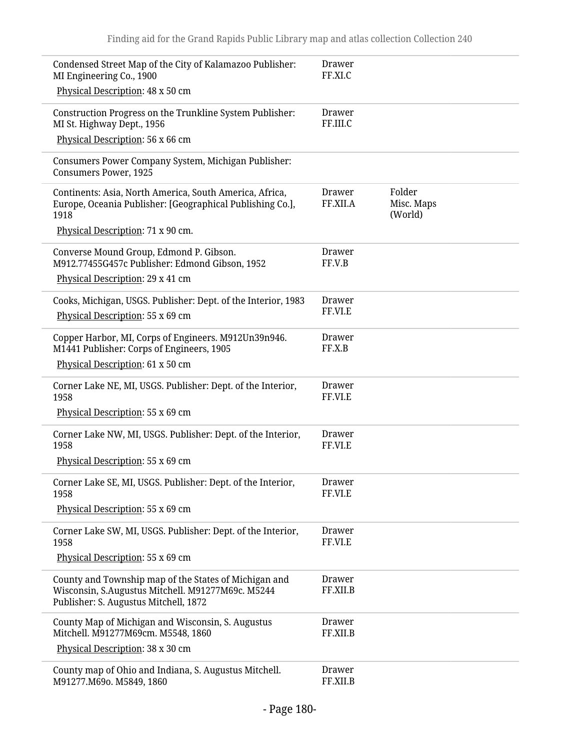| Title | Location | Folder |
|---|---|---|
| Condensed Street Map of the City of Kalamazoo Publisher: MI Engineering Co., 1900<br>Physical Description: 48 x 50 cm | Drawer FF.XI.C | |
| Construction Progress on the Trunkline System Publisher: MI St. Highway Dept., 1956<br>Physical Description: 56 x 66 cm | Drawer FF.III.C | |
| Consumers Power Company System, Michigan Publisher: Consumers Power, 1925 | | |
| Continents: Asia, North America, South America, Africa, Europe, Oceania Publisher: [Geographical Publishing Co.], 1918<br>Physical Description: 71 x 90 cm. | Drawer FF.XII.A | Folder Misc. Maps (World) |
| Converse Mound Group, Edmond P. Gibson. M912.77455G457c Publisher: Edmond Gibson, 1952<br>Physical Description: 29 x 41 cm | Drawer FF.V.B | |
| Cooks, Michigan, USGS. Publisher: Dept. of the Interior, 1983<br>Physical Description: 55 x 69 cm | Drawer FF.VI.E | |
| Copper Harbor, MI, Corps of Engineers. M912Un39n946. M1441 Publisher: Corps of Engineers, 1905<br>Physical Description: 61 x 50 cm | Drawer FF.X.B | |
| Corner Lake NE, MI, USGS. Publisher: Dept. of the Interior, 1958<br>Physical Description: 55 x 69 cm | Drawer FF.VI.E | |
| Corner Lake NW, MI, USGS. Publisher: Dept. of the Interior, 1958<br>Physical Description: 55 x 69 cm | Drawer FF.VI.E | |
| Corner Lake SE, MI, USGS. Publisher: Dept. of the Interior, 1958<br>Physical Description: 55 x 69 cm | Drawer FF.VI.E | |
| Corner Lake SW, MI, USGS. Publisher: Dept. of the Interior, 1958<br>Physical Description: 55 x 69 cm | Drawer FF.VI.E | |
| County and Township map of the States of Michigan and Wisconsin, S.Augustus Mitchell. M91277M69c. M5244 Publisher: S. Augustus Mitchell, 1872 | Drawer FF.XII.B | |
| County Map of Michigan and Wisconsin, S. Augustus Mitchell. M91277M69cm. M5548, 1860<br>Physical Description: 38 x 30 cm | Drawer FF.XII.B | |
| County map of Ohio and Indiana, S. Augustus Mitchell. M91277.M69o. M5849, 1860 | Drawer FF.XII.B | |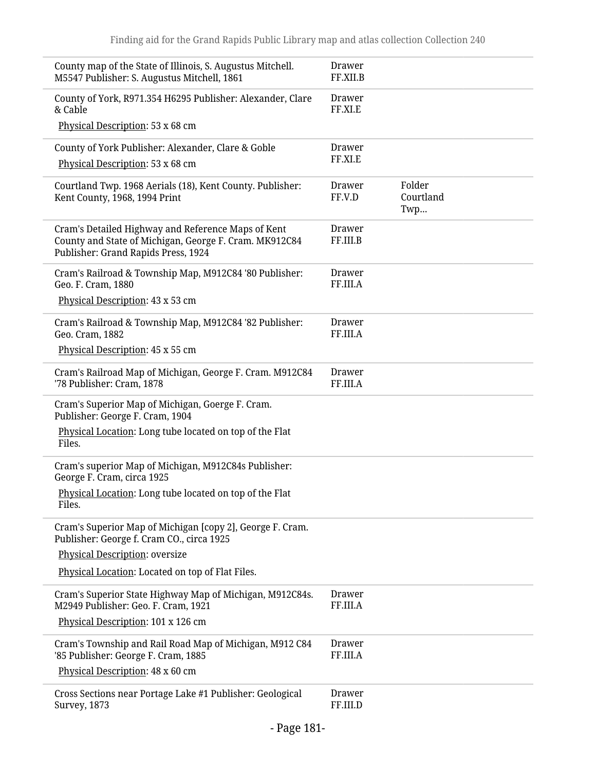| | | |
|---|---|---|
| County map of the State of Illinois, S. Augustus Mitchell. M5547 Publisher: S. Augustus Mitchell, 1861 | Drawer FF.XII.B | |
| County of York, R971.354 H6295 Publisher: Alexander, Clare & Cable<br>Physical Description: 53 x 68 cm | Drawer FF.XI.E | |
| County of York Publisher: Alexander, Clare & Goble<br>Physical Description: 53 x 68 cm | Drawer FF.XI.E | |
| Courtland Twp. 1968 Aerials (18), Kent County. Publisher: Kent County, 1968, 1994 Print | Drawer FF.V.D | Folder Courtland Twp... |
| Cram's Detailed Highway and Reference Maps of Kent County and State of Michigan, George F. Cram. MK912C84 Publisher: Grand Rapids Press, 1924 | Drawer FF.III.B | |
| Cram's Railroad & Township Map, M912C84 '80 Publisher: Geo. F. Cram, 1880<br>Physical Description: 43 x 53 cm | Drawer FF.III.A | |
| Cram's Railroad & Township Map, M912C84 '82 Publisher: Geo. Cram, 1882<br>Physical Description: 45 x 55 cm | Drawer FF.III.A | |
| Cram's Railroad Map of Michigan, George F. Cram. M912C84 '78 Publisher: Cram, 1878 | Drawer FF.III.A | |
| Cram's Superior Map of Michigan, Goerge F. Cram. Publisher: George F. Cram, 1904<br>Physical Location: Long tube located on top of the Flat Files. | | |
| Cram's superior Map of Michigan, M912C84s Publisher: George F. Cram, circa 1925<br>Physical Location: Long tube located on top of the Flat Files. | | |
| Cram's Superior Map of Michigan [copy 2], George F. Cram. Publisher: George f. Cram CO., circa 1925<br>Physical Description: oversize<br>Physical Location: Located on top of Flat Files. | | |
| Cram's Superior State Highway Map of Michigan, M912C84s. M2949 Publisher: Geo. F. Cram, 1921<br>Physical Description: 101 x 126 cm | Drawer FF.III.A | |
| Cram's Township and Rail Road Map of Michigan, M912 C84 '85 Publisher: George F. Cram, 1885<br>Physical Description: 48 x 60 cm | Drawer FF.III.A | |
| Cross Sections near Portage Lake #1 Publisher: Geological Survey, 1873 | Drawer FF.III.D | |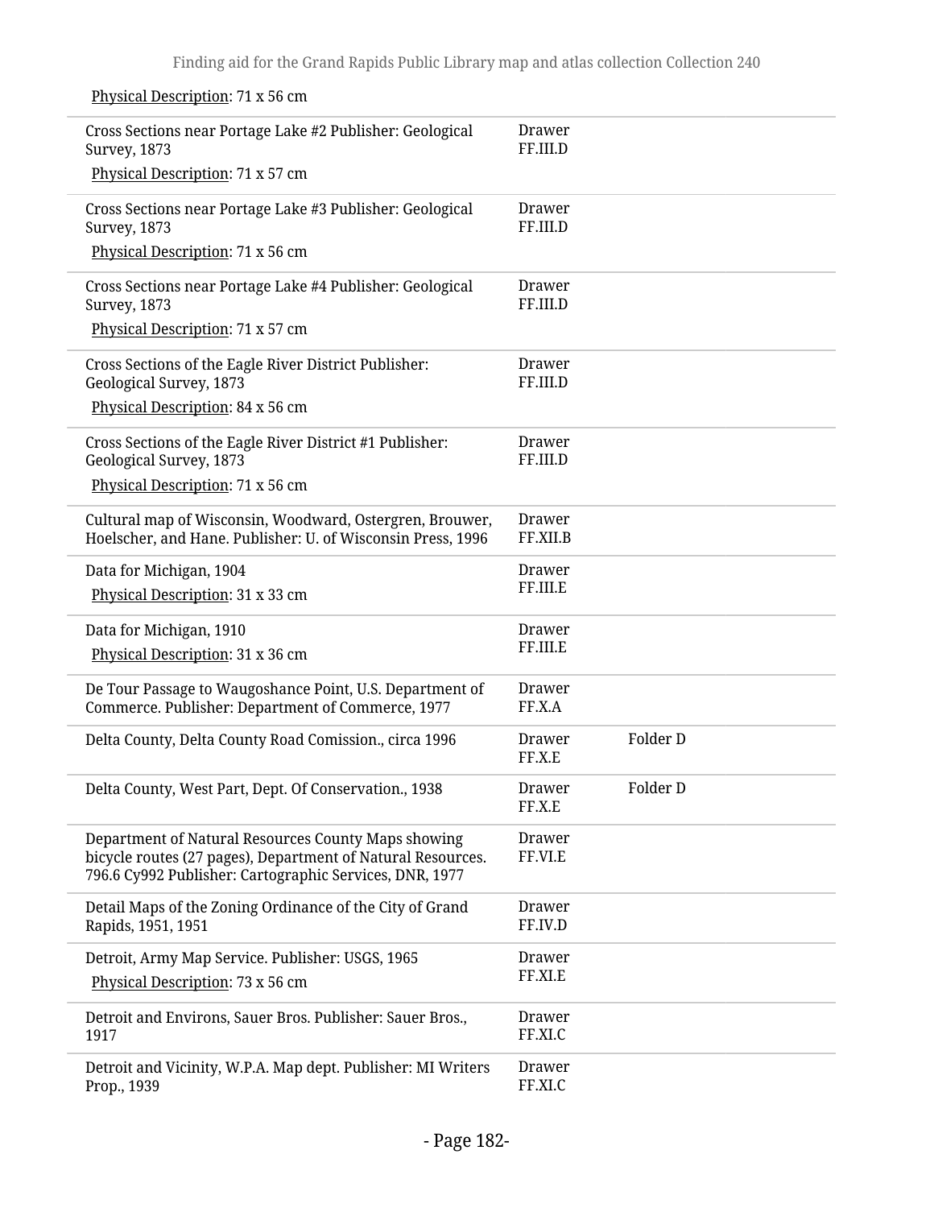Physical Description: 71 x 56 cm

| | | |
|---|---|---|
| Cross Sections near Portage Lake #2 Publisher: Geological Survey, 1873<br>Physical Description: 71 x 57 cm | Drawer FF.III.D | |
| Cross Sections near Portage Lake #3 Publisher: Geological Survey, 1873<br>Physical Description: 71 x 56 cm | Drawer FF.III.D | |
| Cross Sections near Portage Lake #4 Publisher: Geological Survey, 1873<br>Physical Description: 71 x 57 cm | Drawer FF.III.D | |
| Cross Sections of the Eagle River District Publisher: Geological Survey, 1873<br>Physical Description: 84 x 56 cm | Drawer FF.III.D | |
| Cross Sections of the Eagle River District #1 Publisher: Geological Survey, 1873<br>Physical Description: 71 x 56 cm | Drawer FF.III.D | |
| Cultural map of Wisconsin, Woodward, Ostergren, Brouwer, Hoelscher, and Hane. Publisher: U. of Wisconsin Press, 1996 | Drawer FF.XII.B | |
| Data for Michigan, 1904<br>Physical Description: 31 x 33 cm | Drawer FF.III.E | |
| Data for Michigan, 1910<br>Physical Description: 31 x 36 cm | Drawer FF.III.E | |
| De Tour Passage to Waugoshance Point, U.S. Department of Commerce. Publisher: Department of Commerce, 1977 | Drawer FF.X.A | |
| Delta County, Delta County Road Comission., circa 1996 | Drawer FF.X.E | Folder D |
| Delta County, West Part, Dept. Of Conservation., 1938 | Drawer FF.X.E | Folder D |
| Department of Natural Resources County Maps showing bicycle routes (27 pages), Department of Natural Resources. 796.6 Cy992 Publisher: Cartographic Services, DNR, 1977 | Drawer FF.VI.E | |
| Detail Maps of the Zoning Ordinance of the City of Grand Rapids, 1951, 1951 | Drawer FF.IV.D | |
| Detroit, Army Map Service. Publisher: USGS, 1965<br>Physical Description: 73 x 56 cm | Drawer FF.XI.E | |
| Detroit and Environs, Sauer Bros. Publisher: Sauer Bros., 1917 | Drawer FF.XI.C | |
| Detroit and Vicinity, W.P.A. Map dept. Publisher: MI Writers Prop., 1939 | Drawer FF.XI.C | |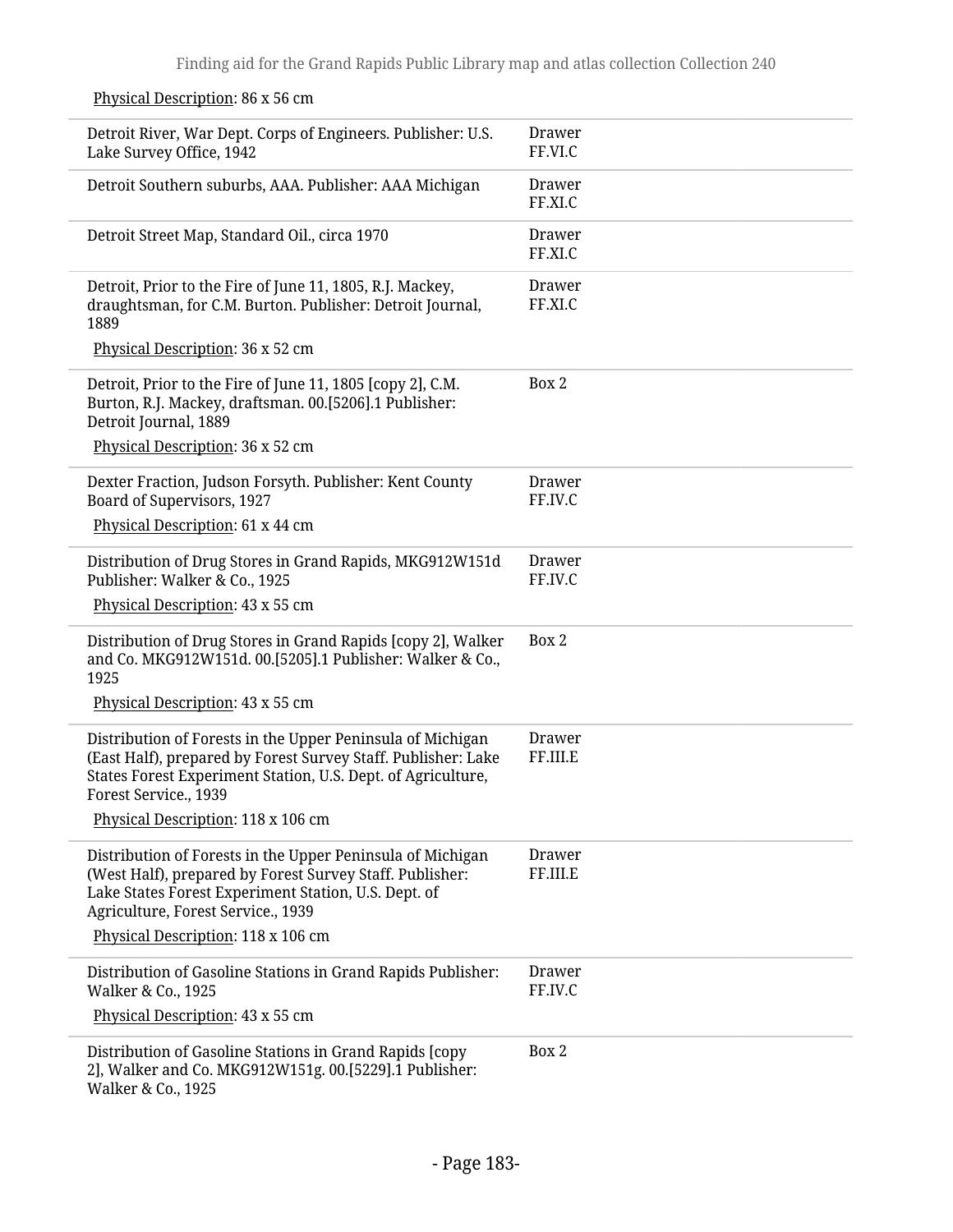Physical Description: 86 x 56 cm

| | |
|---|---|
| Detroit River, War Dept. Corps of Engineers. Publisher: U.S. Lake Survey Office, 1942 | Drawer FF.VI.C |
| Detroit Southern suburbs, AAA. Publisher: AAA Michigan | Drawer FF.XI.C |
| Detroit Street Map, Standard Oil., circa 1970 | Drawer FF.XI.C |
| Detroit, Prior to the Fire of June 11, 1805, R.J. Mackey, draughtsman, for C.M. Burton. Publisher: Detroit Journal, 1889<br>Physical Description: 36 x 52 cm | Drawer FF.XI.C |
| Detroit, Prior to the Fire of June 11, 1805 [copy 2], C.M. Burton, R.J. Mackey, draftsman. 00.[5206].1 Publisher: Detroit Journal, 1889<br>Physical Description: 36 x 52 cm | Box 2 |
| Dexter Fraction, Judson Forsyth. Publisher: Kent County Board of Supervisors, 1927<br>Physical Description: 61 x 44 cm | Drawer FF.IV.C |
| Distribution of Drug Stores in Grand Rapids, MKG912W151d Publisher: Walker & Co., 1925<br>Physical Description: 43 x 55 cm | Drawer FF.IV.C |
| Distribution of Drug Stores in Grand Rapids [copy 2], Walker and Co. MKG912W151d. 00.[5205].1 Publisher: Walker & Co., 1925<br>Physical Description: 43 x 55 cm | Box 2 |
| Distribution of Forests in the Upper Peninsula of Michigan (East Half), prepared by Forest Survey Staff. Publisher: Lake States Forest Experiment Station, U.S. Dept. of Agriculture, Forest Service., 1939<br>Physical Description: 118 x 106 cm | Drawer FF.III.E |
| Distribution of Forests in the Upper Peninsula of Michigan (West Half), prepared by Forest Survey Staff. Publisher: Lake States Forest Experiment Station, U.S. Dept. of Agriculture, Forest Service., 1939<br>Physical Description: 118 x 106 cm | Drawer FF.III.E |
| Distribution of Gasoline Stations in Grand Rapids Publisher: Walker & Co., 1925<br>Physical Description: 43 x 55 cm | Drawer FF.IV.C |
| Distribution of Gasoline Stations in Grand Rapids [copy 2], Walker and Co. MKG912W151g. 00.[5229].1 Publisher: Walker & Co., 1925 | Box 2 |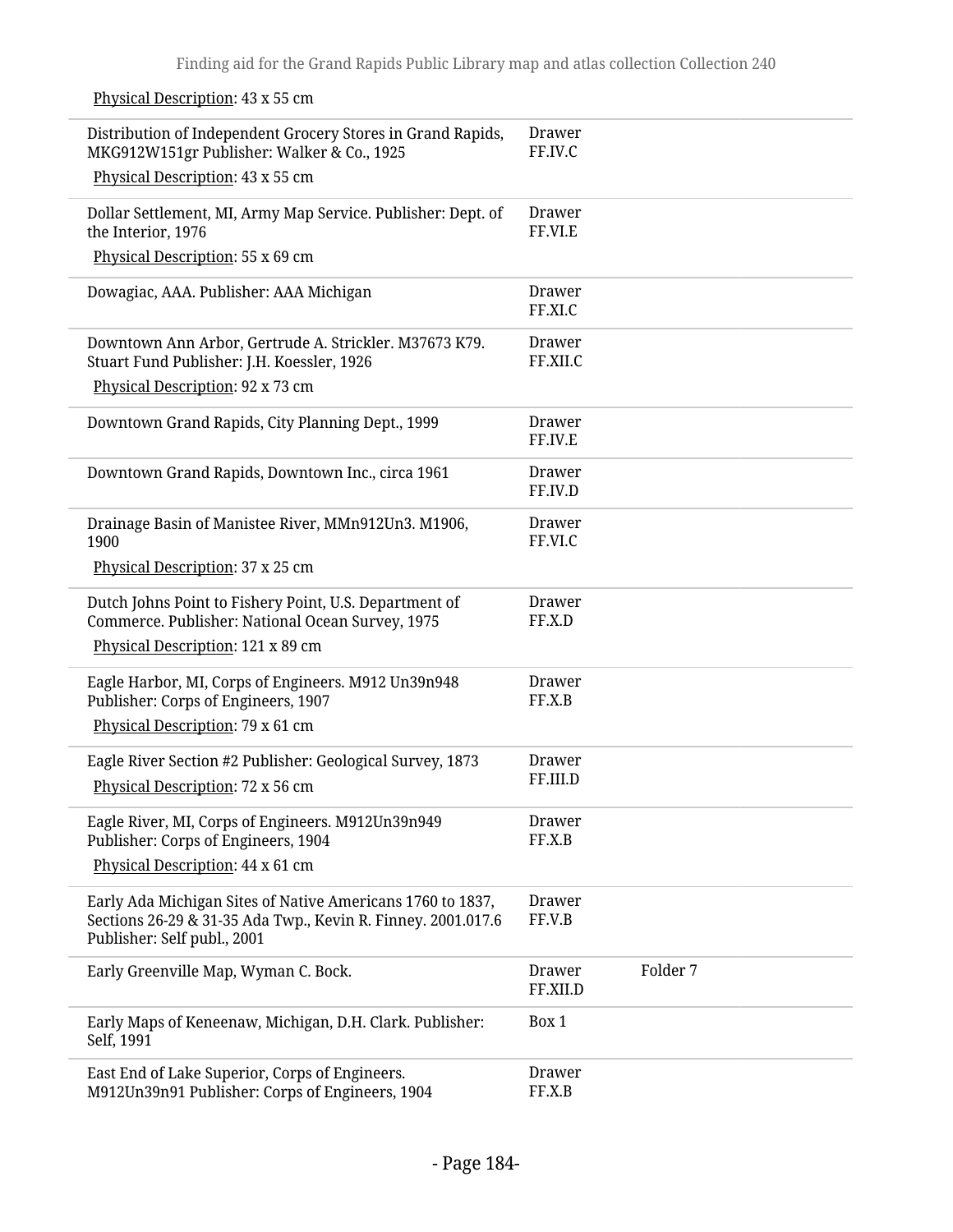Physical Description: 43 x 55 cm

| | | |
|---|---|---|
| Distribution of Independent Grocery Stores in Grand Rapids, MKG912W151gr Publisher: Walker & Co., 1925<br>Physical Description: 43 x 55 cm | Drawer FF.IV.C | |
| Dollar Settlement, MI, Army Map Service. Publisher: Dept. of the Interior, 1976<br>Physical Description: 55 x 69 cm | Drawer FF.VI.E | |
| Dowagiac, AAA. Publisher: AAA Michigan | Drawer FF.XI.C | |
| Downtown Ann Arbor, Gertrude A. Strickler. M37673 K79. Stuart Fund Publisher: J.H. Koessler, 1926<br>Physical Description: 92 x 73 cm | Drawer FF.XII.C | |
| Downtown Grand Rapids, City Planning Dept., 1999 | Drawer FF.IV.E | |
| Downtown Grand Rapids, Downtown Inc., circa 1961 | Drawer FF.IV.D | |
| Drainage Basin of Manistee River, MMn912Un3. M1906, 1900<br>Physical Description: 37 x 25 cm | Drawer FF.VI.C | |
| Dutch Johns Point to Fishery Point, U.S. Department of Commerce. Publisher: National Ocean Survey, 1975<br>Physical Description: 121 x 89 cm | Drawer FF.X.D | |
| Eagle Harbor, MI, Corps of Engineers. M912 Un39n948 Publisher: Corps of Engineers, 1907<br>Physical Description: 79 x 61 cm | Drawer FF.X.B | |
| Eagle River Section #2 Publisher: Geological Survey, 1873<br>Physical Description: 72 x 56 cm | Drawer FF.III.D | |
| Eagle River, MI, Corps of Engineers. M912Un39n949 Publisher: Corps of Engineers, 1904<br>Physical Description: 44 x 61 cm | Drawer FF.X.B | |
| Early Ada Michigan Sites of Native Americans 1760 to 1837, Sections 26-29 & 31-35 Ada Twp., Kevin R. Finney. 2001.017.6 Publisher: Self publ., 2001 | Drawer FF.V.B | |
| Early Greenville Map, Wyman C. Bock. | Drawer FF.XII.D | Folder 7 |
| Early Maps of Keneenaw, Michigan, D.H. Clark. Publisher: Self, 1991 | Box 1 | |
| East End of Lake Superior, Corps of Engineers. M912Un39n91 Publisher: Corps of Engineers, 1904 | Drawer FF.X.B | |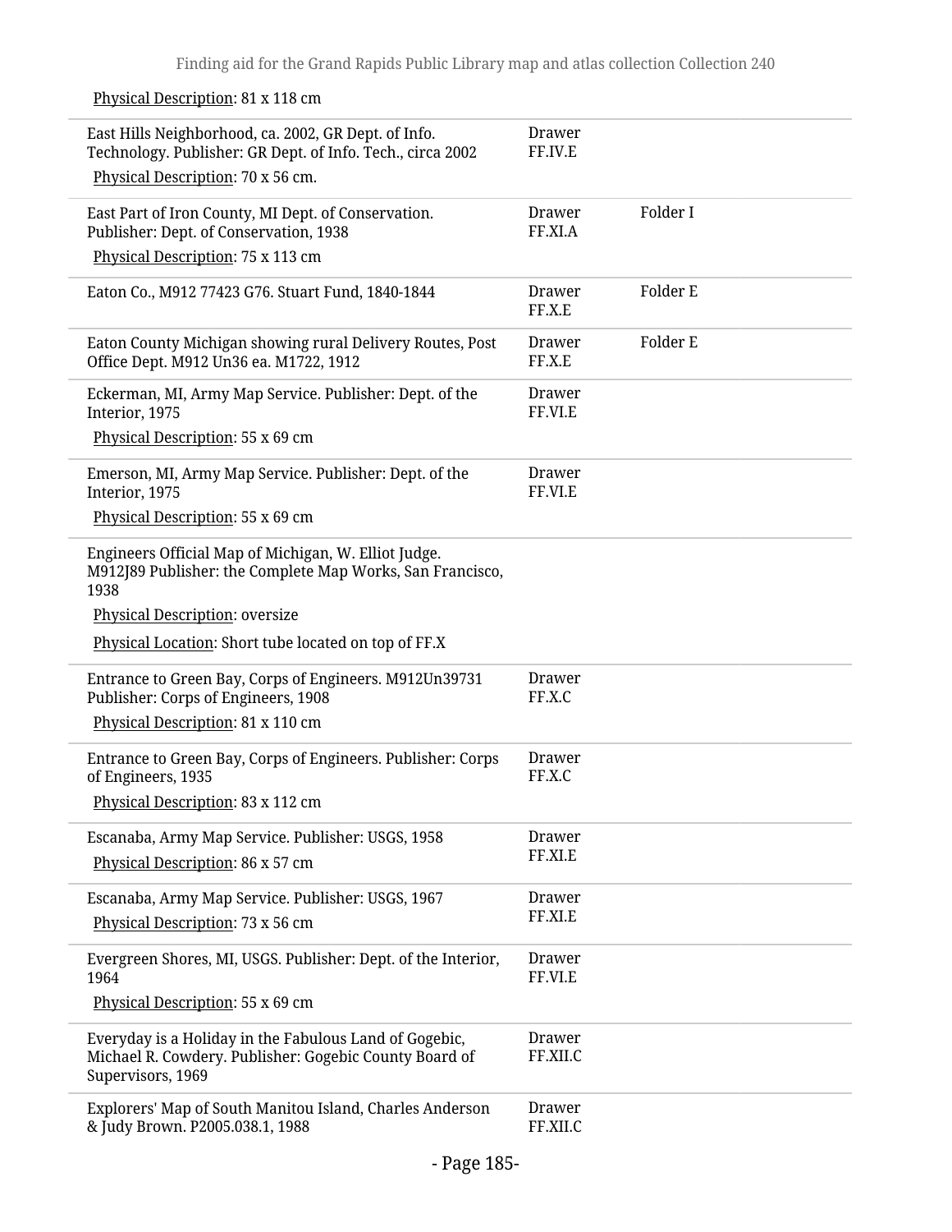Physical Description: 81 x 118 cm

| | | |
|---|---|---|
| East Hills Neighborhood, ca. 2002, GR Dept. of Info. Technology. Publisher: GR Dept. of Info. Tech., circa 2002<br>Physical Description: 70 x 56 cm. | Drawer FF.IV.E | |
| East Part of Iron County, MI Dept. of Conservation. Publisher: Dept. of Conservation, 1938<br>Physical Description: 75 x 113 cm | Drawer FF.XI.A | Folder I |
| Eaton Co., M912 77423 G76. Stuart Fund, 1840-1844 | Drawer FF.X.E | Folder E |
| Eaton County Michigan showing rural Delivery Routes, Post Office Dept. M912 Un36 ea. M1722, 1912 | Drawer FF.X.E | Folder E |
| Eckerman, MI, Army Map Service. Publisher: Dept. of the Interior, 1975<br>Physical Description: 55 x 69 cm | Drawer FF.VI.E | |
| Emerson, MI, Army Map Service. Publisher: Dept. of the Interior, 1975<br>Physical Description: 55 x 69 cm | Drawer FF.VI.E | |
| Engineers Official Map of Michigan, W. Elliot Judge. M912J89 Publisher: the Complete Map Works, San Francisco, 1938<br>Physical Description: oversize<br>Physical Location: Short tube located on top of FF.X | | |
| Entrance to Green Bay, Corps of Engineers. M912Un39731 Publisher: Corps of Engineers, 1908<br>Physical Description: 81 x 110 cm | Drawer FF.X.C | |
| Entrance to Green Bay, Corps of Engineers. Publisher: Corps of Engineers, 1935<br>Physical Description: 83 x 112 cm | Drawer FF.X.C | |
| Escanaba, Army Map Service. Publisher: USGS, 1958<br>Physical Description: 86 x 57 cm | Drawer FF.XI.E | |
| Escanaba, Army Map Service. Publisher: USGS, 1967<br>Physical Description: 73 x 56 cm | Drawer FF.XI.E | |
| Evergreen Shores, MI, USGS. Publisher: Dept. of the Interior, 1964<br>Physical Description: 55 x 69 cm | Drawer FF.VI.E | |
| Everyday is a Holiday in the Fabulous Land of Gogebic, Michael R. Cowdery. Publisher: Gogebic County Board of Supervisors, 1969 | Drawer FF.XII.C | |
| Explorers' Map of South Manitou Island, Charles Anderson & Judy Brown. P2005.038.1, 1988 | Drawer FF.XII.C | |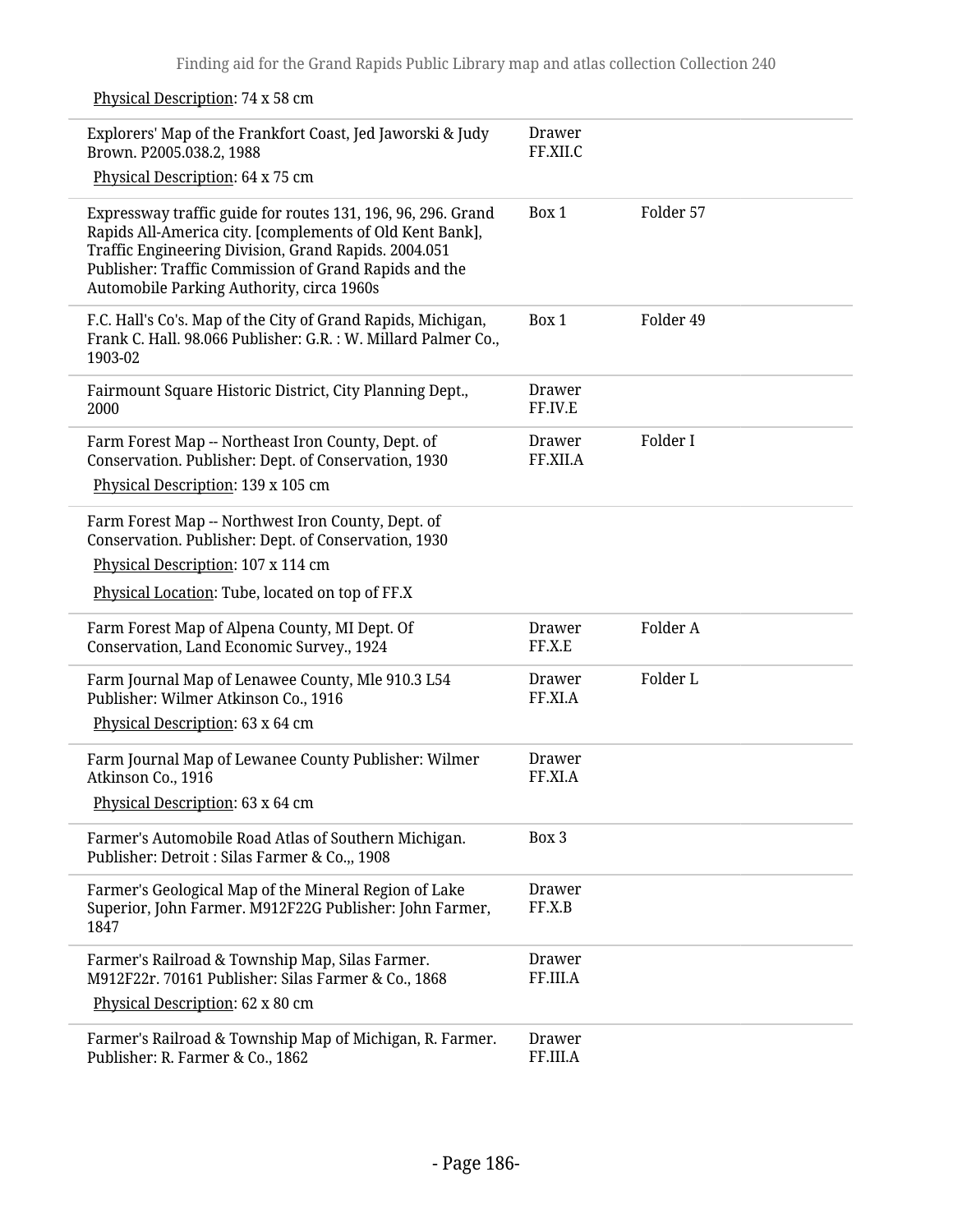Physical Description: 74 x 58 cm

| | | |
|---|---|---|
| Explorers' Map of the Frankfort Coast, Jed Jaworski & Judy Brown. P2005.038.2, 1988<br>Physical Description: 64 x 75 cm | Drawer FF.XII.C | |
| Expressway traffic guide for routes 131, 196, 96, 296. Grand Rapids All-America city. [complements of Old Kent Bank], Traffic Engineering Division, Grand Rapids. 2004.051 Publisher: Traffic Commission of Grand Rapids and the Automobile Parking Authority, circa 1960s | Box 1 | Folder 57 |
| F.C. Hall's Co's. Map of the City of Grand Rapids, Michigan, Frank C. Hall. 98.066 Publisher: G.R. : W. Millard Palmer Co., 1903-02 | Box 1 | Folder 49 |
| Fairmount Square Historic District, City Planning Dept., 2000 | Drawer FF.IV.E | |
| Farm Forest Map -- Northeast Iron County, Dept. of Conservation. Publisher: Dept. of Conservation, 1930<br>Physical Description: 139 x 105 cm | Drawer FF.XII.A | Folder I |
| Farm Forest Map -- Northwest Iron County, Dept. of Conservation. Publisher: Dept. of Conservation, 1930<br>Physical Description: 107 x 114 cm<br>Physical Location: Tube, located on top of FF.X | | |
| Farm Forest Map of Alpena County, MI Dept. Of Conservation, Land Economic Survey., 1924 | Drawer FF.X.E | Folder A |
| Farm Journal Map of Lenawee County, Mle 910.3 L54 Publisher: Wilmer Atkinson Co., 1916<br>Physical Description: 63 x 64 cm | Drawer FF.XI.A | Folder L |
| Farm Journal Map of Lewanee County Publisher: Wilmer Atkinson Co., 1916<br>Physical Description: 63 x 64 cm | Drawer FF.XI.A | |
| Farmer's Automobile Road Atlas of Southern Michigan. Publisher: Detroit : Silas Farmer & Co.,, 1908 | Box 3 | |
| Farmer's Geological Map of the Mineral Region of Lake Superior, John Farmer. M912F22G Publisher: John Farmer, 1847 | Drawer FF.X.B | |
| Farmer's Railroad & Township Map, Silas Farmer. M912F22r. 70161 Publisher: Silas Farmer & Co., 1868<br>Physical Description: 62 x 80 cm | Drawer FF.III.A | |
| Farmer's Railroad & Township Map of Michigan, R. Farmer. Publisher: R. Farmer & Co., 1862 | Drawer FF.III.A | |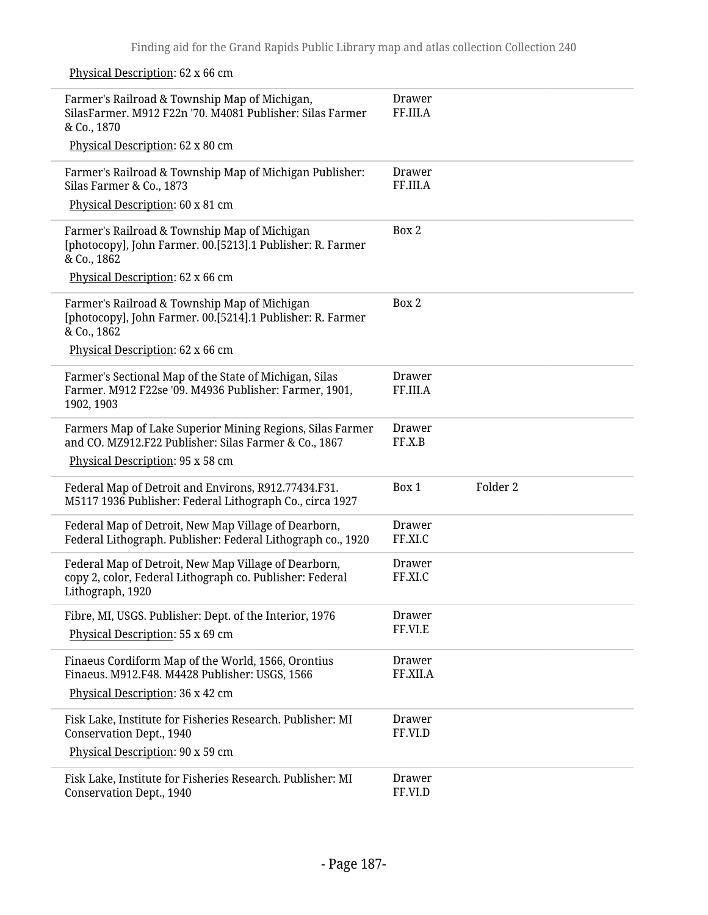Physical Description: 62 x 66 cm

| | | |
|---|---|---|
| Farmer's Railroad & Township Map of Michigan, SilasFarmer. M912 F22n '70. M4081 Publisher: Silas Farmer & Co., 1870<br>Physical Description: 62 x 80 cm | Drawer FF.III.A | |
| Farmer's Railroad & Township Map of Michigan Publisher: Silas Farmer & Co., 1873<br>Physical Description: 60 x 81 cm | Drawer FF.III.A | |
| Farmer's Railroad & Township Map of Michigan [photocopy], John Farmer. 00.[5213].1 Publisher: R. Farmer & Co., 1862<br>Physical Description: 62 x 66 cm | Box 2 | |
| Farmer's Railroad & Township Map of Michigan [photocopy], John Farmer. 00.[5214].1 Publisher: R. Farmer & Co., 1862<br>Physical Description: 62 x 66 cm | Box 2 | |
| Farmer's Sectional Map of the State of Michigan, Silas Farmer. M912 F22se '09. M4936 Publisher: Farmer, 1901, 1902, 1903 | Drawer FF.III.A | |
| Farmers Map of Lake Superior Mining Regions, Silas Farmer and CO. MZ912.F22 Publisher: Silas Farmer & Co., 1867<br>Physical Description: 95 x 58 cm | Drawer FF.X.B | |
| Federal Map of Detroit and Environs, R912.77434.F31. M5117 1936 Publisher: Federal Lithograph Co., circa 1927 | Box 1 | Folder 2 |
| Federal Map of Detroit, New Map Village of Dearborn, Federal Lithograph. Publisher: Federal Lithograph co., 1920 | Drawer FF.XI.C | |
| Federal Map of Detroit, New Map Village of Dearborn, copy 2, color, Federal Lithograph co. Publisher: Federal Lithograph, 1920 | Drawer FF.XI.C | |
| Fibre, MI, USGS. Publisher: Dept. of the Interior, 1976<br>Physical Description: 55 x 69 cm | Drawer FF.VI.E | |
| Finaeus Cordiform Map of the World, 1566, Orontius Finaeus. M912.F48. M4428 Publisher: USGS, 1566<br>Physical Description: 36 x 42 cm | Drawer FF.XII.A | |
| Fisk Lake, Institute for Fisheries Research. Publisher: MI Conservation Dept., 1940<br>Physical Description: 90 x 59 cm | Drawer FF.VI.D | |
| Fisk Lake, Institute for Fisheries Research. Publisher: MI Conservation Dept., 1940 | Drawer FF.VI.D | |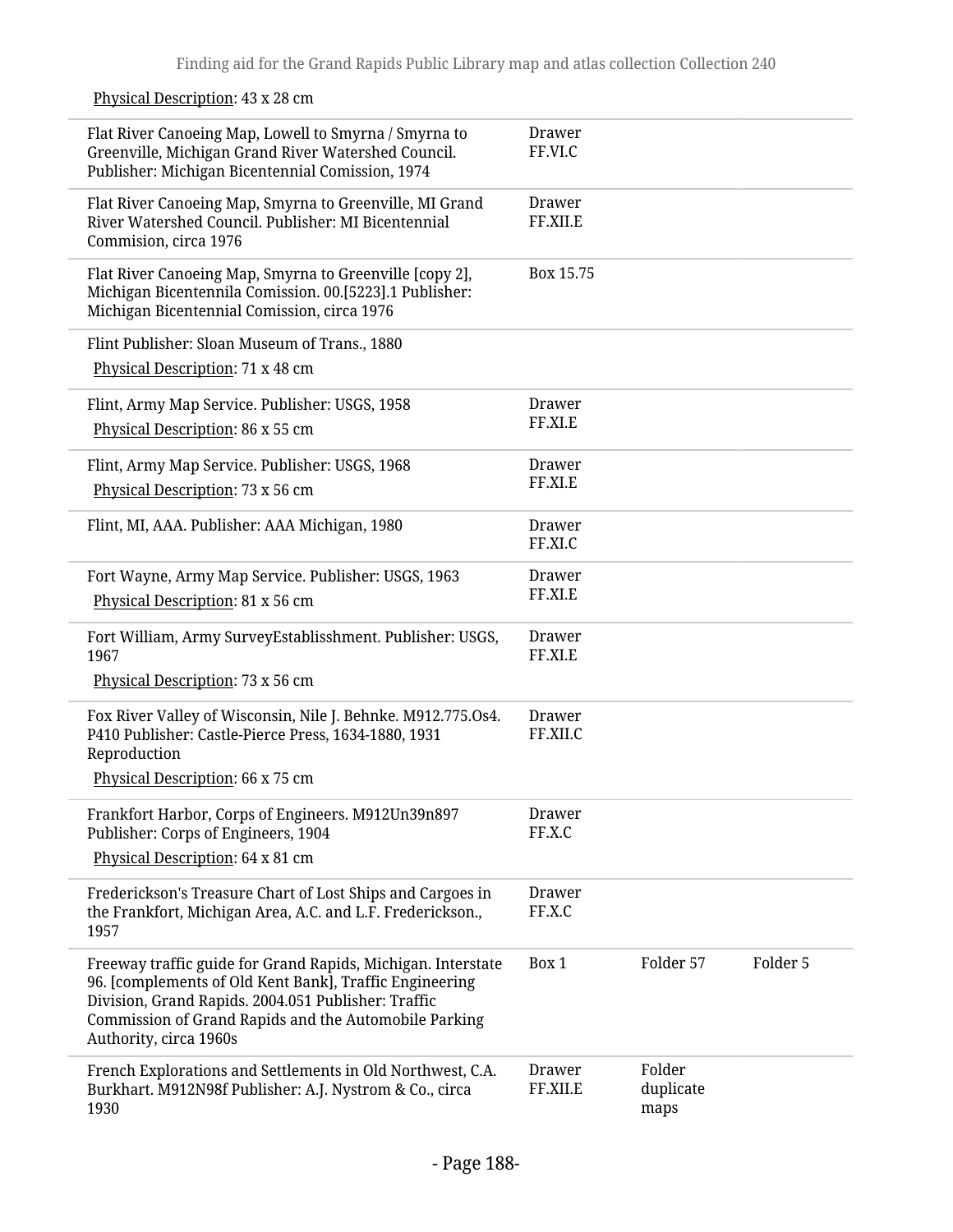Physical Description: 43 x 28 cm

| | | | |
|---|---|---|---|
| Flat River Canoeing Map, Lowell to Smyrna / Smyrna to Greenville, Michigan Grand River Watershed Council. Publisher: Michigan Bicentennial Comission, 1974 | Drawer FF.VI.C | | |
| Flat River Canoeing Map, Smyrna to Greenville, MI Grand River Watershed Council. Publisher: MI Bicentennial Commision, circa 1976 | Drawer FF.XII.E | | |
| Flat River Canoeing Map, Smyrna to Greenville [copy 2], Michigan Bicentennila Comission. 00.[5223].1 Publisher: Michigan Bicentennial Comission, circa 1976 | Box 15.75 | | |
| Flint Publisher: Sloan Museum of Trans., 1880<br>Physical Description: 71 x 48 cm | | | |
| Flint, Army Map Service. Publisher: USGS, 1958<br>Physical Description: 86 x 55 cm | Drawer FF.XI.E | | |
| Flint, Army Map Service. Publisher: USGS, 1968<br>Physical Description: 73 x 56 cm | Drawer FF.XI.E | | |
| Flint, MI, AAA. Publisher: AAA Michigan, 1980 | Drawer FF.XI.C | | |
| Fort Wayne, Army Map Service. Publisher: USGS, 1963<br>Physical Description: 81 x 56 cm | Drawer FF.XI.E | | |
| Fort William, Army SurveyEstablisshment. Publisher: USGS, 1967<br>Physical Description: 73 x 56 cm | Drawer FF.XI.E | | |
| Fox River Valley of Wisconsin, Nile J. Behnke. M912.775.Os4. P410 Publisher: Castle-Pierce Press, 1634-1880, 1931 Reproduction<br>Physical Description: 66 x 75 cm | Drawer FF.XII.C | | |
| Frankfort Harbor, Corps of Engineers. M912Un39n897 Publisher: Corps of Engineers, 1904<br>Physical Description: 64 x 81 cm | Drawer FF.X.C | | |
| Frederickson's Treasure Chart of Lost Ships and Cargoes in the Frankfort, Michigan Area, A.C. and L.F. Frederickson., 1957 | Drawer FF.X.C | | |
| Freeway traffic guide for Grand Rapids, Michigan. Interstate 96. [complements of Old Kent Bank], Traffic Engineering Division, Grand Rapids. 2004.051 Publisher: Traffic Commission of Grand Rapids and the Automobile Parking Authority, circa 1960s | Box 1 | Folder 57 | Folder 5 |
| French Explorations and Settlements in Old Northwest, C.A. Burkhart. M912N98f Publisher: A.J. Nystrom & Co., circa 1930 | Drawer FF.XII.E | Folder duplicate maps | |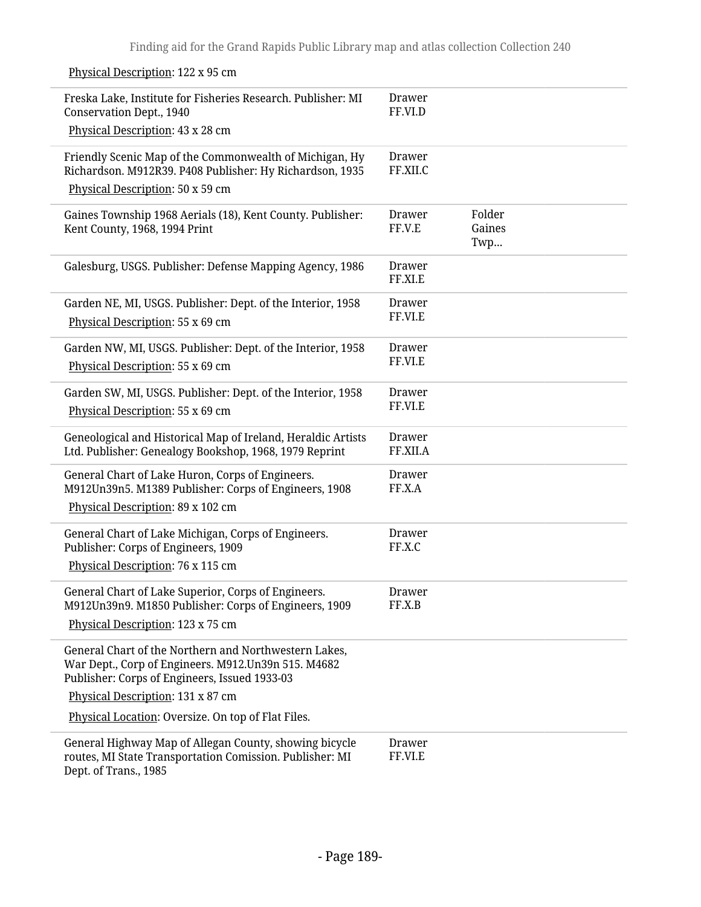Physical Description: 122 x 95 cm

| | | |
|---|---|---|
| Freska Lake, Institute for Fisheries Research. Publisher: MI Conservation Dept., 1940<br>Physical Description: 43 x 28 cm | Drawer FF.VI.D | |
| Friendly Scenic Map of the Commonwealth of Michigan, Hy Richardson. M912R39. P408 Publisher: Hy Richardson, 1935<br>Physical Description: 50 x 59 cm | Drawer FF.XII.C | |
| Gaines Township 1968 Aerials (18), Kent County. Publisher: Kent County, 1968, 1994 Print | Drawer FF.V.E | Folder Gaines Twp... |
| Galesburg, USGS. Publisher: Defense Mapping Agency, 1986 | Drawer FF.XI.E | |
| Garden NE, MI, USGS. Publisher: Dept. of the Interior, 1958<br>Physical Description: 55 x 69 cm | Drawer FF.VI.E | |
| Garden NW, MI, USGS. Publisher: Dept. of the Interior, 1958<br>Physical Description: 55 x 69 cm | Drawer FF.VI.E | |
| Garden SW, MI, USGS. Publisher: Dept. of the Interior, 1958<br>Physical Description: 55 x 69 cm | Drawer FF.VI.E | |
| Geneological and Historical Map of Ireland, Heraldic Artists Ltd. Publisher: Genealogy Bookshop, 1968, 1979 Reprint | Drawer FF.XII.A | |
| General Chart of Lake Huron, Corps of Engineers. M912Un39n5. M1389 Publisher: Corps of Engineers, 1908<br>Physical Description: 89 x 102 cm | Drawer FF.X.A | |
| General Chart of Lake Michigan, Corps of Engineers. Publisher: Corps of Engineers, 1909<br>Physical Description: 76 x 115 cm | Drawer FF.X.C | |
| General Chart of Lake Superior, Corps of Engineers. M912Un39n9. M1850 Publisher: Corps of Engineers, 1909<br>Physical Description: 123 x 75 cm | Drawer FF.X.B | |
| General Chart of the Northern and Northwestern Lakes, War Dept., Corp of Engineers. M912.Un39n 515. M4682 Publisher: Corps of Engineers, Issued 1933-03<br>Physical Description: 131 x 87 cm<br>Physical Location: Oversize. On top of Flat Files. | | |
| General Highway Map of Allegan County, showing bicycle routes, MI State Transportation Comission. Publisher: MI Dept. of Trans., 1985 | Drawer FF.VI.E | |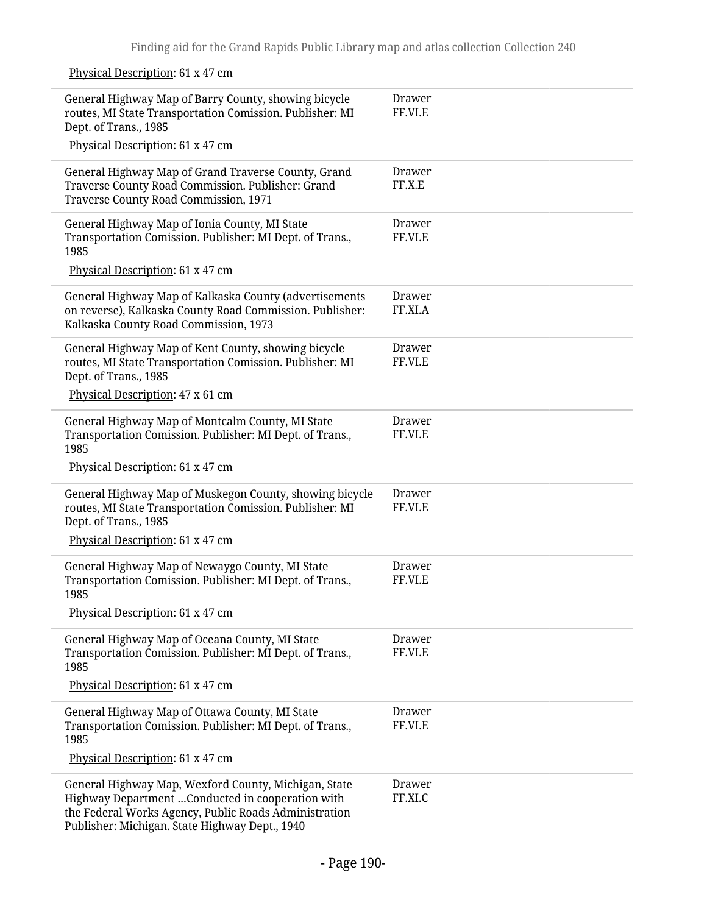Physical Description: 61 x 47 cm

| | |
|---|---|
| General Highway Map of Barry County, showing bicycle routes, MI State Transportation Comission. Publisher: MI Dept. of Trans., 1985<br>Physical Description: 61 x 47 cm | Drawer FF.VI.E |
| General Highway Map of Grand Traverse County, Grand Traverse County Road Commission. Publisher: Grand Traverse County Road Commission, 1971 | Drawer FF.X.E |
| General Highway Map of Ionia County, MI State Transportation Comission. Publisher: MI Dept. of Trans., 1985<br>Physical Description: 61 x 47 cm | Drawer FF.VI.E |
| General Highway Map of Kalkaska County (advertisements on reverse), Kalkaska County Road Commission. Publisher: Kalkaska County Road Commission, 1973 | Drawer FF.XI.A |
| General Highway Map of Kent County, showing bicycle routes, MI State Transportation Comission. Publisher: MI Dept. of Trans., 1985<br>Physical Description: 47 x 61 cm | Drawer FF.VI.E |
| General Highway Map of Montcalm County, MI State Transportation Comission. Publisher: MI Dept. of Trans., 1985<br>Physical Description: 61 x 47 cm | Drawer FF.VI.E |
| General Highway Map of Muskegon County, showing bicycle routes, MI State Transportation Comission. Publisher: MI Dept. of Trans., 1985<br>Physical Description: 61 x 47 cm | Drawer FF.VI.E |
| General Highway Map of Newaygo County, MI State Transportation Comission. Publisher: MI Dept. of Trans., 1985<br>Physical Description: 61 x 47 cm | Drawer FF.VI.E |
| General Highway Map of Oceana County, MI State Transportation Comission. Publisher: MI Dept. of Trans., 1985<br>Physical Description: 61 x 47 cm | Drawer FF.VI.E |
| General Highway Map of Ottawa County, MI State Transportation Comission. Publisher: MI Dept. of Trans., 1985<br>Physical Description: 61 x 47 cm | Drawer FF.VI.E |
| General Highway Map, Wexford County, Michigan, State Highway Department ...Conducted in cooperation with the Federal Works Agency, Public Roads Administration Publisher: Michigan. State Highway Dept., 1940 | Drawer FF.XI.C |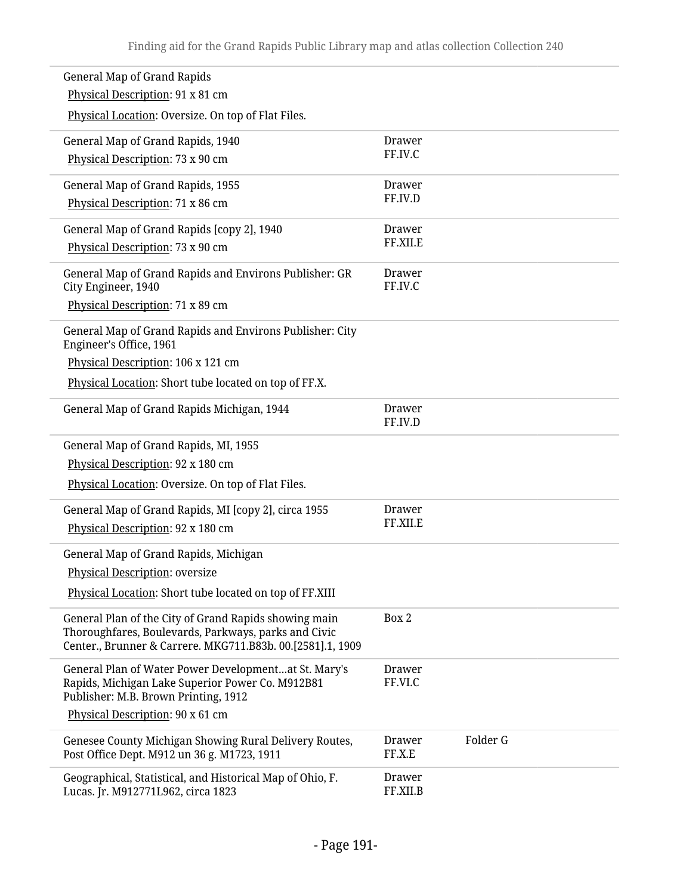| Title | Container | Folder |
|---|---|---|
| General Map of Grand Rapids<br>Physical Description: 91 x 81 cm<br>Physical Location: Oversize. On top of Flat Files. | | |
| General Map of Grand Rapids, 1940<br>Physical Description: 73 x 90 cm | Drawer FF.IV.C | |
| General Map of Grand Rapids, 1955<br>Physical Description: 71 x 86 cm | Drawer FF.IV.D | |
| General Map of Grand Rapids [copy 2], 1940<br>Physical Description: 73 x 90 cm | Drawer FF.XII.E | |
| General Map of Grand Rapids and Environs Publisher: GR City Engineer, 1940<br>Physical Description: 71 x 89 cm | Drawer FF.IV.C | |
| General Map of Grand Rapids and Environs Publisher: City Engineer's Office, 1961<br>Physical Description: 106 x 121 cm<br>Physical Location: Short tube located on top of FF.X. | | |
| General Map of Grand Rapids Michigan, 1944 | Drawer FF.IV.D | |
| General Map of Grand Rapids, MI, 1955<br>Physical Description: 92 x 180 cm<br>Physical Location: Oversize. On top of Flat Files. | | |
| General Map of Grand Rapids, MI [copy 2], circa 1955<br>Physical Description: 92 x 180 cm | Drawer FF.XII.E | |
| General Map of Grand Rapids, Michigan<br>Physical Description: oversize<br>Physical Location: Short tube located on top of FF.XIII | | |
| General Plan of the City of Grand Rapids showing main Thoroughfares, Boulevards, Parkways, parks and Civic Center., Brunner & Carrere. MKG711.B83b. 00.[2581].1, 1909 | Box 2 | |
| General Plan of Water Power Development...at St. Mary's Rapids, Michigan Lake Superior Power Co. M912B81 Publisher: M.B. Brown Printing, 1912<br>Physical Description: 90 x 61 cm | Drawer FF.VI.C | |
| Genesee County Michigan Showing Rural Delivery Routes, Post Office Dept. M912 un 36 g. M1723, 1911 | Drawer FF.X.E | Folder G |
| Geographical, Statistical, and Historical Map of Ohio, F. Lucas. Jr. M912771L962, circa 1823 | Drawer FF.XII.B | |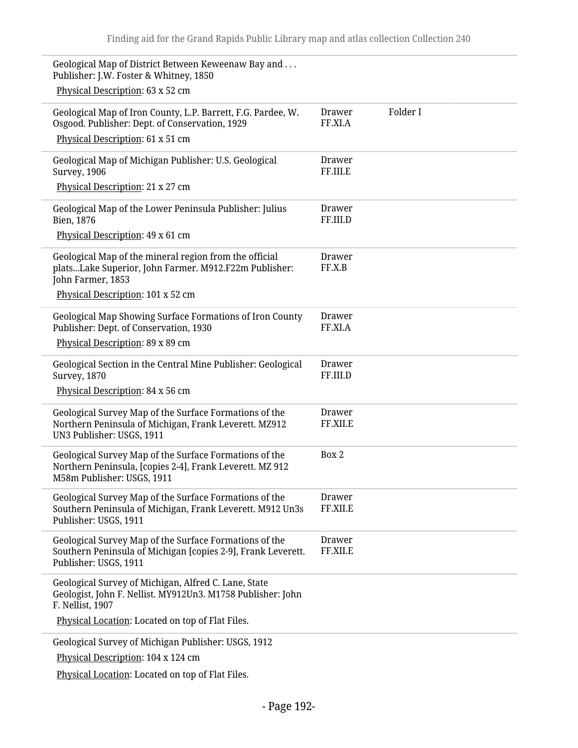| | | |
|---|---|---|
| Geological Map of District Between Keweenaw Bay and . . . Publisher: J.W. Foster & Whitney, 1850<br>Physical Description: 63 x 52 cm | | |
| Geological Map of Iron County, L.P. Barrett, F.G. Pardee, W. Osgood. Publisher: Dept. of Conservation, 1929<br>Physical Description: 61 x 51 cm | Drawer FF.XI.A | Folder I |
| Geological Map of Michigan Publisher: U.S. Geological Survey, 1906<br>Physical Description: 21 x 27 cm | Drawer FF.III.E | |
| Geological Map of the Lower Peninsula Publisher: Julius Bien, 1876<br>Physical Description: 49 x 61 cm | Drawer FF.III.D | |
| Geological Map of the mineral region from the official plats...Lake Superior, John Farmer. M912.F22m Publisher: John Farmer, 1853<br>Physical Description: 101 x 52 cm | Drawer FF.X.B | |
| Geological Map Showing Surface Formations of Iron County Publisher: Dept. of Conservation, 1930<br>Physical Description: 89 x 89 cm | Drawer FF.XI.A | |
| Geological Section in the Central Mine Publisher: Geological Survey, 1870<br>Physical Description: 84 x 56 cm | Drawer FF.III.D | |
| Geological Survey Map of the Surface Formations of the Northern Peninsula of Michigan, Frank Leverett. MZ912 UN3 Publisher: USGS, 1911 | Drawer FF.XII.E | |
| Geological Survey Map of the Surface Formations of the Northern Peninsula, [copies 2-4], Frank Leverett. MZ 912 M58m Publisher: USGS, 1911 | Box 2 | |
| Geological Survey Map of the Surface Formations of the Southern Peninsula of Michigan, Frank Leverett. M912 Un3s Publisher: USGS, 1911 | Drawer FF.XII.E | |
| Geological Survey Map of the Surface Formations of the Southern Peninsula of Michigan [copies 2-9], Frank Leverett. Publisher: USGS, 1911 | Drawer FF.XII.E | |
| Geological Survey of Michigan, Alfred C. Lane, State Geologist, John F. Nellist. MY912Un3. M1758 Publisher: John F. Nellist, 1907<br>Physical Location: Located on top of Flat Files. | | |
| Geological Survey of Michigan Publisher: USGS, 1912<br>Physical Description: 104 x 124 cm<br>Physical Location: Located on top of Flat Files. | | |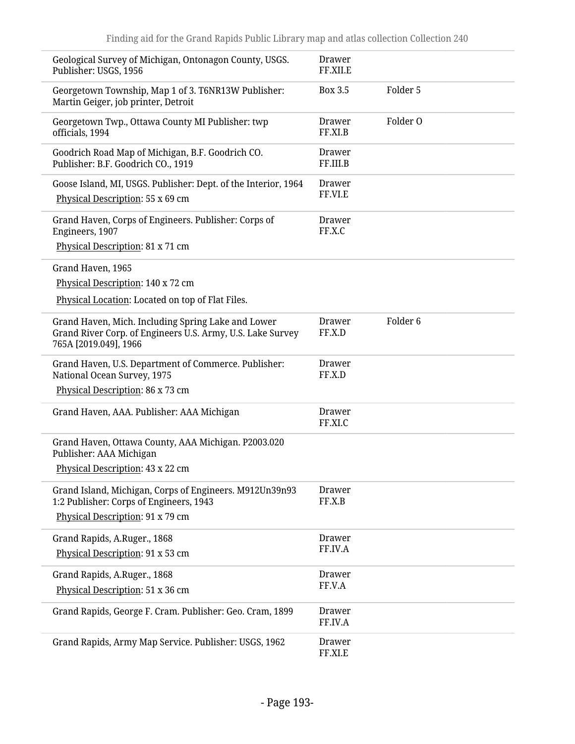| | | |
|---|---|---|
| Geological Survey of Michigan, Ontonagon County, USGS. Publisher: USGS, 1956 | Drawer FF.XII.E | |
| Georgetown Township, Map 1 of 3. T6NR13W Publisher: Martin Geiger, job printer, Detroit | Box 3.5 | Folder 5 |
| Georgetown Twp., Ottawa County MI Publisher: twp officials, 1994 | Drawer FF.XI.B | Folder O |
| Goodrich Road Map of Michigan, B.F. Goodrich CO. Publisher: B.F. Goodrich CO., 1919 | Drawer FF.III.B | |
| Goose Island, MI, USGS. Publisher: Dept. of the Interior, 1964<br>Physical Description: 55 x 69 cm | Drawer FF.VI.E | |
| Grand Haven, Corps of Engineers. Publisher: Corps of Engineers, 1907<br>Physical Description: 81 x 71 cm | Drawer FF.X.C | |
| Grand Haven, 1965<br>Physical Description: 140 x 72 cm<br>Physical Location: Located on top of Flat Files. | | |
| Grand Haven, Mich. Including Spring Lake and Lower Grand River Corp. of Engineers U.S. Army, U.S. Lake Survey 765A [2019.049], 1966 | Drawer FF.X.D | Folder 6 |
| Grand Haven, U.S. Department of Commerce. Publisher: National Ocean Survey, 1975<br>Physical Description: 86 x 73 cm | Drawer FF.X.D | |
| Grand Haven, AAA. Publisher: AAA Michigan | Drawer FF.XI.C | |
| Grand Haven, Ottawa County, AAA Michigan. P2003.020 Publisher: AAA Michigan<br>Physical Description: 43 x 22 cm | | |
| Grand Island, Michigan, Corps of Engineers. M912Un39n93 1:2 Publisher: Corps of Engineers, 1943<br>Physical Description: 91 x 79 cm | Drawer FF.X.B | |
| Grand Rapids, A.Ruger., 1868<br>Physical Description: 91 x 53 cm | Drawer FF.IV.A | |
| Grand Rapids, A.Ruger., 1868<br>Physical Description: 51 x 36 cm | Drawer FF.V.A | |
| Grand Rapids, George F. Cram. Publisher: Geo. Cram, 1899 | Drawer FF.IV.A | |
| Grand Rapids, Army Map Service. Publisher: USGS, 1962 | Drawer FF.XI.E | |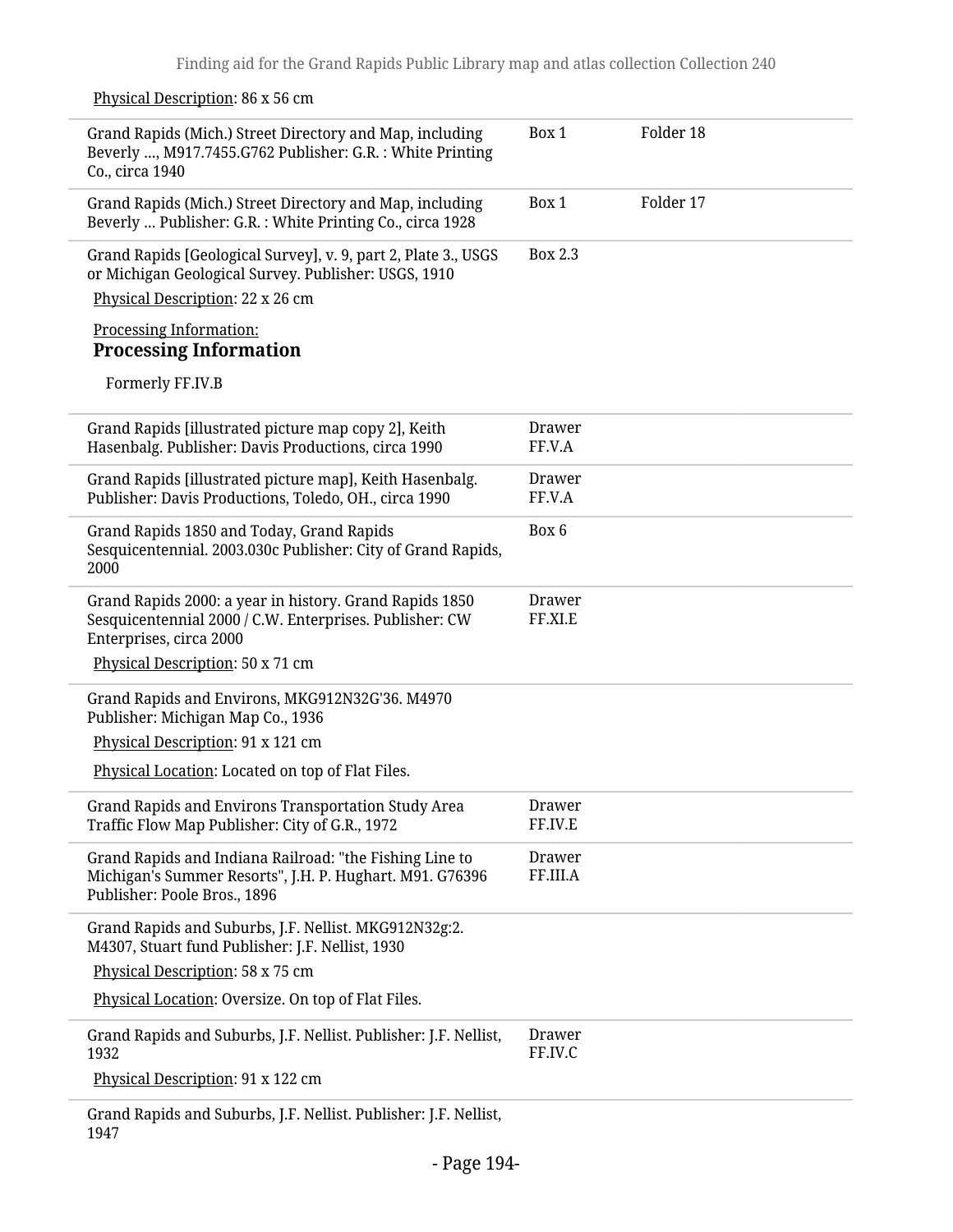Physical Description: 86 x 56 cm

| | | |
|---|---|---|
| Grand Rapids (Mich.) Street Directory and Map, including Beverly ..., M917.7455.G762 Publisher: G.R. : White Printing Co., circa 1940 | Box 1 | Folder 18 |
| Grand Rapids (Mich.) Street Directory and Map, including Beverly ... Publisher: G.R. : White Printing Co., circa 1928 | Box 1 | Folder 17 |
| Grand Rapids [Geological Survey], v. 9, part 2, Plate 3., USGS or Michigan Geological Survey. Publisher: USGS, 1910<br>Physical Description: 22 x 26 cm<br>Processing Information:<br>**Processing Information**<br>Formerly FF.IV.B | Box 2.3 | |
| Grand Rapids [illustrated picture map copy 2], Keith Hasenbalg. Publisher: Davis Productions, circa 1990 | Drawer FF.V.A | |
| Grand Rapids [illustrated picture map], Keith Hasenbalg. Publisher: Davis Productions, Toledo, OH., circa 1990 | Drawer FF.V.A | |
| Grand Rapids 1850 and Today, Grand Rapids Sesquicentennial. 2003.030c Publisher: City of Grand Rapids, 2000 | Box 6 | |
| Grand Rapids 2000: a year in history. Grand Rapids 1850 Sesquicentennial 2000 / C.W. Enterprises. Publisher: CW Enterprises, circa 2000<br>Physical Description: 50 x 71 cm | Drawer FF.XI.E | |
| Grand Rapids and Environs, MKG912N32G'36. M4970 Publisher: Michigan Map Co., 1936<br>Physical Description: 91 x 121 cm<br>Physical Location: Located on top of Flat Files. | | |
| Grand Rapids and Environs Transportation Study Area Traffic Flow Map Publisher: City of G.R., 1972 | Drawer FF.IV.E | |
| Grand Rapids and Indiana Railroad: "the Fishing Line to Michigan's Summer Resorts", J.H. P. Hughart. M91. G76396 Publisher: Poole Bros., 1896 | Drawer FF.III.A | |
| Grand Rapids and Suburbs, J.F. Nellist. MKG912N32g:2. M4307, Stuart fund Publisher: J.F. Nellist, 1930<br>Physical Description: 58 x 75 cm<br>Physical Location: Oversize. On top of Flat Files. | | |
| Grand Rapids and Suburbs, J.F. Nellist. Publisher: J.F. Nellist, 1932<br>Physical Description: 91 x 122 cm | Drawer FF.IV.C | |
| Grand Rapids and Suburbs, J.F. Nellist. Publisher: J.F. Nellist, 1947 | | |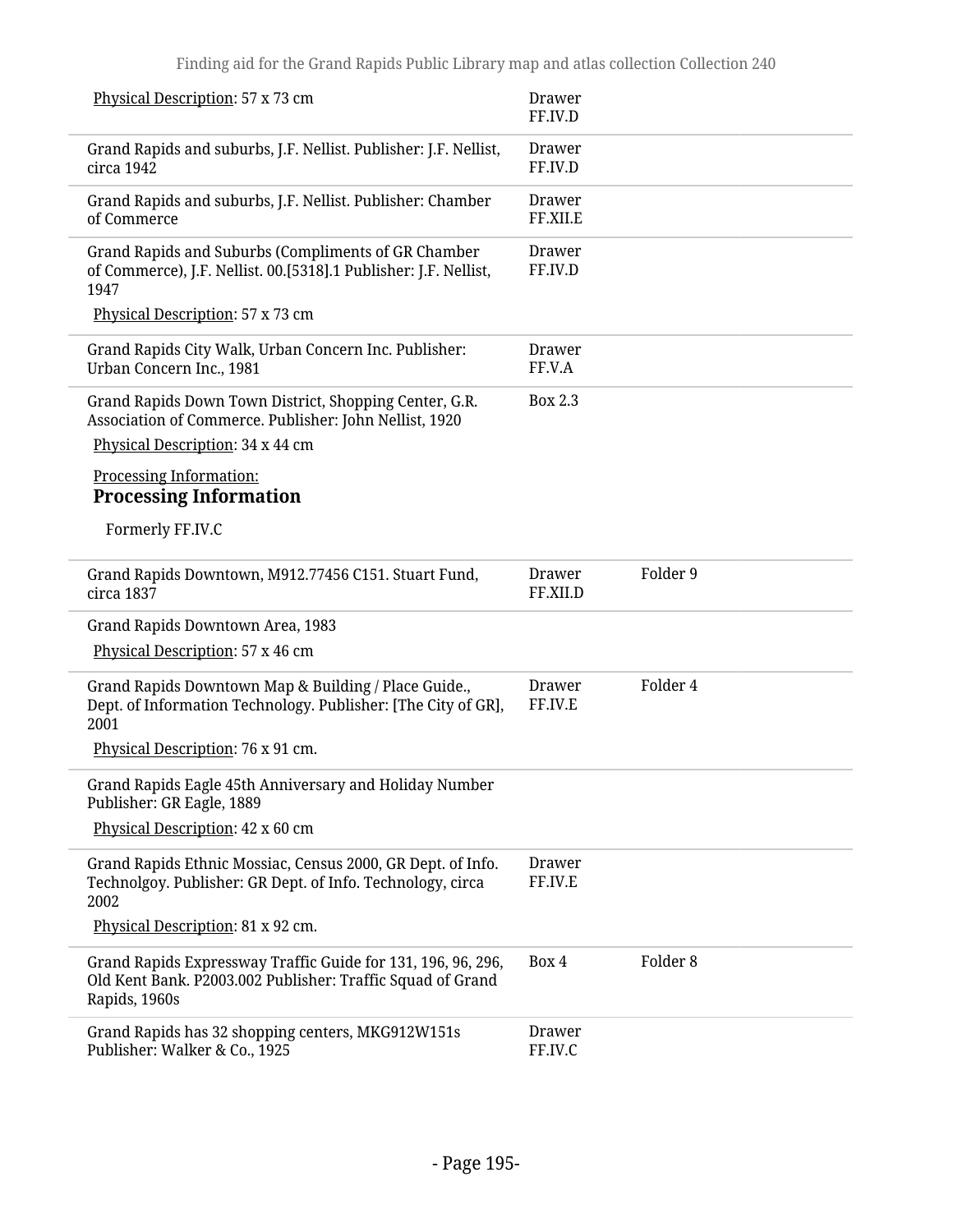| | | |
|---|---|---|
| Physical Description: 57 x 73 cm | Drawer FF.IV.D | |
| Grand Rapids and suburbs, J.F. Nellist. Publisher: J.F. Nellist, circa 1942 | Drawer FF.IV.D | |
| Grand Rapids and suburbs, J.F. Nellist. Publisher: Chamber of Commerce | Drawer FF.XII.E | |
| Grand Rapids and Suburbs (Compliments of GR Chamber of Commerce), J.F. Nellist. 00.[5318].1 Publisher: J.F. Nellist, 1947<br>Physical Description: 57 x 73 cm | Drawer FF.IV.D | |
| Grand Rapids City Walk, Urban Concern Inc. Publisher: Urban Concern Inc., 1981 | Drawer FF.V.A | |
| Grand Rapids Down Town District, Shopping Center, G.R. Association of Commerce. Publisher: John Nellist, 1920<br>Physical Description: 34 x 44 cm<br>Processing Information:<br>**Processing Information**<br>Formerly FF.IV.C | Box 2.3 | |
| Grand Rapids Downtown, M912.77456 C151. Stuart Fund, circa 1837 | Drawer FF.XII.D | Folder 9 |
| Grand Rapids Downtown Area, 1983<br>Physical Description: 57 x 46 cm | | |
| Grand Rapids Downtown Map & Building / Place Guide., Dept. of Information Technology. Publisher: [The City of GR], 2001<br>Physical Description: 76 x 91 cm. | Drawer FF.IV.E | Folder 4 |
| Grand Rapids Eagle 45th Anniversary and Holiday Number Publisher: GR Eagle, 1889<br>Physical Description: 42 x 60 cm | | |
| Grand Rapids Ethnic Mossiac, Census 2000, GR Dept. of Info. Technolgoy. Publisher: GR Dept. of Info. Technology, circa 2002<br>Physical Description: 81 x 92 cm. | Drawer FF.IV.E | |
| Grand Rapids Expressway Traffic Guide for 131, 196, 96, 296, Old Kent Bank. P2003.002 Publisher: Traffic Squad of Grand Rapids, 1960s | Box 4 | Folder 8 |
| Grand Rapids has 32 shopping centers, MKG912W151s Publisher: Walker & Co., 1925 | Drawer FF.IV.C | |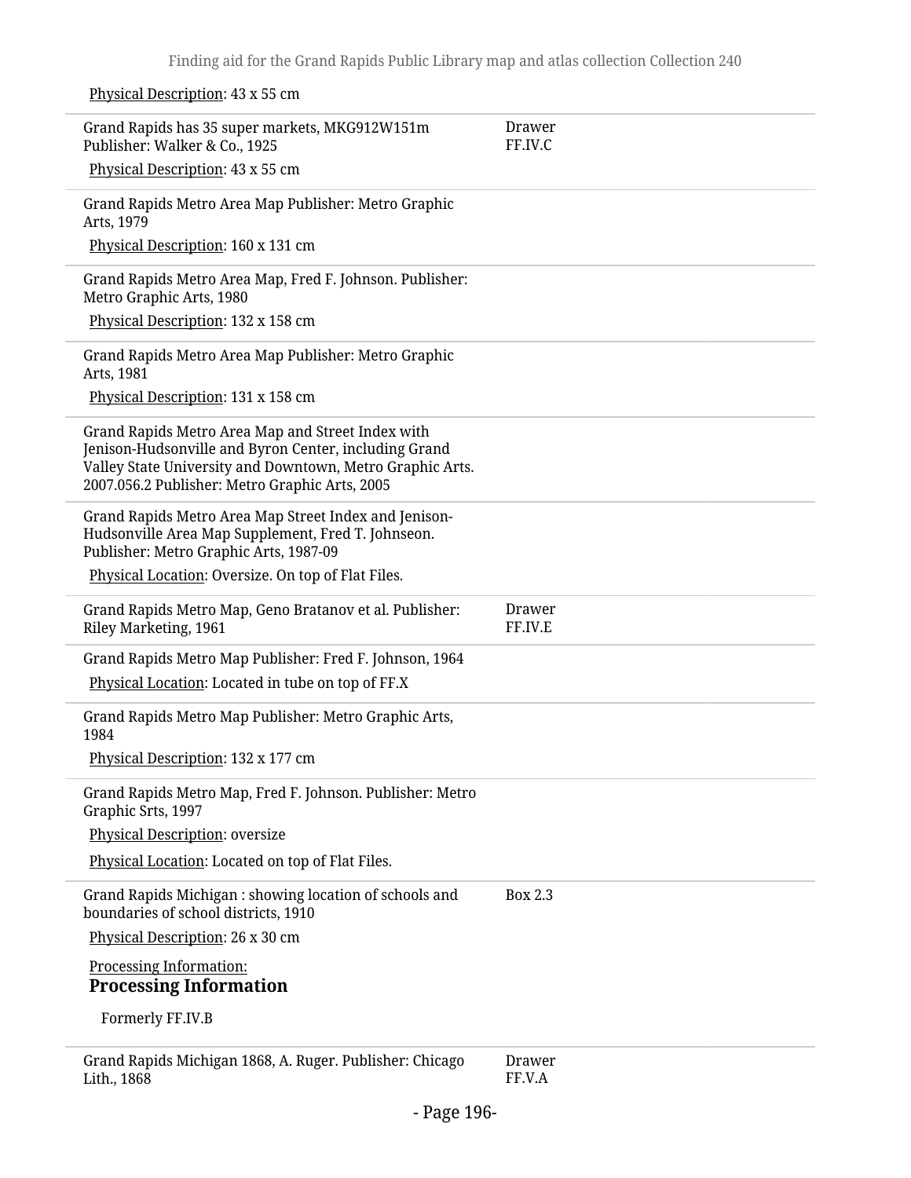Physical Description: 43 x 55 cm

---

Grand Rapids has 35 super markets, MKG912W151m Publisher: Walker & Co., 1925 — Drawer FF.IV.C

Physical Description: 43 x 55 cm

---

Grand Rapids Metro Area Map Publisher: Metro Graphic Arts, 1979

Physical Description: 160 x 131 cm

---

Grand Rapids Metro Area Map, Fred F. Johnson. Publisher: Metro Graphic Arts, 1980

Physical Description: 132 x 158 cm

---

Grand Rapids Metro Area Map Publisher: Metro Graphic Arts, 1981

Physical Description: 131 x 158 cm

---

Grand Rapids Metro Area Map and Street Index with Jenison-Hudsonville and Byron Center, including Grand Valley State University and Downtown, Metro Graphic Arts. 2007.056.2 Publisher: Metro Graphic Arts, 2005

---

Grand Rapids Metro Area Map Street Index and Jenison-Hudsonville Area Map Supplement, Fred T. Johnseon. Publisher: Metro Graphic Arts, 1987-09

Physical Location: Oversize. On top of Flat Files.

---

Grand Rapids Metro Map, Geno Bratanov et al. Publisher: Riley Marketing, 1961 — Drawer FF.IV.E

---

Grand Rapids Metro Map Publisher: Fred F. Johnson, 1964

Physical Location: Located in tube on top of FF.X

---

Grand Rapids Metro Map Publisher: Metro Graphic Arts, 1984

Physical Description: 132 x 177 cm

---

Grand Rapids Metro Map, Fred F. Johnson. Publisher: Metro Graphic Srts, 1997

Physical Description: oversize

Physical Location: Located on top of Flat Files.

---

Grand Rapids Michigan : showing location of schools and boundaries of school districts, 1910 — Box 2.3

Physical Description: 26 x 30 cm

Processing Information:

### Processing Information

Formerly FF.IV.B

---

Grand Rapids Michigan 1868, A. Ruger. Publisher: Chicago Lith., 1868 — Drawer FF.V.A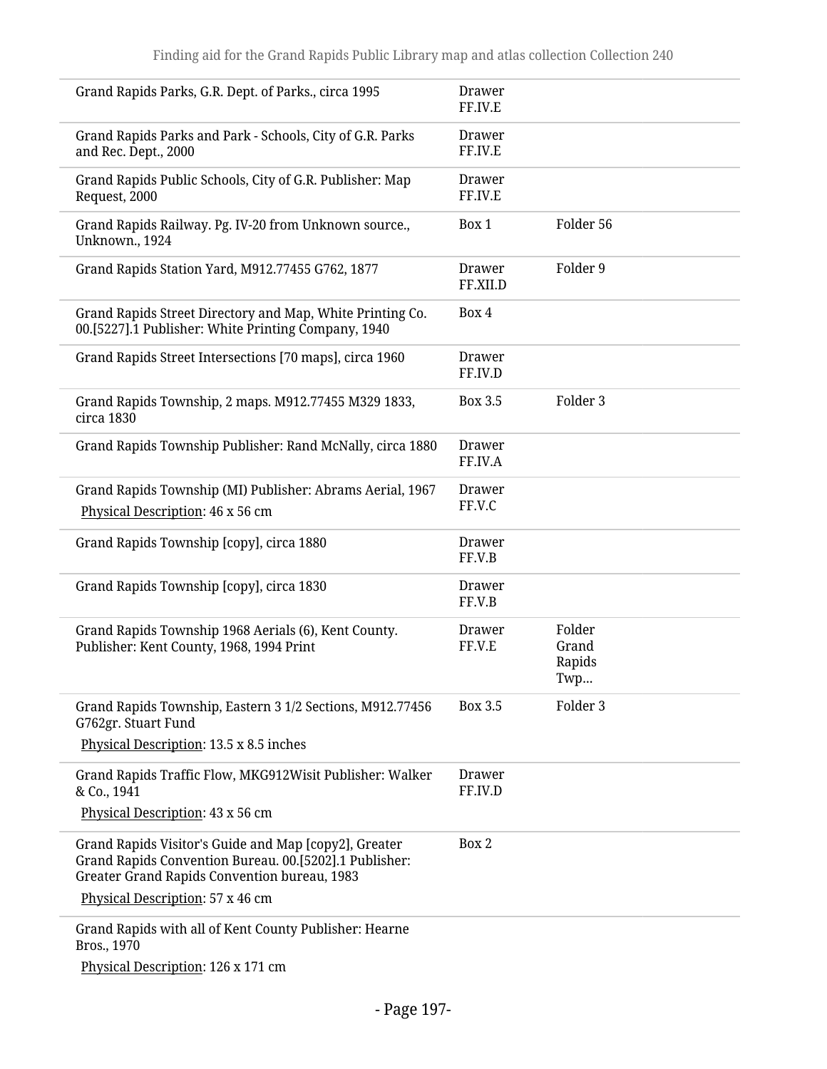| | | |
|---|---|---|
| Grand Rapids Parks, G.R. Dept. of Parks., circa 1995 | Drawer FF.IV.E | |
| Grand Rapids Parks and Park - Schools, City of G.R. Parks and Rec. Dept., 2000 | Drawer FF.IV.E | |
| Grand Rapids Public Schools, City of G.R. Publisher: Map Request, 2000 | Drawer FF.IV.E | |
| Grand Rapids Railway. Pg. IV-20 from Unknown source., Unknown., 1924 | Box 1 | Folder 56 |
| Grand Rapids Station Yard, M912.77455 G762, 1877 | Drawer FF.XII.D | Folder 9 |
| Grand Rapids Street Directory and Map, White Printing Co. 00.[5227].1 Publisher: White Printing Company, 1940 | Box 4 | |
| Grand Rapids Street Intersections [70 maps], circa 1960 | Drawer FF.IV.D | |
| Grand Rapids Township, 2 maps. M912.77455 M329 1833, circa 1830 | Box 3.5 | Folder 3 |
| Grand Rapids Township Publisher: Rand McNally, circa 1880 | Drawer FF.IV.A | |
| Grand Rapids Township (MI) Publisher: Abrams Aerial, 1967<br>Physical Description: 46 x 56 cm | Drawer FF.V.C | |
| Grand Rapids Township [copy], circa 1880 | Drawer FF.V.B | |
| Grand Rapids Township [copy], circa 1830 | Drawer FF.V.B | |
| Grand Rapids Township 1968 Aerials (6), Kent County. Publisher: Kent County, 1968, 1994 Print | Drawer FF.V.E | Folder Grand Rapids Twp... |
| Grand Rapids Township, Eastern 3 1/2 Sections, M912.77456 G762gr. Stuart Fund<br>Physical Description: 13.5 x 8.5 inches | Box 3.5 | Folder 3 |
| Grand Rapids Traffic Flow, MKG912Wisit Publisher: Walker & Co., 1941<br>Physical Description: 43 x 56 cm | Drawer FF.IV.D | |
| Grand Rapids Visitor's Guide and Map [copy2], Greater Grand Rapids Convention Bureau. 00.[5202].1 Publisher: Greater Grand Rapids Convention bureau, 1983<br>Physical Description: 57 x 46 cm | Box 2 | |
| Grand Rapids with all of Kent County Publisher: Hearne Bros., 1970<br>Physical Description: 126 x 171 cm | | |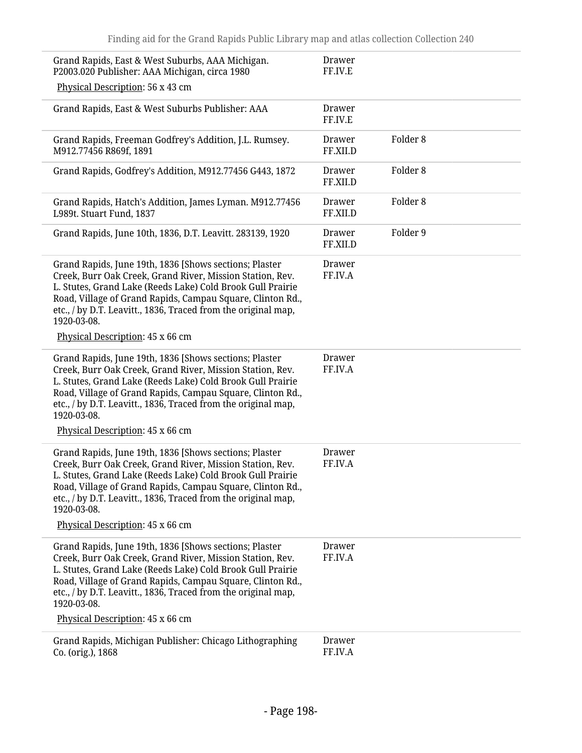| | | |
|---|---|---|
| Grand Rapids, East & West Suburbs, AAA Michigan. P2003.020 Publisher: AAA Michigan, circa 1980<br>Physical Description: 56 x 43 cm | Drawer FF.IV.E | |
| Grand Rapids, East & West Suburbs Publisher: AAA | Drawer FF.IV.E | |
| Grand Rapids, Freeman Godfrey's Addition, J.L. Rumsey. M912.77456 R869f, 1891 | Drawer FF.XII.D | Folder 8 |
| Grand Rapids, Godfrey's Addition, M912.77456 G443, 1872 | Drawer FF.XII.D | Folder 8 |
| Grand Rapids, Hatch's Addition, James Lyman. M912.77456 L989t. Stuart Fund, 1837 | Drawer FF.XII.D | Folder 8 |
| Grand Rapids, June 10th, 1836, D.T. Leavitt. 283139, 1920 | Drawer FF.XII.D | Folder 9 |
| Grand Rapids, June 19th, 1836 [Shows sections; Plaster Creek, Burr Oak Creek, Grand River, Mission Station, Rev. L. Stutes, Grand Lake (Reeds Lake) Cold Brook Gull Prairie Road, Village of Grand Rapids, Campau Square, Clinton Rd., etc., / by D.T. Leavitt., 1836, Traced from the original map, 1920-03-08.<br>Physical Description: 45 x 66 cm | Drawer FF.IV.A | |
| Grand Rapids, June 19th, 1836 [Shows sections; Plaster Creek, Burr Oak Creek, Grand River, Mission Station, Rev. L. Stutes, Grand Lake (Reeds Lake) Cold Brook Gull Prairie Road, Village of Grand Rapids, Campau Square, Clinton Rd., etc., / by D.T. Leavitt., 1836, Traced from the original map, 1920-03-08.<br>Physical Description: 45 x 66 cm | Drawer FF.IV.A | |
| Grand Rapids, June 19th, 1836 [Shows sections; Plaster Creek, Burr Oak Creek, Grand River, Mission Station, Rev. L. Stutes, Grand Lake (Reeds Lake) Cold Brook Gull Prairie Road, Village of Grand Rapids, Campau Square, Clinton Rd., etc., / by D.T. Leavitt., 1836, Traced from the original map, 1920-03-08.<br>Physical Description: 45 x 66 cm | Drawer FF.IV.A | |
| Grand Rapids, June 19th, 1836 [Shows sections; Plaster Creek, Burr Oak Creek, Grand River, Mission Station, Rev. L. Stutes, Grand Lake (Reeds Lake) Cold Brook Gull Prairie Road, Village of Grand Rapids, Campau Square, Clinton Rd., etc., / by D.T. Leavitt., 1836, Traced from the original map, 1920-03-08.<br>Physical Description: 45 x 66 cm | Drawer FF.IV.A | |
| Grand Rapids, Michigan Publisher: Chicago Lithographing Co. (orig.), 1868 | Drawer FF.IV.A | |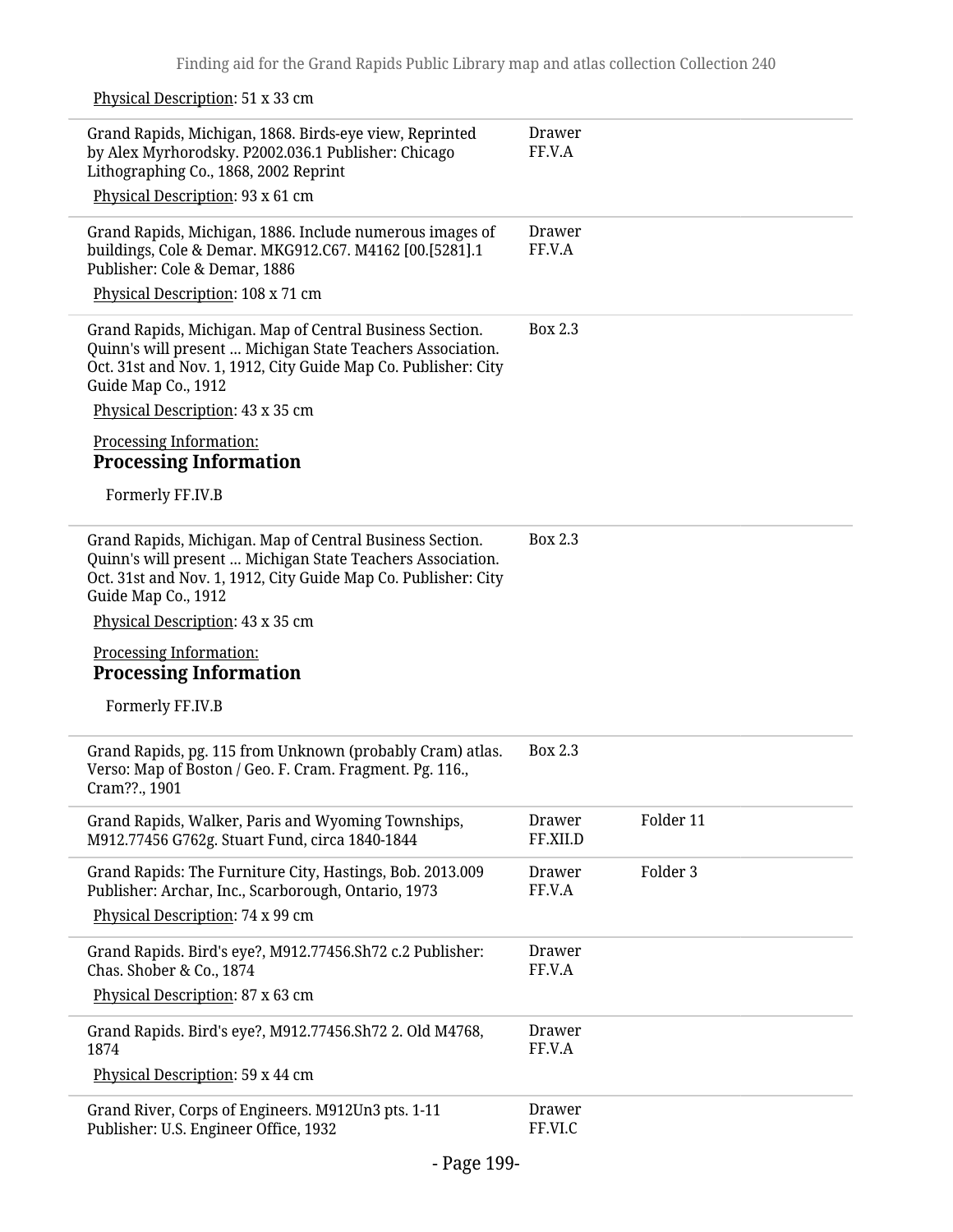Physical Description: 51 x 33 cm

| | | |
|---|---|---|
| Grand Rapids, Michigan, 1868. Birds-eye view, Reprinted by Alex Myrhorodsky. P2002.036.1 Publisher: Chicago Lithographing Co., 1868, 2002 Reprint<br>Physical Description: 93 x 61 cm | Drawer FF.V.A | |
| Grand Rapids, Michigan, 1886. Include numerous images of buildings, Cole & Demar. MKG912.C67. M4162 [00.[5281].1 Publisher: Cole & Demar, 1886<br>Physical Description: 108 x 71 cm | Drawer FF.V.A | |
| Grand Rapids, Michigan. Map of Central Business Section. Quinn's will present ... Michigan State Teachers Association. Oct. 31st and Nov. 1, 1912, City Guide Map Co. Publisher: City Guide Map Co., 1912<br>Physical Description: 43 x 35 cm<br>Processing Information:<br>**Processing Information**<br>Formerly FF.IV.B | Box 2.3 | |
| Grand Rapids, Michigan. Map of Central Business Section. Quinn's will present ... Michigan State Teachers Association. Oct. 31st and Nov. 1, 1912, City Guide Map Co. Publisher: City Guide Map Co., 1912<br>Physical Description: 43 x 35 cm<br>Processing Information:<br>**Processing Information**<br>Formerly FF.IV.B | Box 2.3 | |
| Grand Rapids, pg. 115 from Unknown (probably Cram) atlas. Verso: Map of Boston / Geo. F. Cram. Fragment. Pg. 116., Cram??., 1901 | Box 2.3 | |
| Grand Rapids, Walker, Paris and Wyoming Townships, M912.77456 G762g. Stuart Fund, circa 1840-1844 | Drawer FF.XII.D | Folder 11 |
| Grand Rapids: The Furniture City, Hastings, Bob. 2013.009 Publisher: Archar, Inc., Scarborough, Ontario, 1973<br>Physical Description: 74 x 99 cm | Drawer FF.V.A | Folder 3 |
| Grand Rapids. Bird's eye?, M912.77456.Sh72 c.2 Publisher: Chas. Shober & Co., 1874<br>Physical Description: 87 x 63 cm | Drawer FF.V.A | |
| Grand Rapids. Bird's eye?, M912.77456.Sh72 2. Old M4768, 1874<br>Physical Description: 59 x 44 cm | Drawer FF.V.A | |
| Grand River, Corps of Engineers. M912Un3 pts. 1-11 Publisher: U.S. Engineer Office, 1932 | Drawer FF.VI.C | |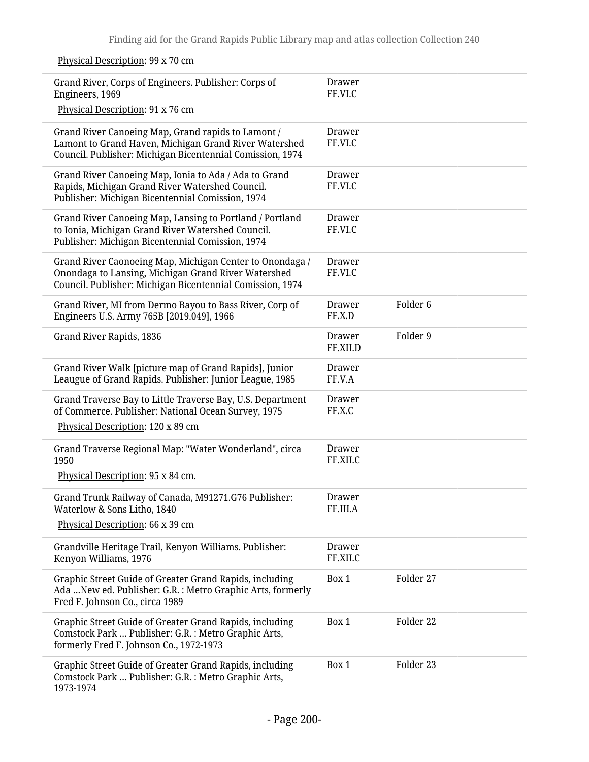Physical Description: 99 x 70 cm

| | | |
|---|---|---|
| Grand River, Corps of Engineers. Publisher: Corps of Engineers, 1969<br>Physical Description: 91 x 76 cm | Drawer FF.VI.C | |
| Grand River Canoeing Map, Grand rapids to Lamont / Lamont to Grand Haven, Michigan Grand River Watershed Council. Publisher: Michigan Bicentennial Comission, 1974 | Drawer FF.VI.C | |
| Grand River Canoeing Map, Ionia to Ada / Ada to Grand Rapids, Michigan Grand River Watershed Council. Publisher: Michigan Bicentennial Comission, 1974 | Drawer FF.VI.C | |
| Grand River Canoeing Map, Lansing to Portland / Portland to Ionia, Michigan Grand River Watershed Council. Publisher: Michigan Bicentennial Comission, 1974 | Drawer FF.VI.C | |
| Grand River Caonoeing Map, Michigan Center to Onondaga / Onondaga to Lansing, Michigan Grand River Watershed Council. Publisher: Michigan Bicentennial Comission, 1974 | Drawer FF.VI.C | |
| Grand River, MI from Dermo Bayou to Bass River, Corp of Engineers U.S. Army 765B [2019.049], 1966 | Drawer FF.X.D | Folder 6 |
| Grand River Rapids, 1836 | Drawer FF.XII.D | Folder 9 |
| Grand River Walk [picture map of Grand Rapids], Junior Leaugue of Grand Rapids. Publisher: Junior League, 1985 | Drawer FF.V.A | |
| Grand Traverse Bay to Little Traverse Bay, U.S. Department of Commerce. Publisher: National Ocean Survey, 1975<br>Physical Description: 120 x 89 cm | Drawer FF.X.C | |
| Grand Traverse Regional Map: "Water Wonderland", circa 1950<br>Physical Description: 95 x 84 cm. | Drawer FF.XII.C | |
| Grand Trunk Railway of Canada, M91271.G76 Publisher: Waterlow & Sons Litho, 1840<br>Physical Description: 66 x 39 cm | Drawer FF.III.A | |
| Grandville Heritage Trail, Kenyon Williams. Publisher: Kenyon Williams, 1976 | Drawer FF.XII.C | |
| Graphic Street Guide of Greater Grand Rapids, including Ada ...New ed. Publisher: G.R. : Metro Graphic Arts, formerly Fred F. Johnson Co., circa 1989 | Box 1 | Folder 27 |
| Graphic Street Guide of Greater Grand Rapids, including Comstock Park ... Publisher: G.R. : Metro Graphic Arts, formerly Fred F. Johnson Co., 1972-1973 | Box 1 | Folder 22 |
| Graphic Street Guide of Greater Grand Rapids, including Comstock Park ... Publisher: G.R. : Metro Graphic Arts, 1973-1974 | Box 1 | Folder 23 |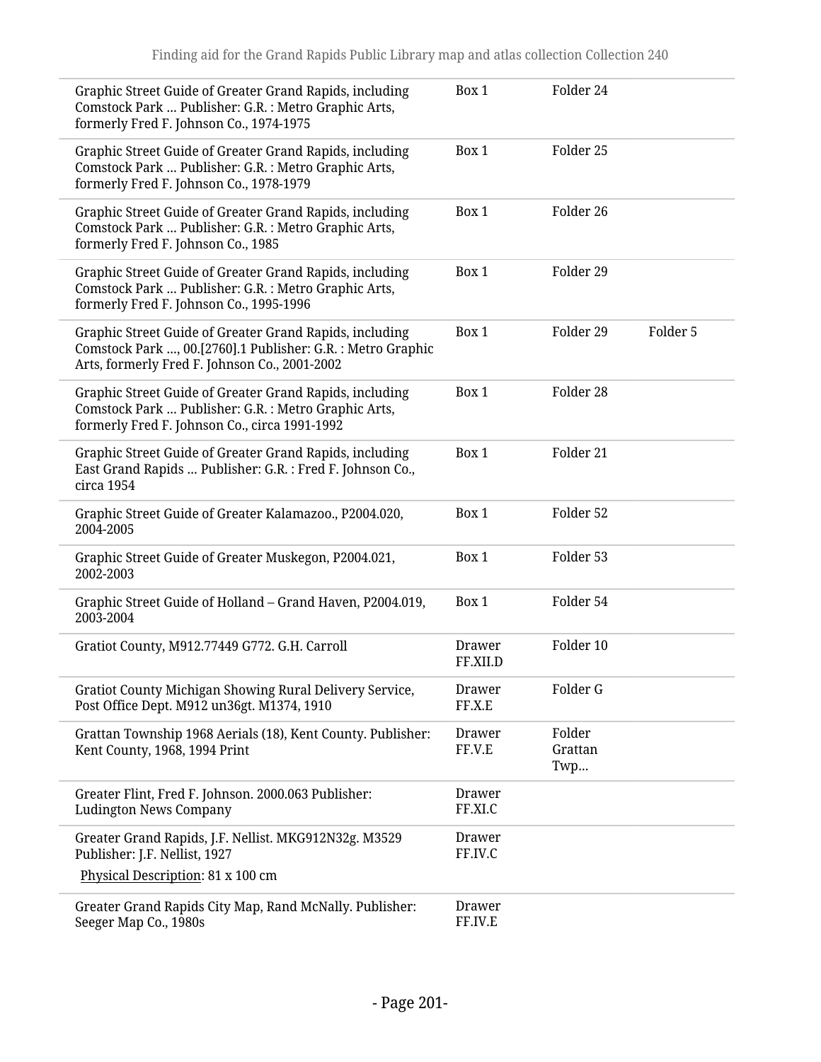| | | | |
|---|---|---|---|
| Graphic Street Guide of Greater Grand Rapids, including Comstock Park ... Publisher: G.R. : Metro Graphic Arts, formerly Fred F. Johnson Co., 1974-1975 | Box 1 | Folder 24 | |
| Graphic Street Guide of Greater Grand Rapids, including Comstock Park ... Publisher: G.R. : Metro Graphic Arts, formerly Fred F. Johnson Co., 1978-1979 | Box 1 | Folder 25 | |
| Graphic Street Guide of Greater Grand Rapids, including Comstock Park ... Publisher: G.R. : Metro Graphic Arts, formerly Fred F. Johnson Co., 1985 | Box 1 | Folder 26 | |
| Graphic Street Guide of Greater Grand Rapids, including Comstock Park ... Publisher: G.R. : Metro Graphic Arts, formerly Fred F. Johnson Co., 1995-1996 | Box 1 | Folder 29 | |
| Graphic Street Guide of Greater Grand Rapids, including Comstock Park ..., 00.[2760].1 Publisher: G.R. : Metro Graphic Arts, formerly Fred F. Johnson Co., 2001-2002 | Box 1 | Folder 29 | Folder 5 |
| Graphic Street Guide of Greater Grand Rapids, including Comstock Park ... Publisher: G.R. : Metro Graphic Arts, formerly Fred F. Johnson Co., circa 1991-1992 | Box 1 | Folder 28 | |
| Graphic Street Guide of Greater Grand Rapids, including East Grand Rapids ... Publisher: G.R. : Fred F. Johnson Co., circa 1954 | Box 1 | Folder 21 | |
| Graphic Street Guide of Greater Kalamazoo., P2004.020, 2004-2005 | Box 1 | Folder 52 | |
| Graphic Street Guide of Greater Muskegon, P2004.021, 2002-2003 | Box 1 | Folder 53 | |
| Graphic Street Guide of Holland – Grand Haven, P2004.019, 2003-2004 | Box 1 | Folder 54 | |
| Gratiot County, M912.77449 G772. G.H. Carroll | Drawer FF.XII.D | Folder 10 | |
| Gratiot County Michigan Showing Rural Delivery Service, Post Office Dept. M912 un36gt. M1374, 1910 | Drawer FF.X.E | Folder G | |
| Grattan Township 1968 Aerials (18), Kent County. Publisher: Kent County, 1968, 1994 Print | Drawer FF.V.E | Folder Grattan Twp... | |
| Greater Flint, Fred F. Johnson. 2000.063 Publisher: Ludington News Company | Drawer FF.XI.C | | |
| Greater Grand Rapids, J.F. Nellist. MKG912N32g. M3529 Publisher: J.F. Nellist, 1927<br>Physical Description: 81 x 100 cm | Drawer FF.IV.C | | |
| Greater Grand Rapids City Map, Rand McNally. Publisher: Seeger Map Co., 1980s | Drawer FF.IV.E | | |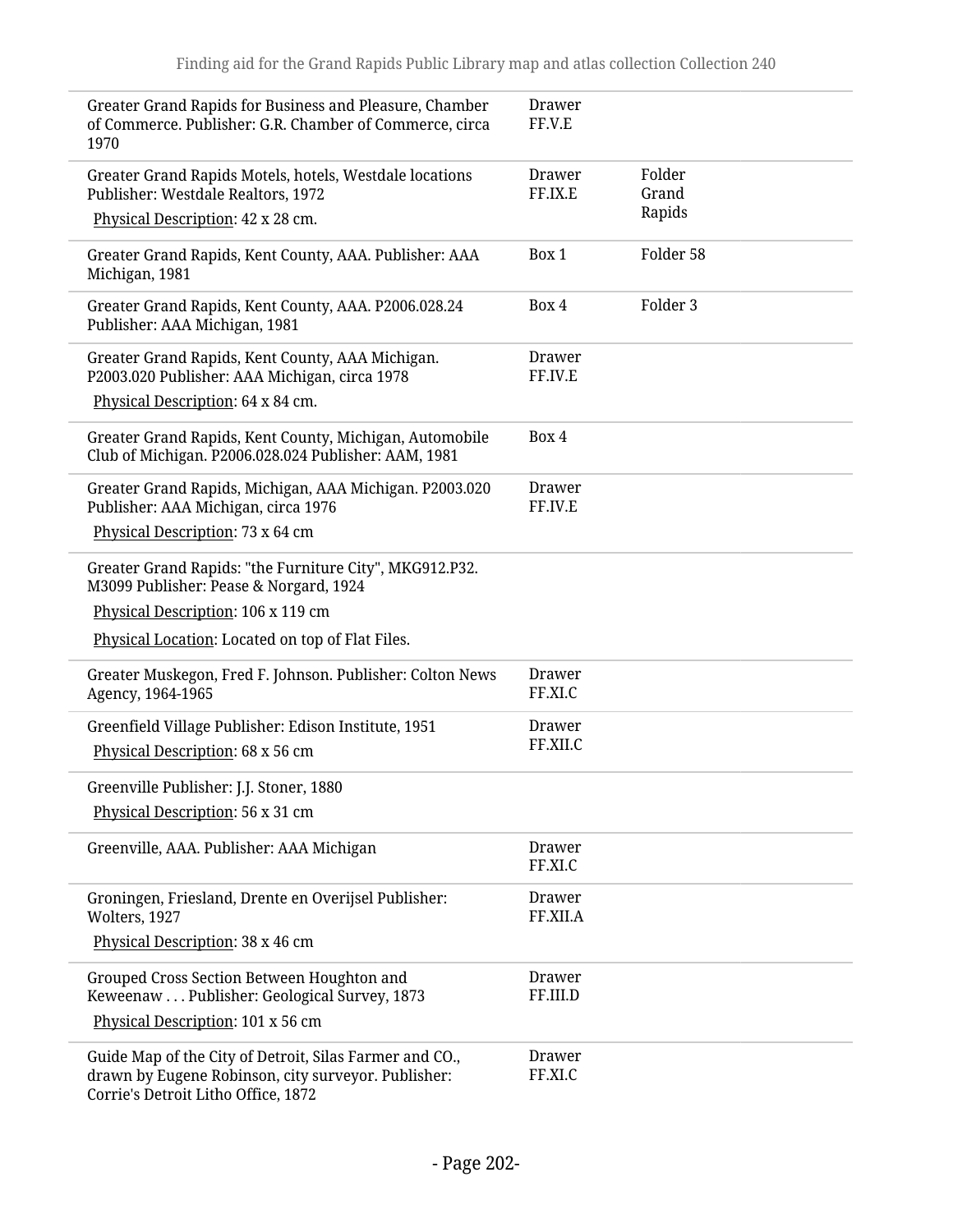| | | |
|---|---|---|
| Greater Grand Rapids for Business and Pleasure, Chamber of Commerce. Publisher: G.R. Chamber of Commerce, circa 1970 | Drawer FF.V.E | |
| Greater Grand Rapids Motels, hotels, Westdale locations Publisher: Westdale Realtors, 1972<br>Physical Description: 42 x 28 cm. | Drawer FF.IX.E | Folder Grand Rapids |
| Greater Grand Rapids, Kent County, AAA. Publisher: AAA Michigan, 1981 | Box 1 | Folder 58 |
| Greater Grand Rapids, Kent County, AAA. P2006.028.24 Publisher: AAA Michigan, 1981 | Box 4 | Folder 3 |
| Greater Grand Rapids, Kent County, AAA Michigan. P2003.020 Publisher: AAA Michigan, circa 1978<br>Physical Description: 64 x 84 cm. | Drawer FF.IV.E | |
| Greater Grand Rapids, Kent County, Michigan, Automobile Club of Michigan. P2006.028.024 Publisher: AAM, 1981 | Box 4 | |
| Greater Grand Rapids, Michigan, AAA Michigan. P2003.020 Publisher: AAA Michigan, circa 1976<br>Physical Description: 73 x 64 cm | Drawer FF.IV.E | |
| Greater Grand Rapids: "the Furniture City", MKG912.P32. M3099 Publisher: Pease & Norgard, 1924<br>Physical Description: 106 x 119 cm<br>Physical Location: Located on top of Flat Files. | | |
| Greater Muskegon, Fred F. Johnson. Publisher: Colton News Agency, 1964-1965 | Drawer FF.XI.C | |
| Greenfield Village Publisher: Edison Institute, 1951<br>Physical Description: 68 x 56 cm | Drawer FF.XII.C | |
| Greenville Publisher: J.J. Stoner, 1880<br>Physical Description: 56 x 31 cm | | |
| Greenville, AAA. Publisher: AAA Michigan | Drawer FF.XI.C | |
| Groningen, Friesland, Drente en Overijsel Publisher: Wolters, 1927<br>Physical Description: 38 x 46 cm | Drawer FF.XII.A | |
| Grouped Cross Section Between Houghton and Keweenaw . . . Publisher: Geological Survey, 1873<br>Physical Description: 101 x 56 cm | Drawer FF.III.D | |
| Guide Map of the City of Detroit, Silas Farmer and CO., drawn by Eugene Robinson, city surveyor. Publisher: Corrie's Detroit Litho Office, 1872 | Drawer FF.XI.C | |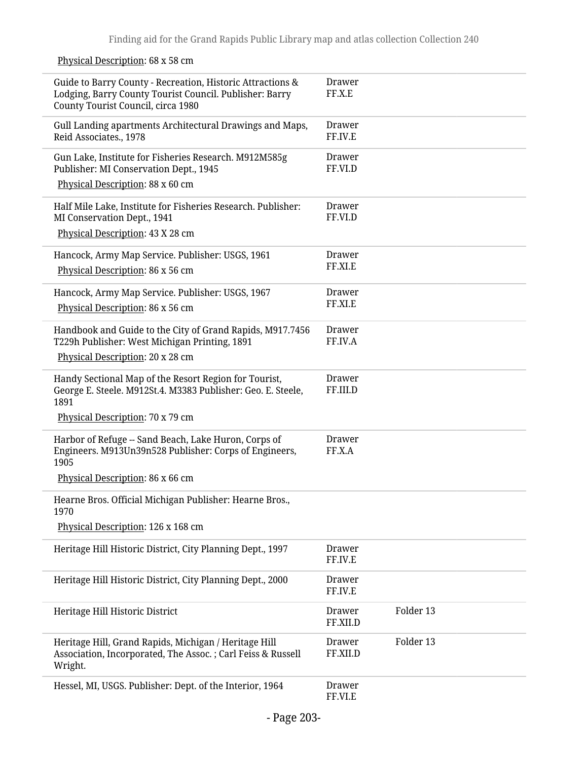Physical Description: 68 x 58 cm

| | | |
|---|---|---|
| Guide to Barry County - Recreation, Historic Attractions & Lodging, Barry County Tourist Council. Publisher: Barry County Tourist Council, circa 1980 | Drawer FF.X.E | |
| Gull Landing apartments Architectural Drawings and Maps, Reid Associates., 1978 | Drawer FF.IV.E | |
| Gun Lake, Institute for Fisheries Research. M912M585g Publisher: MI Conservation Dept., 1945<br>Physical Description: 88 x 60 cm | Drawer FF.VI.D | |
| Half Mile Lake, Institute for Fisheries Research. Publisher: MI Conservation Dept., 1941<br>Physical Description: 43 X 28 cm | Drawer FF.VI.D | |
| Hancock, Army Map Service. Publisher: USGS, 1961<br>Physical Description: 86 x 56 cm | Drawer FF.XI.E | |
| Hancock, Army Map Service. Publisher: USGS, 1967<br>Physical Description: 86 x 56 cm | Drawer FF.XI.E | |
| Handbook and Guide to the City of Grand Rapids, M917.7456 T229h Publisher: West Michigan Printing, 1891<br>Physical Description: 20 x 28 cm | Drawer FF.IV.A | |
| Handy Sectional Map of the Resort Region for Tourist, George E. Steele. M912St.4. M3383 Publisher: Geo. E. Steele, 1891<br>Physical Description: 70 x 79 cm | Drawer FF.III.D | |
| Harbor of Refuge -- Sand Beach, Lake Huron, Corps of Engineers. M913Un39n528 Publisher: Corps of Engineers, 1905<br>Physical Description: 86 x 66 cm | Drawer FF.X.A | |
| Hearne Bros. Official Michigan Publisher: Hearne Bros., 1970<br>Physical Description: 126 x 168 cm | | |
| Heritage Hill Historic District, City Planning Dept., 1997 | Drawer FF.IV.E | |
| Heritage Hill Historic District, City Planning Dept., 2000 | Drawer FF.IV.E | |
| Heritage Hill Historic District | Drawer FF.XII.D | Folder 13 |
| Heritage Hill, Grand Rapids, Michigan / Heritage Hill Association, Incorporated, The Assoc. ; Carl Feiss & Russell Wright. | Drawer FF.XII.D | Folder 13 |
| Hessel, MI, USGS. Publisher: Dept. of the Interior, 1964 | Drawer FF.VI.E | |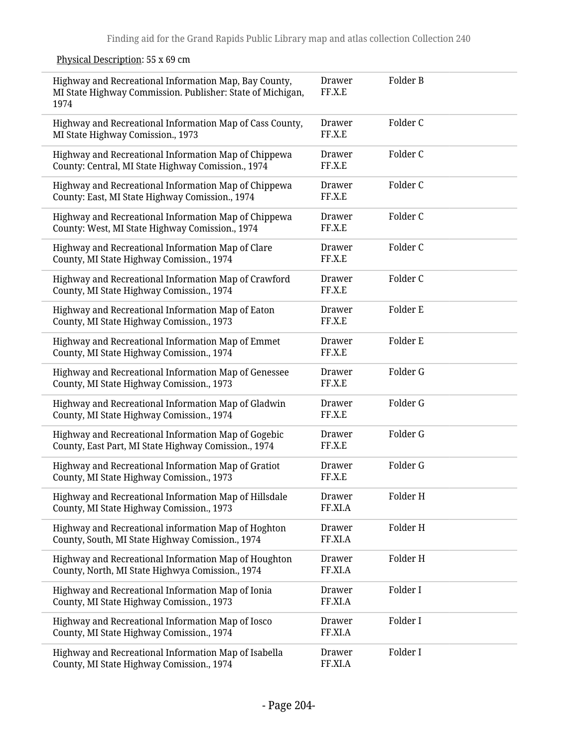Physical Description: 55 x 69 cm

| | | |
|---|---|---|
| Highway and Recreational Information Map, Bay County, MI State Highway Commission. Publisher: State of Michigan, 1974 | Drawer FF.X.E | Folder B |
| Highway and Recreational Information Map of Cass County, MI State Highway Comission., 1973 | Drawer FF.X.E | Folder C |
| Highway and Recreational Information Map of Chippewa County: Central, MI State Highway Comission., 1974 | Drawer FF.X.E | Folder C |
| Highway and Recreational Information Map of Chippewa County: East, MI State Highway Comission., 1974 | Drawer FF.X.E | Folder C |
| Highway and Recreational Information Map of Chippewa County: West, MI State Highway Comission., 1974 | Drawer FF.X.E | Folder C |
| Highway and Recreational Information Map of Clare County, MI State Highway Comission., 1974 | Drawer FF.X.E | Folder C |
| Highway and Recreational Information Map of Crawford County, MI State Highway Comission., 1974 | Drawer FF.X.E | Folder C |
| Highway and Recreational Information Map of Eaton County, MI State Highway Comission., 1973 | Drawer FF.X.E | Folder E |
| Highway and Recreational Information Map of Emmet County, MI State Highway Comission., 1974 | Drawer FF.X.E | Folder E |
| Highway and Recreational Information Map of Genessee County, MI State Highway Comission., 1973 | Drawer FF.X.E | Folder G |
| Highway and Recreational Information Map of Gladwin County, MI State Highway Comission., 1974 | Drawer FF.X.E | Folder G |
| Highway and Recreational Information Map of Gogebic County, East Part, MI State Highway Comission., 1974 | Drawer FF.X.E | Folder G |
| Highway and Recreational Information Map of Gratiot County, MI State Highway Comission., 1973 | Drawer FF.X.E | Folder G |
| Highway and Recreational Information Map of Hillsdale County, MI State Highway Comission., 1973 | Drawer FF.XI.A | Folder H |
| Highway and Recreational information Map of Hoghton County, South, MI State Highway Comission., 1974 | Drawer FF.XI.A | Folder H |
| Highway and Recreational Information Map of Houghton County, North, MI State Highwya Comission., 1974 | Drawer FF.XI.A | Folder H |
| Highway and Recreational Information Map of Ionia County, MI State Highway Comission., 1973 | Drawer FF.XI.A | Folder I |
| Highway and Recreational Information Map of Iosco County, MI State Highway Comission., 1974 | Drawer FF.XI.A | Folder I |
| Highway and Recreational Information Map of Isabella County, MI State Highway Comission., 1974 | Drawer FF.XI.A | Folder I |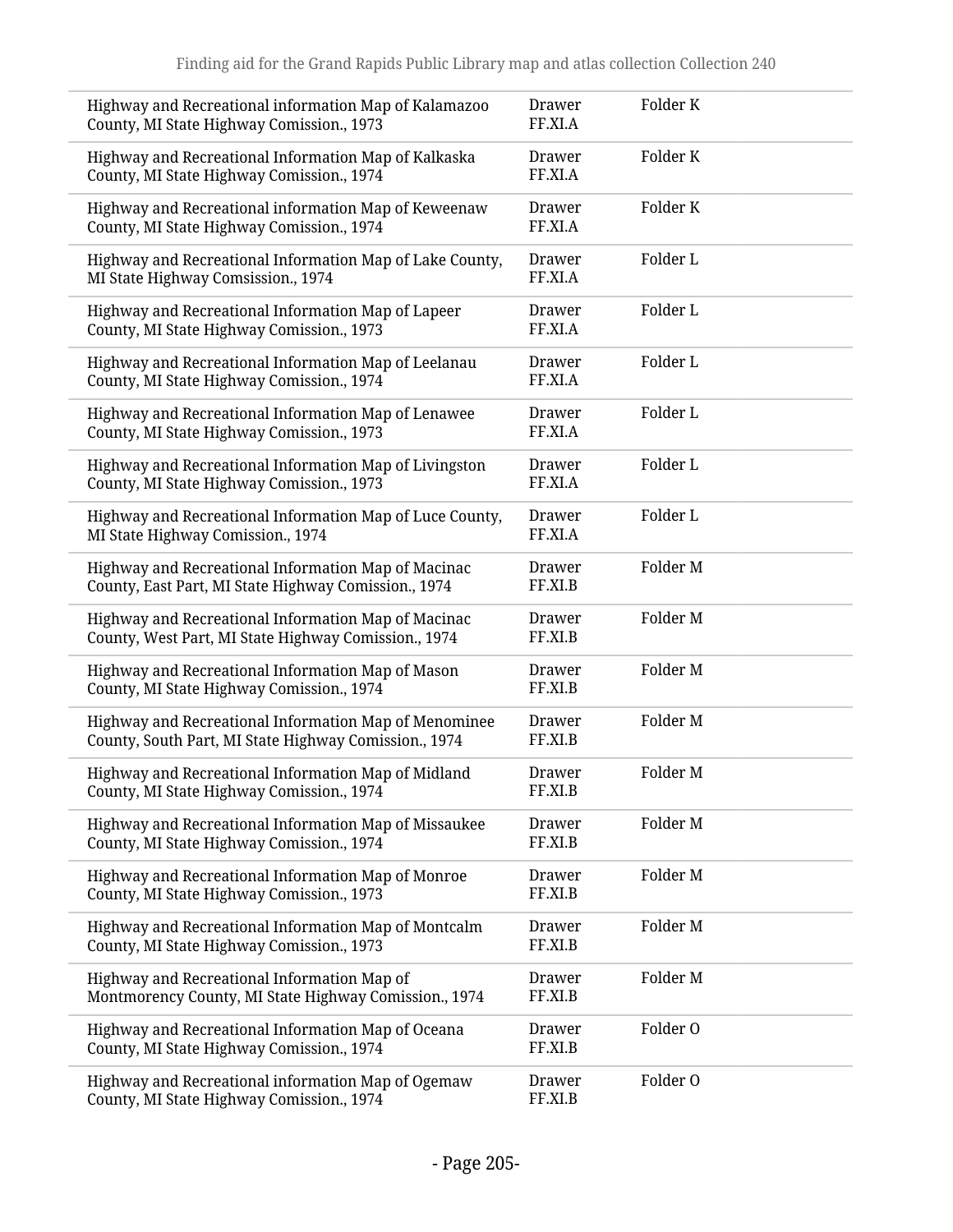| | | |
|---|---|---|
| Highway and Recreational information Map of Kalamazoo County, MI State Highway Comission., 1973 | Drawer FF.XI.A | Folder K |
| Highway and Recreational Information Map of Kalkaska County, MI State Highway Comission., 1974 | Drawer FF.XI.A | Folder K |
| Highway and Recreational information Map of Keweenaw County, MI State Highway Comission., 1974 | Drawer FF.XI.A | Folder K |
| Highway and Recreational Information Map of Lake County, MI State Highway Comsission., 1974 | Drawer FF.XI.A | Folder L |
| Highway and Recreational Information Map of Lapeer County, MI State Highway Comission., 1973 | Drawer FF.XI.A | Folder L |
| Highway and Recreational Information Map of Leelanau County, MI State Highway Comission., 1974 | Drawer FF.XI.A | Folder L |
| Highway and Recreational Information Map of Lenawee County, MI State Highway Comission., 1973 | Drawer FF.XI.A | Folder L |
| Highway and Recreational Information Map of Livingston County, MI State Highway Comission., 1973 | Drawer FF.XI.A | Folder L |
| Highway and Recreational Information Map of Luce County, MI State Highway Comission., 1974 | Drawer FF.XI.A | Folder L |
| Highway and Recreational Information Map of Macinac County, East Part, MI State Highway Comission., 1974 | Drawer FF.XI.B | Folder M |
| Highway and Recreational Information Map of Macinac County, West Part, MI State Highway Comission., 1974 | Drawer FF.XI.B | Folder M |
| Highway and Recreational Information Map of Mason County, MI State Highway Comission., 1974 | Drawer FF.XI.B | Folder M |
| Highway and Recreational Information Map of Menominee County, South Part, MI State Highway Comission., 1974 | Drawer FF.XI.B | Folder M |
| Highway and Recreational Information Map of Midland County, MI State Highway Comission., 1974 | Drawer FF.XI.B | Folder M |
| Highway and Recreational Information Map of Missaukee County, MI State Highway Comission., 1974 | Drawer FF.XI.B | Folder M |
| Highway and Recreational Information Map of Monroe County, MI State Highway Comission., 1973 | Drawer FF.XI.B | Folder M |
| Highway and Recreational Information Map of Montcalm County, MI State Highway Comission., 1973 | Drawer FF.XI.B | Folder M |
| Highway and Recreational Information Map of Montmorency County, MI State Highway Comission., 1974 | Drawer FF.XI.B | Folder M |
| Highway and Recreational Information Map of Oceana County, MI State Highway Comission., 1974 | Drawer FF.XI.B | Folder O |
| Highway and Recreational information Map of Ogemaw County, MI State Highway Comission., 1974 | Drawer FF.XI.B | Folder O |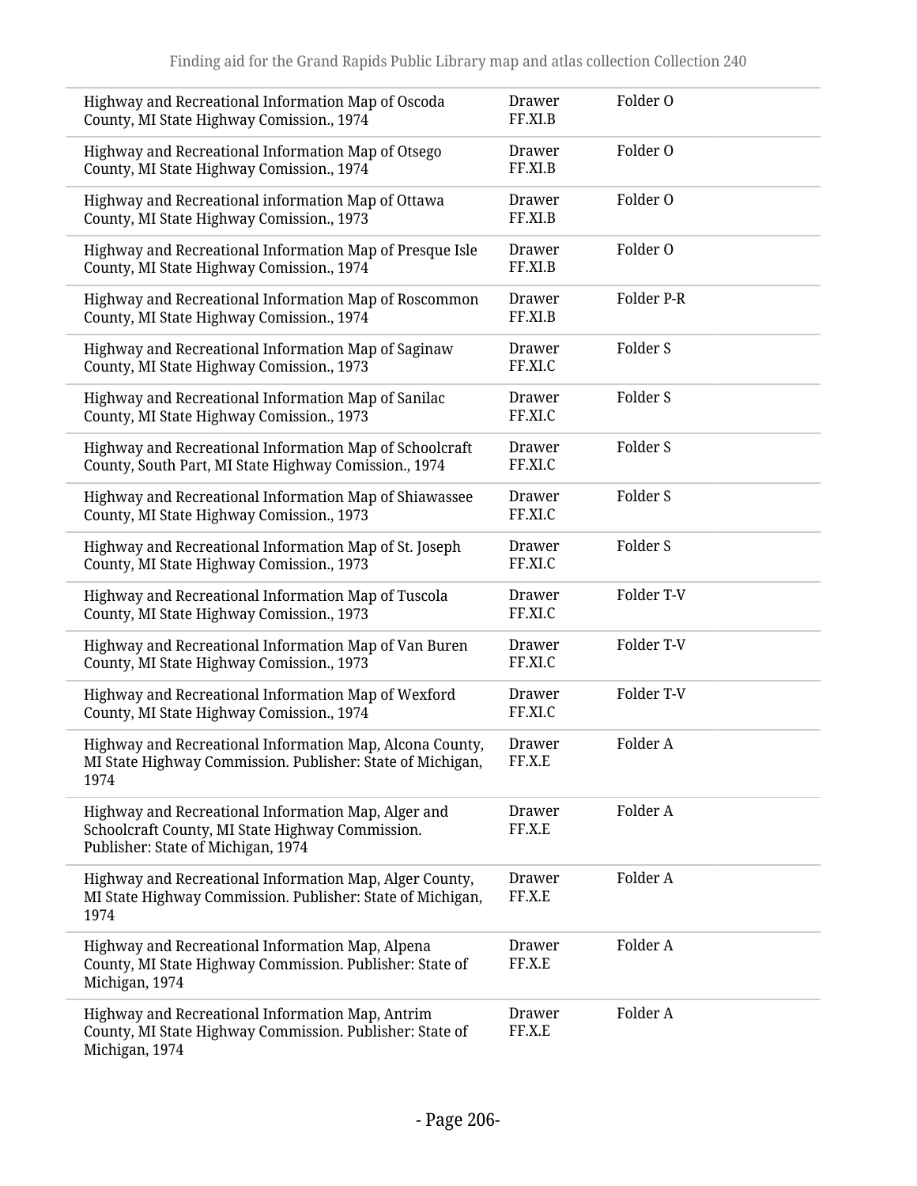| | | |
|---|---|---|
| Highway and Recreational Information Map of Oscoda County, MI State Highway Comission., 1974 | Drawer FF.XI.B | Folder O |
| Highway and Recreational Information Map of Otsego County, MI State Highway Comission., 1974 | Drawer FF.XI.B | Folder O |
| Highway and Recreational information Map of Ottawa County, MI State Highway Comission., 1973 | Drawer FF.XI.B | Folder O |
| Highway and Recreational Information Map of Presque Isle County, MI State Highway Comission., 1974 | Drawer FF.XI.B | Folder O |
| Highway and Recreational Information Map of Roscommon County, MI State Highway Comission., 1974 | Drawer FF.XI.B | Folder P-R |
| Highway and Recreational Information Map of Saginaw County, MI State Highway Comission., 1973 | Drawer FF.XI.C | Folder S |
| Highway and Recreational Information Map of Sanilac County, MI State Highway Comission., 1973 | Drawer FF.XI.C | Folder S |
| Highway and Recreational Information Map of Schoolcraft County, South Part, MI State Highway Comission., 1974 | Drawer FF.XI.C | Folder S |
| Highway and Recreational Information Map of Shiawassee County, MI State Highway Comission., 1973 | Drawer FF.XI.C | Folder S |
| Highway and Recreational Information Map of St. Joseph County, MI State Highway Comission., 1973 | Drawer FF.XI.C | Folder S |
| Highway and Recreational Information Map of Tuscola County, MI State Highway Comission., 1973 | Drawer FF.XI.C | Folder T-V |
| Highway and Recreational Information Map of Van Buren County, MI State Highway Comission., 1973 | Drawer FF.XI.C | Folder T-V |
| Highway and Recreational Information Map of Wexford County, MI State Highway Comission., 1974 | Drawer FF.XI.C | Folder T-V |
| Highway and Recreational Information Map, Alcona County, MI State Highway Commission. Publisher: State of Michigan, 1974 | Drawer FF.X.E | Folder A |
| Highway and Recreational Information Map, Alger and Schoolcraft County, MI State Highway Commission. Publisher: State of Michigan, 1974 | Drawer FF.X.E | Folder A |
| Highway and Recreational Information Map, Alger County, MI State Highway Commission. Publisher: State of Michigan, 1974 | Drawer FF.X.E | Folder A |
| Highway and Recreational Information Map, Alpena County, MI State Highway Commission. Publisher: State of Michigan, 1974 | Drawer FF.X.E | Folder A |
| Highway and Recreational Information Map, Antrim County, MI State Highway Commission. Publisher: State of Michigan, 1974 | Drawer FF.X.E | Folder A |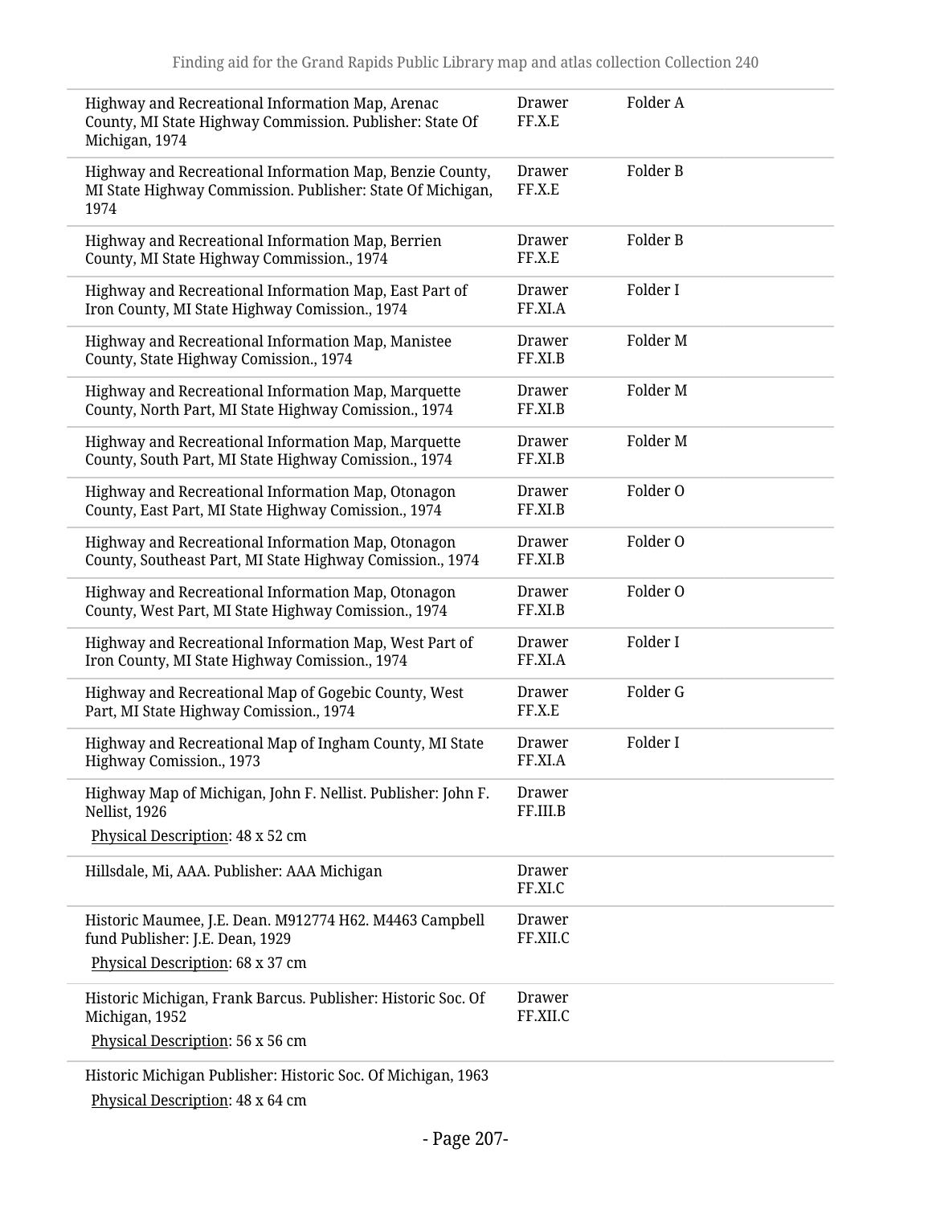| | | |
|---|---|---|
| Highway and Recreational Information Map, Arenac County, MI State Highway Commission. Publisher: State Of Michigan, 1974 | Drawer FF.X.E | Folder A |
| Highway and Recreational Information Map, Benzie County, MI State Highway Commission. Publisher: State Of Michigan, 1974 | Drawer FF.X.E | Folder B |
| Highway and Recreational Information Map, Berrien County, MI State Highway Commission., 1974 | Drawer FF.X.E | Folder B |
| Highway and Recreational Information Map, East Part of Iron County, MI State Highway Comission., 1974 | Drawer FF.XI.A | Folder I |
| Highway and Recreational Information Map, Manistee County, State Highway Comission., 1974 | Drawer FF.XI.B | Folder M |
| Highway and Recreational Information Map, Marquette County, North Part, MI State Highway Comission., 1974 | Drawer FF.XI.B | Folder M |
| Highway and Recreational Information Map, Marquette County, South Part, MI State Highway Comission., 1974 | Drawer FF.XI.B | Folder M |
| Highway and Recreational Information Map, Otonagon County, East Part, MI State Highway Comission., 1974 | Drawer FF.XI.B | Folder O |
| Highway and Recreational Information Map, Otonagon County, Southeast Part, MI State Highway Comission., 1974 | Drawer FF.XI.B | Folder O |
| Highway and Recreational Information Map, Otonagon County, West Part, MI State Highway Comission., 1974 | Drawer FF.XI.B | Folder O |
| Highway and Recreational Information Map, West Part of Iron County, MI State Highway Comission., 1974 | Drawer FF.XI.A | Folder I |
| Highway and Recreational Map of Gogebic County, West Part, MI State Highway Comission., 1974 | Drawer FF.X.E | Folder G |
| Highway and Recreational Map of Ingham County, MI State Highway Comission., 1973 | Drawer FF.XI.A | Folder I |
| Highway Map of Michigan, John F. Nellist. Publisher: John F. Nellist, 1926<br>Physical Description: 48 x 52 cm | Drawer FF.III.B | |
| Hillsdale, Mi, AAA. Publisher: AAA Michigan | Drawer FF.XI.C | |
| Historic Maumee, J.E. Dean. M912774 H62. M4463 Campbell fund Publisher: J.E. Dean, 1929<br>Physical Description: 68 x 37 cm | Drawer FF.XII.C | |
| Historic Michigan, Frank Barcus. Publisher: Historic Soc. Of Michigan, 1952<br>Physical Description: 56 x 56 cm | Drawer FF.XII.C | |
| Historic Michigan Publisher: Historic Soc. Of Michigan, 1963<br>Physical Description: 48 x 64 cm | | |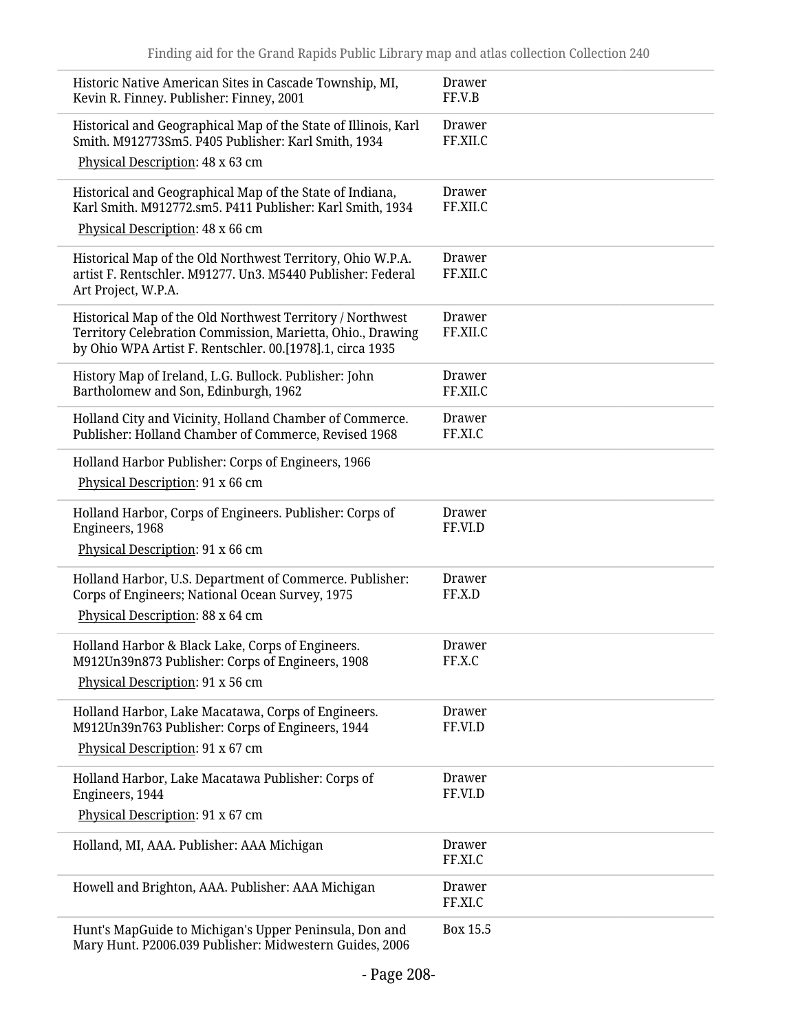| Item | Location |
| --- | --- |
| Historic Native American Sites in Cascade Township, MI, Kevin R. Finney. Publisher: Finney, 2001 | Drawer FF.V.B |
| Historical and Geographical Map of the State of Illinois, Karl Smith. M912773Sm5. P405 Publisher: Karl Smith, 1934<br>Physical Description: 48 x 63 cm | Drawer FF.XII.C |
| Historical and Geographical Map of the State of Indiana, Karl Smith. M912772.sm5. P411 Publisher: Karl Smith, 1934<br>Physical Description: 48 x 66 cm | Drawer FF.XII.C |
| Historical Map of the Old Northwest Territory, Ohio W.P.A. artist F. Rentschler. M91277. Un3. M5440 Publisher: Federal Art Project, W.P.A. | Drawer FF.XII.C |
| Historical Map of the Old Northwest Territory / Northwest Territory Celebration Commission, Marietta, Ohio., Drawing by Ohio WPA Artist F. Rentschler. 00.[1978].1, circa 1935 | Drawer FF.XII.C |
| History Map of Ireland, L.G. Bullock. Publisher: John Bartholomew and Son, Edinburgh, 1962 | Drawer FF.XII.C |
| Holland City and Vicinity, Holland Chamber of Commerce. Publisher: Holland Chamber of Commerce, Revised 1968 | Drawer FF.XI.C |
| Holland Harbor Publisher: Corps of Engineers, 1966<br>Physical Description: 91 x 66 cm | |
| Holland Harbor, Corps of Engineers. Publisher: Corps of Engineers, 1968<br>Physical Description: 91 x 66 cm | Drawer FF.VI.D |
| Holland Harbor, U.S. Department of Commerce. Publisher: Corps of Engineers; National Ocean Survey, 1975<br>Physical Description: 88 x 64 cm | Drawer FF.X.D |
| Holland Harbor & Black Lake, Corps of Engineers. M912Un39n873 Publisher: Corps of Engineers, 1908<br>Physical Description: 91 x 56 cm | Drawer FF.X.C |
| Holland Harbor, Lake Macatawa, Corps of Engineers. M912Un39n763 Publisher: Corps of Engineers, 1944<br>Physical Description: 91 x 67 cm | Drawer FF.VI.D |
| Holland Harbor, Lake Macatawa Publisher: Corps of Engineers, 1944<br>Physical Description: 91 x 67 cm | Drawer FF.VI.D |
| Holland, MI, AAA. Publisher: AAA Michigan | Drawer FF.XI.C |
| Howell and Brighton, AAA. Publisher: AAA Michigan | Drawer FF.XI.C |
| Hunt's MapGuide to Michigan's Upper Peninsula, Don and Mary Hunt. P2006.039 Publisher: Midwestern Guides, 2006 | Box 15.5 |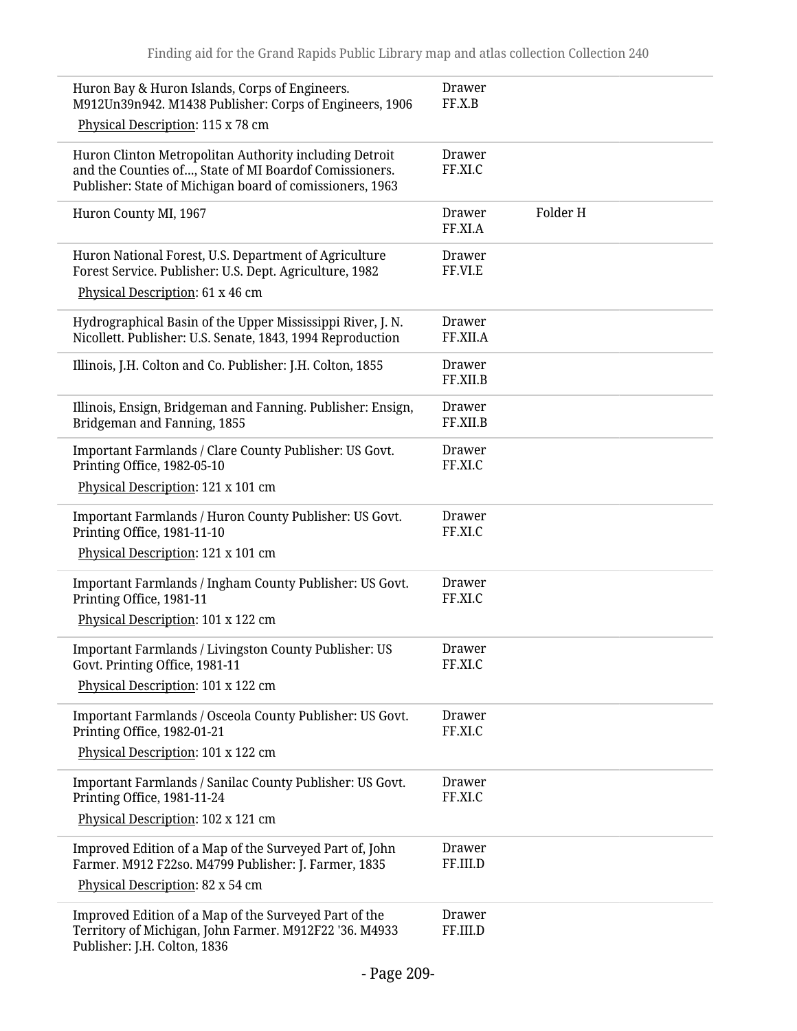| Item | Location | Folder |
| --- | --- | --- |
| Huron Bay & Huron Islands, Corps of Engineers. M912Un39n942. M1438 Publisher: Corps of Engineers, 1906<br>Physical Description: 115 x 78 cm | Drawer FF.X.B | |
| Huron Clinton Metropolitan Authority including Detroit and the Counties of..., State of MI Boardof Comissioners. Publisher: State of Michigan board of comissioners, 1963 | Drawer FF.XI.C | |
| Huron County MI, 1967 | Drawer FF.XI.A | Folder H |
| Huron National Forest, U.S. Department of Agriculture Forest Service. Publisher: U.S. Dept. Agriculture, 1982<br>Physical Description: 61 x 46 cm | Drawer FF.VI.E | |
| Hydrographical Basin of the Upper Mississippi River, J. N. Nicollett. Publisher: U.S. Senate, 1843, 1994 Reproduction | Drawer FF.XII.A | |
| Illinois, J.H. Colton and Co. Publisher: J.H. Colton, 1855 | Drawer FF.XII.B | |
| Illinois, Ensign, Bridgeman and Fanning. Publisher: Ensign, Bridgeman and Fanning, 1855 | Drawer FF.XII.B | |
| Important Farmlands / Clare County Publisher: US Govt. Printing Office, 1982-05-10<br>Physical Description: 121 x 101 cm | Drawer FF.XI.C | |
| Important Farmlands / Huron County Publisher: US Govt. Printing Office, 1981-11-10<br>Physical Description: 121 x 101 cm | Drawer FF.XI.C | |
| Important Farmlands / Ingham County Publisher: US Govt. Printing Office, 1981-11<br>Physical Description: 101 x 122 cm | Drawer FF.XI.C | |
| Important Farmlands / Livingston County Publisher: US Govt. Printing Office, 1981-11<br>Physical Description: 101 x 122 cm | Drawer FF.XI.C | |
| Important Farmlands / Osceola County Publisher: US Govt. Printing Office, 1982-01-21<br>Physical Description: 101 x 122 cm | Drawer FF.XI.C | |
| Important Farmlands / Sanilac County Publisher: US Govt. Printing Office, 1981-11-24<br>Physical Description: 102 x 121 cm | Drawer FF.XI.C | |
| Improved Edition of a Map of the Surveyed Part of, John Farmer. M912 F22so. M4799 Publisher: J. Farmer, 1835<br>Physical Description: 82 x 54 cm | Drawer FF.III.D | |
| Improved Edition of a Map of the Surveyed Part of the Territory of Michigan, John Farmer. M912F22 '36. M4933 Publisher: J.H. Colton, 1836 | Drawer FF.III.D | |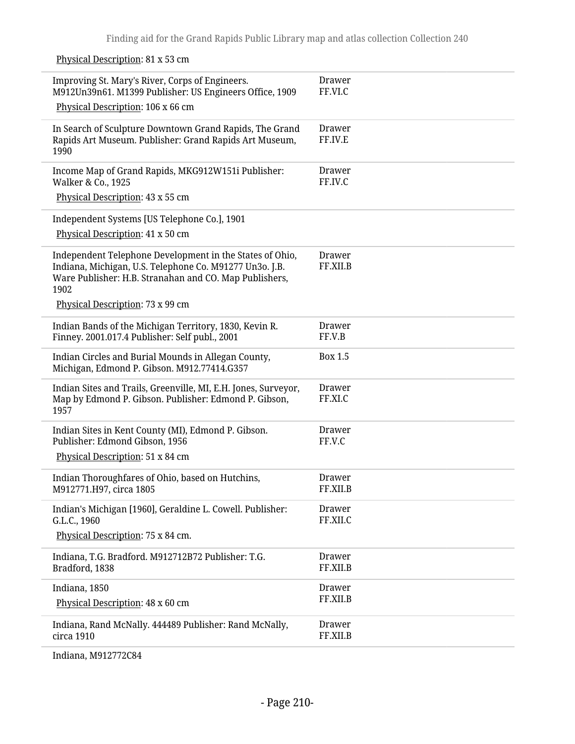Physical Description: 81 x 53 cm

| | |
|---|---|
| Improving St. Mary's River, Corps of Engineers. M912Un39n61. M1399 Publisher: US Engineers Office, 1909<br>Physical Description: 106 x 66 cm | Drawer FF.VI.C |
| In Search of Sculpture Downtown Grand Rapids, The Grand Rapids Art Museum. Publisher: Grand Rapids Art Museum, 1990 | Drawer FF.IV.E |
| Income Map of Grand Rapids, MKG912W151i Publisher: Walker & Co., 1925<br>Physical Description: 43 x 55 cm | Drawer FF.IV.C |
| Independent Systems [US Telephone Co.], 1901<br>Physical Description: 41 x 50 cm | |
| Independent Telephone Development in the States of Ohio, Indiana, Michigan, U.S. Telephone Co. M91277 Un3o. J.B. Ware Publisher: H.B. Stranahan and CO. Map Publishers, 1902<br>Physical Description: 73 x 99 cm | Drawer FF.XII.B |
| Indian Bands of the Michigan Territory, 1830, Kevin R. Finney. 2001.017.4 Publisher: Self publ., 2001 | Drawer FF.V.B |
| Indian Circles and Burial Mounds in Allegan County, Michigan, Edmond P. Gibson. M912.77414.G357 | Box 1.5 |
| Indian Sites and Trails, Greenville, MI, E.H. Jones, Surveyor, Map by Edmond P. Gibson. Publisher: Edmond P. Gibson, 1957 | Drawer FF.XI.C |
| Indian Sites in Kent County (MI), Edmond P. Gibson. Publisher: Edmond Gibson, 1956<br>Physical Description: 51 x 84 cm | Drawer FF.V.C |
| Indian Thoroughfares of Ohio, based on Hutchins, M912771.H97, circa 1805 | Drawer FF.XII.B |
| Indian's Michigan [1960], Geraldine L. Cowell. Publisher: G.L.C., 1960<br>Physical Description: 75 x 84 cm. | Drawer FF.XII.C |
| Indiana, T.G. Bradford. M912712B72 Publisher: T.G. Bradford, 1838 | Drawer FF.XII.B |
| Indiana, 1850<br>Physical Description: 48 x 60 cm | Drawer FF.XII.B |
| Indiana, Rand McNally. 444489 Publisher: Rand McNally, circa 1910 | Drawer FF.XII.B |
| Indiana, M912772C84 | |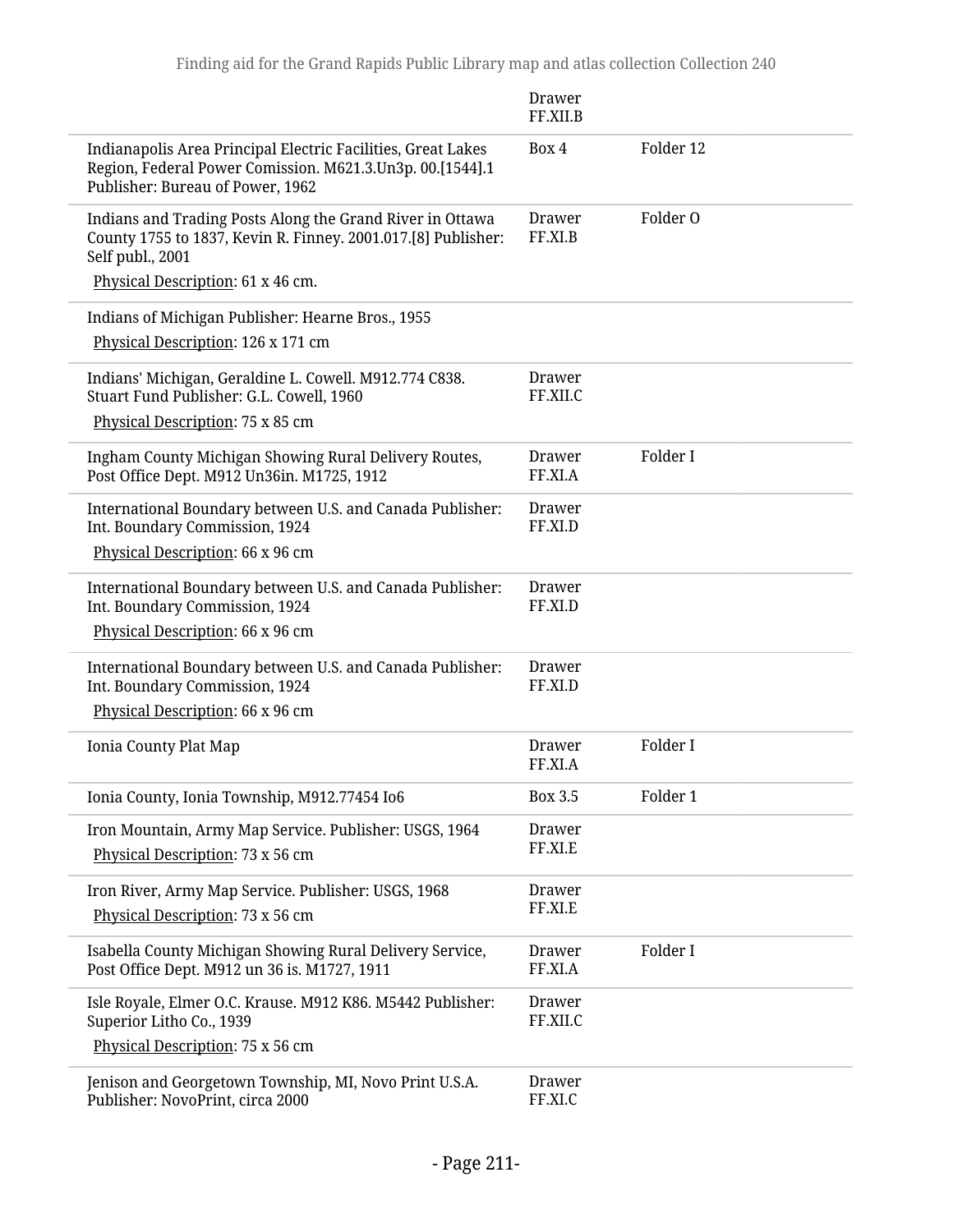| | | |
|---|---|---|
| | Drawer FF.XII.B | |
| Indianapolis Area Principal Electric Facilities, Great Lakes Region, Federal Power Comission. M621.3.Un3p. 00.[1544].1 Publisher: Bureau of Power, 1962 | Box 4 | Folder 12 |
| Indians and Trading Posts Along the Grand River in Ottawa County 1755 to 1837, Kevin R. Finney. 2001.017.[8] Publisher: Self publ., 2001<br>Physical Description: 61 x 46 cm. | Drawer FF.XI.B | Folder O |
| Indians of Michigan Publisher: Hearne Bros., 1955<br>Physical Description: 126 x 171 cm | | |
| Indians' Michigan, Geraldine L. Cowell. M912.774 C838. Stuart Fund Publisher: G.L. Cowell, 1960<br>Physical Description: 75 x 85 cm | Drawer FF.XII.C | |
| Ingham County Michigan Showing Rural Delivery Routes, Post Office Dept. M912 Un36in. M1725, 1912 | Drawer FF.XI.A | Folder I |
| International Boundary between U.S. and Canada Publisher: Int. Boundary Commission, 1924<br>Physical Description: 66 x 96 cm | Drawer FF.XI.D | |
| International Boundary between U.S. and Canada Publisher: Int. Boundary Commission, 1924<br>Physical Description: 66 x 96 cm | Drawer FF.XI.D | |
| International Boundary between U.S. and Canada Publisher: Int. Boundary Commission, 1924<br>Physical Description: 66 x 96 cm | Drawer FF.XI.D | |
| Ionia County Plat Map | Drawer FF.XI.A | Folder I |
| Ionia County, Ionia Township, M912.77454 Io6 | Box 3.5 | Folder 1 |
| Iron Mountain, Army Map Service. Publisher: USGS, 1964<br>Physical Description: 73 x 56 cm | Drawer FF.XI.E | |
| Iron River, Army Map Service. Publisher: USGS, 1968<br>Physical Description: 73 x 56 cm | Drawer FF.XI.E | |
| Isabella County Michigan Showing Rural Delivery Service, Post Office Dept. M912 un 36 is. M1727, 1911 | Drawer FF.XI.A | Folder I |
| Isle Royale, Elmer O.C. Krause. M912 K86. M5442 Publisher: Superior Litho Co., 1939<br>Physical Description: 75 x 56 cm | Drawer FF.XII.C | |
| Jenison and Georgetown Township, MI, Novo Print U.S.A. Publisher: NovoPrint, circa 2000 | Drawer FF.XI.C | |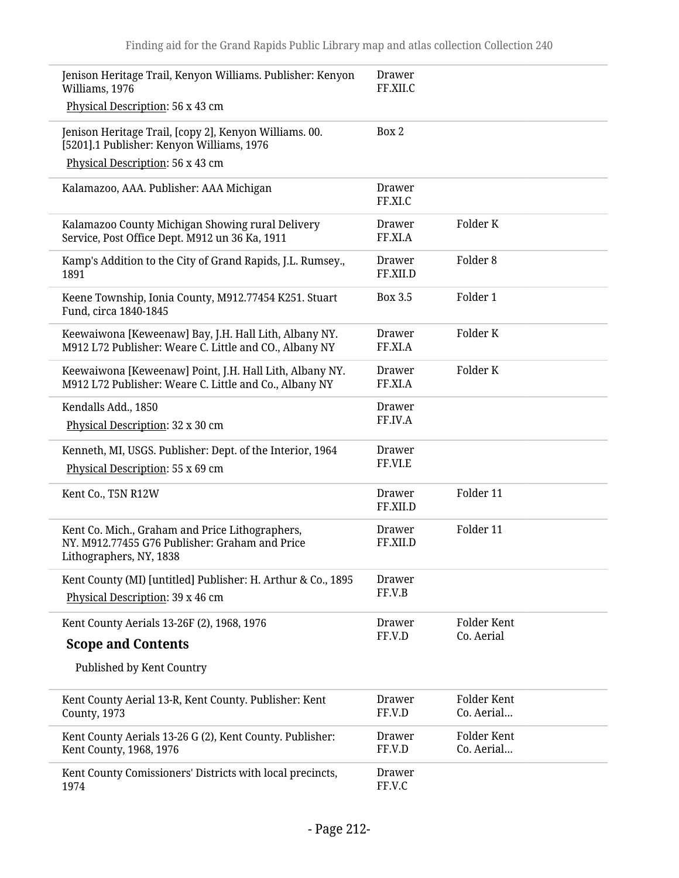| | | |
|---|---|---|
| Jenison Heritage Trail, Kenyon Williams. Publisher: Kenyon Williams, 1976<br>Physical Description: 56 x 43 cm | Drawer FF.XII.C | |
| Jenison Heritage Trail, [copy 2], Kenyon Williams. 00. [5201].1 Publisher: Kenyon Williams, 1976<br>Physical Description: 56 x 43 cm | Box 2 | |
| Kalamazoo, AAA. Publisher: AAA Michigan | Drawer FF.XI.C | |
| Kalamazoo County Michigan Showing rural Delivery Service, Post Office Dept. M912 un 36 Ka, 1911 | Drawer FF.XI.A | Folder K |
| Kamp's Addition to the City of Grand Rapids, J.L. Rumsey., 1891 | Drawer FF.XII.D | Folder 8 |
| Keene Township, Ionia County, M912.77454 K251. Stuart Fund, circa 1840-1845 | Box 3.5 | Folder 1 |
| Keewaiwona [Keweenaw] Bay, J.H. Hall Lith, Albany NY. M912 L72 Publisher: Weare C. Little and CO., Albany NY | Drawer FF.XI.A | Folder K |
| Keewaiwona [Keweenaw] Point, J.H. Hall Lith, Albany NY. M912 L72 Publisher: Weare C. Little and Co., Albany NY | Drawer FF.XI.A | Folder K |
| Kendalls Add., 1850<br>Physical Description: 32 x 30 cm | Drawer FF.IV.A | |
| Kenneth, MI, USGS. Publisher: Dept. of the Interior, 1964<br>Physical Description: 55 x 69 cm | Drawer FF.VI.E | |
| Kent Co., T5N R12W | Drawer FF.XII.D | Folder 11 |
| Kent Co. Mich., Graham and Price Lithographers, NY. M912.77455 G76 Publisher: Graham and Price Lithographers, NY, 1838 | Drawer FF.XII.D | Folder 11 |
| Kent County (MI) [untitled] Publisher: H. Arthur & Co., 1895<br>Physical Description: 39 x 46 cm | Drawer FF.V.B | |
| Kent County Aerials 13-26F (2), 1968, 1976<br>**Scope and Contents**<br>Published by Kent Country | Drawer FF.V.D | Folder Kent Co. Aerial |
| Kent County Aerial 13-R, Kent County. Publisher: Kent County, 1973 | Drawer FF.V.D | Folder Kent Co. Aerial... |
| Kent County Aerials 13-26 G (2), Kent County. Publisher: Kent County, 1968, 1976 | Drawer FF.V.D | Folder Kent Co. Aerial... |
| Kent County Comissioners' Districts with local precincts, 1974 | Drawer FF.V.C | |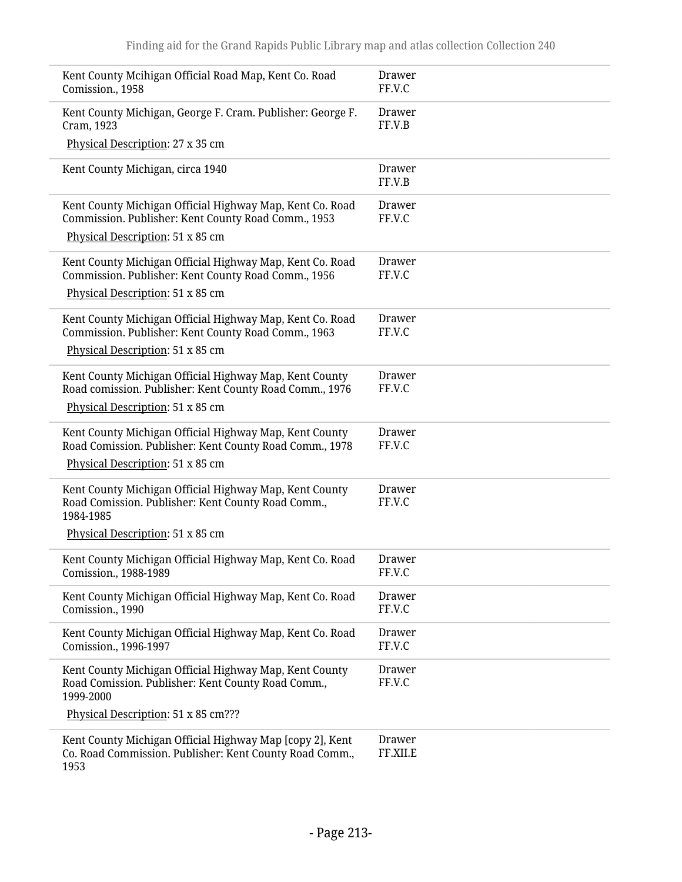| | |
|---|---|
| Kent County Mcihigan Official Road Map, Kent Co. Road Comission., 1958 | Drawer FF.V.C |
| Kent County Michigan, George F. Cram. Publisher: George F. Cram, 1923<br>Physical Description: 27 x 35 cm | Drawer FF.V.B |
| Kent County Michigan, circa 1940 | Drawer FF.V.B |
| Kent County Michigan Official Highway Map, Kent Co. Road Commission. Publisher: Kent County Road Comm., 1953<br>Physical Description: 51 x 85 cm | Drawer FF.V.C |
| Kent County Michigan Official Highway Map, Kent Co. Road Commission. Publisher: Kent County Road Comm., 1956<br>Physical Description: 51 x 85 cm | Drawer FF.V.C |
| Kent County Michigan Official Highway Map, Kent Co. Road Commission. Publisher: Kent County Road Comm., 1963<br>Physical Description: 51 x 85 cm | Drawer FF.V.C |
| Kent County Michigan Official Highway Map, Kent County Road comission. Publisher: Kent County Road Comm., 1976<br>Physical Description: 51 x 85 cm | Drawer FF.V.C |
| Kent County Michigan Official Highway Map, Kent County Road Comission. Publisher: Kent County Road Comm., 1978<br>Physical Description: 51 x 85 cm | Drawer FF.V.C |
| Kent County Michigan Official Highway Map, Kent County Road Comission. Publisher: Kent County Road Comm., 1984-1985<br>Physical Description: 51 x 85 cm | Drawer FF.V.C |
| Kent County Michigan Official Highway Map, Kent Co. Road Comission., 1988-1989 | Drawer FF.V.C |
| Kent County Michigan Official Highway Map, Kent Co. Road Comission., 1990 | Drawer FF.V.C |
| Kent County Michigan Official Highway Map, Kent Co. Road Comission., 1996-1997 | Drawer FF.V.C |
| Kent County Michigan Official Highway Map, Kent County Road Comission. Publisher: Kent County Road Comm., 1999-2000<br>Physical Description: 51 x 85 cm??? | Drawer FF.V.C |
| Kent County Michigan Official Highway Map [copy 2], Kent Co. Road Commission. Publisher: Kent County Road Comm., 1953 | Drawer FF.XII.E |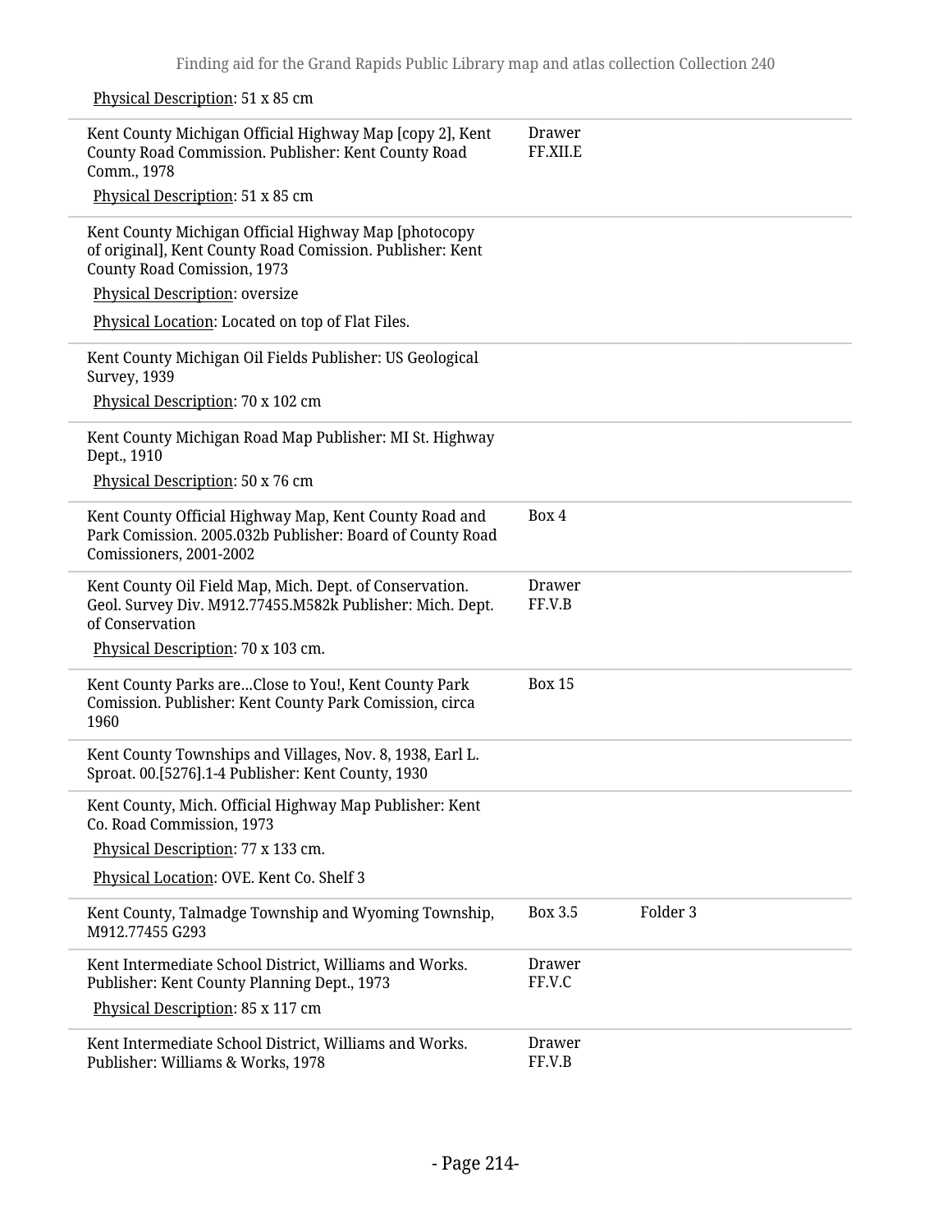Physical Description: 51 x 85 cm

| | | |
|---|---|---|
| Kent County Michigan Official Highway Map [copy 2], Kent County Road Commission. Publisher: Kent County Road Comm., 1978<br>Physical Description: 51 x 85 cm | Drawer FF.XII.E | |
| Kent County Michigan Official Highway Map [photocopy of original], Kent County Road Comission. Publisher: Kent County Road Comission, 1973<br>Physical Description: oversize<br>Physical Location: Located on top of Flat Files. | | |
| Kent County Michigan Oil Fields Publisher: US Geological Survey, 1939<br>Physical Description: 70 x 102 cm | | |
| Kent County Michigan Road Map Publisher: MI St. Highway Dept., 1910<br>Physical Description: 50 x 76 cm | | |
| Kent County Official Highway Map, Kent County Road and Park Comission. 2005.032b Publisher: Board of County Road Comissioners, 2001-2002 | Box 4 | |
| Kent County Oil Field Map, Mich. Dept. of Conservation. Geol. Survey Div. M912.77455.M582k Publisher: Mich. Dept. of Conservation<br>Physical Description: 70 x 103 cm. | Drawer FF.V.B | |
| Kent County Parks are...Close to You!, Kent County Park Comission. Publisher: Kent County Park Comission, circa 1960 | Box 15 | |
| Kent County Townships and Villages, Nov. 8, 1938, Earl L. Sproat. 00.[5276].1-4 Publisher: Kent County, 1930 | | |
| Kent County, Mich. Official Highway Map Publisher: Kent Co. Road Commission, 1973<br>Physical Description: 77 x 133 cm.<br>Physical Location: OVE. Kent Co. Shelf 3 | | |
| Kent County, Talmadge Township and Wyoming Township, M912.77455 G293 | Box 3.5 | Folder 3 |
| Kent Intermediate School District, Williams and Works. Publisher: Kent County Planning Dept., 1973<br>Physical Description: 85 x 117 cm | Drawer FF.V.C | |
| Kent Intermediate School District, Williams and Works. Publisher: Williams & Works, 1978 | Drawer FF.V.B | |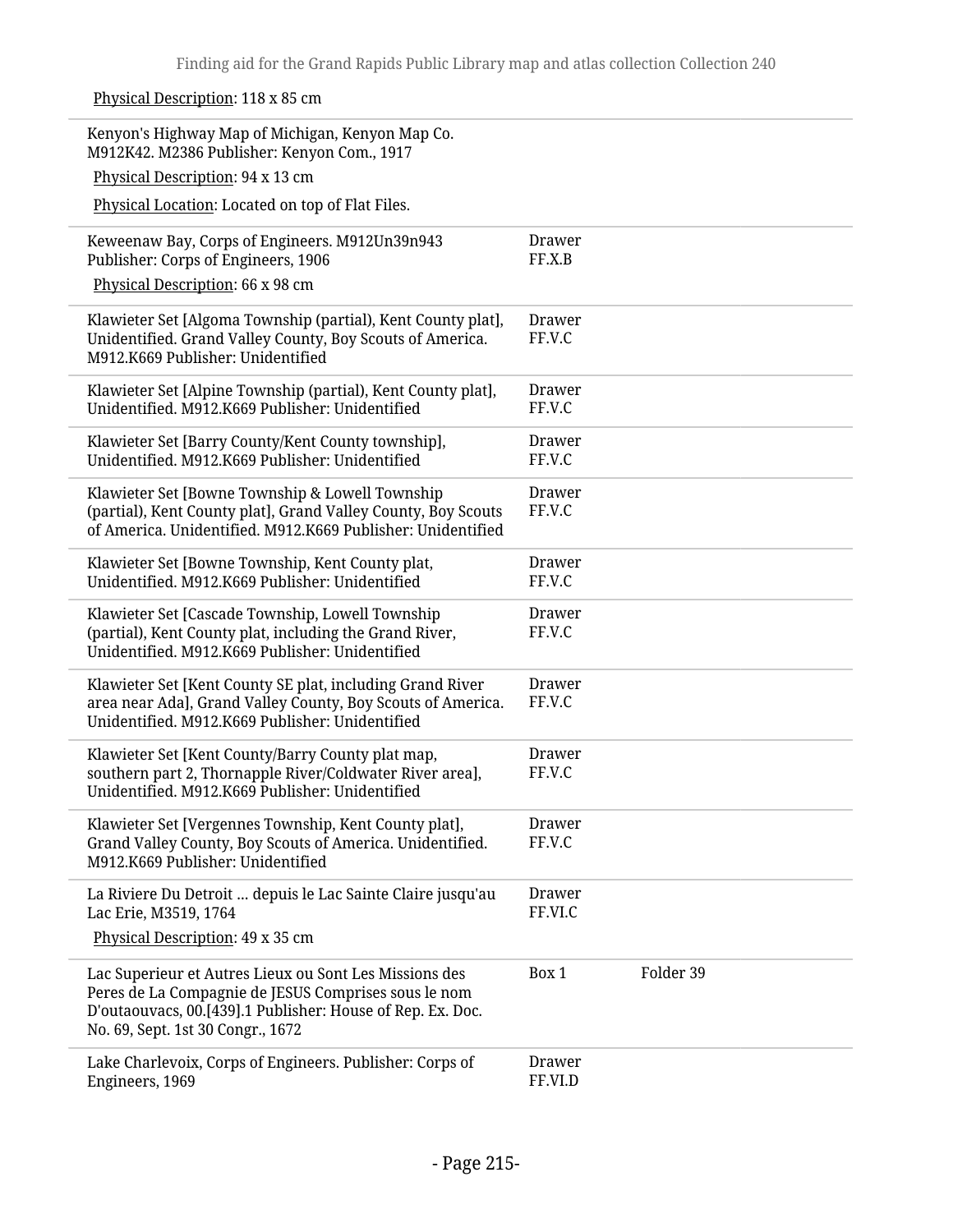Physical Description: 118 x 85 cm

| Description | Container | |
|---|---|---|
| Kenyon's Highway Map of Michigan, Kenyon Map Co. M912K42. M2386 Publisher: Kenyon Com., 1917<br>Physical Description: 94 x 13 cm<br>Physical Location: Located on top of Flat Files. | | |
| Keweenaw Bay, Corps of Engineers. M912Un39n943 Publisher: Corps of Engineers, 1906<br>Physical Description: 66 x 98 cm | Drawer FF.X.B | |
| Klawieter Set [Algoma Township (partial), Kent County plat], Unidentified. Grand Valley County, Boy Scouts of America. M912.K669 Publisher: Unidentified | Drawer FF.V.C | |
| Klawieter Set [Alpine Township (partial), Kent County plat], Unidentified. M912.K669 Publisher: Unidentified | Drawer FF.V.C | |
| Klawieter Set [Barry County/Kent County township], Unidentified. M912.K669 Publisher: Unidentified | Drawer FF.V.C | |
| Klawieter Set [Bowne Township & Lowell Township (partial), Kent County plat], Grand Valley County, Boy Scouts of America. Unidentified. M912.K669 Publisher: Unidentified | Drawer FF.V.C | |
| Klawieter Set [Bowne Township, Kent County plat, Unidentified. M912.K669 Publisher: Unidentified | Drawer FF.V.C | |
| Klawieter Set [Cascade Township, Lowell Township (partial), Kent County plat, including the Grand River, Unidentified. M912.K669 Publisher: Unidentified | Drawer FF.V.C | |
| Klawieter Set [Kent County SE plat, including Grand River area near Ada], Grand Valley County, Boy Scouts of America. Unidentified. M912.K669 Publisher: Unidentified | Drawer FF.V.C | |
| Klawieter Set [Kent County/Barry County plat map, southern part 2, Thornapple River/Coldwater River area], Unidentified. M912.K669 Publisher: Unidentified | Drawer FF.V.C | |
| Klawieter Set [Vergennes Township, Kent County plat], Grand Valley County, Boy Scouts of America. Unidentified. M912.K669 Publisher: Unidentified | Drawer FF.V.C | |
| La Riviere Du Detroit ... depuis le Lac Sainte Claire jusqu'au Lac Erie, M3519, 1764<br>Physical Description: 49 x 35 cm | Drawer FF.VI.C | |
| Lac Superieur et Autres Lieux ou Sont Les Missions des Peres de La Compagnie de JESUS Comprises sous le nom D'outaouvacs, 00.[439].1 Publisher: House of Rep. Ex. Doc. No. 69, Sept. 1st 30 Congr., 1672 | Box 1 | Folder 39 |
| Lake Charlevoix, Corps of Engineers. Publisher: Corps of Engineers, 1969 | Drawer FF.VI.D | |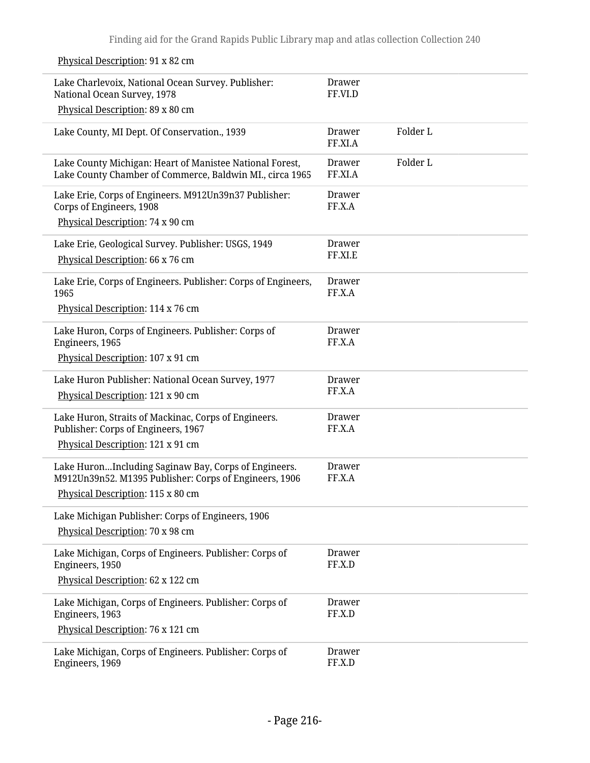Physical Description: 91 x 82 cm

| | | |
|---|---|---|
| Lake Charlevoix, National Ocean Survey. Publisher: National Ocean Survey, 1978<br>Physical Description: 89 x 80 cm | Drawer FF.VI.D | |
| Lake County, MI Dept. Of Conservation., 1939 | Drawer FF.XI.A | Folder L |
| Lake County Michigan: Heart of Manistee National Forest, Lake County Chamber of Commerce, Baldwin MI., circa 1965 | Drawer FF.XI.A | Folder L |
| Lake Erie, Corps of Engineers. M912Un39n37 Publisher: Corps of Engineers, 1908<br>Physical Description: 74 x 90 cm | Drawer FF.X.A | |
| Lake Erie, Geological Survey. Publisher: USGS, 1949<br>Physical Description: 66 x 76 cm | Drawer FF.XI.E | |
| Lake Erie, Corps of Engineers. Publisher: Corps of Engineers, 1965<br>Physical Description: 114 x 76 cm | Drawer FF.X.A | |
| Lake Huron, Corps of Engineers. Publisher: Corps of Engineers, 1965<br>Physical Description: 107 x 91 cm | Drawer FF.X.A | |
| Lake Huron Publisher: National Ocean Survey, 1977<br>Physical Description: 121 x 90 cm | Drawer FF.X.A | |
| Lake Huron, Straits of Mackinac, Corps of Engineers. Publisher: Corps of Engineers, 1967<br>Physical Description: 121 x 91 cm | Drawer FF.X.A | |
| Lake Huron...Including Saginaw Bay, Corps of Engineers. M912Un39n52. M1395 Publisher: Corps of Engineers, 1906<br>Physical Description: 115 x 80 cm | Drawer FF.X.A | |
| Lake Michigan Publisher: Corps of Engineers, 1906<br>Physical Description: 70 x 98 cm | | |
| Lake Michigan, Corps of Engineers. Publisher: Corps of Engineers, 1950<br>Physical Description: 62 x 122 cm | Drawer FF.X.D | |
| Lake Michigan, Corps of Engineers. Publisher: Corps of Engineers, 1963<br>Physical Description: 76 x 121 cm | Drawer FF.X.D | |
| Lake Michigan, Corps of Engineers. Publisher: Corps of Engineers, 1969 | Drawer FF.X.D | |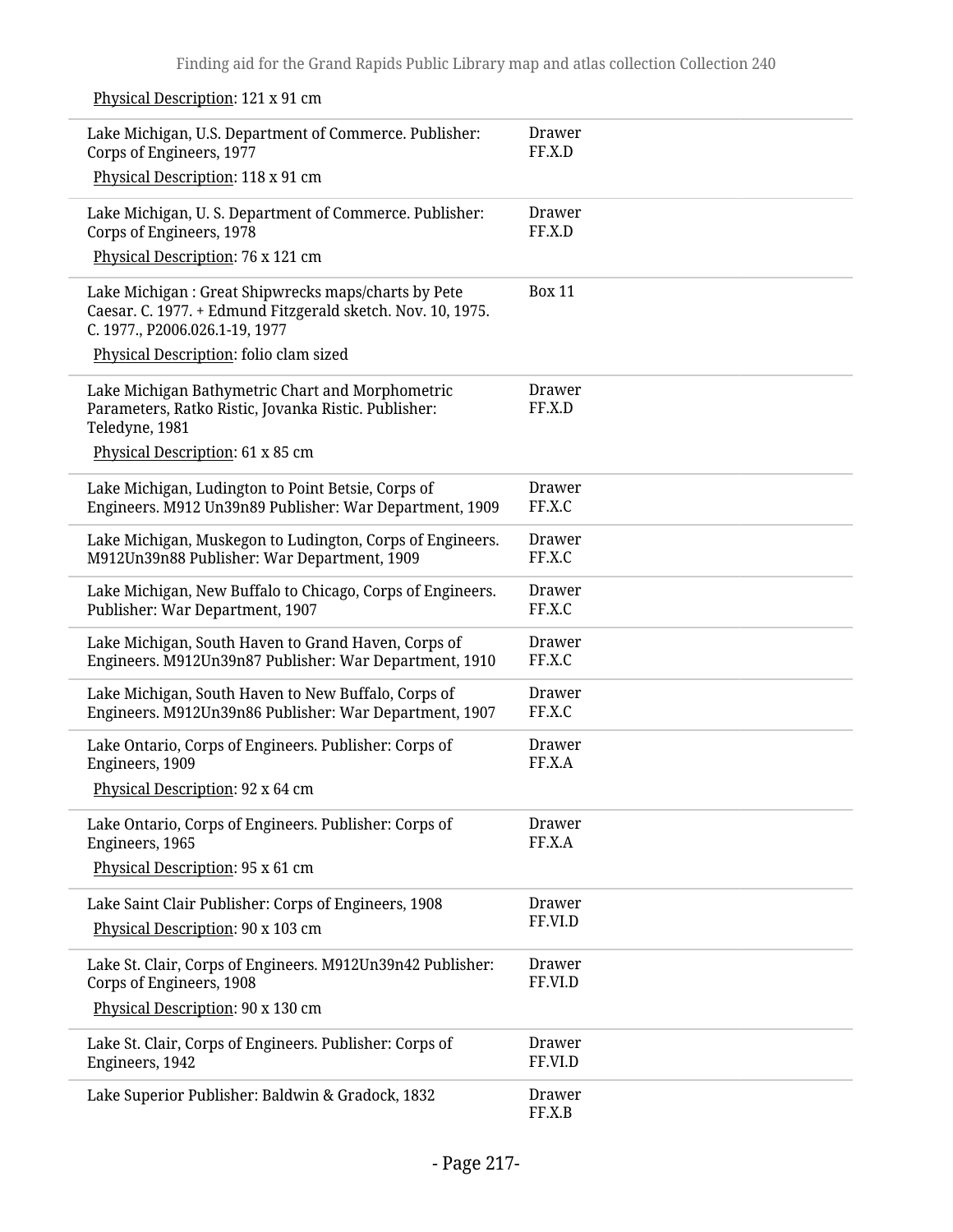Physical Description: 121 x 91 cm

| | |
|---|---|
| Lake Michigan, U.S. Department of Commerce. Publisher: Corps of Engineers, 1977<br>Physical Description: 118 x 91 cm | Drawer FF.X.D |
| Lake Michigan, U. S. Department of Commerce. Publisher: Corps of Engineers, 1978<br>Physical Description: 76 x 121 cm | Drawer FF.X.D |
| Lake Michigan : Great Shipwrecks maps/charts by Pete Caesar. C. 1977. + Edmund Fitzgerald sketch. Nov. 10, 1975. C. 1977., P2006.026.1-19, 1977<br>Physical Description: folio clam sized | Box 11 |
| Lake Michigan Bathymetric Chart and Morphometric Parameters, Ratko Ristic, Jovanka Ristic. Publisher: Teledyne, 1981<br>Physical Description: 61 x 85 cm | Drawer FF.X.D |
| Lake Michigan, Ludington to Point Betsie, Corps of Engineers. M912 Un39n89 Publisher: War Department, 1909 | Drawer FF.X.C |
| Lake Michigan, Muskegon to Ludington, Corps of Engineers. M912Un39n88 Publisher: War Department, 1909 | Drawer FF.X.C |
| Lake Michigan, New Buffalo to Chicago, Corps of Engineers. Publisher: War Department, 1907 | Drawer FF.X.C |
| Lake Michigan, South Haven to Grand Haven, Corps of Engineers. M912Un39n87 Publisher: War Department, 1910 | Drawer FF.X.C |
| Lake Michigan, South Haven to New Buffalo, Corps of Engineers. M912Un39n86 Publisher: War Department, 1907 | Drawer FF.X.C |
| Lake Ontario, Corps of Engineers. Publisher: Corps of Engineers, 1909<br>Physical Description: 92 x 64 cm | Drawer FF.X.A |
| Lake Ontario, Corps of Engineers. Publisher: Corps of Engineers, 1965<br>Physical Description: 95 x 61 cm | Drawer FF.X.A |
| Lake Saint Clair Publisher: Corps of Engineers, 1908<br>Physical Description: 90 x 103 cm | Drawer FF.VI.D |
| Lake St. Clair, Corps of Engineers. M912Un39n42 Publisher: Corps of Engineers, 1908<br>Physical Description: 90 x 130 cm | Drawer FF.VI.D |
| Lake St. Clair, Corps of Engineers. Publisher: Corps of Engineers, 1942 | Drawer FF.VI.D |
| Lake Superior Publisher: Baldwin & Gradock, 1832 | Drawer FF.X.B |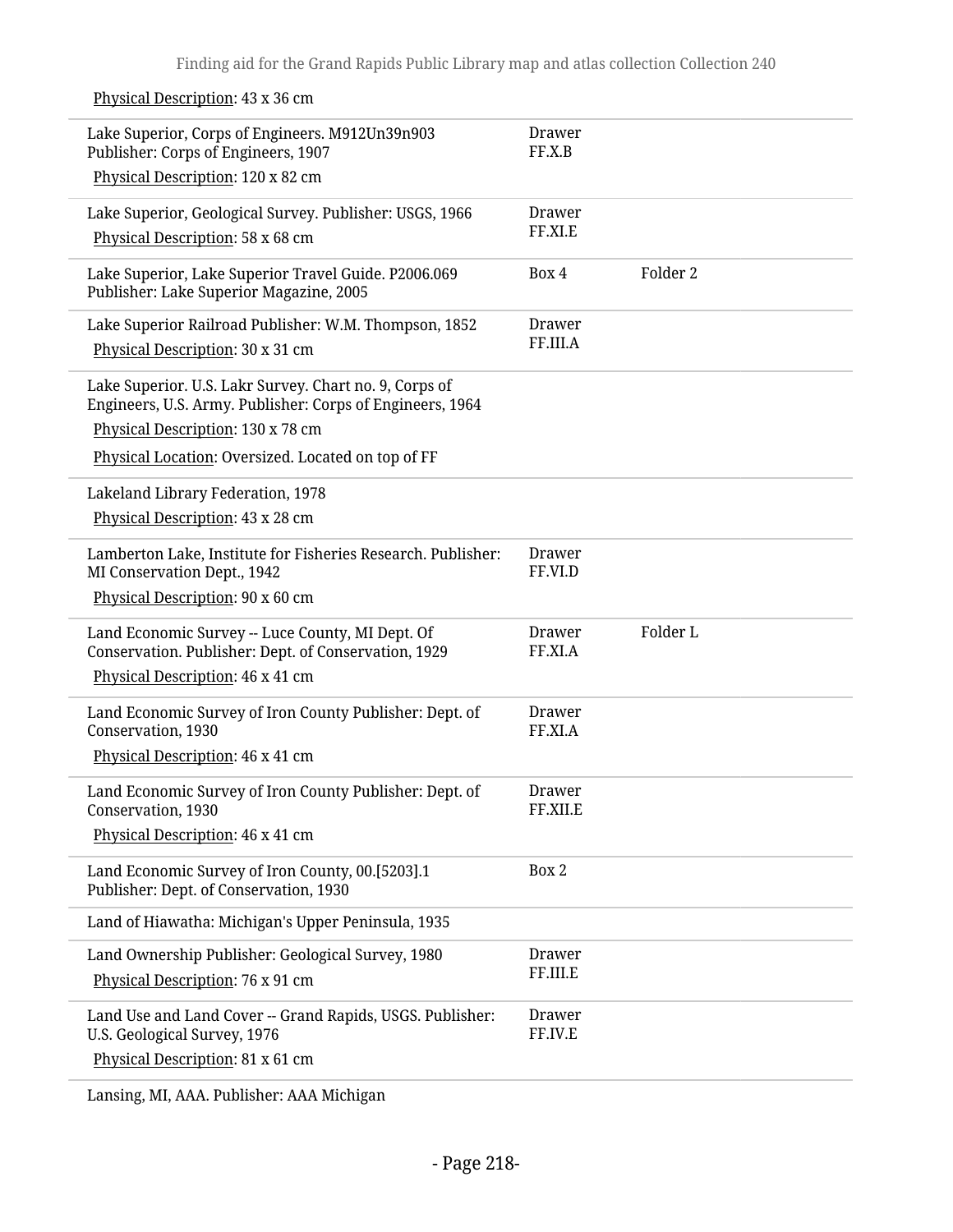Physical Description: 43 x 36 cm

| Title | Container 1 | Container 2 |
|---|---|---|
| Lake Superior, Corps of Engineers. M912Un39n903 Publisher: Corps of Engineers, 1907<br>Physical Description: 120 x 82 cm | Drawer FF.X.B | |
| Lake Superior, Geological Survey. Publisher: USGS, 1966<br>Physical Description: 58 x 68 cm | Drawer FF.XI.E | |
| Lake Superior, Lake Superior Travel Guide. P2006.069 Publisher: Lake Superior Magazine, 2005 | Box 4 | Folder 2 |
| Lake Superior Railroad Publisher: W.M. Thompson, 1852<br>Physical Description: 30 x 31 cm | Drawer FF.III.A | |
| Lake Superior. U.S. Lakr Survey. Chart no. 9, Corps of Engineers, U.S. Army. Publisher: Corps of Engineers, 1964<br>Physical Description: 130 x 78 cm<br>Physical Location: Oversized. Located on top of FF | | |
| Lakeland Library Federation, 1978<br>Physical Description: 43 x 28 cm | | |
| Lamberton Lake, Institute for Fisheries Research. Publisher: MI Conservation Dept., 1942<br>Physical Description: 90 x 60 cm | Drawer FF.VI.D | |
| Land Economic Survey -- Luce County, MI Dept. Of Conservation. Publisher: Dept. of Conservation, 1929<br>Physical Description: 46 x 41 cm | Drawer FF.XI.A | Folder L |
| Land Economic Survey of Iron County Publisher: Dept. of Conservation, 1930<br>Physical Description: 46 x 41 cm | Drawer FF.XI.A | |
| Land Economic Survey of Iron County Publisher: Dept. of Conservation, 1930<br>Physical Description: 46 x 41 cm | Drawer FF.XII.E | |
| Land Economic Survey of Iron County, 00.[5203].1 Publisher: Dept. of Conservation, 1930 | Box 2 | |
| Land of Hiawatha: Michigan's Upper Peninsula, 1935 | | |
| Land Ownership Publisher: Geological Survey, 1980<br>Physical Description: 76 x 91 cm | Drawer FF.III.E | |
| Land Use and Land Cover -- Grand Rapids, USGS. Publisher: U.S. Geological Survey, 1976<br>Physical Description: 81 x 61 cm | Drawer FF.IV.E | |
| Lansing, MI, AAA. Publisher: AAA Michigan | | |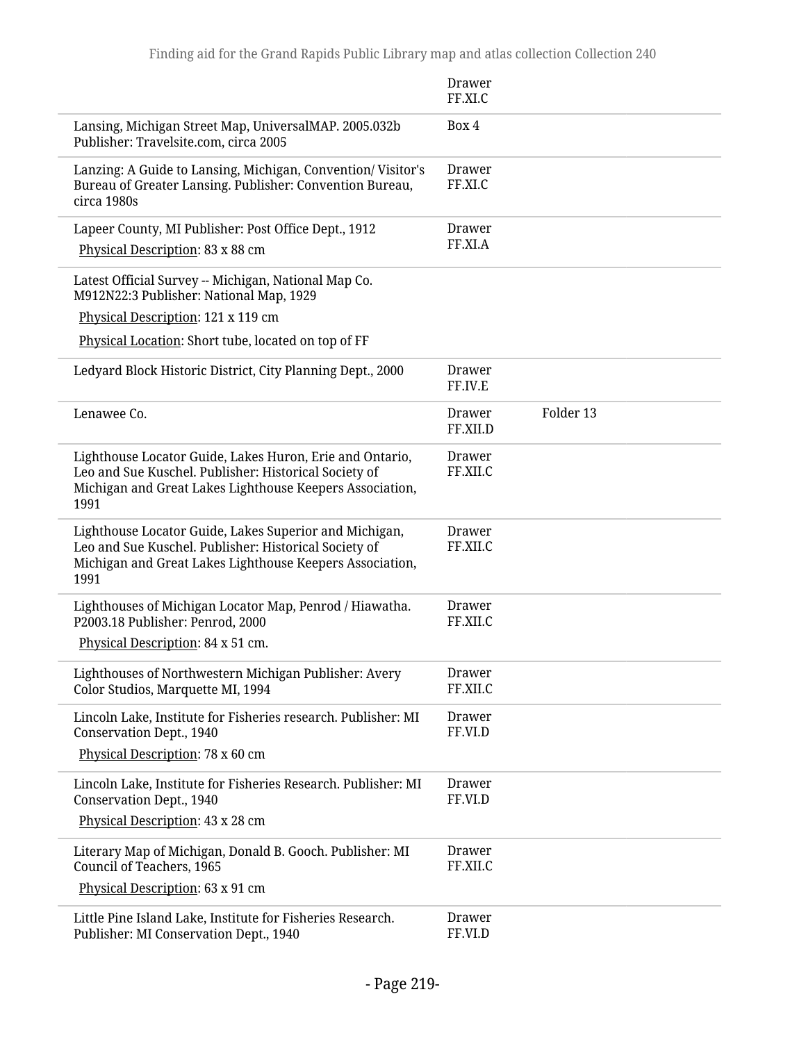| | | |
|---|---|---|
| | Drawer FF.XI.C | |
| Lansing, Michigan Street Map, UniversalMAP. 2005.032b Publisher: Travelsite.com, circa 2005 | Box 4 | |
| Lanzing: A Guide to Lansing, Michigan, Convention/ Visitor's Bureau of Greater Lansing. Publisher: Convention Bureau, circa 1980s | Drawer FF.XI.C | |
| Lapeer County, MI Publisher: Post Office Dept., 1912<br>Physical Description: 83 x 88 cm | Drawer FF.XI.A | |
| Latest Official Survey -- Michigan, National Map Co. M912N22:3 Publisher: National Map, 1929<br>Physical Description: 121 x 119 cm<br>Physical Location: Short tube, located on top of FF | | |
| Ledyard Block Historic District, City Planning Dept., 2000 | Drawer FF.IV.E | |
| Lenawee Co. | Drawer FF.XII.D | Folder 13 |
| Lighthouse Locator Guide, Lakes Huron, Erie and Ontario, Leo and Sue Kuschel. Publisher: Historical Society of Michigan and Great Lakes Lighthouse Keepers Association, 1991 | Drawer FF.XII.C | |
| Lighthouse Locator Guide, Lakes Superior and Michigan, Leo and Sue Kuschel. Publisher: Historical Society of Michigan and Great Lakes Lighthouse Keepers Association, 1991 | Drawer FF.XII.C | |
| Lighthouses of Michigan Locator Map, Penrod / Hiawatha. P2003.18 Publisher: Penrod, 2000<br>Physical Description: 84 x 51 cm. | Drawer FF.XII.C | |
| Lighthouses of Northwestern Michigan Publisher: Avery Color Studios, Marquette MI, 1994 | Drawer FF.XII.C | |
| Lincoln Lake, Institute for Fisheries research. Publisher: MI Conservation Dept., 1940<br>Physical Description: 78 x 60 cm | Drawer FF.VI.D | |
| Lincoln Lake, Institute for Fisheries Research. Publisher: MI Conservation Dept., 1940<br>Physical Description: 43 x 28 cm | Drawer FF.VI.D | |
| Literary Map of Michigan, Donald B. Gooch. Publisher: MI Council of Teachers, 1965<br>Physical Description: 63 x 91 cm | Drawer FF.XII.C | |
| Little Pine Island Lake, Institute for Fisheries Research. Publisher: MI Conservation Dept., 1940 | Drawer FF.VI.D | |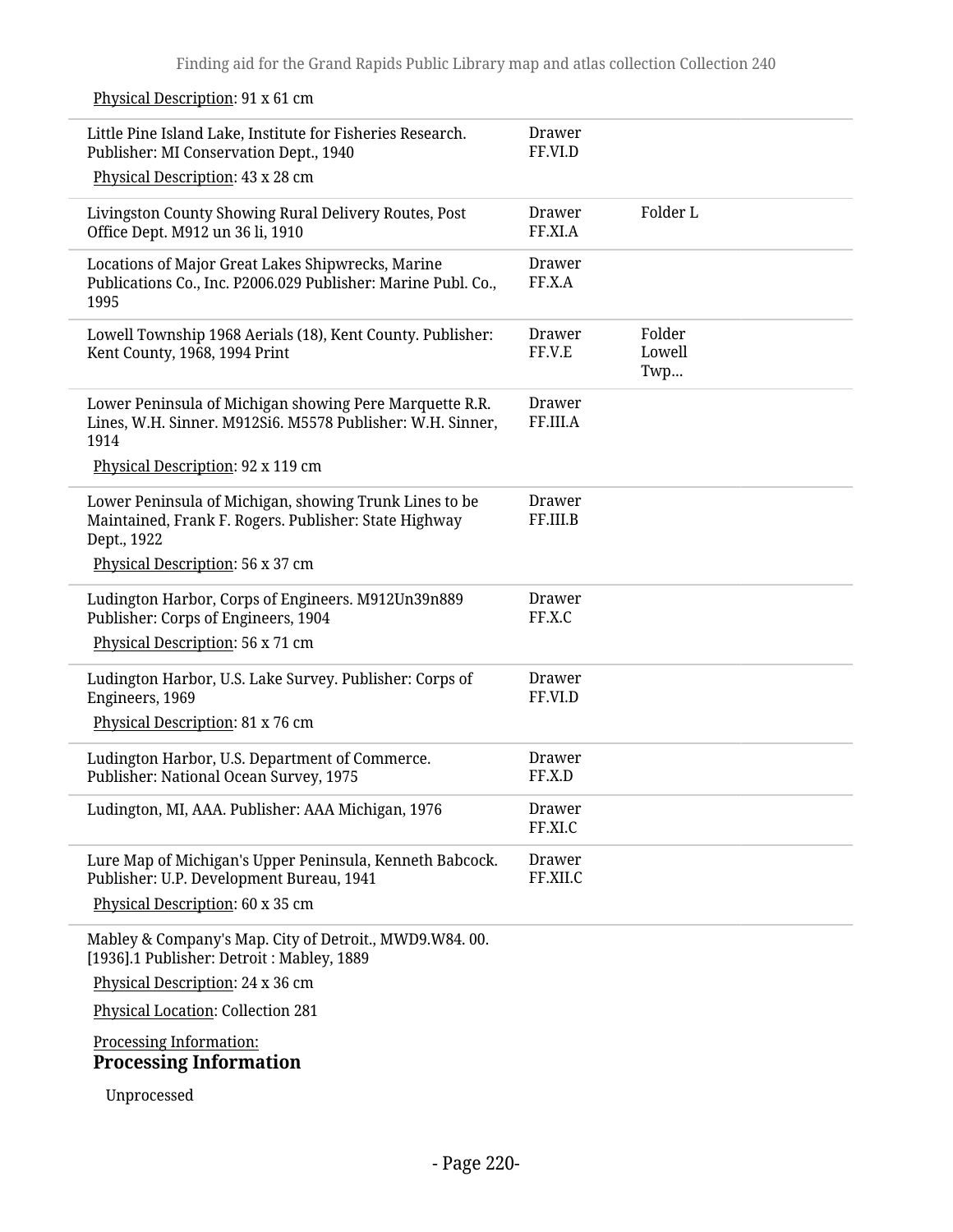Physical Description: 91 x 61 cm

| | | |
|---|---|---|
| Little Pine Island Lake, Institute for Fisheries Research. Publisher: MI Conservation Dept., 1940<br>Physical Description: 43 x 28 cm | Drawer FF.VI.D | |
| Livingston County Showing Rural Delivery Routes, Post Office Dept. M912 un 36 li, 1910 | Drawer FF.XI.A | Folder L |
| Locations of Major Great Lakes Shipwrecks, Marine Publications Co., Inc. P2006.029 Publisher: Marine Publ. Co., 1995 | Drawer FF.X.A | |
| Lowell Township 1968 Aerials (18), Kent County. Publisher: Kent County, 1968, 1994 Print | Drawer FF.V.E | Folder Lowell Twp... |
| Lower Peninsula of Michigan showing Pere Marquette R.R. Lines, W.H. Sinner. M912Si6. M5578 Publisher: W.H. Sinner, 1914<br>Physical Description: 92 x 119 cm | Drawer FF.III.A | |
| Lower Peninsula of Michigan, showing Trunk Lines to be Maintained, Frank F. Rogers. Publisher: State Highway Dept., 1922<br>Physical Description: 56 x 37 cm | Drawer FF.III.B | |
| Ludington Harbor, Corps of Engineers. M912Un39n889 Publisher: Corps of Engineers, 1904<br>Physical Description: 56 x 71 cm | Drawer FF.X.C | |
| Ludington Harbor, U.S. Lake Survey. Publisher: Corps of Engineers, 1969<br>Physical Description: 81 x 76 cm | Drawer FF.VI.D | |
| Ludington Harbor, U.S. Department of Commerce. Publisher: National Ocean Survey, 1975 | Drawer FF.X.D | |
| Ludington, MI, AAA. Publisher: AAA Michigan, 1976 | Drawer FF.XI.C | |
| Lure Map of Michigan's Upper Peninsula, Kenneth Babcock. Publisher: U.P. Development Bureau, 1941<br>Physical Description: 60 x 35 cm | Drawer FF.XII.C | |

Mabley & Company's Map. City of Detroit., MWD9.W84. 00. [1936].1 Publisher: Detroit : Mabley, 1889

Physical Description: 24 x 36 cm

Physical Location: Collection 281

Processing Information:

### Processing Information

Unprocessed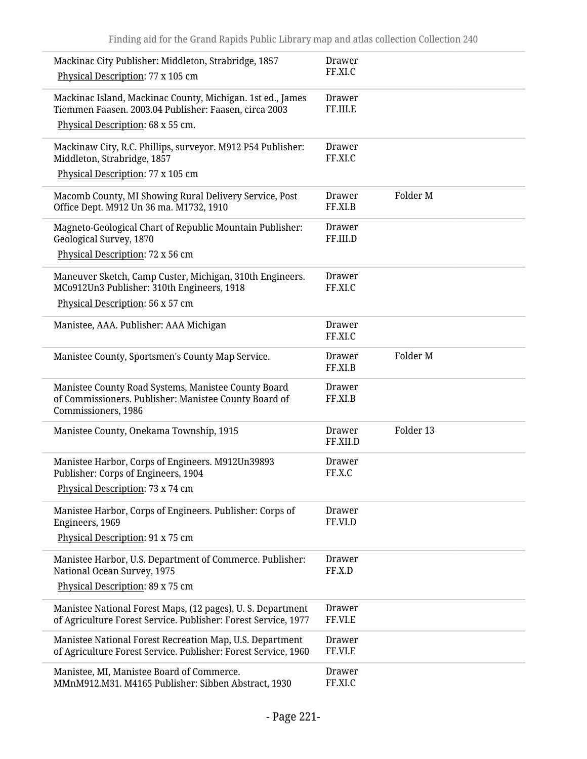| | | |
|---|---|---|
| Mackinac City Publisher: Middleton, Strabridge, 1857<br>Physical Description: 77 x 105 cm | Drawer FF.XI.C | |
| Mackinac Island, Mackinac County, Michigan. 1st ed., James Tiemmen Faasen. 2003.04 Publisher: Faasen, circa 2003<br>Physical Description: 68 x 55 cm. | Drawer FF.III.E | |
| Mackinaw City, R.C. Phillips, surveyor. M912 P54 Publisher: Middleton, Strabridge, 1857<br>Physical Description: 77 x 105 cm | Drawer FF.XI.C | |
| Macomb County, MI Showing Rural Delivery Service, Post Office Dept. M912 Un 36 ma. M1732, 1910 | Drawer FF.XI.B | Folder M |
| Magneto-Geological Chart of Republic Mountain Publisher: Geological Survey, 1870<br>Physical Description: 72 x 56 cm | Drawer FF.III.D | |
| Maneuver Sketch, Camp Custer, Michigan, 310th Engineers. MCo912Un3 Publisher: 310th Engineers, 1918<br>Physical Description: 56 x 57 cm | Drawer FF.XI.C | |
| Manistee, AAA. Publisher: AAA Michigan | Drawer FF.XI.C | |
| Manistee County, Sportsmen's County Map Service. | Drawer FF.XI.B | Folder M |
| Manistee County Road Systems, Manistee County Board of Commissioners. Publisher: Manistee County Board of Commissioners, 1986 | Drawer FF.XI.B | |
| Manistee County, Onekama Township, 1915 | Drawer FF.XII.D | Folder 13 |
| Manistee Harbor, Corps of Engineers. M912Un39893 Publisher: Corps of Engineers, 1904<br>Physical Description: 73 x 74 cm | Drawer FF.X.C | |
| Manistee Harbor, Corps of Engineers. Publisher: Corps of Engineers, 1969<br>Physical Description: 91 x 75 cm | Drawer FF.VI.D | |
| Manistee Harbor, U.S. Department of Commerce. Publisher: National Ocean Survey, 1975<br>Physical Description: 89 x 75 cm | Drawer FF.X.D | |
| Manistee National Forest Maps, (12 pages), U. S. Department of Agriculture Forest Service. Publisher: Forest Service, 1977 | Drawer FF.VI.E | |
| Manistee National Forest Recreation Map, U.S. Department of Agriculture Forest Service. Publisher: Forest Service, 1960 | Drawer FF.VI.E | |
| Manistee, MI, Manistee Board of Commerce. MMnM912.M31. M4165 Publisher: Sibben Abstract, 1930 | Drawer FF.XI.C | |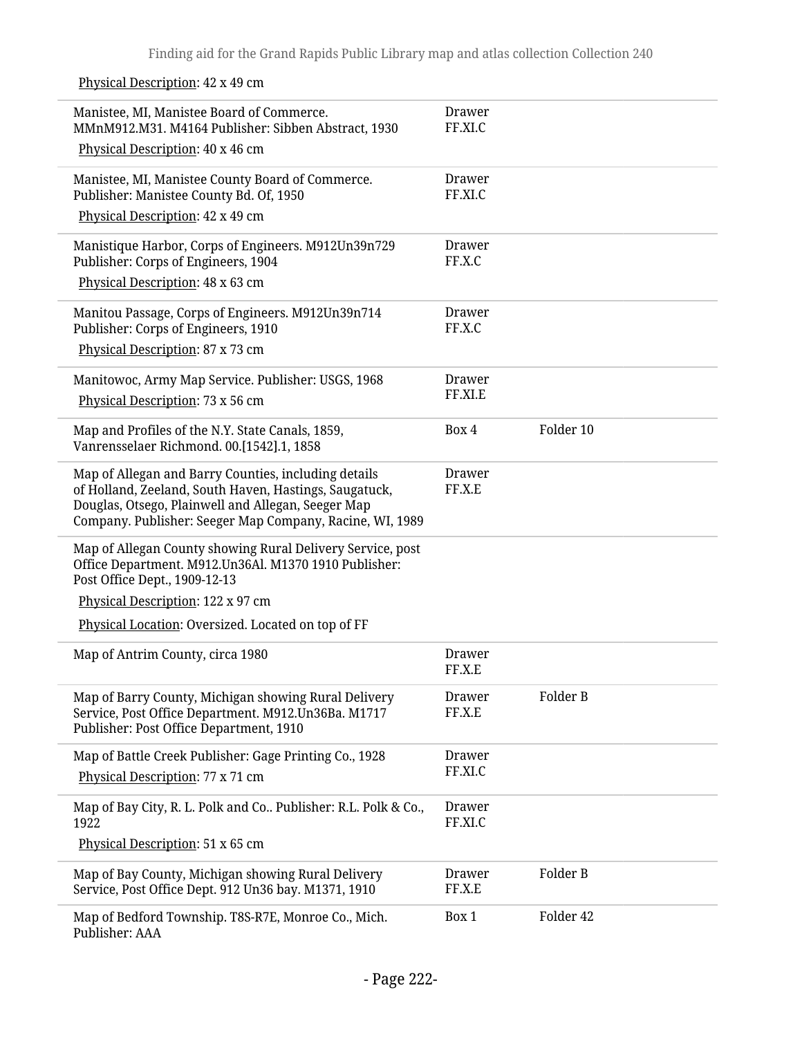Physical Description: 42 x 49 cm

| | | |
|---|---|---|
| Manistee, MI, Manistee Board of Commerce. MMnM912.M31. M4164 Publisher: Sibben Abstract, 1930<br>Physical Description: 40 x 46 cm | Drawer FF.XI.C | |
| Manistee, MI, Manistee County Board of Commerce. Publisher: Manistee County Bd. Of, 1950<br>Physical Description: 42 x 49 cm | Drawer FF.XI.C | |
| Manistique Harbor, Corps of Engineers. M912Un39n729 Publisher: Corps of Engineers, 1904<br>Physical Description: 48 x 63 cm | Drawer FF.X.C | |
| Manitou Passage, Corps of Engineers. M912Un39n714 Publisher: Corps of Engineers, 1910<br>Physical Description: 87 x 73 cm | Drawer FF.X.C | |
| Manitowoc, Army Map Service. Publisher: USGS, 1968<br>Physical Description: 73 x 56 cm | Drawer FF.XI.E | |
| Map and Profiles of the N.Y. State Canals, 1859, Vanrensselaer Richmond. 00.[1542].1, 1858 | Box 4 | Folder 10 |
| Map of Allegan and Barry Counties, including details of Holland, Zeeland, South Haven, Hastings, Saugatuck, Douglas, Otsego, Plainwell and Allegan, Seeger Map Company. Publisher: Seeger Map Company, Racine, WI, 1989 | Drawer FF.X.E | |
| Map of Allegan County showing Rural Delivery Service, post Office Department. M912.Un36Al. M1370 1910 Publisher: Post Office Dept., 1909-12-13<br>Physical Description: 122 x 97 cm<br>Physical Location: Oversized. Located on top of FF | | |
| Map of Antrim County, circa 1980 | Drawer FF.X.E | |
| Map of Barry County, Michigan showing Rural Delivery Service, Post Office Department. M912.Un36Ba. M1717 Publisher: Post Office Department, 1910 | Drawer FF.X.E | Folder B |
| Map of Battle Creek Publisher: Gage Printing Co., 1928<br>Physical Description: 77 x 71 cm | Drawer FF.XI.C | |
| Map of Bay City, R. L. Polk and Co.. Publisher: R.L. Polk & Co., 1922<br>Physical Description: 51 x 65 cm | Drawer FF.XI.C | |
| Map of Bay County, Michigan showing Rural Delivery Service, Post Office Dept. 912 Un36 bay. M1371, 1910 | Drawer FF.X.E | Folder B |
| Map of Bedford Township. T8S-R7E, Monroe Co., Mich. Publisher: AAA | Box 1 | Folder 42 |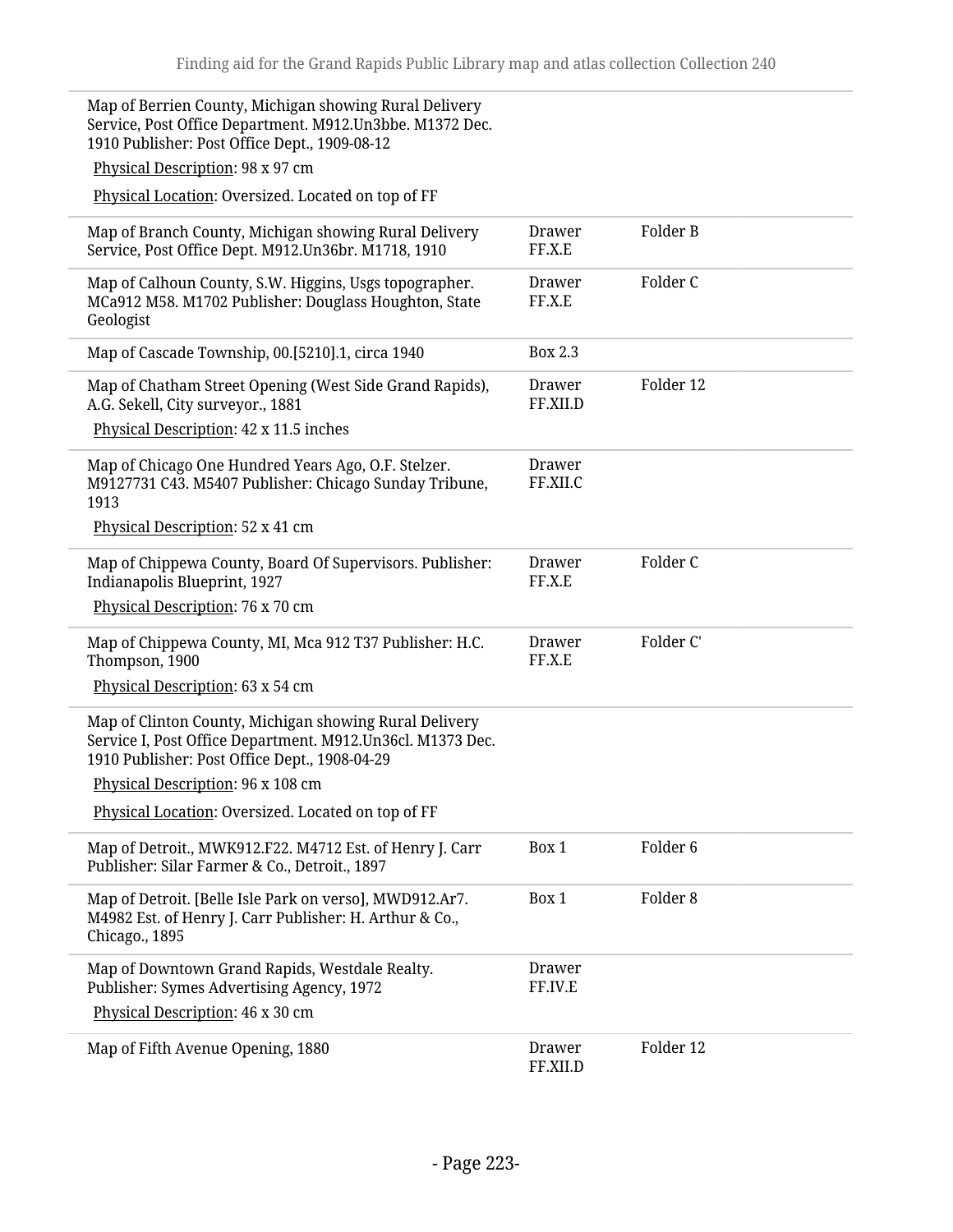| | | |
|---|---|---|
| Map of Berrien County, Michigan showing Rural Delivery Service, Post Office Department. M912.Un3bbe. M1372 Dec. 1910 Publisher: Post Office Dept., 1909-08-12<br>Physical Description: 98 x 97 cm<br>Physical Location: Oversized. Located on top of FF | | |
| Map of Branch County, Michigan showing Rural Delivery Service, Post Office Dept. M912.Un36br. M1718, 1910 | Drawer FF.X.E | Folder B |
| Map of Calhoun County, S.W. Higgins, Usgs topographer. MCa912 M58. M1702 Publisher: Douglass Houghton, State Geologist | Drawer FF.X.E | Folder C |
| Map of Cascade Township, 00.[5210].1, circa 1940 | Box 2.3 | |
| Map of Chatham Street Opening (West Side Grand Rapids), A.G. Sekell, City surveyor., 1881<br>Physical Description: 42 x 11.5 inches | Drawer FF.XII.D | Folder 12 |
| Map of Chicago One Hundred Years Ago, O.F. Stelzer. M9127731 C43. M5407 Publisher: Chicago Sunday Tribune, 1913<br>Physical Description: 52 x 41 cm | Drawer FF.XII.C | |
| Map of Chippewa County, Board Of Supervisors. Publisher: Indianapolis Blueprint, 1927<br>Physical Description: 76 x 70 cm | Drawer FF.X.E | Folder C |
| Map of Chippewa County, MI, Mca 912 T37 Publisher: H.C. Thompson, 1900<br>Physical Description: 63 x 54 cm | Drawer FF.X.E | Folder C' |
| Map of Clinton County, Michigan showing Rural Delivery Service I, Post Office Department. M912.Un36cl. M1373 Dec. 1910 Publisher: Post Office Dept., 1908-04-29<br>Physical Description: 96 x 108 cm<br>Physical Location: Oversized. Located on top of FF | | |
| Map of Detroit., MWK912.F22. M4712 Est. of Henry J. Carr Publisher: Silar Farmer & Co., Detroit., 1897 | Box 1 | Folder 6 |
| Map of Detroit. [Belle Isle Park on verso], MWD912.Ar7. M4982 Est. of Henry J. Carr Publisher: H. Arthur & Co., Chicago., 1895 | Box 1 | Folder 8 |
| Map of Downtown Grand Rapids, Westdale Realty. Publisher: Symes Advertising Agency, 1972<br>Physical Description: 46 x 30 cm | Drawer FF.IV.E | |
| Map of Fifth Avenue Opening, 1880 | Drawer FF.XII.D | Folder 12 |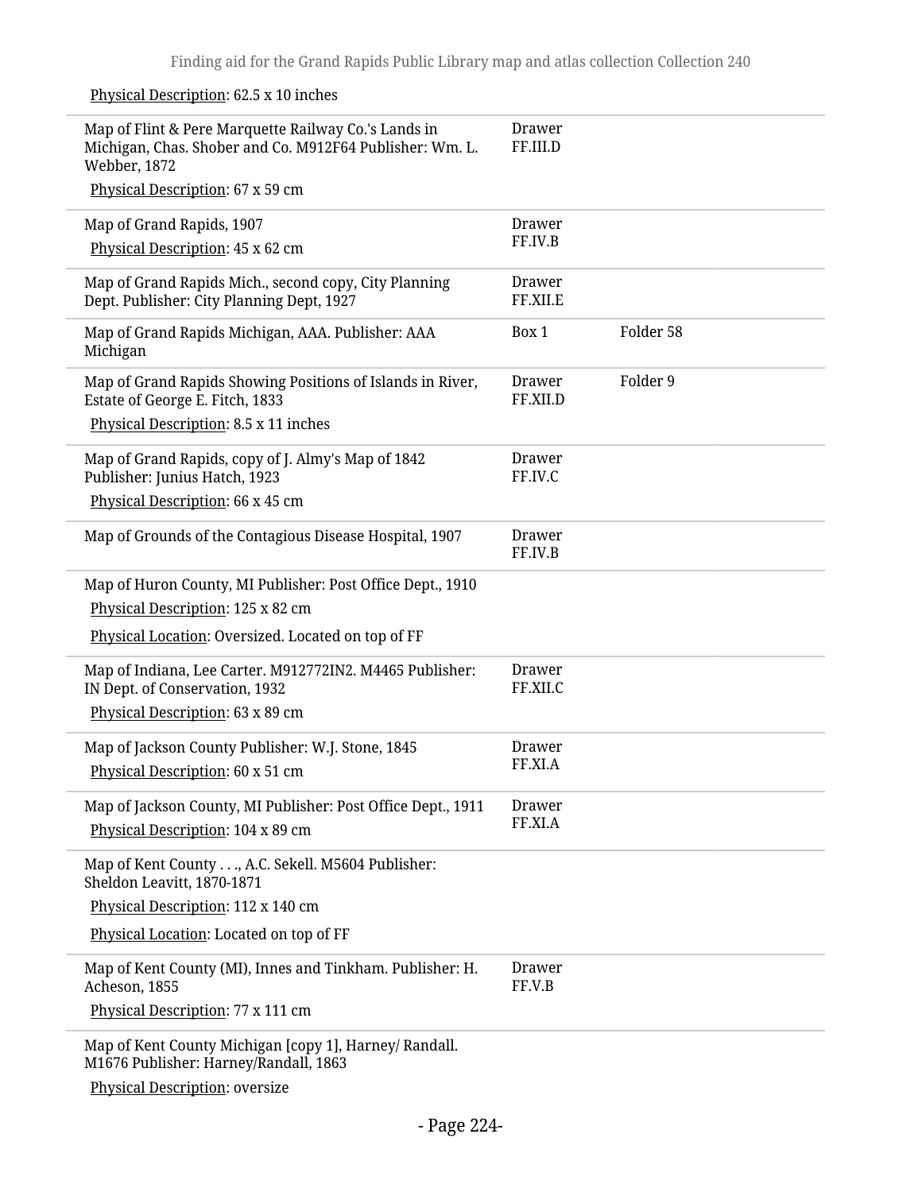Physical Description: 62.5 x 10 inches

| Title | Container 1 | Container 2 |
|---|---|---|
| Map of Flint & Pere Marquette Railway Co.'s Lands in Michigan, Chas. Shober and Co. M912F64 Publisher: Wm. L. Webber, 1872<br>Physical Description: 67 x 59 cm | Drawer FF.III.D | |
| Map of Grand Rapids, 1907<br>Physical Description: 45 x 62 cm | Drawer FF.IV.B | |
| Map of Grand Rapids Mich., second copy, City Planning Dept. Publisher: City Planning Dept, 1927 | Drawer FF.XII.E | |
| Map of Grand Rapids Michigan, AAA. Publisher: AAA Michigan | Box 1 | Folder 58 |
| Map of Grand Rapids Showing Positions of Islands in River, Estate of George E. Fitch, 1833<br>Physical Description: 8.5 x 11 inches | Drawer FF.XII.D | Folder 9 |
| Map of Grand Rapids, copy of J. Almy's Map of 1842 Publisher: Junius Hatch, 1923<br>Physical Description: 66 x 45 cm | Drawer FF.IV.C | |
| Map of Grounds of the Contagious Disease Hospital, 1907 | Drawer FF.IV.B | |
| Map of Huron County, MI Publisher: Post Office Dept., 1910<br>Physical Description: 125 x 82 cm<br>Physical Location: Oversized. Located on top of FF | | |
| Map of Indiana, Lee Carter. M912772IN2. M4465 Publisher: IN Dept. of Conservation, 1932<br>Physical Description: 63 x 89 cm | Drawer FF.XII.C | |
| Map of Jackson County Publisher: W.J. Stone, 1845<br>Physical Description: 60 x 51 cm | Drawer FF.XI.A | |
| Map of Jackson County, MI Publisher: Post Office Dept., 1911<br>Physical Description: 104 x 89 cm | Drawer FF.XI.A | |
| Map of Kent County . . ., A.C. Sekell. M5604 Publisher: Sheldon Leavitt, 1870-1871<br>Physical Description: 112 x 140 cm<br>Physical Location: Located on top of FF | | |
| Map of Kent County (MI), Innes and Tinkham. Publisher: H. Acheson, 1855<br>Physical Description: 77 x 111 cm | Drawer FF.V.B | |
| Map of Kent County Michigan [copy 1], Harney/ Randall. M1676 Publisher: Harney/Randall, 1863<br>Physical Description: oversize | | |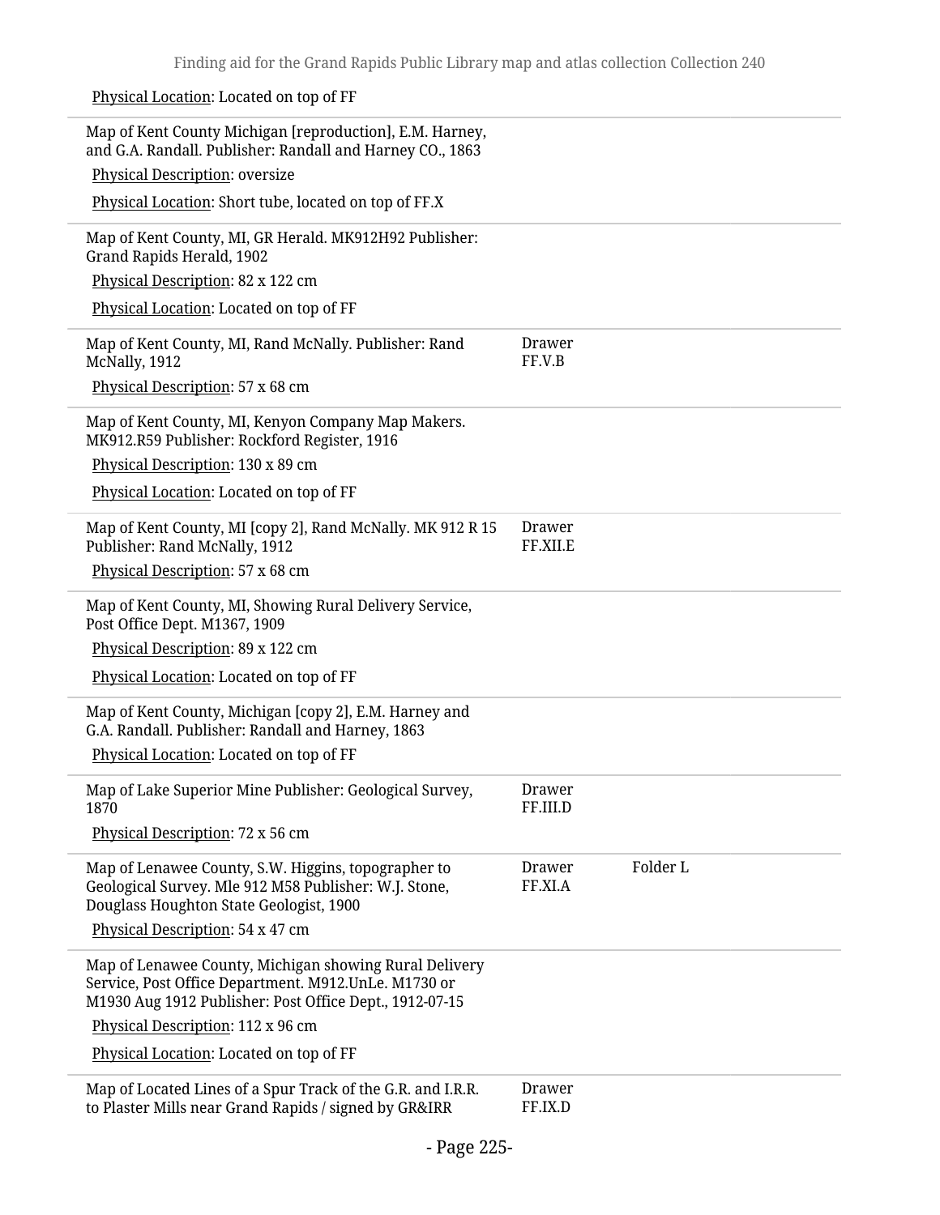Physical Location: Located on top of FF

Map of Kent County Michigan [reproduction], E.M. Harney, and G.A. Randall. Publisher: Randall and Harney CO., 1863

Physical Description: oversize

Physical Location: Short tube, located on top of FF.X

Map of Kent County, MI, GR Herald. MK912H92 Publisher: Grand Rapids Herald, 1902

Physical Description: 82 x 122 cm

Physical Location: Located on top of FF

| Description | Drawer | Folder |
|---|---|---|
| Map of Kent County, MI, Rand McNally. Publisher: Rand McNally, 1912<br>Physical Description: 57 x 68 cm | Drawer FF.V.B | |

Map of Kent County, MI, Kenyon Company Map Makers. MK912.R59 Publisher: Rockford Register, 1916

Physical Description: 130 x 89 cm

Physical Location: Located on top of FF

| Description | Drawer | Folder |
|---|---|---|
| Map of Kent County, MI [copy 2], Rand McNally. MK 912 R 15 Publisher: Rand McNally, 1912<br>Physical Description: 57 x 68 cm | Drawer FF.XII.E | |

Map of Kent County, MI, Showing Rural Delivery Service, Post Office Dept. M1367, 1909

Physical Description: 89 x 122 cm

Physical Location: Located on top of FF

Map of Kent County, Michigan [copy 2], E.M. Harney and G.A. Randall. Publisher: Randall and Harney, 1863

Physical Location: Located on top of FF

| Description | Drawer | Folder |
|---|---|---|
| Map of Lake Superior Mine Publisher: Geological Survey, 1870<br>Physical Description: 72 x 56 cm | Drawer FF.III.D | |
| Map of Lenawee County, S.W. Higgins, topographer to Geological Survey. Mle 912 M58 Publisher: W.J. Stone, Douglass Houghton State Geologist, 1900<br>Physical Description: 54 x 47 cm | Drawer FF.XI.A | Folder L |

Map of Lenawee County, Michigan showing Rural Delivery Service, Post Office Department. M912.UnLe. M1730 or M1930 Aug 1912 Publisher: Post Office Dept., 1912-07-15

Physical Description: 112 x 96 cm

Physical Location: Located on top of FF

| Description | Drawer | Folder |
|---|---|---|
| Map of Located Lines of a Spur Track of the G.R. and I.R.R. to Plaster Mills near Grand Rapids / signed by GR&IRR | Drawer FF.IX.D | |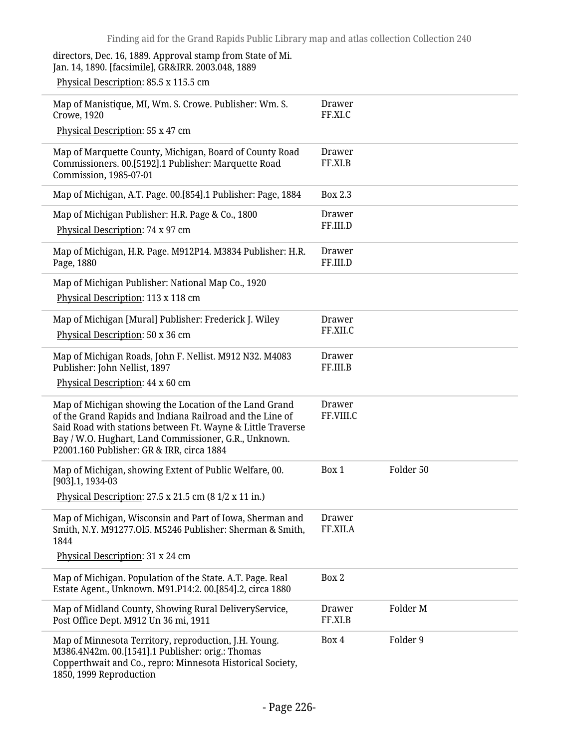directors, Dec. 16, 1889. Approval stamp from State of Mi. Jan. 14, 1890. [facsimile], GR&IRR. 2003.048, 1889

Physical Description: 85.5 x 115.5 cm

| Title | Container 1 | Container 2 |
|---|---|---|
| Map of Manistique, MI, Wm. S. Crowe. Publisher: Wm. S. Crowe, 1920<br>Physical Description: 55 x 47 cm | Drawer FF.XI.C | |
| Map of Marquette County, Michigan, Board of County Road Commissioners. 00.[5192].1 Publisher: Marquette Road Commission, 1985-07-01 | Drawer FF.XI.B | |
| Map of Michigan, A.T. Page. 00.[854].1 Publisher: Page, 1884 | Box 2.3 | |
| Map of Michigan Publisher: H.R. Page & Co., 1800<br>Physical Description: 74 x 97 cm | Drawer FF.III.D | |
| Map of Michigan, H.R. Page. M912P14. M3834 Publisher: H.R. Page, 1880 | Drawer FF.III.D | |
| Map of Michigan Publisher: National Map Co., 1920<br>Physical Description: 113 x 118 cm | | |
| Map of Michigan [Mural] Publisher: Frederick J. Wiley<br>Physical Description: 50 x 36 cm | Drawer FF.XII.C | |
| Map of Michigan Roads, John F. Nellist. M912 N32. M4083 Publisher: John Nellist, 1897<br>Physical Description: 44 x 60 cm | Drawer FF.III.B | |
| Map of Michigan showing the Location of the Land Grand of the Grand Rapids and Indiana Railroad and the Line of Said Road with stations between Ft. Wayne & Little Traverse Bay / W.O. Hughart, Land Commissioner, G.R., Unknown. P2001.160 Publisher: GR & IRR, circa 1884 | Drawer FF.VIII.C | |
| Map of Michigan, showing Extent of Public Welfare, 00. [903].1, 1934-03<br>Physical Description: 27.5 x 21.5 cm (8 1/2 x 11 in.) | Box 1 | Folder 50 |
| Map of Michigan, Wisconsin and Part of Iowa, Sherman and Smith, N.Y. M91277.Ol5. M5246 Publisher: Sherman & Smith, 1844<br>Physical Description: 31 x 24 cm | Drawer FF.XII.A | |
| Map of Michigan. Population of the State. A.T. Page. Real Estate Agent., Unknown. M91.P14:2. 00.[854].2, circa 1880 | Box 2 | |
| Map of Midland County, Showing Rural DeliveryService, Post Office Dept. M912 Un 36 mi, 1911 | Drawer FF.XI.B | Folder M |
| Map of Minnesota Territory, reproduction, J.H. Young. M386.4N42m. 00.[1541].1 Publisher: orig.: Thomas Copperthwait and Co., repro: Minnesota Historical Society, 1850, 1999 Reproduction | Box 4 | Folder 9 |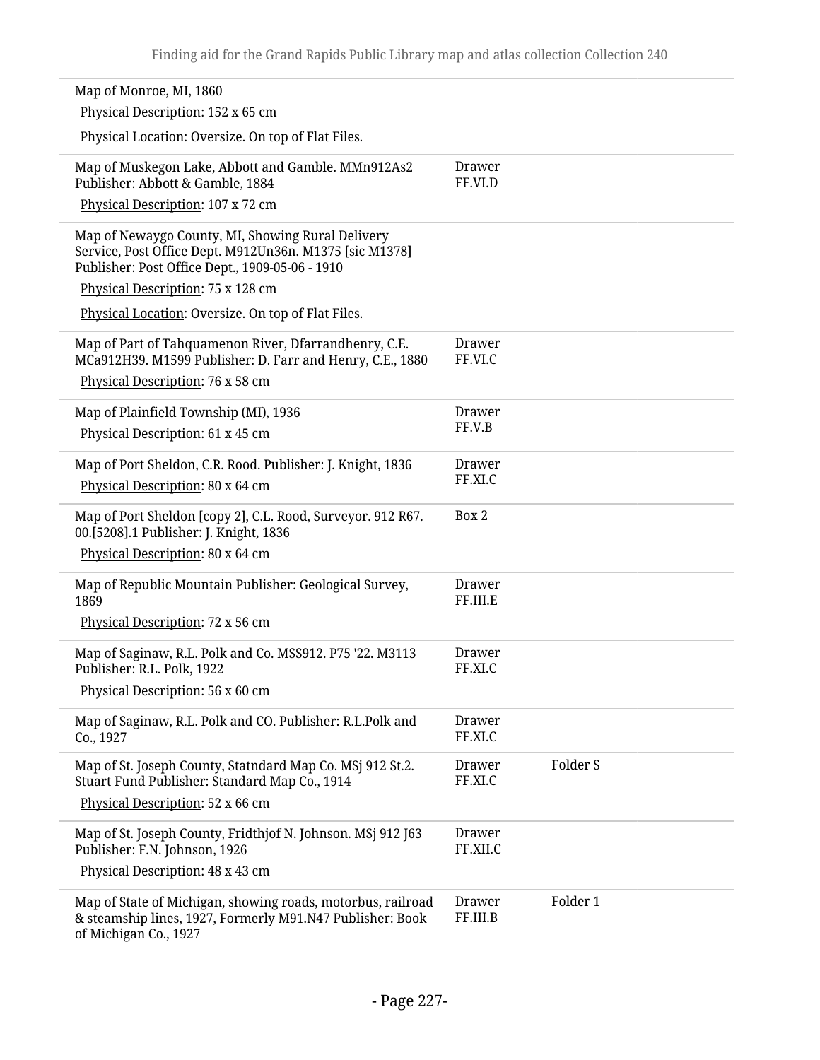| | | |
|---|---|---|
| Map of Monroe, MI, 1860<br>Physical Description: 152 x 65 cm<br>Physical Location: Oversize. On top of Flat Files. | | |
| Map of Muskegon Lake, Abbott and Gamble. MMn912As2 Publisher: Abbott & Gamble, 1884<br>Physical Description: 107 x 72 cm | Drawer FF.VI.D | |
| Map of Newaygo County, MI, Showing Rural Delivery Service, Post Office Dept. M912Un36n. M1375 [sic M1378] Publisher: Post Office Dept., 1909-05-06 - 1910<br>Physical Description: 75 x 128 cm<br>Physical Location: Oversize. On top of Flat Files. | | |
| Map of Part of Tahquamenon River, Dfarrandhenry, C.E. MCa912H39. M1599 Publisher: D. Farr and Henry, C.E., 1880<br>Physical Description: 76 x 58 cm | Drawer FF.VI.C | |
| Map of Plainfield Township (MI), 1936<br>Physical Description: 61 x 45 cm | Drawer FF.V.B | |
| Map of Port Sheldon, C.R. Rood. Publisher: J. Knight, 1836<br>Physical Description: 80 x 64 cm | Drawer FF.XI.C | |
| Map of Port Sheldon [copy 2], C.L. Rood, Surveyor. 912 R67. 00.[5208].1 Publisher: J. Knight, 1836<br>Physical Description: 80 x 64 cm | Box 2 | |
| Map of Republic Mountain Publisher: Geological Survey, 1869<br>Physical Description: 72 x 56 cm | Drawer FF.III.E | |
| Map of Saginaw, R.L. Polk and Co. MSS912. P75 '22. M3113 Publisher: R.L. Polk, 1922<br>Physical Description: 56 x 60 cm | Drawer FF.XI.C | |
| Map of Saginaw, R.L. Polk and CO. Publisher: R.L.Polk and Co., 1927 | Drawer FF.XI.C | |
| Map of St. Joseph County, Statndard Map Co. MSj 912 St.2. Stuart Fund Publisher: Standard Map Co., 1914<br>Physical Description: 52 x 66 cm | Drawer FF.XI.C | Folder S |
| Map of St. Joseph County, Fridthjof N. Johnson. MSj 912 J63 Publisher: F.N. Johnson, 1926<br>Physical Description: 48 x 43 cm | Drawer FF.XII.C | |
| Map of State of Michigan, showing roads, motorbus, railroad & steamship lines, 1927, Formerly M91.N47 Publisher: Book of Michigan Co., 1927 | Drawer FF.III.B | Folder 1 |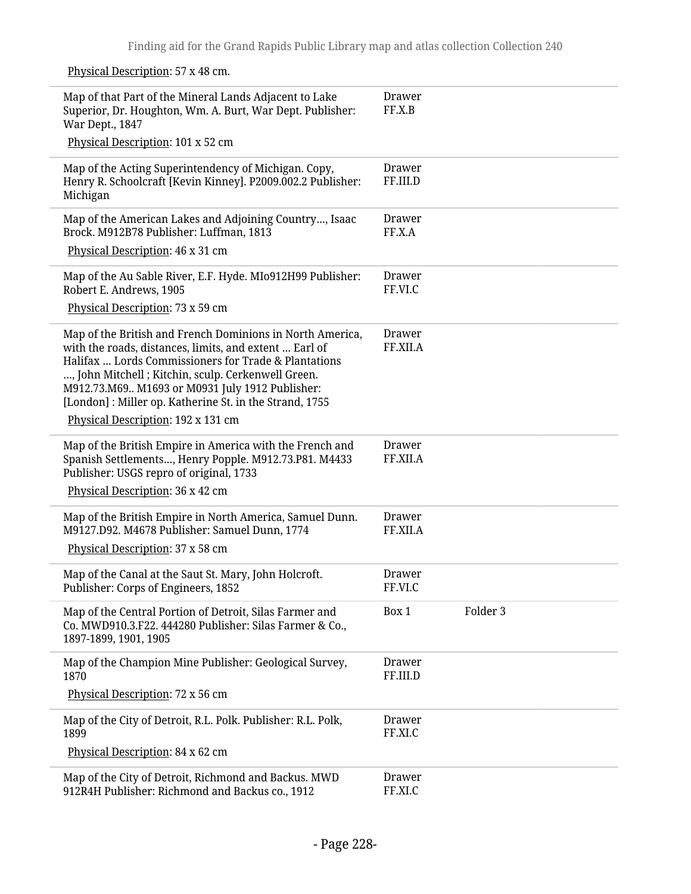Physical Description: 57 x 48 cm.

| | | |
|---|---|---|
| Map of that Part of the Mineral Lands Adjacent to Lake Superior, Dr. Houghton, Wm. A. Burt, War Dept. Publisher: War Dept., 1847<br>Physical Description: 101 x 52 cm | Drawer FF.X.B | |
| Map of the Acting Superintendency of Michigan. Copy, Henry R. Schoolcraft [Kevin Kinney]. P2009.002.2 Publisher: Michigan | Drawer FF.III.D | |
| Map of the American Lakes and Adjoining Country..., Isaac Brock. M912B78 Publisher: Luffman, 1813<br>Physical Description: 46 x 31 cm | Drawer FF.X.A | |
| Map of the Au Sable River, E.F. Hyde. MIo912H99 Publisher: Robert E. Andrews, 1905<br>Physical Description: 73 x 59 cm | Drawer FF.VI.C | |
| Map of the British and French Dominions in North America, with the roads, distances, limits, and extent ... Earl of Halifax ... Lords Commissioners for Trade & Plantations ..., John Mitchell ; Kitchin, sculp. Cerkenwell Green. M912.73.M69.. M1693 or M0931 July 1912 Publisher: [London] : Miller op. Katherine St. in the Strand, 1755<br>Physical Description: 192 x 131 cm | Drawer FF.XII.A | |
| Map of the British Empire in America with the French and Spanish Settlements..., Henry Popple. M912.73.P81. M4433 Publisher: USGS repro of original, 1733<br>Physical Description: 36 x 42 cm | Drawer FF.XII.A | |
| Map of the British Empire in North America, Samuel Dunn. M9127.D92. M4678 Publisher: Samuel Dunn, 1774<br>Physical Description: 37 x 58 cm | Drawer FF.XII.A | |
| Map of the Canal at the Saut St. Mary, John Holcroft. Publisher: Corps of Engineers, 1852 | Drawer FF.VI.C | |
| Map of the Central Portion of Detroit, Silas Farmer and Co. MWD910.3.F22. 444280 Publisher: Silas Farmer & Co., 1897-1899, 1901, 1905 | Box 1 | Folder 3 |
| Map of the Champion Mine Publisher: Geological Survey, 1870<br>Physical Description: 72 x 56 cm | Drawer FF.III.D | |
| Map of the City of Detroit, R.L. Polk. Publisher: R.L. Polk, 1899<br>Physical Description: 84 x 62 cm | Drawer FF.XI.C | |
| Map of the City of Detroit, Richmond and Backus. MWD 912R4H Publisher: Richmond and Backus co., 1912 | Drawer FF.XI.C | |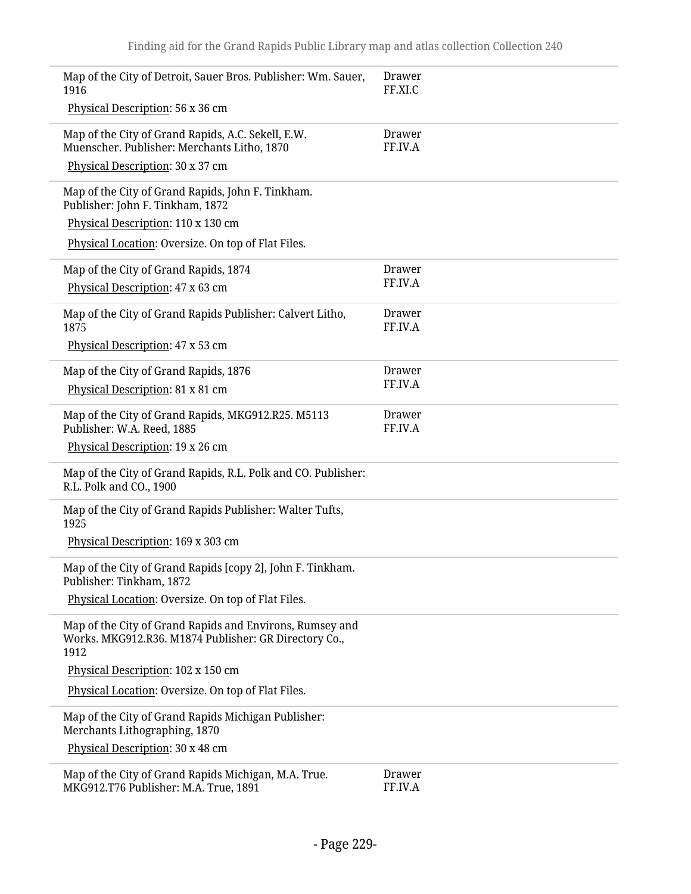| | |
|---|---|
| Map of the City of Detroit, Sauer Bros. Publisher: Wm. Sauer, 1916<br>Physical Description: 56 x 36 cm | Drawer FF.XI.C |
| Map of the City of Grand Rapids, A.C. Sekell, E.W. Muenscher. Publisher: Merchants Litho, 1870<br>Physical Description: 30 x 37 cm | Drawer FF.IV.A |
| Map of the City of Grand Rapids, John F. Tinkham. Publisher: John F. Tinkham, 1872<br>Physical Description: 110 x 130 cm<br>Physical Location: Oversize. On top of Flat Files. | |
| Map of the City of Grand Rapids, 1874<br>Physical Description: 47 x 63 cm | Drawer FF.IV.A |
| Map of the City of Grand Rapids Publisher: Calvert Litho, 1875<br>Physical Description: 47 x 53 cm | Drawer FF.IV.A |
| Map of the City of Grand Rapids, 1876<br>Physical Description: 81 x 81 cm | Drawer FF.IV.A |
| Map of the City of Grand Rapids, MKG912.R25. M5113 Publisher: W.A. Reed, 1885<br>Physical Description: 19 x 26 cm | Drawer FF.IV.A |
| Map of the City of Grand Rapids, R.L. Polk and CO. Publisher: R.L. Polk and CO., 1900 | |
| Map of the City of Grand Rapids Publisher: Walter Tufts, 1925<br>Physical Description: 169 x 303 cm | |
| Map of the City of Grand Rapids [copy 2], John F. Tinkham. Publisher: Tinkham, 1872<br>Physical Location: Oversize. On top of Flat Files. | |
| Map of the City of Grand Rapids and Environs, Rumsey and Works. MKG912.R36. M1874 Publisher: GR Directory Co., 1912<br>Physical Description: 102 x 150 cm<br>Physical Location: Oversize. On top of Flat Files. | |
| Map of the City of Grand Rapids Michigan Publisher: Merchants Lithographing, 1870<br>Physical Description: 30 x 48 cm | |
| Map of the City of Grand Rapids Michigan, M.A. True. MKG912.T76 Publisher: M.A. True, 1891 | Drawer FF.IV.A |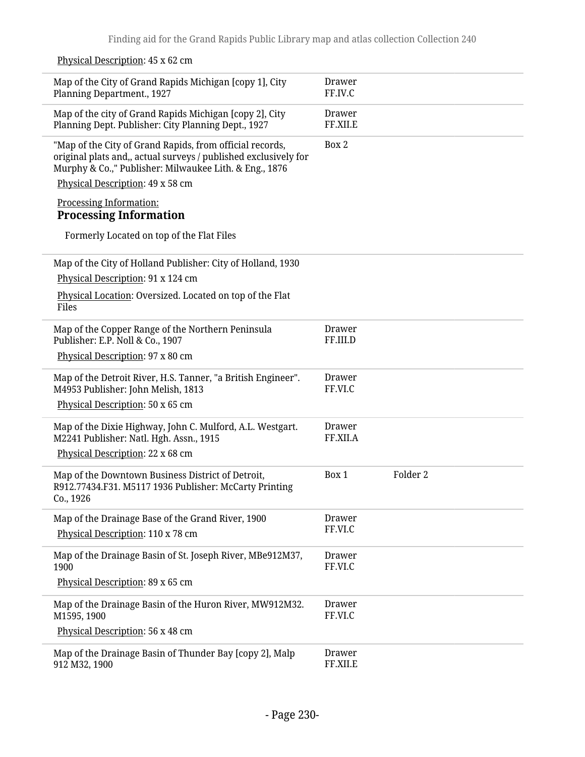Physical Description: 45 x 62 cm

| | | |
|---|---|---|
| Map of the City of Grand Rapids Michigan [copy 1], City Planning Department., 1927 | Drawer FF.IV.C | |
| Map of the city of Grand Rapids Michigan [copy 2], City Planning Dept. Publisher: City Planning Dept., 1927 | Drawer FF.XII.E | |
| "Map of the City of Grand Rapids, from official records, original plats and,, actual surveys / published exclusively for Murphy & Co.," Publisher: Milwaukee Lith. & Eng., 1876<br>Physical Description: 49 x 58 cm<br>Processing Information:<br>**Processing Information**<br>Formerly Located on top of the Flat Files | Box 2 | |
| Map of the City of Holland Publisher: City of Holland, 1930<br>Physical Description: 91 x 124 cm<br>Physical Location: Oversized. Located on top of the Flat Files | | |
| Map of the Copper Range of the Northern Peninsula Publisher: E.P. Noll & Co., 1907<br>Physical Description: 97 x 80 cm | Drawer FF.III.D | |
| Map of the Detroit River, H.S. Tanner, "a British Engineer". M4953 Publisher: John Melish, 1813<br>Physical Description: 50 x 65 cm | Drawer FF.VI.C | |
| Map of the Dixie Highway, John C. Mulford, A.L. Westgart. M2241 Publisher: Natl. Hgh. Assn., 1915<br>Physical Description: 22 x 68 cm | Drawer FF.XII.A | |
| Map of the Downtown Business District of Detroit, R912.77434.F31. M5117 1936 Publisher: McCarty Printing Co., 1926 | Box 1 | Folder 2 |
| Map of the Drainage Base of the Grand River, 1900<br>Physical Description: 110 x 78 cm | Drawer FF.VI.C | |
| Map of the Drainage Basin of St. Joseph River, MBe912M37, 1900<br>Physical Description: 89 x 65 cm | Drawer FF.VI.C | |
| Map of the Drainage Basin of the Huron River, MW912M32. M1595, 1900<br>Physical Description: 56 x 48 cm | Drawer FF.VI.C | |
| Map of the Drainage Basin of Thunder Bay [copy 2], Malp 912 M32, 1900 | Drawer FF.XII.E | |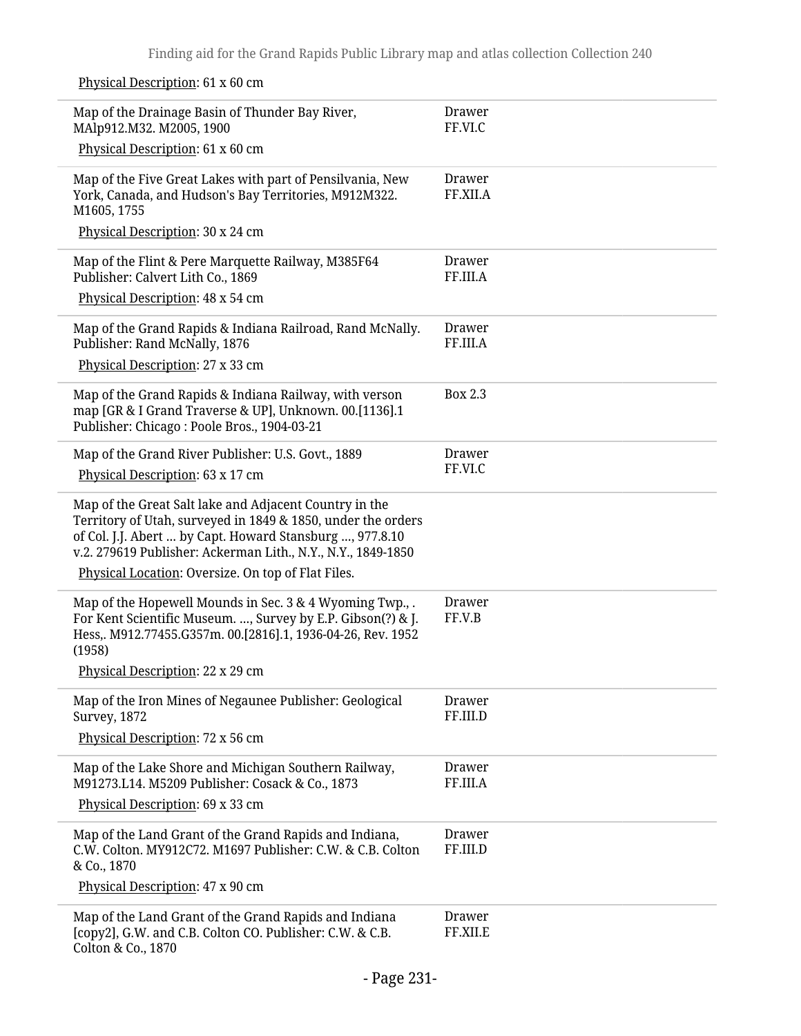Physical Description: 61 x 60 cm

| | |
|---|---|
| Map of the Drainage Basin of Thunder Bay River, MAlp912.M32. M2005, 1900<br>Physical Description: 61 x 60 cm | Drawer FF.VI.C |
| Map of the Five Great Lakes with part of Pensilvania, New York, Canada, and Hudson's Bay Territories, M912M322. M1605, 1755<br>Physical Description: 30 x 24 cm | Drawer FF.XII.A |
| Map of the Flint & Pere Marquette Railway, M385F64 Publisher: Calvert Lith Co., 1869<br>Physical Description: 48 x 54 cm | Drawer FF.III.A |
| Map of the Grand Rapids & Indiana Railroad, Rand McNally. Publisher: Rand McNally, 1876<br>Physical Description: 27 x 33 cm | Drawer FF.III.A |
| Map of the Grand Rapids & Indiana Railway, with verson map [GR & I Grand Traverse & UP], Unknown. 00.[1136].1 Publisher: Chicago : Poole Bros., 1904-03-21 | Box 2.3 |
| Map of the Grand River Publisher: U.S. Govt., 1889<br>Physical Description: 63 x 17 cm | Drawer FF.VI.C |
| Map of the Great Salt lake and Adjacent Country in the Territory of Utah, surveyed in 1849 & 1850, under the orders of Col. J.J. Abert ... by Capt. Howard Stansburg ..., 977.8.10 v.2. 279619 Publisher: Ackerman Lith., N.Y., N.Y., 1849-1850<br>Physical Location: Oversize. On top of Flat Files. | |
| Map of the Hopewell Mounds in Sec. 3 & 4 Wyoming Twp., . For Kent Scientific Museum. ..., Survey by E.P. Gibson(?) & J. Hess,. M912.77455.G357m. 00.[2816].1, 1936-04-26, Rev. 1952 (1958)<br>Physical Description: 22 x 29 cm | Drawer FF.V.B |
| Map of the Iron Mines of Negaunee Publisher: Geological Survey, 1872<br>Physical Description: 72 x 56 cm | Drawer FF.III.D |
| Map of the Lake Shore and Michigan Southern Railway, M91273.L14. M5209 Publisher: Cosack & Co., 1873<br>Physical Description: 69 x 33 cm | Drawer FF.III.A |
| Map of the Land Grant of the Grand Rapids and Indiana, C.W. Colton. MY912C72. M1697 Publisher: C.W. & C.B. Colton & Co., 1870<br>Physical Description: 47 x 90 cm | Drawer FF.III.D |
| Map of the Land Grant of the Grand Rapids and Indiana [copy2], G.W. and C.B. Colton CO. Publisher: C.W. & C.B. Colton & Co., 1870 | Drawer FF.XII.E |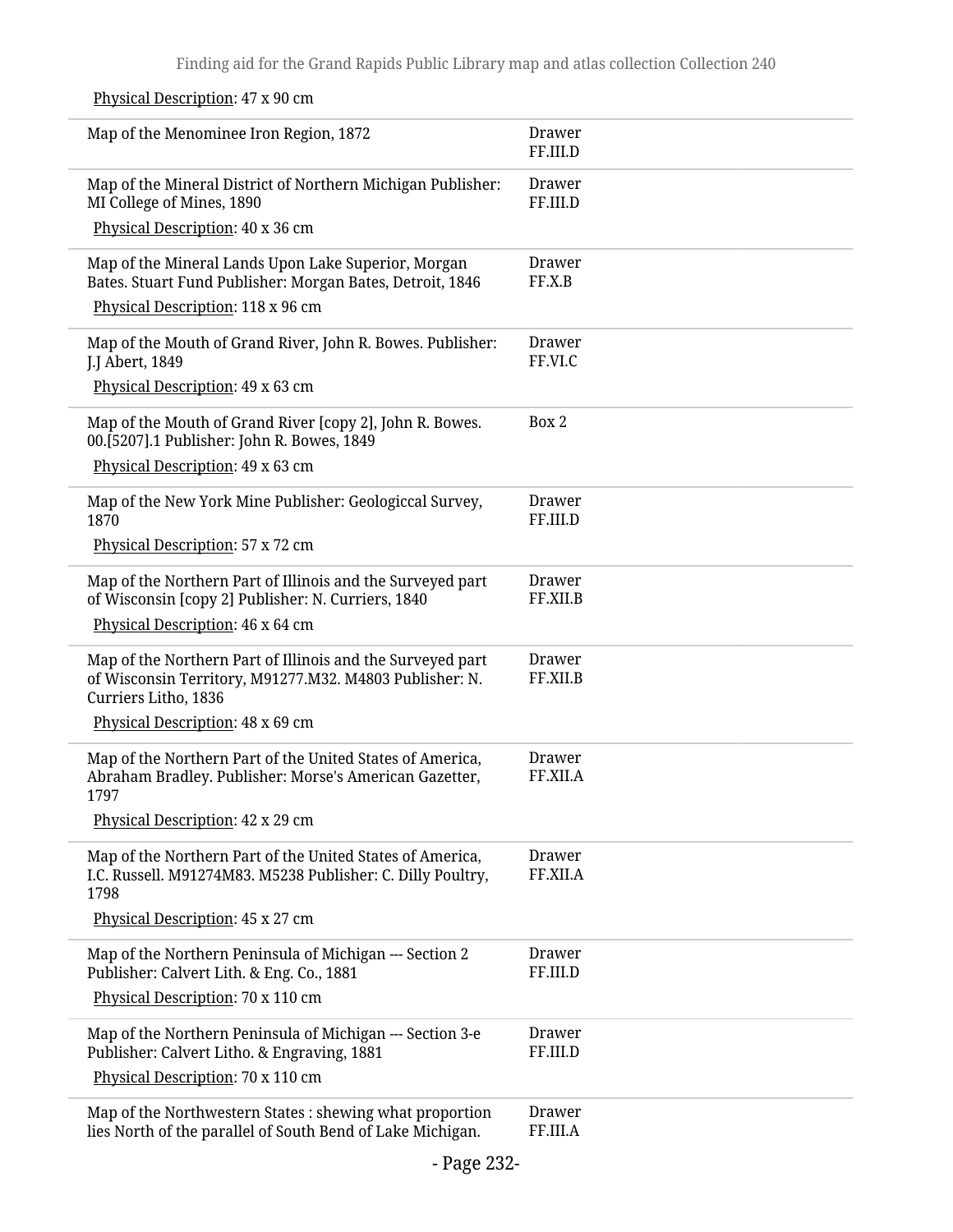Physical Description: 47 x 90 cm

| | |
|---|---|
| Map of the Menominee Iron Region, 1872 | Drawer FF.III.D |
| Map of the Mineral District of Northern Michigan Publisher: MI College of Mines, 1890<br>Physical Description: 40 x 36 cm | Drawer FF.III.D |
| Map of the Mineral Lands Upon Lake Superior, Morgan Bates. Stuart Fund Publisher: Morgan Bates, Detroit, 1846<br>Physical Description: 118 x 96 cm | Drawer FF.X.B |
| Map of the Mouth of Grand River, John R. Bowes. Publisher: J.J Abert, 1849<br>Physical Description: 49 x 63 cm | Drawer FF.VI.C |
| Map of the Mouth of Grand River [copy 2], John R. Bowes. 00.[5207].1 Publisher: John R. Bowes, 1849<br>Physical Description: 49 x 63 cm | Box 2 |
| Map of the New York Mine Publisher: Geologiccal Survey, 1870<br>Physical Description: 57 x 72 cm | Drawer FF.III.D |
| Map of the Northern Part of Illinois and the Surveyed part of Wisconsin [copy 2] Publisher: N. Curriers, 1840<br>Physical Description: 46 x 64 cm | Drawer FF.XII.B |
| Map of the Northern Part of Illinois and the Surveyed part of Wisconsin Territory, M91277.M32. M4803 Publisher: N. Curriers Litho, 1836<br>Physical Description: 48 x 69 cm | Drawer FF.XII.B |
| Map of the Northern Part of the United States of America, Abraham Bradley. Publisher: Morse's American Gazetter, 1797<br>Physical Description: 42 x 29 cm | Drawer FF.XII.A |
| Map of the Northern Part of the United States of America, I.C. Russell. M91274M83. M5238 Publisher: C. Dilly Poultry, 1798<br>Physical Description: 45 x 27 cm | Drawer FF.XII.A |
| Map of the Northern Peninsula of Michigan --- Section 2 Publisher: Calvert Lith. & Eng. Co., 1881<br>Physical Description: 70 x 110 cm | Drawer FF.III.D |
| Map of the Northern Peninsula of Michigan --- Section 3-e Publisher: Calvert Litho. & Engraving, 1881<br>Physical Description: 70 x 110 cm | Drawer FF.III.D |
| Map of the Northwestern States : shewing what proportion lies North of the parallel of South Bend of Lake Michigan. | Drawer FF.III.A |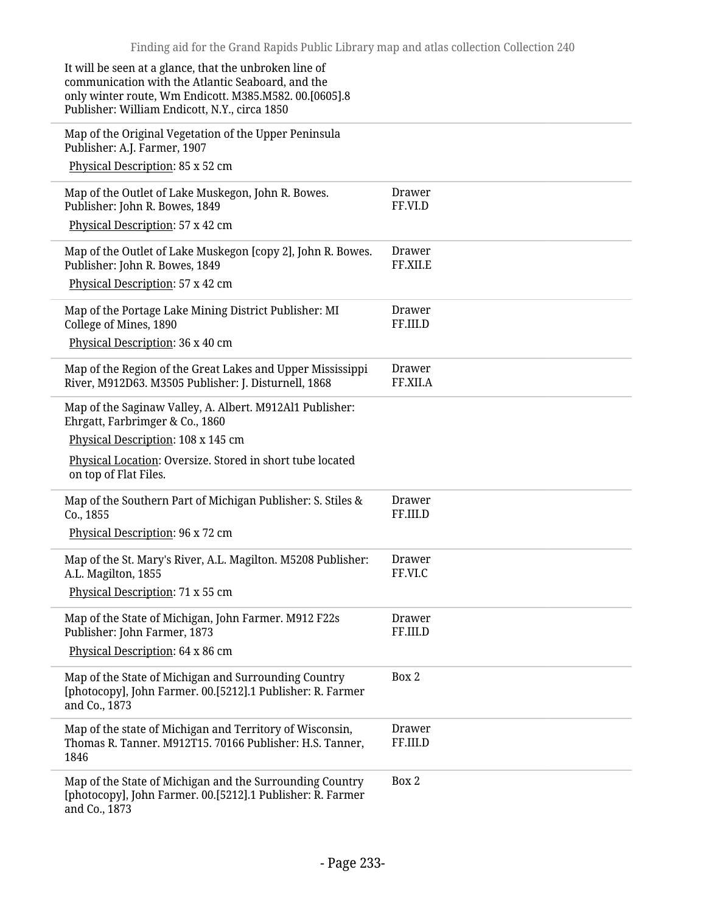| | |
|---|---|
| It will be seen at a glance, that the unbroken line of communication with the Atlantic Seaboard, and the only winter route, Wm Endicott. M385.M582. 00.[0605].8 Publisher: William Endicott, N.Y., circa 1850 | |
| Map of the Original Vegetation of the Upper Peninsula Publisher: A.J. Farmer, 1907<br>Physical Description: 85 x 52 cm | |
| Map of the Outlet of Lake Muskegon, John R. Bowes. Publisher: John R. Bowes, 1849<br>Physical Description: 57 x 42 cm | Drawer FF.VI.D |
| Map of the Outlet of Lake Muskegon [copy 2], John R. Bowes. Publisher: John R. Bowes, 1849<br>Physical Description: 57 x 42 cm | Drawer FF.XII.E |
| Map of the Portage Lake Mining District Publisher: MI College of Mines, 1890<br>Physical Description: 36 x 40 cm | Drawer FF.III.D |
| Map of the Region of the Great Lakes and Upper Mississippi River, M912D63. M3505 Publisher: J. Disturnell, 1868 | Drawer FF.XII.A |
| Map of the Saginaw Valley, A. Albert. M912Al1 Publisher: Ehrgatt, Farbrimger & Co., 1860<br>Physical Description: 108 x 145 cm<br>Physical Location: Oversize. Stored in short tube located on top of Flat Files. | |
| Map of the Southern Part of Michigan Publisher: S. Stiles & Co., 1855<br>Physical Description: 96 x 72 cm | Drawer FF.III.D |
| Map of the St. Mary's River, A.L. Magilton. M5208 Publisher: A.L. Magilton, 1855<br>Physical Description: 71 x 55 cm | Drawer FF.VI.C |
| Map of the State of Michigan, John Farmer. M912 F22s Publisher: John Farmer, 1873<br>Physical Description: 64 x 86 cm | Drawer FF.III.D |
| Map of the State of Michigan and Surrounding Country [photocopy], John Farmer. 00.[5212].1 Publisher: R. Farmer and Co., 1873 | Box 2 |
| Map of the state of Michigan and Territory of Wisconsin, Thomas R. Tanner. M912T15. 70166 Publisher: H.S. Tanner, 1846 | Drawer FF.III.D |
| Map of the State of Michigan and the Surrounding Country [photocopy], John Farmer. 00.[5212].1 Publisher: R. Farmer and Co., 1873 | Box 2 |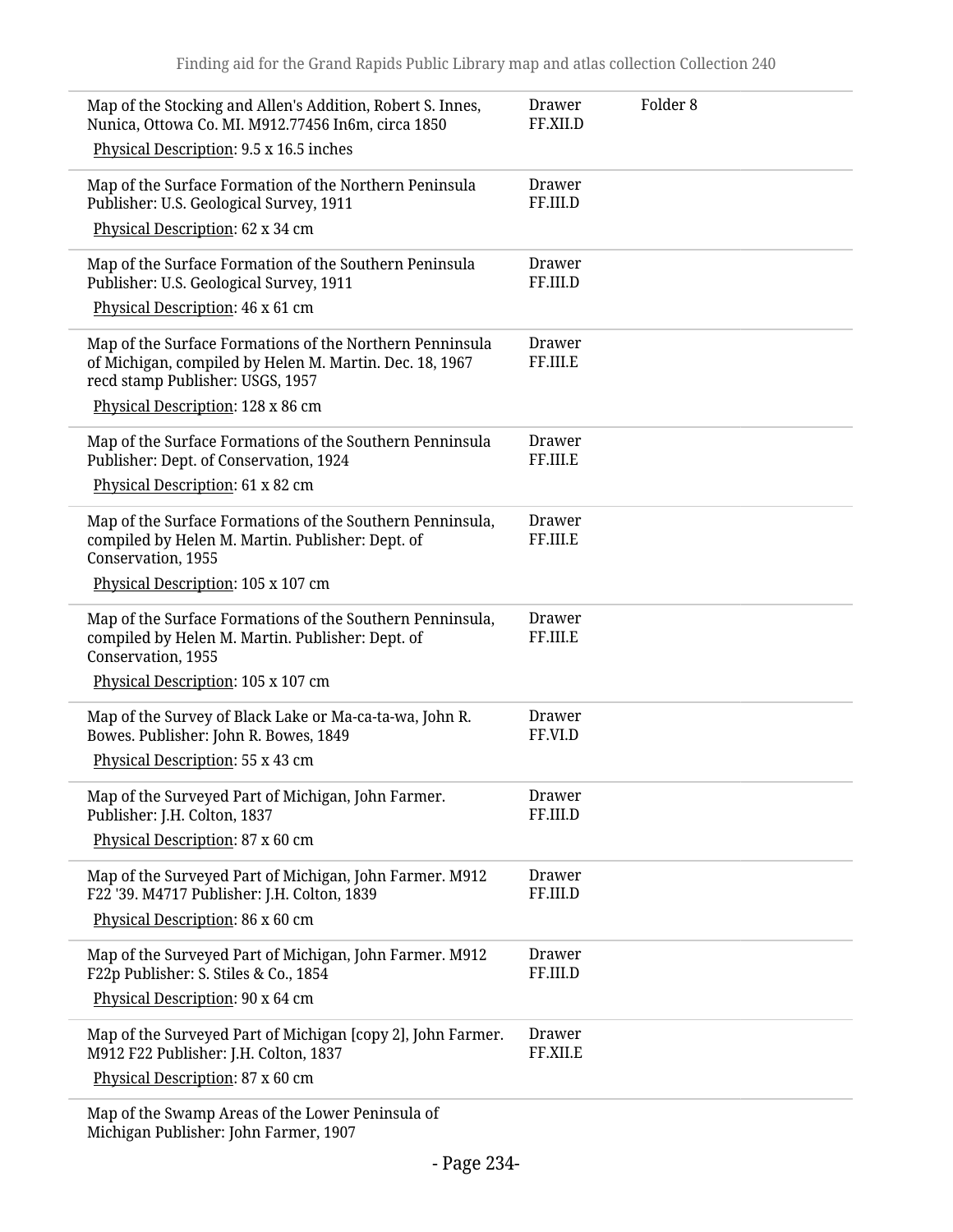| | | |
|---|---|---|
| Map of the Stocking and Allen's Addition, Robert S. Innes, Nunica, Ottowa Co. MI. M912.77456 In6m, circa 1850<br>Physical Description: 9.5 x 16.5 inches | Drawer FF.XII.D | Folder 8 |
| Map of the Surface Formation of the Northern Peninsula Publisher: U.S. Geological Survey, 1911<br>Physical Description: 62 x 34 cm | Drawer FF.III.D | |
| Map of the Surface Formation of the Southern Peninsula Publisher: U.S. Geological Survey, 1911<br>Physical Description: 46 x 61 cm | Drawer FF.III.D | |
| Map of the Surface Formations of the Northern Penninsula of Michigan, compiled by Helen M. Martin. Dec. 18, 1967 recd stamp Publisher: USGS, 1957<br>Physical Description: 128 x 86 cm | Drawer FF.III.E | |
| Map of the Surface Formations of the Southern Penninsula Publisher: Dept. of Conservation, 1924<br>Physical Description: 61 x 82 cm | Drawer FF.III.E | |
| Map of the Surface Formations of the Southern Penninsula, compiled by Helen M. Martin. Publisher: Dept. of Conservation, 1955<br>Physical Description: 105 x 107 cm | Drawer FF.III.E | |
| Map of the Surface Formations of the Southern Penninsula, compiled by Helen M. Martin. Publisher: Dept. of Conservation, 1955<br>Physical Description: 105 x 107 cm | Drawer FF.III.E | |
| Map of the Survey of Black Lake or Ma-ca-ta-wa, John R. Bowes. Publisher: John R. Bowes, 1849<br>Physical Description: 55 x 43 cm | Drawer FF.VI.D | |
| Map of the Surveyed Part of Michigan, John Farmer. Publisher: J.H. Colton, 1837<br>Physical Description: 87 x 60 cm | Drawer FF.III.D | |
| Map of the Surveyed Part of Michigan, John Farmer. M912 F22 '39. M4717 Publisher: J.H. Colton, 1839<br>Physical Description: 86 x 60 cm | Drawer FF.III.D | |
| Map of the Surveyed Part of Michigan, John Farmer. M912 F22p Publisher: S. Stiles & Co., 1854<br>Physical Description: 90 x 64 cm | Drawer FF.III.D | |
| Map of the Surveyed Part of Michigan [copy 2], John Farmer. M912 F22 Publisher: J.H. Colton, 1837<br>Physical Description: 87 x 60 cm | Drawer FF.XII.E | |
| Map of the Swamp Areas of the Lower Peninsula of Michigan Publisher: John Farmer, 1907 | | |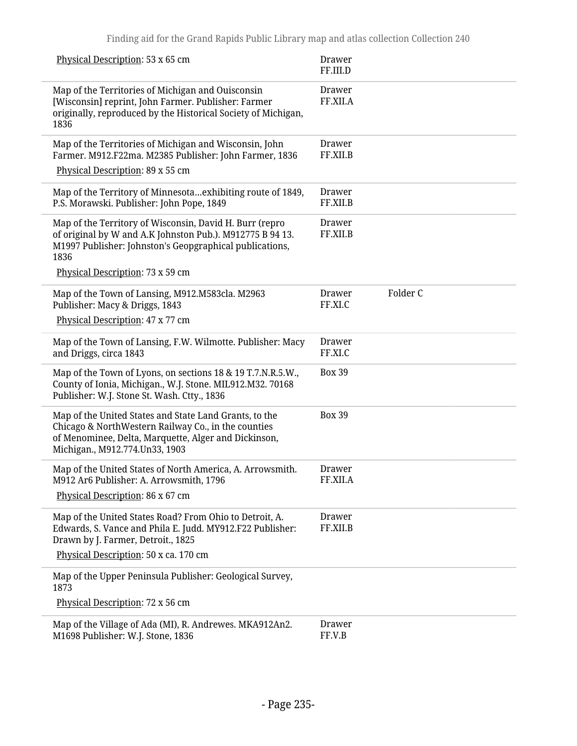| | | |
|---|---|---|
| Physical Description: 53 x 65 cm | Drawer FF.III.D | |
| Map of the Territories of Michigan and Ouisconsin [Wisconsin] reprint, John Farmer. Publisher: Farmer originally, reproduced by the Historical Society of Michigan, 1836 | Drawer FF.XII.A | |
| Map of the Territories of Michigan and Wisconsin, John Farmer. M912.F22ma. M2385 Publisher: John Farmer, 1836<br>Physical Description: 89 x 55 cm | Drawer FF.XII.B | |
| Map of the Territory of Minnesota...exhibiting route of 1849, P.S. Morawski. Publisher: John Pope, 1849 | Drawer FF.XII.B | |
| Map of the Territory of Wisconsin, David H. Burr (repro of original by W and A.K Johnston Pub.). M912775 B 94 13. M1997 Publisher: Johnston's Geopgraphical publications, 1836<br>Physical Description: 73 x 59 cm | Drawer FF.XII.B | |
| Map of the Town of Lansing, M912.M583cla. M2963 Publisher: Macy & Driggs, 1843<br>Physical Description: 47 x 77 cm | Drawer FF.XI.C | Folder C |
| Map of the Town of Lansing, F.W. Wilmotte. Publisher: Macy and Driggs, circa 1843 | Drawer FF.XI.C | |
| Map of the Town of Lyons, on sections 18 & 19 T.7.N.R.5.W., County of Ionia, Michigan., W.J. Stone. MIL912.M32. 70168 Publisher: W.J. Stone St. Wash. Ctty., 1836 | Box 39 | |
| Map of the United States and State Land Grants, to the Chicago & NorthWestern Railway Co., in the counties of Menominee, Delta, Marquette, Alger and Dickinson, Michigan., M912.774.Un33, 1903 | Box 39 | |
| Map of the United States of North America, A. Arrowsmith. M912 Ar6 Publisher: A. Arrowsmith, 1796<br>Physical Description: 86 x 67 cm | Drawer FF.XII.A | |
| Map of the United States Road? From Ohio to Detroit, A. Edwards, S. Vance and Phila E. Judd. MY912.F22 Publisher: Drawn by J. Farmer, Detroit., 1825<br>Physical Description: 50 x ca. 170 cm | Drawer FF.XII.B | |
| Map of the Upper Peninsula Publisher: Geological Survey, 1873<br>Physical Description: 72 x 56 cm | | |
| Map of the Village of Ada (MI), R. Andrewes. MKA912An2. M1698 Publisher: W.J. Stone, 1836 | Drawer FF.V.B | |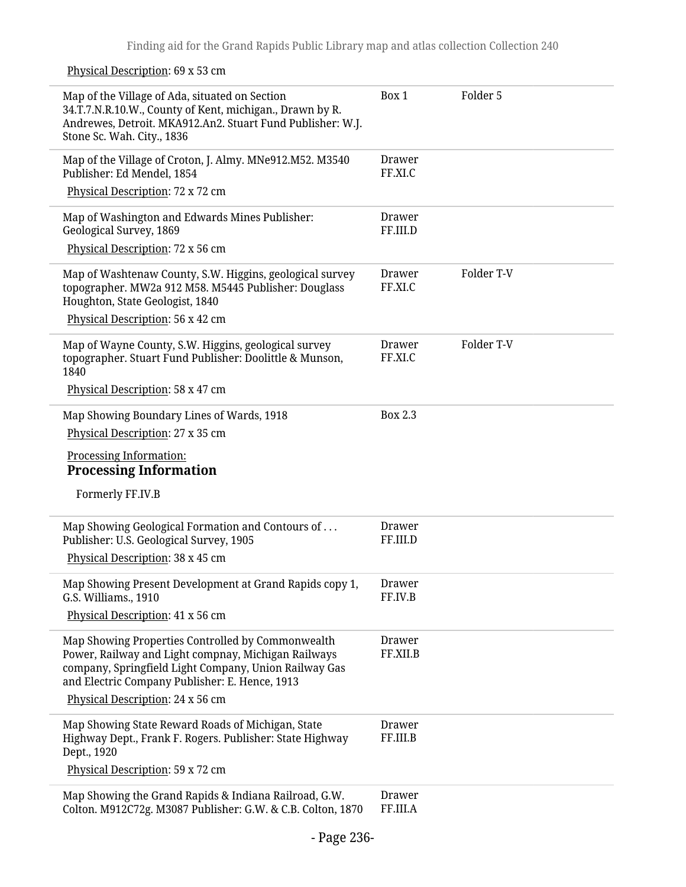Physical Description: 69 x 53 cm

| Description | Location | Folder |
| --- | --- | --- |
| Map of the Village of Ada, situated on Section 34.T.7.N.R.10.W., County of Kent, michigan., Drawn by R. Andrewes, Detroit. MKA912.An2. Stuart Fund Publisher: W.J. Stone Sc. Wah. City., 1836 | Box 1 | Folder 5 |
| Map of the Village of Croton, J. Almy. MNe912.M52. M3540 Publisher: Ed Mendel, 1854<br>Physical Description: 72 x 72 cm | Drawer FF.XI.C | |
| Map of Washington and Edwards Mines Publisher: Geological Survey, 1869<br>Physical Description: 72 x 56 cm | Drawer FF.III.D | |
| Map of Washtenaw County, S.W. Higgins, geological survey topographer. MW2a 912 M58. M5445 Publisher: Douglass Houghton, State Geologist, 1840<br>Physical Description: 56 x 42 cm | Drawer FF.XI.C | Folder T-V |
| Map of Wayne County, S.W. Higgins, geological survey topographer. Stuart Fund Publisher: Doolittle & Munson, 1840<br>Physical Description: 58 x 47 cm | Drawer FF.XI.C | Folder T-V |
| Map Showing Boundary Lines of Wards, 1918<br>Physical Description: 27 x 35 cm<br>Processing Information:<br>**Processing Information**<br>Formerly FF.IV.B | Box 2.3 | |
| Map Showing Geological Formation and Contours of . . . Publisher: U.S. Geological Survey, 1905<br>Physical Description: 38 x 45 cm | Drawer FF.III.D | |
| Map Showing Present Development at Grand Rapids copy 1, G.S. Williams., 1910<br>Physical Description: 41 x 56 cm | Drawer FF.IV.B | |
| Map Showing Properties Controlled by Commonwealth Power, Railway and Light compnay, Michigan Railways company, Springfield Light Company, Union Railway Gas and Electric Company Publisher: E. Hence, 1913<br>Physical Description: 24 x 56 cm | Drawer FF.XII.B | |
| Map Showing State Reward Roads of Michigan, State Highway Dept., Frank F. Rogers. Publisher: State Highway Dept., 1920<br>Physical Description: 59 x 72 cm | Drawer FF.III.B | |
| Map Showing the Grand Rapids & Indiana Railroad, G.W. Colton. M912C72g. M3087 Publisher: G.W. & C.B. Colton, 1870 | Drawer FF.III.A | |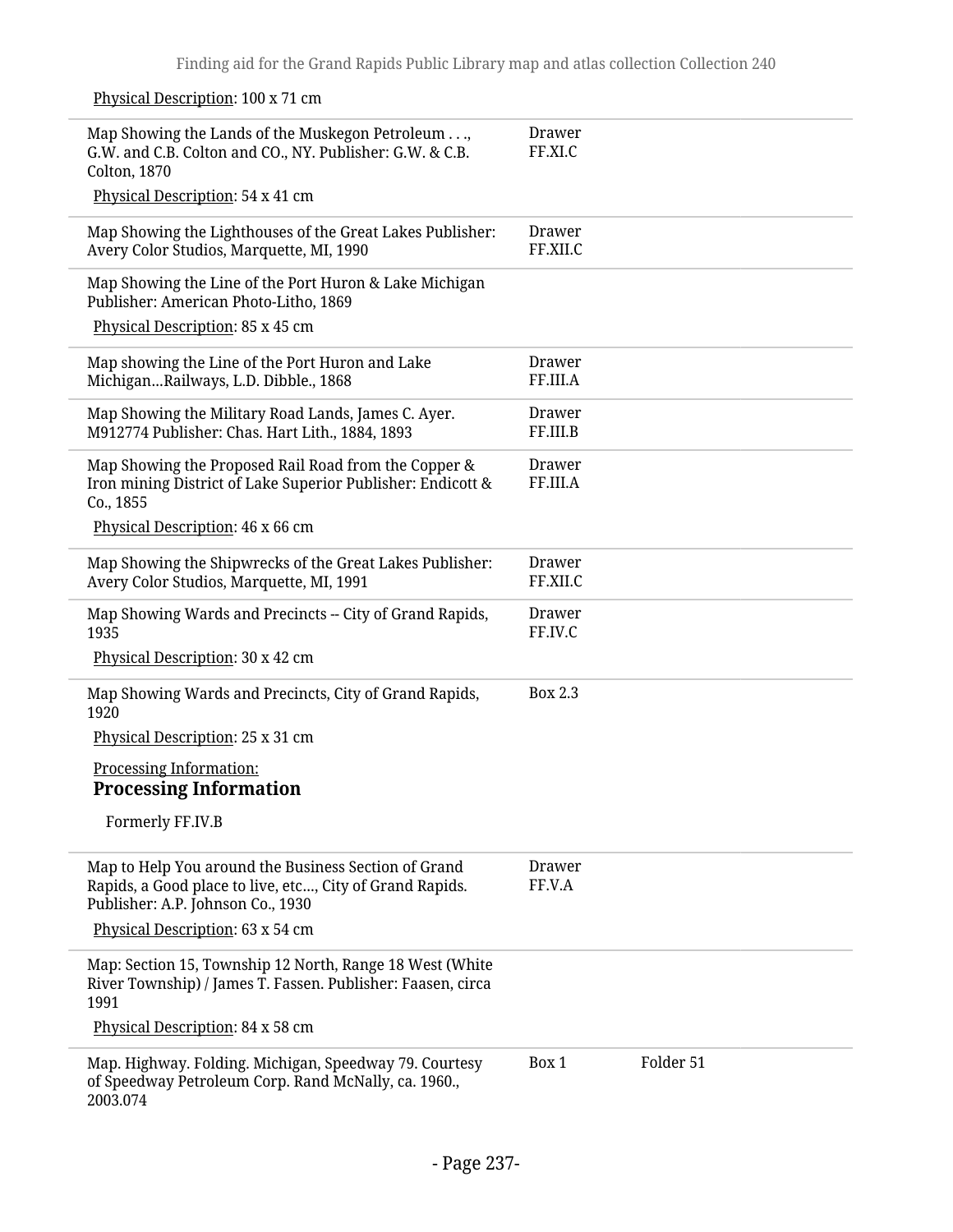Physical Description: 100 x 71 cm

| | | |
|---|---|---|
| Map Showing the Lands of the Muskegon Petroleum . . ., G.W. and C.B. Colton and CO., NY. Publisher: G.W. & C.B. Colton, 1870<br><br>Physical Description: 54 x 41 cm | Drawer FF.XI.C | |
| Map Showing the Lighthouses of the Great Lakes Publisher: Avery Color Studios, Marquette, MI, 1990 | Drawer FF.XII.C | |
| Map Showing the Line of the Port Huron & Lake Michigan Publisher: American Photo-Litho, 1869<br><br>Physical Description: 85 x 45 cm | | |
| Map showing the Line of the Port Huron and Lake Michigan…Railways, L.D. Dibble., 1868 | Drawer FF.III.A | |
| Map Showing the Military Road Lands, James C. Ayer. M912774 Publisher: Chas. Hart Lith., 1884, 1893 | Drawer FF.III.B | |
| Map Showing the Proposed Rail Road from the Copper & Iron mining District of Lake Superior Publisher: Endicott & Co., 1855<br><br>Physical Description: 46 x 66 cm | Drawer FF.III.A | |
| Map Showing the Shipwrecks of the Great Lakes Publisher: Avery Color Studios, Marquette, MI, 1991 | Drawer FF.XII.C | |
| Map Showing Wards and Precincts -- City of Grand Rapids, 1935<br><br>Physical Description: 30 x 42 cm | Drawer FF.IV.C | |
| Map Showing Wards and Precincts, City of Grand Rapids, 1920<br><br>Physical Description: 25 x 31 cm<br><br>Processing Information:<br>**Processing Information**<br><br>Formerly FF.IV.B | Box 2.3 | |
| Map to Help You around the Business Section of Grand Rapids, a Good place to live, etc…, City of Grand Rapids. Publisher: A.P. Johnson Co., 1930<br><br>Physical Description: 63 x 54 cm | Drawer FF.V.A | |
| Map: Section 15, Township 12 North, Range 18 West (White River Township) / James T. Fassen. Publisher: Faasen, circa 1991<br><br>Physical Description: 84 x 58 cm | | |
| Map. Highway. Folding. Michigan, Speedway 79. Courtesy of Speedway Petroleum Corp. Rand McNally, ca. 1960., 2003.074 | Box 1 | Folder 51 |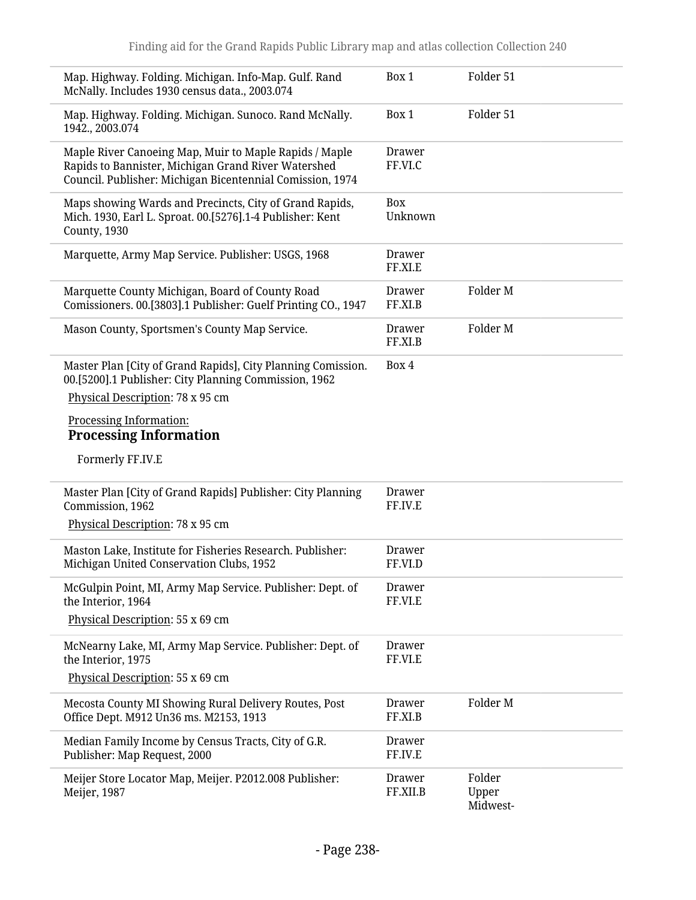| | | |
|---|---|---|
| Map. Highway. Folding. Michigan. Info-Map. Gulf. Rand McNally. Includes 1930 census data., 2003.074 | Box 1 | Folder 51 |
| Map. Highway. Folding. Michigan. Sunoco. Rand McNally. 1942., 2003.074 | Box 1 | Folder 51 |
| Maple River Canoeing Map, Muir to Maple Rapids / Maple Rapids to Bannister, Michigan Grand River Watershed Council. Publisher: Michigan Bicentennial Comission, 1974 | Drawer FF.VI.C | |
| Maps showing Wards and Precincts, City of Grand Rapids, Mich. 1930, Earl L. Sproat. 00.[5276].1-4 Publisher: Kent County, 1930 | Box Unknown | |
| Marquette, Army Map Service. Publisher: USGS, 1968 | Drawer FF.XI.E | |
| Marquette County Michigan, Board of County Road Comissioners. 00.[3803].1 Publisher: Guelf Printing CO., 1947 | Drawer FF.XI.B | Folder M |
| Mason County, Sportsmen's County Map Service. | Drawer FF.XI.B | Folder M |
| Master Plan [City of Grand Rapids], City Planning Comission. 00.[5200].1 Publisher: City Planning Commission, 1962<br>Physical Description: 78 x 95 cm<br>Processing Information:<br>**Processing Information**<br>Formerly FF.IV.E | Box 4 | |
| Master Plan [City of Grand Rapids] Publisher: City Planning Commission, 1962<br>Physical Description: 78 x 95 cm | Drawer FF.IV.E | |
| Maston Lake, Institute for Fisheries Research. Publisher: Michigan United Conservation Clubs, 1952 | Drawer FF.VI.D | |
| McGulpin Point, MI, Army Map Service. Publisher: Dept. of the Interior, 1964<br>Physical Description: 55 x 69 cm | Drawer FF.VI.E | |
| McNearny Lake, MI, Army Map Service. Publisher: Dept. of the Interior, 1975<br>Physical Description: 55 x 69 cm | Drawer FF.VI.E | |
| Mecosta County MI Showing Rural Delivery Routes, Post Office Dept. M912 Un36 ms. M2153, 1913 | Drawer FF.XI.B | Folder M |
| Median Family Income by Census Tracts, City of G.R. Publisher: Map Request, 2000 | Drawer FF.IV.E | |
| Meijer Store Locator Map, Meijer. P2012.008 Publisher: Meijer, 1987 | Drawer FF.XII.B | Folder Upper Midwest- |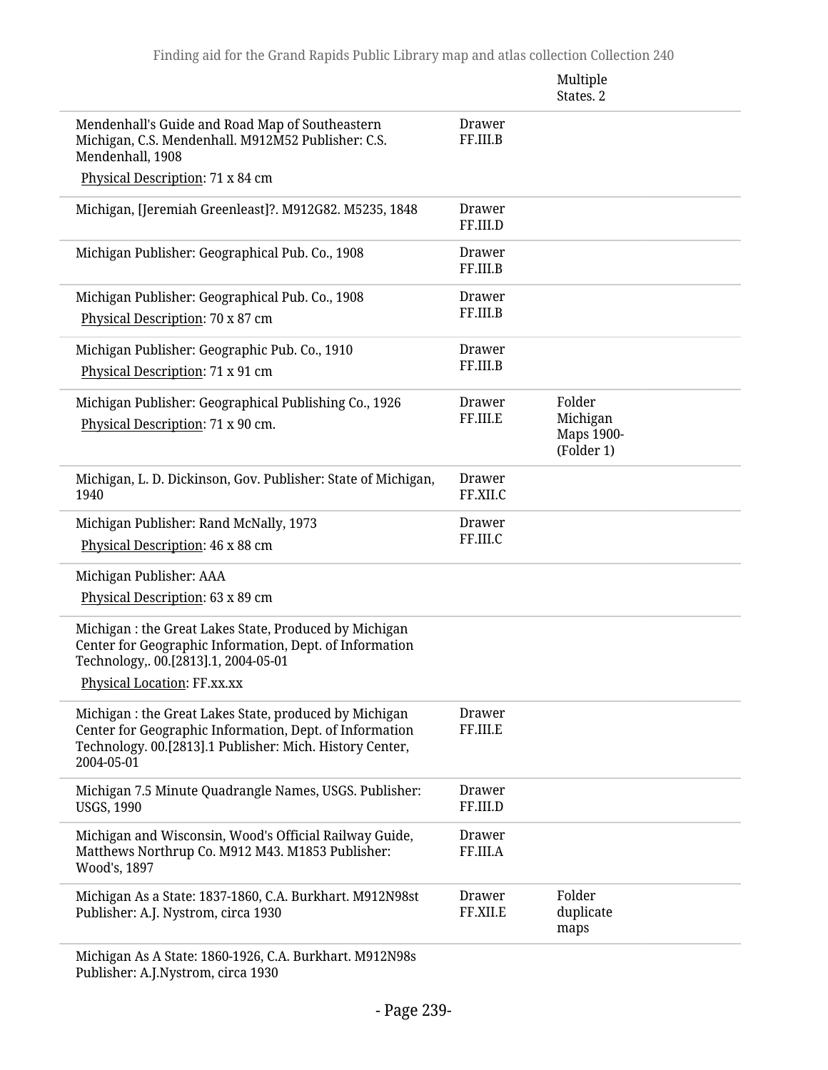| | | Multiple States. 2 |
|---|---|---|
| Mendenhall's Guide and Road Map of Southeastern Michigan, C.S. Mendenhall. M912M52 Publisher: C.S. Mendenhall, 1908<br>Physical Description: 71 x 84 cm | Drawer FF.III.B | |
| Michigan, [Jeremiah Greenleast]?. M912G82. M5235, 1848 | Drawer FF.III.D | |
| Michigan Publisher: Geographical Pub. Co., 1908 | Drawer FF.III.B | |
| Michigan Publisher: Geographical Pub. Co., 1908<br>Physical Description: 70 x 87 cm | Drawer FF.III.B | |
| Michigan Publisher: Geographic Pub. Co., 1910<br>Physical Description: 71 x 91 cm | Drawer FF.III.B | |
| Michigan Publisher: Geographical Publishing Co., 1926<br>Physical Description: 71 x 90 cm. | Drawer FF.III.E | Folder Michigan Maps 1900- (Folder 1) |
| Michigan, L. D. Dickinson, Gov. Publisher: State of Michigan, 1940 | Drawer FF.XII.C | |
| Michigan Publisher: Rand McNally, 1973<br>Physical Description: 46 x 88 cm | Drawer FF.III.C | |
| Michigan Publisher: AAA<br>Physical Description: 63 x 89 cm | | |
| Michigan : the Great Lakes State, Produced by Michigan Center for Geographic Information, Dept. of Information Technology,. 00.[2813].1, 2004-05-01<br>Physical Location: FF.xx.xx | | |
| Michigan : the Great Lakes State, produced by Michigan Center for Geographic Information, Dept. of Information Technology. 00.[2813].1 Publisher: Mich. History Center, 2004-05-01 | Drawer FF.III.E | |
| Michigan 7.5 Minute Quadrangle Names, USGS. Publisher: USGS, 1990 | Drawer FF.III.D | |
| Michigan and Wisconsin, Wood's Official Railway Guide, Matthews Northrup Co. M912 M43. M1853 Publisher: Wood's, 1897 | Drawer FF.III.A | |
| Michigan As a State: 1837-1860, C.A. Burkhart. M912N98st Publisher: A.J. Nystrom, circa 1930 | Drawer FF.XII.E | Folder duplicate maps |
| Michigan As A State: 1860-1926, C.A. Burkhart. M912N98s Publisher: A.J.Nystrom, circa 1930 | | |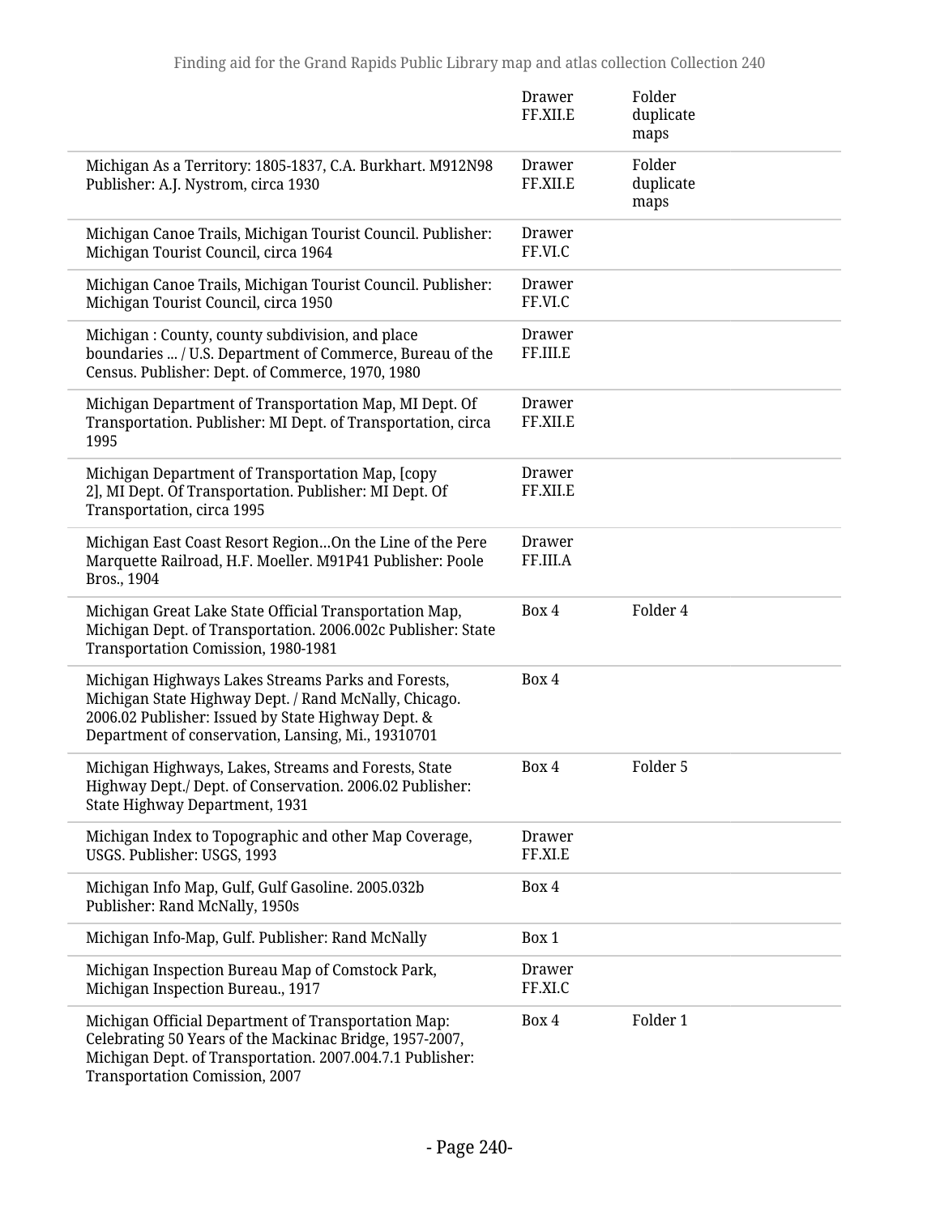| | | |
|---|---|---|
| | Drawer FF.XII.E | Folder duplicate maps |
| Michigan As a Territory: 1805-1837, C.A. Burkhart. M912N98 Publisher: A.J. Nystrom, circa 1930 | Drawer FF.XII.E | Folder duplicate maps |
| Michigan Canoe Trails, Michigan Tourist Council. Publisher: Michigan Tourist Council, circa 1964 | Drawer FF.VI.C | |
| Michigan Canoe Trails, Michigan Tourist Council. Publisher: Michigan Tourist Council, circa 1950 | Drawer FF.VI.C | |
| Michigan : County, county subdivision, and place boundaries ... / U.S. Department of Commerce, Bureau of the Census. Publisher: Dept. of Commerce, 1970, 1980 | Drawer FF.III.E | |
| Michigan Department of Transportation Map, MI Dept. Of Transportation. Publisher: MI Dept. of Transportation, circa 1995 | Drawer FF.XII.E | |
| Michigan Department of Transportation Map, [copy 2], MI Dept. Of Transportation. Publisher: MI Dept. Of Transportation, circa 1995 | Drawer FF.XII.E | |
| Michigan East Coast Resort Region…On the Line of the Pere Marquette Railroad, H.F. Moeller. M91P41 Publisher: Poole Bros., 1904 | Drawer FF.III.A | |
| Michigan Great Lake State Official Transportation Map, Michigan Dept. of Transportation. 2006.002c Publisher: State Transportation Comission, 1980-1981 | Box 4 | Folder 4 |
| Michigan Highways Lakes Streams Parks and Forests, Michigan State Highway Dept. / Rand McNally, Chicago. 2006.02 Publisher: Issued by State Highway Dept. & Department of conservation, Lansing, Mi., 19310701 | Box 4 | |
| Michigan Highways, Lakes, Streams and Forests, State Highway Dept./ Dept. of Conservation. 2006.02 Publisher: State Highway Department, 1931 | Box 4 | Folder 5 |
| Michigan Index to Topographic and other Map Coverage, USGS. Publisher: USGS, 1993 | Drawer FF.XI.E | |
| Michigan Info Map, Gulf, Gulf Gasoline. 2005.032b Publisher: Rand McNally, 1950s | Box 4 | |
| Michigan Info-Map, Gulf. Publisher: Rand McNally | Box 1 | |
| Michigan Inspection Bureau Map of Comstock Park, Michigan Inspection Bureau., 1917 | Drawer FF.XI.C | |
| Michigan Official Department of Transportation Map: Celebrating 50 Years of the Mackinac Bridge, 1957-2007, Michigan Dept. of Transportation. 2007.004.7.1 Publisher: Transportation Comission, 2007 | Box 4 | Folder 1 |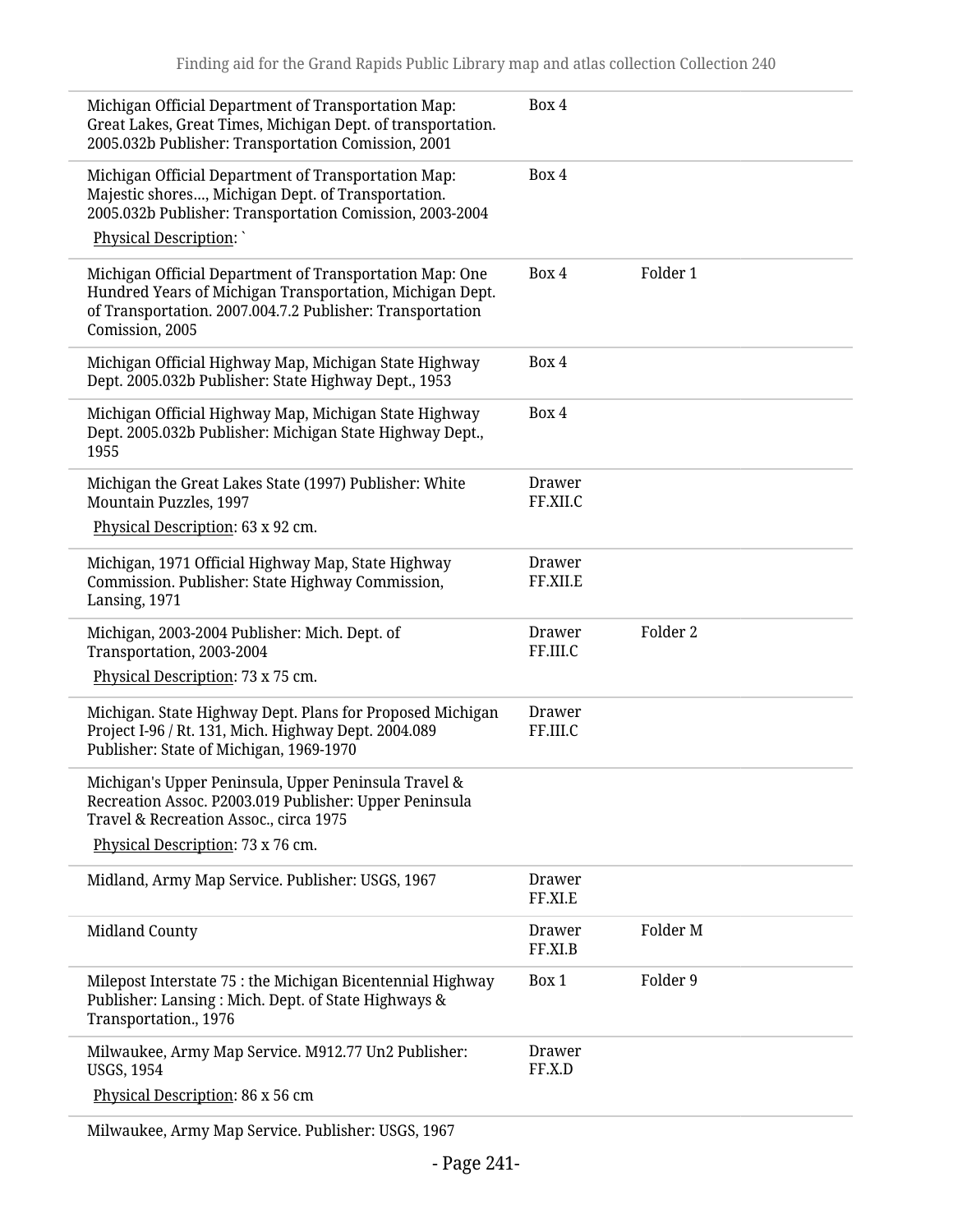| | | |
|---|---|---|
| Michigan Official Department of Transportation Map: Great Lakes, Great Times, Michigan Dept. of transportation. 2005.032b Publisher: Transportation Comission, 2001 | Box 4 | |
| Michigan Official Department of Transportation Map: Majestic shores..., Michigan Dept. of Transportation. 2005.032b Publisher: Transportation Comission, 2003-2004<br>Physical Description: ` | Box 4 | |
| Michigan Official Department of Transportation Map: One Hundred Years of Michigan Transportation, Michigan Dept. of Transportation. 2007.004.7.2 Publisher: Transportation Comission, 2005 | Box 4 | Folder 1 |
| Michigan Official Highway Map, Michigan State Highway Dept. 2005.032b Publisher: State Highway Dept., 1953 | Box 4 | |
| Michigan Official Highway Map, Michigan State Highway Dept. 2005.032b Publisher: Michigan State Highway Dept., 1955 | Box 4 | |
| Michigan the Great Lakes State (1997) Publisher: White Mountain Puzzles, 1997<br>Physical Description: 63 x 92 cm. | Drawer FF.XII.C | |
| Michigan, 1971 Official Highway Map, State Highway Commission. Publisher: State Highway Commission, Lansing, 1971 | Drawer FF.XII.E | |
| Michigan, 2003-2004 Publisher: Mich. Dept. of Transportation, 2003-2004<br>Physical Description: 73 x 75 cm. | Drawer FF.III.C | Folder 2 |
| Michigan. State Highway Dept. Plans for Proposed Michigan Project I-96 / Rt. 131, Mich. Highway Dept. 2004.089 Publisher: State of Michigan, 1969-1970 | Drawer FF.III.C | |
| Michigan's Upper Peninsula, Upper Peninsula Travel & Recreation Assoc. P2003.019 Publisher: Upper Peninsula Travel & Recreation Assoc., circa 1975<br>Physical Description: 73 x 76 cm. | | |
| Midland, Army Map Service. Publisher: USGS, 1967 | Drawer FF.XI.E | |
| Midland County | Drawer FF.XI.B | Folder M |
| Milepost Interstate 75 : the Michigan Bicentennial Highway Publisher: Lansing : Mich. Dept. of State Highways & Transportation., 1976 | Box 1 | Folder 9 |
| Milwaukee, Army Map Service. M912.77 Un2 Publisher: USGS, 1954<br>Physical Description: 86 x 56 cm | Drawer FF.X.D | |
| Milwaukee, Army Map Service. Publisher: USGS, 1967 | | |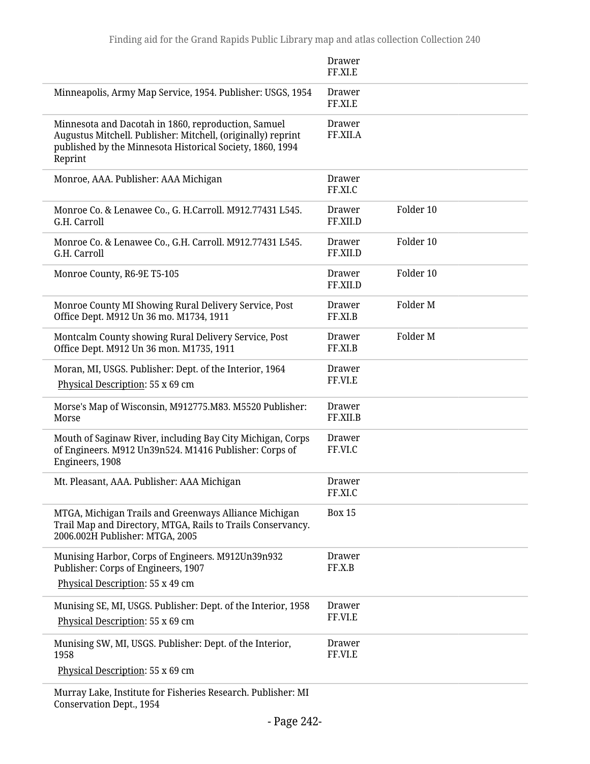| | | |
|---|---|---|
| | Drawer FF.XI.E | |
| Minneapolis, Army Map Service, 1954. Publisher: USGS, 1954 | Drawer FF.XI.E | |
| Minnesota and Dacotah in 1860, reproduction, Samuel Augustus Mitchell. Publisher: Mitchell, (originally) reprint published by the Minnesota Historical Society, 1860, 1994 Reprint | Drawer FF.XII.A | |
| Monroe, AAA. Publisher: AAA Michigan | Drawer FF.XI.C | |
| Monroe Co. & Lenawee Co., G. H.Carroll. M912.77431 L545. G.H. Carroll | Drawer FF.XII.D | Folder 10 |
| Monroe Co. & Lenawee Co., G.H. Carroll. M912.77431 L545. G.H. Carroll | Drawer FF.XII.D | Folder 10 |
| Monroe County, R6-9E T5-105 | Drawer FF.XII.D | Folder 10 |
| Monroe County MI Showing Rural Delivery Service, Post Office Dept. M912 Un 36 mo. M1734, 1911 | Drawer FF.XI.B | Folder M |
| Montcalm County showing Rural Delivery Service, Post Office Dept. M912 Un 36 mon. M1735, 1911 | Drawer FF.XI.B | Folder M |
| Moran, MI, USGS. Publisher: Dept. of the Interior, 1964<br>Physical Description: 55 x 69 cm | Drawer FF.VI.E | |
| Morse's Map of Wisconsin, M912775.M83. M5520 Publisher: Morse | Drawer FF.XII.B | |
| Mouth of Saginaw River, including Bay City Michigan, Corps of Engineers. M912 Un39n524. M1416 Publisher: Corps of Engineers, 1908 | Drawer FF.VI.C | |
| Mt. Pleasant, AAA. Publisher: AAA Michigan | Drawer FF.XI.C | |
| MTGA, Michigan Trails and Greenways Alliance Michigan Trail Map and Directory, MTGA, Rails to Trails Conservancy. 2006.002H Publisher: MTGA, 2005 | Box 15 | |
| Munising Harbor, Corps of Engineers. M912Un39n932 Publisher: Corps of Engineers, 1907<br>Physical Description: 55 x 49 cm | Drawer FF.X.B | |
| Munising SE, MI, USGS. Publisher: Dept. of the Interior, 1958<br>Physical Description: 55 x 69 cm | Drawer FF.VI.E | |
| Munising SW, MI, USGS. Publisher: Dept. of the Interior, 1958<br>Physical Description: 55 x 69 cm | Drawer FF.VI.E | |
| Murray Lake, Institute for Fisheries Research. Publisher: MI Conservation Dept., 1954 | | |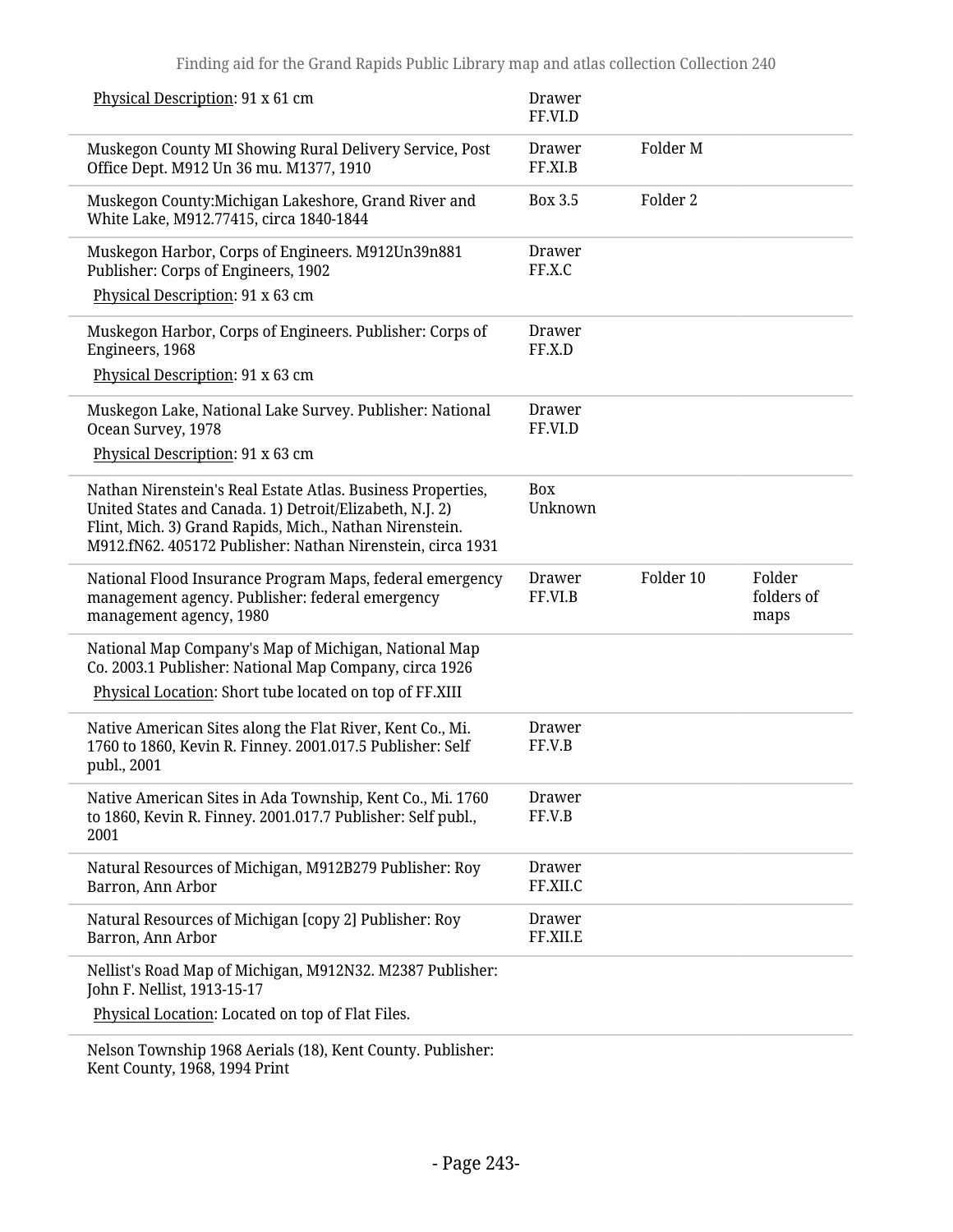| | | | |
|---|---|---|---|
| Physical Description: 91 x 61 cm | Drawer FF.VI.D | | |
| Muskegon County MI Showing Rural Delivery Service, Post Office Dept. M912 Un 36 mu. M1377, 1910 | Drawer FF.XI.B | Folder M | |
| Muskegon County:Michigan Lakeshore, Grand River and White Lake, M912.77415, circa 1840-1844 | Box 3.5 | Folder 2 | |
| Muskegon Harbor, Corps of Engineers. M912Un39n881 Publisher: Corps of Engineers, 1902<br>Physical Description: 91 x 63 cm | Drawer FF.X.C | | |
| Muskegon Harbor, Corps of Engineers. Publisher: Corps of Engineers, 1968<br>Physical Description: 91 x 63 cm | Drawer FF.X.D | | |
| Muskegon Lake, National Lake Survey. Publisher: National Ocean Survey, 1978<br>Physical Description: 91 x 63 cm | Drawer FF.VI.D | | |
| Nathan Nirenstein's Real Estate Atlas. Business Properties, United States and Canada. 1) Detroit/Elizabeth, N.J. 2) Flint, Mich. 3) Grand Rapids, Mich., Nathan Nirenstein. M912.fN62. 405172 Publisher: Nathan Nirenstein, circa 1931 | Box Unknown | | |
| National Flood Insurance Program Maps, federal emergency management agency. Publisher: federal emergency management agency, 1980 | Drawer FF.VI.B | Folder 10 | Folder folders of maps |
| National Map Company's Map of Michigan, National Map Co. 2003.1 Publisher: National Map Company, circa 1926<br>Physical Location: Short tube located on top of FF.XIII | | | |
| Native American Sites along the Flat River, Kent Co., Mi. 1760 to 1860, Kevin R. Finney. 2001.017.5 Publisher: Self publ., 2001 | Drawer FF.V.B | | |
| Native American Sites in Ada Township, Kent Co., Mi. 1760 to 1860, Kevin R. Finney. 2001.017.7 Publisher: Self publ., 2001 | Drawer FF.V.B | | |
| Natural Resources of Michigan, M912B279 Publisher: Roy Barron, Ann Arbor | Drawer FF.XII.C | | |
| Natural Resources of Michigan [copy 2] Publisher: Roy Barron, Ann Arbor | Drawer FF.XII.E | | |
| Nellist's Road Map of Michigan, M912N32. M2387 Publisher: John F. Nellist, 1913-15-17<br>Physical Location: Located on top of Flat Files. | | | |
| Nelson Township 1968 Aerials (18), Kent County. Publisher: Kent County, 1968, 1994 Print | | | |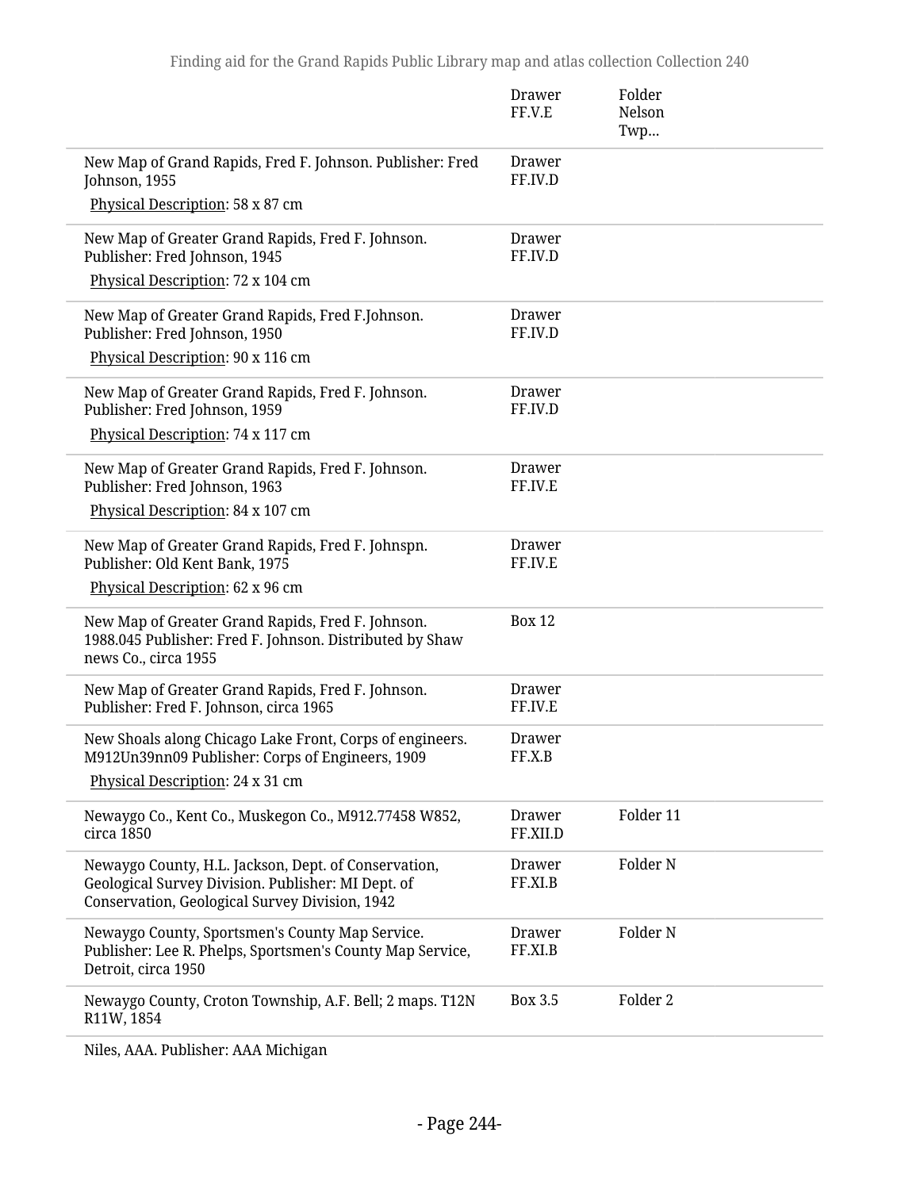| | | |
|---|---|---|
| | Drawer FF.V.E | Folder Nelson Twp... |
| New Map of Grand Rapids, Fred F. Johnson. Publisher: Fred Johnson, 1955<br>Physical Description: 58 x 87 cm | Drawer FF.IV.D | |
| New Map of Greater Grand Rapids, Fred F. Johnson. Publisher: Fred Johnson, 1945<br>Physical Description: 72 x 104 cm | Drawer FF.IV.D | |
| New Map of Greater Grand Rapids, Fred F.Johnson. Publisher: Fred Johnson, 1950<br>Physical Description: 90 x 116 cm | Drawer FF.IV.D | |
| New Map of Greater Grand Rapids, Fred F. Johnson. Publisher: Fred Johnson, 1959<br>Physical Description: 74 x 117 cm | Drawer FF.IV.D | |
| New Map of Greater Grand Rapids, Fred F. Johnson. Publisher: Fred Johnson, 1963<br>Physical Description: 84 x 107 cm | Drawer FF.IV.E | |
| New Map of Greater Grand Rapids, Fred F. Johnspn. Publisher: Old Kent Bank, 1975<br>Physical Description: 62 x 96 cm | Drawer FF.IV.E | |
| New Map of Greater Grand Rapids, Fred F. Johnson. 1988.045 Publisher: Fred F. Johnson. Distributed by Shaw news Co., circa 1955 | Box 12 | |
| New Map of Greater Grand Rapids, Fred F. Johnson. Publisher: Fred F. Johnson, circa 1965 | Drawer FF.IV.E | |
| New Shoals along Chicago Lake Front, Corps of engineers. M912Un39nn09 Publisher: Corps of Engineers, 1909<br>Physical Description: 24 x 31 cm | Drawer FF.X.B | |
| Newaygo Co., Kent Co., Muskegon Co., M912.77458 W852, circa 1850 | Drawer FF.XII.D | Folder 11 |
| Newaygo County, H.L. Jackson, Dept. of Conservation, Geological Survey Division. Publisher: MI Dept. of Conservation, Geological Survey Division, 1942 | Drawer FF.XI.B | Folder N |
| Newaygo County, Sportsmen's County Map Service. Publisher: Lee R. Phelps, Sportsmen's County Map Service, Detroit, circa 1950 | Drawer FF.XI.B | Folder N |
| Newaygo County, Croton Township, A.F. Bell; 2 maps. T12N R11W, 1854 | Box 3.5 | Folder 2 |
| Niles, AAA. Publisher: AAA Michigan | | |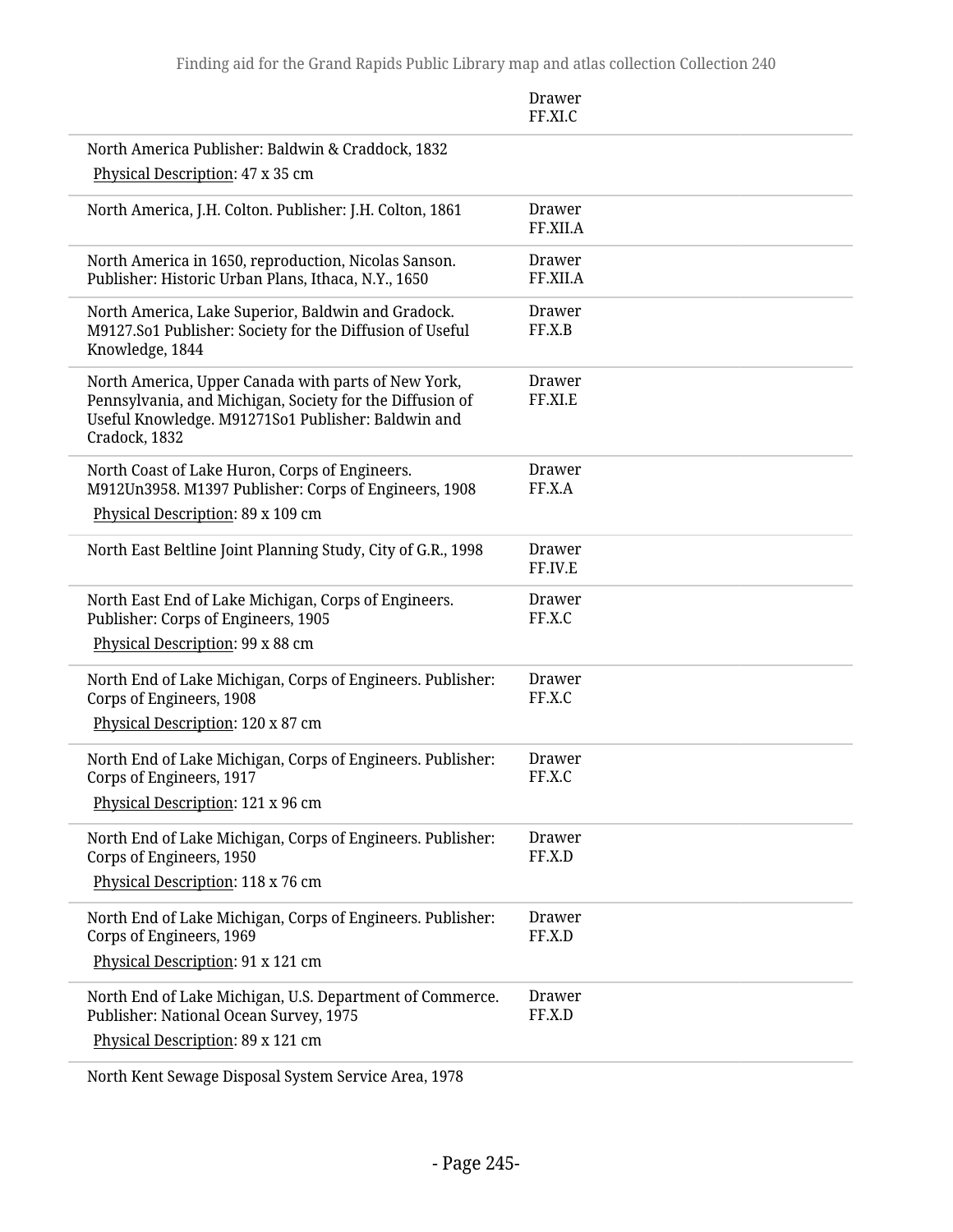| | |
|---|---|
| | Drawer FF.XI.C |
| North America Publisher: Baldwin & Craddock, 1832<br>Physical Description: 47 x 35 cm | |
| North America, J.H. Colton. Publisher: J.H. Colton, 1861 | Drawer FF.XII.A |
| North America in 1650, reproduction, Nicolas Sanson. Publisher: Historic Urban Plans, Ithaca, N.Y., 1650 | Drawer FF.XII.A |
| North America, Lake Superior, Baldwin and Gradock. M9127.So1 Publisher: Society for the Diffusion of Useful Knowledge, 1844 | Drawer FF.X.B |
| North America, Upper Canada with parts of New York, Pennsylvania, and Michigan, Society for the Diffusion of Useful Knowledge. M91271So1 Publisher: Baldwin and Cradock, 1832 | Drawer FF.XI.E |
| North Coast of Lake Huron, Corps of Engineers. M912Un3958. M1397 Publisher: Corps of Engineers, 1908<br>Physical Description: 89 x 109 cm | Drawer FF.X.A |
| North East Beltline Joint Planning Study, City of G.R., 1998 | Drawer FF.IV.E |
| North East End of Lake Michigan, Corps of Engineers. Publisher: Corps of Engineers, 1905<br>Physical Description: 99 x 88 cm | Drawer FF.X.C |
| North End of Lake Michigan, Corps of Engineers. Publisher: Corps of Engineers, 1908<br>Physical Description: 120 x 87 cm | Drawer FF.X.C |
| North End of Lake Michigan, Corps of Engineers. Publisher: Corps of Engineers, 1917<br>Physical Description: 121 x 96 cm | Drawer FF.X.C |
| North End of Lake Michigan, Corps of Engineers. Publisher: Corps of Engineers, 1950<br>Physical Description: 118 x 76 cm | Drawer FF.X.D |
| North End of Lake Michigan, Corps of Engineers. Publisher: Corps of Engineers, 1969<br>Physical Description: 91 x 121 cm | Drawer FF.X.D |
| North End of Lake Michigan, U.S. Department of Commerce. Publisher: National Ocean Survey, 1975<br>Physical Description: 89 x 121 cm | Drawer FF.X.D |
| North Kent Sewage Disposal System Service Area, 1978 | |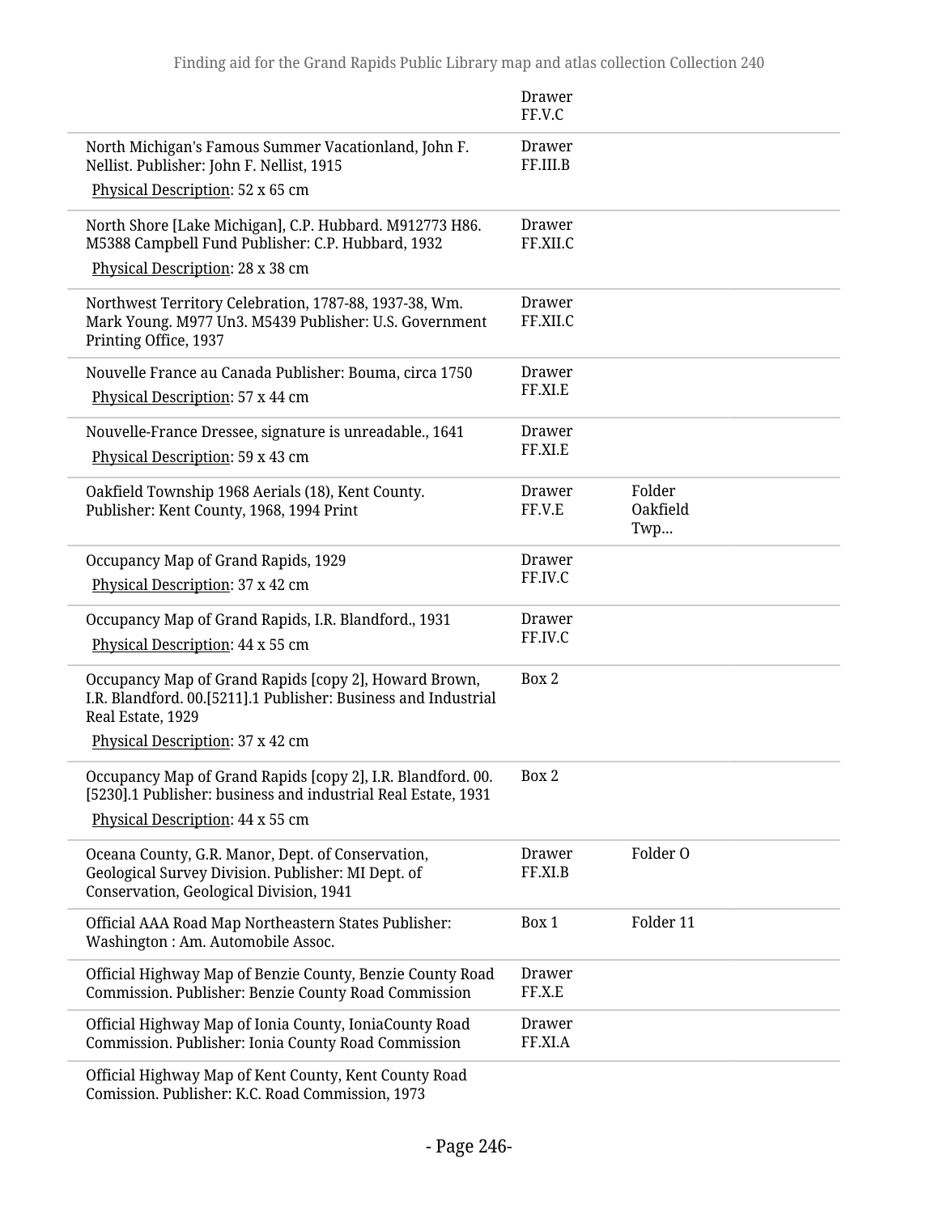| | | |
|---|---|---|
| | Drawer FF.V.C | |
| North Michigan's Famous Summer Vacationland, John F. Nellist. Publisher: John F. Nellist, 1915<br>Physical Description: 52 x 65 cm | Drawer FF.III.B | |
| North Shore [Lake Michigan], C.P. Hubbard. M912773 H86. M5388 Campbell Fund Publisher: C.P. Hubbard, 1932<br>Physical Description: 28 x 38 cm | Drawer FF.XII.C | |
| Northwest Territory Celebration, 1787-88, 1937-38, Wm. Mark Young. M977 Un3. M5439 Publisher: U.S. Government Printing Office, 1937 | Drawer FF.XII.C | |
| Nouvelle France au Canada Publisher: Bouma, circa 1750<br>Physical Description: 57 x 44 cm | Drawer FF.XI.E | |
| Nouvelle-France Dressee, signature is unreadable., 1641<br>Physical Description: 59 x 43 cm | Drawer FF.XI.E | |
| Oakfield Township 1968 Aerials (18), Kent County. Publisher: Kent County, 1968, 1994 Print | Drawer FF.V.E | Folder Oakfield Twp... |
| Occupancy Map of Grand Rapids, 1929<br>Physical Description: 37 x 42 cm | Drawer FF.IV.C | |
| Occupancy Map of Grand Rapids, I.R. Blandford., 1931<br>Physical Description: 44 x 55 cm | Drawer FF.IV.C | |
| Occupancy Map of Grand Rapids [copy 2], Howard Brown, I.R. Blandford. 00.[5211].1 Publisher: Business and Industrial Real Estate, 1929<br>Physical Description: 37 x 42 cm | Box 2 | |
| Occupancy Map of Grand Rapids [copy 2], I.R. Blandford. 00.[5230].1 Publisher: business and industrial Real Estate, 1931<br>Physical Description: 44 x 55 cm | Box 2 | |
| Oceana County, G.R. Manor, Dept. of Conservation, Geological Survey Division. Publisher: MI Dept. of Conservation, Geological Division, 1941 | Drawer FF.XI.B | Folder O |
| Official AAA Road Map Northeastern States Publisher: Washington : Am. Automobile Assoc. | Box 1 | Folder 11 |
| Official Highway Map of Benzie County, Benzie County Road Commission. Publisher: Benzie County Road Commission | Drawer FF.X.E | |
| Official Highway Map of Ionia County, IoniaCounty Road Commission. Publisher: Ionia County Road Commission | Drawer FF.XI.A | |
| Official Highway Map of Kent County, Kent County Road Comission. Publisher: K.C. Road Commission, 1973 | | |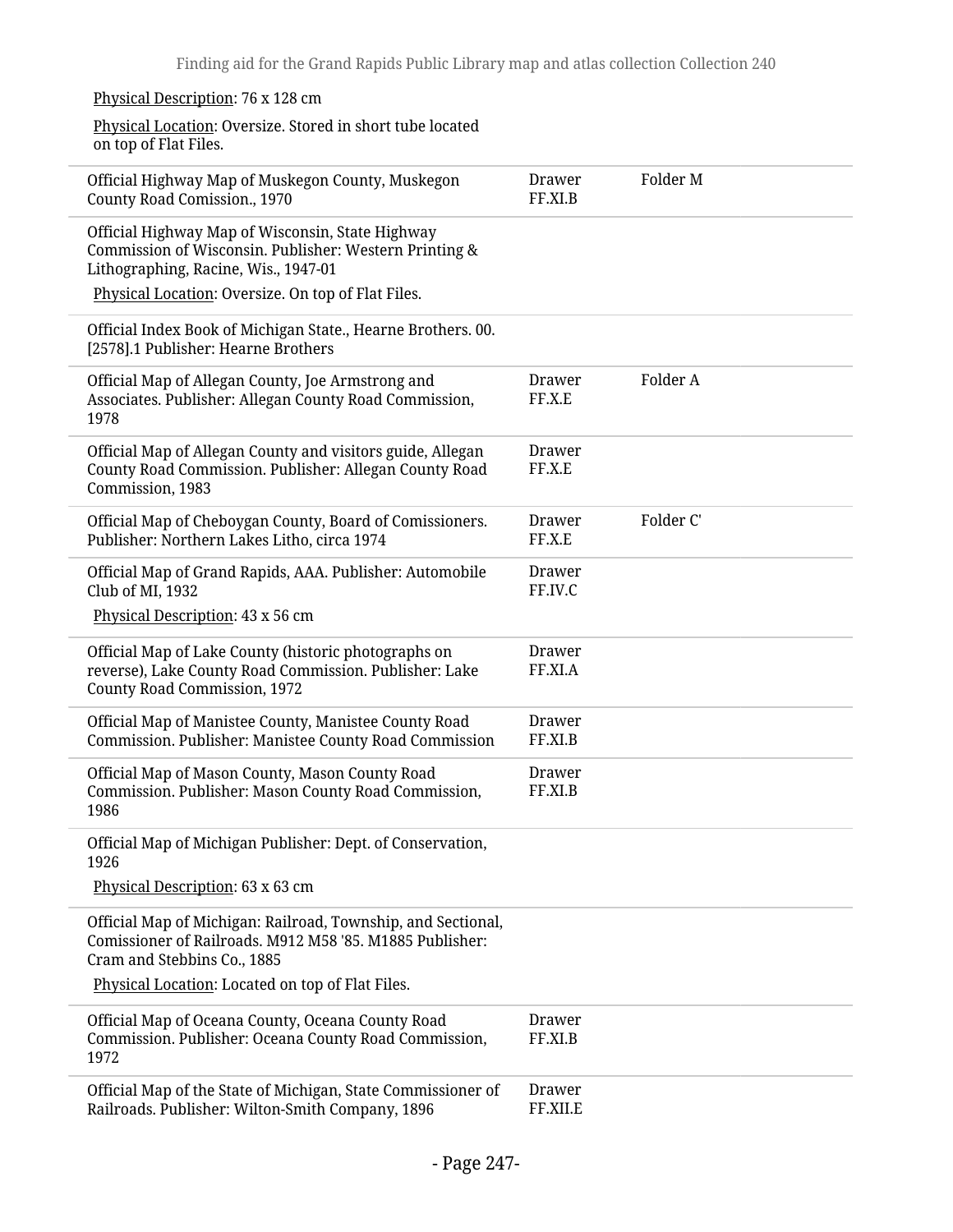Physical Description: 76 x 128 cm

Physical Location: Oversize. Stored in short tube located on top of Flat Files.

| Title | Drawer | Folder |
| --- | --- | --- |
| Official Highway Map of Muskegon County, Muskegon County Road Comission., 1970 | Drawer FF.XI.B | Folder M |
| Official Highway Map of Wisconsin, State Highway Commission of Wisconsin. Publisher: Western Printing & Lithographing, Racine, Wis., 1947-01<br>Physical Location: Oversize. On top of Flat Files. | | |
| Official Index Book of Michigan State., Hearne Brothers. 00. [2578].1 Publisher: Hearne Brothers | | |
| Official Map of Allegan County, Joe Armstrong and Associates. Publisher: Allegan County Road Commission, 1978 | Drawer FF.X.E | Folder A |
| Official Map of Allegan County and visitors guide, Allegan County Road Commission. Publisher: Allegan County Road Commission, 1983 | Drawer FF.X.E | |
| Official Map of Cheboygan County, Board of Comissioners. Publisher: Northern Lakes Litho, circa 1974 | Drawer FF.X.E | Folder C' |
| Official Map of Grand Rapids, AAA. Publisher: Automobile Club of MI, 1932<br>Physical Description: 43 x 56 cm | Drawer FF.IV.C | |
| Official Map of Lake County (historic photographs on reverse), Lake County Road Commission. Publisher: Lake County Road Commission, 1972 | Drawer FF.XI.A | |
| Official Map of Manistee County, Manistee County Road Commission. Publisher: Manistee County Road Commission | Drawer FF.XI.B | |
| Official Map of Mason County, Mason County Road Commission. Publisher: Mason County Road Commission, 1986 | Drawer FF.XI.B | |
| Official Map of Michigan Publisher: Dept. of Conservation, 1926<br>Physical Description: 63 x 63 cm | | |
| Official Map of Michigan: Railroad, Township, and Sectional, Comissioner of Railroads. M912 M58 '85. M1885 Publisher: Cram and Stebbins Co., 1885<br>Physical Location: Located on top of Flat Files. | | |
| Official Map of Oceana County, Oceana County Road Commission. Publisher: Oceana County Road Commission, 1972 | Drawer FF.XI.B | |
| Official Map of the State of Michigan, State Commissioner of Railroads. Publisher: Wilton-Smith Company, 1896 | Drawer FF.XII.E | |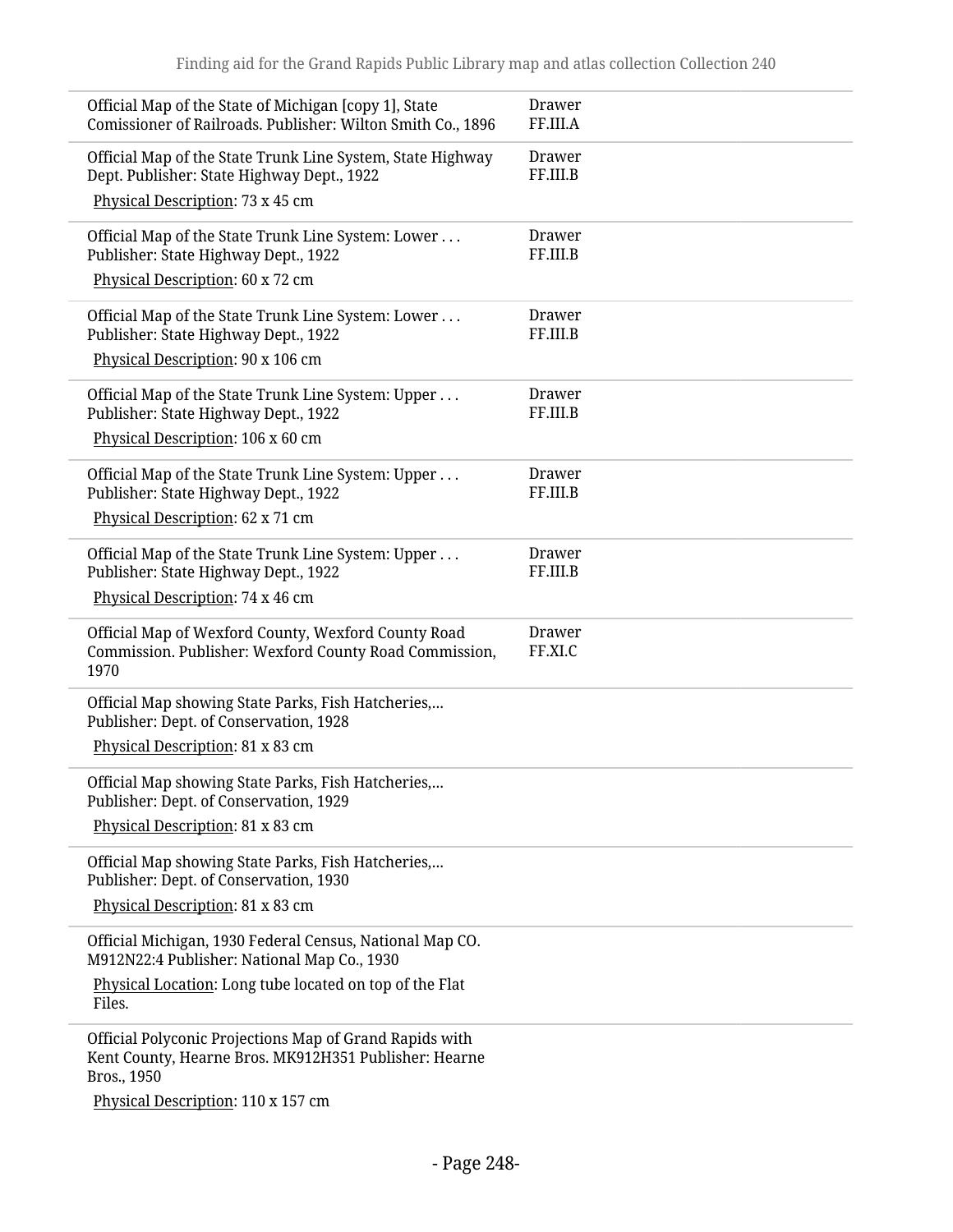| | |
|---|---|
| Official Map of the State of Michigan [copy 1], State Comissioner of Railroads. Publisher: Wilton Smith Co., 1896 | Drawer FF.III.A |
| Official Map of the State Trunk Line System, State Highway Dept. Publisher: State Highway Dept., 1922<br>Physical Description: 73 x 45 cm | Drawer FF.III.B |
| Official Map of the State Trunk Line System: Lower . . . Publisher: State Highway Dept., 1922<br>Physical Description: 60 x 72 cm | Drawer FF.III.B |
| Official Map of the State Trunk Line System: Lower . . . Publisher: State Highway Dept., 1922<br>Physical Description: 90 x 106 cm | Drawer FF.III.B |
| Official Map of the State Trunk Line System: Upper . . . Publisher: State Highway Dept., 1922<br>Physical Description: 106 x 60 cm | Drawer FF.III.B |
| Official Map of the State Trunk Line System: Upper . . . Publisher: State Highway Dept., 1922<br>Physical Description: 62 x 71 cm | Drawer FF.III.B |
| Official Map of the State Trunk Line System: Upper . . . Publisher: State Highway Dept., 1922<br>Physical Description: 74 x 46 cm | Drawer FF.III.B |
| Official Map of Wexford County, Wexford County Road Commission. Publisher: Wexford County Road Commission, 1970 | Drawer FF.XI.C |
| Official Map showing State Parks, Fish Hatcheries,... Publisher: Dept. of Conservation, 1928<br>Physical Description: 81 x 83 cm | |
| Official Map showing State Parks, Fish Hatcheries,... Publisher: Dept. of Conservation, 1929<br>Physical Description: 81 x 83 cm | |
| Official Map showing State Parks, Fish Hatcheries,... Publisher: Dept. of Conservation, 1930<br>Physical Description: 81 x 83 cm | |
| Official Michigan, 1930 Federal Census, National Map CO. M912N22:4 Publisher: National Map Co., 1930<br>Physical Location: Long tube located on top of the Flat Files. | |
| Official Polyconic Projections Map of Grand Rapids with Kent County, Hearne Bros. MK912H351 Publisher: Hearne Bros., 1950<br>Physical Description: 110 x 157 cm | |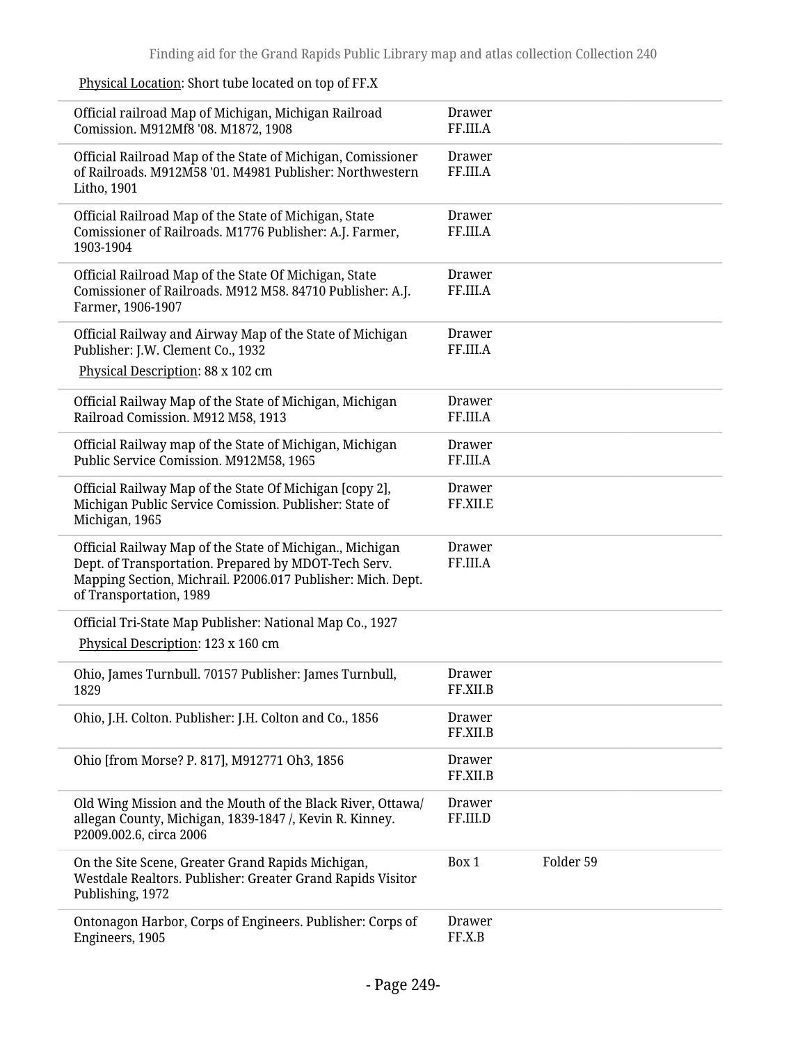Physical Location: Short tube located on top of FF.X

| | | |
|---|---|---|
| Official railroad Map of Michigan, Michigan Railroad Comission. M912Mf8 '08. M1872, 1908 | Drawer FF.III.A | |
| Official Railroad Map of the State of Michigan, Comissioner of Railroads. M912M58 '01. M4981 Publisher: Northwestern Litho, 1901 | Drawer FF.III.A | |
| Official Railroad Map of the State of Michigan, State Comissioner of Railroads. M1776 Publisher: A.J. Farmer, 1903-1904 | Drawer FF.III.A | |
| Official Railroad Map of the State Of Michigan, State Comissioner of Railroads. M912 M58. 84710 Publisher: A.J. Farmer, 1906-1907 | Drawer FF.III.A | |
| Official Railway and Airway Map of the State of Michigan Publisher: J.W. Clement Co., 1932<br>Physical Description: 88 x 102 cm | Drawer FF.III.A | |
| Official Railway Map of the State of Michigan, Michigan Railroad Comission. M912 M58, 1913 | Drawer FF.III.A | |
| Official Railway map of the State of Michigan, Michigan Public Service Comission. M912M58, 1965 | Drawer FF.III.A | |
| Official Railway Map of the State Of Michigan [copy 2], Michigan Public Service Comission. Publisher: State of Michigan, 1965 | Drawer FF.XII.E | |
| Official Railway Map of the State of Michigan., Michigan Dept. of Transportation. Prepared by MDOT-Tech Serv. Mapping Section, Michrail. P2006.017 Publisher: Mich. Dept. of Transportation, 1989 | Drawer FF.III.A | |
| Official Tri-State Map Publisher: National Map Co., 1927<br>Physical Description: 123 x 160 cm | | |
| Ohio, James Turnbull. 70157 Publisher: James Turnbull, 1829 | Drawer FF.XII.B | |
| Ohio, J.H. Colton. Publisher: J.H. Colton and Co., 1856 | Drawer FF.XII.B | |
| Ohio [from Morse? P. 817], M912771 Oh3, 1856 | Drawer FF.XII.B | |
| Old Wing Mission and the Mouth of the Black River, Ottawa/ allegan County, Michigan, 1839-1847 /, Kevin R. Kinney. P2009.002.6, circa 2006 | Drawer FF.III.D | |
| On the Site Scene, Greater Grand Rapids Michigan, Westdale Realtors. Publisher: Greater Grand Rapids Visitor Publishing, 1972 | Box 1 | Folder 59 |
| Ontonagon Harbor, Corps of Engineers. Publisher: Corps of Engineers, 1905 | Drawer FF.X.B | |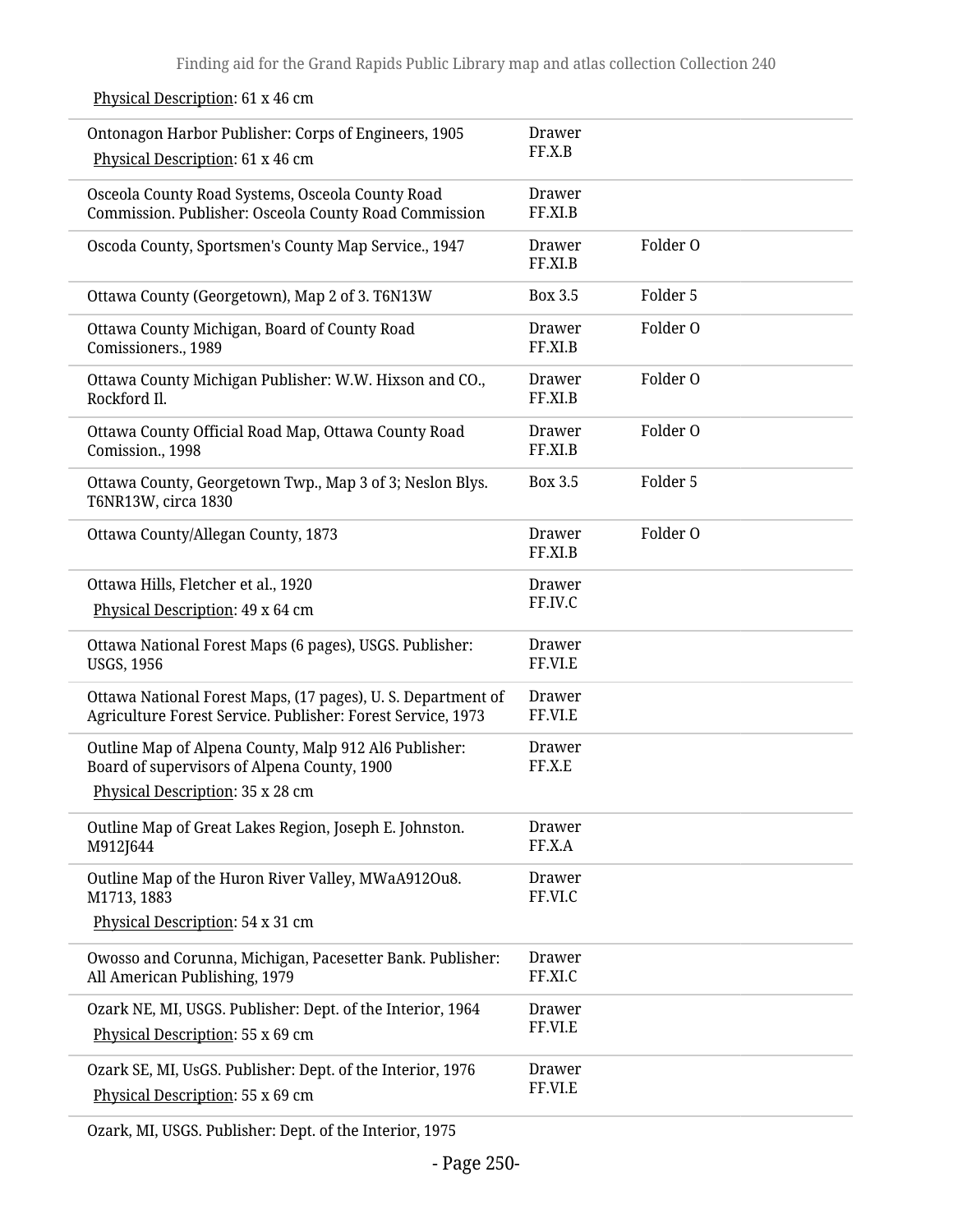Physical Description: 61 x 46 cm

| | | |
|---|---|---|
| Ontonagon Harbor Publisher: Corps of Engineers, 1905<br>Physical Description: 61 x 46 cm | Drawer FF.X.B | |
| Osceola County Road Systems, Osceola County Road Commission. Publisher: Osceola County Road Commission | Drawer FF.XI.B | |
| Oscoda County, Sportsmen's County Map Service., 1947 | Drawer FF.XI.B | Folder O |
| Ottawa County (Georgetown), Map 2 of 3. T6N13W | Box 3.5 | Folder 5 |
| Ottawa County Michigan, Board of County Road Comissioners., 1989 | Drawer FF.XI.B | Folder O |
| Ottawa County Michigan Publisher: W.W. Hixson and CO., Rockford Il. | Drawer FF.XI.B | Folder O |
| Ottawa County Official Road Map, Ottawa County Road Comission., 1998 | Drawer FF.XI.B | Folder O |
| Ottawa County, Georgetown Twp., Map 3 of 3; Neslon Blys. T6NR13W, circa 1830 | Box 3.5 | Folder 5 |
| Ottawa County/Allegan County, 1873 | Drawer FF.XI.B | Folder O |
| Ottawa Hills, Fletcher et al., 1920<br>Physical Description: 49 x 64 cm | Drawer FF.IV.C | |
| Ottawa National Forest Maps (6 pages), USGS. Publisher: USGS, 1956 | Drawer FF.VI.E | |
| Ottawa National Forest Maps, (17 pages), U. S. Department of Agriculture Forest Service. Publisher: Forest Service, 1973 | Drawer FF.VI.E | |
| Outline Map of Alpena County, Malp 912 Al6 Publisher: Board of supervisors of Alpena County, 1900<br>Physical Description: 35 x 28 cm | Drawer FF.X.E | |
| Outline Map of Great Lakes Region, Joseph E. Johnston. M912J644 | Drawer FF.X.A | |
| Outline Map of the Huron River Valley, MWaA912Ou8. M1713, 1883<br>Physical Description: 54 x 31 cm | Drawer FF.VI.C | |
| Owosso and Corunna, Michigan, Pacesetter Bank. Publisher: All American Publishing, 1979 | Drawer FF.XI.C | |
| Ozark NE, MI, USGS. Publisher: Dept. of the Interior, 1964<br>Physical Description: 55 x 69 cm | Drawer FF.VI.E | |
| Ozark SE, MI, UsGS. Publisher: Dept. of the Interior, 1976<br>Physical Description: 55 x 69 cm | Drawer FF.VI.E | |
| Ozark, MI, USGS. Publisher: Dept. of the Interior, 1975 | | |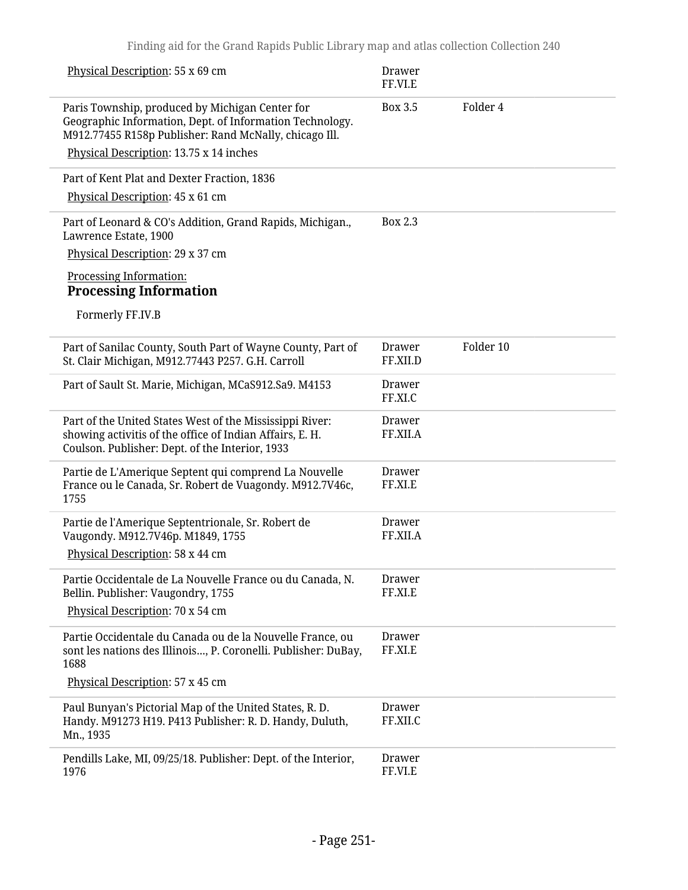| Description | Location | Folder |
| --- | --- | --- |
| Physical Description: 55 x 69 cm | Drawer FF.VI.E | |
| Paris Township, produced by Michigan Center for Geographic Information, Dept. of Information Technology. M912.77455 R158p Publisher: Rand McNally, chicago Ill.<br>Physical Description: 13.75 x 14 inches | Box 3.5 | Folder 4 |
| Part of Kent Plat and Dexter Fraction, 1836<br>Physical Description: 45 x 61 cm | | |
| Part of Leonard & CO's Addition, Grand Rapids, Michigan., Lawrence Estate, 1900<br>Physical Description: 29 x 37 cm<br>Processing Information:<br>**Processing Information**<br>Formerly FF.IV.B | Box 2.3 | |
| Part of Sanilac County, South Part of Wayne County, Part of St. Clair Michigan, M912.77443 P257. G.H. Carroll | Drawer FF.XII.D | Folder 10 |
| Part of Sault St. Marie, Michigan, MCaS912.Sa9. M4153 | Drawer FF.XI.C | |
| Part of the United States West of the Mississippi River: showing activitis of the office of Indian Affairs, E. H. Coulson. Publisher: Dept. of the Interior, 1933 | Drawer FF.XII.A | |
| Partie de L'Amerique Septent qui comprend La Nouvelle France ou le Canada, Sr. Robert de Vuagondy. M912.7V46c, 1755 | Drawer FF.XI.E | |
| Partie de l'Amerique Septentrionale, Sr. Robert de Vaugondy. M912.7V46p. M1849, 1755<br>Physical Description: 58 x 44 cm | Drawer FF.XII.A | |
| Partie Occidentale de La Nouvelle France ou du Canada, N. Bellin. Publisher: Vaugondry, 1755<br>Physical Description: 70 x 54 cm | Drawer FF.XI.E | |
| Partie Occidentale du Canada ou de la Nouvelle France, ou sont les nations des Illinois..., P. Coronelli. Publisher: DuBay, 1688<br>Physical Description: 57 x 45 cm | Drawer FF.XI.E | |
| Paul Bunyan's Pictorial Map of the United States, R. D. Handy. M91273 H19. P413 Publisher: R. D. Handy, Duluth, Mn., 1935 | Drawer FF.XII.C | |
| Pendills Lake, MI, 09/25/18. Publisher: Dept. of the Interior, 1976 | Drawer FF.VI.E | |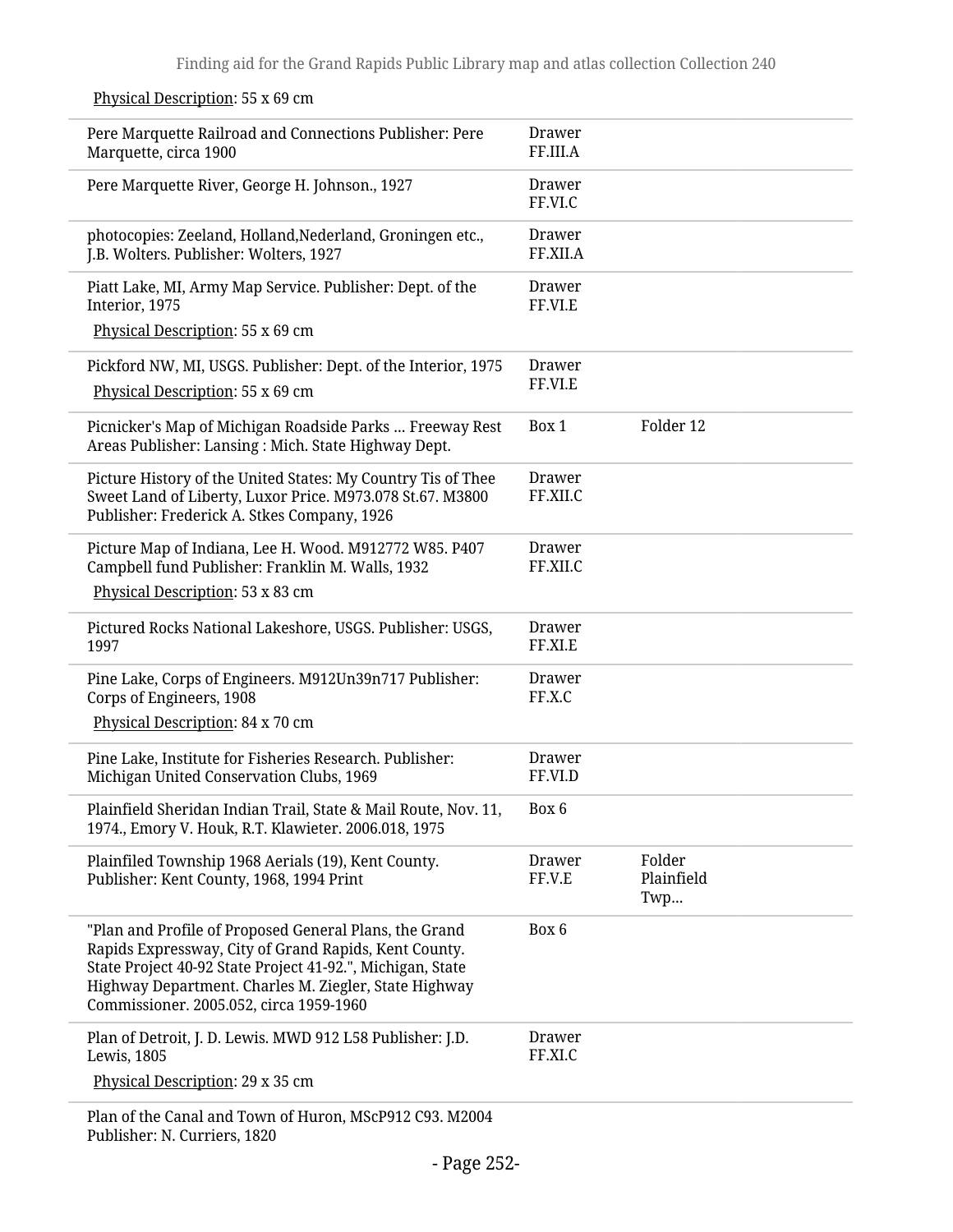Physical Description: 55 x 69 cm

| | | |
|---|---|---|
| Pere Marquette Railroad and Connections Publisher: Pere Marquette, circa 1900 | Drawer FF.III.A | |
| Pere Marquette River, George H. Johnson., 1927 | Drawer FF.VI.C | |
| photocopies: Zeeland, Holland,Nederland, Groningen etc., J.B. Wolters. Publisher: Wolters, 1927 | Drawer FF.XII.A | |
| Piatt Lake, MI, Army Map Service. Publisher: Dept. of the Interior, 1975<br>Physical Description: 55 x 69 cm | Drawer FF.VI.E | |
| Pickford NW, MI, USGS. Publisher: Dept. of the Interior, 1975<br>Physical Description: 55 x 69 cm | Drawer FF.VI.E | |
| Picnicker's Map of Michigan Roadside Parks ... Freeway Rest Areas Publisher: Lansing : Mich. State Highway Dept. | Box 1 | Folder 12 |
| Picture History of the United States: My Country Tis of Thee Sweet Land of Liberty, Luxor Price. M973.078 St.67. M3800 Publisher: Frederick A. Stkes Company, 1926 | Drawer FF.XII.C | |
| Picture Map of Indiana, Lee H. Wood. M912772 W85. P407 Campbell fund Publisher: Franklin M. Walls, 1932<br>Physical Description: 53 x 83 cm | Drawer FF.XII.C | |
| Pictured Rocks National Lakeshore, USGS. Publisher: USGS, 1997 | Drawer FF.XI.E | |
| Pine Lake, Corps of Engineers. M912Un39n717 Publisher: Corps of Engineers, 1908<br>Physical Description: 84 x 70 cm | Drawer FF.X.C | |
| Pine Lake, Institute for Fisheries Research. Publisher: Michigan United Conservation Clubs, 1969 | Drawer FF.VI.D | |
| Plainfield Sheridan Indian Trail, State & Mail Route, Nov. 11, 1974., Emory V. Houk, R.T. Klawieter. 2006.018, 1975 | Box 6 | |
| Plainfiled Township 1968 Aerials (19), Kent County. Publisher: Kent County, 1968, 1994 Print | Drawer FF.V.E | Folder Plainfield Twp... |
| "Plan and Profile of Proposed General Plans, the Grand Rapids Expressway, City of Grand Rapids, Kent County. State Project 40-92 State Project 41-92.", Michigan, State Highway Department. Charles M. Ziegler, State Highway Commissioner. 2005.052, circa 1959-1960 | Box 6 | |
| Plan of Detroit, J. D. Lewis. MWD 912 L58 Publisher: J.D. Lewis, 1805<br>Physical Description: 29 x 35 cm | Drawer FF.XI.C | |
| Plan of the Canal and Town of Huron, MScP912 C93. M2004 Publisher: N. Curriers, 1820 | | |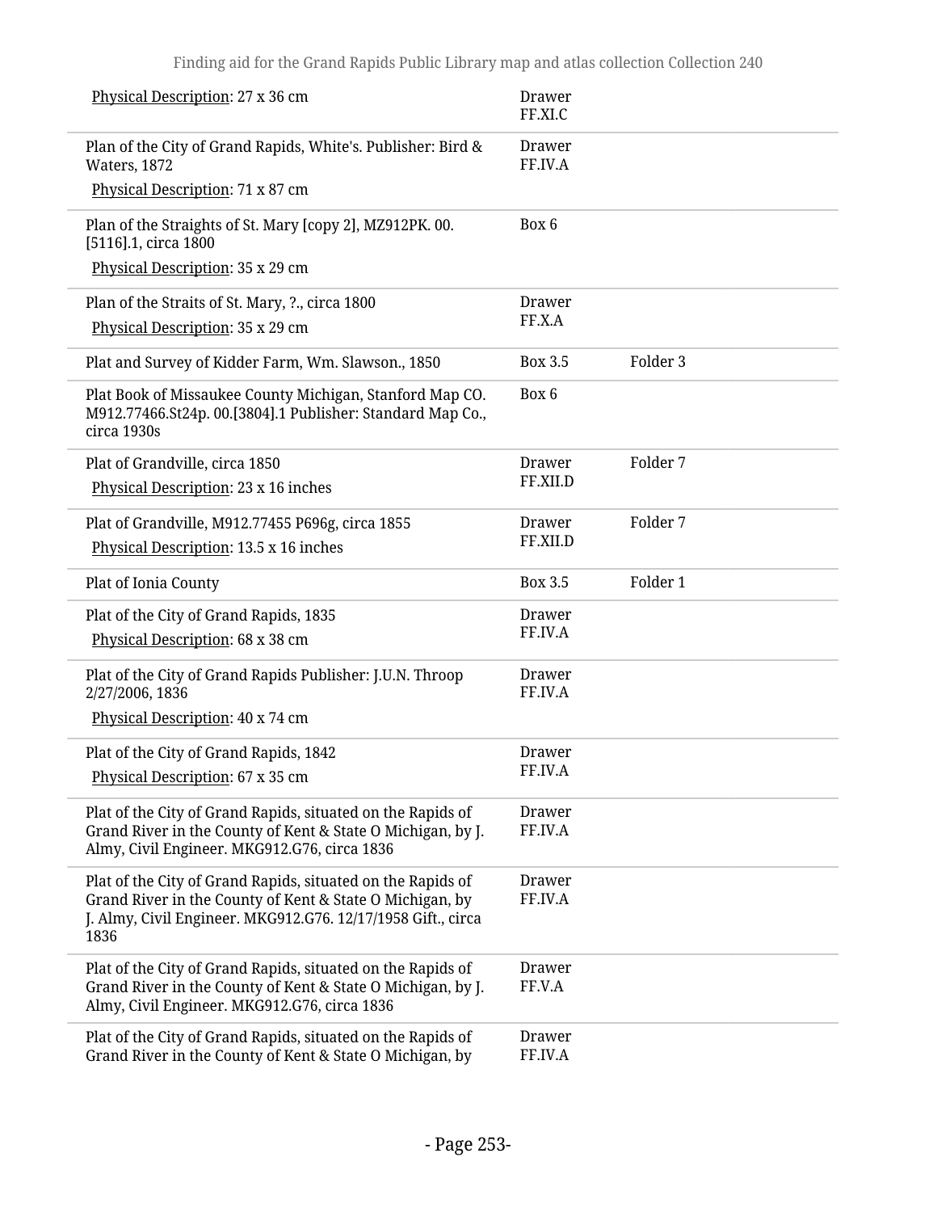| | | |
|---|---|---|
| Physical Description: 27 x 36 cm | Drawer FF.XI.C | |
| Plan of the City of Grand Rapids, White's. Publisher: Bird & Waters, 1872<br>Physical Description: 71 x 87 cm | Drawer FF.IV.A | |
| Plan of the Straights of St. Mary [copy 2], MZ912PK. 00. [5116].1, circa 1800<br>Physical Description: 35 x 29 cm | Box 6 | |
| Plan of the Straits of St. Mary, ?., circa 1800<br>Physical Description: 35 x 29 cm | Drawer FF.X.A | |
| Plat and Survey of Kidder Farm, Wm. Slawson., 1850 | Box 3.5 | Folder 3 |
| Plat Book of Missaukee County Michigan, Stanford Map CO. M912.77466.St24p. 00.[3804].1 Publisher: Standard Map Co., circa 1930s | Box 6 | |
| Plat of Grandville, circa 1850<br>Physical Description: 23 x 16 inches | Drawer FF.XII.D | Folder 7 |
| Plat of Grandville, M912.77455 P696g, circa 1855<br>Physical Description: 13.5 x 16 inches | Drawer FF.XII.D | Folder 7 |
| Plat of Ionia County | Box 3.5 | Folder 1 |
| Plat of the City of Grand Rapids, 1835<br>Physical Description: 68 x 38 cm | Drawer FF.IV.A | |
| Plat of the City of Grand Rapids Publisher: J.U.N. Throop 2/27/2006, 1836<br>Physical Description: 40 x 74 cm | Drawer FF.IV.A | |
| Plat of the City of Grand Rapids, 1842<br>Physical Description: 67 x 35 cm | Drawer FF.IV.A | |
| Plat of the City of Grand Rapids, situated on the Rapids of Grand River in the County of Kent & State O Michigan, by J. Almy, Civil Engineer. MKG912.G76, circa 1836 | Drawer FF.IV.A | |
| Plat of the City of Grand Rapids, situated on the Rapids of Grand River in the County of Kent & State O Michigan, by J. Almy, Civil Engineer. MKG912.G76. 12/17/1958 Gift., circa 1836 | Drawer FF.IV.A | |
| Plat of the City of Grand Rapids, situated on the Rapids of Grand River in the County of Kent & State O Michigan, by J. Almy, Civil Engineer. MKG912.G76, circa 1836 | Drawer FF.V.A | |
| Plat of the City of Grand Rapids, situated on the Rapids of Grand River in the County of Kent & State O Michigan, by | Drawer FF.IV.A | |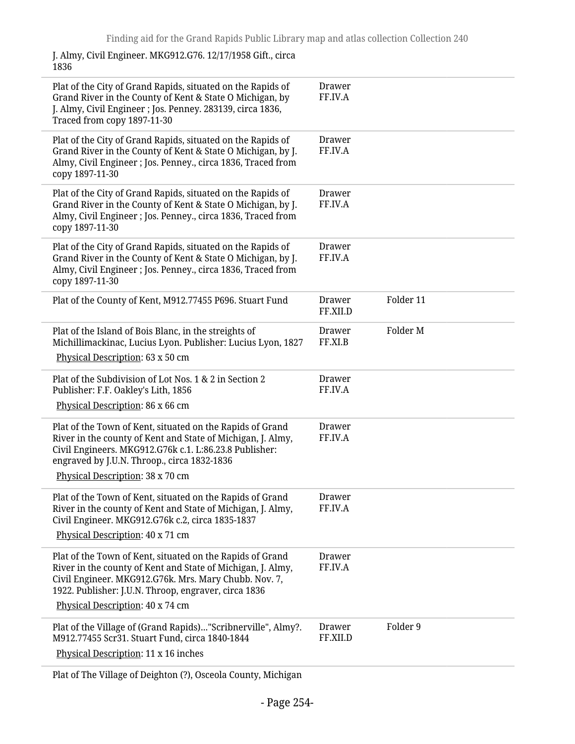| | | |
|---|---|---|
| J. Almy, Civil Engineer. MKG912.G76. 12/17/1958 Gift., circa 1836 | | |
| Plat of the City of Grand Rapids, situated on the Rapids of Grand River in the County of Kent & State O Michigan, by J. Almy, Civil Engineer ; Jos. Penney. 283139, circa 1836, Traced from copy 1897-11-30 | Drawer FF.IV.A | |
| Plat of the City of Grand Rapids, situated on the Rapids of Grand River in the County of Kent & State O Michigan, by J. Almy, Civil Engineer ; Jos. Penney., circa 1836, Traced from copy 1897-11-30 | Drawer FF.IV.A | |
| Plat of the City of Grand Rapids, situated on the Rapids of Grand River in the County of Kent & State O Michigan, by J. Almy, Civil Engineer ; Jos. Penney., circa 1836, Traced from copy 1897-11-30 | Drawer FF.IV.A | |
| Plat of the City of Grand Rapids, situated on the Rapids of Grand River in the County of Kent & State O Michigan, by J. Almy, Civil Engineer ; Jos. Penney., circa 1836, Traced from copy 1897-11-30 | Drawer FF.IV.A | |
| Plat of the County of Kent, M912.77455 P696. Stuart Fund | Drawer FF.XII.D | Folder 11 |
| Plat of the Island of Bois Blanc, in the streights of Michillimackinac, Lucius Lyon. Publisher: Lucius Lyon, 1827<br>Physical Description: 63 x 50 cm | Drawer FF.XI.B | Folder M |
| Plat of the Subdivision of Lot Nos. 1 & 2 in Section 2 Publisher: F.F. Oakley's Lith, 1856<br>Physical Description: 86 x 66 cm | Drawer FF.IV.A | |
| Plat of the Town of Kent, situated on the Rapids of Grand River in the county of Kent and State of Michigan, J. Almy, Civil Engineers. MKG912.G76k c.1. L:86.23.8 Publisher: engraved by J.U.N. Throop., circa 1832-1836<br>Physical Description: 38 x 70 cm | Drawer FF.IV.A | |
| Plat of the Town of Kent, situated on the Rapids of Grand River in the county of Kent and State of Michigan, J. Almy, Civil Engineer. MKG912.G76k c.2, circa 1835-1837<br>Physical Description: 40 x 71 cm | Drawer FF.IV.A | |
| Plat of the Town of Kent, situated on the Rapids of Grand River in the county of Kent and State of Michigan, J. Almy, Civil Engineer. MKG912.G76k. Mrs. Mary Chubb. Nov. 7, 1922. Publisher: J.U.N. Throop, engraver, circa 1836<br>Physical Description: 40 x 74 cm | Drawer FF.IV.A | |
| Plat of the Village of (Grand Rapids)..."Scribnerville", Almy?. M912.77455 Scr31. Stuart Fund, circa 1840-1844<br>Physical Description: 11 x 16 inches | Drawer FF.XII.D | Folder 9 |
| Plat of The Village of Deighton (?), Osceola County, Michigan | | |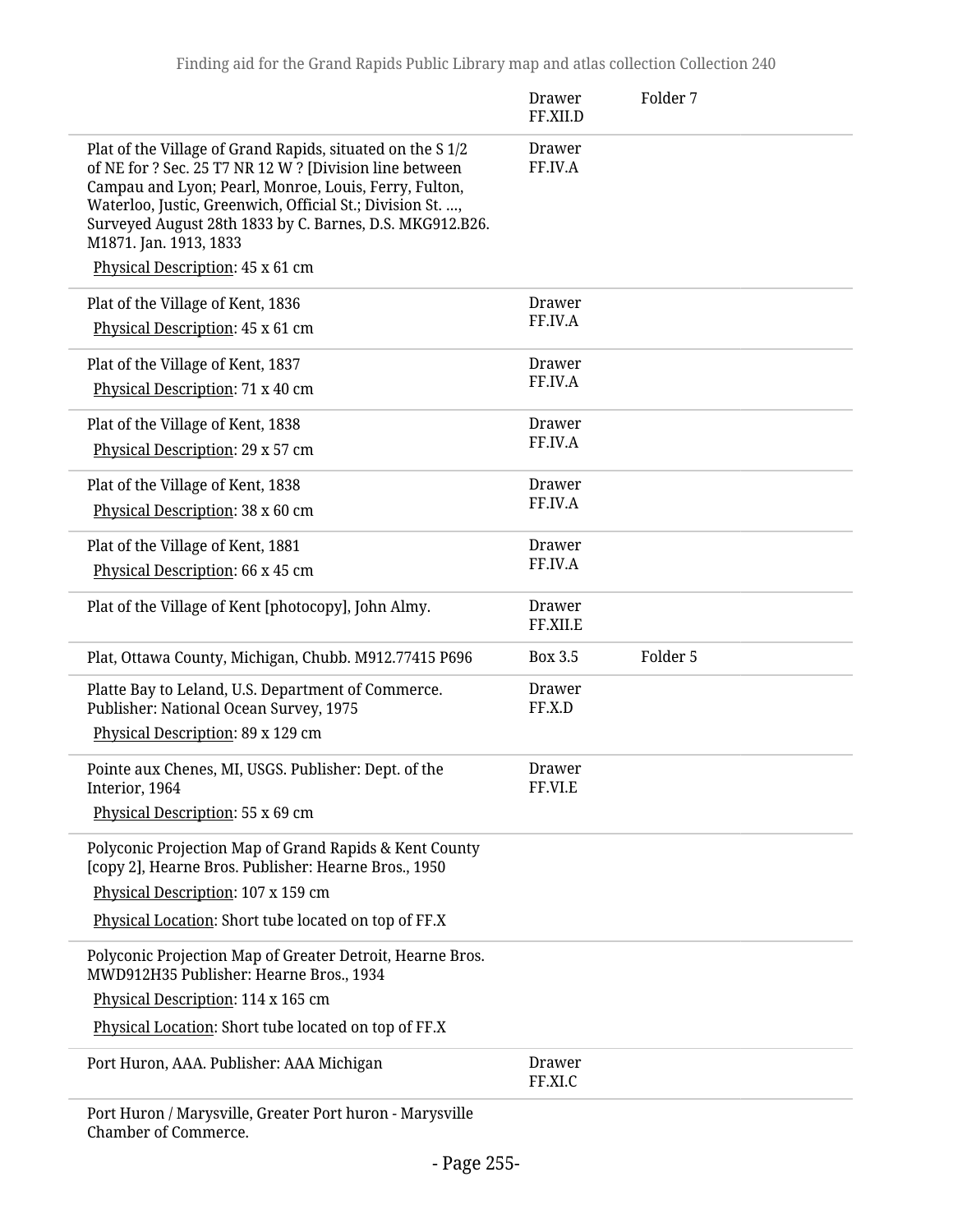| | | |
|---|---|---|
| | Drawer FF.XII.D | Folder 7 |
| Plat of the Village of Grand Rapids, situated on the S 1/2 of NE for ? Sec. 25 T7 NR 12 W ? [Division line between Campau and Lyon; Pearl, Monroe, Louis, Ferry, Fulton, Waterloo, Justic, Greenwich, Official St.; Division St. ..., Surveyed August 28th 1833 by C. Barnes, D.S. MKG912.B26. M1871. Jan. 1913, 1833<br>Physical Description: 45 x 61 cm | Drawer FF.IV.A | |
| Plat of the Village of Kent, 1836<br>Physical Description: 45 x 61 cm | Drawer FF.IV.A | |
| Plat of the Village of Kent, 1837<br>Physical Description: 71 x 40 cm | Drawer FF.IV.A | |
| Plat of the Village of Kent, 1838<br>Physical Description: 29 x 57 cm | Drawer FF.IV.A | |
| Plat of the Village of Kent, 1838<br>Physical Description: 38 x 60 cm | Drawer FF.IV.A | |
| Plat of the Village of Kent, 1881<br>Physical Description: 66 x 45 cm | Drawer FF.IV.A | |
| Plat of the Village of Kent [photocopy], John Almy. | Drawer FF.XII.E | |
| Plat, Ottawa County, Michigan, Chubb. M912.77415 P696 | Box 3.5 | Folder 5 |
| Platte Bay to Leland, U.S. Department of Commerce. Publisher: National Ocean Survey, 1975<br>Physical Description: 89 x 129 cm | Drawer FF.X.D | |
| Pointe aux Chenes, MI, USGS. Publisher: Dept. of the Interior, 1964<br>Physical Description: 55 x 69 cm | Drawer FF.VI.E | |
| Polyconic Projection Map of Grand Rapids & Kent County [copy 2], Hearne Bros. Publisher: Hearne Bros., 1950<br>Physical Description: 107 x 159 cm<br>Physical Location: Short tube located on top of FF.X | | |
| Polyconic Projection Map of Greater Detroit, Hearne Bros. MWD912H35 Publisher: Hearne Bros., 1934<br>Physical Description: 114 x 165 cm<br>Physical Location: Short tube located on top of FF.X | | |
| Port Huron, AAA. Publisher: AAA Michigan | Drawer FF.XI.C | |
| Port Huron / Marysville, Greater Port huron - Marysville Chamber of Commerce. | | |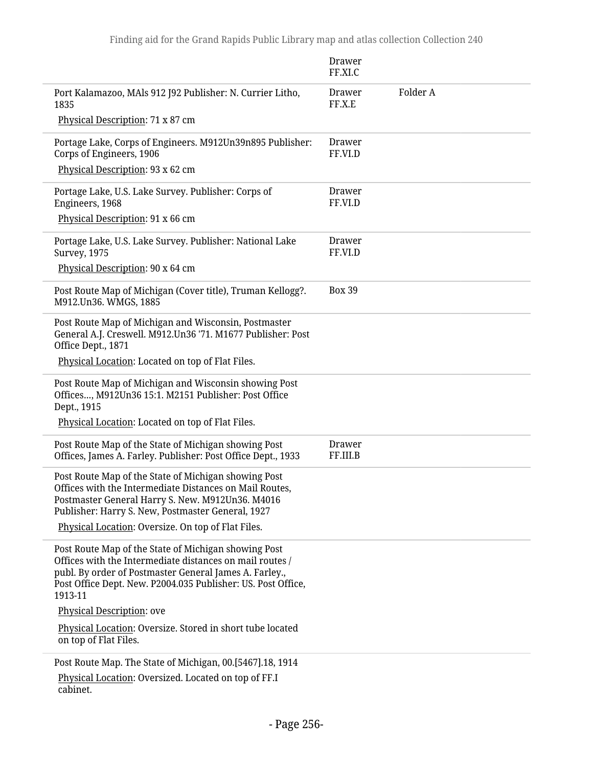| | | |
|---|---|---|
| | Drawer FF.XI.C | |
| Port Kalamazoo, MAls 912 J92 Publisher: N. Currier Litho, 1835<br>Physical Description: 71 x 87 cm | Drawer FF.X.E | Folder A |
| Portage Lake, Corps of Engineers. M912Un39n895 Publisher: Corps of Engineers, 1906<br>Physical Description: 93 x 62 cm | Drawer FF.VI.D | |
| Portage Lake, U.S. Lake Survey. Publisher: Corps of Engineers, 1968<br>Physical Description: 91 x 66 cm | Drawer FF.VI.D | |
| Portage Lake, U.S. Lake Survey. Publisher: National Lake Survey, 1975<br>Physical Description: 90 x 64 cm | Drawer FF.VI.D | |
| Post Route Map of Michigan (Cover title), Truman Kellogg?. M912.Un36. WMGS, 1885 | Box 39 | |
| Post Route Map of Michigan and Wisconsin, Postmaster General A.J. Creswell. M912.Un36 '71. M1677 Publisher: Post Office Dept., 1871<br>Physical Location: Located on top of Flat Files. | | |
| Post Route Map of Michigan and Wisconsin showing Post Offices..., M912Un36 15:1. M2151 Publisher: Post Office Dept., 1915<br>Physical Location: Located on top of Flat Files. | | |
| Post Route Map of the State of Michigan showing Post Offices, James A. Farley. Publisher: Post Office Dept., 1933 | Drawer FF.III.B | |
| Post Route Map of the State of Michigan showing Post Offices with the Intermediate Distances on Mail Routes, Postmaster General Harry S. New. M912Un36. M4016 Publisher: Harry S. New, Postmaster General, 1927<br>Physical Location: Oversize. On top of Flat Files. | | |
| Post Route Map of the State of Michigan showing Post Offices with the Intermediate distances on mail routes / publ. By order of Postmaster General James A. Farley., Post Office Dept. New. P2004.035 Publisher: US. Post Office, 1913-11<br>Physical Description: ove<br>Physical Location: Oversize. Stored in short tube located on top of Flat Files. | | |
| Post Route Map. The State of Michigan, 00.[5467].18, 1914<br>Physical Location: Oversized. Located on top of FF.I cabinet. | | |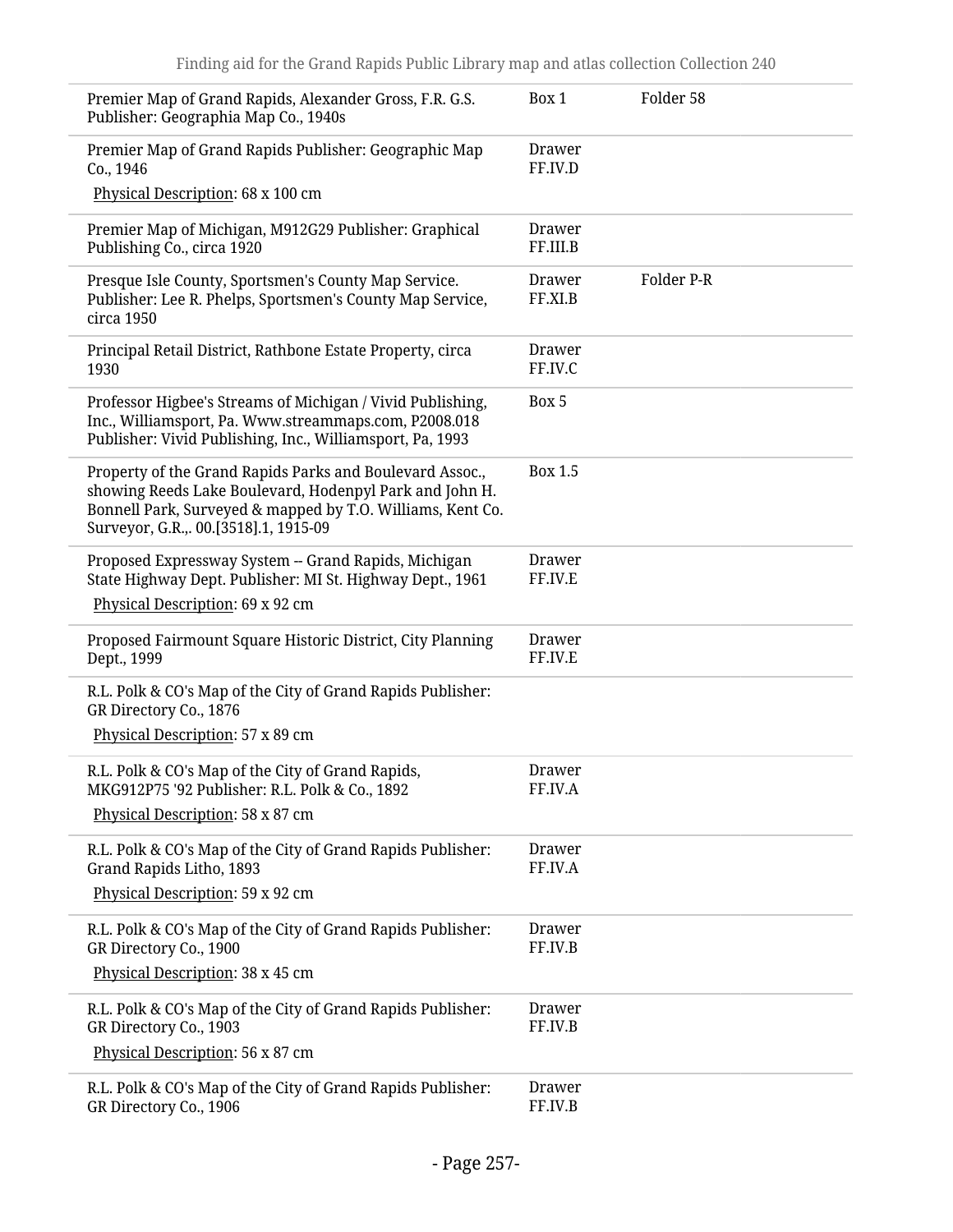| | | |
|---|---|---|
| Premier Map of Grand Rapids, Alexander Gross, F.R. G.S. Publisher: Geographia Map Co., 1940s | Box 1 | Folder 58 |
| Premier Map of Grand Rapids Publisher: Geographic Map Co., 1946<br>Physical Description: 68 x 100 cm | Drawer FF.IV.D | |
| Premier Map of Michigan, M912G29 Publisher: Graphical Publishing Co., circa 1920 | Drawer FF.III.B | |
| Presque Isle County, Sportsmen's County Map Service. Publisher: Lee R. Phelps, Sportsmen's County Map Service, circa 1950 | Drawer FF.XI.B | Folder P-R |
| Principal Retail District, Rathbone Estate Property, circa 1930 | Drawer FF.IV.C | |
| Professor Higbee's Streams of Michigan / Vivid Publishing, Inc., Williamsport, Pa. Www.streammaps.com, P2008.018 Publisher: Vivid Publishing, Inc., Williamsport, Pa, 1993 | Box 5 | |
| Property of the Grand Rapids Parks and Boulevard Assoc., showing Reeds Lake Boulevard, Hodenpyl Park and John H. Bonnell Park, Surveyed & mapped by T.O. Williams, Kent Co. Surveyor, G.R.,. 00.[3518].1, 1915-09 | Box 1.5 | |
| Proposed Expressway System -- Grand Rapids, Michigan State Highway Dept. Publisher: MI St. Highway Dept., 1961<br>Physical Description: 69 x 92 cm | Drawer FF.IV.E | |
| Proposed Fairmount Square Historic District, City Planning Dept., 1999 | Drawer FF.IV.E | |
| R.L. Polk & CO's Map of the City of Grand Rapids Publisher: GR Directory Co., 1876<br>Physical Description: 57 x 89 cm | | |
| R.L. Polk & CO's Map of the City of Grand Rapids, MKG912P75 '92 Publisher: R.L. Polk & Co., 1892<br>Physical Description: 58 x 87 cm | Drawer FF.IV.A | |
| R.L. Polk & CO's Map of the City of Grand Rapids Publisher: Grand Rapids Litho, 1893<br>Physical Description: 59 x 92 cm | Drawer FF.IV.A | |
| R.L. Polk & CO's Map of the City of Grand Rapids Publisher: GR Directory Co., 1900<br>Physical Description: 38 x 45 cm | Drawer FF.IV.B | |
| R.L. Polk & CO's Map of the City of Grand Rapids Publisher: GR Directory Co., 1903<br>Physical Description: 56 x 87 cm | Drawer FF.IV.B | |
| R.L. Polk & CO's Map of the City of Grand Rapids Publisher: GR Directory Co., 1906 | Drawer FF.IV.B | |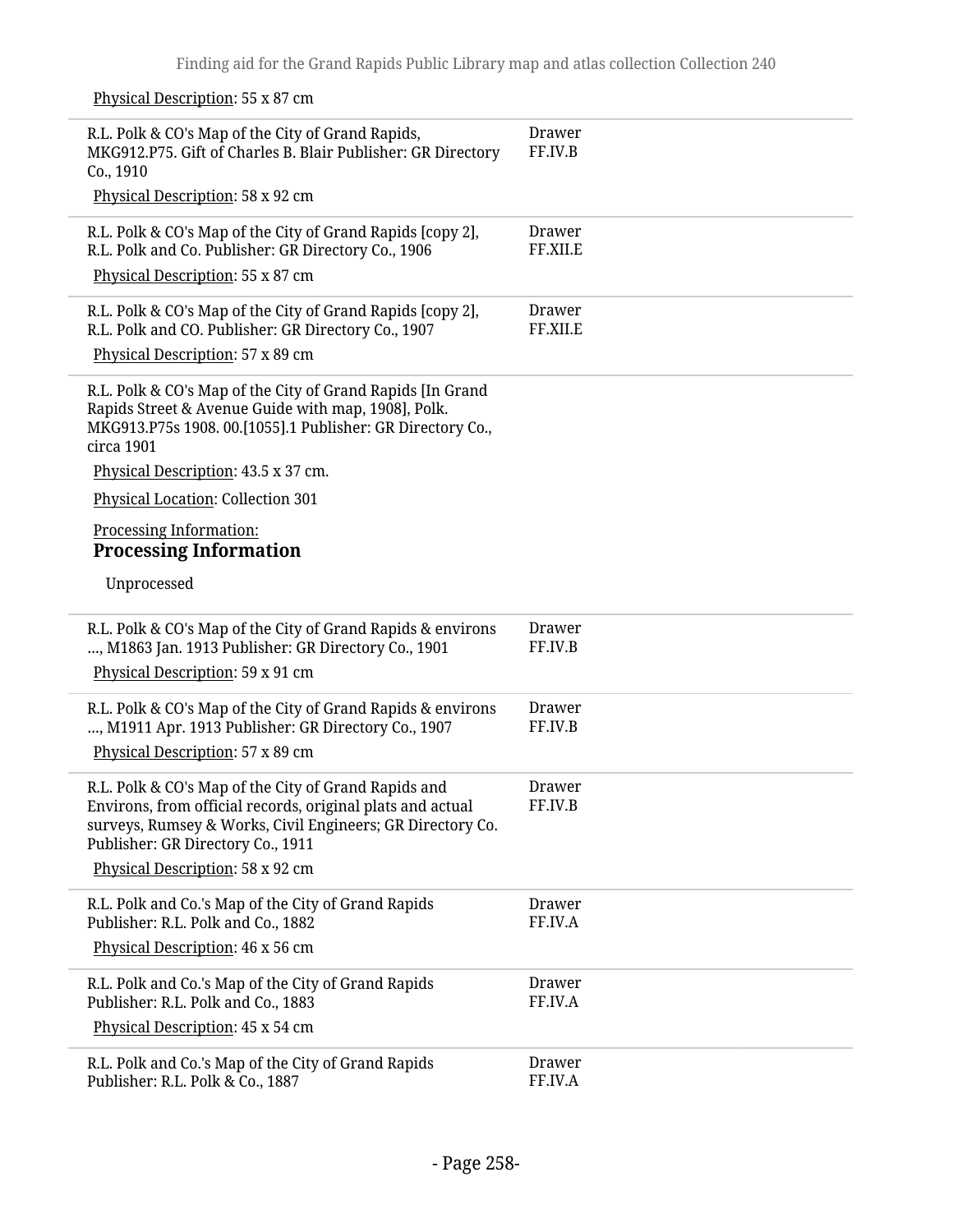Physical Description: 55 x 87 cm

| | |
|---|---|
| R.L. Polk & CO's Map of the City of Grand Rapids, MKG912.P75. Gift of Charles B. Blair Publisher: GR Directory Co., 1910<br>Physical Description: 58 x 92 cm | Drawer FF.IV.B |
| R.L. Polk & CO's Map of the City of Grand Rapids [copy 2], R.L. Polk and Co. Publisher: GR Directory Co., 1906<br>Physical Description: 55 x 87 cm | Drawer FF.XII.E |
| R.L. Polk & CO's Map of the City of Grand Rapids [copy 2], R.L. Polk and CO. Publisher: GR Directory Co., 1907<br>Physical Description: 57 x 89 cm | Drawer FF.XII.E |
| R.L. Polk & CO's Map of the City of Grand Rapids [In Grand Rapids Street & Avenue Guide with map, 1908], Polk. MKG913.P75s 1908. 00.[1055].1 Publisher: GR Directory Co., circa 1901<br>Physical Description: 43.5 x 37 cm.<br>Physical Location: Collection 301<br>Processing Information:<br>**Processing Information**<br>Unprocessed | |
| R.L. Polk & CO's Map of the City of Grand Rapids & environs ..., M1863 Jan. 1913 Publisher: GR Directory Co., 1901<br>Physical Description: 59 x 91 cm | Drawer FF.IV.B |
| R.L. Polk & CO's Map of the City of Grand Rapids & environs ..., M1911 Apr. 1913 Publisher: GR Directory Co., 1907<br>Physical Description: 57 x 89 cm | Drawer FF.IV.B |
| R.L. Polk & CO's Map of the City of Grand Rapids and Environs, from official records, original plats and actual surveys, Rumsey & Works, Civil Engineers; GR Directory Co. Publisher: GR Directory Co., 1911<br>Physical Description: 58 x 92 cm | Drawer FF.IV.B |
| R.L. Polk and Co.'s Map of the City of Grand Rapids Publisher: R.L. Polk and Co., 1882<br>Physical Description: 46 x 56 cm | Drawer FF.IV.A |
| R.L. Polk and Co.'s Map of the City of Grand Rapids Publisher: R.L. Polk and Co., 1883<br>Physical Description: 45 x 54 cm | Drawer FF.IV.A |
| R.L. Polk and Co.'s Map of the City of Grand Rapids Publisher: R.L. Polk & Co., 1887 | Drawer FF.IV.A |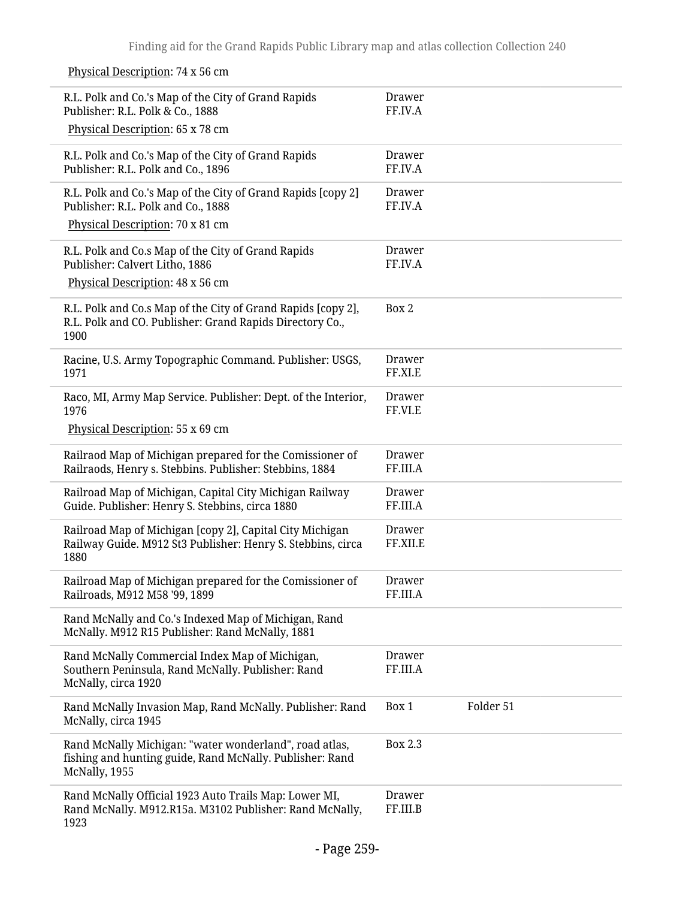Physical Description: 74 x 56 cm

| Title | Container | |
|---|---|---|
| R.L. Polk and Co.'s Map of the City of Grand Rapids Publisher: R.L. Polk & Co., 1888<br>Physical Description: 65 x 78 cm | Drawer FF.IV.A | |
| R.L. Polk and Co.'s Map of the City of Grand Rapids Publisher: R.L. Polk and Co., 1896 | Drawer FF.IV.A | |
| R.L. Polk and Co.'s Map of the City of Grand Rapids [copy 2] Publisher: R.L. Polk and Co., 1888<br>Physical Description: 70 x 81 cm | Drawer FF.IV.A | |
| R.L. Polk and Co.s Map of the City of Grand Rapids Publisher: Calvert Litho, 1886<br>Physical Description: 48 x 56 cm | Drawer FF.IV.A | |
| R.L. Polk and Co.s Map of the City of Grand Rapids [copy 2], R.L. Polk and CO. Publisher: Grand Rapids Directory Co., 1900 | Box 2 | |
| Racine, U.S. Army Topographic Command. Publisher: USGS, 1971 | Drawer FF.XI.E | |
| Raco, MI, Army Map Service. Publisher: Dept. of the Interior, 1976<br>Physical Description: 55 x 69 cm | Drawer FF.VI.E | |
| Railraod Map of Michigan prepared for the Comissioner of Railraods, Henry s. Stebbins. Publisher: Stebbins, 1884 | Drawer FF.III.A | |
| Railroad Map of Michigan, Capital City Michigan Railway Guide. Publisher: Henry S. Stebbins, circa 1880 | Drawer FF.III.A | |
| Railroad Map of Michigan [copy 2], Capital City Michigan Railway Guide. M912 St3 Publisher: Henry S. Stebbins, circa 1880 | Drawer FF.XII.E | |
| Railroad Map of Michigan prepared for the Comissioner of Railroads, M912 M58 '99, 1899 | Drawer FF.III.A | |
| Rand McNally and Co.'s Indexed Map of Michigan, Rand McNally. M912 R15 Publisher: Rand McNally, 1881 | | |
| Rand McNally Commercial Index Map of Michigan, Southern Peninsula, Rand McNally. Publisher: Rand McNally, circa 1920 | Drawer FF.III.A | |
| Rand McNally Invasion Map, Rand McNally. Publisher: Rand McNally, circa 1945 | Box 1 | Folder 51 |
| Rand McNally Michigan: "water wonderland", road atlas, fishing and hunting guide, Rand McNally. Publisher: Rand McNally, 1955 | Box 2.3 | |
| Rand McNally Official 1923 Auto Trails Map: Lower MI, Rand McNally. M912.R15a. M3102 Publisher: Rand McNally, 1923 | Drawer FF.III.B | |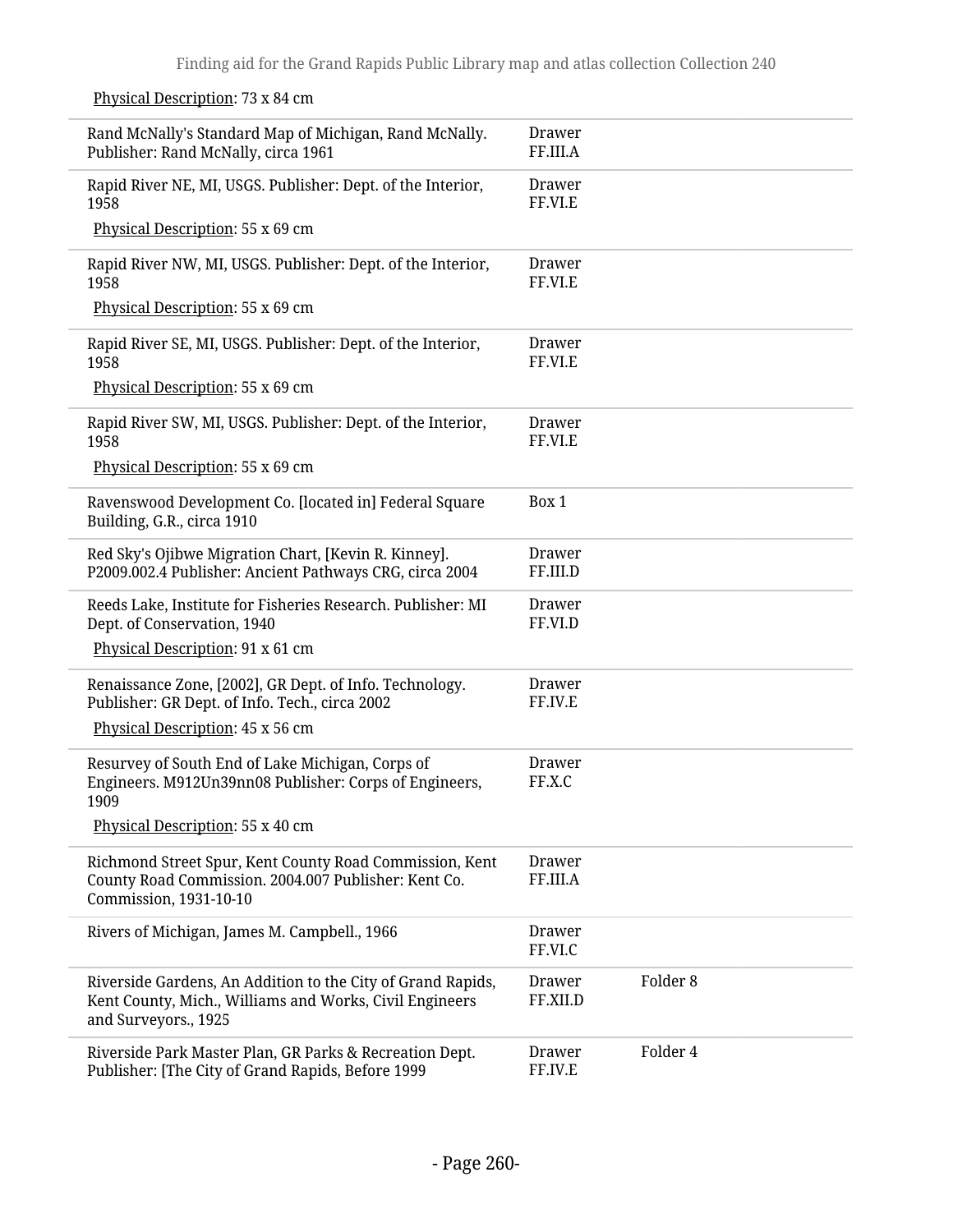Physical Description: 73 x 84 cm

| | | |
|---|---|---|
| Rand McNally's Standard Map of Michigan, Rand McNally. Publisher: Rand McNally, circa 1961 | Drawer FF.III.A | |
| Rapid River NE, MI, USGS. Publisher: Dept. of the Interior, 1958<br>Physical Description: 55 x 69 cm | Drawer FF.VI.E | |
| Rapid River NW, MI, USGS. Publisher: Dept. of the Interior, 1958<br>Physical Description: 55 x 69 cm | Drawer FF.VI.E | |
| Rapid River SE, MI, USGS. Publisher: Dept. of the Interior, 1958<br>Physical Description: 55 x 69 cm | Drawer FF.VI.E | |
| Rapid River SW, MI, USGS. Publisher: Dept. of the Interior, 1958<br>Physical Description: 55 x 69 cm | Drawer FF.VI.E | |
| Ravenswood Development Co. [located in] Federal Square Building, G.R., circa 1910 | Box 1 | |
| Red Sky's Ojibwe Migration Chart, [Kevin R. Kinney]. P2009.002.4 Publisher: Ancient Pathways CRG, circa 2004 | Drawer FF.III.D | |
| Reeds Lake, Institute for Fisheries Research. Publisher: MI Dept. of Conservation, 1940<br>Physical Description: 91 x 61 cm | Drawer FF.VI.D | |
| Renaissance Zone, [2002], GR Dept. of Info. Technology. Publisher: GR Dept. of Info. Tech., circa 2002<br>Physical Description: 45 x 56 cm | Drawer FF.IV.E | |
| Resurvey of South End of Lake Michigan, Corps of Engineers. M912Un39nn08 Publisher: Corps of Engineers, 1909<br>Physical Description: 55 x 40 cm | Drawer FF.X.C | |
| Richmond Street Spur, Kent County Road Commission, Kent County Road Commission. 2004.007 Publisher: Kent Co. Commission, 1931-10-10 | Drawer FF.III.A | |
| Rivers of Michigan, James M. Campbell., 1966 | Drawer FF.VI.C | |
| Riverside Gardens, An Addition to the City of Grand Rapids, Kent County, Mich., Williams and Works, Civil Engineers and Surveyors., 1925 | Drawer FF.XII.D | Folder 8 |
| Riverside Park Master Plan, GR Parks & Recreation Dept. Publisher: [The City of Grand Rapids, Before 1999 | Drawer FF.IV.E | Folder 4 |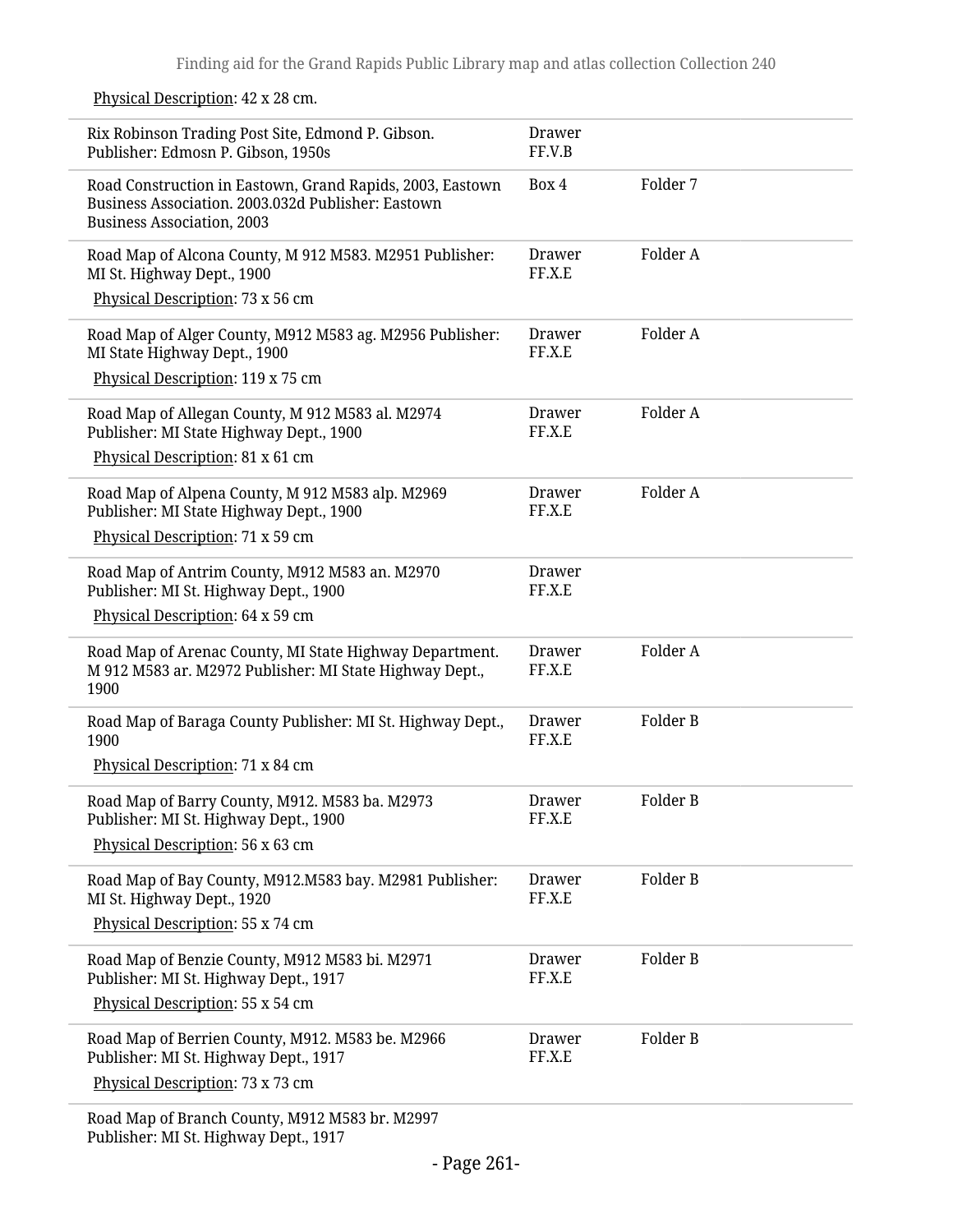Physical Description: 42 x 28 cm.

| | | |
|---|---|---|
| Rix Robinson Trading Post Site, Edmond P. Gibson. Publisher: Edmosn P. Gibson, 1950s | Drawer FF.V.B | |
| Road Construction in Eastown, Grand Rapids, 2003, Eastown Business Association. 2003.032d Publisher: Eastown Business Association, 2003 | Box 4 | Folder 7 |
| Road Map of Alcona County, M 912 M583. M2951 Publisher: MI St. Highway Dept., 1900<br>Physical Description: 73 x 56 cm | Drawer FF.X.E | Folder A |
| Road Map of Alger County, M912 M583 ag. M2956 Publisher: MI State Highway Dept., 1900<br>Physical Description: 119 x 75 cm | Drawer FF.X.E | Folder A |
| Road Map of Allegan County, M 912 M583 al. M2974 Publisher: MI State Highway Dept., 1900<br>Physical Description: 81 x 61 cm | Drawer FF.X.E | Folder A |
| Road Map of Alpena County, M 912 M583 alp. M2969 Publisher: MI State Highway Dept., 1900<br>Physical Description: 71 x 59 cm | Drawer FF.X.E | Folder A |
| Road Map of Antrim County, M912 M583 an. M2970 Publisher: MI St. Highway Dept., 1900<br>Physical Description: 64 x 59 cm | Drawer FF.X.E | |
| Road Map of Arenac County, MI State Highway Department. M 912 M583 ar. M2972 Publisher: MI State Highway Dept., 1900 | Drawer FF.X.E | Folder A |
| Road Map of Baraga County Publisher: MI St. Highway Dept., 1900<br>Physical Description: 71 x 84 cm | Drawer FF.X.E | Folder B |
| Road Map of Barry County, M912. M583 ba. M2973 Publisher: MI St. Highway Dept., 1900<br>Physical Description: 56 x 63 cm | Drawer FF.X.E | Folder B |
| Road Map of Bay County, M912.M583 bay. M2981 Publisher: MI St. Highway Dept., 1920<br>Physical Description: 55 x 74 cm | Drawer FF.X.E | Folder B |
| Road Map of Benzie County, M912 M583 bi. M2971 Publisher: MI St. Highway Dept., 1917<br>Physical Description: 55 x 54 cm | Drawer FF.X.E | Folder B |
| Road Map of Berrien County, M912. M583 be. M2966 Publisher: MI St. Highway Dept., 1917<br>Physical Description: 73 x 73 cm | Drawer FF.X.E | Folder B |
| Road Map of Branch County, M912 M583 br. M2997 Publisher: MI St. Highway Dept., 1917 | | |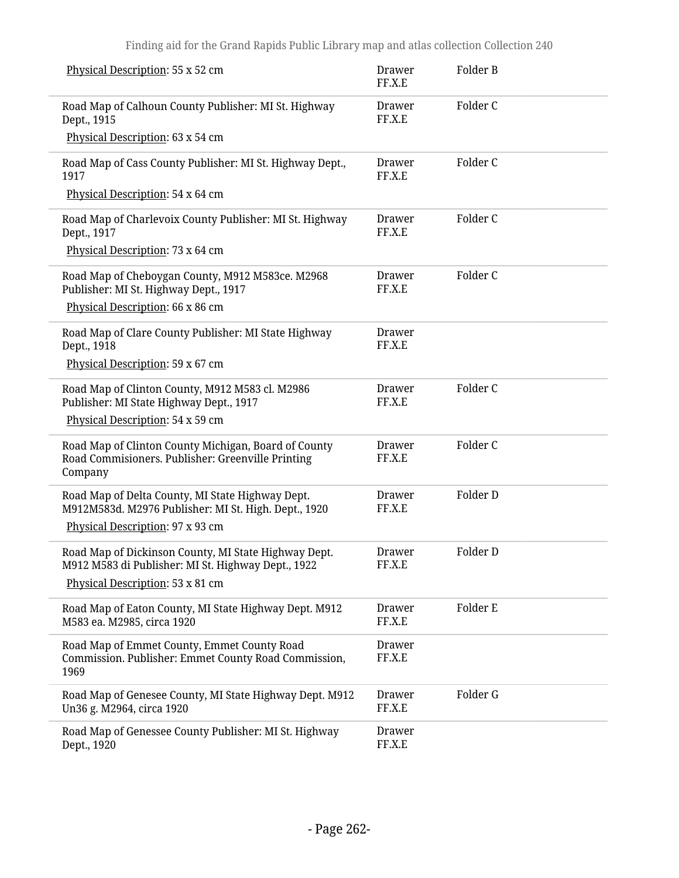| | | |
|---|---|---|
| Physical Description: 55 x 52 cm | Drawer FF.X.E | Folder B |
| Road Map of Calhoun County Publisher: MI St. Highway Dept., 1915<br>Physical Description: 63 x 54 cm | Drawer FF.X.E | Folder C |
| Road Map of Cass County Publisher: MI St. Highway Dept., 1917<br>Physical Description: 54 x 64 cm | Drawer FF.X.E | Folder C |
| Road Map of Charlevoix County Publisher: MI St. Highway Dept., 1917<br>Physical Description: 73 x 64 cm | Drawer FF.X.E | Folder C |
| Road Map of Cheboygan County, M912 M583ce. M2968 Publisher: MI St. Highway Dept., 1917<br>Physical Description: 66 x 86 cm | Drawer FF.X.E | Folder C |
| Road Map of Clare County Publisher: MI State Highway Dept., 1918<br>Physical Description: 59 x 67 cm | Drawer FF.X.E | |
| Road Map of Clinton County, M912 M583 cl. M2986 Publisher: MI State Highway Dept., 1917<br>Physical Description: 54 x 59 cm | Drawer FF.X.E | Folder C |
| Road Map of Clinton County Michigan, Board of County Road Commisioners. Publisher: Greenville Printing Company | Drawer FF.X.E | Folder C |
| Road Map of Delta County, MI State Highway Dept. M912M583d. M2976 Publisher: MI St. High. Dept., 1920<br>Physical Description: 97 x 93 cm | Drawer FF.X.E | Folder D |
| Road Map of Dickinson County, MI State Highway Dept. M912 M583 di Publisher: MI St. Highway Dept., 1922<br>Physical Description: 53 x 81 cm | Drawer FF.X.E | Folder D |
| Road Map of Eaton County, MI State Highway Dept. M912 M583 ea. M2985, circa 1920 | Drawer FF.X.E | Folder E |
| Road Map of Emmet County, Emmet County Road Commission. Publisher: Emmet County Road Commission, 1969 | Drawer FF.X.E | |
| Road Map of Genesee County, MI State Highway Dept. M912 Un36 g. M2964, circa 1920 | Drawer FF.X.E | Folder G |
| Road Map of Genessee County Publisher: MI St. Highway Dept., 1920 | Drawer FF.X.E | |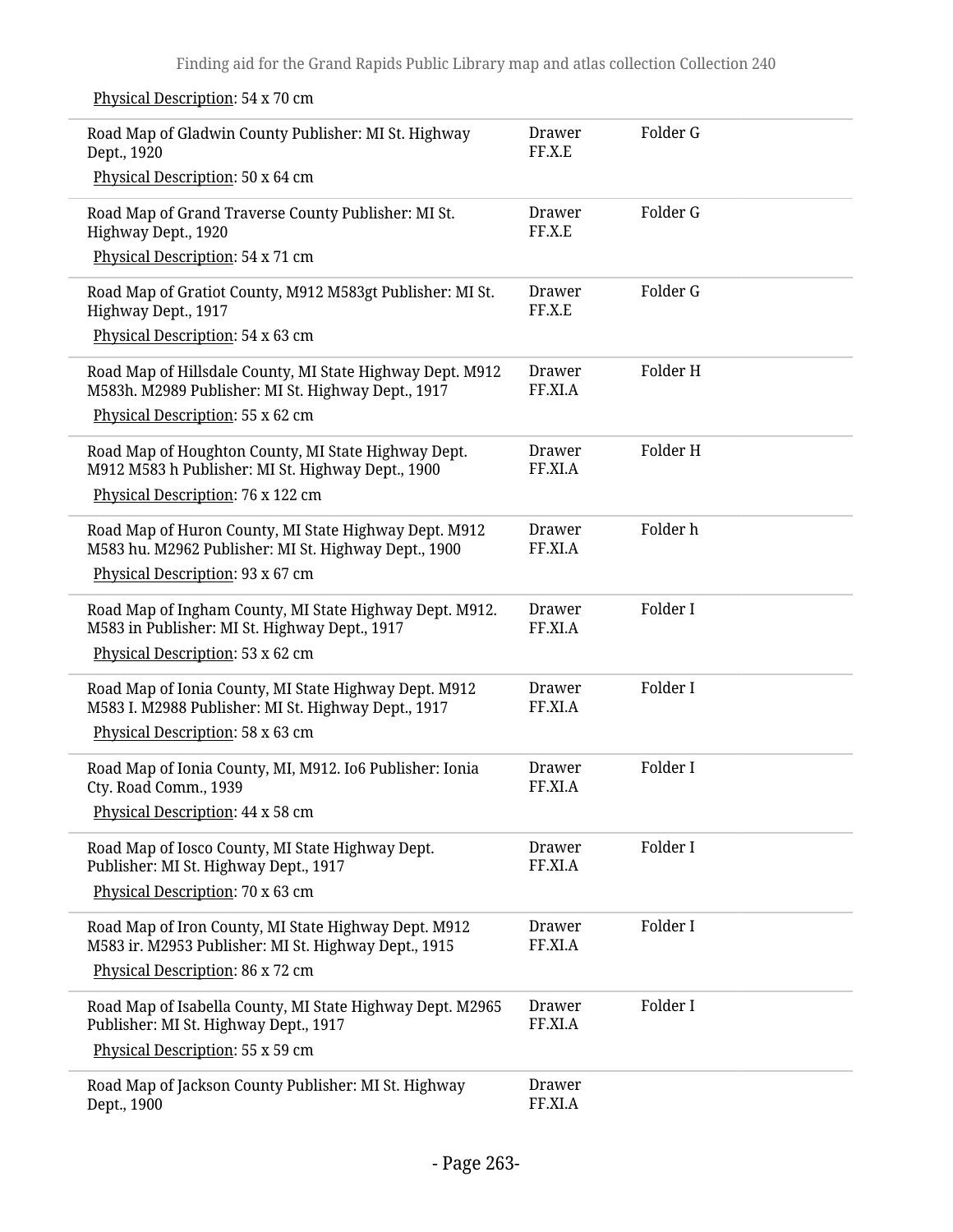Physical Description: 54 x 70 cm

| | | |
|---|---|---|
| Road Map of Gladwin County Publisher: MI St. Highway Dept., 1920<br>Physical Description: 50 x 64 cm | Drawer FF.X.E | Folder G |
| Road Map of Grand Traverse County Publisher: MI St. Highway Dept., 1920<br>Physical Description: 54 x 71 cm | Drawer FF.X.E | Folder G |
| Road Map of Gratiot County, M912 M583gt Publisher: MI St. Highway Dept., 1917<br>Physical Description: 54 x 63 cm | Drawer FF.X.E | Folder G |
| Road Map of Hillsdale County, MI State Highway Dept. M912 M583h. M2989 Publisher: MI St. Highway Dept., 1917<br>Physical Description: 55 x 62 cm | Drawer FF.XI.A | Folder H |
| Road Map of Houghton County, MI State Highway Dept. M912 M583 h Publisher: MI St. Highway Dept., 1900<br>Physical Description: 76 x 122 cm | Drawer FF.XI.A | Folder H |
| Road Map of Huron County, MI State Highway Dept. M912 M583 hu. M2962 Publisher: MI St. Highway Dept., 1900<br>Physical Description: 93 x 67 cm | Drawer FF.XI.A | Folder h |
| Road Map of Ingham County, MI State Highway Dept. M912. M583 in Publisher: MI St. Highway Dept., 1917<br>Physical Description: 53 x 62 cm | Drawer FF.XI.A | Folder I |
| Road Map of Ionia County, MI State Highway Dept. M912 M583 I. M2988 Publisher: MI St. Highway Dept., 1917<br>Physical Description: 58 x 63 cm | Drawer FF.XI.A | Folder I |
| Road Map of Ionia County, MI, M912. Io6 Publisher: Ionia Cty. Road Comm., 1939<br>Physical Description: 44 x 58 cm | Drawer FF.XI.A | Folder I |
| Road Map of Iosco County, MI State Highway Dept. Publisher: MI St. Highway Dept., 1917<br>Physical Description: 70 x 63 cm | Drawer FF.XI.A | Folder I |
| Road Map of Iron County, MI State Highway Dept. M912 M583 ir. M2953 Publisher: MI St. Highway Dept., 1915<br>Physical Description: 86 x 72 cm | Drawer FF.XI.A | Folder I |
| Road Map of Isabella County, MI State Highway Dept. M2965 Publisher: MI St. Highway Dept., 1917<br>Physical Description: 55 x 59 cm | Drawer FF.XI.A | Folder I |
| Road Map of Jackson County Publisher: MI St. Highway Dept., 1900 | Drawer FF.XI.A | |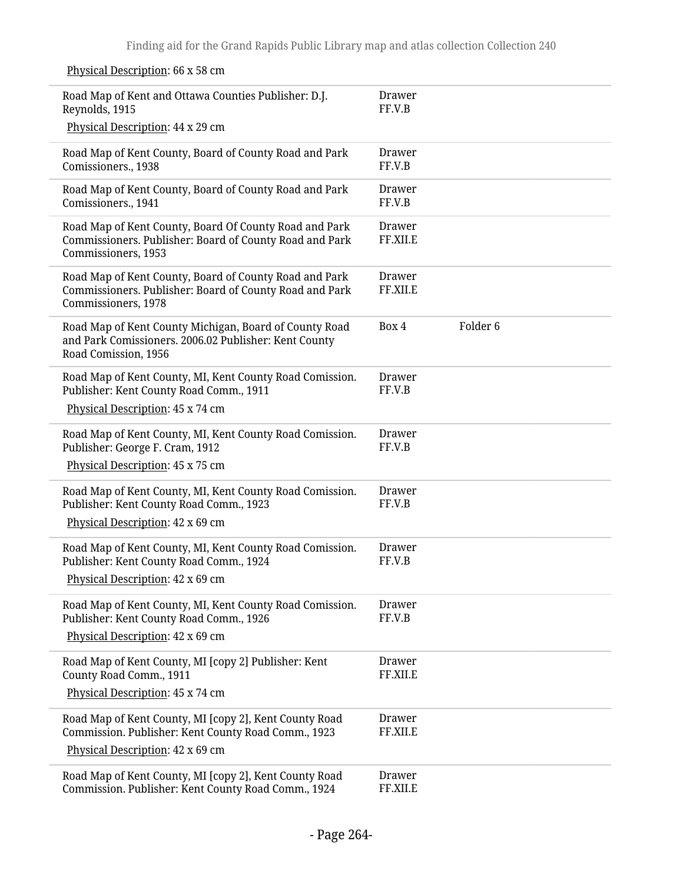Physical Description: 66 x 58 cm

| | | |
|---|---|---|
| Road Map of Kent and Ottawa Counties Publisher: D.J. Reynolds, 1915<br>Physical Description: 44 x 29 cm | Drawer FF.V.B | |
| Road Map of Kent County, Board of County Road and Park Comissioners., 1938 | Drawer FF.V.B | |
| Road Map of Kent County, Board of County Road and Park Comissioners., 1941 | Drawer FF.V.B | |
| Road Map of Kent County, Board Of County Road and Park Commissioners. Publisher: Board of County Road and Park Commissioners, 1953 | Drawer FF.XII.E | |
| Road Map of Kent County, Board of County Road and Park Commissioners. Publisher: Board of County Road and Park Commissioners, 1978 | Drawer FF.XII.E | |
| Road Map of Kent County Michigan, Board of County Road and Park Comissioners. 2006.02 Publisher: Kent County Road Comission, 1956 | Box 4 | Folder 6 |
| Road Map of Kent County, MI, Kent County Road Comission. Publisher: Kent County Road Comm., 1911<br>Physical Description: 45 x 74 cm | Drawer FF.V.B | |
| Road Map of Kent County, MI, Kent County Road Comission. Publisher: George F. Cram, 1912<br>Physical Description: 45 x 75 cm | Drawer FF.V.B | |
| Road Map of Kent County, MI, Kent County Road Comission. Publisher: Kent County Road Comm., 1923<br>Physical Description: 42 x 69 cm | Drawer FF.V.B | |
| Road Map of Kent County, MI, Kent County Road Comission. Publisher: Kent County Road Comm., 1924<br>Physical Description: 42 x 69 cm | Drawer FF.V.B | |
| Road Map of Kent County, MI, Kent County Road Comission. Publisher: Kent County Road Comm., 1926<br>Physical Description: 42 x 69 cm | Drawer FF.V.B | |
| Road Map of Kent County, MI [copy 2] Publisher: Kent County Road Comm., 1911<br>Physical Description: 45 x 74 cm | Drawer FF.XII.E | |
| Road Map of Kent County, MI [copy 2], Kent County Road Commission. Publisher: Kent County Road Comm., 1923<br>Physical Description: 42 x 69 cm | Drawer FF.XII.E | |
| Road Map of Kent County, MI [copy 2], Kent County Road Commission. Publisher: Kent County Road Comm., 1924 | Drawer FF.XII.E | |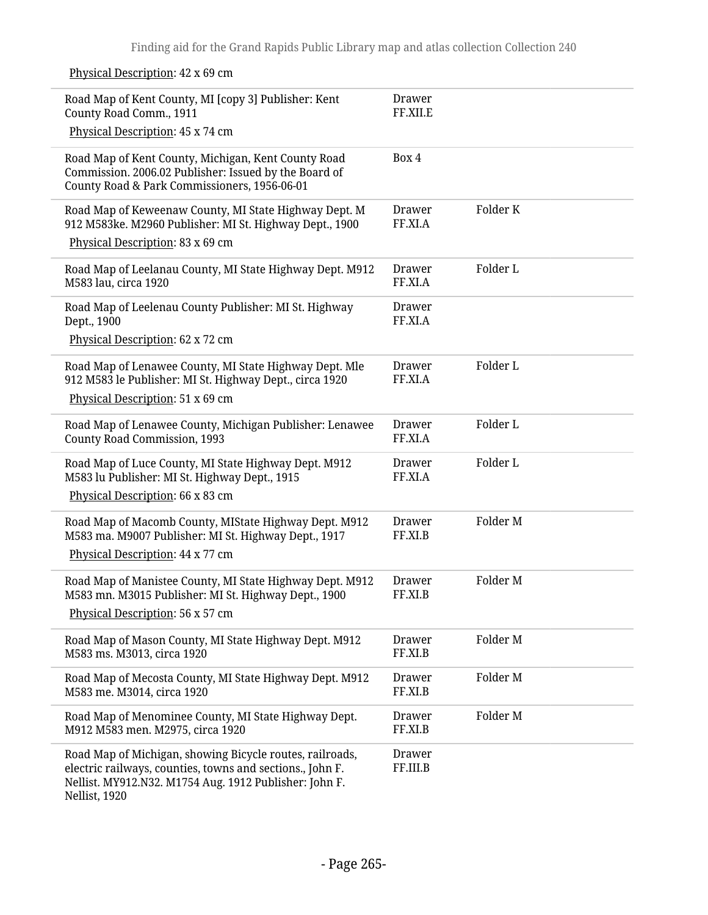Physical Description: 42 x 69 cm

| | | |
|---|---|---|
| Road Map of Kent County, MI [copy 3] Publisher: Kent County Road Comm., 1911<br>Physical Description: 45 x 74 cm | Drawer FF.XII.E | |
| Road Map of Kent County, Michigan, Kent County Road Commission. 2006.02 Publisher: Issued by the Board of County Road & Park Commissioners, 1956-06-01 | Box 4 | |
| Road Map of Keweenaw County, MI State Highway Dept. M 912 M583ke. M2960 Publisher: MI St. Highway Dept., 1900<br>Physical Description: 83 x 69 cm | Drawer FF.XI.A | Folder K |
| Road Map of Leelanau County, MI State Highway Dept. M912 M583 lau, circa 1920 | Drawer FF.XI.A | Folder L |
| Road Map of Leelenau County Publisher: MI St. Highway Dept., 1900<br>Physical Description: 62 x 72 cm | Drawer FF.XI.A | |
| Road Map of Lenawee County, MI State Highway Dept. Mle 912 M583 le Publisher: MI St. Highway Dept., circa 1920<br>Physical Description: 51 x 69 cm | Drawer FF.XI.A | Folder L |
| Road Map of Lenawee County, Michigan Publisher: Lenawee County Road Commission, 1993 | Drawer FF.XI.A | Folder L |
| Road Map of Luce County, MI State Highway Dept. M912 M583 lu Publisher: MI St. Highway Dept., 1915<br>Physical Description: 66 x 83 cm | Drawer FF.XI.A | Folder L |
| Road Map of Macomb County, MIState Highway Dept. M912 M583 ma. M9007 Publisher: MI St. Highway Dept., 1917<br>Physical Description: 44 x 77 cm | Drawer FF.XI.B | Folder M |
| Road Map of Manistee County, MI State Highway Dept. M912 M583 mn. M3015 Publisher: MI St. Highway Dept., 1900<br>Physical Description: 56 x 57 cm | Drawer FF.XI.B | Folder M |
| Road Map of Mason County, MI State Highway Dept. M912 M583 ms. M3013, circa 1920 | Drawer FF.XI.B | Folder M |
| Road Map of Mecosta County, MI State Highway Dept. M912 M583 me. M3014, circa 1920 | Drawer FF.XI.B | Folder M |
| Road Map of Menominee County, MI State Highway Dept. M912 M583 men. M2975, circa 1920 | Drawer FF.XI.B | Folder M |
| Road Map of Michigan, showing Bicycle routes, railroads, electric railways, counties, towns and sections., John F. Nellist. MY912.N32. M1754 Aug. 1912 Publisher: John F. Nellist, 1920 | Drawer FF.III.B | |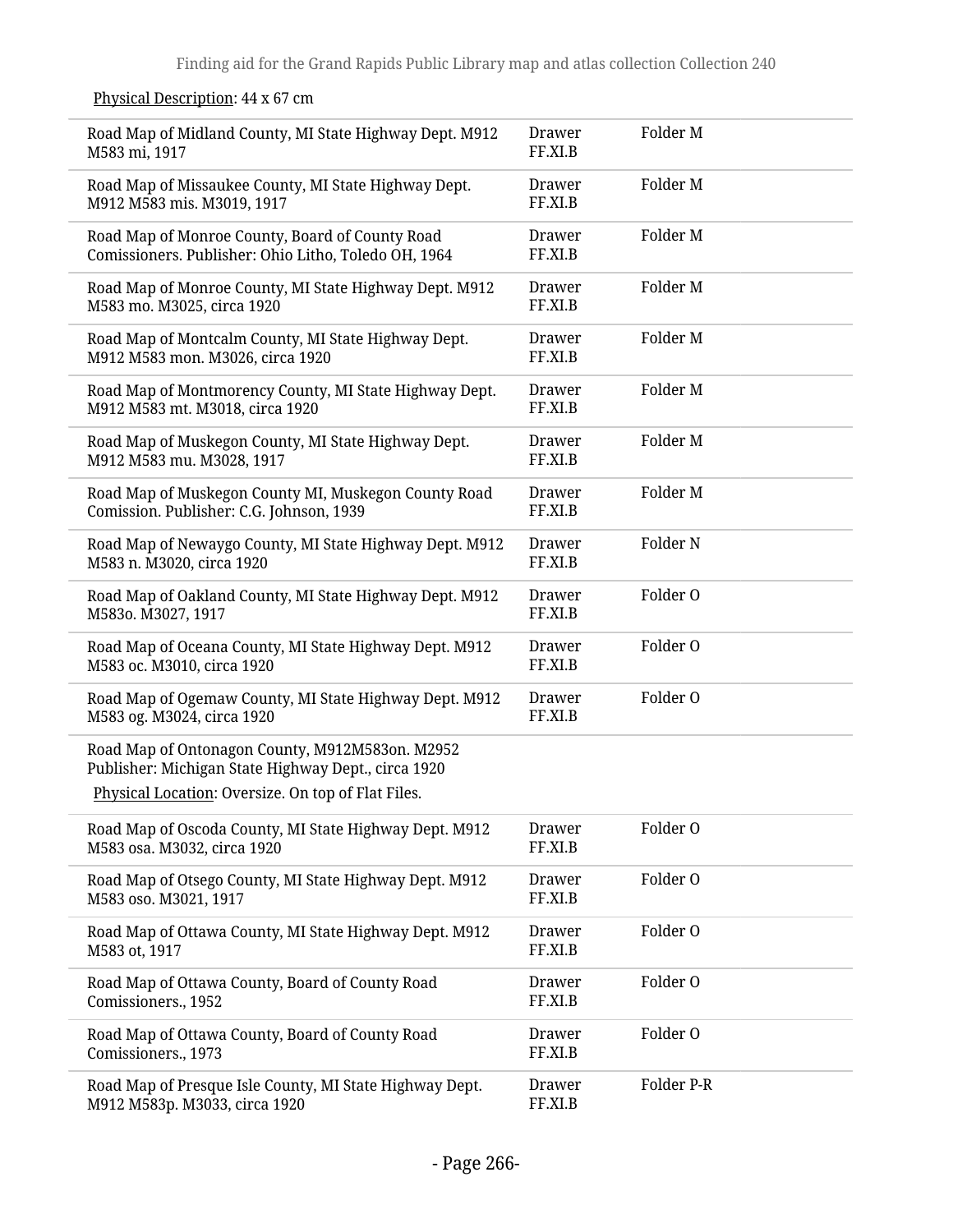Physical Description: 44 x 67 cm

| | | |
|---|---|---|
| Road Map of Midland County, MI State Highway Dept. M912 M583 mi, 1917 | Drawer FF.XI.B | Folder M |
| Road Map of Missaukee County, MI State Highway Dept. M912 M583 mis. M3019, 1917 | Drawer FF.XI.B | Folder M |
| Road Map of Monroe County, Board of County Road Comissioners. Publisher: Ohio Litho, Toledo OH, 1964 | Drawer FF.XI.B | Folder M |
| Road Map of Monroe County, MI State Highway Dept. M912 M583 mo. M3025, circa 1920 | Drawer FF.XI.B | Folder M |
| Road Map of Montcalm County, MI State Highway Dept. M912 M583 mon. M3026, circa 1920 | Drawer FF.XI.B | Folder M |
| Road Map of Montmorency County, MI State Highway Dept. M912 M583 mt. M3018, circa 1920 | Drawer FF.XI.B | Folder M |
| Road Map of Muskegon County, MI State Highway Dept. M912 M583 mu. M3028, 1917 | Drawer FF.XI.B | Folder M |
| Road Map of Muskegon County MI, Muskegon County Road Comission. Publisher: C.G. Johnson, 1939 | Drawer FF.XI.B | Folder M |
| Road Map of Newaygo County, MI State Highway Dept. M912 M583 n. M3020, circa 1920 | Drawer FF.XI.B | Folder N |
| Road Map of Oakland County, MI State Highway Dept. M912 M583o. M3027, 1917 | Drawer FF.XI.B | Folder O |
| Road Map of Oceana County, MI State Highway Dept. M912 M583 oc. M3010, circa 1920 | Drawer FF.XI.B | Folder O |
| Road Map of Ogemaw County, MI State Highway Dept. M912 M583 og. M3024, circa 1920 | Drawer FF.XI.B | Folder O |
| Road Map of Ontonagon County, M912M583on. M2952 Publisher: Michigan State Highway Dept., circa 1920<br>Physical Location: Oversize. On top of Flat Files. | | |
| Road Map of Oscoda County, MI State Highway Dept. M912 M583 osa. M3032, circa 1920 | Drawer FF.XI.B | Folder O |
| Road Map of Otsego County, MI State Highway Dept. M912 M583 oso. M3021, 1917 | Drawer FF.XI.B | Folder O |
| Road Map of Ottawa County, MI State Highway Dept. M912 M583 ot, 1917 | Drawer FF.XI.B | Folder O |
| Road Map of Ottawa County, Board of County Road Comissioners., 1952 | Drawer FF.XI.B | Folder O |
| Road Map of Ottawa County, Board of County Road Comissioners., 1973 | Drawer FF.XI.B | Folder O |
| Road Map of Presque Isle County, MI State Highway Dept. M912 M583p. M3033, circa 1920 | Drawer FF.XI.B | Folder P-R |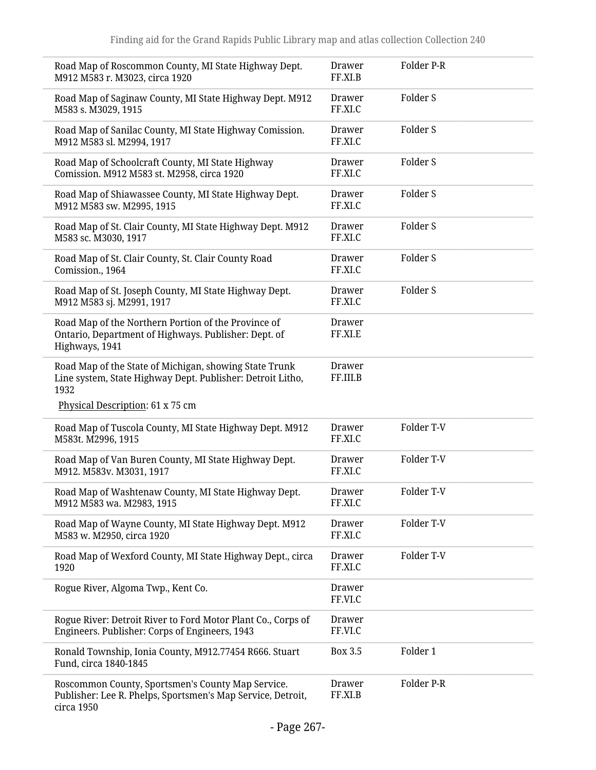| | | |
|---|---|---|
| Road Map of Roscommon County, MI State Highway Dept. M912 M583 r. M3023, circa 1920 | Drawer FF.XI.B | Folder P-R |
| Road Map of Saginaw County, MI State Highway Dept. M912 M583 s. M3029, 1915 | Drawer FF.XI.C | Folder S |
| Road Map of Sanilac County, MI State Highway Comission. M912 M583 sl. M2994, 1917 | Drawer FF.XI.C | Folder S |
| Road Map of Schoolcraft County, MI State Highway Comission. M912 M583 st. M2958, circa 1920 | Drawer FF.XI.C | Folder S |
| Road Map of Shiawassee County, MI State Highway Dept. M912 M583 sw. M2995, 1915 | Drawer FF.XI.C | Folder S |
| Road Map of St. Clair County, MI State Highway Dept. M912 M583 sc. M3030, 1917 | Drawer FF.XI.C | Folder S |
| Road Map of St. Clair County, St. Clair County Road Comission., 1964 | Drawer FF.XI.C | Folder S |
| Road Map of St. Joseph County, MI State Highway Dept. M912 M583 sj. M2991, 1917 | Drawer FF.XI.C | Folder S |
| Road Map of the Northern Portion of the Province of Ontario, Department of Highways. Publisher: Dept. of Highways, 1941 | Drawer FF.XI.E | |
| Road Map of the State of Michigan, showing State Trunk Line system, State Highway Dept. Publisher: Detroit Litho, 1932<br>Physical Description: 61 x 75 cm | Drawer FF.III.B | |
| Road Map of Tuscola County, MI State Highway Dept. M912 M583t. M2996, 1915 | Drawer FF.XI.C | Folder T-V |
| Road Map of Van Buren County, MI State Highway Dept. M912. M583v. M3031, 1917 | Drawer FF.XI.C | Folder T-V |
| Road Map of Washtenaw County, MI State Highway Dept. M912 M583 wa. M2983, 1915 | Drawer FF.XI.C | Folder T-V |
| Road Map of Wayne County, MI State Highway Dept. M912 M583 w. M2950, circa 1920 | Drawer FF.XI.C | Folder T-V |
| Road Map of Wexford County, MI State Highway Dept., circa 1920 | Drawer FF.XI.C | Folder T-V |
| Rogue River, Algoma Twp., Kent Co. | Drawer FF.VI.C | |
| Rogue River: Detroit River to Ford Motor Plant Co., Corps of Engineers. Publisher: Corps of Engineers, 1943 | Drawer FF.VI.C | |
| Ronald Township, Ionia County, M912.77454 R666. Stuart Fund, circa 1840-1845 | Box 3.5 | Folder 1 |
| Roscommon County, Sportsmen's County Map Service. Publisher: Lee R. Phelps, Sportsmen's Map Service, Detroit, circa 1950 | Drawer FF.XI.B | Folder P-R |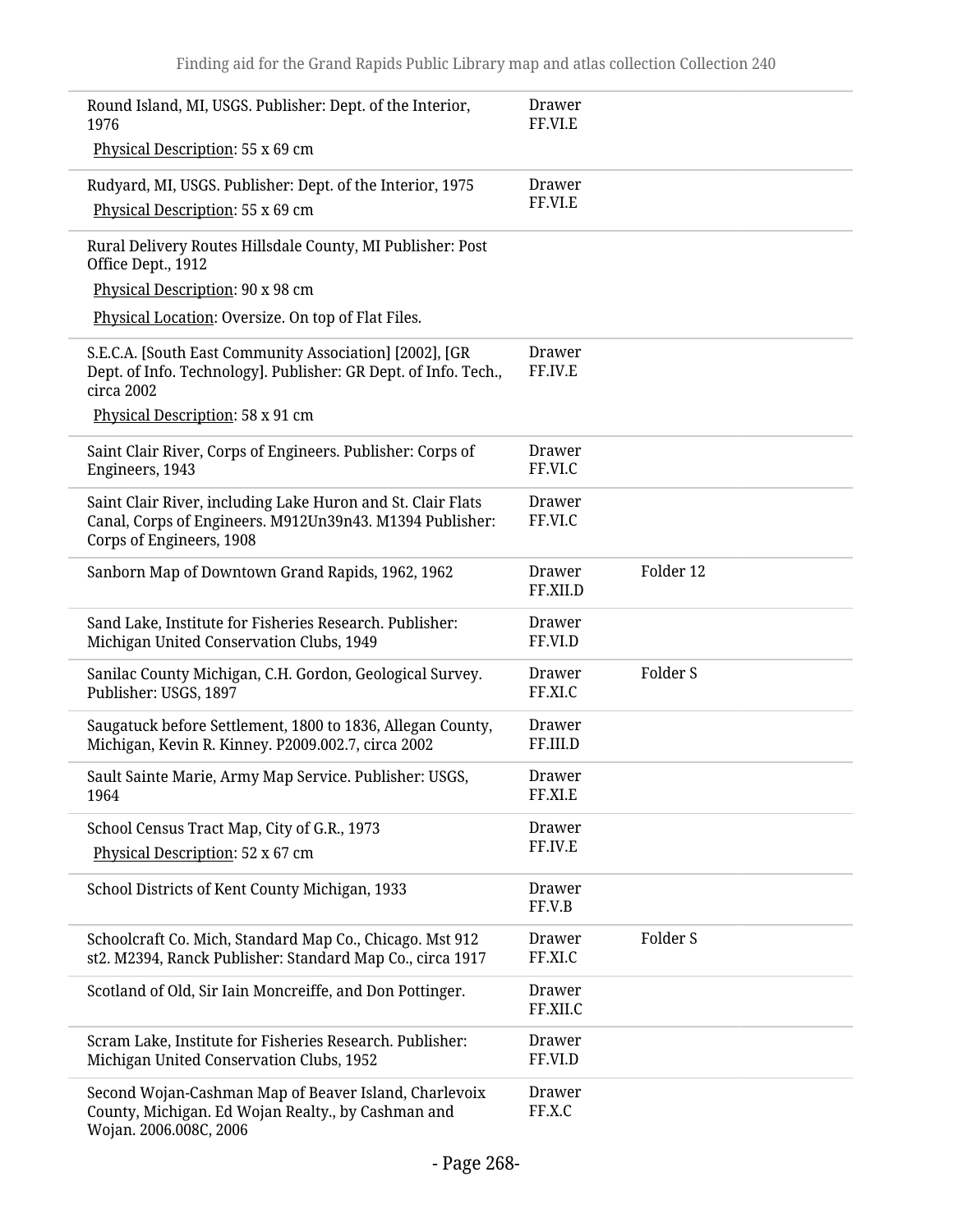| | | |
|---|---|---|
| Round Island, MI, USGS. Publisher: Dept. of the Interior, 1976<br>Physical Description: 55 x 69 cm | Drawer FF.VI.E | |
| Rudyard, MI, USGS. Publisher: Dept. of the Interior, 1975<br>Physical Description: 55 x 69 cm | Drawer FF.VI.E | |
| Rural Delivery Routes Hillsdale County, MI Publisher: Post Office Dept., 1912<br>Physical Description: 90 x 98 cm<br>Physical Location: Oversize. On top of Flat Files. | | |
| S.E.C.A. [South East Community Association] [2002], [GR Dept. of Info. Technology]. Publisher: GR Dept. of Info. Tech., circa 2002<br>Physical Description: 58 x 91 cm | Drawer FF.IV.E | |
| Saint Clair River, Corps of Engineers. Publisher: Corps of Engineers, 1943 | Drawer FF.VI.C | |
| Saint Clair River, including Lake Huron and St. Clair Flats Canal, Corps of Engineers. M912Un39n43. M1394 Publisher: Corps of Engineers, 1908 | Drawer FF.VI.C | |
| Sanborn Map of Downtown Grand Rapids, 1962, 1962 | Drawer FF.XII.D | Folder 12 |
| Sand Lake, Institute for Fisheries Research. Publisher: Michigan United Conservation Clubs, 1949 | Drawer FF.VI.D | |
| Sanilac County Michigan, C.H. Gordon, Geological Survey. Publisher: USGS, 1897 | Drawer FF.XI.C | Folder S |
| Saugatuck before Settlement, 1800 to 1836, Allegan County, Michigan, Kevin R. Kinney. P2009.002.7, circa 2002 | Drawer FF.III.D | |
| Sault Sainte Marie, Army Map Service. Publisher: USGS, 1964 | Drawer FF.XI.E | |
| School Census Tract Map, City of G.R., 1973<br>Physical Description: 52 x 67 cm | Drawer FF.IV.E | |
| School Districts of Kent County Michigan, 1933 | Drawer FF.V.B | |
| Schoolcraft Co. Mich, Standard Map Co., Chicago. Mst 912 st2. M2394, Ranck Publisher: Standard Map Co., circa 1917 | Drawer FF.XI.C | Folder S |
| Scotland of Old, Sir Iain Moncreiffe, and Don Pottinger. | Drawer FF.XII.C | |
| Scram Lake, Institute for Fisheries Research. Publisher: Michigan United Conservation Clubs, 1952 | Drawer FF.VI.D | |
| Second Wojan-Cashman Map of Beaver Island, Charlevoix County, Michigan. Ed Wojan Realty., by Cashman and Wojan. 2006.008C, 2006 | Drawer FF.X.C | |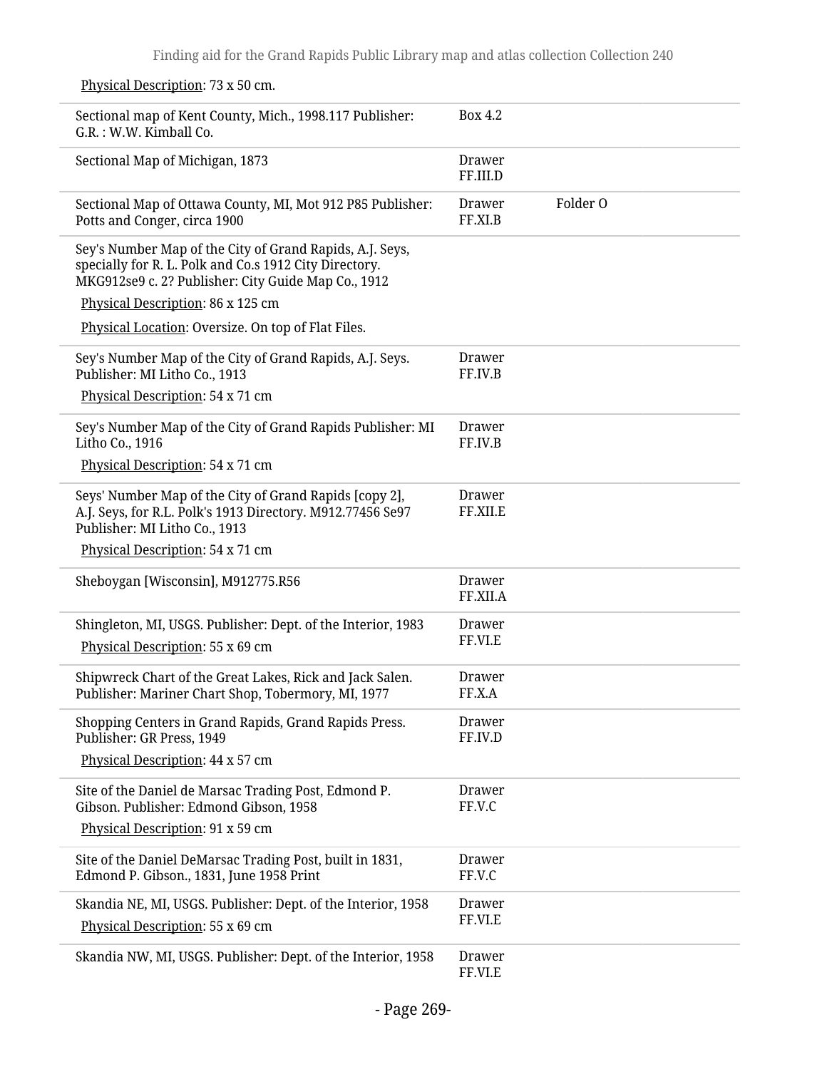Physical Description: 73 x 50 cm.

| | | |
|---|---|---|
| Sectional map of Kent County, Mich., 1998.117 Publisher: G.R. : W.W. Kimball Co. | Box 4.2 | |
| Sectional Map of Michigan, 1873 | Drawer FF.III.D | |
| Sectional Map of Ottawa County, MI, Mot 912 P85 Publisher: Potts and Conger, circa 1900 | Drawer FF.XI.B | Folder O |
| Sey's Number Map of the City of Grand Rapids, A.J. Seys, specially for R. L. Polk and Co.s 1912 City Directory. MKG912se9 c. 2? Publisher: City Guide Map Co., 1912<br>Physical Description: 86 x 125 cm<br>Physical Location: Oversize. On top of Flat Files. | | |
| Sey's Number Map of the City of Grand Rapids, A.J. Seys. Publisher: MI Litho Co., 1913<br>Physical Description: 54 x 71 cm | Drawer FF.IV.B | |
| Sey's Number Map of the City of Grand Rapids Publisher: MI Litho Co., 1916<br>Physical Description: 54 x 71 cm | Drawer FF.IV.B | |
| Seys' Number Map of the City of Grand Rapids [copy 2], A.J. Seys, for R.L. Polk's 1913 Directory. M912.77456 Se97 Publisher: MI Litho Co., 1913<br>Physical Description: 54 x 71 cm | Drawer FF.XII.E | |
| Sheboygan [Wisconsin], M912775.R56 | Drawer FF.XII.A | |
| Shingleton, MI, USGS. Publisher: Dept. of the Interior, 1983<br>Physical Description: 55 x 69 cm | Drawer FF.VI.E | |
| Shipwreck Chart of the Great Lakes, Rick and Jack Salen. Publisher: Mariner Chart Shop, Tobermory, MI, 1977 | Drawer FF.X.A | |
| Shopping Centers in Grand Rapids, Grand Rapids Press. Publisher: GR Press, 1949<br>Physical Description: 44 x 57 cm | Drawer FF.IV.D | |
| Site of the Daniel de Marsac Trading Post, Edmond P. Gibson. Publisher: Edmond Gibson, 1958<br>Physical Description: 91 x 59 cm | Drawer FF.V.C | |
| Site of the Daniel DeMarsac Trading Post, built in 1831, Edmond P. Gibson., 1831, June 1958 Print | Drawer FF.V.C | |
| Skandia NE, MI, USGS. Publisher: Dept. of the Interior, 1958<br>Physical Description: 55 x 69 cm | Drawer FF.VI.E | |
| Skandia NW, MI, USGS. Publisher: Dept. of the Interior, 1958 | Drawer FF.VI.E | |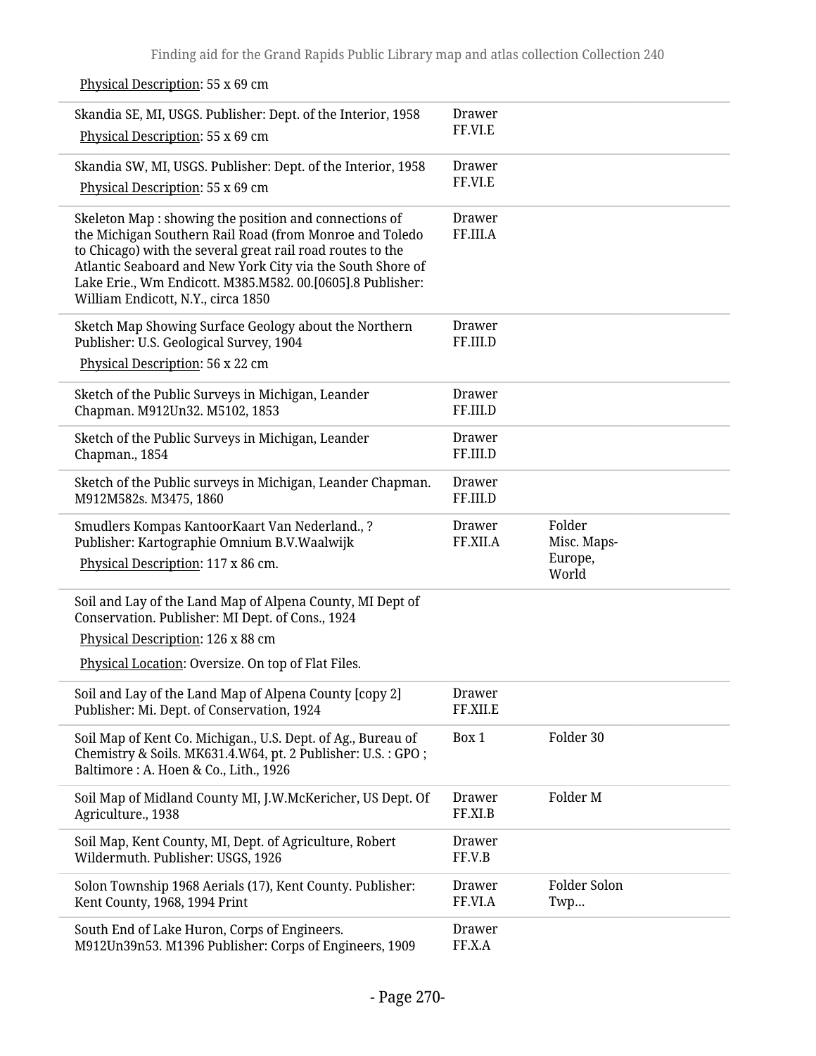Physical Description: 55 x 69 cm

| | | |
|---|---|---|
| Skandia SE, MI, USGS. Publisher: Dept. of the Interior, 1958<br>Physical Description: 55 x 69 cm | Drawer FF.VI.E | |
| Skandia SW, MI, USGS. Publisher: Dept. of the Interior, 1958<br>Physical Description: 55 x 69 cm | Drawer FF.VI.E | |
| Skeleton Map : showing the position and connections of the Michigan Southern Rail Road (from Monroe and Toledo to Chicago) with the several great rail road routes to the Atlantic Seaboard and New York City via the South Shore of Lake Erie., Wm Endicott. M385.M582. 00.[0605].8 Publisher: William Endicott, N.Y., circa 1850 | Drawer FF.III.A | |
| Sketch Map Showing Surface Geology about the Northern Publisher: U.S. Geological Survey, 1904<br>Physical Description: 56 x 22 cm | Drawer FF.III.D | |
| Sketch of the Public Surveys in Michigan, Leander Chapman. M912Un32. M5102, 1853 | Drawer FF.III.D | |
| Sketch of the Public Surveys in Michigan, Leander Chapman., 1854 | Drawer FF.III.D | |
| Sketch of the Public surveys in Michigan, Leander Chapman. M912M582s. M3475, 1860 | Drawer FF.III.D | |
| Smudlers Kompas KantoorKaart Van Nederland., ? Publisher: Kartographie Omnium B.V.Waalwijk<br>Physical Description: 117 x 86 cm. | Drawer FF.XII.A | Folder Misc. Maps-Europe, World |
| Soil and Lay of the Land Map of Alpena County, MI Dept of Conservation. Publisher: MI Dept. of Cons., 1924<br>Physical Description: 126 x 88 cm<br>Physical Location: Oversize. On top of Flat Files. | | |
| Soil and Lay of the Land Map of Alpena County [copy 2] Publisher: Mi. Dept. of Conservation, 1924 | Drawer FF.XII.E | |
| Soil Map of Kent Co. Michigan., U.S. Dept. of Ag., Bureau of Chemistry & Soils. MK631.4.W64, pt. 2 Publisher: U.S. : GPO ; Baltimore : A. Hoen & Co., Lith., 1926 | Box 1 | Folder 30 |
| Soil Map of Midland County MI, J.W.McKericher, US Dept. Of Agriculture., 1938 | Drawer FF.XI.B | Folder M |
| Soil Map, Kent County, MI, Dept. of Agriculture, Robert Wildermuth. Publisher: USGS, 1926 | Drawer FF.V.B | |
| Solon Township 1968 Aerials (17), Kent County. Publisher: Kent County, 1968, 1994 Print | Drawer FF.VI.A | Folder Solon Twp... |
| South End of Lake Huron, Corps of Engineers. M912Un39n53. M1396 Publisher: Corps of Engineers, 1909 | Drawer FF.X.A | |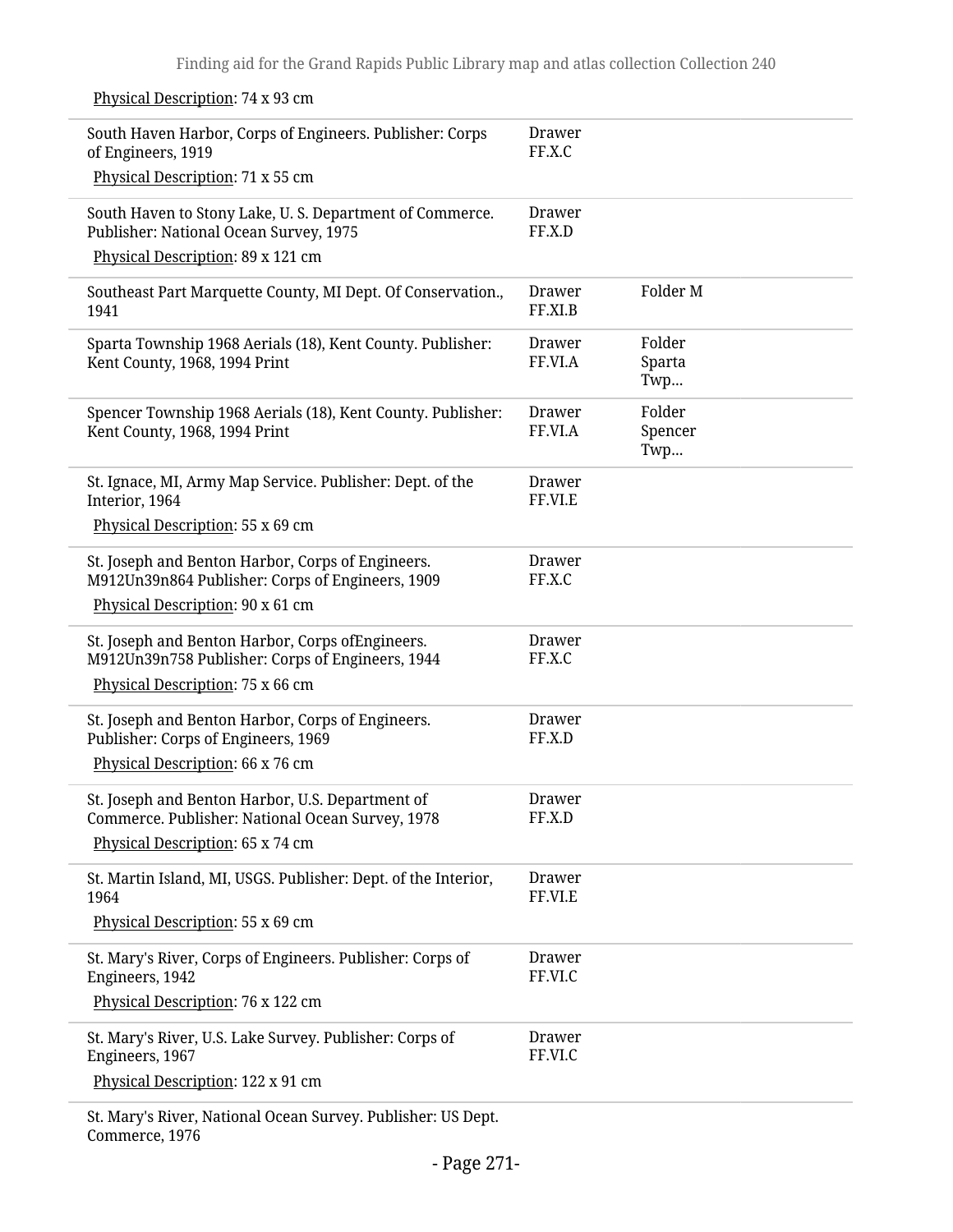Physical Description: 74 x 93 cm

| | | |
|---|---|---|
| South Haven Harbor, Corps of Engineers. Publisher: Corps of Engineers, 1919<br>Physical Description: 71 x 55 cm | Drawer FF.X.C | |
| South Haven to Stony Lake, U. S. Department of Commerce. Publisher: National Ocean Survey, 1975<br>Physical Description: 89 x 121 cm | Drawer FF.X.D | |
| Southeast Part Marquette County, MI Dept. Of Conservation., 1941 | Drawer FF.XI.B | Folder M |
| Sparta Township 1968 Aerials (18), Kent County. Publisher: Kent County, 1968, 1994 Print | Drawer FF.VI.A | Folder Sparta Twp... |
| Spencer Township 1968 Aerials (18), Kent County. Publisher: Kent County, 1968, 1994 Print | Drawer FF.VI.A | Folder Spencer Twp... |
| St. Ignace, MI, Army Map Service. Publisher: Dept. of the Interior, 1964<br>Physical Description: 55 x 69 cm | Drawer FF.VI.E | |
| St. Joseph and Benton Harbor, Corps of Engineers. M912Un39n864 Publisher: Corps of Engineers, 1909<br>Physical Description: 90 x 61 cm | Drawer FF.X.C | |
| St. Joseph and Benton Harbor, Corps ofEngineers. M912Un39n758 Publisher: Corps of Engineers, 1944<br>Physical Description: 75 x 66 cm | Drawer FF.X.C | |
| St. Joseph and Benton Harbor, Corps of Engineers. Publisher: Corps of Engineers, 1969<br>Physical Description: 66 x 76 cm | Drawer FF.X.D | |
| St. Joseph and Benton Harbor, U.S. Department of Commerce. Publisher: National Ocean Survey, 1978<br>Physical Description: 65 x 74 cm | Drawer FF.X.D | |
| St. Martin Island, MI, USGS. Publisher: Dept. of the Interior, 1964<br>Physical Description: 55 x 69 cm | Drawer FF.VI.E | |
| St. Mary's River, Corps of Engineers. Publisher: Corps of Engineers, 1942<br>Physical Description: 76 x 122 cm | Drawer FF.VI.C | |
| St. Mary's River, U.S. Lake Survey. Publisher: Corps of Engineers, 1967<br>Physical Description: 122 x 91 cm | Drawer FF.VI.C | |
| St. Mary's River, National Ocean Survey. Publisher: US Dept. Commerce, 1976 | | |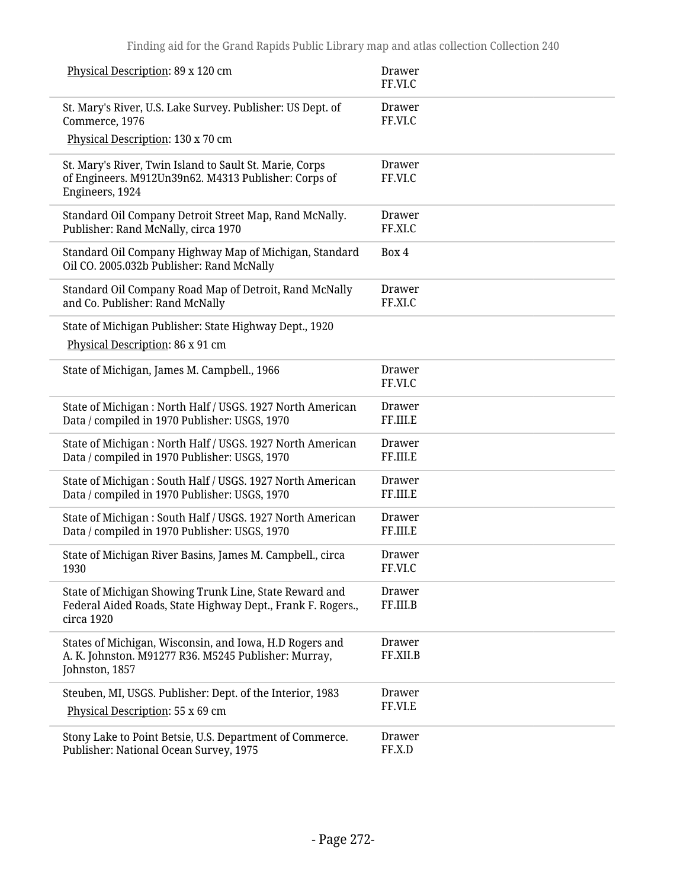| | |
|---|---|
| Physical Description: 89 x 120 cm | Drawer FF.VI.C |
| St. Mary's River, U.S. Lake Survey. Publisher: US Dept. of Commerce, 1976<br>Physical Description: 130 x 70 cm | Drawer FF.VI.C |
| St. Mary's River, Twin Island to Sault St. Marie, Corps of Engineers. M912Un39n62. M4313 Publisher: Corps of Engineers, 1924 | Drawer FF.VI.C |
| Standard Oil Company Detroit Street Map, Rand McNally. Publisher: Rand McNally, circa 1970 | Drawer FF.XI.C |
| Standard Oil Company Highway Map of Michigan, Standard Oil CO. 2005.032b Publisher: Rand McNally | Box 4 |
| Standard Oil Company Road Map of Detroit, Rand McNally and Co. Publisher: Rand McNally | Drawer FF.XI.C |
| State of Michigan Publisher: State Highway Dept., 1920<br>Physical Description: 86 x 91 cm | |
| State of Michigan, James M. Campbell., 1966 | Drawer FF.VI.C |
| State of Michigan : North Half / USGS. 1927 North American Data / compiled in 1970 Publisher: USGS, 1970 | Drawer FF.III.E |
| State of Michigan : North Half / USGS. 1927 North American Data / compiled in 1970 Publisher: USGS, 1970 | Drawer FF.III.E |
| State of Michigan : South Half / USGS. 1927 North American Data / compiled in 1970 Publisher: USGS, 1970 | Drawer FF.III.E |
| State of Michigan : South Half / USGS. 1927 North American Data / compiled in 1970 Publisher: USGS, 1970 | Drawer FF.III.E |
| State of Michigan River Basins, James M. Campbell., circa 1930 | Drawer FF.VI.C |
| State of Michigan Showing Trunk Line, State Reward and Federal Aided Roads, State Highway Dept., Frank F. Rogers., circa 1920 | Drawer FF.III.B |
| States of Michigan, Wisconsin, and Iowa, H.D Rogers and A. K. Johnston. M91277 R36. M5245 Publisher: Murray, Johnston, 1857 | Drawer FF.XII.B |
| Steuben, MI, USGS. Publisher: Dept. of the Interior, 1983<br>Physical Description: 55 x 69 cm | Drawer FF.VI.E |
| Stony Lake to Point Betsie, U.S. Department of Commerce. Publisher: National Ocean Survey, 1975 | Drawer FF.X.D |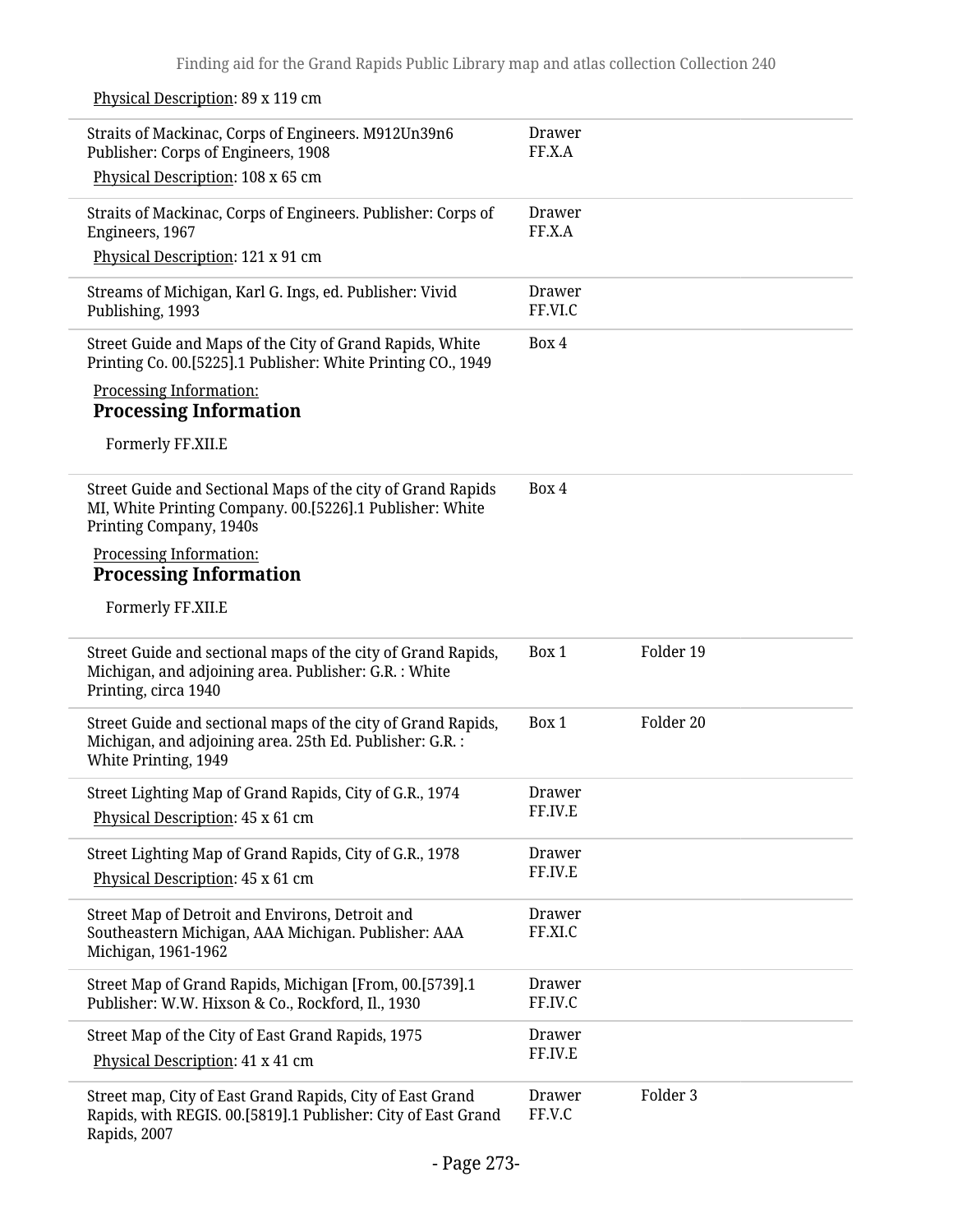Physical Description: 89 x 119 cm

| | | |
|---|---|---|
| Straits of Mackinac, Corps of Engineers. M912Un39n6 Publisher: Corps of Engineers, 1908<br>Physical Description: 108 x 65 cm | Drawer FF.X.A | |
| Straits of Mackinac, Corps of Engineers. Publisher: Corps of Engineers, 1967<br>Physical Description: 121 x 91 cm | Drawer FF.X.A | |
| Streams of Michigan, Karl G. Ings, ed. Publisher: Vivid Publishing, 1993 | Drawer FF.VI.C | |
| Street Guide and Maps of the City of Grand Rapids, White Printing Co. 00.[5225].1 Publisher: White Printing CO., 1949<br>Processing Information:<br>**Processing Information**<br>Formerly FF.XII.E | Box 4 | |
| Street Guide and Sectional Maps of the city of Grand Rapids MI, White Printing Company. 00.[5226].1 Publisher: White Printing Company, 1940s<br>Processing Information:<br>**Processing Information**<br>Formerly FF.XII.E | Box 4 | |
| Street Guide and sectional maps of the city of Grand Rapids, Michigan, and adjoining area. Publisher: G.R. : White Printing, circa 1940 | Box 1 | Folder 19 |
| Street Guide and sectional maps of the city of Grand Rapids, Michigan, and adjoining area. 25th Ed. Publisher: G.R. : White Printing, 1949 | Box 1 | Folder 20 |
| Street Lighting Map of Grand Rapids, City of G.R., 1974<br>Physical Description: 45 x 61 cm | Drawer FF.IV.E | |
| Street Lighting Map of Grand Rapids, City of G.R., 1978<br>Physical Description: 45 x 61 cm | Drawer FF.IV.E | |
| Street Map of Detroit and Environs, Detroit and Southeastern Michigan, AAA Michigan. Publisher: AAA Michigan, 1961-1962 | Drawer FF.XI.C | |
| Street Map of Grand Rapids, Michigan [From, 00.[5739].1 Publisher: W.W. Hixson & Co., Rockford, Il., 1930 | Drawer FF.IV.C | |
| Street Map of the City of East Grand Rapids, 1975<br>Physical Description: 41 x 41 cm | Drawer FF.IV.E | |
| Street map, City of East Grand Rapids, City of East Grand Rapids, with REGIS. 00.[5819].1 Publisher: City of East Grand Rapids, 2007 | Drawer FF.V.C | Folder 3 |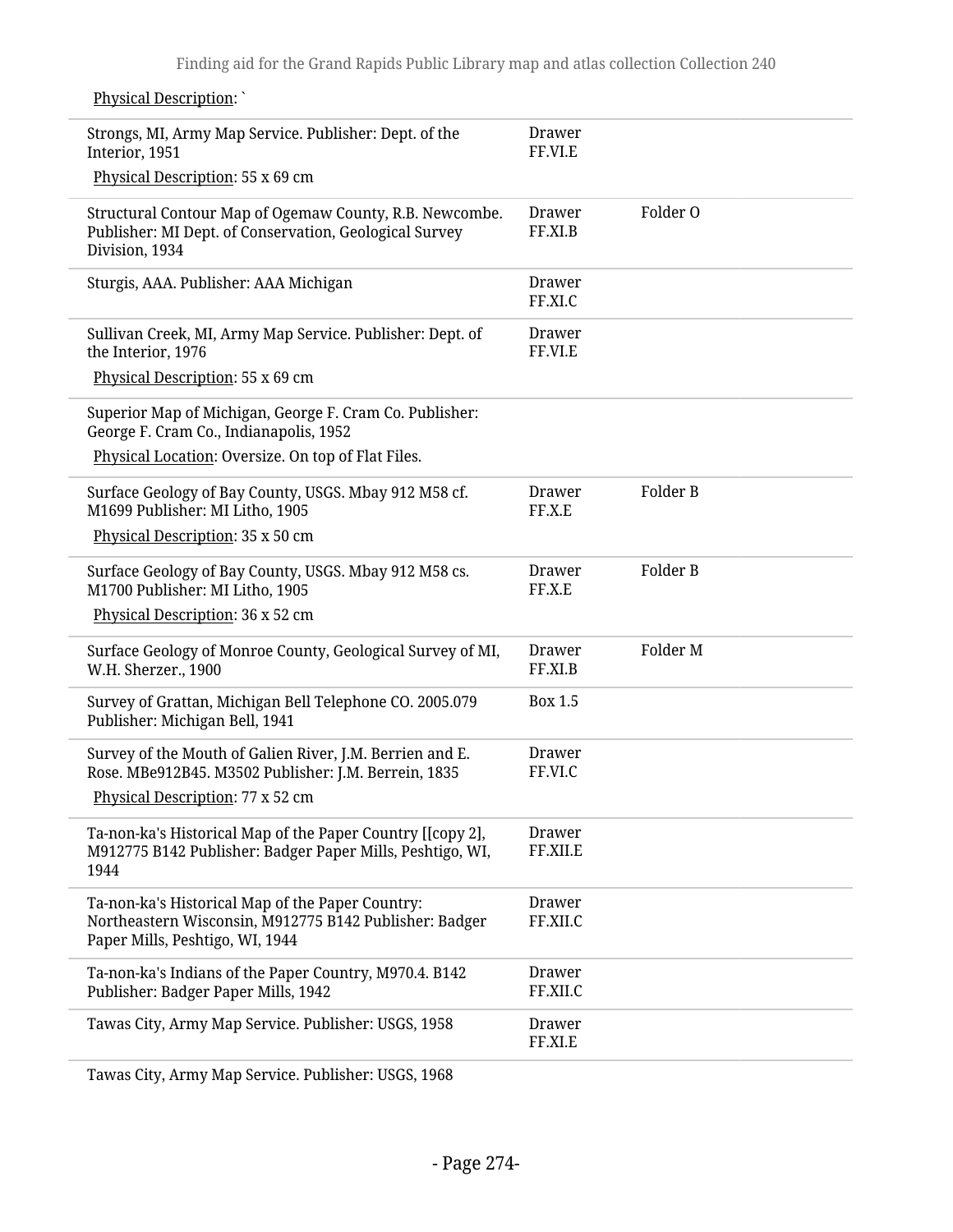Physical Description: `

| | | |
|---|---|---|
| Strongs, MI, Army Map Service. Publisher: Dept. of the Interior, 1951<br>Physical Description: 55 x 69 cm | Drawer FF.VI.E | |
| Structural Contour Map of Ogemaw County, R.B. Newcombe. Publisher: MI Dept. of Conservation, Geological Survey Division, 1934 | Drawer FF.XI.B | Folder O |
| Sturgis, AAA. Publisher: AAA Michigan | Drawer FF.XI.C | |
| Sullivan Creek, MI, Army Map Service. Publisher: Dept. of the Interior, 1976<br>Physical Description: 55 x 69 cm | Drawer FF.VI.E | |
| Superior Map of Michigan, George F. Cram Co. Publisher: George F. Cram Co., Indianapolis, 1952<br>Physical Location: Oversize. On top of Flat Files. | | |
| Surface Geology of Bay County, USGS. Mbay 912 M58 cf. M1699 Publisher: MI Litho, 1905<br>Physical Description: 35 x 50 cm | Drawer FF.X.E | Folder B |
| Surface Geology of Bay County, USGS. Mbay 912 M58 cs. M1700 Publisher: MI Litho, 1905<br>Physical Description: 36 x 52 cm | Drawer FF.X.E | Folder B |
| Surface Geology of Monroe County, Geological Survey of MI, W.H. Sherzer., 1900 | Drawer FF.XI.B | Folder M |
| Survey of Grattan, Michigan Bell Telephone CO. 2005.079 Publisher: Michigan Bell, 1941 | Box 1.5 | |
| Survey of the Mouth of Galien River, J.M. Berrien and E. Rose. MBe912B45. M3502 Publisher: J.M. Berrein, 1835<br>Physical Description: 77 x 52 cm | Drawer FF.VI.C | |
| Ta-non-ka's Historical Map of the Paper Country [[copy 2], M912775 B142 Publisher: Badger Paper Mills, Peshtigo, WI, 1944 | Drawer FF.XII.E | |
| Ta-non-ka's Historical Map of the Paper Country: Northeastern Wisconsin, M912775 B142 Publisher: Badger Paper Mills, Peshtigo, WI, 1944 | Drawer FF.XII.C | |
| Ta-non-ka's Indians of the Paper Country, M970.4. B142 Publisher: Badger Paper Mills, 1942 | Drawer FF.XII.C | |
| Tawas City, Army Map Service. Publisher: USGS, 1958 | Drawer FF.XI.E | |
| Tawas City, Army Map Service. Publisher: USGS, 1968 | | |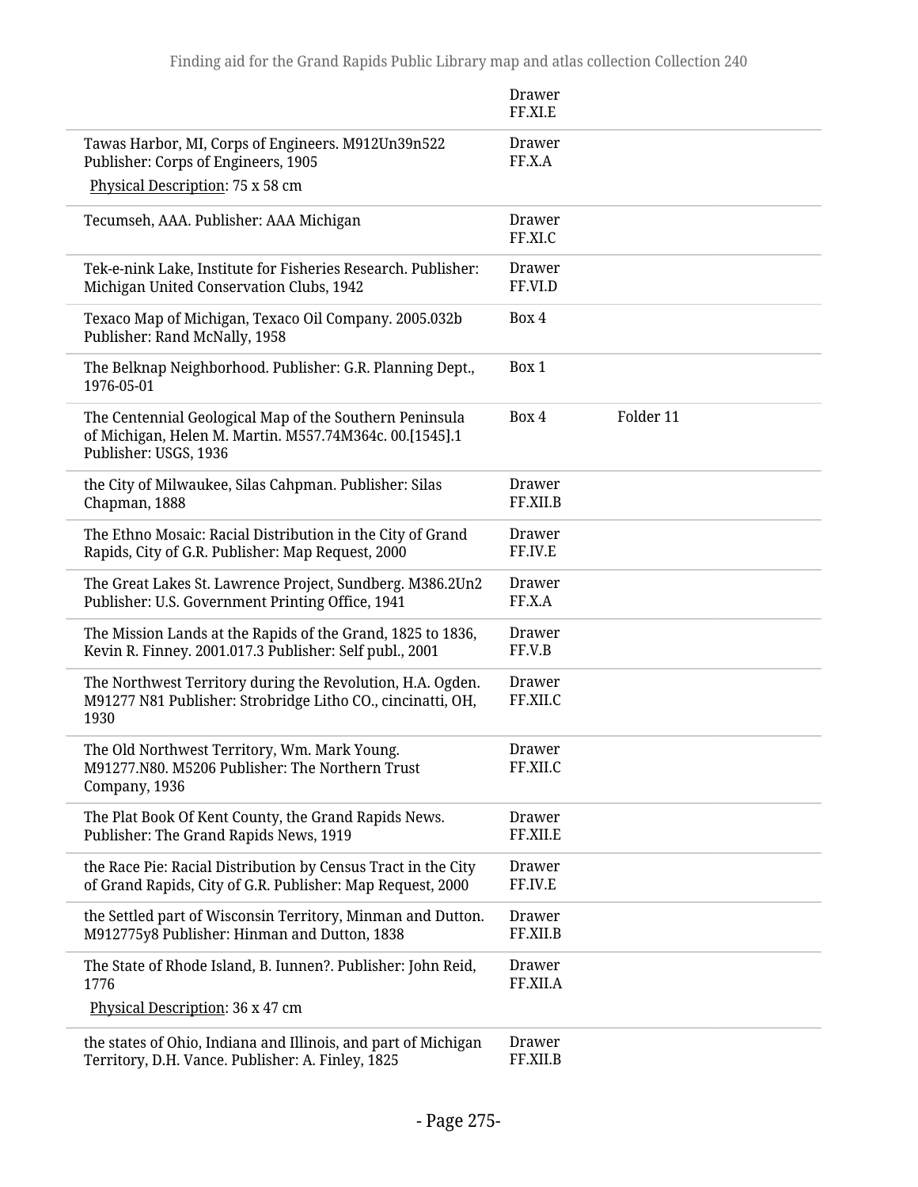| | | |
|---|---|---|
| | Drawer FF.XI.E | |
| Tawas Harbor, MI, Corps of Engineers. M912Un39n522 Publisher: Corps of Engineers, 1905<br>Physical Description: 75 x 58 cm | Drawer FF.X.A | |
| Tecumseh, AAA. Publisher: AAA Michigan | Drawer FF.XI.C | |
| Tek-e-nink Lake, Institute for Fisheries Research. Publisher: Michigan United Conservation Clubs, 1942 | Drawer FF.VI.D | |
| Texaco Map of Michigan, Texaco Oil Company. 2005.032b Publisher: Rand McNally, 1958 | Box 4 | |
| The Belknap Neighborhood. Publisher: G.R. Planning Dept., 1976-05-01 | Box 1 | |
| The Centennial Geological Map of the Southern Peninsula of Michigan, Helen M. Martin. M557.74M364c. 00.[1545].1 Publisher: USGS, 1936 | Box 4 | Folder 11 |
| the City of Milwaukee, Silas Cahpman. Publisher: Silas Chapman, 1888 | Drawer FF.XII.B | |
| The Ethno Mosaic: Racial Distribution in the City of Grand Rapids, City of G.R. Publisher: Map Request, 2000 | Drawer FF.IV.E | |
| The Great Lakes St. Lawrence Project, Sundberg. M386.2Un2 Publisher: U.S. Government Printing Office, 1941 | Drawer FF.X.A | |
| The Mission Lands at the Rapids of the Grand, 1825 to 1836, Kevin R. Finney. 2001.017.3 Publisher: Self publ., 2001 | Drawer FF.V.B | |
| The Northwest Territory during the Revolution, H.A. Ogden. M91277 N81 Publisher: Strobridge Litho CO., cincinatti, OH, 1930 | Drawer FF.XII.C | |
| The Old Northwest Territory, Wm. Mark Young. M91277.N80. M5206 Publisher: The Northern Trust Company, 1936 | Drawer FF.XII.C | |
| The Plat Book Of Kent County, the Grand Rapids News. Publisher: The Grand Rapids News, 1919 | Drawer FF.XII.E | |
| the Race Pie: Racial Distribution by Census Tract in the City of Grand Rapids, City of G.R. Publisher: Map Request, 2000 | Drawer FF.IV.E | |
| the Settled part of Wisconsin Territory, Minman and Dutton. M912775y8 Publisher: Hinman and Dutton, 1838 | Drawer FF.XII.B | |
| The State of Rhode Island, B. Iunnen?. Publisher: John Reid, 1776<br>Physical Description: 36 x 47 cm | Drawer FF.XII.A | |
| the states of Ohio, Indiana and Illinois, and part of Michigan Territory, D.H. Vance. Publisher: A. Finley, 1825 | Drawer FF.XII.B | |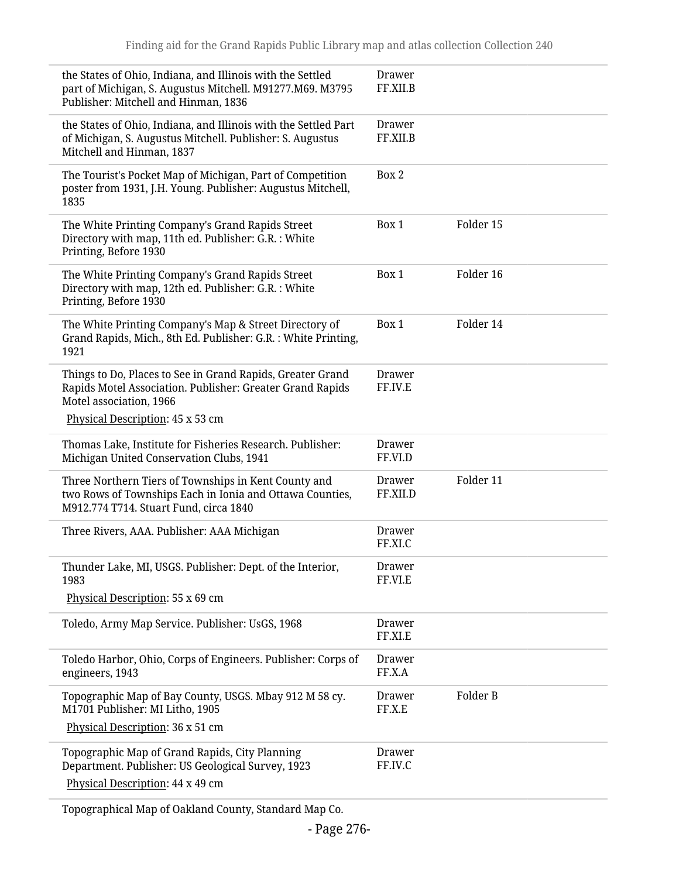| | | |
|---|---|---|
| the States of Ohio, Indiana, and Illinois with the Settled part of Michigan, S. Augustus Mitchell. M91277.M69. M3795 Publisher: Mitchell and Hinman, 1836 | Drawer FF.XII.B | |
| the States of Ohio, Indiana, and Illinois with the Settled Part of Michigan, S. Augustus Mitchell. Publisher: S. Augustus Mitchell and Hinman, 1837 | Drawer FF.XII.B | |
| The Tourist's Pocket Map of Michigan, Part of Competition poster from 1931, J.H. Young. Publisher: Augustus Mitchell, 1835 | Box 2 | |
| The White Printing Company's Grand Rapids Street Directory with map, 11th ed. Publisher: G.R. : White Printing, Before 1930 | Box 1 | Folder 15 |
| The White Printing Company's Grand Rapids Street Directory with map, 12th ed. Publisher: G.R. : White Printing, Before 1930 | Box 1 | Folder 16 |
| The White Printing Company's Map & Street Directory of Grand Rapids, Mich., 8th Ed. Publisher: G.R. : White Printing, 1921 | Box 1 | Folder 14 |
| Things to Do, Places to See in Grand Rapids, Greater Grand Rapids Motel Association. Publisher: Greater Grand Rapids Motel association, 1966<br>Physical Description: 45 x 53 cm | Drawer FF.IV.E | |
| Thomas Lake, Institute for Fisheries Research. Publisher: Michigan United Conservation Clubs, 1941 | Drawer FF.VI.D | |
| Three Northern Tiers of Townships in Kent County and two Rows of Townships Each in Ionia and Ottawa Counties, M912.774 T714. Stuart Fund, circa 1840 | Drawer FF.XII.D | Folder 11 |
| Three Rivers, AAA. Publisher: AAA Michigan | Drawer FF.XI.C | |
| Thunder Lake, MI, USGS. Publisher: Dept. of the Interior, 1983<br>Physical Description: 55 x 69 cm | Drawer FF.VI.E | |
| Toledo, Army Map Service. Publisher: UsGS, 1968 | Drawer FF.XI.E | |
| Toledo Harbor, Ohio, Corps of Engineers. Publisher: Corps of engineers, 1943 | Drawer FF.X.A | |
| Topographic Map of Bay County, USGS. Mbay 912 M 58 cy. M1701 Publisher: MI Litho, 1905<br>Physical Description: 36 x 51 cm | Drawer FF.X.E | Folder B |
| Topographic Map of Grand Rapids, City Planning Department. Publisher: US Geological Survey, 1923<br>Physical Description: 44 x 49 cm | Drawer FF.IV.C | |
| Topographical Map of Oakland County, Standard Map Co. | | |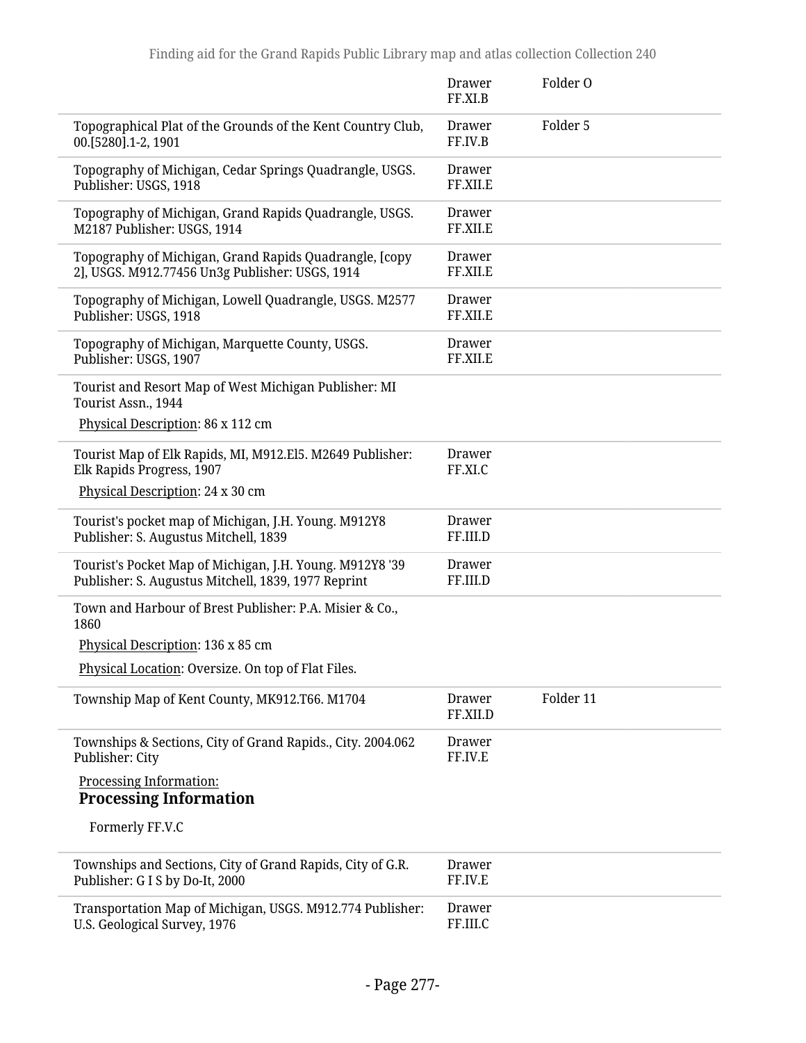| | Drawer FF.XI.B | Folder O |
|---|---|---|
| Topographical Plat of the Grounds of the Kent Country Club, 00.[5280].1-2, 1901 | Drawer FF.IV.B | Folder 5 |
| Topography of Michigan, Cedar Springs Quadrangle, USGS. Publisher: USGS, 1918 | Drawer FF.XII.E | |
| Topography of Michigan, Grand Rapids Quadrangle, USGS. M2187 Publisher: USGS, 1914 | Drawer FF.XII.E | |
| Topography of Michigan, Grand Rapids Quadrangle, [copy 2], USGS. M912.77456 Un3g Publisher: USGS, 1914 | Drawer FF.XII.E | |
| Topography of Michigan, Lowell Quadrangle, USGS. M2577 Publisher: USGS, 1918 | Drawer FF.XII.E | |
| Topography of Michigan, Marquette County, USGS. Publisher: USGS, 1907 | Drawer FF.XII.E | |
| Tourist and Resort Map of West Michigan Publisher: MI Tourist Assn., 1944<br>Physical Description: 86 x 112 cm | | |
| Tourist Map of Elk Rapids, MI, M912.El5. M2649 Publisher: Elk Rapids Progress, 1907<br>Physical Description: 24 x 30 cm | Drawer FF.XI.C | |
| Tourist's pocket map of Michigan, J.H. Young. M912Y8 Publisher: S. Augustus Mitchell, 1839 | Drawer FF.III.D | |
| Tourist's Pocket Map of Michigan, J.H. Young. M912Y8 '39 Publisher: S. Augustus Mitchell, 1839, 1977 Reprint | Drawer FF.III.D | |
| Town and Harbour of Brest Publisher: P.A. Misier & Co., 1860<br>Physical Description: 136 x 85 cm<br>Physical Location: Oversize. On top of Flat Files. | | |
| Township Map of Kent County, MK912.T66. M1704 | Drawer FF.XII.D | Folder 11 |
| Townships & Sections, City of Grand Rapids., City. 2004.062 Publisher: City<br>Processing Information:<br>**Processing Information**<br>Formerly FF.V.C | Drawer FF.IV.E | |
| Townships and Sections, City of Grand Rapids, City of G.R. Publisher: G I S by Do-It, 2000 | Drawer FF.IV.E | |
| Transportation Map of Michigan, USGS. M912.774 Publisher: U.S. Geological Survey, 1976 | Drawer FF.III.C | |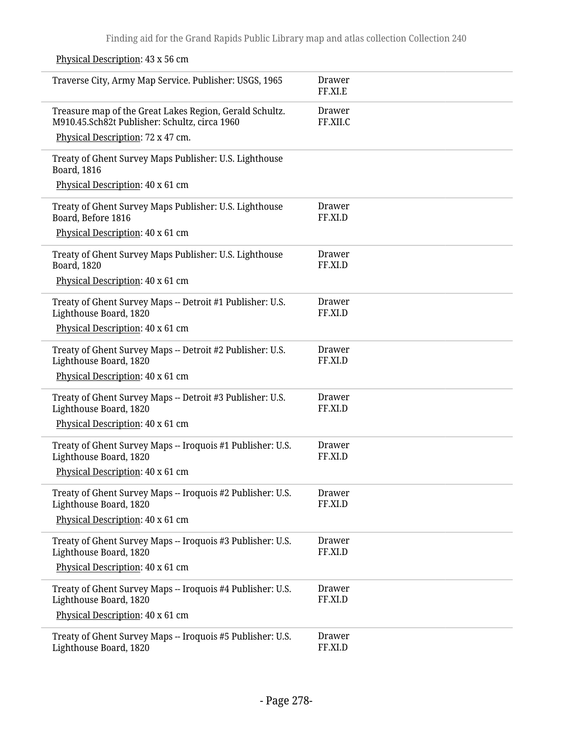Physical Description: 43 x 56 cm

| | |
|---|---|
| Traverse City, Army Map Service. Publisher: USGS, 1965 | Drawer FF.XI.E |
| Treasure map of the Great Lakes Region, Gerald Schultz. M910.45.Sch82t Publisher: Schultz, circa 1960<br>Physical Description: 72 x 47 cm. | Drawer FF.XII.C |
| Treaty of Ghent Survey Maps Publisher: U.S. Lighthouse Board, 1816<br>Physical Description: 40 x 61 cm | |
| Treaty of Ghent Survey Maps Publisher: U.S. Lighthouse Board, Before 1816<br>Physical Description: 40 x 61 cm | Drawer FF.XI.D |
| Treaty of Ghent Survey Maps Publisher: U.S. Lighthouse Board, 1820<br>Physical Description: 40 x 61 cm | Drawer FF.XI.D |
| Treaty of Ghent Survey Maps -- Detroit #1 Publisher: U.S. Lighthouse Board, 1820<br>Physical Description: 40 x 61 cm | Drawer FF.XI.D |
| Treaty of Ghent Survey Maps -- Detroit #2 Publisher: U.S. Lighthouse Board, 1820<br>Physical Description: 40 x 61 cm | Drawer FF.XI.D |
| Treaty of Ghent Survey Maps -- Detroit #3 Publisher: U.S. Lighthouse Board, 1820<br>Physical Description: 40 x 61 cm | Drawer FF.XI.D |
| Treaty of Ghent Survey Maps -- Iroquois #1 Publisher: U.S. Lighthouse Board, 1820<br>Physical Description: 40 x 61 cm | Drawer FF.XI.D |
| Treaty of Ghent Survey Maps -- Iroquois #2 Publisher: U.S. Lighthouse Board, 1820<br>Physical Description: 40 x 61 cm | Drawer FF.XI.D |
| Treaty of Ghent Survey Maps -- Iroquois #3 Publisher: U.S. Lighthouse Board, 1820<br>Physical Description: 40 x 61 cm | Drawer FF.XI.D |
| Treaty of Ghent Survey Maps -- Iroquois #4 Publisher: U.S. Lighthouse Board, 1820<br>Physical Description: 40 x 61 cm | Drawer FF.XI.D |
| Treaty of Ghent Survey Maps -- Iroquois #5 Publisher: U.S. Lighthouse Board, 1820 | Drawer FF.XI.D |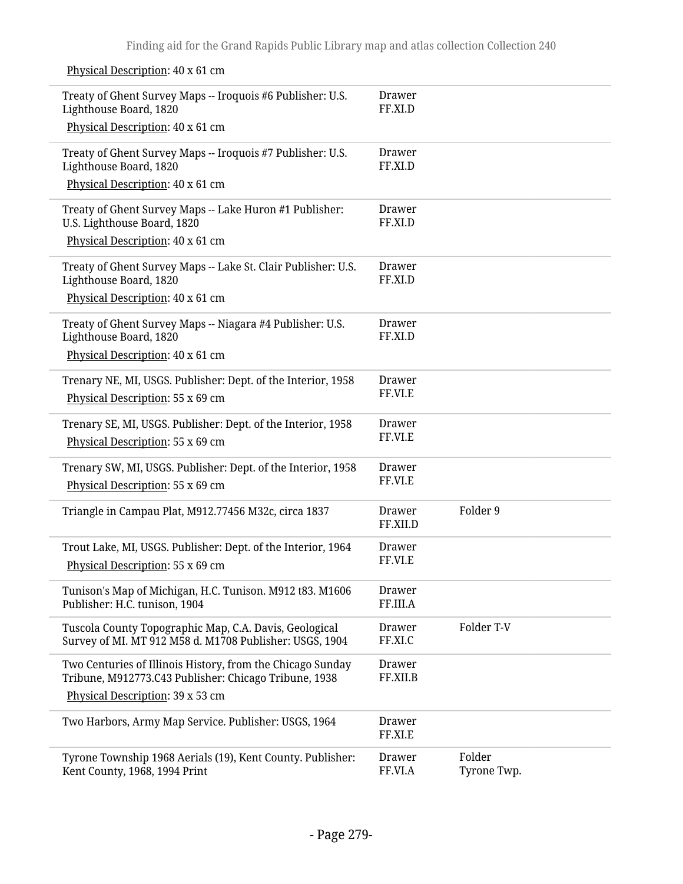Physical Description: 40 x 61 cm

| | | |
|---|---|---|
| Treaty of Ghent Survey Maps -- Iroquois #6 Publisher: U.S. Lighthouse Board, 1820<br>Physical Description: 40 x 61 cm | Drawer FF.XI.D | |
| Treaty of Ghent Survey Maps -- Iroquois #7 Publisher: U.S. Lighthouse Board, 1820<br>Physical Description: 40 x 61 cm | Drawer FF.XI.D | |
| Treaty of Ghent Survey Maps -- Lake Huron #1 Publisher: U.S. Lighthouse Board, 1820<br>Physical Description: 40 x 61 cm | Drawer FF.XI.D | |
| Treaty of Ghent Survey Maps -- Lake St. Clair Publisher: U.S. Lighthouse Board, 1820<br>Physical Description: 40 x 61 cm | Drawer FF.XI.D | |
| Treaty of Ghent Survey Maps -- Niagara #4 Publisher: U.S. Lighthouse Board, 1820<br>Physical Description: 40 x 61 cm | Drawer FF.XI.D | |
| Trenary NE, MI, USGS. Publisher: Dept. of the Interior, 1958<br>Physical Description: 55 x 69 cm | Drawer FF.VI.E | |
| Trenary SE, MI, USGS. Publisher: Dept. of the Interior, 1958<br>Physical Description: 55 x 69 cm | Drawer FF.VI.E | |
| Trenary SW, MI, USGS. Publisher: Dept. of the Interior, 1958<br>Physical Description: 55 x 69 cm | Drawer FF.VI.E | |
| Triangle in Campau Plat, M912.77456 M32c, circa 1837 | Drawer FF.XII.D | Folder 9 |
| Trout Lake, MI, USGS. Publisher: Dept. of the Interior, 1964<br>Physical Description: 55 x 69 cm | Drawer FF.VI.E | |
| Tunison's Map of Michigan, H.C. Tunison. M912 t83. M1606 Publisher: H.C. tunison, 1904 | Drawer FF.III.A | |
| Tuscola County Topographic Map, C.A. Davis, Geological Survey of MI. MT 912 M58 d. M1708 Publisher: USGS, 1904 | Drawer FF.XI.C | Folder T-V |
| Two Centuries of Illinois History, from the Chicago Sunday Tribune, M912773.C43 Publisher: Chicago Tribune, 1938<br>Physical Description: 39 x 53 cm | Drawer FF.XII.B | |
| Two Harbors, Army Map Service. Publisher: USGS, 1964 | Drawer FF.XI.E | |
| Tyrone Township 1968 Aerials (19), Kent County. Publisher: Kent County, 1968, 1994 Print | Drawer FF.VI.A | Folder Tyrone Twp. |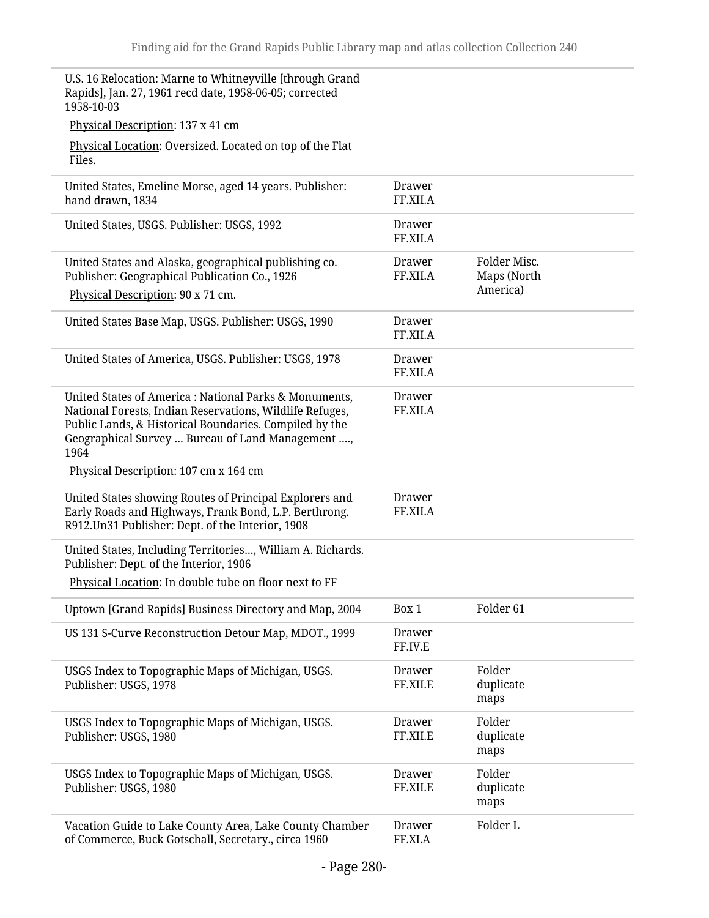| Title | Container | Folder |
|---|---|---|
| U.S. 16 Relocation: Marne to Whitneyville [through Grand Rapids], Jan. 27, 1961 recd date, 1958-06-05; corrected 1958-10-03<br>Physical Description: 137 x 41 cm<br>Physical Location: Oversized. Located on top of the Flat Files. | | |
| United States, Emeline Morse, aged 14 years. Publisher: hand drawn, 1834 | Drawer FF.XII.A | |
| United States, USGS. Publisher: USGS, 1992 | Drawer FF.XII.A | |
| United States and Alaska, geographical publishing co. Publisher: Geographical Publication Co., 1926<br>Physical Description: 90 x 71 cm. | Drawer FF.XII.A | Folder Misc. Maps (North America) |
| United States Base Map, USGS. Publisher: USGS, 1990 | Drawer FF.XII.A | |
| United States of America, USGS. Publisher: USGS, 1978 | Drawer FF.XII.A | |
| United States of America : National Parks & Monuments, National Forests, Indian Reservations, Wildlife Refuges, Public Lands, & Historical Boundaries. Compiled by the Geographical Survey ... Bureau of Land Management …., 1964<br>Physical Description: 107 cm x 164 cm | Drawer FF.XII.A | |
| United States showing Routes of Principal Explorers and Early Roads and Highways, Frank Bond, L.P. Berthrong. R912.Un31 Publisher: Dept. of the Interior, 1908 | Drawer FF.XII.A | |
| United States, Including Territories…, William A. Richards. Publisher: Dept. of the Interior, 1906<br>Physical Location: In double tube on floor next to FF | | |
| Uptown [Grand Rapids] Business Directory and Map, 2004 | Box 1 | Folder 61 |
| US 131 S-Curve Reconstruction Detour Map, MDOT., 1999 | Drawer FF.IV.E | |
| USGS Index to Topographic Maps of Michigan, USGS. Publisher: USGS, 1978 | Drawer FF.XII.E | Folder duplicate maps |
| USGS Index to Topographic Maps of Michigan, USGS. Publisher: USGS, 1980 | Drawer FF.XII.E | Folder duplicate maps |
| USGS Index to Topographic Maps of Michigan, USGS. Publisher: USGS, 1980 | Drawer FF.XII.E | Folder duplicate maps |
| Vacation Guide to Lake County Area, Lake County Chamber of Commerce, Buck Gotschall, Secretary., circa 1960 | Drawer FF.XI.A | Folder L |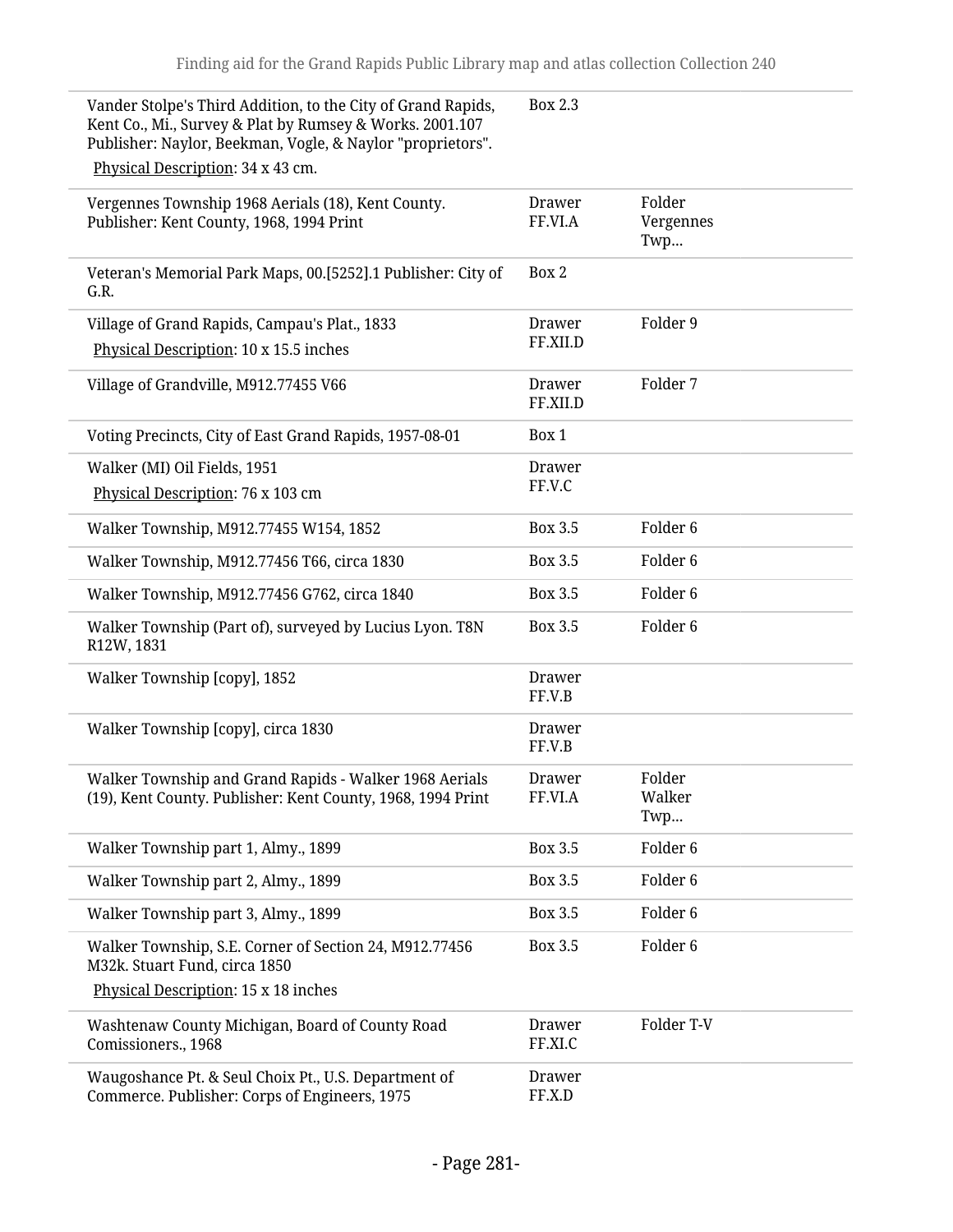| | | |
|---|---|---|
| Vander Stolpe's Third Addition, to the City of Grand Rapids, Kent Co., Mi., Survey & Plat by Rumsey & Works. 2001.107 Publisher: Naylor, Beekman, Vogle, & Naylor "proprietors".<br>Physical Description: 34 x 43 cm. | Box 2.3 | |
| Vergennes Township 1968 Aerials (18), Kent County. Publisher: Kent County, 1968, 1994 Print | Drawer FF.VI.A | Folder Vergennes Twp... |
| Veteran's Memorial Park Maps, 00.[5252].1 Publisher: City of G.R. | Box 2 | |
| Village of Grand Rapids, Campau's Plat., 1833<br>Physical Description: 10 x 15.5 inches | Drawer FF.XII.D | Folder 9 |
| Village of Grandville, M912.77455 V66 | Drawer FF.XII.D | Folder 7 |
| Voting Precincts, City of East Grand Rapids, 1957-08-01 | Box 1 | |
| Walker (MI) Oil Fields, 1951<br>Physical Description: 76 x 103 cm | Drawer FF.V.C | |
| Walker Township, M912.77455 W154, 1852 | Box 3.5 | Folder 6 |
| Walker Township, M912.77456 T66, circa 1830 | Box 3.5 | Folder 6 |
| Walker Township, M912.77456 G762, circa 1840 | Box 3.5 | Folder 6 |
| Walker Township (Part of), surveyed by Lucius Lyon. T8N R12W, 1831 | Box 3.5 | Folder 6 |
| Walker Township [copy], 1852 | Drawer FF.V.B | |
| Walker Township [copy], circa 1830 | Drawer FF.V.B | |
| Walker Township and Grand Rapids - Walker 1968 Aerials (19), Kent County. Publisher: Kent County, 1968, 1994 Print | Drawer FF.VI.A | Folder Walker Twp... |
| Walker Township part 1, Almy., 1899 | Box 3.5 | Folder 6 |
| Walker Township part 2, Almy., 1899 | Box 3.5 | Folder 6 |
| Walker Township part 3, Almy., 1899 | Box 3.5 | Folder 6 |
| Walker Township, S.E. Corner of Section 24, M912.77456 M32k. Stuart Fund, circa 1850<br>Physical Description: 15 x 18 inches | Box 3.5 | Folder 6 |
| Washtenaw County Michigan, Board of County Road Comissioners., 1968 | Drawer FF.XI.C | Folder T-V |
| Waugoshance Pt. & Seul Choix Pt., U.S. Department of Commerce. Publisher: Corps of Engineers, 1975 | Drawer FF.X.D | |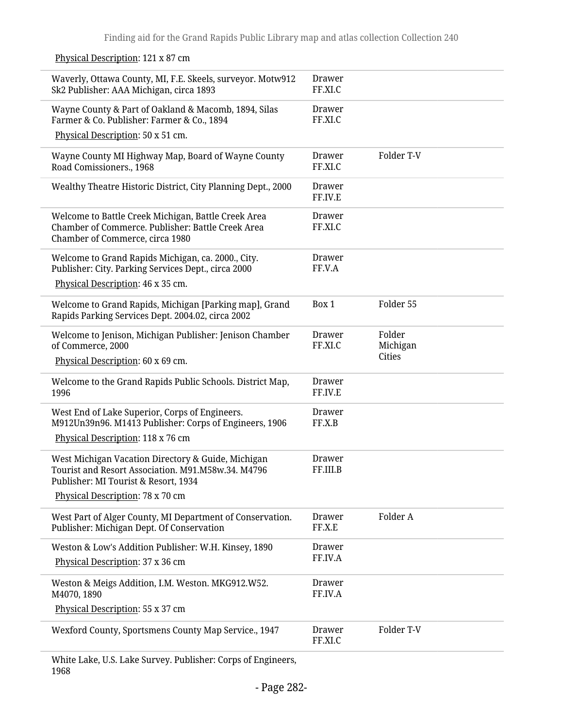Physical Description: 121 x 87 cm

| | | |
|---|---|---|
| Waverly, Ottawa County, MI, F.E. Skeels, surveyor. Motw912 Sk2 Publisher: AAA Michigan, circa 1893 | Drawer FF.XI.C | |
| Wayne County & Part of Oakland & Macomb, 1894, Silas Farmer & Co. Publisher: Farmer & Co., 1894<br>Physical Description: 50 x 51 cm. | Drawer FF.XI.C | |
| Wayne County MI Highway Map, Board of Wayne County Road Comissioners., 1968 | Drawer FF.XI.C | Folder T-V |
| Wealthy Theatre Historic District, City Planning Dept., 2000 | Drawer FF.IV.E | |
| Welcome to Battle Creek Michigan, Battle Creek Area Chamber of Commerce. Publisher: Battle Creek Area Chamber of Commerce, circa 1980 | Drawer FF.XI.C | |
| Welcome to Grand Rapids Michigan, ca. 2000., City. Publisher: City. Parking Services Dept., circa 2000<br>Physical Description: 46 x 35 cm. | Drawer FF.V.A | |
| Welcome to Grand Rapids, Michigan [Parking map], Grand Rapids Parking Services Dept. 2004.02, circa 2002 | Box 1 | Folder 55 |
| Welcome to Jenison, Michigan Publisher: Jenison Chamber of Commerce, 2000<br>Physical Description: 60 x 69 cm. | Drawer FF.XI.C | Folder Michigan Cities |
| Welcome to the Grand Rapids Public Schools. District Map, 1996 | Drawer FF.IV.E | |
| West End of Lake Superior, Corps of Engineers. M912Un39n96. M1413 Publisher: Corps of Engineers, 1906<br>Physical Description: 118 x 76 cm | Drawer FF.X.B | |
| West Michigan Vacation Directory & Guide, Michigan Tourist and Resort Association. M91.M58w.34. M4796 Publisher: MI Tourist & Resort, 1934<br>Physical Description: 78 x 70 cm | Drawer FF.III.B | |
| West Part of Alger County, MI Department of Conservation. Publisher: Michigan Dept. Of Conservation | Drawer FF.X.E | Folder A |
| Weston & Low's Addition Publisher: W.H. Kinsey, 1890<br>Physical Description: 37 x 36 cm | Drawer FF.IV.A | |
| Weston & Meigs Addition, I.M. Weston. MKG912.W52. M4070, 1890<br>Physical Description: 55 x 37 cm | Drawer FF.IV.A | |
| Wexford County, Sportsmens County Map Service., 1947 | Drawer FF.XI.C | Folder T-V |
| White Lake, U.S. Lake Survey. Publisher: Corps of Engineers, 1968 | | |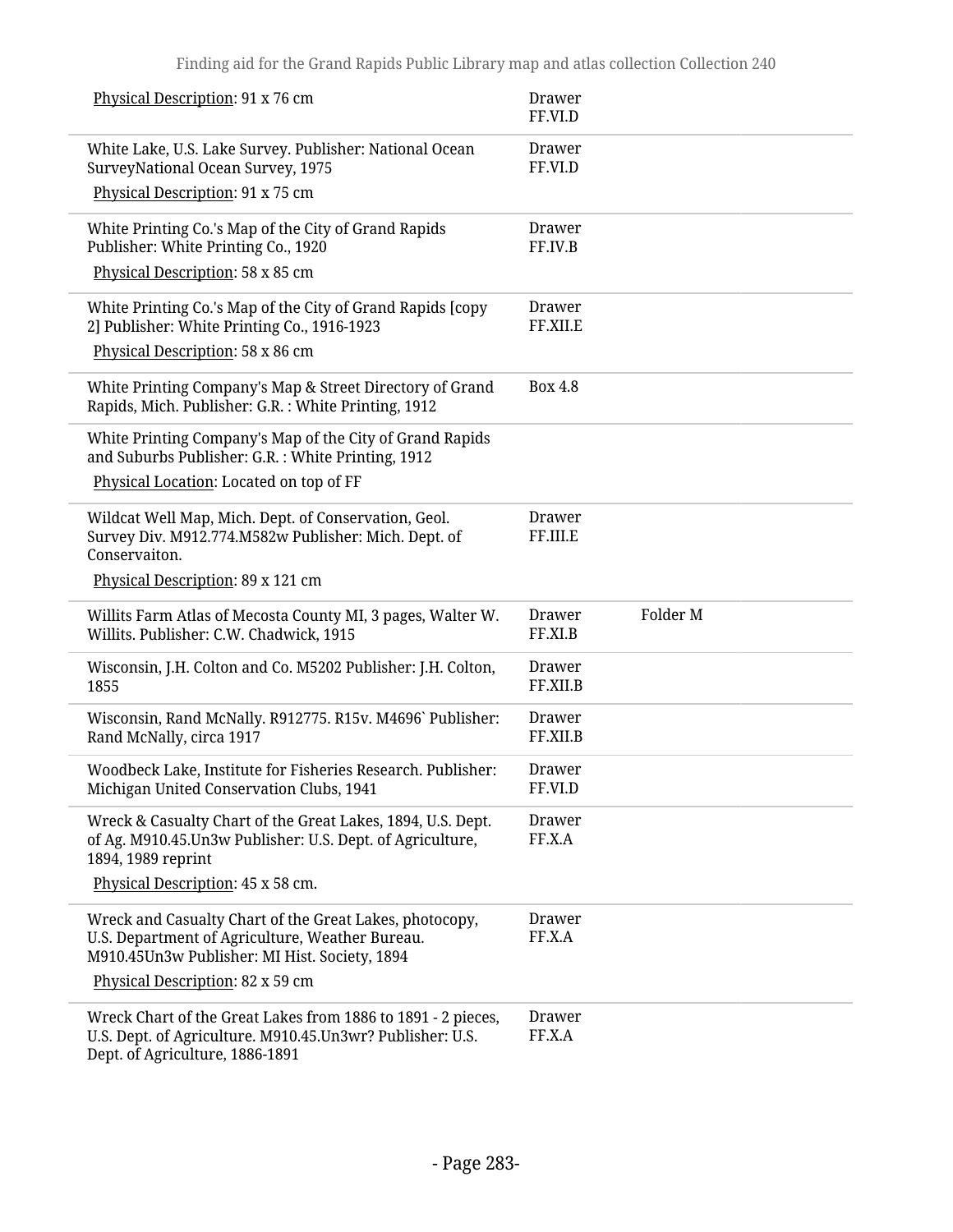| | | |
|---|---|---|
| Physical Description: 91 x 76 cm | Drawer FF.VI.D | |
| White Lake, U.S. Lake Survey. Publisher: National Ocean SurveyNational Ocean Survey, 1975<br>Physical Description: 91 x 75 cm | Drawer FF.VI.D | |
| White Printing Co.'s Map of the City of Grand Rapids Publisher: White Printing Co., 1920<br>Physical Description: 58 x 85 cm | Drawer FF.IV.B | |
| White Printing Co.'s Map of the City of Grand Rapids [copy 2] Publisher: White Printing Co., 1916-1923<br>Physical Description: 58 x 86 cm | Drawer FF.XII.E | |
| White Printing Company's Map & Street Directory of Grand Rapids, Mich. Publisher: G.R. : White Printing, 1912 | Box 4.8 | |
| White Printing Company's Map of the City of Grand Rapids and Suburbs Publisher: G.R. : White Printing, 1912<br>Physical Location: Located on top of FF | | |
| Wildcat Well Map, Mich. Dept. of Conservation, Geol. Survey Div. M912.774.M582w Publisher: Mich. Dept. of Conservaiton.<br>Physical Description: 89 x 121 cm | Drawer FF.III.E | |
| Willits Farm Atlas of Mecosta County MI, 3 pages, Walter W. Willits. Publisher: C.W. Chadwick, 1915 | Drawer FF.XI.B | Folder M |
| Wisconsin, J.H. Colton and Co. M5202 Publisher: J.H. Colton, 1855 | Drawer FF.XII.B | |
| Wisconsin, Rand McNally. R912775. R15v. M4696` Publisher: Rand McNally, circa 1917 | Drawer FF.XII.B | |
| Woodbeck Lake, Institute for Fisheries Research. Publisher: Michigan United Conservation Clubs, 1941 | Drawer FF.VI.D | |
| Wreck & Casualty Chart of the Great Lakes, 1894, U.S. Dept. of Ag. M910.45.Un3w Publisher: U.S. Dept. of Agriculture, 1894, 1989 reprint<br>Physical Description: 45 x 58 cm. | Drawer FF.X.A | |
| Wreck and Casualty Chart of the Great Lakes, photocopy, U.S. Department of Agriculture, Weather Bureau. M910.45Un3w Publisher: MI Hist. Society, 1894<br>Physical Description: 82 x 59 cm | Drawer FF.X.A | |
| Wreck Chart of the Great Lakes from 1886 to 1891 - 2 pieces, U.S. Dept. of Agriculture. M910.45.Un3wr? Publisher: U.S. Dept. of Agriculture, 1886-1891 | Drawer FF.X.A | |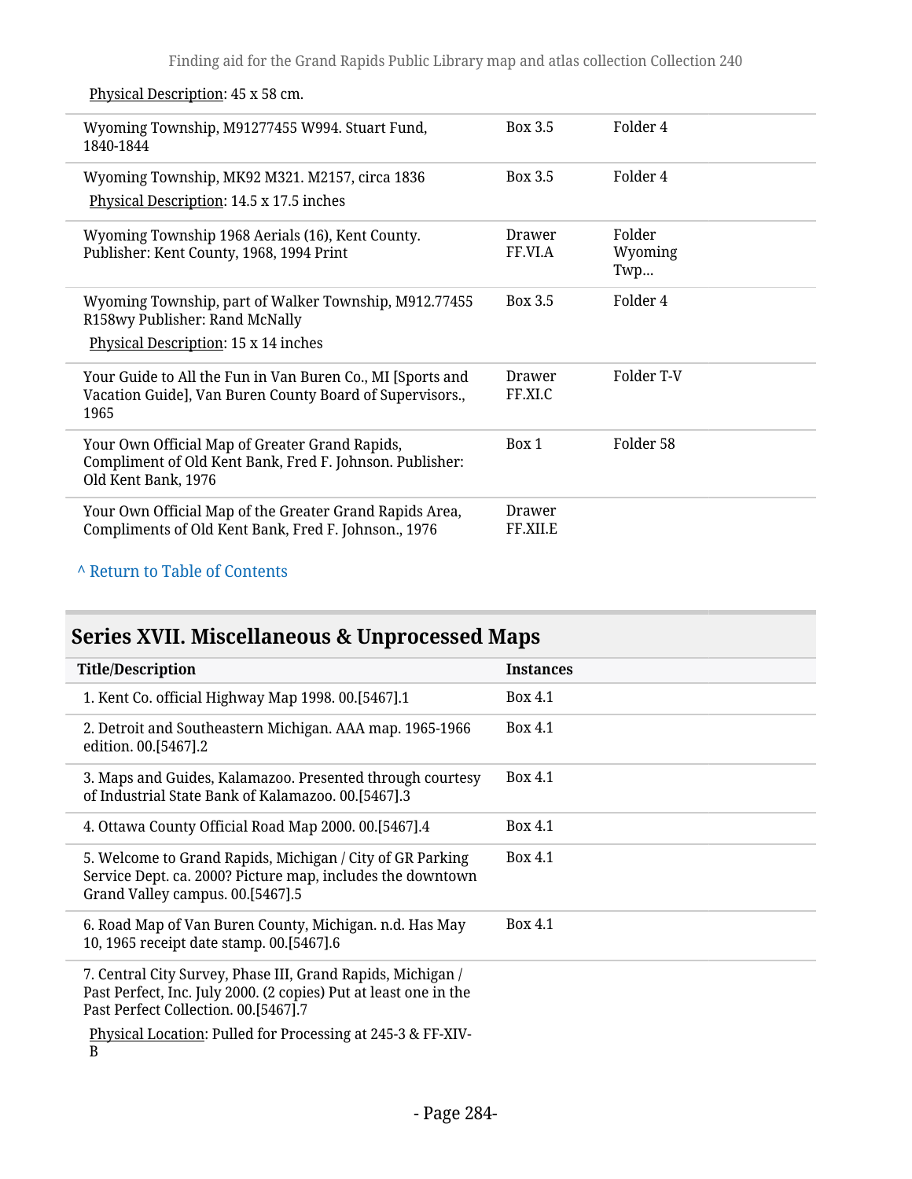Physical Description: 45 x 58 cm.

| | | |
|---|---|---|
| Wyoming Township, M91277455 W994. Stuart Fund, 1840-1844 | Box 3.5 | Folder 4 |
| Wyoming Township, MK92 M321. M2157, circa 1836<br>Physical Description: 14.5 x 17.5 inches | Box 3.5 | Folder 4 |
| Wyoming Township 1968 Aerials (16), Kent County. Publisher: Kent County, 1968, 1994 Print | Drawer FF.VI.A | Folder Wyoming Twp... |
| Wyoming Township, part of Walker Township, M912.77455 R158wy Publisher: Rand McNally<br>Physical Description: 15 x 14 inches | Box 3.5 | Folder 4 |
| Your Guide to All the Fun in Van Buren Co., MI [Sports and Vacation Guide], Van Buren County Board of Supervisors., 1965 | Drawer FF.XI.C | Folder T-V |
| Your Own Official Map of Greater Grand Rapids, Compliment of Old Kent Bank, Fred F. Johnson. Publisher: Old Kent Bank, 1976 | Box 1 | Folder 58 |
| Your Own Official Map of the Greater Grand Rapids Area, Compliments of Old Kent Bank, Fred F. Johnson., 1976 | Drawer FF.XII.E | |

^ Return to Table of Contents

## Series XVII. Miscellaneous & Unprocessed Maps

| Title/Description | Instances |
|---|---|
| 1. Kent Co. official Highway Map 1998. 00.[5467].1 | Box 4.1 |
| 2. Detroit and Southeastern Michigan. AAA map. 1965-1966 edition. 00.[5467].2 | Box 4.1 |
| 3. Maps and Guides, Kalamazoo. Presented through courtesy of Industrial State Bank of Kalamazoo. 00.[5467].3 | Box 4.1 |
| 4. Ottawa County Official Road Map 2000. 00.[5467].4 | Box 4.1 |
| 5. Welcome to Grand Rapids, Michigan / City of GR Parking Service Dept. ca. 2000? Picture map, includes the downtown Grand Valley campus. 00.[5467].5 | Box 4.1 |
| 6. Road Map of Van Buren County, Michigan. n.d. Has May 10, 1965 receipt date stamp. 00.[5467].6 | Box 4.1 |
| 7. Central City Survey, Phase III, Grand Rapids, Michigan / Past Perfect, Inc. July 2000. (2 copies) Put at least one in the Past Perfect Collection. 00.[5467].7<br>Physical Location: Pulled for Processing at 245-3 & FF-XIV-B | |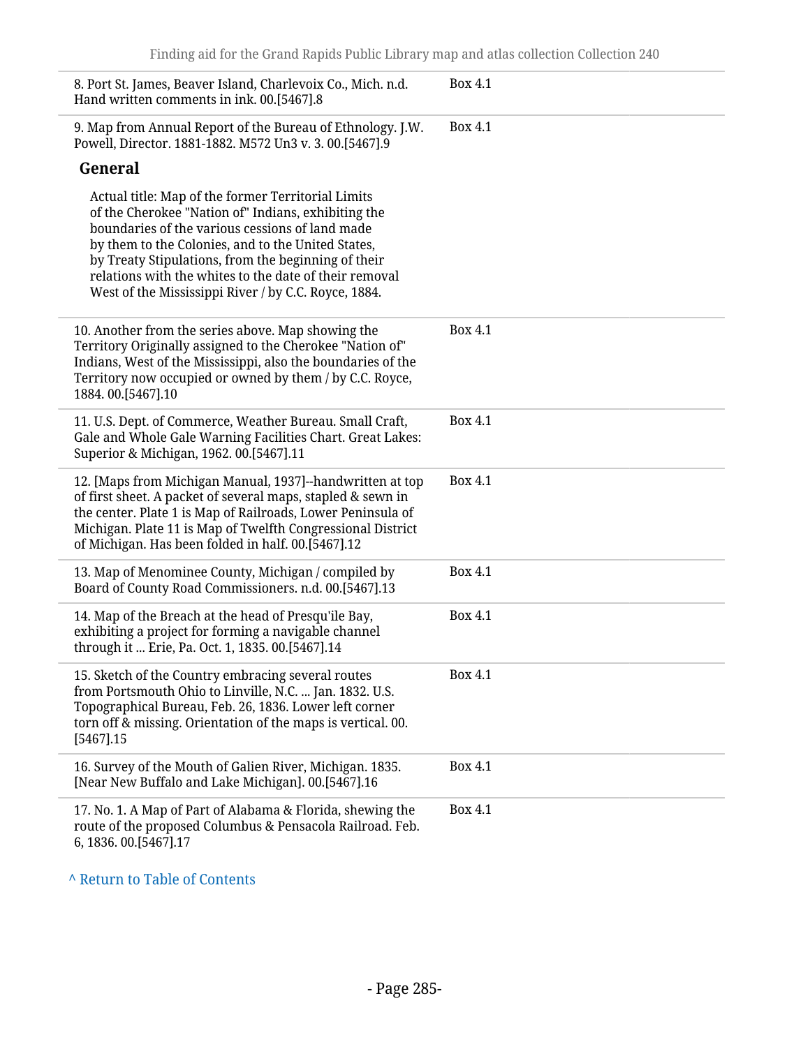| | |
|---|---|
| 8. Port St. James, Beaver Island, Charlevoix Co., Mich. n.d. Hand written comments in ink. 00.[5467].8 | Box 4.1 |
| 9. Map from Annual Report of the Bureau of Ethnology. J.W. Powell, Director. 1881-1882. M572 Un3 v. 3. 00.[5467].9 | Box 4.1 |

**General**

Actual title: Map of the former Territorial Limits of the Cherokee "Nation of" Indians, exhibiting the boundaries of the various cessions of land made by them to the Colonies, and to the United States, by Treaty Stipulations, from the beginning of their relations with the whites to the date of their removal West of the Mississippi River / by C.C. Royce, 1884.

| | |
|---|---|
| 10. Another from the series above. Map showing the Territory Originally assigned to the Cherokee "Nation of" Indians, West of the Mississippi, also the boundaries of the Territory now occupied or owned by them / by C.C. Royce, 1884. 00.[5467].10 | Box 4.1 |
| 11. U.S. Dept. of Commerce, Weather Bureau. Small Craft, Gale and Whole Gale Warning Facilities Chart. Great Lakes: Superior & Michigan, 1962. 00.[5467].11 | Box 4.1 |
| 12. [Maps from Michigan Manual, 1937]--handwritten at top of first sheet. A packet of several maps, stapled & sewn in the center. Plate 1 is Map of Railroads, Lower Peninsula of Michigan. Plate 11 is Map of Twelfth Congressional District of Michigan. Has been folded in half. 00.[5467].12 | Box 4.1 |
| 13. Map of Menominee County, Michigan / compiled by Board of County Road Commissioners. n.d. 00.[5467].13 | Box 4.1 |
| 14. Map of the Breach at the head of Presqu'ile Bay, exhibiting a project for forming a navigable channel through it ... Erie, Pa. Oct. 1, 1835. 00.[5467].14 | Box 4.1 |
| 15. Sketch of the Country embracing several routes from Portsmouth Ohio to Linville, N.C. ... Jan. 1832. U.S. Topographical Bureau, Feb. 26, 1836. Lower left corner torn off & missing. Orientation of the maps is vertical. 00.[5467].15 | Box 4.1 |
| 16. Survey of the Mouth of Galien River, Michigan. 1835. [Near New Buffalo and Lake Michigan]. 00.[5467].16 | Box 4.1 |
| 17. No. 1. A Map of Part of Alabama & Florida, shewing the route of the proposed Columbus & Pensacola Railroad. Feb. 6, 1836. 00.[5467].17 | Box 4.1 |

^ Return to Table of Contents